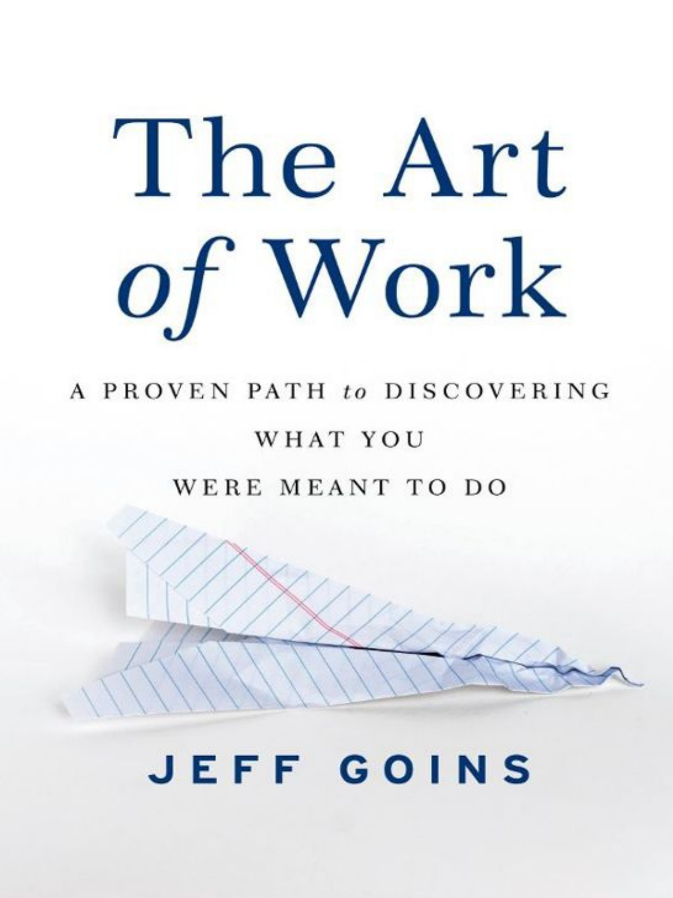# The Art of Work

A PROVEN PATH *to* DISCOVERING WHAT YOU WERE MEANT TO DO

JEFF GOINS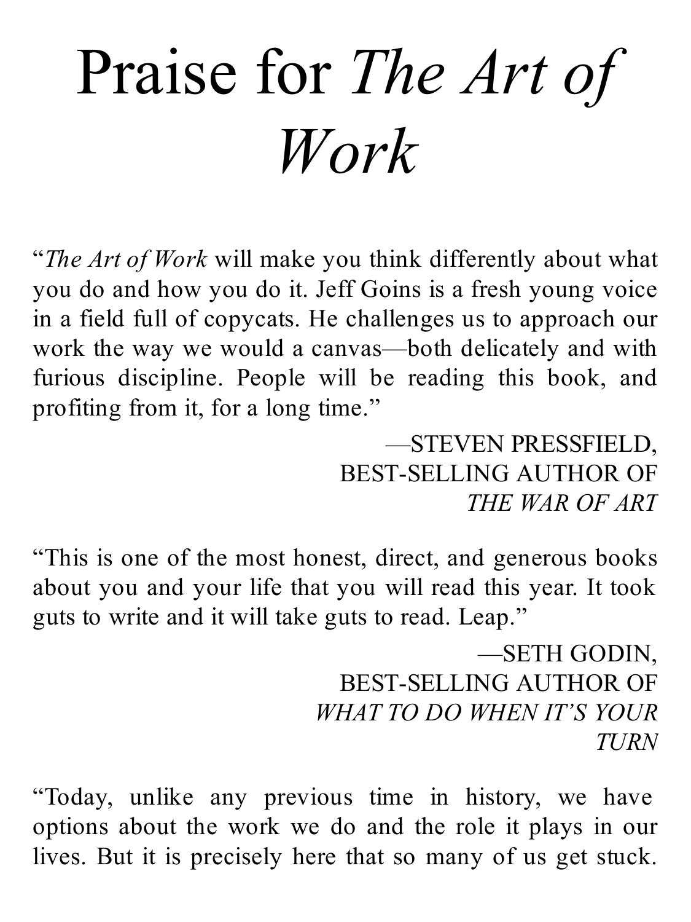# Praise for *The Art of Work*

"*The Art of Work* will make you think differently about what you do and how you do it. Jeff Goins is a fresh young voice in a field full of copycats. He challenges us to approach our work the way we would a canvas—both delicately and with furious discipline. People will be reading this book, and profiting from it, for a long time."

—STEVEN PRESSFIELD,
BEST-SELLING AUTHOR OF
*THE WAR OF ART*

"This is one of the most honest, direct, and generous books about you and your life that you will read this year. It took guts to write and it will take guts to read. Leap."

—SETH GODIN,
BEST-SELLING AUTHOR OF
*WHAT TO DO WHEN IT'S YOUR TURN*

"Today, unlike any previous time in history, we have options about the work we do and the role it plays in our lives. But it is precisely here that so many of us get stuck.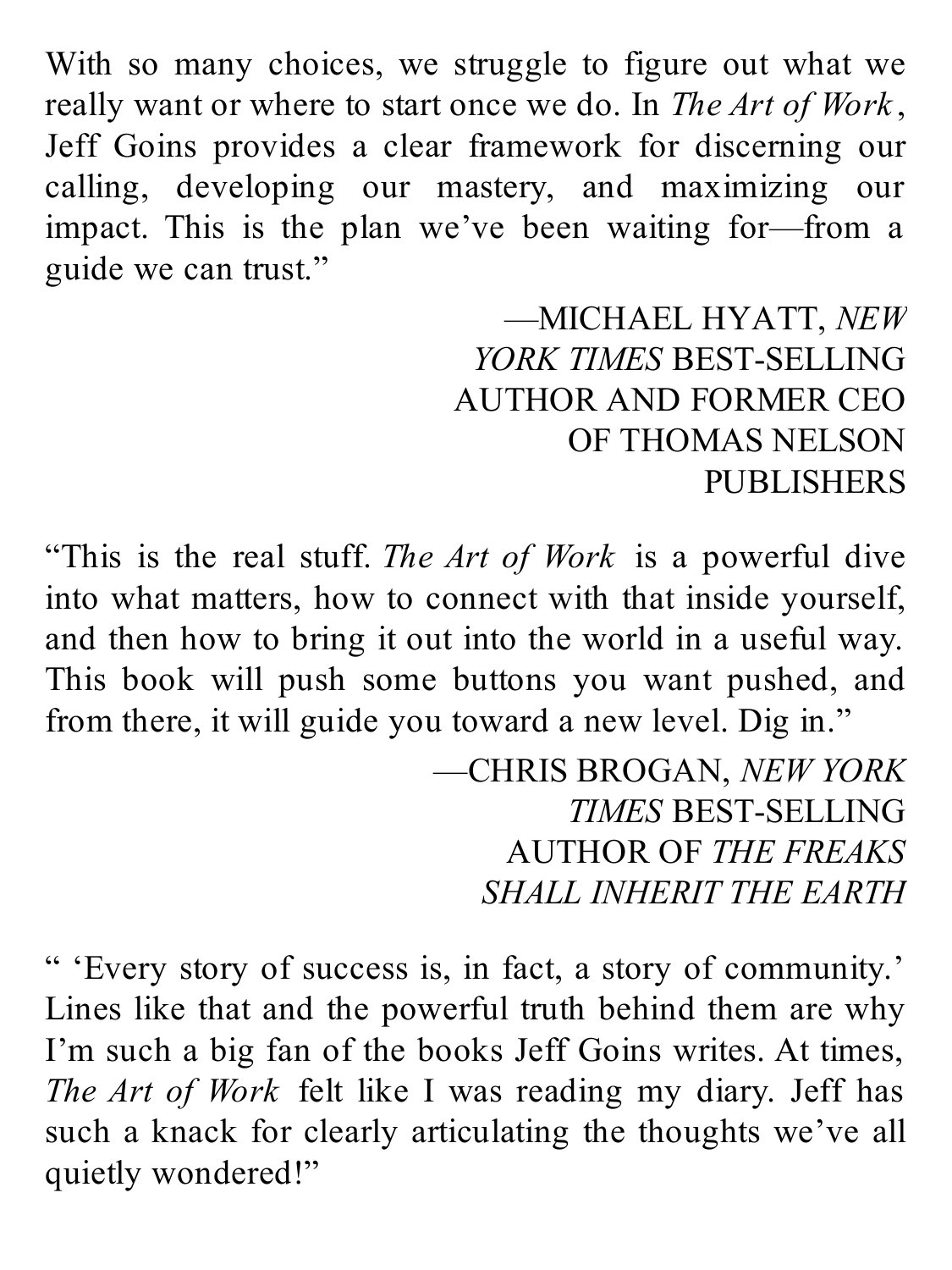With so many choices, we struggle to figure out what we really want or where to start once we do. In *The Art of Work*, Jeff Goins provides a clear framework for discerning our calling, developing our mastery, and maximizing our impact. This is the plan we've been waiting for—from a guide we can trust."

—MICHAEL HYATT, *NEW YORK TIMES* BEST-SELLING AUTHOR AND FORMER CEO OF THOMAS NELSON PUBLISHERS

"This is the real stuff. *The Art of Work* is a powerful dive into what matters, how to connect with that inside yourself, and then how to bring it out into the world in a useful way. This book will push some buttons you want pushed, and from there, it will guide you toward a new level. Dig in."

—CHRIS BROGAN, *NEW YORK TIMES* BEST-SELLING AUTHOR OF *THE FREAKS SHALL INHERIT THE EARTH*

" 'Every story of success is, in fact, a story of community.' Lines like that and the powerful truth behind them are why I'm such a big fan of the books Jeff Goins writes. At times, *The Art of Work* felt like I was reading my diary. Jeff has such a knack for clearly articulating the thoughts we've all quietly wondered!"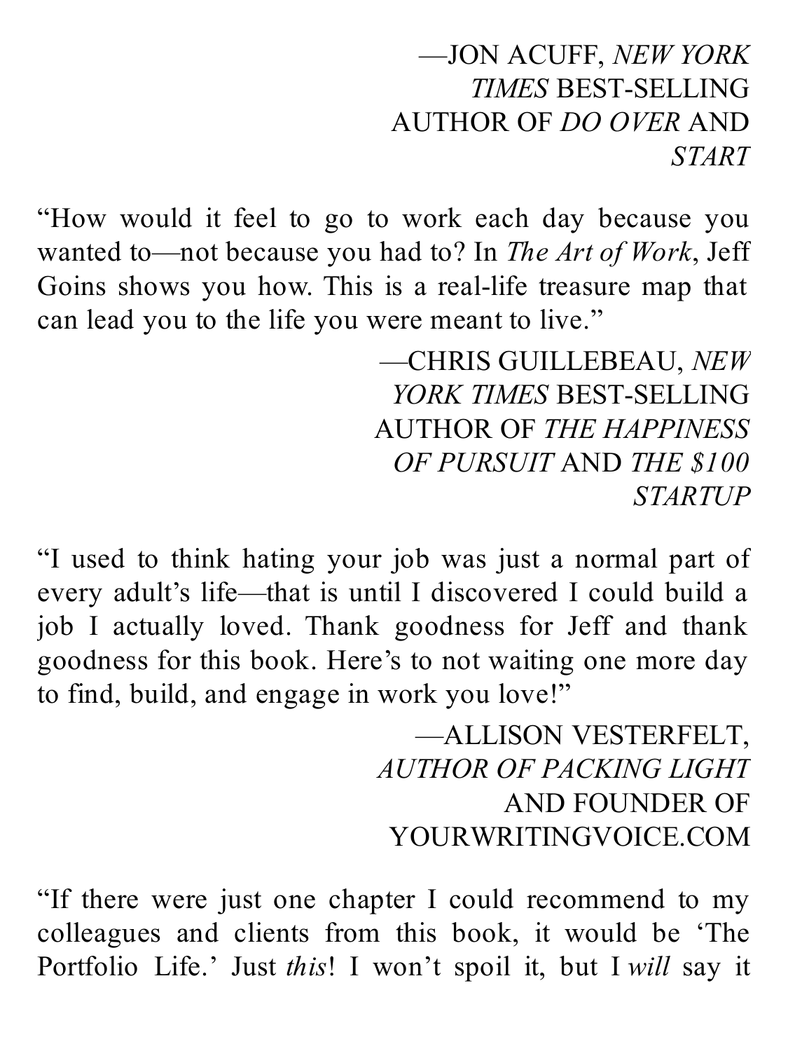—JON ACUFF, *NEW YORK TIMES* BEST-SELLING AUTHOR OF *DO OVER* AND *START*

"How would it feel to go to work each day because you wanted to—not because you had to? In *The Art of Work*, Jeff Goins shows you how. This is a real-life treasure map that can lead you to the life you were meant to live."

—CHRIS GUILLEBEAU, *NEW YORK TIMES* BEST-SELLING AUTHOR OF *THE HAPPINESS OF PURSUIT* AND *THE $100 STARTUP*

"I used to think hating your job was just a normal part of every adult's life—that is until I discovered I could build a job I actually loved. Thank goodness for Jeff and thank goodness for this book. Here's to not waiting one more day to find, build, and engage in work you love!"

—ALLISON VESTERFELT, *AUTHOR OF PACKING LIGHT* AND FOUNDER OF YOURWRITINGVOICE.COM

"If there were just one chapter I could recommend to my colleagues and clients from this book, it would be 'The Portfolio Life.' Just *this*! I won't spoil it, but I *will* say it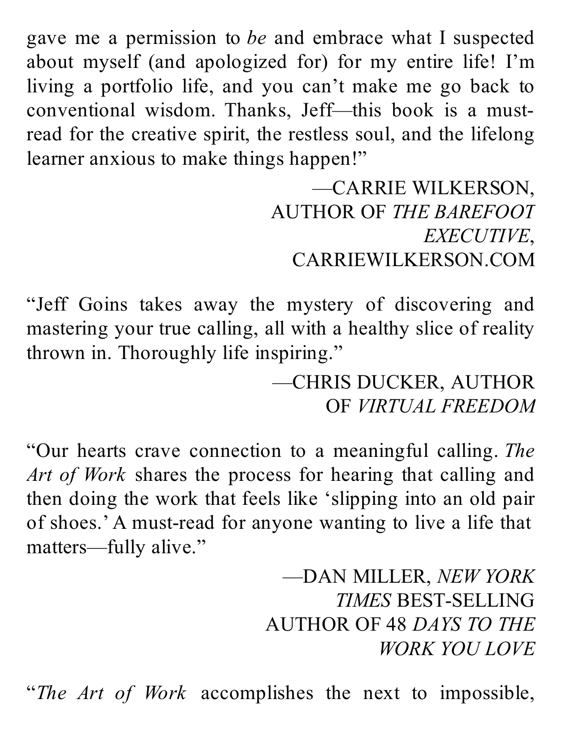gave me a permission to *be* and embrace what I suspected about myself (and apologized for) for my entire life! I'm living a portfolio life, and you can't make me go back to conventional wisdom. Thanks, Jeff—this book is a must-read for the creative spirit, the restless soul, and the lifelong learner anxious to make things happen!"

—CARRIE WILKERSON, AUTHOR OF *THE BAREFOOT EXECUTIVE*, CARRIEWILKERSON.COM

"Jeff Goins takes away the mystery of discovering and mastering your true calling, all with a healthy slice of reality thrown in. Thoroughly life inspiring."

—CHRIS DUCKER, AUTHOR OF *VIRTUAL FREEDOM*

"Our hearts crave connection to a meaningful calling. *The Art of Work* shares the process for hearing that calling and then doing the work that feels like 'slipping into an old pair of shoes.' A must-read for anyone wanting to live a life that matters—fully alive."

—DAN MILLER, *NEW YORK TIMES* BEST-SELLING AUTHOR OF *48 DAYS TO THE WORK YOU LOVE*

"*The Art of Work* accomplishes the next to impossible,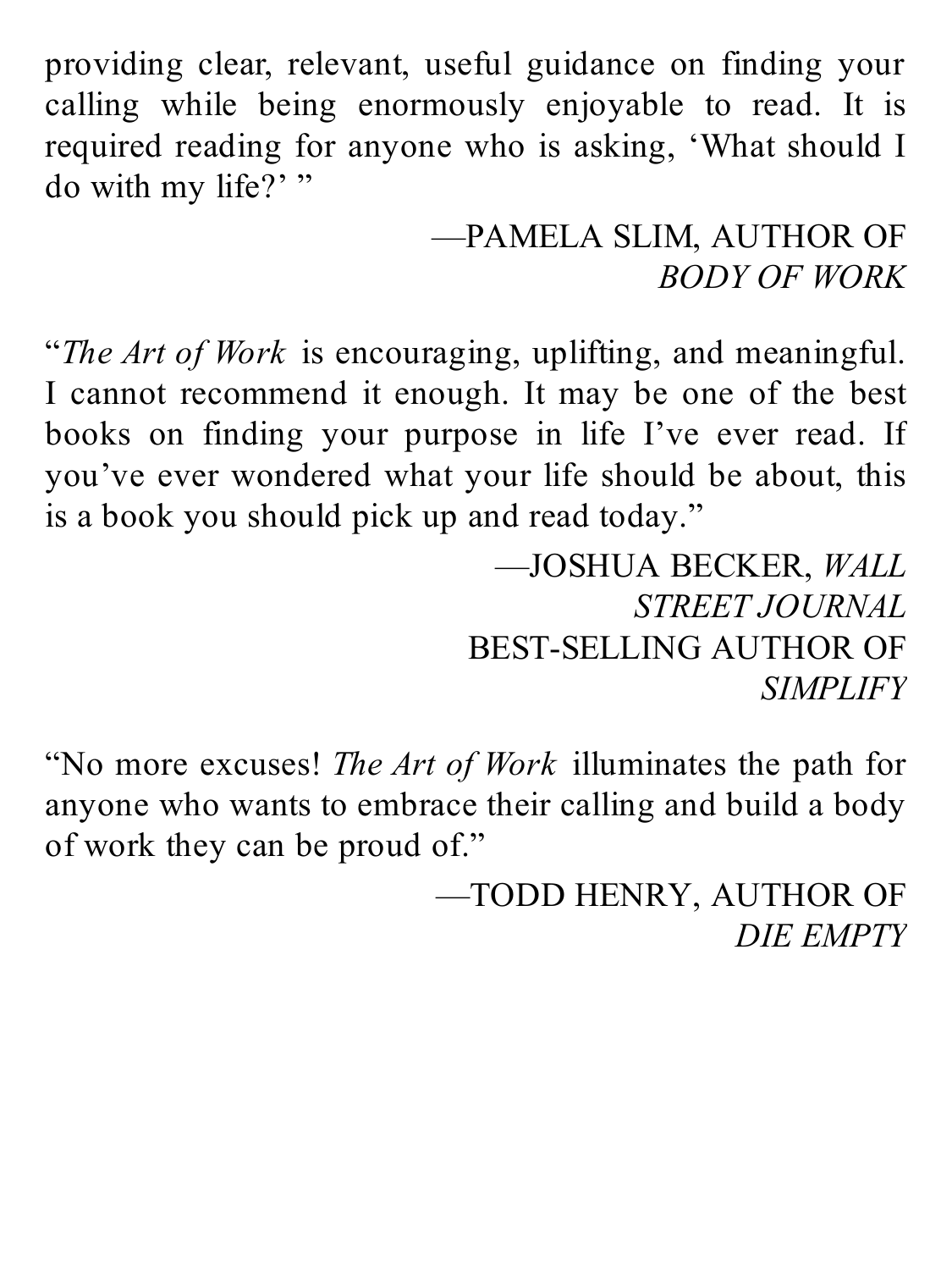providing clear, relevant, useful guidance on finding your calling while being enormously enjoyable to read. It is required reading for anyone who is asking, 'What should I do with my life?' "

—PAMELA SLIM, AUTHOR OF *BODY OF WORK*

"*The Art of Work* is encouraging, uplifting, and meaningful. I cannot recommend it enough. It may be one of the best books on finding your purpose in life I've ever read. If you've ever wondered what your life should be about, this is a book you should pick up and read today."

—JOSHUA BECKER, *WALL STREET JOURNAL* BEST-SELLING AUTHOR OF *SIMPLIFY*

"No more excuses! *The Art of Work* illuminates the path for anyone who wants to embrace their calling and build a body of work they can be proud of."

—TODD HENRY, AUTHOR OF *DIE EMPTY*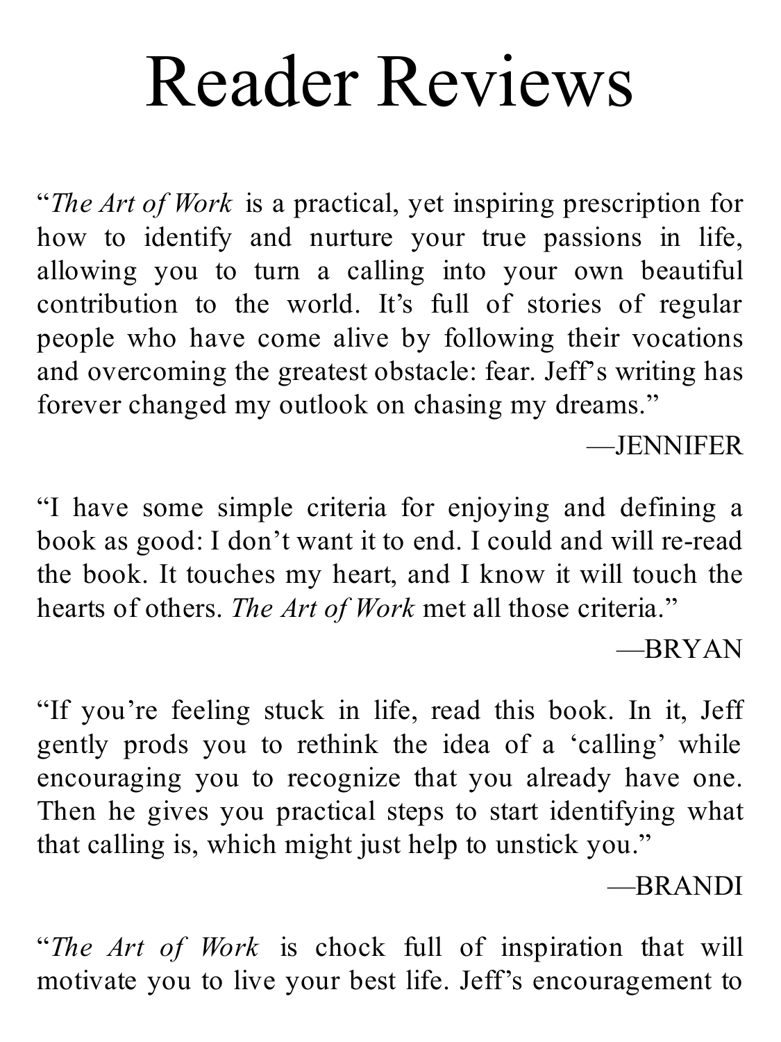# Reader Reviews

"*The Art of Work* is a practical, yet inspiring prescription for how to identify and nurture your true passions in life, allowing you to turn a calling into your own beautiful contribution to the world. It's full of stories of regular people who have come alive by following their vocations and overcoming the greatest obstacle: fear. Jeff's writing has forever changed my outlook on chasing my dreams."

—JENNIFER

"I have some simple criteria for enjoying and defining a book as good: I don't want it to end. I could and will re-read the book. It touches my heart, and I know it will touch the hearts of others. *The Art of Work* met all those criteria."

—BRYAN

"If you're feeling stuck in life, read this book. In it, Jeff gently prods you to rethink the idea of a 'calling' while encouraging you to recognize that you already have one. Then he gives you practical steps to start identifying what that calling is, which might just help to unstick you."

—BRANDI

"*The Art of Work* is chock full of inspiration that will motivate you to live your best life. Jeff's encouragement to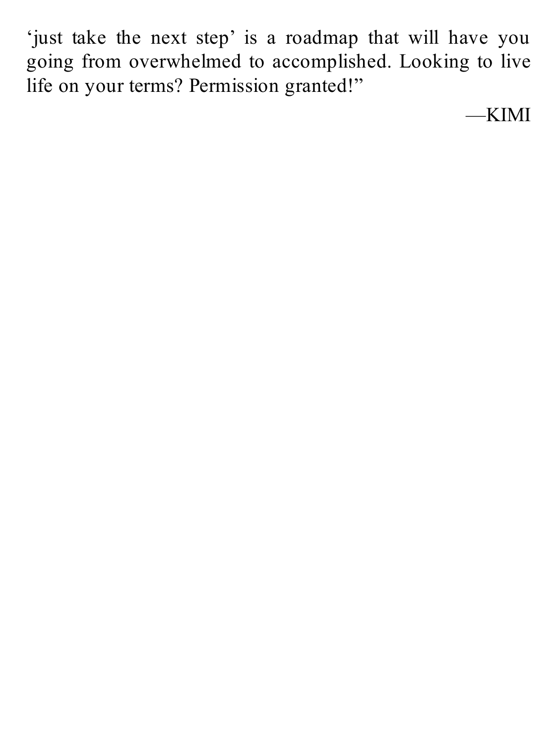'just take the next step' is a roadmap that will have you going from overwhelmed to accomplished. Looking to live life on your terms? Permission granted!"

—KIMI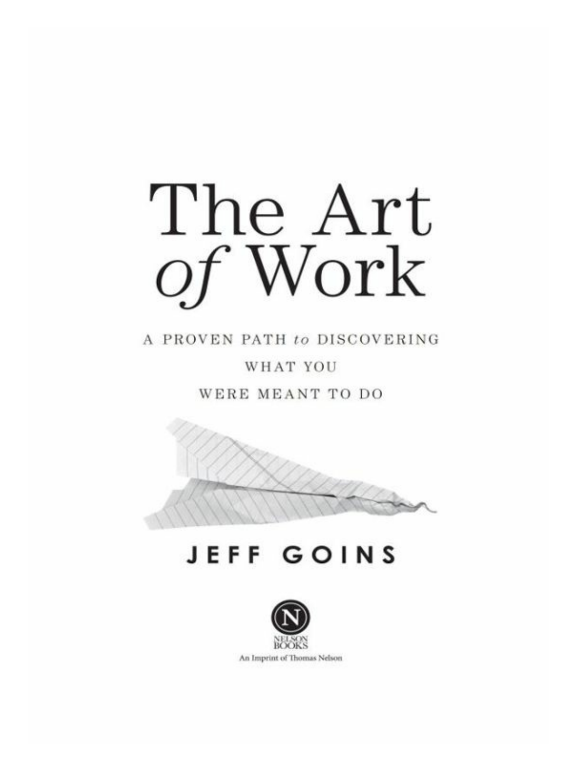# The Art *of* Work

A PROVEN PATH *to* DISCOVERING WHAT YOU WERE MEANT TO DO

JEFF GOINS

NELSON BOOKS

An Imprint of Thomas Nelson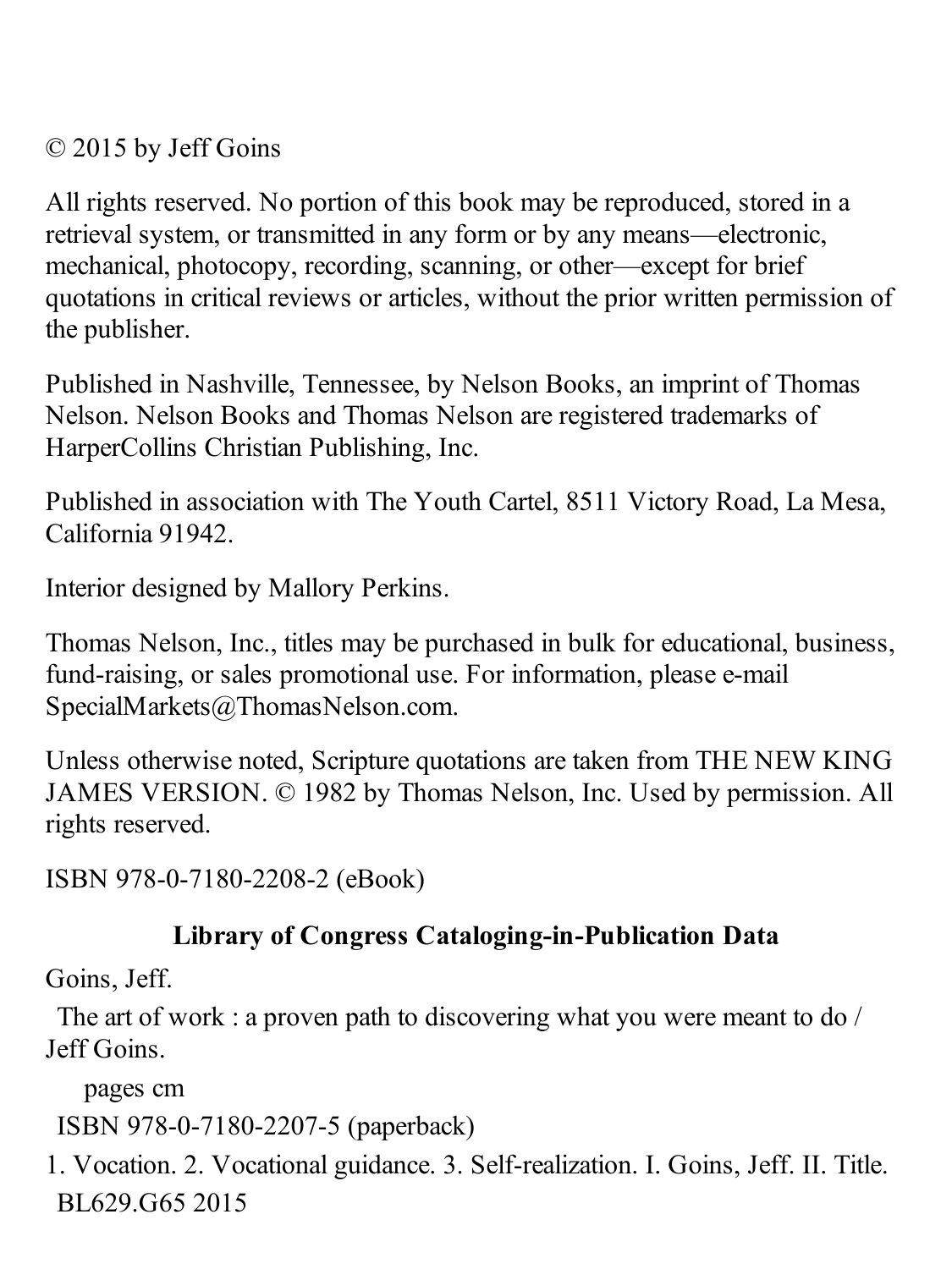© 2015 by Jeff Goins

All rights reserved. No portion of this book may be reproduced, stored in a retrieval system, or transmitted in any form or by any means—electronic, mechanical, photocopy, recording, scanning, or other—except for brief quotations in critical reviews or articles, without the prior written permission of the publisher.

Published in Nashville, Tennessee, by Nelson Books, an imprint of Thomas Nelson. Nelson Books and Thomas Nelson are registered trademarks of HarperCollins Christian Publishing, Inc.

Published in association with The Youth Cartel, 8511 Victory Road, La Mesa, California 91942.

Interior designed by Mallory Perkins.

Thomas Nelson, Inc., titles may be purchased in bulk for educational, business, fund-raising, or sales promotional use. For information, please e-mail SpecialMarkets@ThomasNelson.com.

Unless otherwise noted, Scripture quotations are taken from THE NEW KING JAMES VERSION. © 1982 by Thomas Nelson, Inc. Used by permission. All rights reserved.

ISBN 978-0-7180-2208-2 (eBook)

**Library of Congress Cataloging-in-Publication Data**

Goins, Jeff.

The art of work : a proven path to discovering what you were meant to do / Jeff Goins.

pages cm

ISBN 978-0-7180-2207-5 (paperback)

1. Vocation. 2. Vocational guidance. 3. Self-realization. I. Goins, Jeff. II. Title.

BL629.G65 2015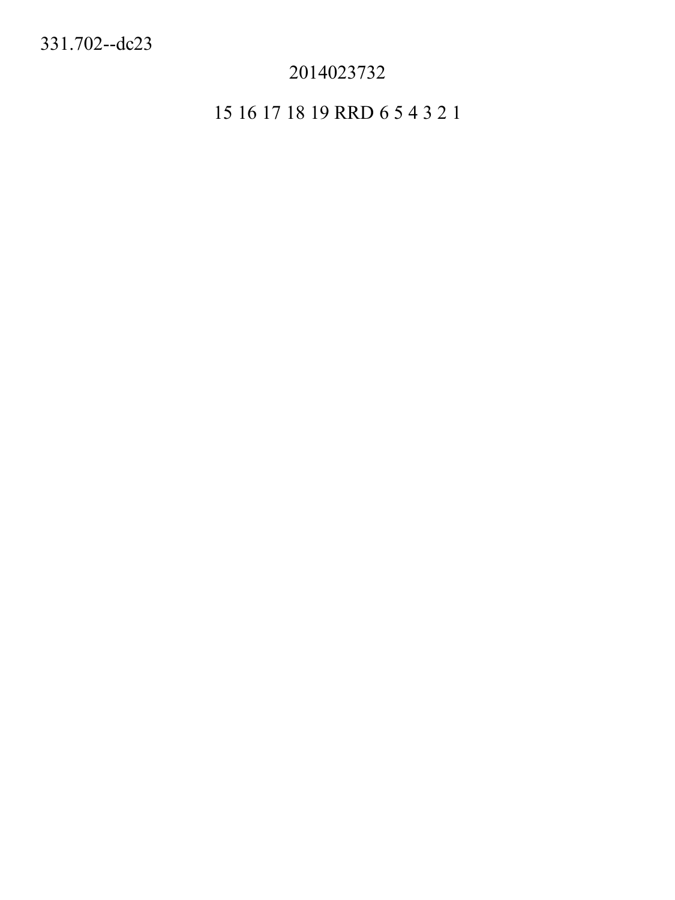331.702--dc23

2014023732

15 16 17 18 19 RRD 6 5 4 3 2 1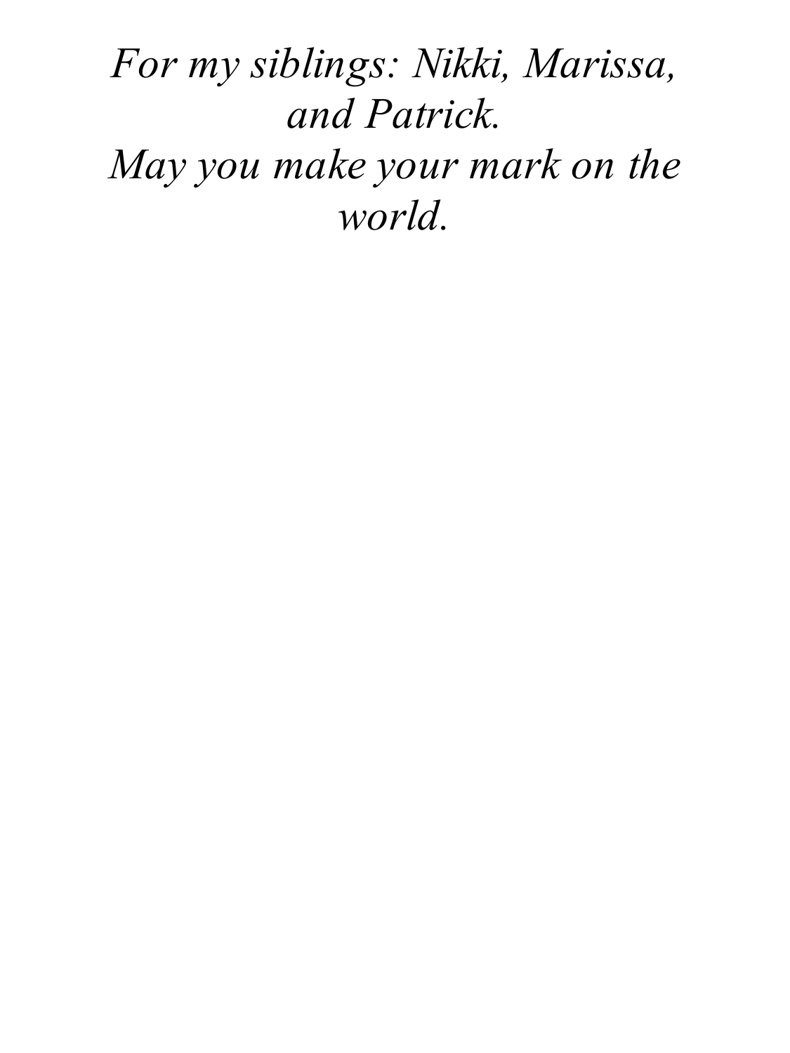*For my siblings: Nikki, Marissa, and Patrick.*
*May you make your mark on the world.*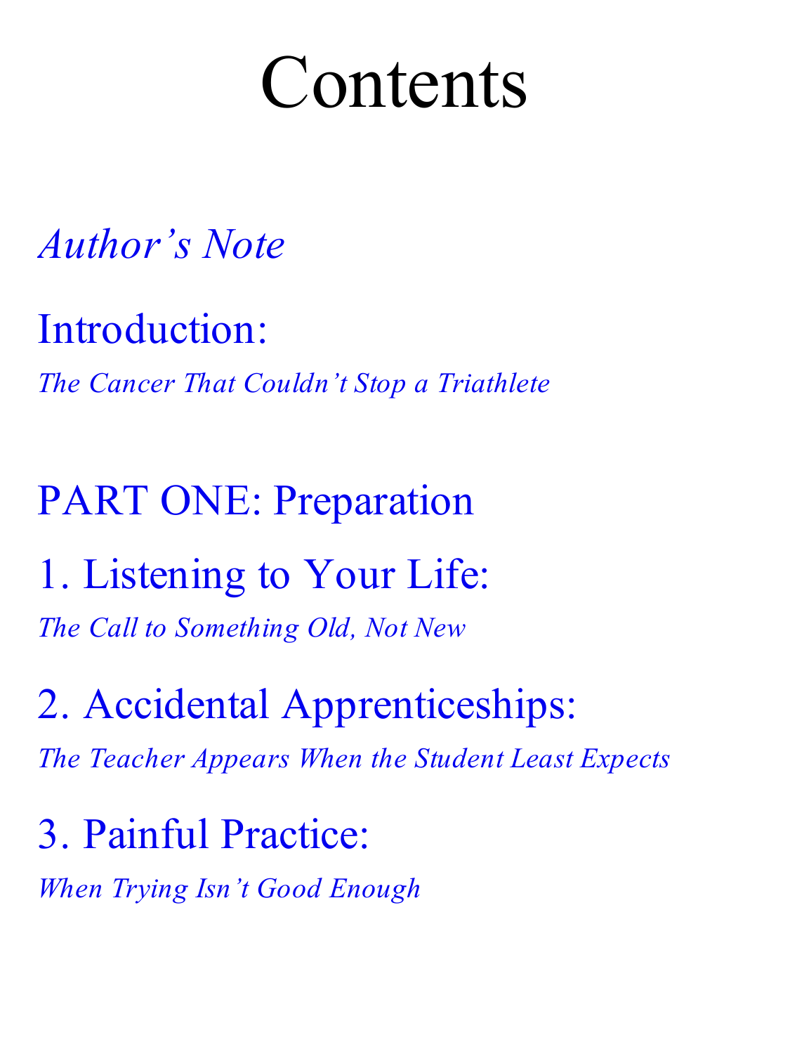# Contents

*Author's Note*

Introduction:

*The Cancer That Couldn't Stop a Triathlete*

PART ONE: Preparation

1. Listening to Your Life:

*The Call to Something Old, Not New*

2. Accidental Apprenticeships:

*The Teacher Appears When the Student Least Expects*

3. Painful Practice:

*When Trying Isn't Good Enough*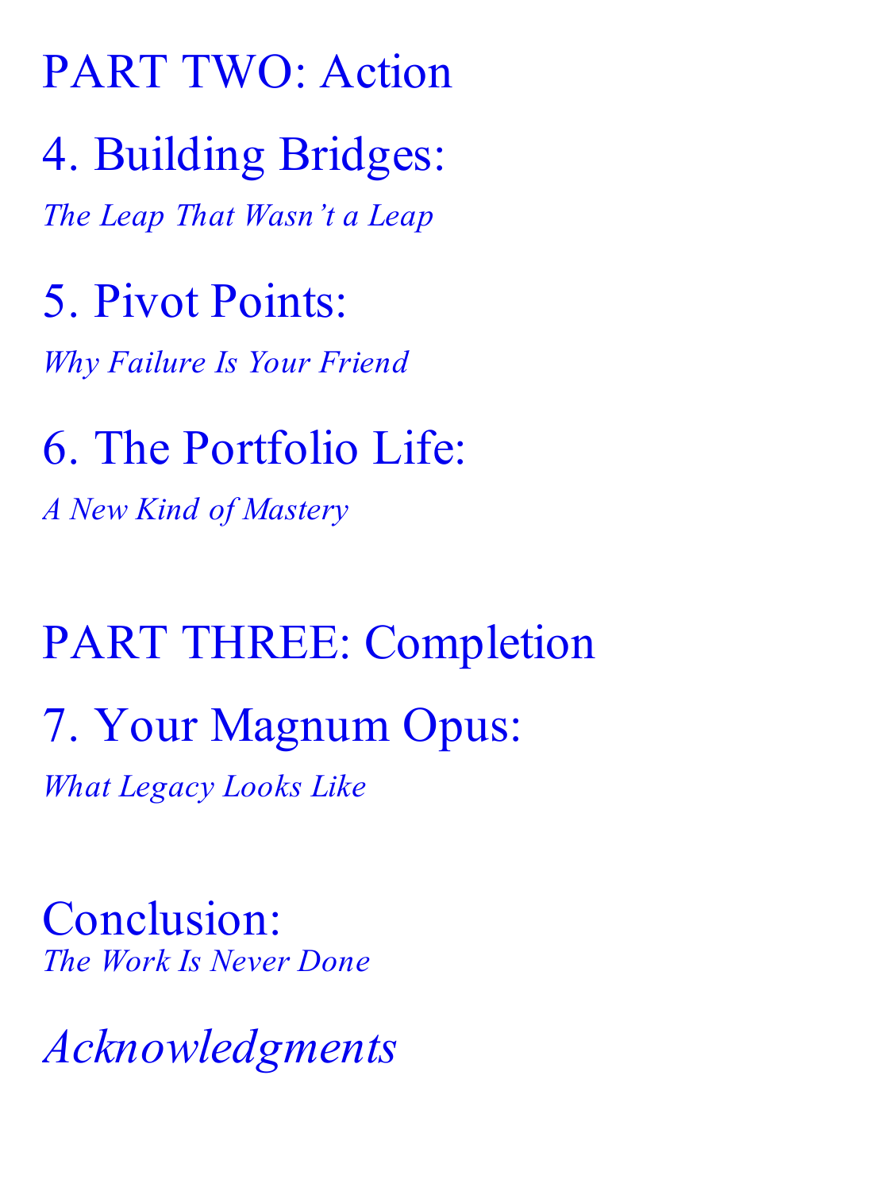## PART TWO: Action

### 4. Building Bridges:

*The Leap That Wasn't a Leap*

### 5. Pivot Points:

*Why Failure Is Your Friend*

### 6. The Portfolio Life:

*A New Kind of Mastery*

## PART THREE: Completion

### 7. Your Magnum Opus:

*What Legacy Looks Like*

### Conclusion:

*The Work Is Never Done*

### *Acknowledgments*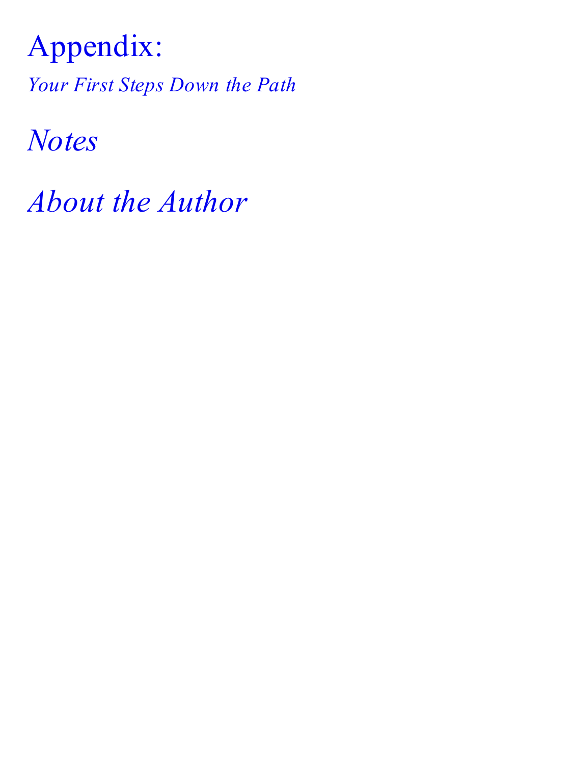Appendix:
*Your First Steps Down the Path*

*Notes*

*About the Author*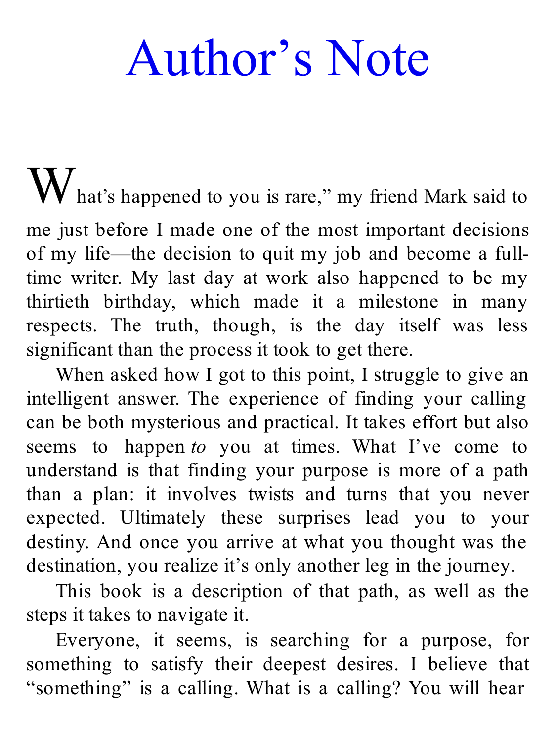# Author's Note

What's happened to you is rare," my friend Mark said to me just before I made one of the most important decisions of my life—the decision to quit my job and become a full-time writer. My last day at work also happened to be my thirtieth birthday, which made it a milestone in many respects. The truth, though, is the day itself was less significant than the process it took to get there.

When asked how I got to this point, I struggle to give an intelligent answer. The experience of finding your calling can be both mysterious and practical. It takes effort but also seems to happen *to* you at times. What I've come to understand is that finding your purpose is more of a path than a plan: it involves twists and turns that you never expected. Ultimately these surprises lead you to your destiny. And once you arrive at what you thought was the destination, you realize it's only another leg in the journey.

This book is a description of that path, as well as the steps it takes to navigate it.

Everyone, it seems, is searching for a purpose, for something to satisfy their deepest desires. I believe that "something" is a calling. What is a calling? You will hear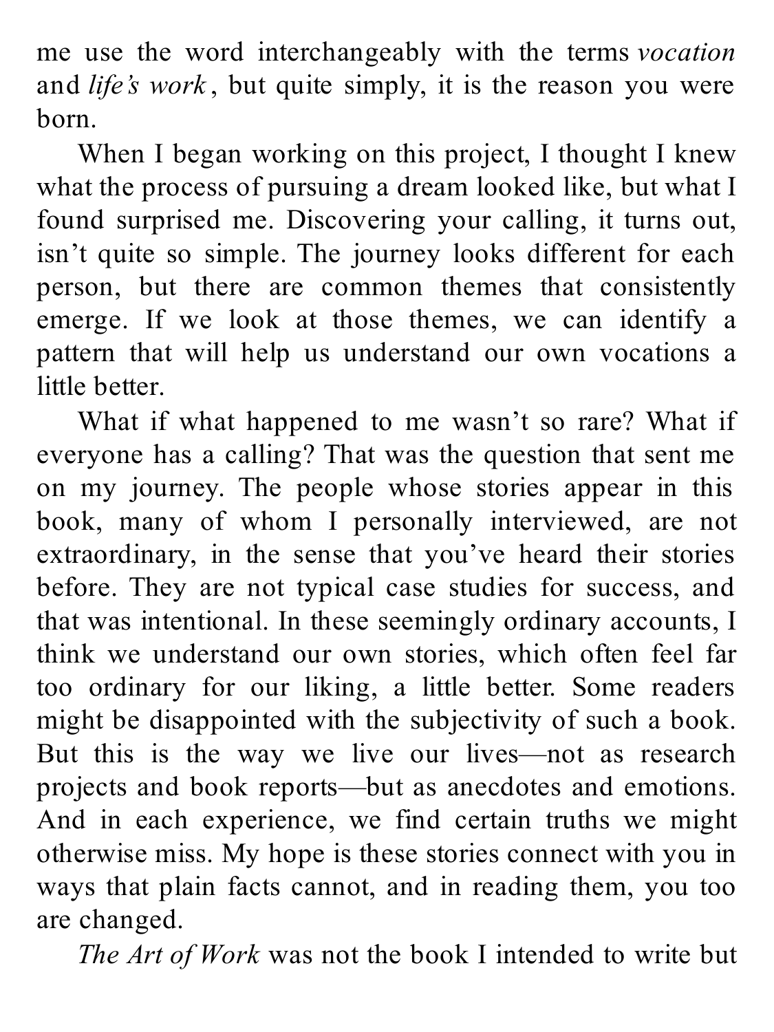me use the word interchangeably with the terms *vocation* and *life's work*, but quite simply, it is the reason you were born.

When I began working on this project, I thought I knew what the process of pursuing a dream looked like, but what I found surprised me. Discovering your calling, it turns out, isn't quite so simple. The journey looks different for each person, but there are common themes that consistently emerge. If we look at those themes, we can identify a pattern that will help us understand our own vocations a little better.

What if what happened to me wasn't so rare? What if everyone has a calling? That was the question that sent me on my journey. The people whose stories appear in this book, many of whom I personally interviewed, are not extraordinary, in the sense that you've heard their stories before. They are not typical case studies for success, and that was intentional. In these seemingly ordinary accounts, I think we understand our own stories, which often feel far too ordinary for our liking, a little better. Some readers might be disappointed with the subjectivity of such a book. But this is the way we live our lives—not as research projects and book reports—but as anecdotes and emotions. And in each experience, we find certain truths we might otherwise miss. My hope is these stories connect with you in ways that plain facts cannot, and in reading them, you too are changed.

*The Art of Work* was not the book I intended to write but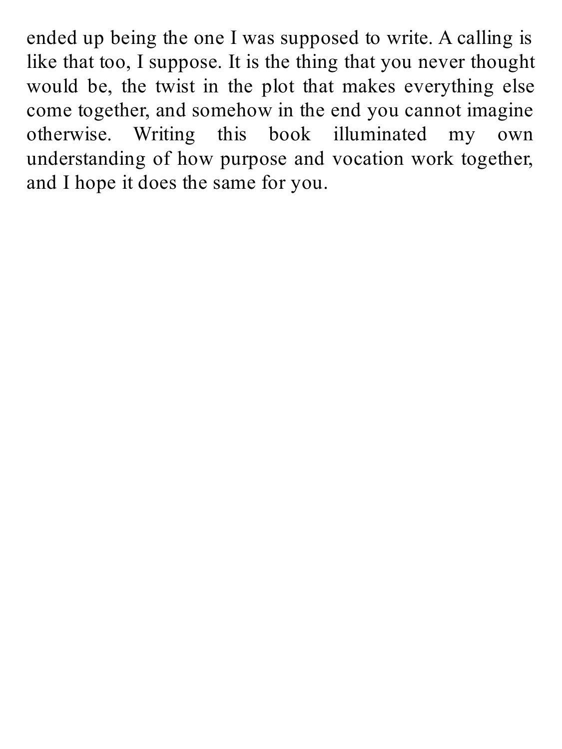ended up being the one I was supposed to write. A calling is like that too, I suppose. It is the thing that you never thought would be, the twist in the plot that makes everything else come together, and somehow in the end you cannot imagine otherwise. Writing this book illuminated my own understanding of how purpose and vocation work together, and I hope it does the same for you.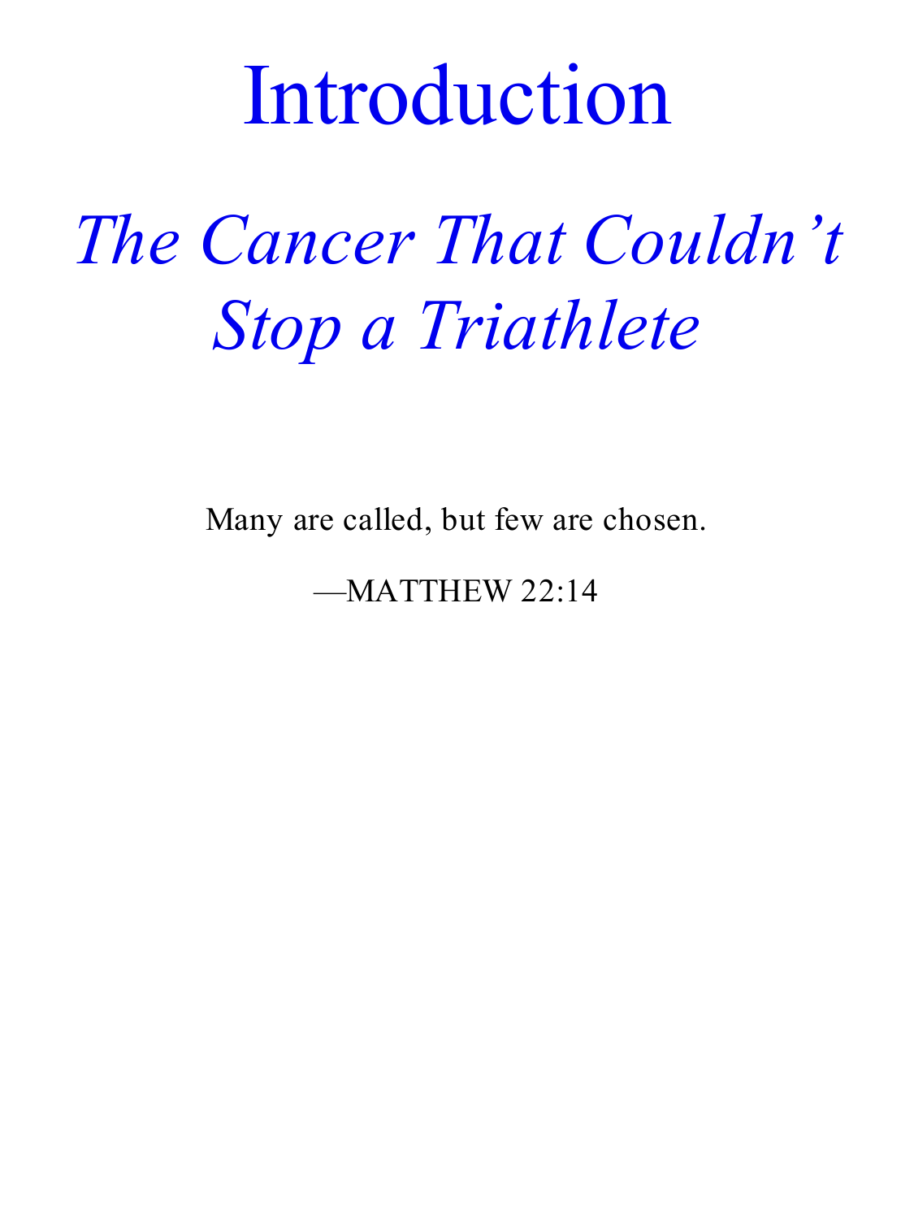# Introduction

## *The Cancer That Couldn't Stop a Triathlete*

Many are called, but few are chosen.

—MATTHEW 22:14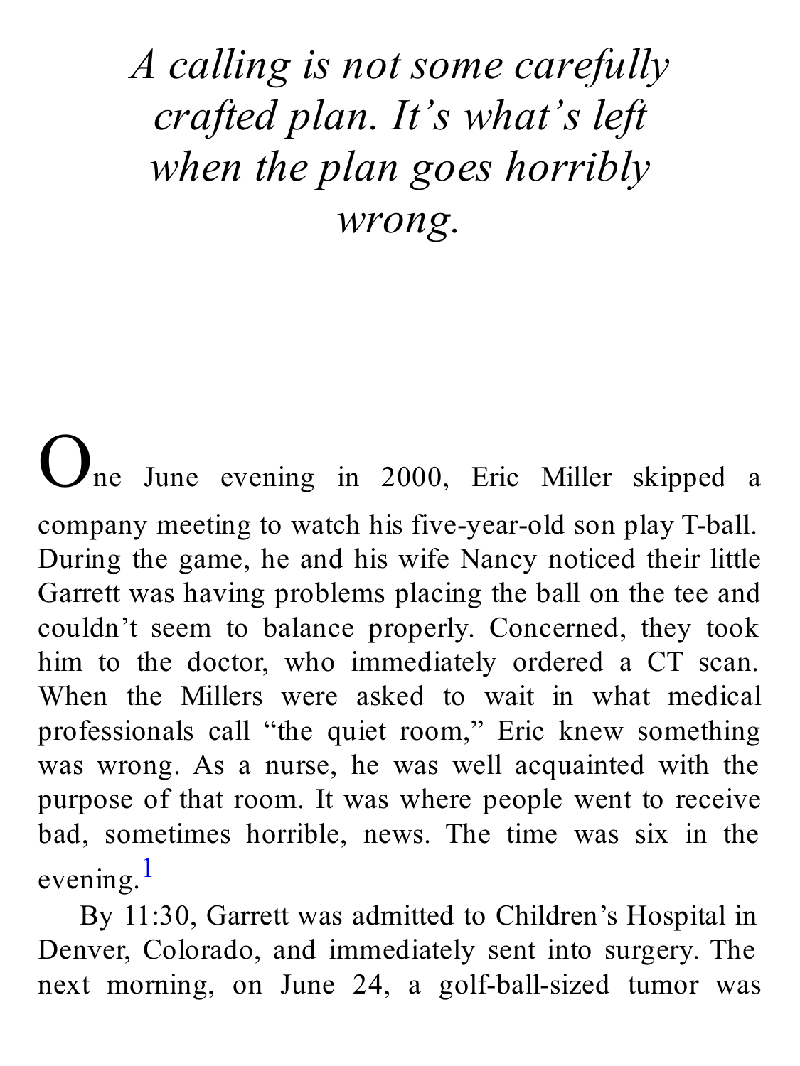*A calling is not some carefully crafted plan. It's what's left when the plan goes horribly wrong.*

One June evening in 2000, Eric Miller skipped a company meeting to watch his five-year-old son play T-ball. During the game, he and his wife Nancy noticed their little Garrett was having problems placing the ball on the tee and couldn't seem to balance properly. Concerned, they took him to the doctor, who immediately ordered a CT scan. When the Millers were asked to wait in what medical professionals call "the quiet room," Eric knew something was wrong. As a nurse, he was well acquainted with the purpose of that room. It was where people went to receive bad, sometimes horrible, news. The time was six in the evening.[1]

By 11:30, Garrett was admitted to Children's Hospital in Denver, Colorado, and immediately sent into surgery. The next morning, on June 24, a golf-ball-sized tumor was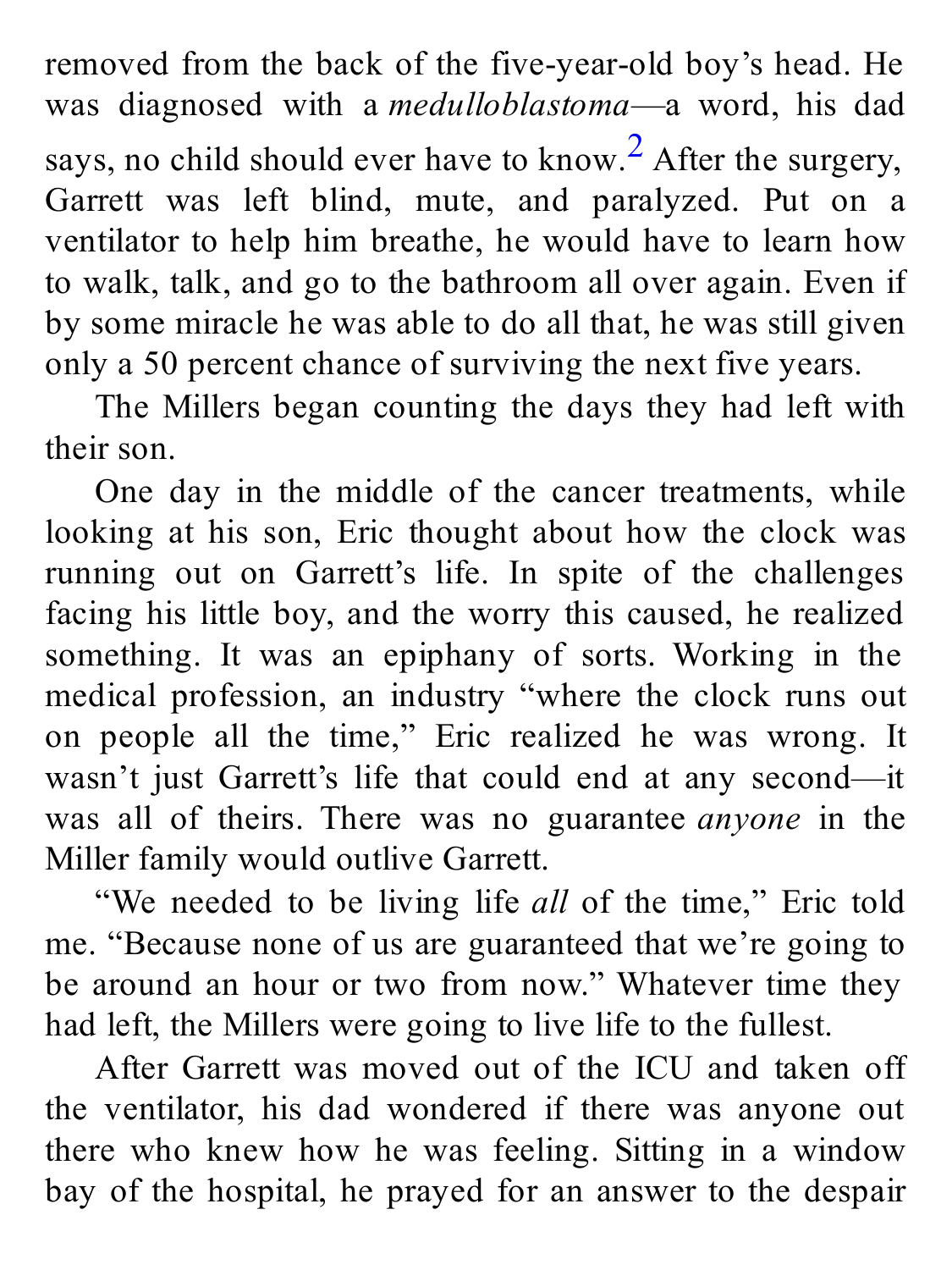removed from the back of the five-year-old boy's head. He was diagnosed with a *medulloblastoma*—a word, his dad says, no child should ever have to know.[2] After the surgery, Garrett was left blind, mute, and paralyzed. Put on a ventilator to help him breathe, he would have to learn how to walk, talk, and go to the bathroom all over again. Even if by some miracle he was able to do all that, he was still given only a 50 percent chance of surviving the next five years.

The Millers began counting the days they had left with their son.

One day in the middle of the cancer treatments, while looking at his son, Eric thought about how the clock was running out on Garrett's life. In spite of the challenges facing his little boy, and the worry this caused, he realized something. It was an epiphany of sorts. Working in the medical profession, an industry "where the clock runs out on people all the time," Eric realized he was wrong. It wasn't just Garrett's life that could end at any second—it was all of theirs. There was no guarantee *anyone* in the Miller family would outlive Garrett.

"We needed to be living life *all* of the time," Eric told me. "Because none of us are guaranteed that we're going to be around an hour or two from now." Whatever time they had left, the Millers were going to live life to the fullest.

After Garrett was moved out of the ICU and taken off the ventilator, his dad wondered if there was anyone out there who knew how he was feeling. Sitting in a window bay of the hospital, he prayed for an answer to the despair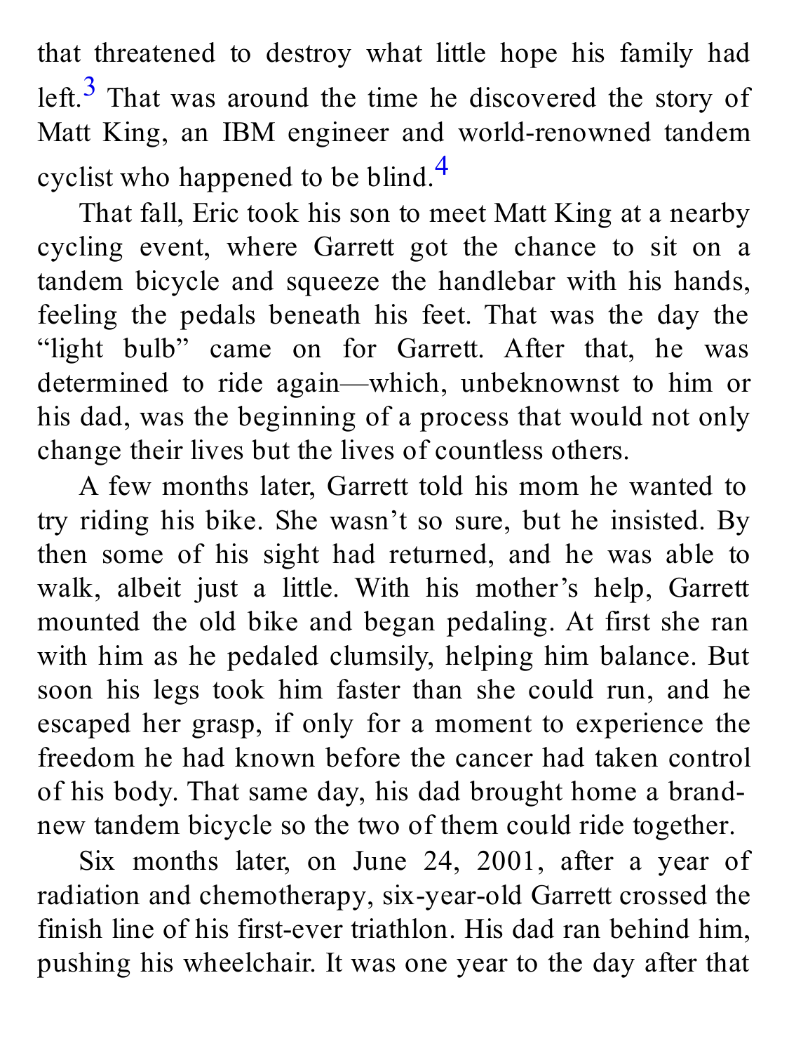that threatened to destroy what little hope his family had left.[3] That was around the time he discovered the story of Matt King, an IBM engineer and world-renowned tandem cyclist who happened to be blind.[4]

That fall, Eric took his son to meet Matt King at a nearby cycling event, where Garrett got the chance to sit on a tandem bicycle and squeeze the handlebar with his hands, feeling the pedals beneath his feet. That was the day the "light bulb" came on for Garrett. After that, he was determined to ride again—which, unbeknownst to him or his dad, was the beginning of a process that would not only change their lives but the lives of countless others.

A few months later, Garrett told his mom he wanted to try riding his bike. She wasn't so sure, but he insisted. By then some of his sight had returned, and he was able to walk, albeit just a little. With his mother's help, Garrett mounted the old bike and began pedaling. At first she ran with him as he pedaled clumsily, helping him balance. But soon his legs took him faster than she could run, and he escaped her grasp, if only for a moment to experience the freedom he had known before the cancer had taken control of his body. That same day, his dad brought home a brand-new tandem bicycle so the two of them could ride together.

Six months later, on June 24, 2001, after a year of radiation and chemotherapy, six-year-old Garrett crossed the finish line of his first-ever triathlon. His dad ran behind him, pushing his wheelchair. It was one year to the day after that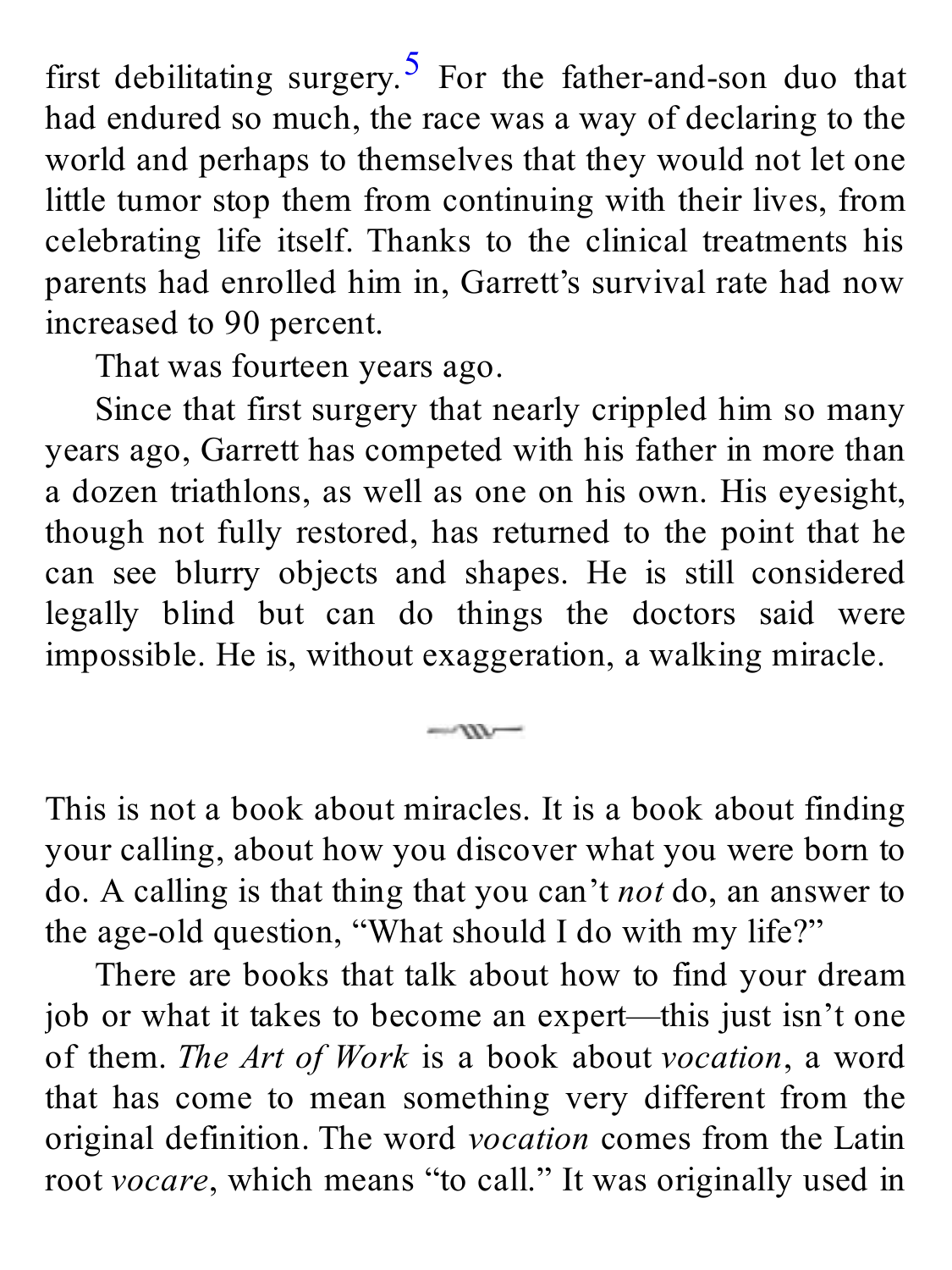first debilitating surgery.[5] For the father-and-son duo that had endured so much, the race was a way of declaring to the world and perhaps to themselves that they would not let one little tumor stop them from continuing with their lives, from celebrating life itself. Thanks to the clinical treatments his parents had enrolled him in, Garrett's survival rate had now increased to 90 percent.

That was fourteen years ago.

Since that first surgery that nearly crippled him so many years ago, Garrett has competed with his father in more than a dozen triathlons, as well as one on his own. His eyesight, though not fully restored, has returned to the point that he can see blurry objects and shapes. He is still considered legally blind but can do things the doctors said were impossible. He is, without exaggeration, a walking miracle.

---

This is not a book about miracles. It is a book about finding your calling, about how you discover what you were born to do. A calling is that thing that you can't *not* do, an answer to the age-old question, "What should I do with my life?"

There are books that talk about how to find your dream job or what it takes to become an expert—this just isn't one of them. *The Art of Work* is a book about *vocation*, a word that has come to mean something very different from the original definition. The word *vocation* comes from the Latin root *vocare*, which means "to call." It was originally used in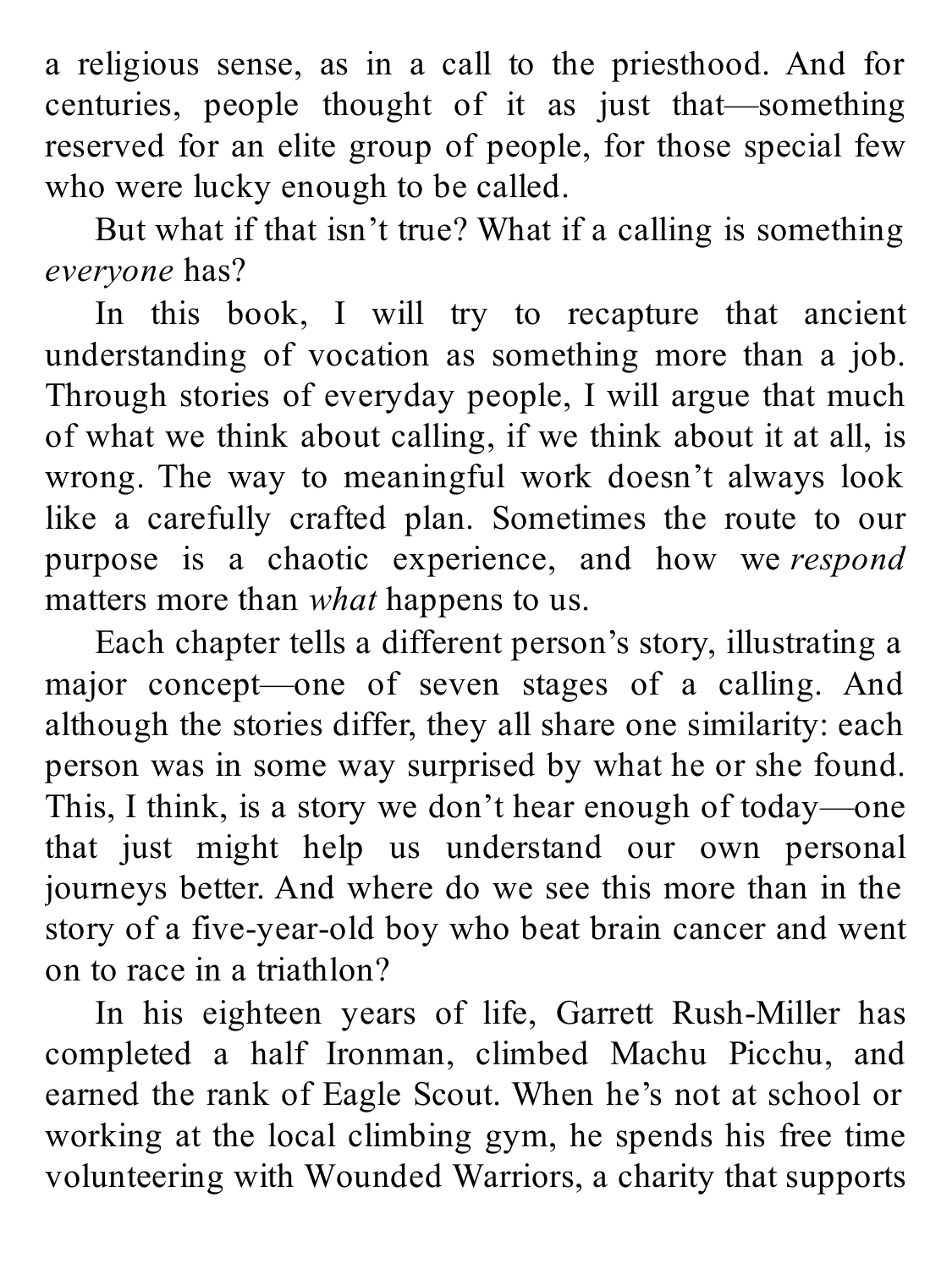a religious sense, as in a call to the priesthood. And for centuries, people thought of it as just that—something reserved for an elite group of people, for those special few who were lucky enough to be called.

But what if that isn't true? What if a calling is something *everyone* has?

In this book, I will try to recapture that ancient understanding of vocation as something more than a job. Through stories of everyday people, I will argue that much of what we think about calling, if we think about it at all, is wrong. The way to meaningful work doesn't always look like a carefully crafted plan. Sometimes the route to our purpose is a chaotic experience, and how we *respond* matters more than *what* happens to us.

Each chapter tells a different person's story, illustrating a major concept—one of seven stages of a calling. And although the stories differ, they all share one similarity: each person was in some way surprised by what he or she found. This, I think, is a story we don't hear enough of today—one that just might help us understand our own personal journeys better. And where do we see this more than in the story of a five-year-old boy who beat brain cancer and went on to race in a triathlon?

In his eighteen years of life, Garrett Rush-Miller has completed a half Ironman, climbed Machu Picchu, and earned the rank of Eagle Scout. When he's not at school or working at the local climbing gym, he spends his free time volunteering with Wounded Warriors, a charity that supports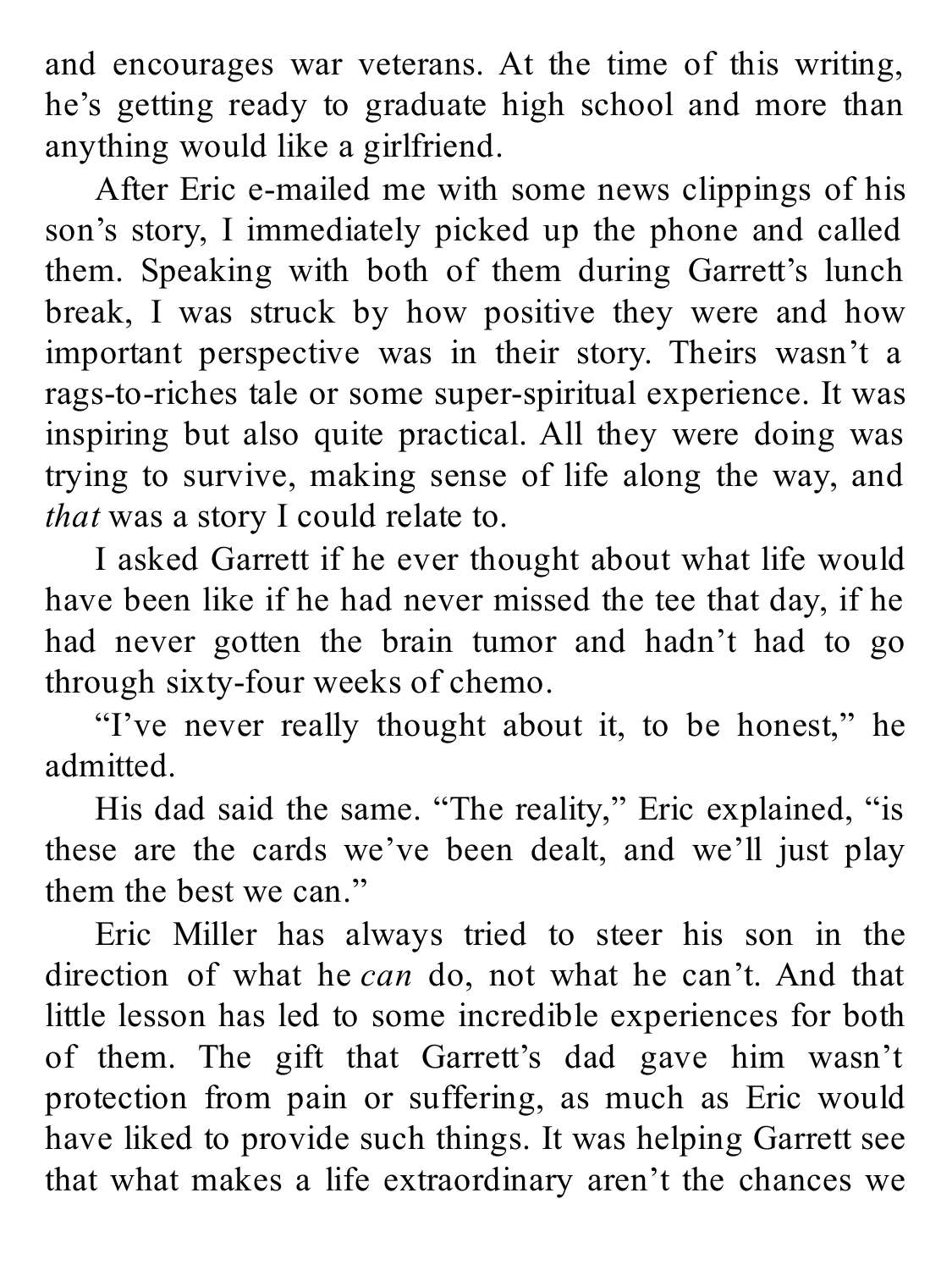and encourages war veterans. At the time of this writing, he's getting ready to graduate high school and more than anything would like a girlfriend.

After Eric e-mailed me with some news clippings of his son's story, I immediately picked up the phone and called them. Speaking with both of them during Garrett's lunch break, I was struck by how positive they were and how important perspective was in their story. Theirs wasn't a rags-to-riches tale or some super-spiritual experience. It was inspiring but also quite practical. All they were doing was trying to survive, making sense of life along the way, and *that* was a story I could relate to.

I asked Garrett if he ever thought about what life would have been like if he had never missed the tee that day, if he had never gotten the brain tumor and hadn't had to go through sixty-four weeks of chemo.

"I've never really thought about it, to be honest," he admitted.

His dad said the same. "The reality," Eric explained, "is these are the cards we've been dealt, and we'll just play them the best we can."

Eric Miller has always tried to steer his son in the direction of what he *can* do, not what he can't. And that little lesson has led to some incredible experiences for both of them. The gift that Garrett's dad gave him wasn't protection from pain or suffering, as much as Eric would have liked to provide such things. It was helping Garrett see that what makes a life extraordinary aren't the chances we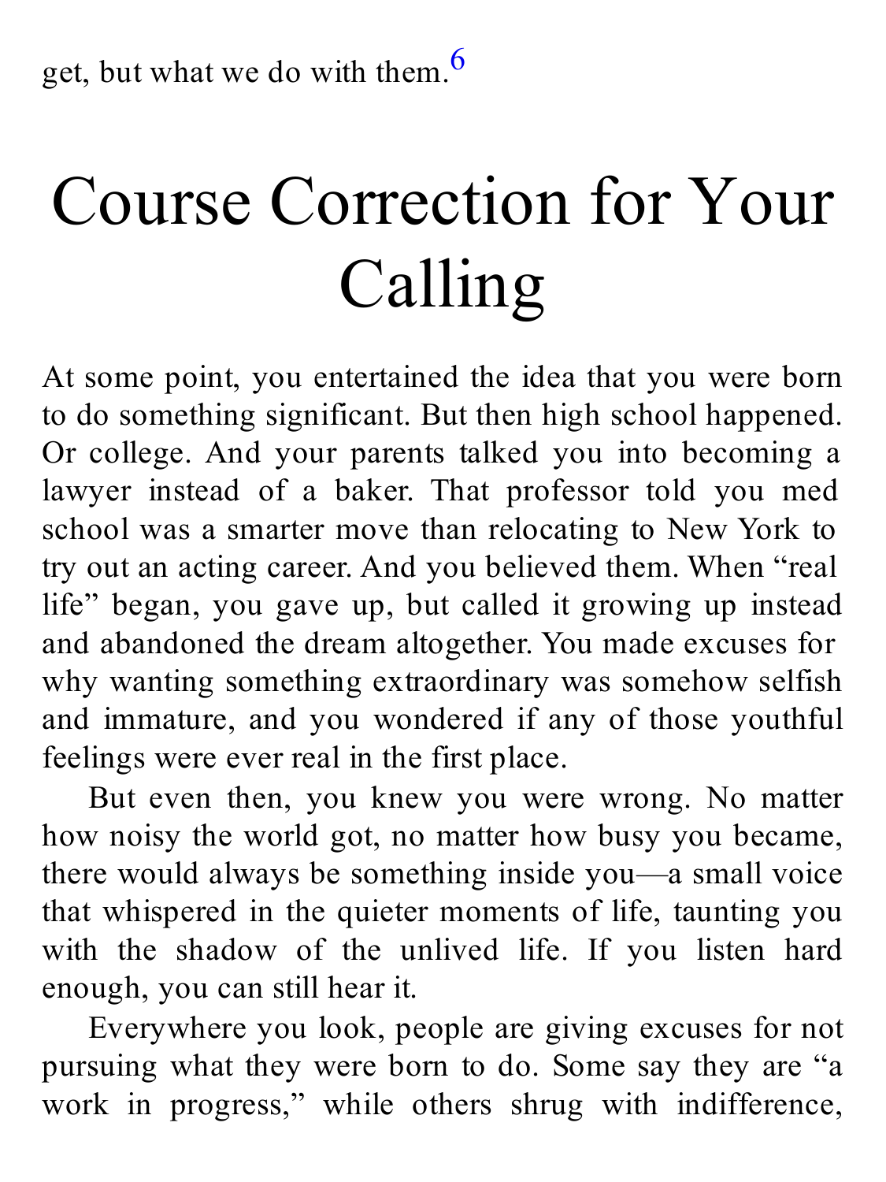get, but what we do with them.[6]

# Course Correction for Your Calling

At some point, you entertained the idea that you were born to do something significant. But then high school happened. Or college. And your parents talked you into becoming a lawyer instead of a baker. That professor told you med school was a smarter move than relocating to New York to try out an acting career. And you believed them. When "real life" began, you gave up, but called it growing up instead and abandoned the dream altogether. You made excuses for why wanting something extraordinary was somehow selfish and immature, and you wondered if any of those youthful feelings were ever real in the first place.

But even then, you knew you were wrong. No matter how noisy the world got, no matter how busy you became, there would always be something inside you—a small voice that whispered in the quieter moments of life, taunting you with the shadow of the unlived life. If you listen hard enough, you can still hear it.

Everywhere you look, people are giving excuses for not pursuing what they were born to do. Some say they are "a work in progress," while others shrug with indifference,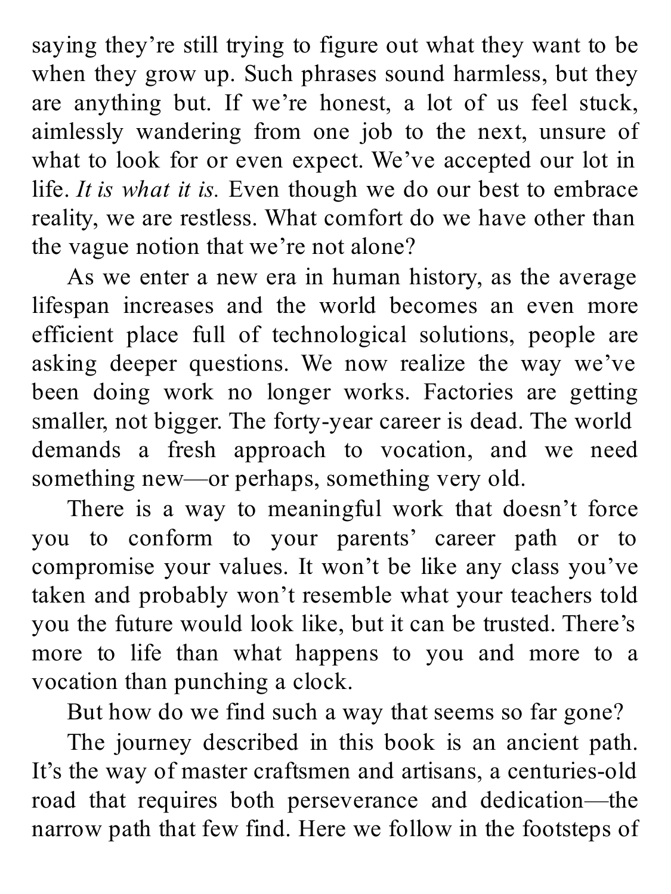saying they're still trying to figure out what they want to be when they grow up. Such phrases sound harmless, but they are anything but. If we're honest, a lot of us feel stuck, aimlessly wandering from one job to the next, unsure of what to look for or even expect. We've accepted our lot in life. *It is what it is.* Even though we do our best to embrace reality, we are restless. What comfort do we have other than the vague notion that we're not alone?

As we enter a new era in human history, as the average lifespan increases and the world becomes an even more efficient place full of technological solutions, people are asking deeper questions. We now realize the way we've been doing work no longer works. Factories are getting smaller, not bigger. The forty-year career is dead. The world demands a fresh approach to vocation, and we need something new—or perhaps, something very old.

There is a way to meaningful work that doesn't force you to conform to your parents' career path or to compromise your values. It won't be like any class you've taken and probably won't resemble what your teachers told you the future would look like, but it can be trusted. There's more to life than what happens to you and more to a vocation than punching a clock.

But how do we find such a way that seems so far gone?

The journey described in this book is an ancient path. It's the way of master craftsmen and artisans, a centuries-old road that requires both perseverance and dedication—the narrow path that few find. Here we follow in the footsteps of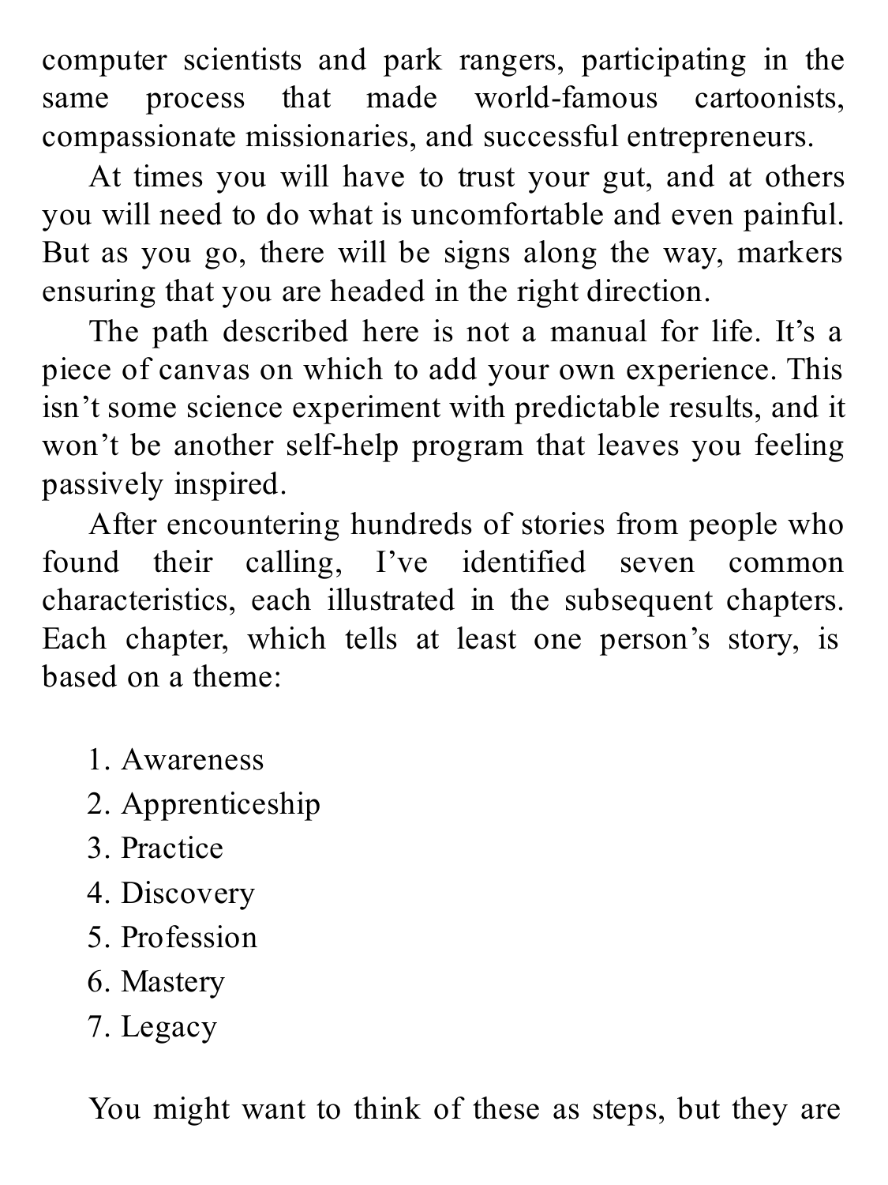computer scientists and park rangers, participating in the same process that made world-famous cartoonists, compassionate missionaries, and successful entrepreneurs.

At times you will have to trust your gut, and at others you will need to do what is uncomfortable and even painful. But as you go, there will be signs along the way, markers ensuring that you are headed in the right direction.

The path described here is not a manual for life. It's a piece of canvas on which to add your own experience. This isn't some science experiment with predictable results, and it won't be another self-help program that leaves you feeling passively inspired.

After encountering hundreds of stories from people who found their calling, I've identified seven common characteristics, each illustrated in the subsequent chapters. Each chapter, which tells at least one person's story, is based on a theme:

1. Awareness
2. Apprenticeship
3. Practice
4. Discovery
5. Profession
6. Mastery
7. Legacy

You might want to think of these as steps, but they are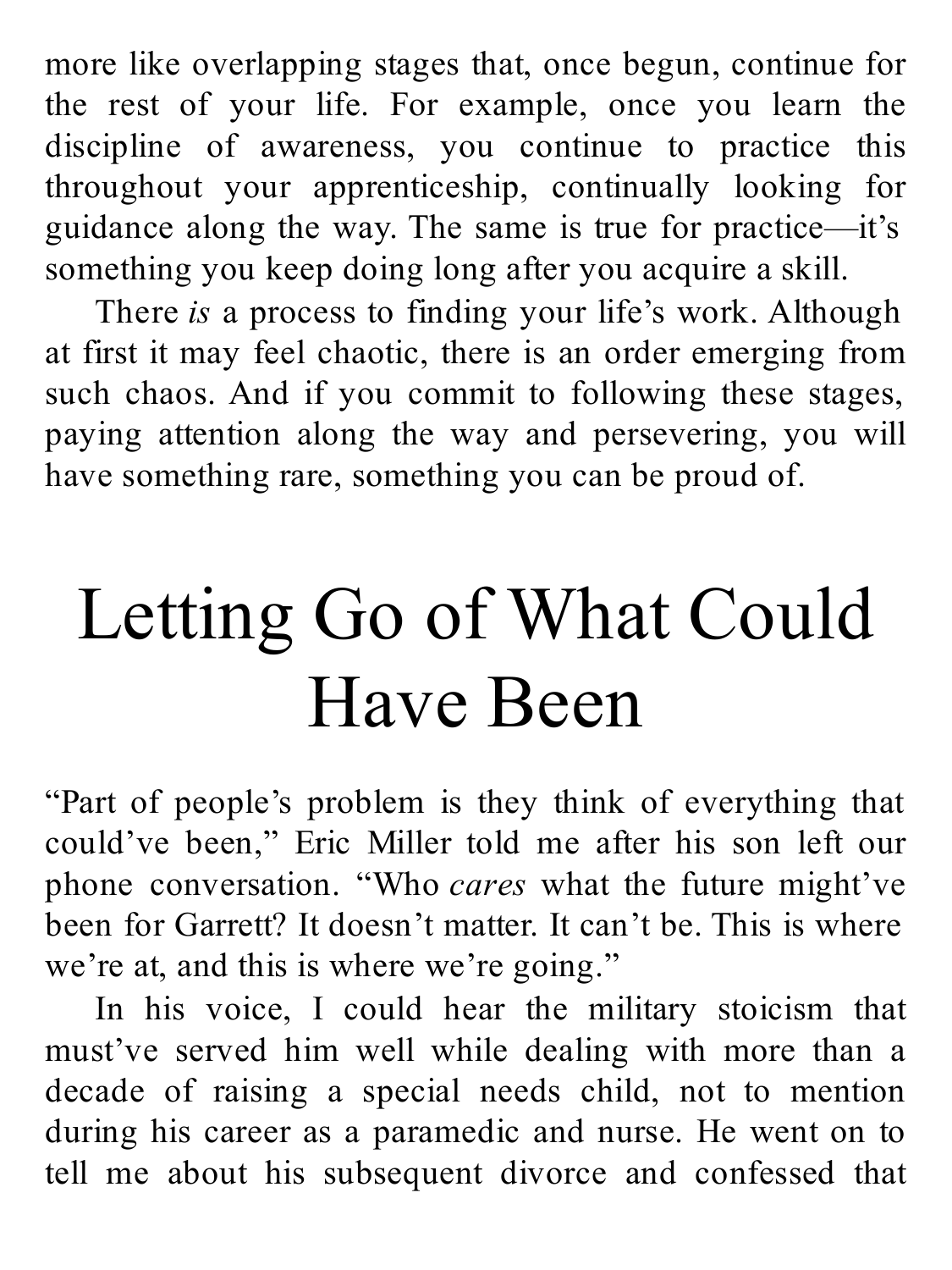more like overlapping stages that, once begun, continue for the rest of your life. For example, once you learn the discipline of awareness, you continue to practice this throughout your apprenticeship, continually looking for guidance along the way. The same is true for practice—it's something you keep doing long after you acquire a skill.

There *is* a process to finding your life's work. Although at first it may feel chaotic, there is an order emerging from such chaos. And if you commit to following these stages, paying attention along the way and persevering, you will have something rare, something you can be proud of.

# Letting Go of What Could Have Been

"Part of people's problem is they think of everything that could've been," Eric Miller told me after his son left our phone conversation. "Who *cares* what the future might've been for Garrett? It doesn't matter. It can't be. This is where we're at, and this is where we're going."

In his voice, I could hear the military stoicism that must've served him well while dealing with more than a decade of raising a special needs child, not to mention during his career as a paramedic and nurse. He went on to tell me about his subsequent divorce and confessed that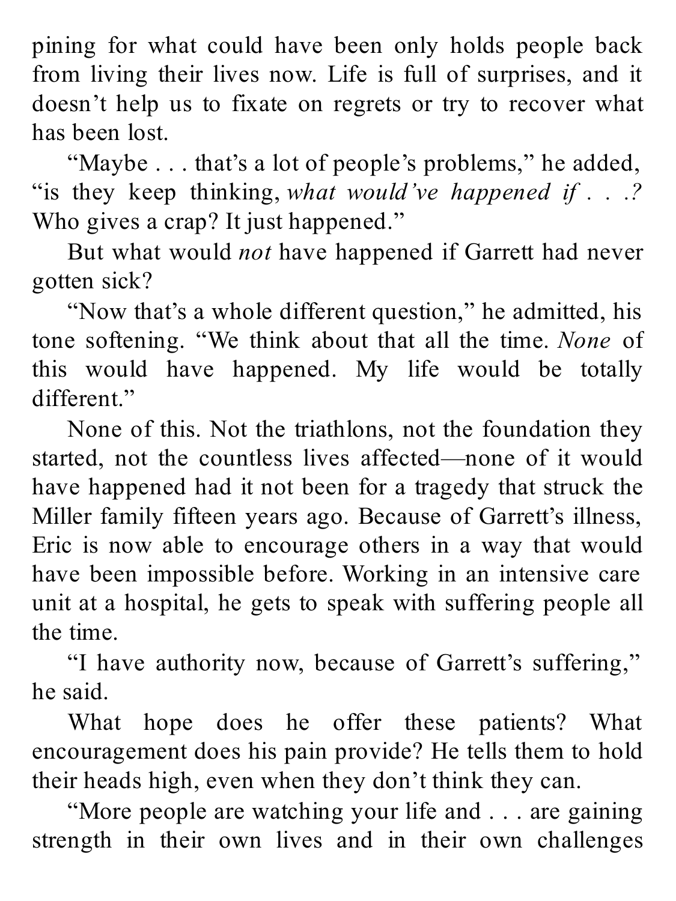pining for what could have been only holds people back from living their lives now. Life is full of surprises, and it doesn't help us to fixate on regrets or try to recover what has been lost.

"Maybe . . . that's a lot of people's problems," he added, "is they keep thinking, *what would've happened if . . .?* Who gives a crap? It just happened."

But what would *not* have happened if Garrett had never gotten sick?

"Now that's a whole different question," he admitted, his tone softening. "We think about that all the time. *None* of this would have happened. My life would be totally different."

None of this. Not the triathlons, not the foundation they started, not the countless lives affected—none of it would have happened had it not been for a tragedy that struck the Miller family fifteen years ago. Because of Garrett's illness, Eric is now able to encourage others in a way that would have been impossible before. Working in an intensive care unit at a hospital, he gets to speak with suffering people all the time.

"I have authority now, because of Garrett's suffering," he said.

What hope does he offer these patients? What encouragement does his pain provide? He tells them to hold their heads high, even when they don't think they can.

"More people are watching your life and . . . are gaining strength in their own lives and in their own challenges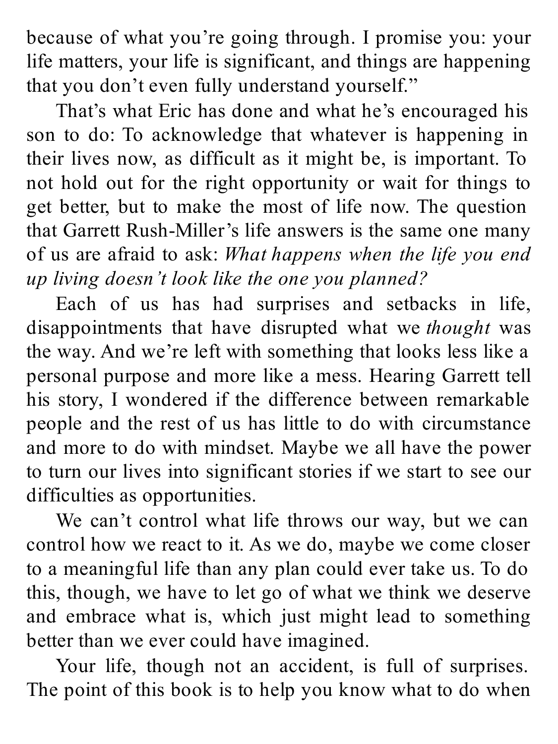because of what you're going through. I promise you: your life matters, your life is significant, and things are happening that you don't even fully understand yourself."

That's what Eric has done and what he's encouraged his son to do: To acknowledge that whatever is happening in their lives now, as difficult as it might be, is important. To not hold out for the right opportunity or wait for things to get better, but to make the most of life now. The question that Garrett Rush-Miller's life answers is the same one many of us are afraid to ask: *What happens when the life you end up living doesn't look like the one you planned?*

Each of us has had surprises and setbacks in life, disappointments that have disrupted what we *thought* was the way. And we're left with something that looks less like a personal purpose and more like a mess. Hearing Garrett tell his story, I wondered if the difference between remarkable people and the rest of us has little to do with circumstance and more to do with mindset. Maybe we all have the power to turn our lives into significant stories if we start to see our difficulties as opportunities.

We can't control what life throws our way, but we can control how we react to it. As we do, maybe we come closer to a meaningful life than any plan could ever take us. To do this, though, we have to let go of what we think we deserve and embrace what is, which just might lead to something better than we ever could have imagined.

Your life, though not an accident, is full of surprises. The point of this book is to help you know what to do when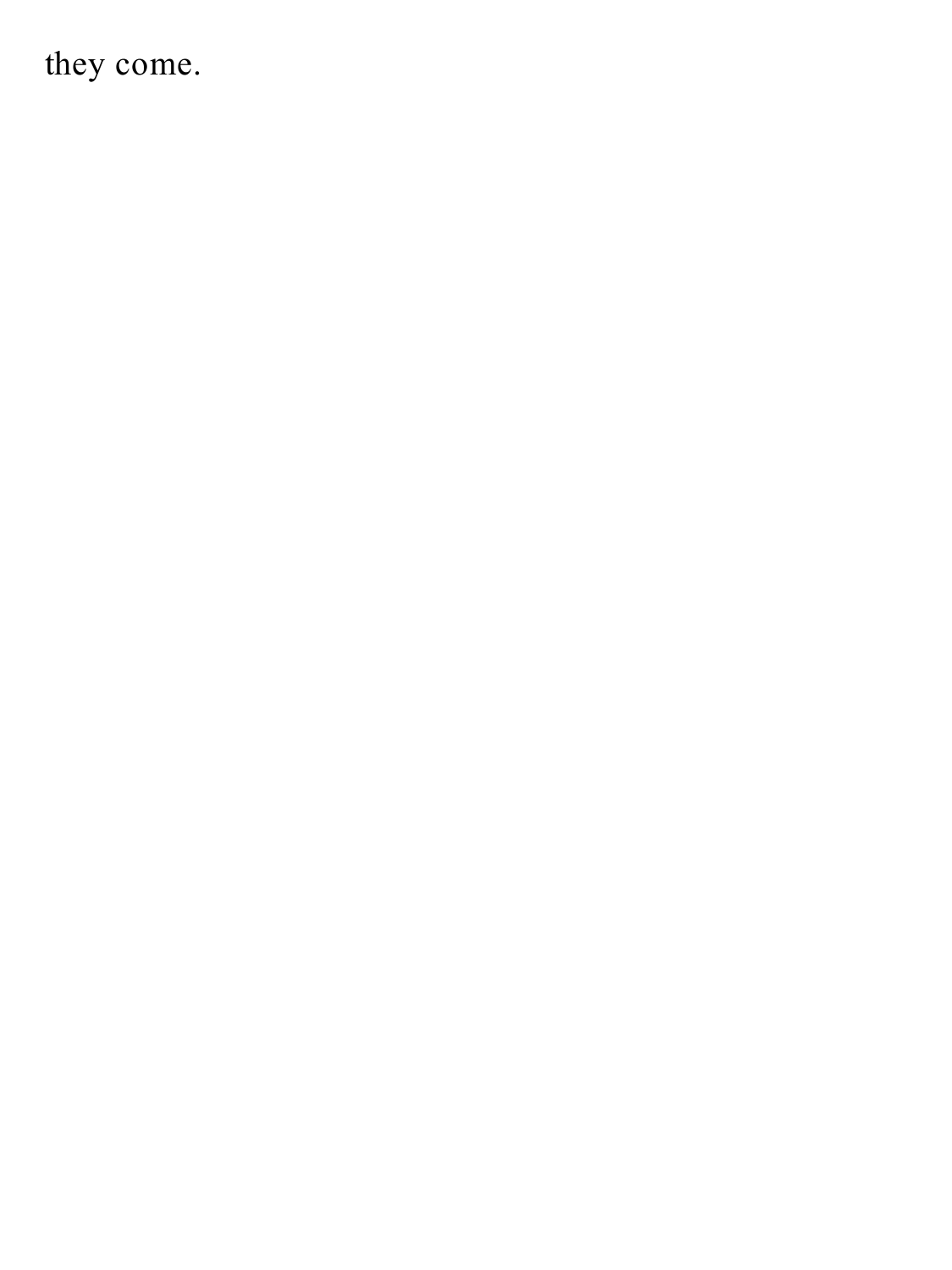they come.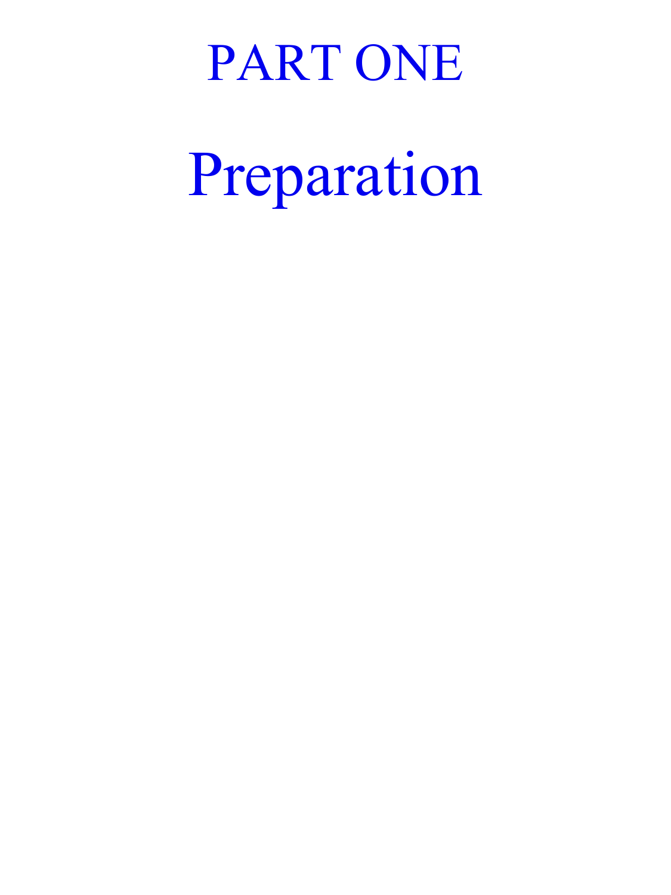# PART ONE

# Preparation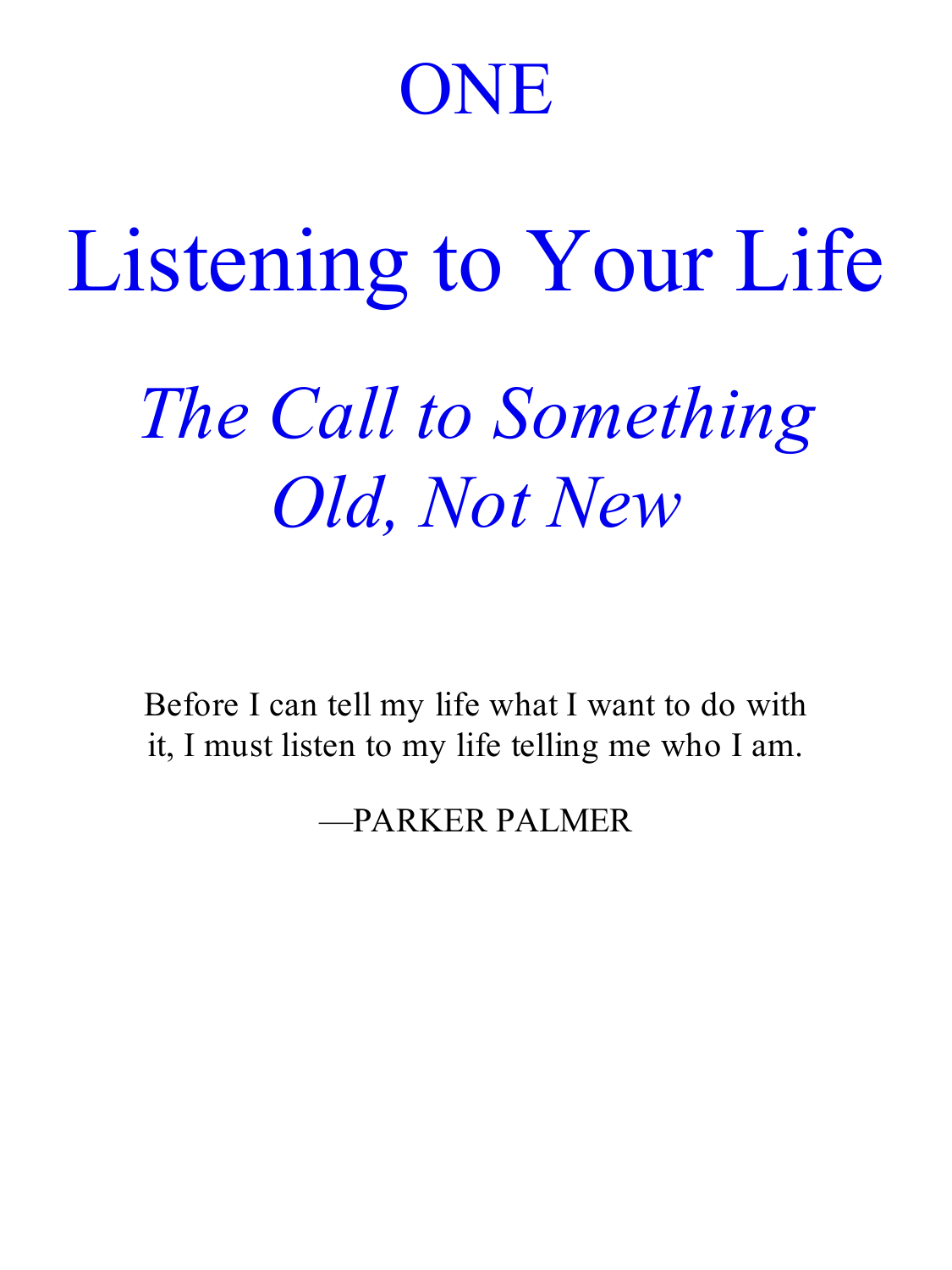# ONE

# Listening to Your Life

## *The Call to Something Old, Not New*

Before I can tell my life what I want to do with it, I must listen to my life telling me who I am.

—PARKER PALMER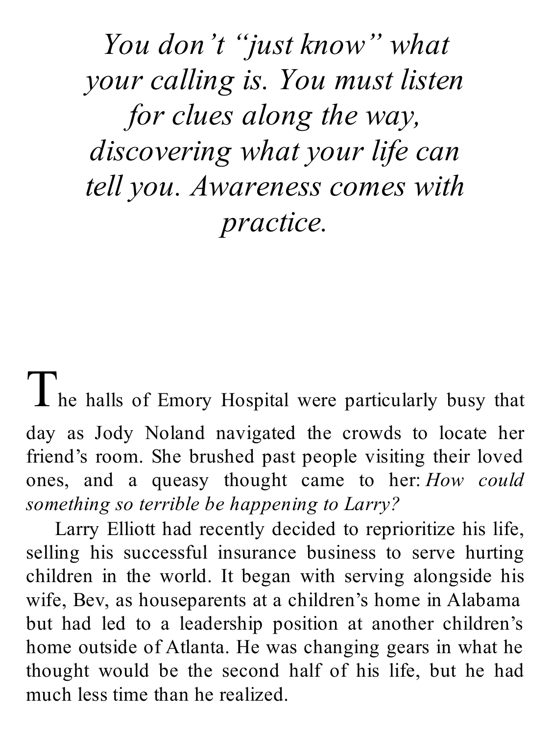*You don't "just know" what your calling is. You must listen for clues along the way, discovering what your life can tell you. Awareness comes with practice.*

The halls of Emory Hospital were particularly busy that day as Jody Noland navigated the crowds to locate her friend's room. She brushed past people visiting their loved ones, and a queasy thought came to her: *How could something so terrible be happening to Larry?*

Larry Elliott had recently decided to reprioritize his life, selling his successful insurance business to serve hurting children in the world. It began with serving alongside his wife, Bev, as houseparents at a children's home in Alabama but had led to a leadership position at another children's home outside of Atlanta. He was changing gears in what he thought would be the second half of his life, but he had much less time than he realized.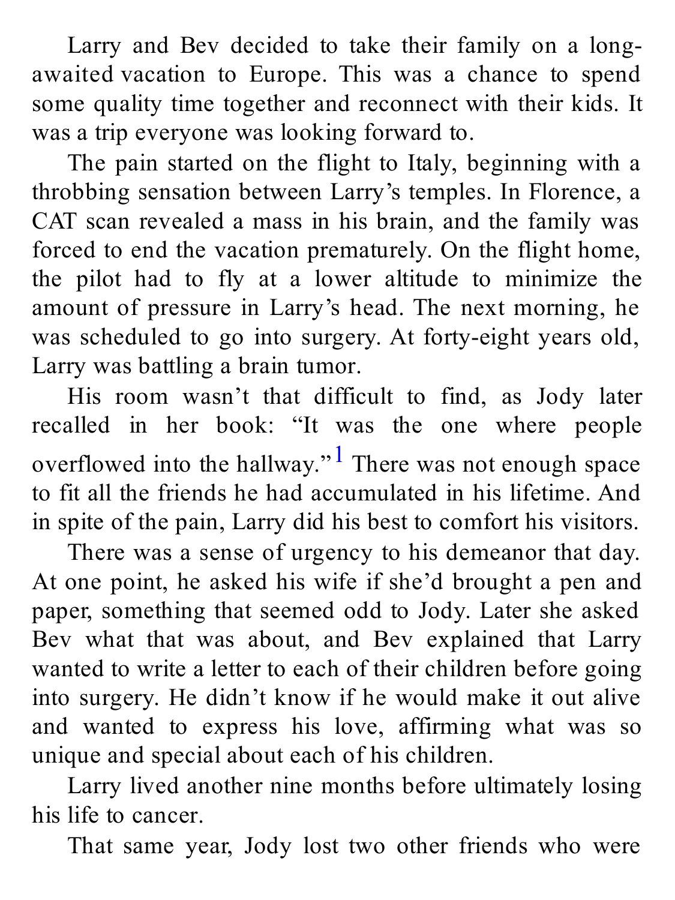Larry and Bev decided to take their family on a long-awaited vacation to Europe. This was a chance to spend some quality time together and reconnect with their kids. It was a trip everyone was looking forward to.

The pain started on the flight to Italy, beginning with a throbbing sensation between Larry's temples. In Florence, a CAT scan revealed a mass in his brain, and the family was forced to end the vacation prematurely. On the flight home, the pilot had to fly at a lower altitude to minimize the amount of pressure in Larry's head. The next morning, he was scheduled to go into surgery. At forty-eight years old, Larry was battling a brain tumor.

His room wasn't that difficult to find, as Jody later recalled in her book: "It was the one where people overflowed into the hallway."[1] There was not enough space to fit all the friends he had accumulated in his lifetime. And in spite of the pain, Larry did his best to comfort his visitors.

There was a sense of urgency to his demeanor that day. At one point, he asked his wife if she'd brought a pen and paper, something that seemed odd to Jody. Later she asked Bev what that was about, and Bev explained that Larry wanted to write a letter to each of their children before going into surgery. He didn't know if he would make it out alive and wanted to express his love, affirming what was so unique and special about each of his children.

Larry lived another nine months before ultimately losing his life to cancer.

That same year, Jody lost two other friends who were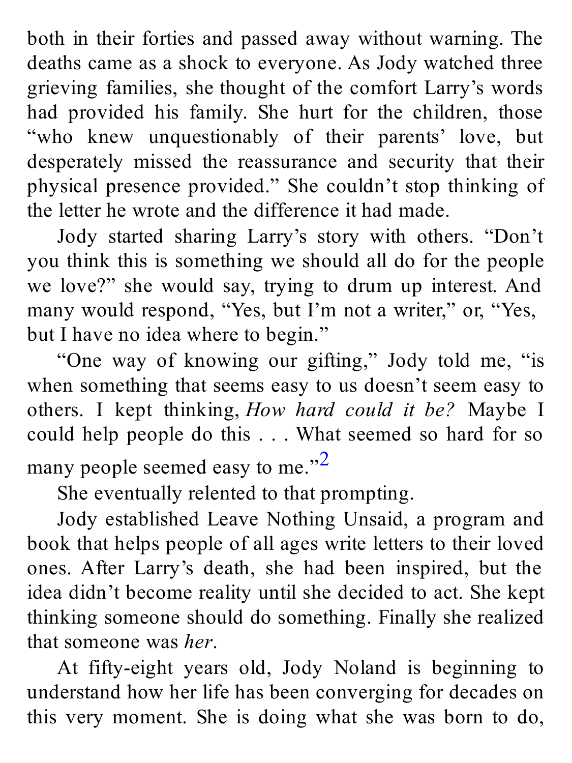both in their forties and passed away without warning. The deaths came as a shock to everyone. As Jody watched three grieving families, she thought of the comfort Larry's words had provided his family. She hurt for the children, those "who knew unquestionably of their parents' love, but desperately missed the reassurance and security that their physical presence provided." She couldn't stop thinking of the letter he wrote and the difference it had made.

Jody started sharing Larry's story with others. "Don't you think this is something we should all do for the people we love?" she would say, trying to drum up interest. And many would respond, "Yes, but I'm not a writer," or, "Yes, but I have no idea where to begin."

"One way of knowing our gifting," Jody told me, "is when something that seems easy to us doesn't seem easy to others. I kept thinking, *How hard could it be?* Maybe I could help people do this . . . What seemed so hard for so many people seemed easy to me."[2]

She eventually relented to that prompting.

Jody established Leave Nothing Unsaid, a program and book that helps people of all ages write letters to their loved ones. After Larry's death, she had been inspired, but the idea didn't become reality until she decided to act. She kept thinking someone should do something. Finally she realized that someone was *her*.

At fifty-eight years old, Jody Noland is beginning to understand how her life has been converging for decades on this very moment. She is doing what she was born to do,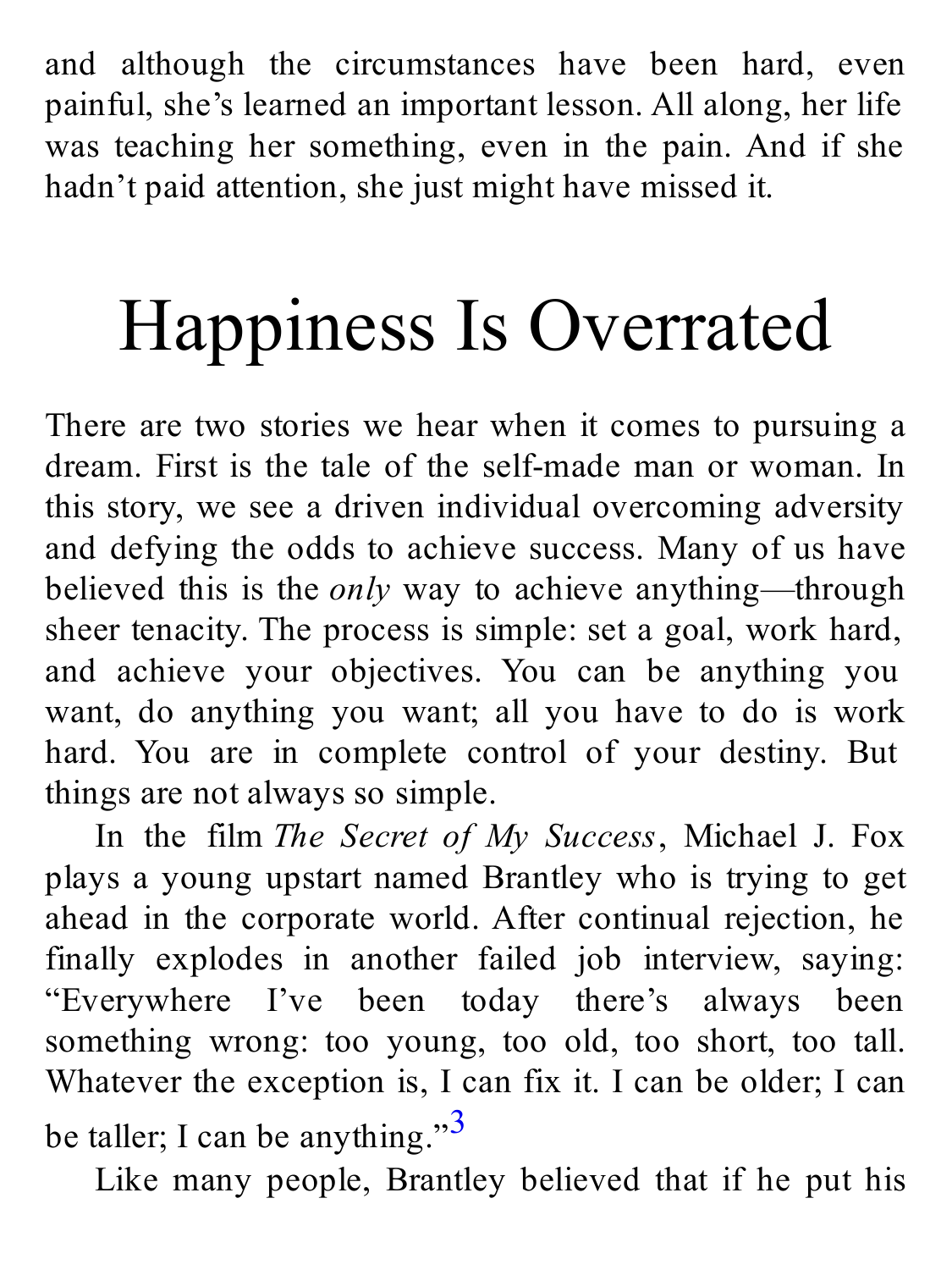and although the circumstances have been hard, even painful, she's learned an important lesson. All along, her life was teaching her something, even in the pain. And if she hadn't paid attention, she just might have missed it.

# Happiness Is Overrated

There are two stories we hear when it comes to pursuing a dream. First is the tale of the self-made man or woman. In this story, we see a driven individual overcoming adversity and defying the odds to achieve success. Many of us have believed this is the *only* way to achieve anything—through sheer tenacity. The process is simple: set a goal, work hard, and achieve your objectives. You can be anything you want, do anything you want; all you have to do is work hard. You are in complete control of your destiny. But things are not always so simple.

In the film *The Secret of My Success*, Michael J. Fox plays a young upstart named Brantley who is trying to get ahead in the corporate world. After continual rejection, he finally explodes in another failed job interview, saying: "Everywhere I've been today there's always been something wrong: too young, too old, too short, too tall. Whatever the exception is, I can fix it. I can be older; I can be taller; I can be anything."[3]

Like many people, Brantley believed that if he put his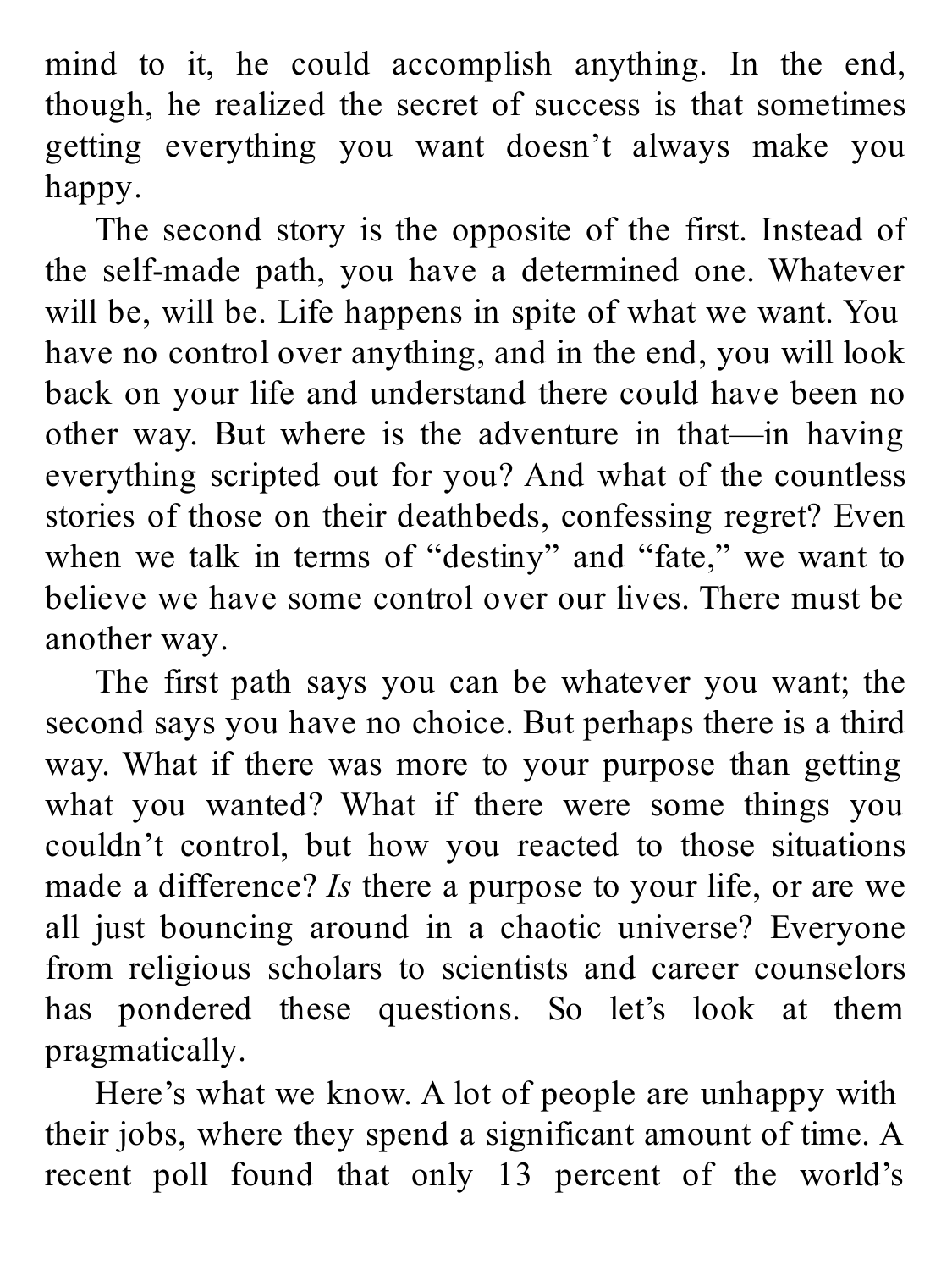mind to it, he could accomplish anything. In the end, though, he realized the secret of success is that sometimes getting everything you want doesn't always make you happy.

The second story is the opposite of the first. Instead of the self-made path, you have a determined one. Whatever will be, will be. Life happens in spite of what we want. You have no control over anything, and in the end, you will look back on your life and understand there could have been no other way. But where is the adventure in that—in having everything scripted out for you? And what of the countless stories of those on their deathbeds, confessing regret? Even when we talk in terms of "destiny" and "fate," we want to believe we have some control over our lives. There must be another way.

The first path says you can be whatever you want; the second says you have no choice. But perhaps there is a third way. What if there was more to your purpose than getting what you wanted? What if there were some things you couldn't control, but how you reacted to those situations made a difference? *Is* there a purpose to your life, or are we all just bouncing around in a chaotic universe? Everyone from religious scholars to scientists and career counselors has pondered these questions. So let's look at them pragmatically.

Here's what we know. A lot of people are unhappy with their jobs, where they spend a significant amount of time. A recent poll found that only 13 percent of the world's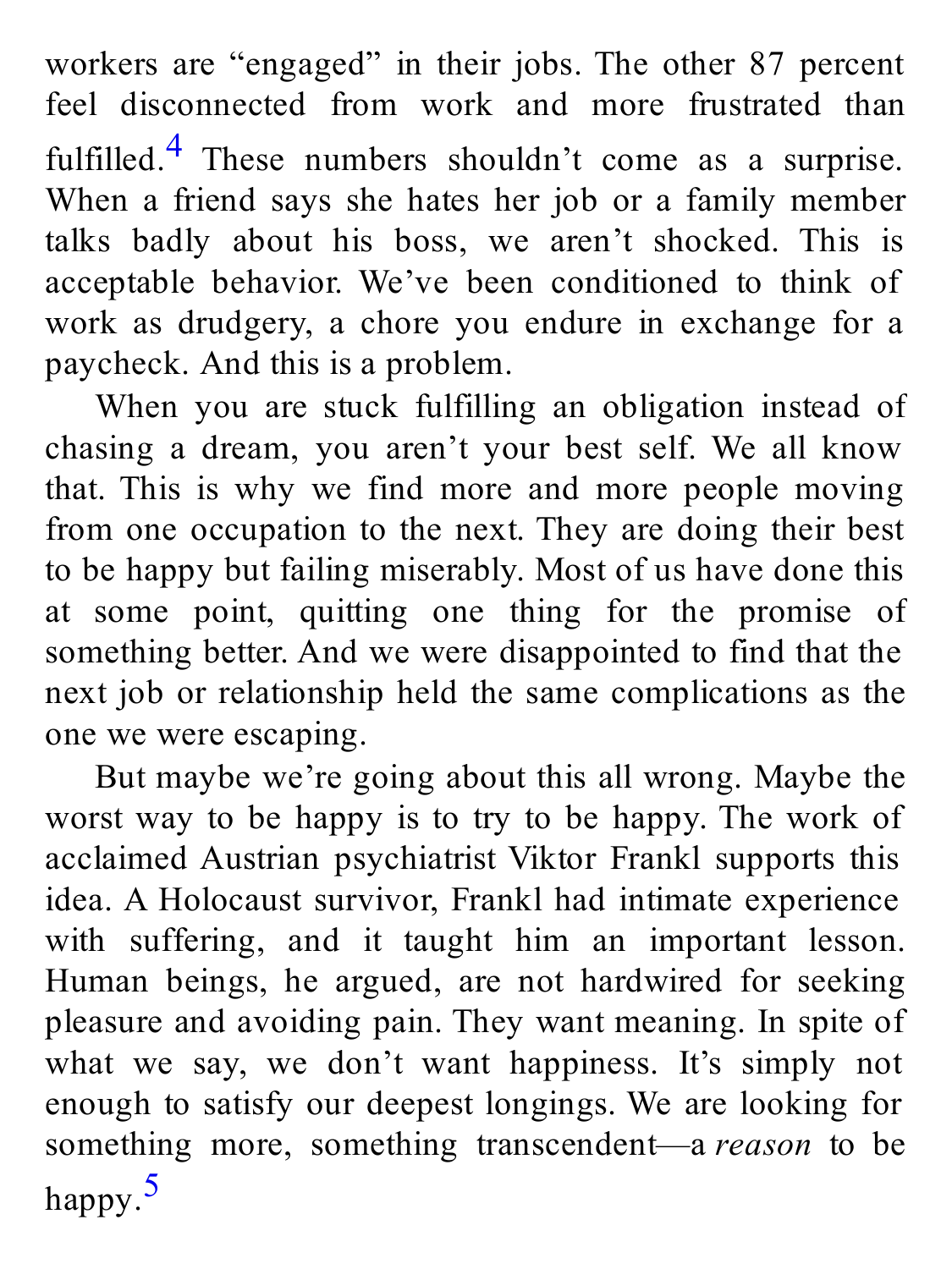workers are "engaged" in their jobs. The other 87 percent feel disconnected from work and more frustrated than fulfilled.[4] These numbers shouldn't come as a surprise. When a friend says she hates her job or a family member talks badly about his boss, we aren't shocked. This is acceptable behavior. We've been conditioned to think of work as drudgery, a chore you endure in exchange for a paycheck. And this is a problem.

When you are stuck fulfilling an obligation instead of chasing a dream, you aren't your best self. We all know that. This is why we find more and more people moving from one occupation to the next. They are doing their best to be happy but failing miserably. Most of us have done this at some point, quitting one thing for the promise of something better. And we were disappointed to find that the next job or relationship held the same complications as the one we were escaping.

But maybe we're going about this all wrong. Maybe the worst way to be happy is to try to be happy. The work of acclaimed Austrian psychiatrist Viktor Frankl supports this idea. A Holocaust survivor, Frankl had intimate experience with suffering, and it taught him an important lesson. Human beings, he argued, are not hardwired for seeking pleasure and avoiding pain. They want meaning. In spite of what we say, we don't want happiness. It's simply not enough to satisfy our deepest longings. We are looking for something more, something transcendent—a *reason* to be happy.[5]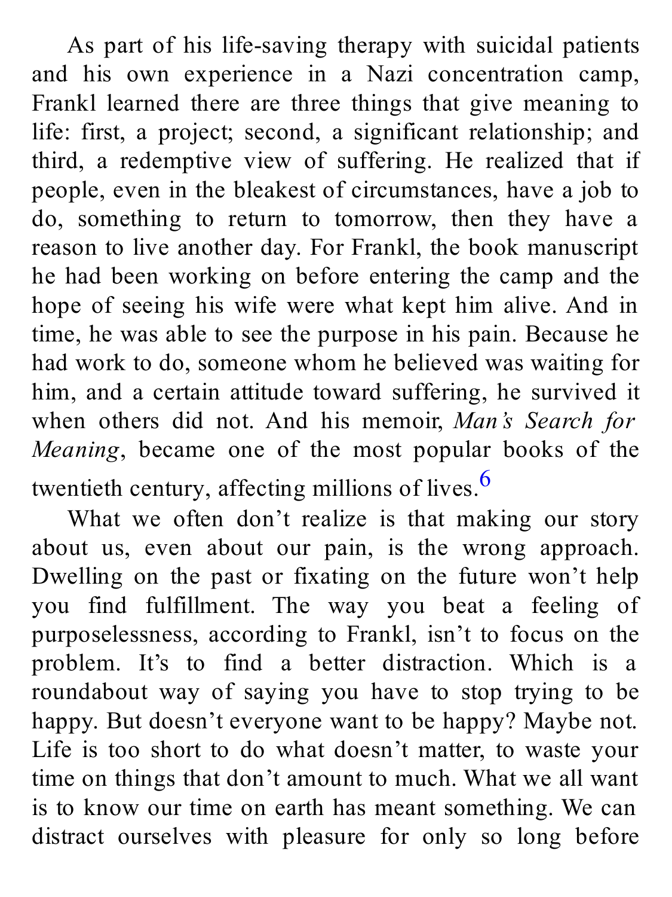As part of his life-saving therapy with suicidal patients and his own experience in a Nazi concentration camp, Frankl learned there are three things that give meaning to life: first, a project; second, a significant relationship; and third, a redemptive view of suffering. He realized that if people, even in the bleakest of circumstances, have a job to do, something to return to tomorrow, then they have a reason to live another day. For Frankl, the book manuscript he had been working on before entering the camp and the hope of seeing his wife were what kept him alive. And in time, he was able to see the purpose in his pain. Because he had work to do, someone whom he believed was waiting for him, and a certain attitude toward suffering, he survived it when others did not. And his memoir, *Man's Search for Meaning*, became one of the most popular books of the twentieth century, affecting millions of lives.[6]

What we often don't realize is that making our story about us, even about our pain, is the wrong approach. Dwelling on the past or fixating on the future won't help you find fulfillment. The way you beat a feeling of purposelessness, according to Frankl, isn't to focus on the problem. It's to find a better distraction. Which is a roundabout way of saying you have to stop trying to be happy. But doesn't everyone want to be happy? Maybe not. Life is too short to do what doesn't matter, to waste your time on things that don't amount to much. What we all want is to know our time on earth has meant something. We can distract ourselves with pleasure for only so long before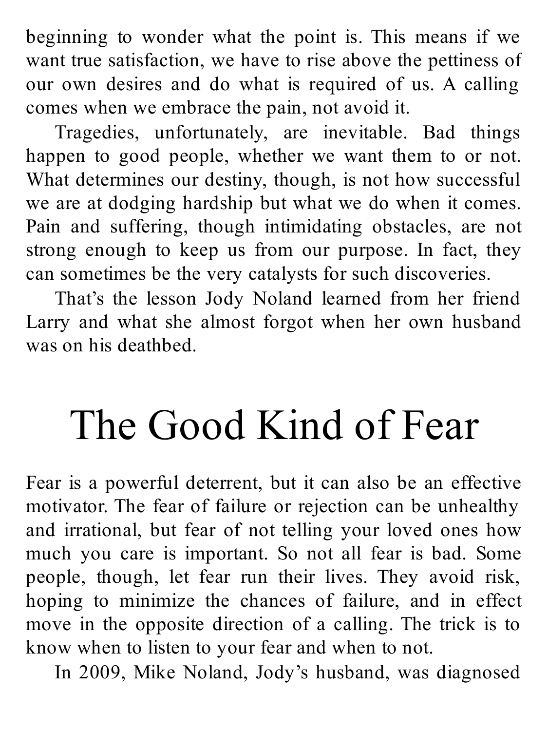beginning to wonder what the point is. This means if we want true satisfaction, we have to rise above the pettiness of our own desires and do what is required of us. A calling comes when we embrace the pain, not avoid it.

Tragedies, unfortunately, are inevitable. Bad things happen to good people, whether we want them to or not. What determines our destiny, though, is not how successful we are at dodging hardship but what we do when it comes. Pain and suffering, though intimidating obstacles, are not strong enough to keep us from our purpose. In fact, they can sometimes be the very catalysts for such discoveries.

That's the lesson Jody Noland learned from her friend Larry and what she almost forgot when her own husband was on his deathbed.

# The Good Kind of Fear

Fear is a powerful deterrent, but it can also be an effective motivator. The fear of failure or rejection can be unhealthy and irrational, but fear of not telling your loved ones how much you care is important. So not all fear is bad. Some people, though, let fear run their lives. They avoid risk, hoping to minimize the chances of failure, and in effect move in the opposite direction of a calling. The trick is to know when to listen to your fear and when to not.

In 2009, Mike Noland, Jody's husband, was diagnosed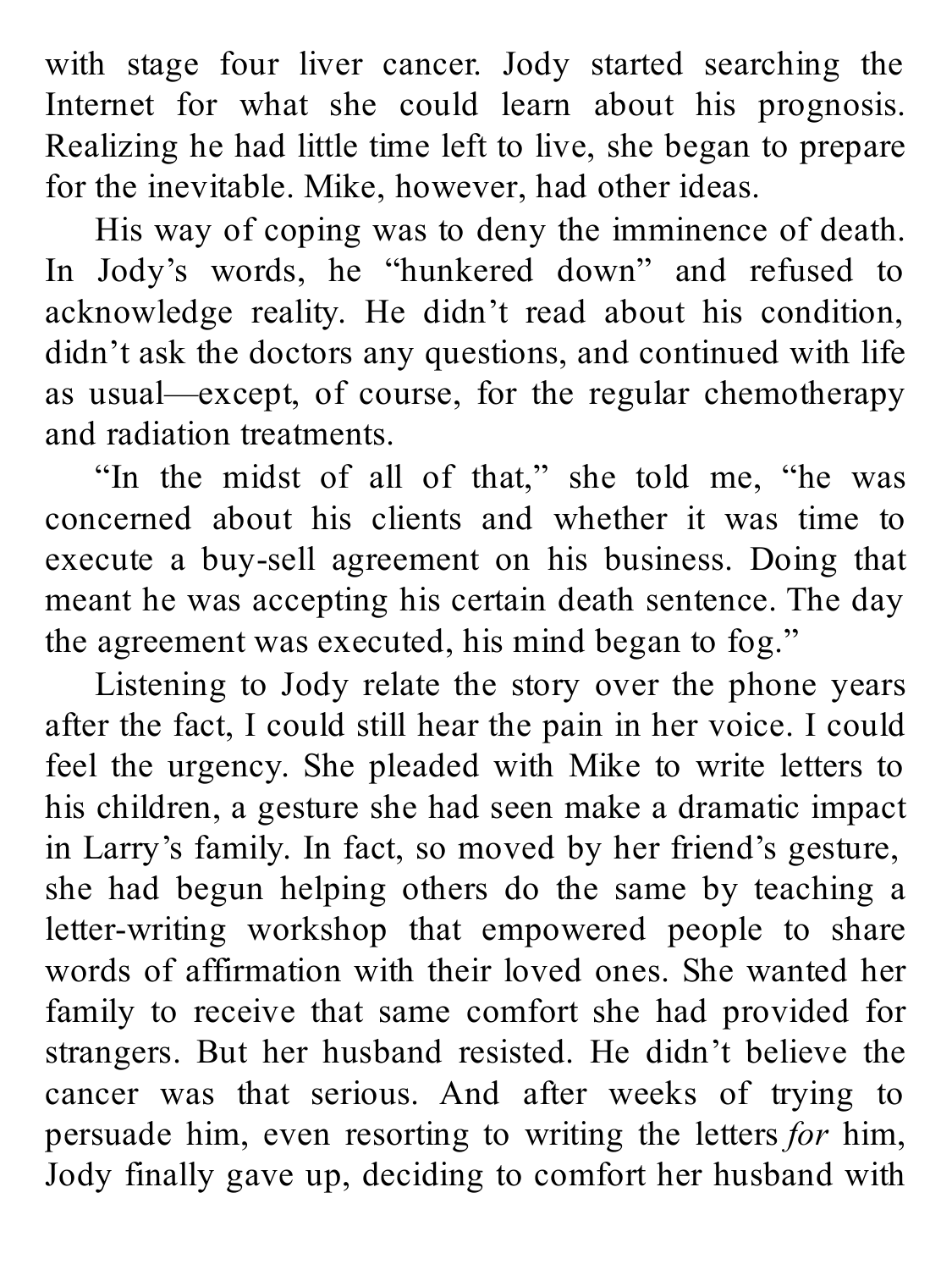with stage four liver cancer. Jody started searching the Internet for what she could learn about his prognosis. Realizing he had little time left to live, she began to prepare for the inevitable. Mike, however, had other ideas.

His way of coping was to deny the imminence of death. In Jody's words, he "hunkered down" and refused to acknowledge reality. He didn't read about his condition, didn't ask the doctors any questions, and continued with life as usual—except, of course, for the regular chemotherapy and radiation treatments.

"In the midst of all of that," she told me, "he was concerned about his clients and whether it was time to execute a buy-sell agreement on his business. Doing that meant he was accepting his certain death sentence. The day the agreement was executed, his mind began to fog."

Listening to Jody relate the story over the phone years after the fact, I could still hear the pain in her voice. I could feel the urgency. She pleaded with Mike to write letters to his children, a gesture she had seen make a dramatic impact in Larry's family. In fact, so moved by her friend's gesture, she had begun helping others do the same by teaching a letter-writing workshop that empowered people to share words of affirmation with their loved ones. She wanted her family to receive that same comfort she had provided for strangers. But her husband resisted. He didn't believe the cancer was that serious. And after weeks of trying to persuade him, even resorting to writing the letters *for* him, Jody finally gave up, deciding to comfort her husband with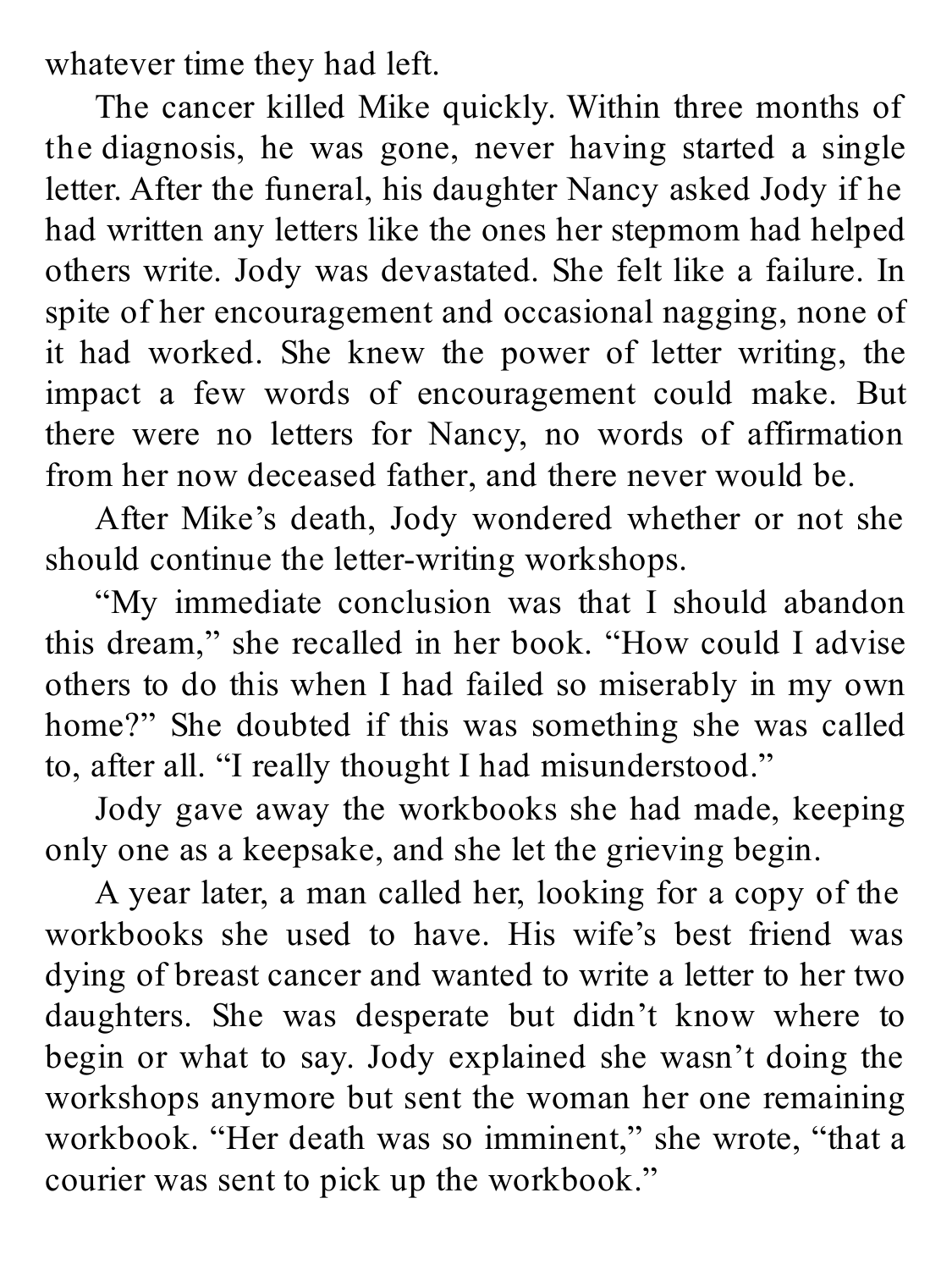whatever time they had left.

The cancer killed Mike quickly. Within three months of the diagnosis, he was gone, never having started a single letter. After the funeral, his daughter Nancy asked Jody if he had written any letters like the ones her stepmom had helped others write. Jody was devastated. She felt like a failure. In spite of her encouragement and occasional nagging, none of it had worked. She knew the power of letter writing, the impact a few words of encouragement could make. But there were no letters for Nancy, no words of affirmation from her now deceased father, and there never would be.

After Mike's death, Jody wondered whether or not she should continue the letter-writing workshops.

"My immediate conclusion was that I should abandon this dream," she recalled in her book. "How could I advise others to do this when I had failed so miserably in my own home?" She doubted if this was something she was called to, after all. "I really thought I had misunderstood."

Jody gave away the workbooks she had made, keeping only one as a keepsake, and she let the grieving begin.

A year later, a man called her, looking for a copy of the workbooks she used to have. His wife's best friend was dying of breast cancer and wanted to write a letter to her two daughters. She was desperate but didn't know where to begin or what to say. Jody explained she wasn't doing the workshops anymore but sent the woman her one remaining workbook. "Her death was so imminent," she wrote, "that a courier was sent to pick up the workbook."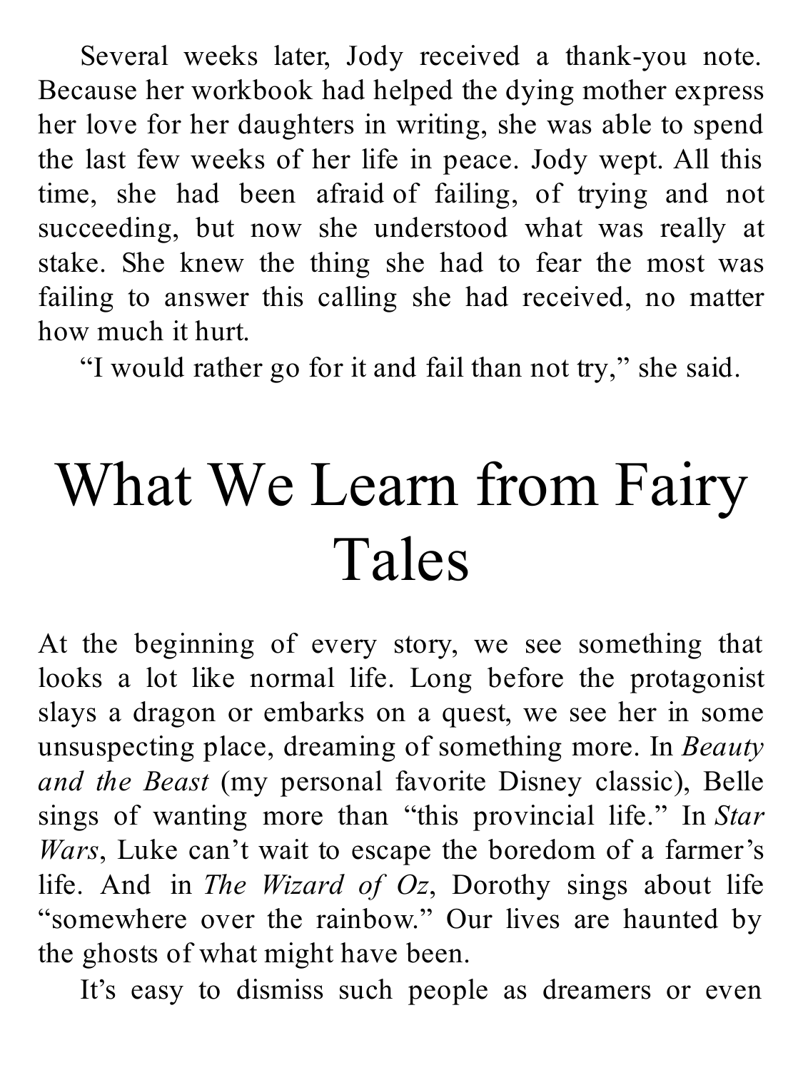Several weeks later, Jody received a thank-you note. Because her workbook had helped the dying mother express her love for her daughters in writing, she was able to spend the last few weeks of her life in peace. Jody wept. All this time, she had been afraid of failing, of trying and not succeeding, but now she understood what was really at stake. She knew the thing she had to fear the most was failing to answer this calling she had received, no matter how much it hurt.

"I would rather go for it and fail than not try," she said.

# What We Learn from Fairy Tales

At the beginning of every story, we see something that looks a lot like normal life. Long before the protagonist slays a dragon or embarks on a quest, we see her in some unsuspecting place, dreaming of something more. In *Beauty and the Beast* (my personal favorite Disney classic), Belle sings of wanting more than "this provincial life." In *Star Wars*, Luke can't wait to escape the boredom of a farmer's life. And in *The Wizard of Oz*, Dorothy sings about life "somewhere over the rainbow." Our lives are haunted by the ghosts of what might have been.

It's easy to dismiss such people as dreamers or even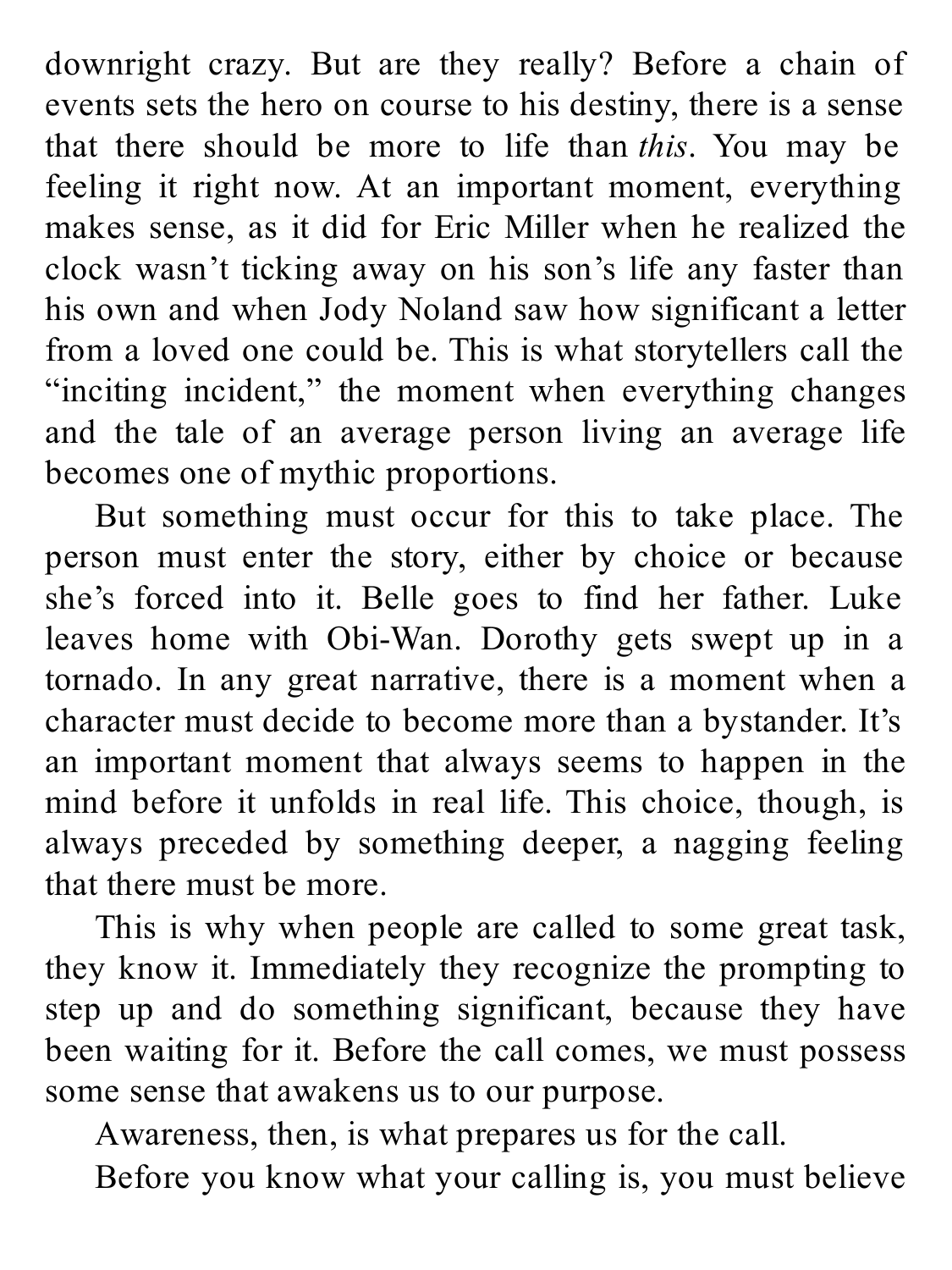downright crazy. But are they really? Before a chain of events sets the hero on course to his destiny, there is a sense that there should be more to life than *this*. You may be feeling it right now. At an important moment, everything makes sense, as it did for Eric Miller when he realized the clock wasn't ticking away on his son's life any faster than his own and when Jody Noland saw how significant a letter from a loved one could be. This is what storytellers call the "inciting incident," the moment when everything changes and the tale of an average person living an average life becomes one of mythic proportions.

But something must occur for this to take place. The person must enter the story, either by choice or because she's forced into it. Belle goes to find her father. Luke leaves home with Obi-Wan. Dorothy gets swept up in a tornado. In any great narrative, there is a moment when a character must decide to become more than a bystander. It's an important moment that always seems to happen in the mind before it unfolds in real life. This choice, though, is always preceded by something deeper, a nagging feeling that there must be more.

This is why when people are called to some great task, they know it. Immediately they recognize the prompting to step up and do something significant, because they have been waiting for it. Before the call comes, we must possess some sense that awakens us to our purpose.

Awareness, then, is what prepares us for the call.

Before you know what your calling is, you must believe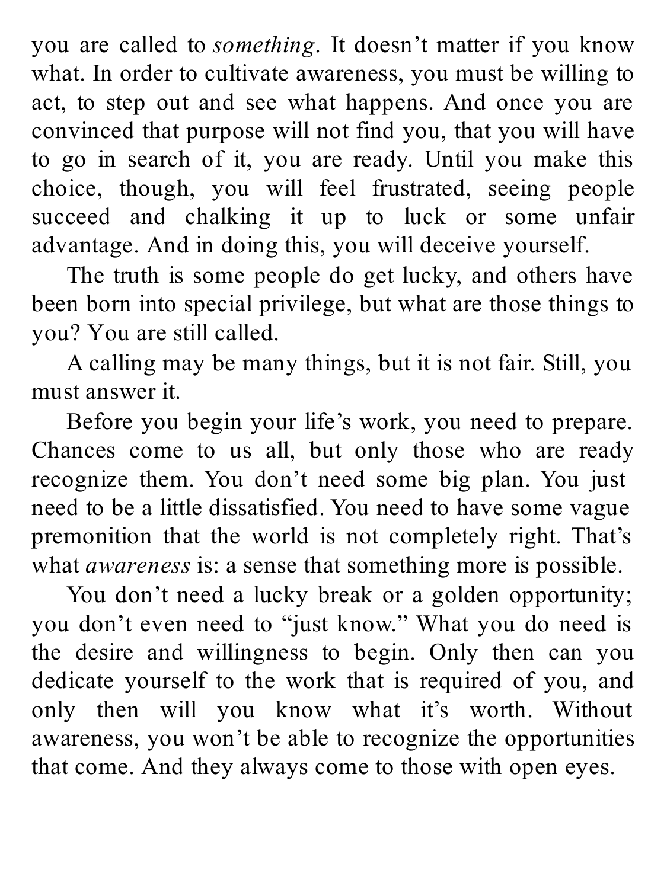you are called to *something*. It doesn't matter if you know what. In order to cultivate awareness, you must be willing to act, to step out and see what happens. And once you are convinced that purpose will not find you, that you will have to go in search of it, you are ready. Until you make this choice, though, you will feel frustrated, seeing people succeed and chalking it up to luck or some unfair advantage. And in doing this, you will deceive yourself.

The truth is some people do get lucky, and others have been born into special privilege, but what are those things to you? You are still called.

A calling may be many things, but it is not fair. Still, you must answer it.

Before you begin your life's work, you need to prepare. Chances come to us all, but only those who are ready recognize them. You don't need some big plan. You just need to be a little dissatisfied. You need to have some vague premonition that the world is not completely right. That's what *awareness* is: a sense that something more is possible.

You don't need a lucky break or a golden opportunity; you don't even need to "just know." What you do need is the desire and willingness to begin. Only then can you dedicate yourself to the work that is required of you, and only then will you know what it's worth. Without awareness, you won't be able to recognize the opportunities that come. And they always come to those with open eyes.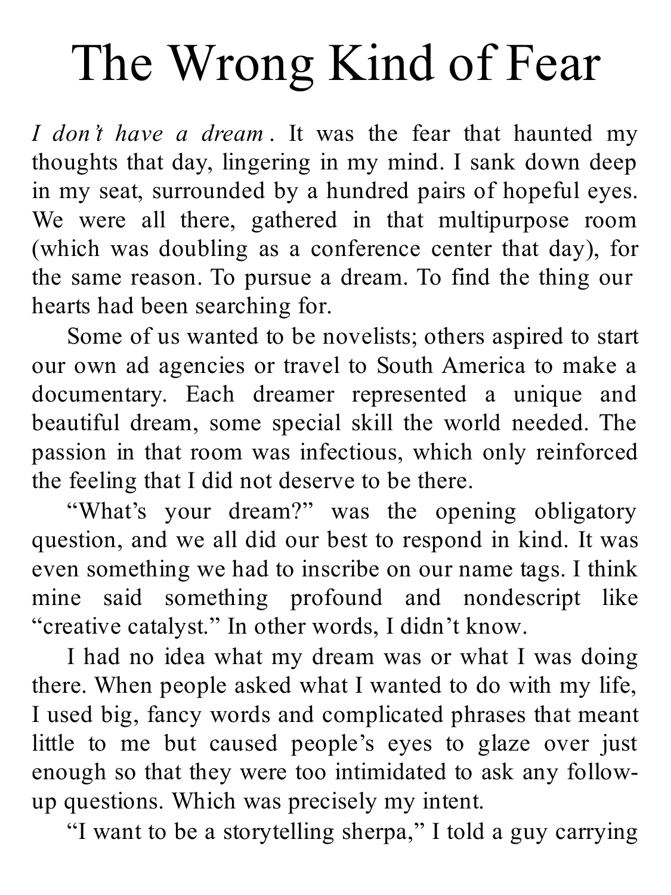# The Wrong Kind of Fear

*I don't have a dream*. It was the fear that haunted my thoughts that day, lingering in my mind. I sank down deep in my seat, surrounded by a hundred pairs of hopeful eyes. We were all there, gathered in that multipurpose room (which was doubling as a conference center that day), for the same reason. To pursue a dream. To find the thing our hearts had been searching for.

Some of us wanted to be novelists; others aspired to start our own ad agencies or travel to South America to make a documentary. Each dreamer represented a unique and beautiful dream, some special skill the world needed. The passion in that room was infectious, which only reinforced the feeling that I did not deserve to be there.

"What's your dream?" was the opening obligatory question, and we all did our best to respond in kind. It was even something we had to inscribe on our name tags. I think mine said something profound and nondescript like "creative catalyst." In other words, I didn't know.

I had no idea what my dream was or what I was doing there. When people asked what I wanted to do with my life, I used big, fancy words and complicated phrases that meant little to me but caused people's eyes to glaze over just enough so that they were too intimidated to ask any follow-up questions. Which was precisely my intent.

"I want to be a storytelling sherpa," I told a guy carrying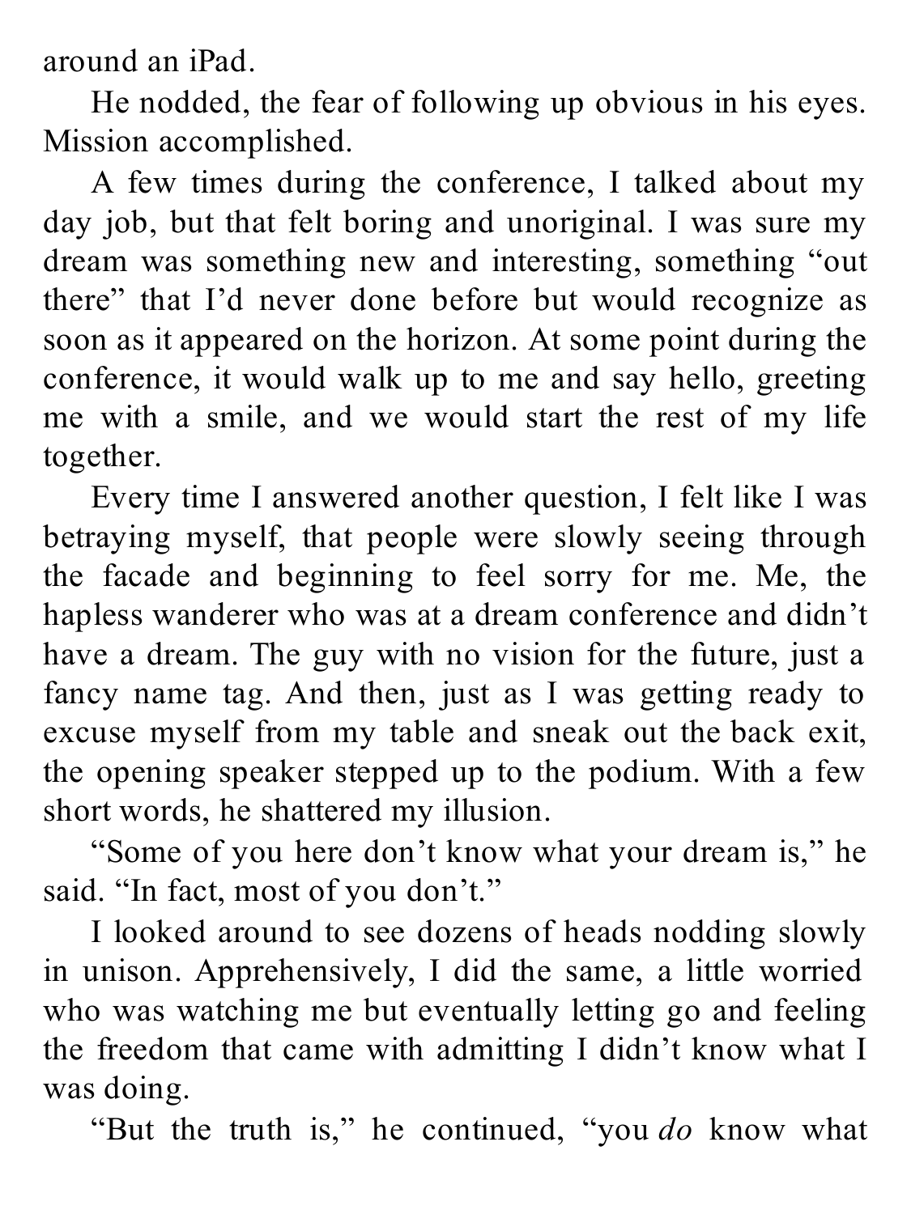around an iPad.

He nodded, the fear of following up obvious in his eyes. Mission accomplished.

A few times during the conference, I talked about my day job, but that felt boring and unoriginal. I was sure my dream was something new and interesting, something "out there" that I'd never done before but would recognize as soon as it appeared on the horizon. At some point during the conference, it would walk up to me and say hello, greeting me with a smile, and we would start the rest of my life together.

Every time I answered another question, I felt like I was betraying myself, that people were slowly seeing through the facade and beginning to feel sorry for me. Me, the hapless wanderer who was at a dream conference and didn't have a dream. The guy with no vision for the future, just a fancy name tag. And then, just as I was getting ready to excuse myself from my table and sneak out the back exit, the opening speaker stepped up to the podium. With a few short words, he shattered my illusion.

"Some of you here don't know what your dream is," he said. "In fact, most of you don't."

I looked around to see dozens of heads nodding slowly in unison. Apprehensively, I did the same, a little worried who was watching me but eventually letting go and feeling the freedom that came with admitting I didn't know what I was doing.

"But the truth is," he continued, "you *do* know what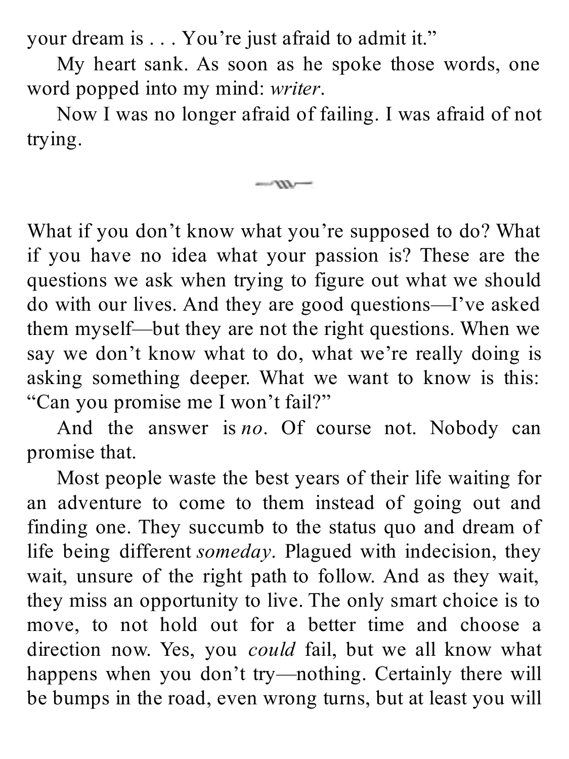your dream is . . . You're just afraid to admit it."

My heart sank. As soon as he spoke those words, one word popped into my mind: *writer*.

Now I was no longer afraid of failing. I was afraid of not trying.

---

What if you don't know what you're supposed to do? What if you have no idea what your passion is? These are the questions we ask when trying to figure out what we should do with our lives. And they are good questions—I've asked them myself—but they are not the right questions. When we say we don't know what to do, what we're really doing is asking something deeper. What we want to know is this: "Can you promise me I won't fail?"

And the answer is *no*. Of course not. Nobody can promise that.

Most people waste the best years of their life waiting for an adventure to come to them instead of going out and finding one. They succumb to the status quo and dream of life being different *someday*. Plagued with indecision, they wait, unsure of the right path to follow. And as they wait, they miss an opportunity to live. The only smart choice is to move, to not hold out for a better time and choose a direction now. Yes, you *could* fail, but we all know what happens when you don't try—nothing. Certainly there will be bumps in the road, even wrong turns, but at least you will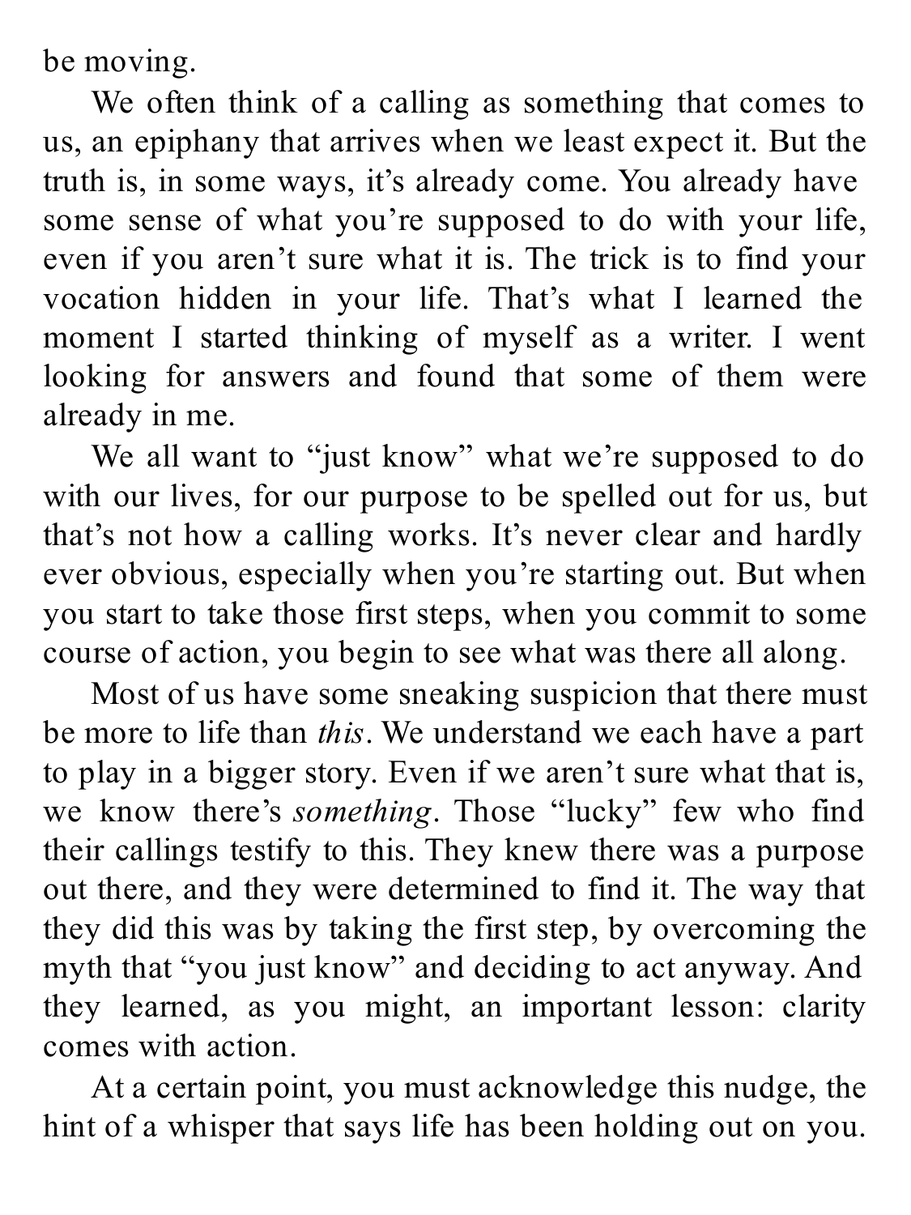be moving.

We often think of a calling as something that comes to us, an epiphany that arrives when we least expect it. But the truth is, in some ways, it's already come. You already have some sense of what you're supposed to do with your life, even if you aren't sure what it is. The trick is to find your vocation hidden in your life. That's what I learned the moment I started thinking of myself as a writer. I went looking for answers and found that some of them were already in me.

We all want to "just know" what we're supposed to do with our lives, for our purpose to be spelled out for us, but that's not how a calling works. It's never clear and hardly ever obvious, especially when you're starting out. But when you start to take those first steps, when you commit to some course of action, you begin to see what was there all along.

Most of us have some sneaking suspicion that there must be more to life than *this*. We understand we each have a part to play in a bigger story. Even if we aren't sure what that is, we know there's *something*. Those "lucky" few who find their callings testify to this. They knew there was a purpose out there, and they were determined to find it. The way that they did this was by taking the first step, by overcoming the myth that "you just know" and deciding to act anyway. And they learned, as you might, an important lesson: clarity comes with action.

At a certain point, you must acknowledge this nudge, the hint of a whisper that says life has been holding out on you.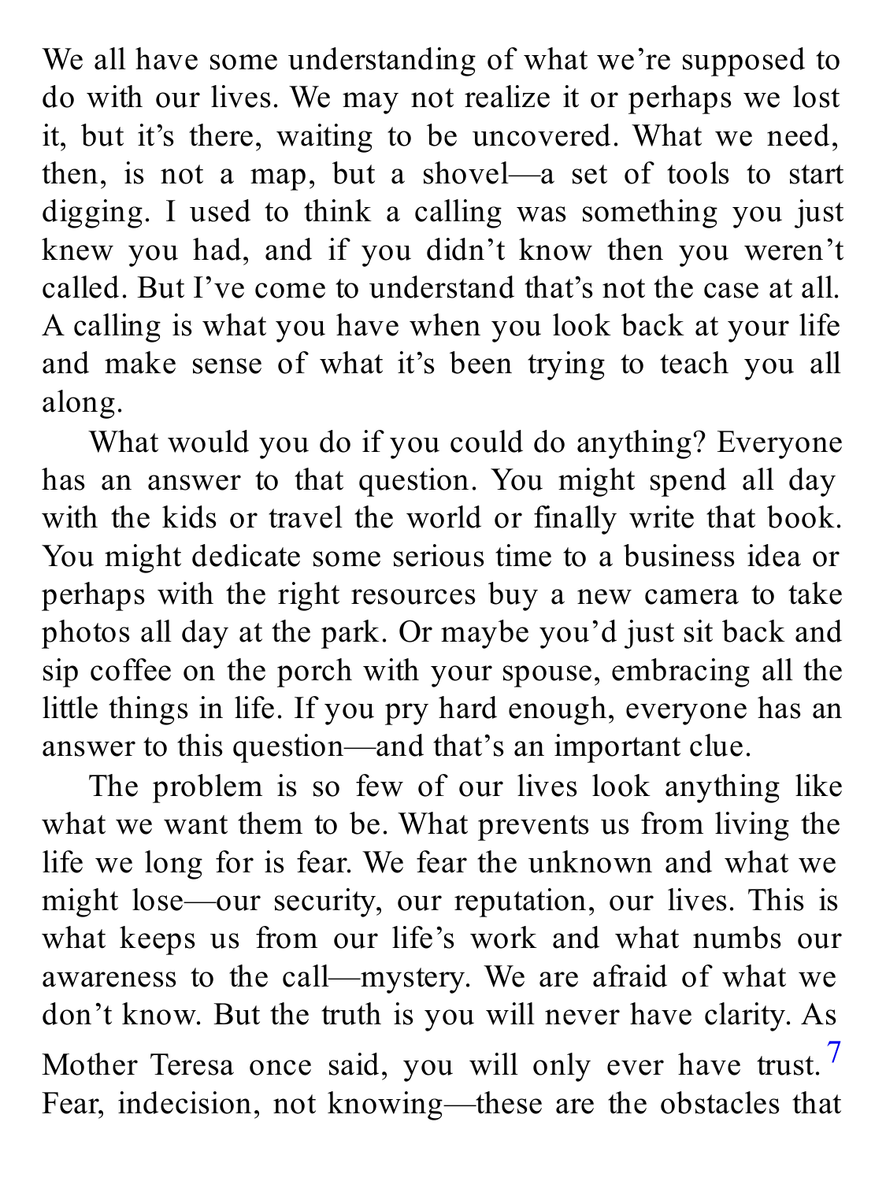We all have some understanding of what we're supposed to do with our lives. We may not realize it or perhaps we lost it, but it's there, waiting to be uncovered. What we need, then, is not a map, but a shovel—a set of tools to start digging. I used to think a calling was something you just knew you had, and if you didn't know then you weren't called. But I've come to understand that's not the case at all. A calling is what you have when you look back at your life and make sense of what it's been trying to teach you all along.

What would you do if you could do anything? Everyone has an answer to that question. You might spend all day with the kids or travel the world or finally write that book. You might dedicate some serious time to a business idea or perhaps with the right resources buy a new camera to take photos all day at the park. Or maybe you'd just sit back and sip coffee on the porch with your spouse, embracing all the little things in life. If you pry hard enough, everyone has an answer to this question—and that's an important clue.

The problem is so few of our lives look anything like what we want them to be. What prevents us from living the life we long for is fear. We fear the unknown and what we might lose—our security, our reputation, our lives. This is what keeps us from our life's work and what numbs our awareness to the call—mystery. We are afraid of what we don't know. But the truth is you will never have clarity. As Mother Teresa once said, you will only ever have trust.[7] Fear, indecision, not knowing—these are the obstacles that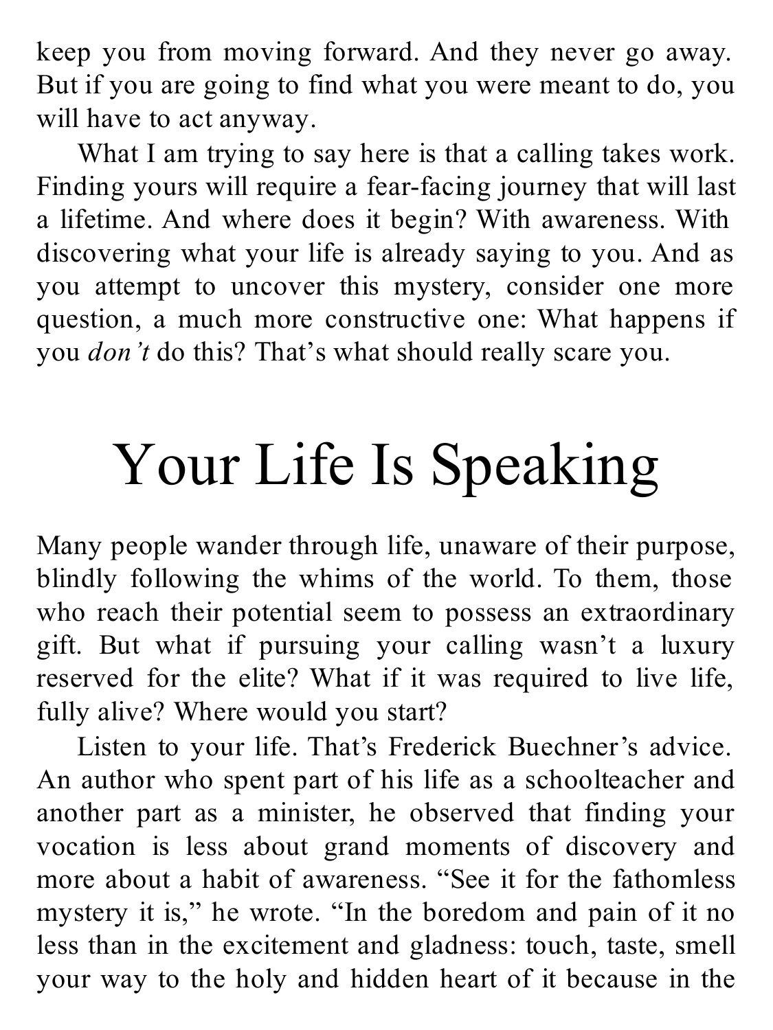keep you from moving forward. And they never go away. But if you are going to find what you were meant to do, you will have to act anyway.

What I am trying to say here is that a calling takes work. Finding yours will require a fear-facing journey that will last a lifetime. And where does it begin? With awareness. With discovering what your life is already saying to you. And as you attempt to uncover this mystery, consider one more question, a much more constructive one: What happens if you *don't* do this? That's what should really scare you.

# Your Life Is Speaking

Many people wander through life, unaware of their purpose, blindly following the whims of the world. To them, those who reach their potential seem to possess an extraordinary gift. But what if pursuing your calling wasn't a luxury reserved for the elite? What if it was required to live life, fully alive? Where would you start?

Listen to your life. That's Frederick Buechner's advice. An author who spent part of his life as a schoolteacher and another part as a minister, he observed that finding your vocation is less about grand moments of discovery and more about a habit of awareness. "See it for the fathomless mystery it is," he wrote. "In the boredom and pain of it no less than in the excitement and gladness: touch, taste, smell your way to the holy and hidden heart of it because in the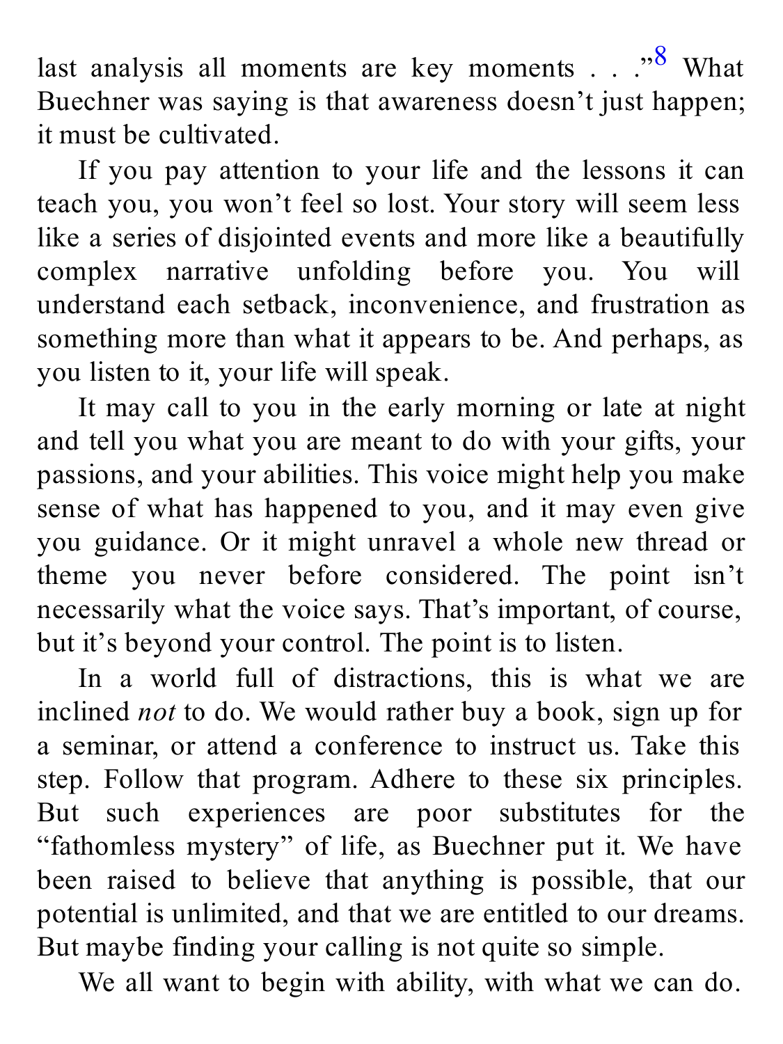last analysis all moments are key moments . . ."[8] What Buechner was saying is that awareness doesn't just happen; it must be cultivated.

If you pay attention to your life and the lessons it can teach you, you won't feel so lost. Your story will seem less like a series of disjointed events and more like a beautifully complex narrative unfolding before you. You will understand each setback, inconvenience, and frustration as something more than what it appears to be. And perhaps, as you listen to it, your life will speak.

It may call to you in the early morning or late at night and tell you what you are meant to do with your gifts, your passions, and your abilities. This voice might help you make sense of what has happened to you, and it may even give you guidance. Or it might unravel a whole new thread or theme you never before considered. The point isn't necessarily what the voice says. That's important, of course, but it's beyond your control. The point is to listen.

In a world full of distractions, this is what we are inclined *not* to do. We would rather buy a book, sign up for a seminar, or attend a conference to instruct us. Take this step. Follow that program. Adhere to these six principles. But such experiences are poor substitutes for the "fathomless mystery" of life, as Buechner put it. We have been raised to believe that anything is possible, that our potential is unlimited, and that we are entitled to our dreams. But maybe finding your calling is not quite so simple.

We all want to begin with ability, with what we can do.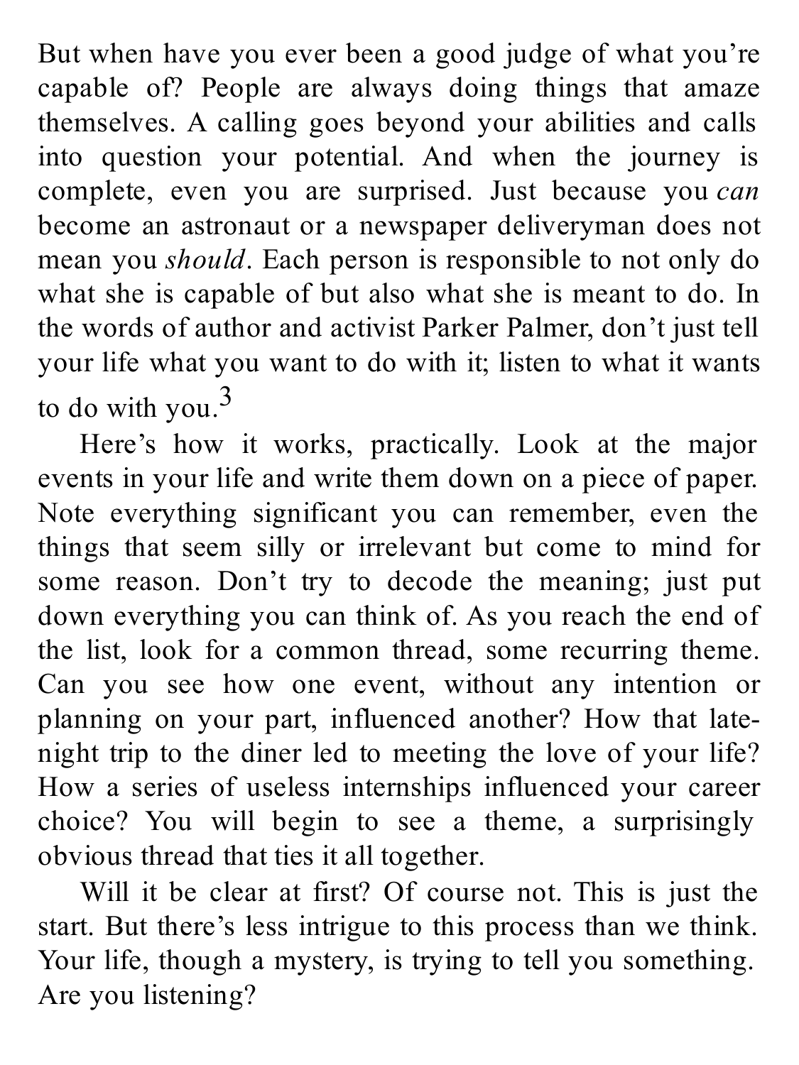But when have you ever been a good judge of what you're capable of? People are always doing things that amaze themselves. A calling goes beyond your abilities and calls into question your potential. And when the journey is complete, even you are surprised. Just because you *can* become an astronaut or a newspaper deliveryman does not mean you *should*. Each person is responsible to not only do what she is capable of but also what she is meant to do. In the words of author and activist Parker Palmer, don't just tell your life what you want to do with it; listen to what it wants to do with you.[3]

Here's how it works, practically. Look at the major events in your life and write them down on a piece of paper. Note everything significant you can remember, even the things that seem silly or irrelevant but come to mind for some reason. Don't try to decode the meaning; just put down everything you can think of. As you reach the end of the list, look for a common thread, some recurring theme. Can you see how one event, without any intention or planning on your part, influenced another? How that late-night trip to the diner led to meeting the love of your life? How a series of useless internships influenced your career choice? You will begin to see a theme, a surprisingly obvious thread that ties it all together.

Will it be clear at first? Of course not. This is just the start. But there's less intrigue to this process than we think. Your life, though a mystery, is trying to tell you something. Are you listening?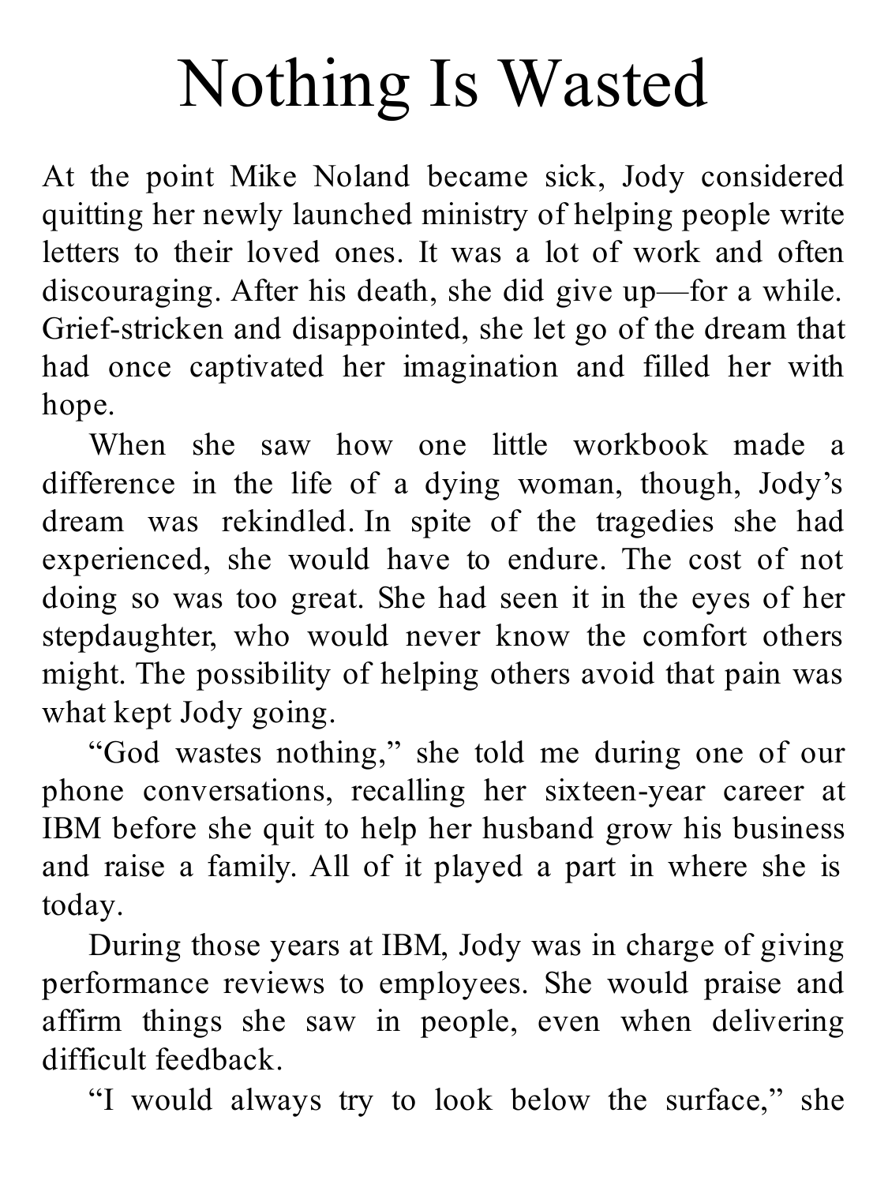# Nothing Is Wasted

At the point Mike Noland became sick, Jody considered quitting her newly launched ministry of helping people write letters to their loved ones. It was a lot of work and often discouraging. After his death, she did give up—for a while. Grief-stricken and disappointed, she let go of the dream that had once captivated her imagination and filled her with hope.

When she saw how one little workbook made a difference in the life of a dying woman, though, Jody's dream was rekindled. In spite of the tragedies she had experienced, she would have to endure. The cost of not doing so was too great. She had seen it in the eyes of her stepdaughter, who would never know the comfort others might. The possibility of helping others avoid that pain was what kept Jody going.

"God wastes nothing," she told me during one of our phone conversations, recalling her sixteen-year career at IBM before she quit to help her husband grow his business and raise a family. All of it played a part in where she is today.

During those years at IBM, Jody was in charge of giving performance reviews to employees. She would praise and affirm things she saw in people, even when delivering difficult feedback.

"I would always try to look below the surface," she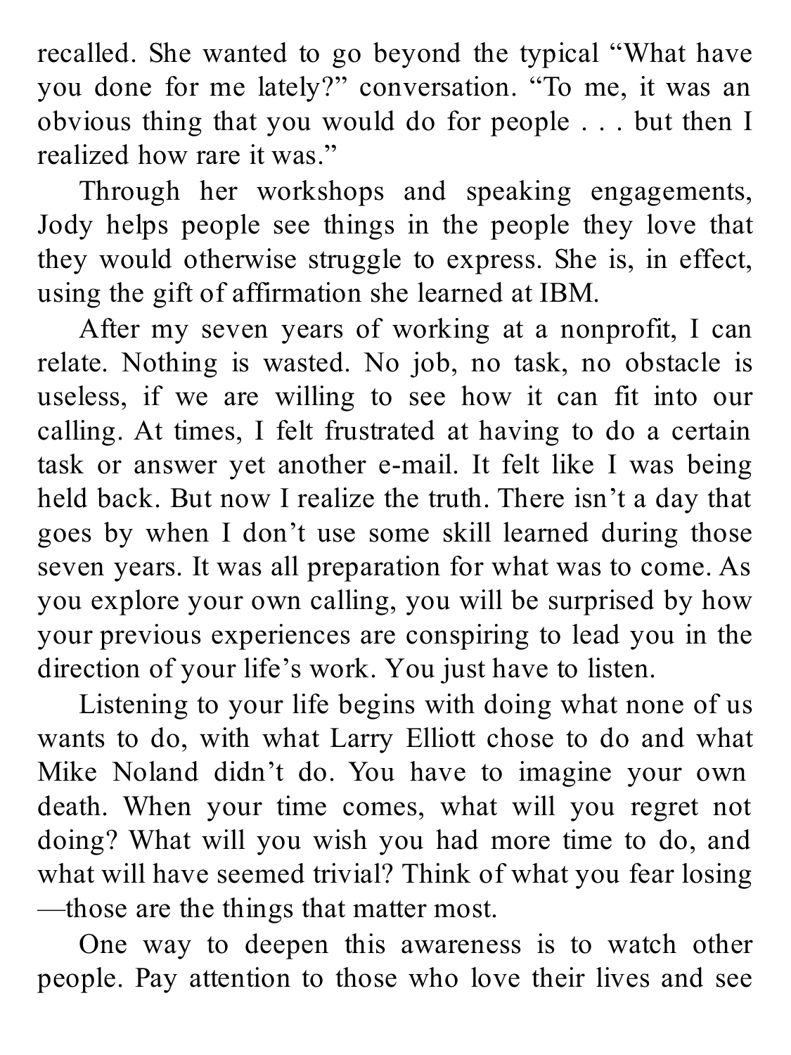recalled. She wanted to go beyond the typical "What have you done for me lately?" conversation. "To me, it was an obvious thing that you would do for people . . . but then I realized how rare it was."

Through her workshops and speaking engagements, Jody helps people see things in the people they love that they would otherwise struggle to express. She is, in effect, using the gift of affirmation she learned at IBM.

After my seven years of working at a nonprofit, I can relate. Nothing is wasted. No job, no task, no obstacle is useless, if we are willing to see how it can fit into our calling. At times, I felt frustrated at having to do a certain task or answer yet another e-mail. It felt like I was being held back. But now I realize the truth. There isn't a day that goes by when I don't use some skill learned during those seven years. It was all preparation for what was to come. As you explore your own calling, you will be surprised by how your previous experiences are conspiring to lead you in the direction of your life's work. You just have to listen.

Listening to your life begins with doing what none of us wants to do, with what Larry Elliott chose to do and what Mike Noland didn't do. You have to imagine your own death. When your time comes, what will you regret not doing? What will you wish you had more time to do, and what will have seemed trivial? Think of what you fear losing—those are the things that matter most.

One way to deepen this awareness is to watch other people. Pay attention to those who love their lives and see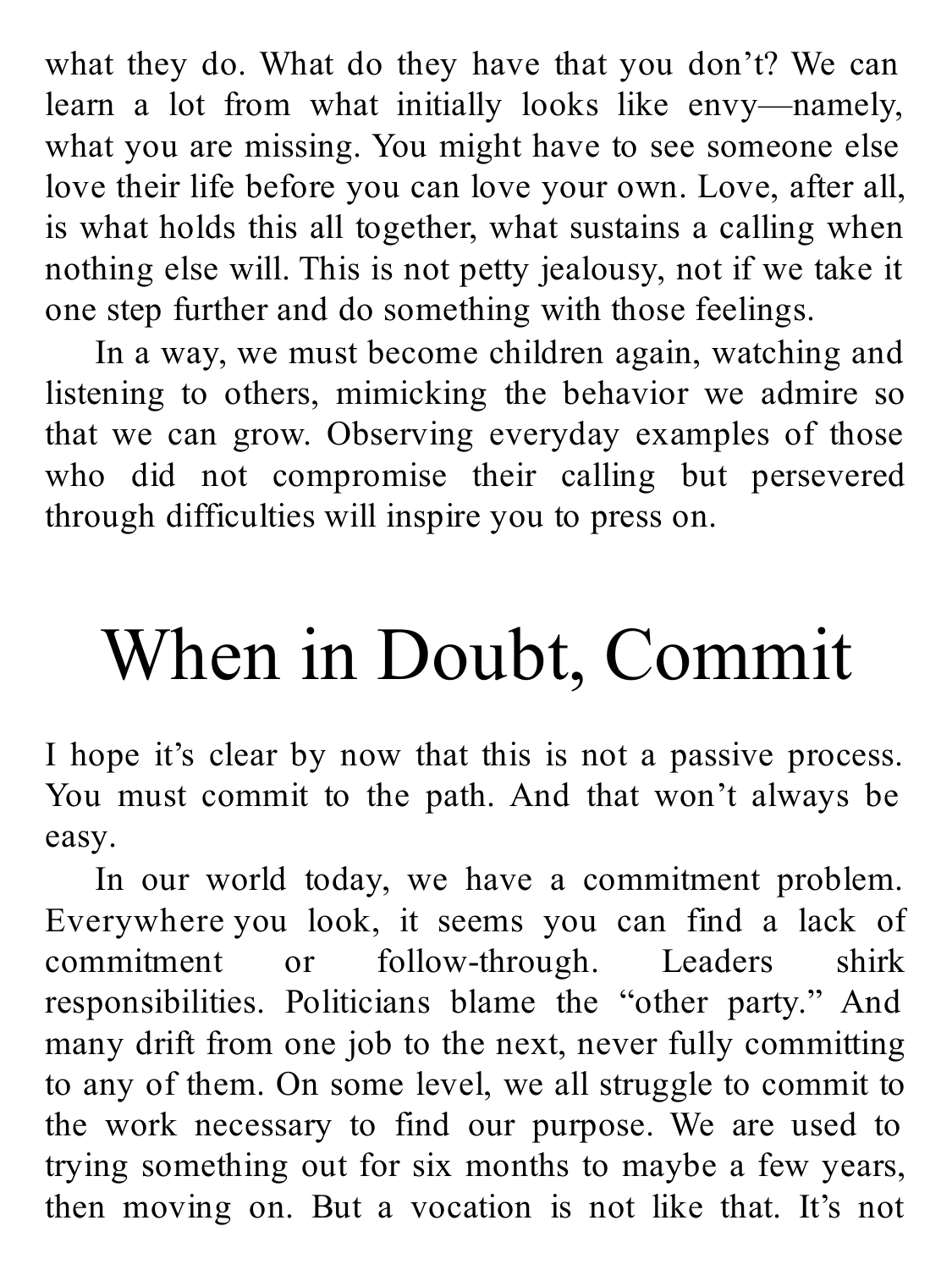what they do. What do they have that you don't? We can learn a lot from what initially looks like envy—namely, what you are missing. You might have to see someone else love their life before you can love your own. Love, after all, is what holds this all together, what sustains a calling when nothing else will. This is not petty jealousy, not if we take it one step further and do something with those feelings.

In a way, we must become children again, watching and listening to others, mimicking the behavior we admire so that we can grow. Observing everyday examples of those who did not compromise their calling but persevered through difficulties will inspire you to press on.

# When in Doubt, Commit

I hope it's clear by now that this is not a passive process. You must commit to the path. And that won't always be easy.

In our world today, we have a commitment problem. Everywhere you look, it seems you can find a lack of commitment or follow-through. Leaders shirk responsibilities. Politicians blame the "other party." And many drift from one job to the next, never fully committing to any of them. On some level, we all struggle to commit to the work necessary to find our purpose. We are used to trying something out for six months to maybe a few years, then moving on. But a vocation is not like that. It's not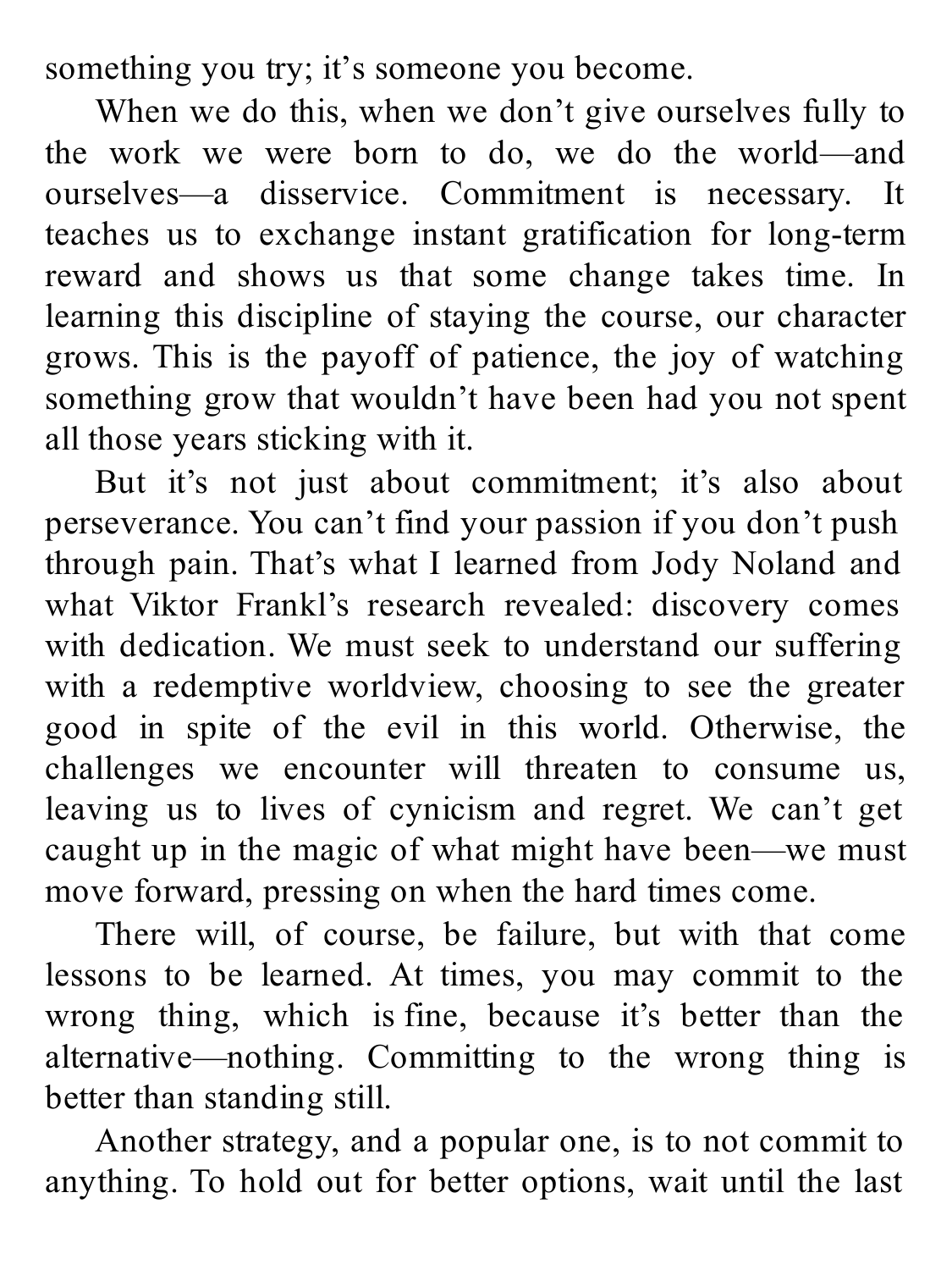something you try; it's someone you become.

When we do this, when we don't give ourselves fully to the work we were born to do, we do the world—and ourselves—a disservice. Commitment is necessary. It teaches us to exchange instant gratification for long-term reward and shows us that some change takes time. In learning this discipline of staying the course, our character grows. This is the payoff of patience, the joy of watching something grow that wouldn't have been had you not spent all those years sticking with it.

But it's not just about commitment; it's also about perseverance. You can't find your passion if you don't push through pain. That's what I learned from Jody Noland and what Viktor Frankl's research revealed: discovery comes with dedication. We must seek to understand our suffering with a redemptive worldview, choosing to see the greater good in spite of the evil in this world. Otherwise, the challenges we encounter will threaten to consume us, leaving us to lives of cynicism and regret. We can't get caught up in the magic of what might have been—we must move forward, pressing on when the hard times come.

There will, of course, be failure, but with that come lessons to be learned. At times, you may commit to the wrong thing, which is fine, because it's better than the alternative—nothing. Committing to the wrong thing is better than standing still.

Another strategy, and a popular one, is to not commit to anything. To hold out for better options, wait until the last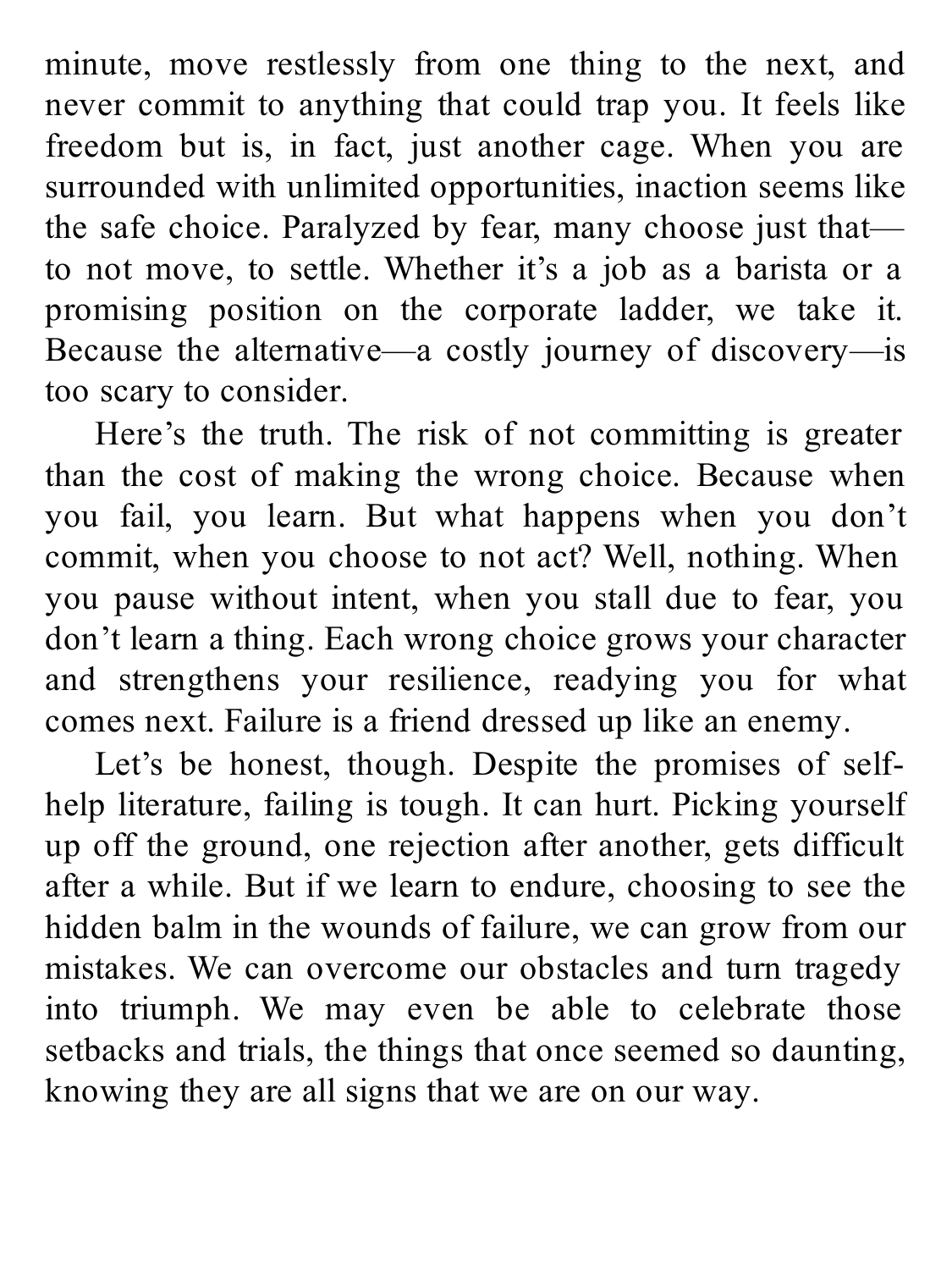minute, move restlessly from one thing to the next, and never commit to anything that could trap you. It feels like freedom but is, in fact, just another cage. When you are surrounded with unlimited opportunities, inaction seems like the safe choice. Paralyzed by fear, many choose just that—to not move, to settle. Whether it's a job as a barista or a promising position on the corporate ladder, we take it. Because the alternative—a costly journey of discovery—is too scary to consider.

Here's the truth. The risk of not committing is greater than the cost of making the wrong choice. Because when you fail, you learn. But what happens when you don't commit, when you choose to not act? Well, nothing. When you pause without intent, when you stall due to fear, you don't learn a thing. Each wrong choice grows your character and strengthens your resilience, readying you for what comes next. Failure is a friend dressed up like an enemy.

Let's be honest, though. Despite the promises of self-help literature, failing is tough. It can hurt. Picking yourself up off the ground, one rejection after another, gets difficult after a while. But if we learn to endure, choosing to see the hidden balm in the wounds of failure, we can grow from our mistakes. We can overcome our obstacles and turn tragedy into triumph. We may even be able to celebrate those setbacks and trials, the things that once seemed so daunting, knowing they are all signs that we are on our way.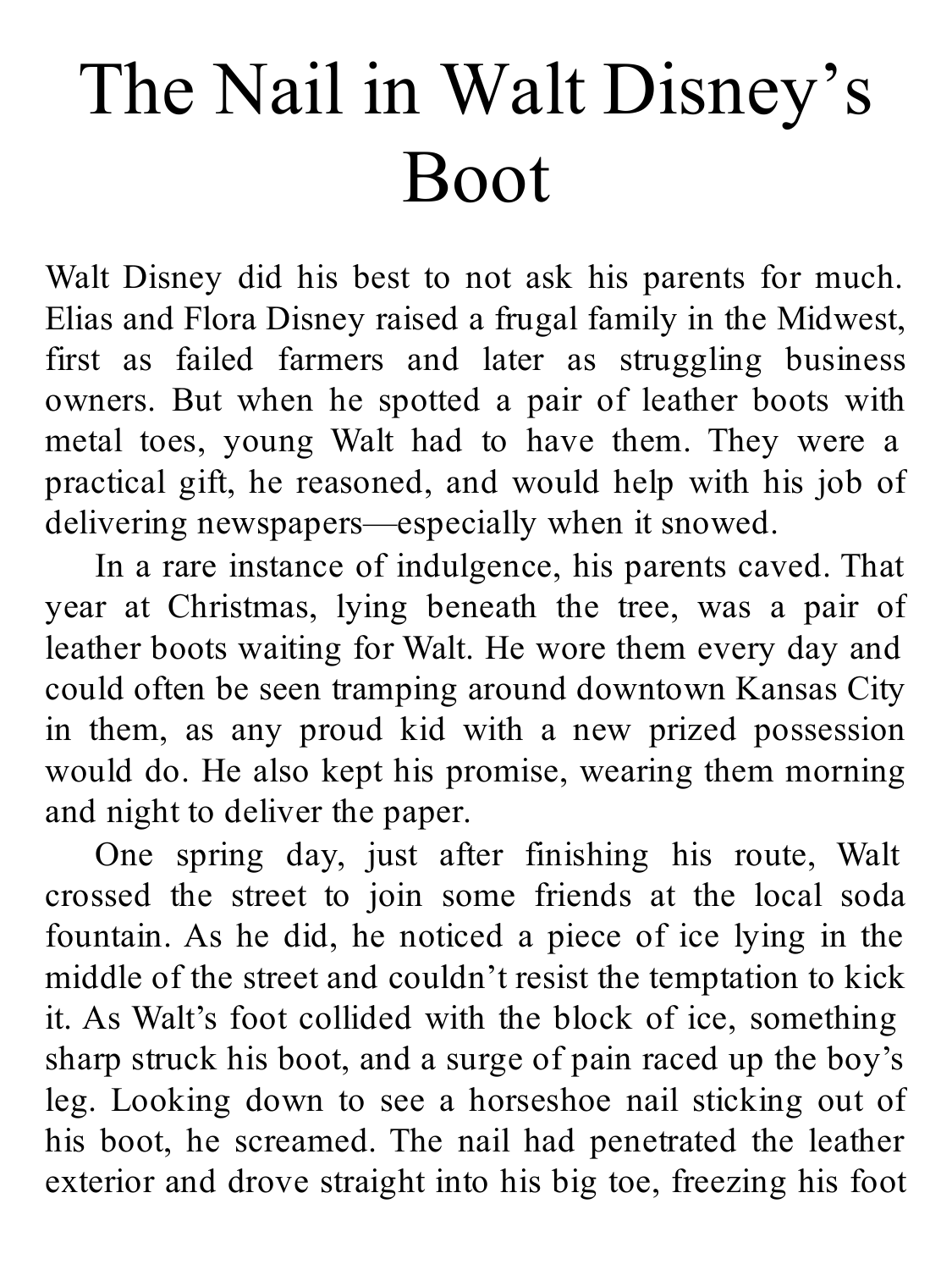# The Nail in Walt Disney's Boot

Walt Disney did his best to not ask his parents for much. Elias and Flora Disney raised a frugal family in the Midwest, first as failed farmers and later as struggling business owners. But when he spotted a pair of leather boots with metal toes, young Walt had to have them. They were a practical gift, he reasoned, and would help with his job of delivering newspapers—especially when it snowed.

In a rare instance of indulgence, his parents caved. That year at Christmas, lying beneath the tree, was a pair of leather boots waiting for Walt. He wore them every day and could often be seen tramping around downtown Kansas City in them, as any proud kid with a new prized possession would do. He also kept his promise, wearing them morning and night to deliver the paper.

One spring day, just after finishing his route, Walt crossed the street to join some friends at the local soda fountain. As he did, he noticed a piece of ice lying in the middle of the street and couldn't resist the temptation to kick it. As Walt's foot collided with the block of ice, something sharp struck his boot, and a surge of pain raced up the boy's leg. Looking down to see a horseshoe nail sticking out of his boot, he screamed. The nail had penetrated the leather exterior and drove straight into his big toe, freezing his foot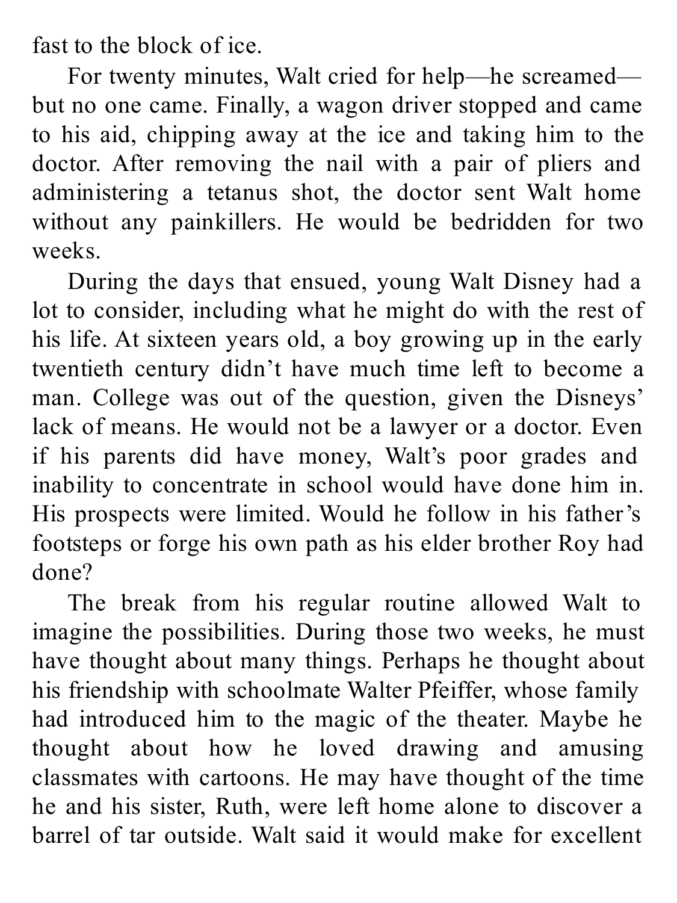fast to the block of ice.

For twenty minutes, Walt cried for help—he screamed—but no one came. Finally, a wagon driver stopped and came to his aid, chipping away at the ice and taking him to the doctor. After removing the nail with a pair of pliers and administering a tetanus shot, the doctor sent Walt home without any painkillers. He would be bedridden for two weeks.

During the days that ensued, young Walt Disney had a lot to consider, including what he might do with the rest of his life. At sixteen years old, a boy growing up in the early twentieth century didn't have much time left to become a man. College was out of the question, given the Disneys' lack of means. He would not be a lawyer or a doctor. Even if his parents did have money, Walt's poor grades and inability to concentrate in school would have done him in. His prospects were limited. Would he follow in his father's footsteps or forge his own path as his elder brother Roy had done?

The break from his regular routine allowed Walt to imagine the possibilities. During those two weeks, he must have thought about many things. Perhaps he thought about his friendship with schoolmate Walter Pfeiffer, whose family had introduced him to the magic of the theater. Maybe he thought about how he loved drawing and amusing classmates with cartoons. He may have thought of the time he and his sister, Ruth, were left home alone to discover a barrel of tar outside. Walt said it would make for excellent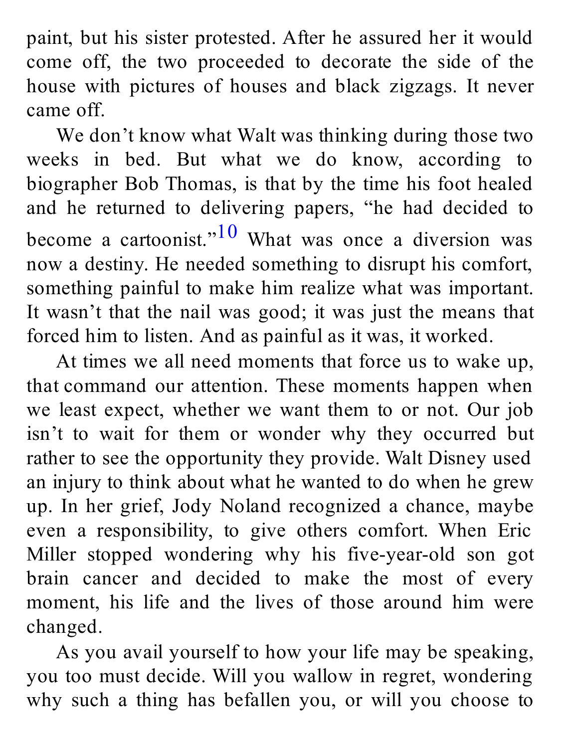paint, but his sister protested. After he assured her it would come off, the two proceeded to decorate the side of the house with pictures of houses and black zigzags. It never came off.

We don't know what Walt was thinking during those two weeks in bed. But what we do know, according to biographer Bob Thomas, is that by the time his foot healed and he returned to delivering papers, "he had decided to become a cartoonist."[10] What was once a diversion was now a destiny. He needed something to disrupt his comfort, something painful to make him realize what was important. It wasn't that the nail was good; it was just the means that forced him to listen. And as painful as it was, it worked.

At times we all need moments that force us to wake up, that command our attention. These moments happen when we least expect, whether we want them to or not. Our job isn't to wait for them or wonder why they occurred but rather to see the opportunity they provide. Walt Disney used an injury to think about what he wanted to do when he grew up. In her grief, Jody Noland recognized a chance, maybe even a responsibility, to give others comfort. When Eric Miller stopped wondering why his five-year-old son got brain cancer and decided to make the most of every moment, his life and the lives of those around him were changed.

As you avail yourself to how your life may be speaking, you too must decide. Will you wallow in regret, wondering why such a thing has befallen you, or will you choose to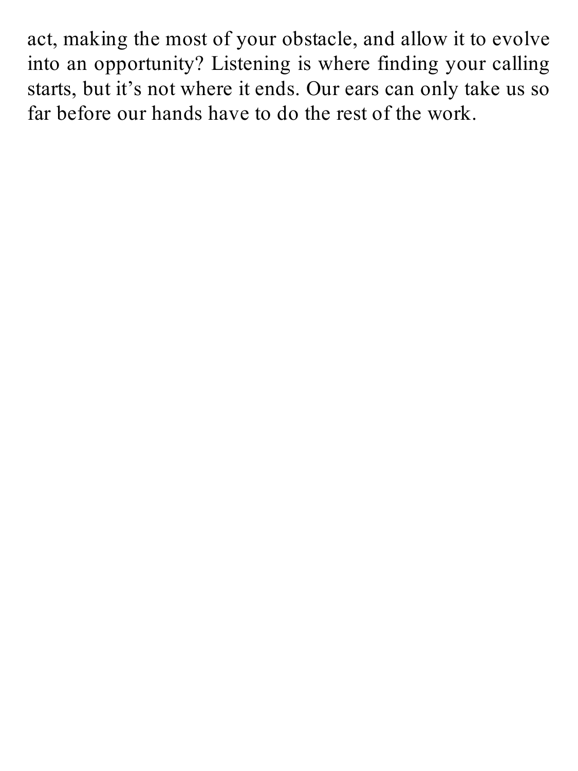act, making the most of your obstacle, and allow it to evolve into an opportunity? Listening is where finding your calling starts, but it's not where it ends. Our ears can only take us so far before our hands have to do the rest of the work.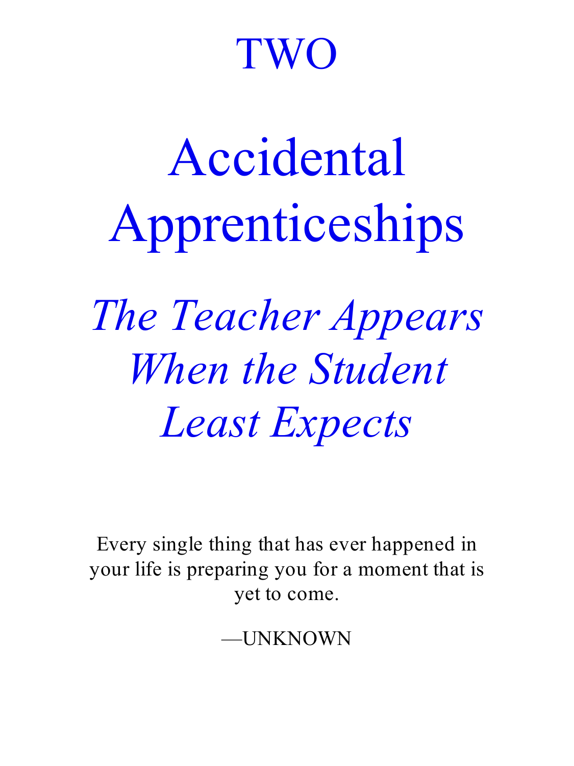# TWO

# Accidental Apprenticeships

## *The Teacher Appears When the Student Least Expects*

Every single thing that has ever happened in your life is preparing you for a moment that is yet to come.

—UNKNOWN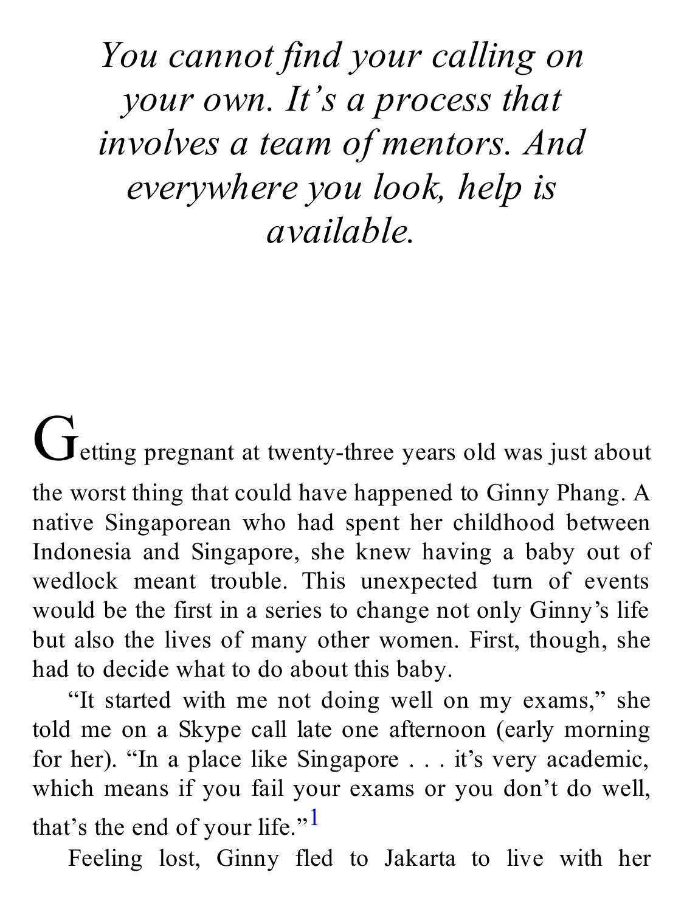*You cannot find your calling on your own. It's a process that involves a team of mentors. And everywhere you look, help is available.*

Getting pregnant at twenty-three years old was just about the worst thing that could have happened to Ginny Phang. A native Singaporean who had spent her childhood between Indonesia and Singapore, she knew having a baby out of wedlock meant trouble. This unexpected turn of events would be the first in a series to change not only Ginny's life but also the lives of many other women. First, though, she had to decide what to do about this baby.

"It started with me not doing well on my exams," she told me on a Skype call late one afternoon (early morning for her). "In a place like Singapore . . . it's very academic, which means if you fail your exams or you don't do well, that's the end of your life."[1]

Feeling lost, Ginny fled to Jakarta to live with her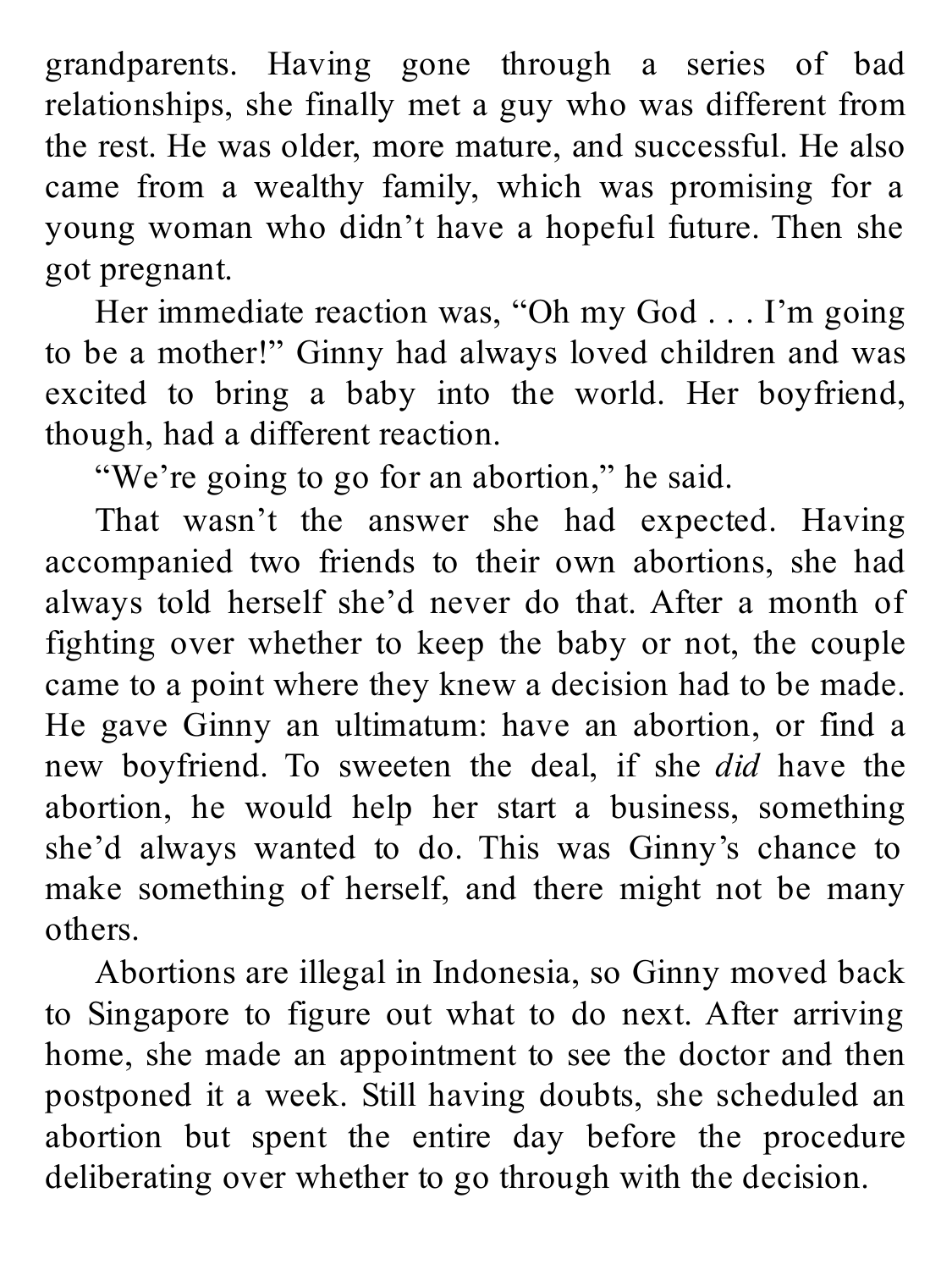grandparents. Having gone through a series of bad relationships, she finally met a guy who was different from the rest. He was older, more mature, and successful. He also came from a wealthy family, which was promising for a young woman who didn't have a hopeful future. Then she got pregnant.

Her immediate reaction was, "Oh my God . . . I'm going to be a mother!" Ginny had always loved children and was excited to bring a baby into the world. Her boyfriend, though, had a different reaction.

"We're going to go for an abortion," he said.

That wasn't the answer she had expected. Having accompanied two friends to their own abortions, she had always told herself she'd never do that. After a month of fighting over whether to keep the baby or not, the couple came to a point where they knew a decision had to be made. He gave Ginny an ultimatum: have an abortion, or find a new boyfriend. To sweeten the deal, if she *did* have the abortion, he would help her start a business, something she'd always wanted to do. This was Ginny's chance to make something of herself, and there might not be many others.

Abortions are illegal in Indonesia, so Ginny moved back to Singapore to figure out what to do next. After arriving home, she made an appointment to see the doctor and then postponed it a week. Still having doubts, she scheduled an abortion but spent the entire day before the procedure deliberating over whether to go through with the decision.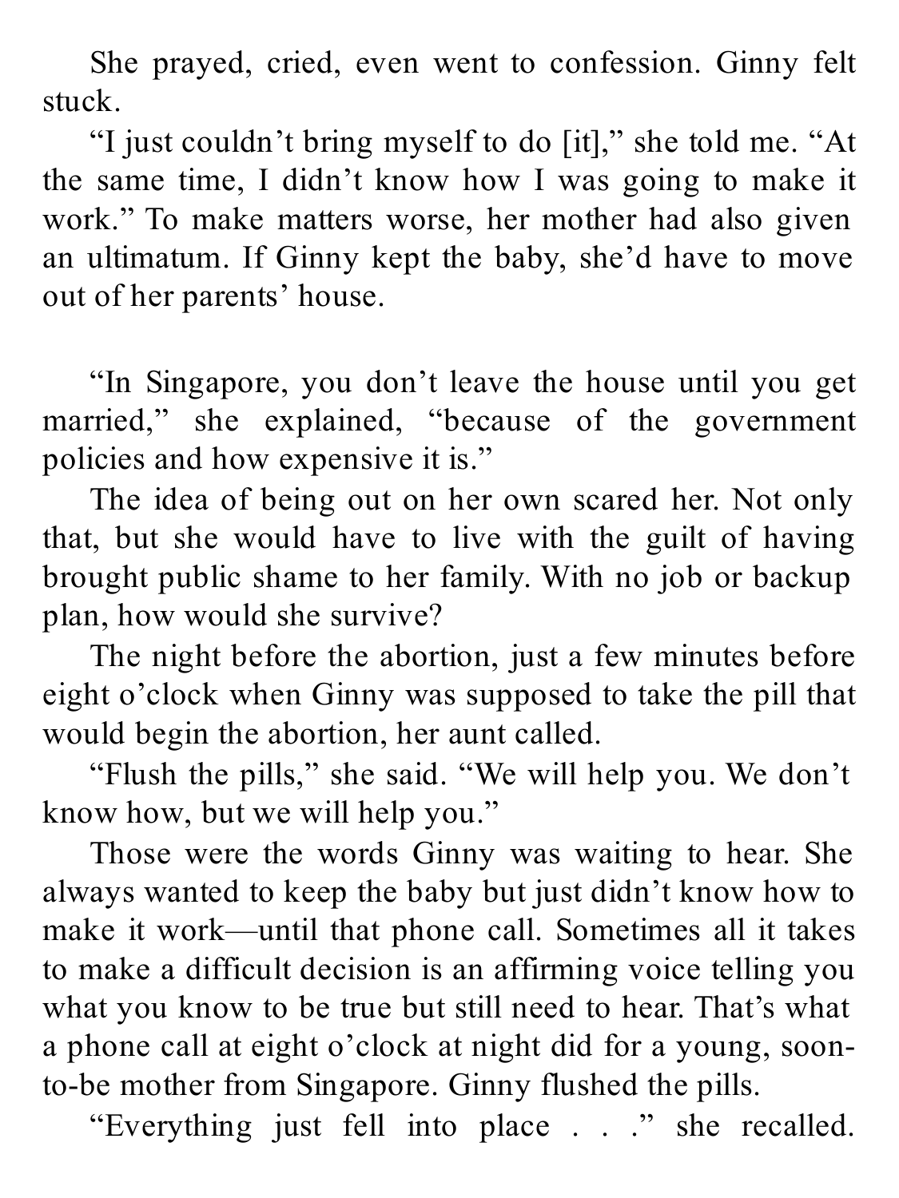She prayed, cried, even went to confession. Ginny felt stuck.

"I just couldn't bring myself to do [it]," she told me. "At the same time, I didn't know how I was going to make it work." To make matters worse, her mother had also given an ultimatum. If Ginny kept the baby, she'd have to move out of her parents' house.

"In Singapore, you don't leave the house until you get married," she explained, "because of the government policies and how expensive it is."

The idea of being out on her own scared her. Not only that, but she would have to live with the guilt of having brought public shame to her family. With no job or backup plan, how would she survive?

The night before the abortion, just a few minutes before eight o'clock when Ginny was supposed to take the pill that would begin the abortion, her aunt called.

"Flush the pills," she said. "We will help you. We don't know how, but we will help you."

Those were the words Ginny was waiting to hear. She always wanted to keep the baby but just didn't know how to make it work—until that phone call. Sometimes all it takes to make a difficult decision is an affirming voice telling you what you know to be true but still need to hear. That's what a phone call at eight o'clock at night did for a young, soon-to-be mother from Singapore. Ginny flushed the pills.

"Everything just fell into place . . ." she recalled.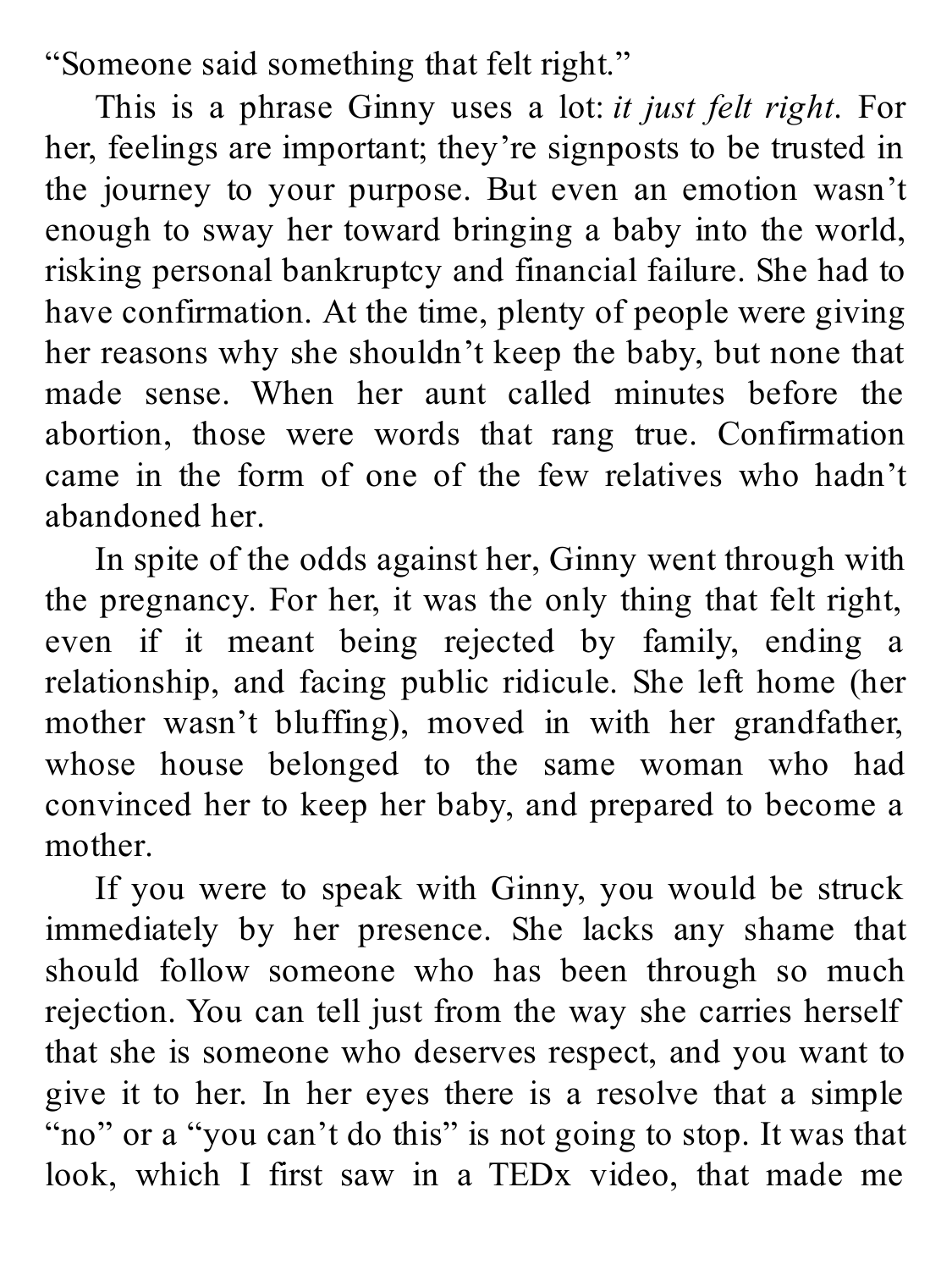"Someone said something that felt right."

This is a phrase Ginny uses a lot: *it just felt right*. For her, feelings are important; they're signposts to be trusted in the journey to your purpose. But even an emotion wasn't enough to sway her toward bringing a baby into the world, risking personal bankruptcy and financial failure. She had to have confirmation. At the time, plenty of people were giving her reasons why she shouldn't keep the baby, but none that made sense. When her aunt called minutes before the abortion, those were words that rang true. Confirmation came in the form of one of the few relatives who hadn't abandoned her.

In spite of the odds against her, Ginny went through with the pregnancy. For her, it was the only thing that felt right, even if it meant being rejected by family, ending a relationship, and facing public ridicule. She left home (her mother wasn't bluffing), moved in with her grandfather, whose house belonged to the same woman who had convinced her to keep her baby, and prepared to become a mother.

If you were to speak with Ginny, you would be struck immediately by her presence. She lacks any shame that should follow someone who has been through so much rejection. You can tell just from the way she carries herself that she is someone who deserves respect, and you want to give it to her. In her eyes there is a resolve that a simple "no" or a "you can't do this" is not going to stop. It was that look, which I first saw in a TEDx video, that made me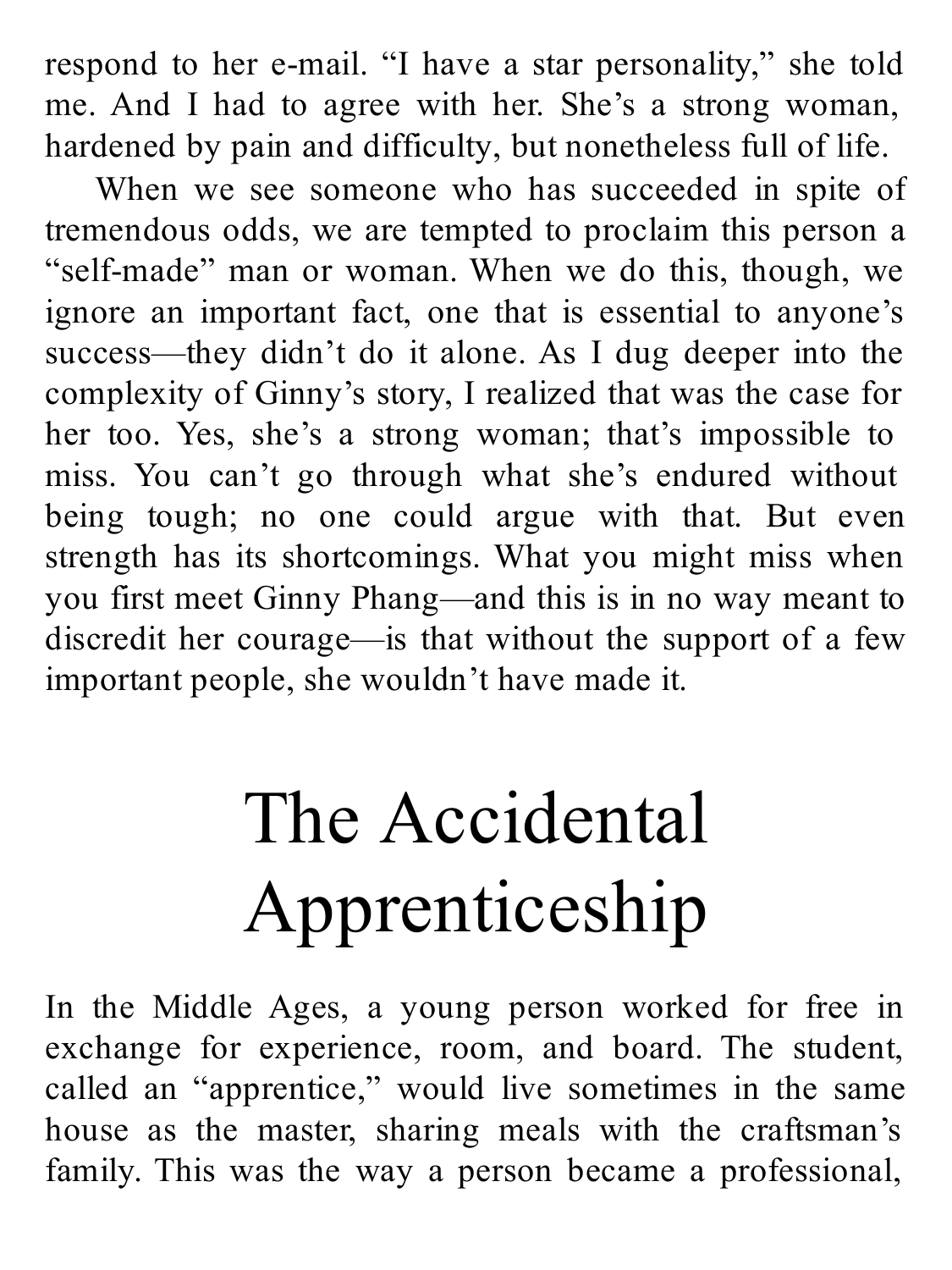respond to her e-mail. "I have a star personality," she told me. And I had to agree with her. She's a strong woman, hardened by pain and difficulty, but nonetheless full of life.

When we see someone who has succeeded in spite of tremendous odds, we are tempted to proclaim this person a "self-made" man or woman. When we do this, though, we ignore an important fact, one that is essential to anyone's success—they didn't do it alone. As I dug deeper into the complexity of Ginny's story, I realized that was the case for her too. Yes, she's a strong woman; that's impossible to miss. You can't go through what she's endured without being tough; no one could argue with that. But even strength has its shortcomings. What you might miss when you first meet Ginny Phang—and this is in no way meant to discredit her courage—is that without the support of a few important people, she wouldn't have made it.

# The Accidental Apprenticeship

In the Middle Ages, a young person worked for free in exchange for experience, room, and board. The student, called an "apprentice," would live sometimes in the same house as the master, sharing meals with the craftsman's family. This was the way a person became a professional,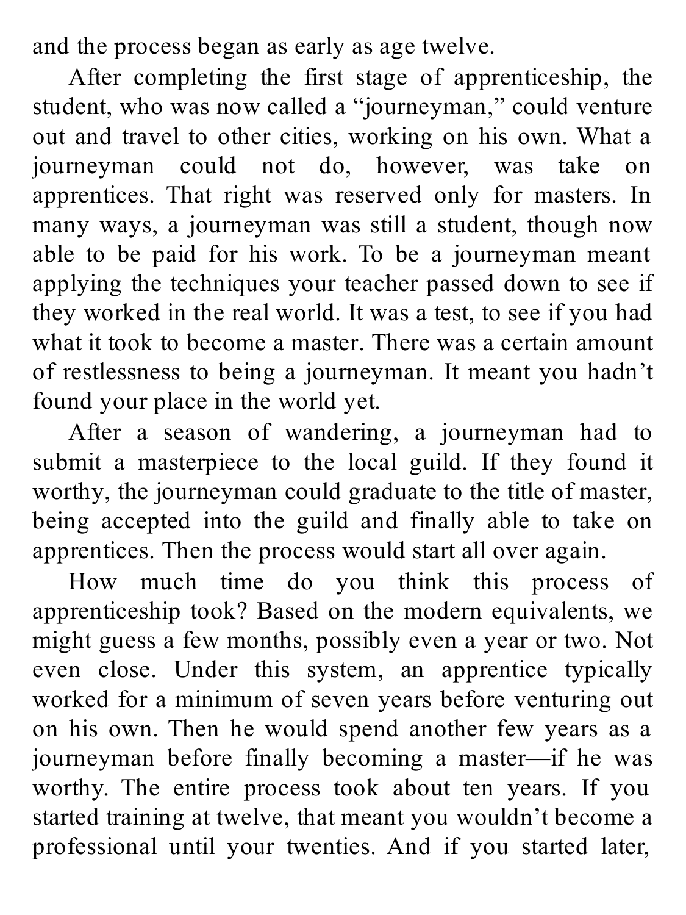and the process began as early as age twelve.

After completing the first stage of apprenticeship, the student, who was now called a "journeyman," could venture out and travel to other cities, working on his own. What a journeyman could not do, however, was take on apprentices. That right was reserved only for masters. In many ways, a journeyman was still a student, though now able to be paid for his work. To be a journeyman meant applying the techniques your teacher passed down to see if they worked in the real world. It was a test, to see if you had what it took to become a master. There was a certain amount of restlessness to being a journeyman. It meant you hadn't found your place in the world yet.

After a season of wandering, a journeyman had to submit a masterpiece to the local guild. If they found it worthy, the journeyman could graduate to the title of master, being accepted into the guild and finally able to take on apprentices. Then the process would start all over again.

How much time do you think this process of apprenticeship took? Based on the modern equivalents, we might guess a few months, possibly even a year or two. Not even close. Under this system, an apprentice typically worked for a minimum of seven years before venturing out on his own. Then he would spend another few years as a journeyman before finally becoming a master—if he was worthy. The entire process took about ten years. If you started training at twelve, that meant you wouldn't become a professional until your twenties. And if you started later,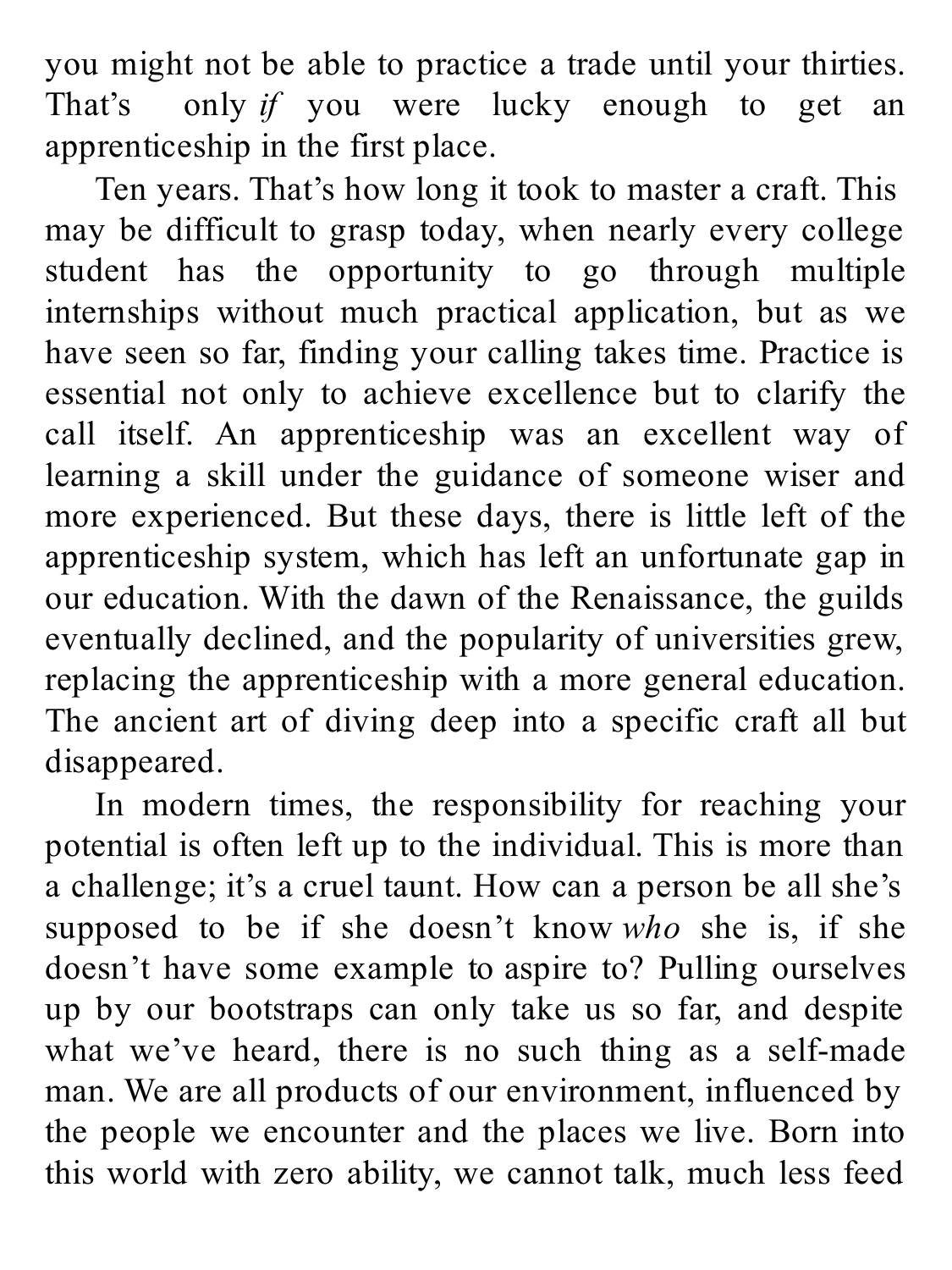you might not be able to practice a trade until your thirties. That's only *if* you were lucky enough to get an apprenticeship in the first place.

Ten years. That's how long it took to master a craft. This may be difficult to grasp today, when nearly every college student has the opportunity to go through multiple internships without much practical application, but as we have seen so far, finding your calling takes time. Practice is essential not only to achieve excellence but to clarify the call itself. An apprenticeship was an excellent way of learning a skill under the guidance of someone wiser and more experienced. But these days, there is little left of the apprenticeship system, which has left an unfortunate gap in our education. With the dawn of the Renaissance, the guilds eventually declined, and the popularity of universities grew, replacing the apprenticeship with a more general education. The ancient art of diving deep into a specific craft all but disappeared.

In modern times, the responsibility for reaching your potential is often left up to the individual. This is more than a challenge; it's a cruel taunt. How can a person be all she's supposed to be if she doesn't know *who* she is, if she doesn't have some example to aspire to? Pulling ourselves up by our bootstraps can only take us so far, and despite what we've heard, there is no such thing as a self-made man. We are all products of our environment, influenced by the people we encounter and the places we live. Born into this world with zero ability, we cannot talk, much less feed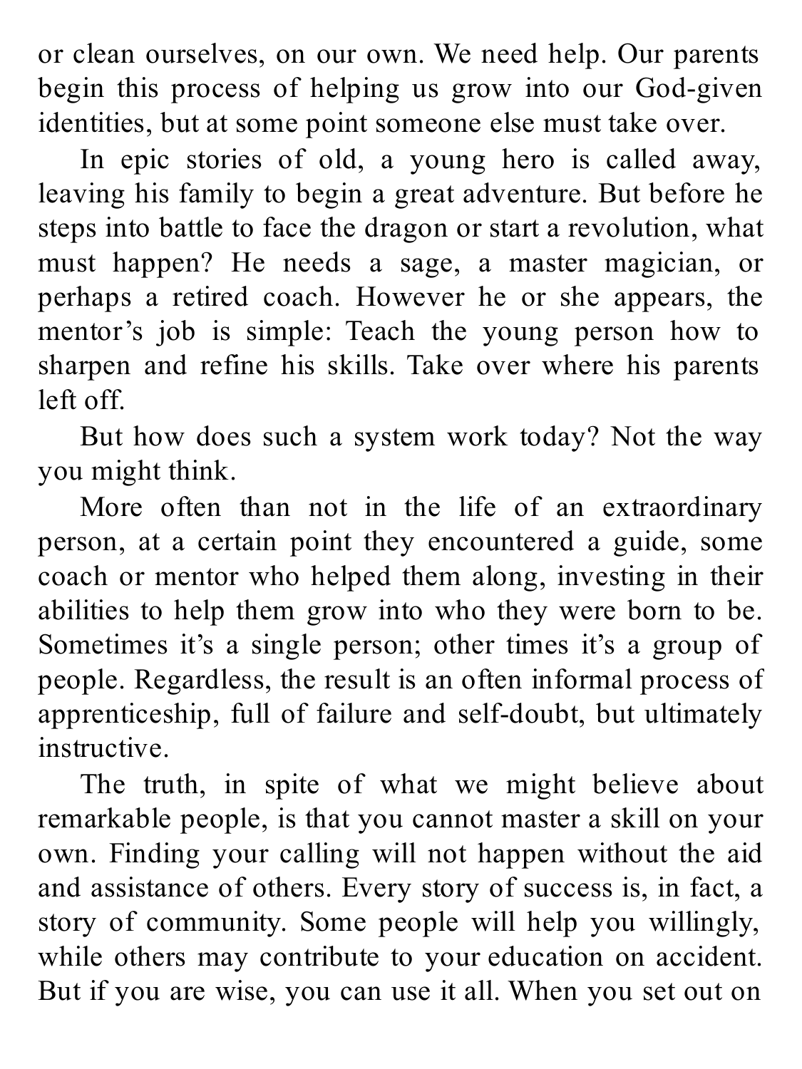or clean ourselves, on our own. We need help. Our parents begin this process of helping us grow into our God-given identities, but at some point someone else must take over.

In epic stories of old, a young hero is called away, leaving his family to begin a great adventure. But before he steps into battle to face the dragon or start a revolution, what must happen? He needs a sage, a master magician, or perhaps a retired coach. However he or she appears, the mentor's job is simple: Teach the young person how to sharpen and refine his skills. Take over where his parents left off.

But how does such a system work today? Not the way you might think.

More often than not in the life of an extraordinary person, at a certain point they encountered a guide, some coach or mentor who helped them along, investing in their abilities to help them grow into who they were born to be. Sometimes it's a single person; other times it's a group of people. Regardless, the result is an often informal process of apprenticeship, full of failure and self-doubt, but ultimately instructive.

The truth, in spite of what we might believe about remarkable people, is that you cannot master a skill on your own. Finding your calling will not happen without the aid and assistance of others. Every story of success is, in fact, a story of community. Some people will help you willingly, while others may contribute to your education on accident. But if you are wise, you can use it all. When you set out on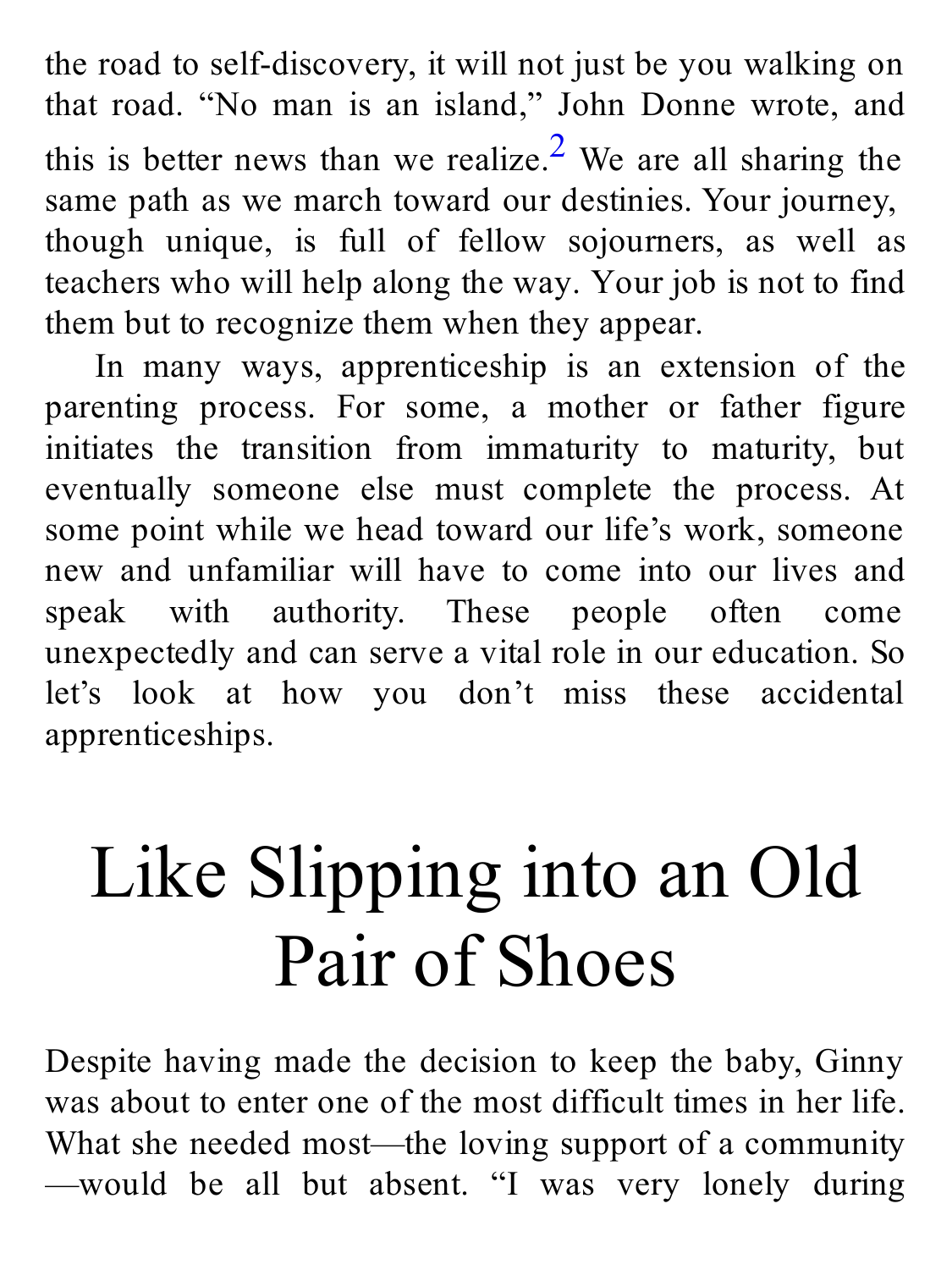the road to self-discovery, it will not just be you walking on that road. "No man is an island," John Donne wrote, and this is better news than we realize.[2] We are all sharing the same path as we march toward our destinies. Your journey, though unique, is full of fellow sojourners, as well as teachers who will help along the way. Your job is not to find them but to recognize them when they appear.

In many ways, apprenticeship is an extension of the parenting process. For some, a mother or father figure initiates the transition from immaturity to maturity, but eventually someone else must complete the process. At some point while we head toward our life's work, someone new and unfamiliar will have to come into our lives and speak with authority. These people often come unexpectedly and can serve a vital role in our education. So let's look at how you don't miss these accidental apprenticeships.

# Like Slipping into an Old Pair of Shoes

Despite having made the decision to keep the baby, Ginny was about to enter one of the most difficult times in her life. What she needed most—the loving support of a community—would be all but absent. "I was very lonely during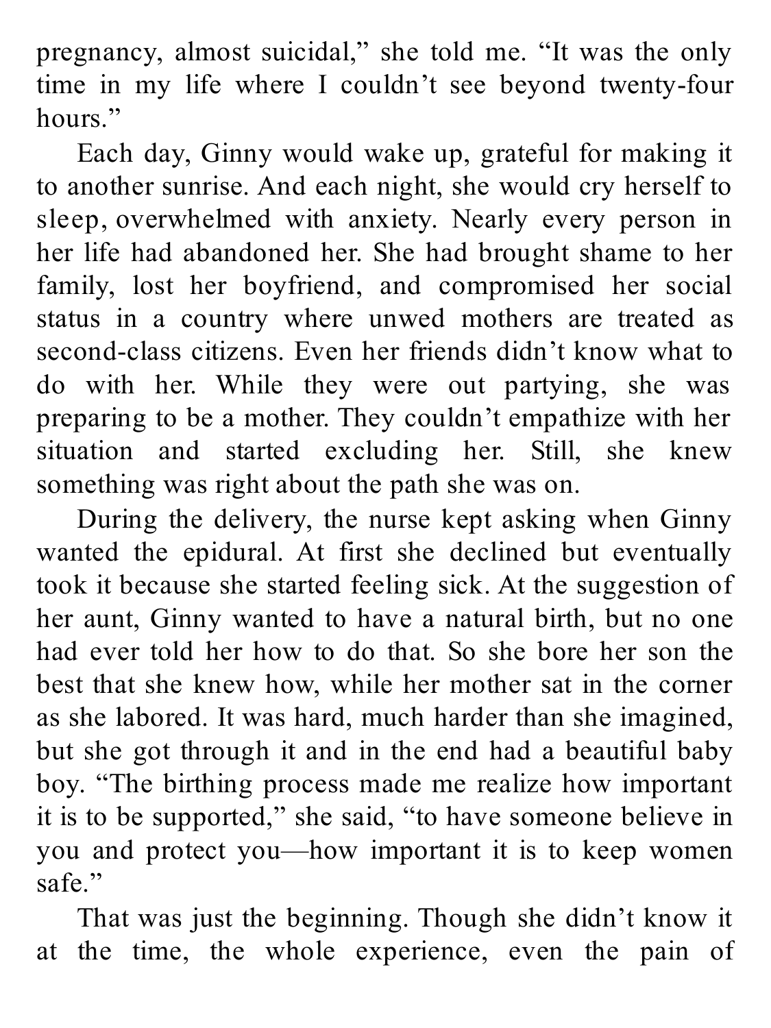pregnancy, almost suicidal," she told me. "It was the only time in my life where I couldn't see beyond twenty-four hours."

Each day, Ginny would wake up, grateful for making it to another sunrise. And each night, she would cry herself to sleep, overwhelmed with anxiety. Nearly every person in her life had abandoned her. She had brought shame to her family, lost her boyfriend, and compromised her social status in a country where unwed mothers are treated as second-class citizens. Even her friends didn't know what to do with her. While they were out partying, she was preparing to be a mother. They couldn't empathize with her situation and started excluding her. Still, she knew something was right about the path she was on.

During the delivery, the nurse kept asking when Ginny wanted the epidural. At first she declined but eventually took it because she started feeling sick. At the suggestion of her aunt, Ginny wanted to have a natural birth, but no one had ever told her how to do that. So she bore her son the best that she knew how, while her mother sat in the corner as she labored. It was hard, much harder than she imagined, but she got through it and in the end had a beautiful baby boy. "The birthing process made me realize how important it is to be supported," she said, "to have someone believe in you and protect you—how important it is to keep women safe."

That was just the beginning. Though she didn't know it at the time, the whole experience, even the pain of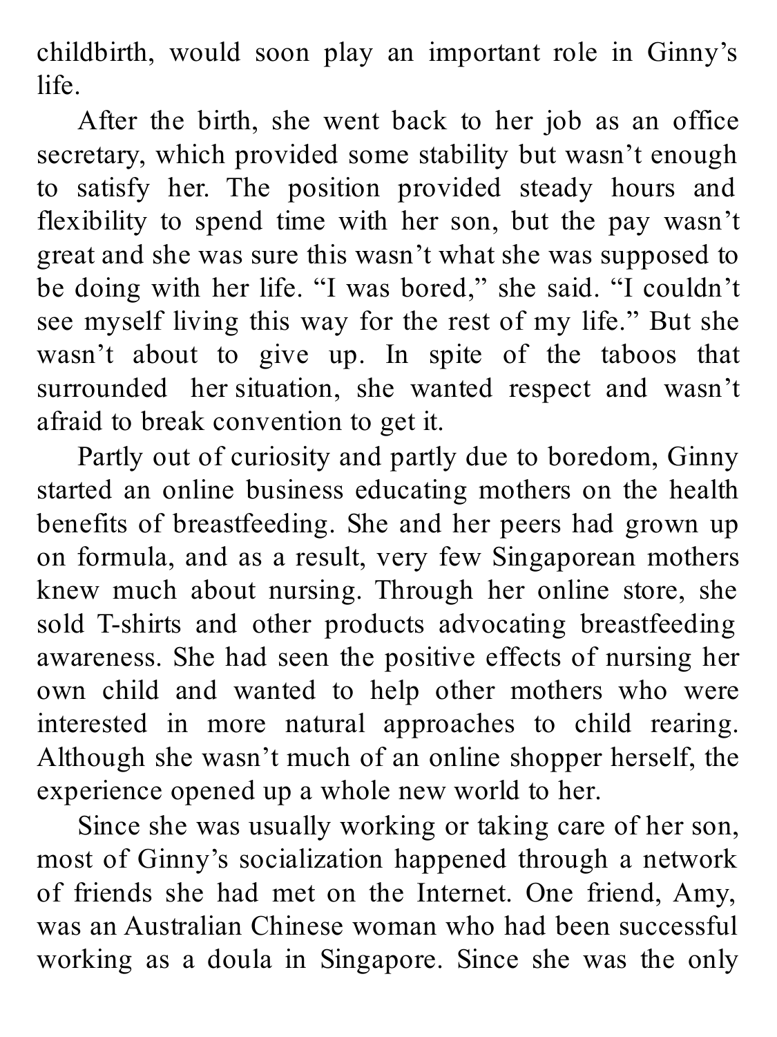childbirth, would soon play an important role in Ginny's life.

After the birth, she went back to her job as an office secretary, which provided some stability but wasn't enough to satisfy her. The position provided steady hours and flexibility to spend time with her son, but the pay wasn't great and she was sure this wasn't what she was supposed to be doing with her life. "I was bored," she said. "I couldn't see myself living this way for the rest of my life." But she wasn't about to give up. In spite of the taboos that surrounded her situation, she wanted respect and wasn't afraid to break convention to get it.

Partly out of curiosity and partly due to boredom, Ginny started an online business educating mothers on the health benefits of breastfeeding. She and her peers had grown up on formula, and as a result, very few Singaporean mothers knew much about nursing. Through her online store, she sold T-shirts and other products advocating breastfeeding awareness. She had seen the positive effects of nursing her own child and wanted to help other mothers who were interested in more natural approaches to child rearing. Although she wasn't much of an online shopper herself, the experience opened up a whole new world to her.

Since she was usually working or taking care of her son, most of Ginny's socialization happened through a network of friends she had met on the Internet. One friend, Amy, was an Australian Chinese woman who had been successful working as a doula in Singapore. Since she was the only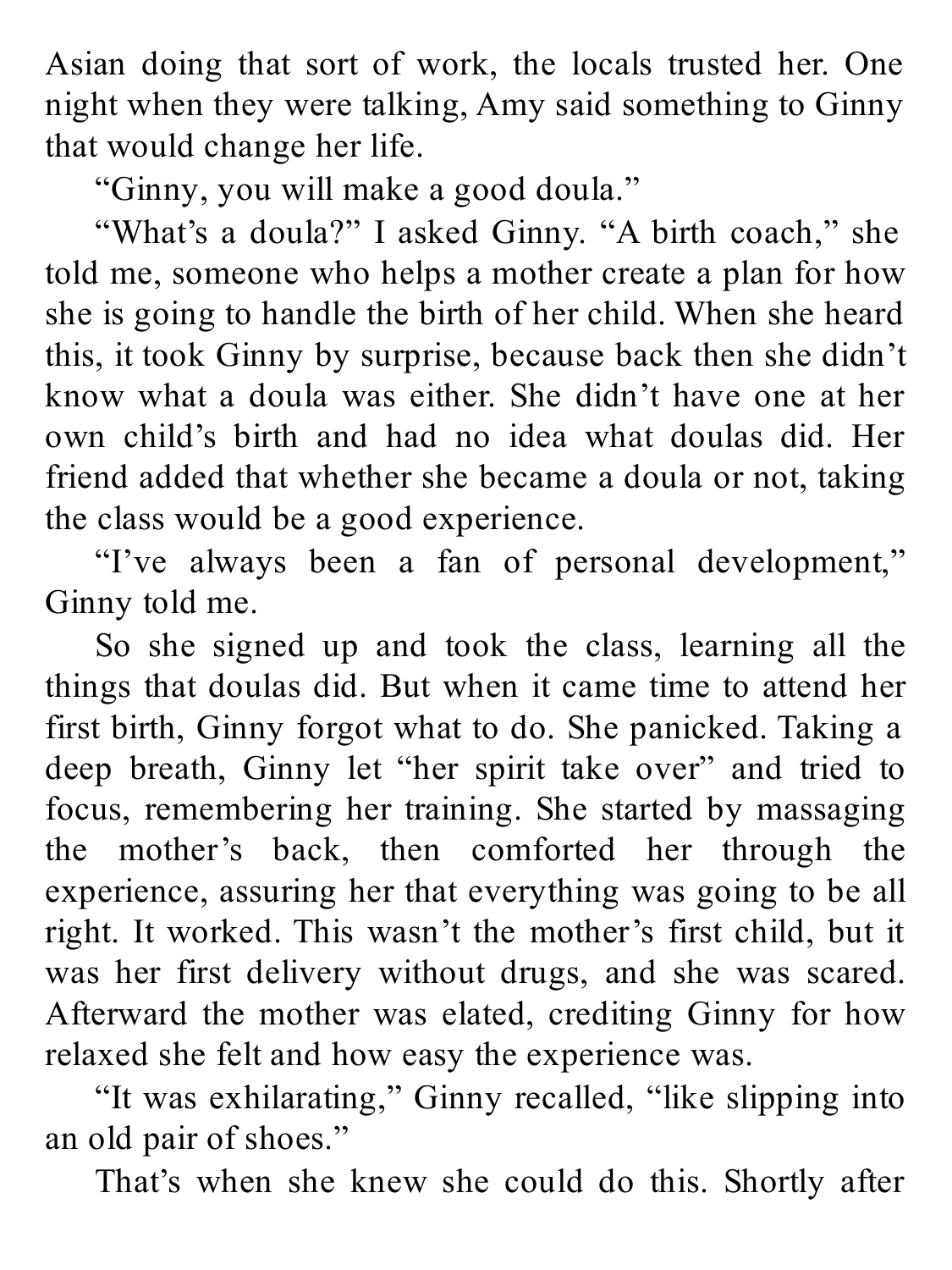Asian doing that sort of work, the locals trusted her. One night when they were talking, Amy said something to Ginny that would change her life.

"Ginny, you will make a good doula."

"What's a doula?" I asked Ginny. "A birth coach," she told me, someone who helps a mother create a plan for how she is going to handle the birth of her child. When she heard this, it took Ginny by surprise, because back then she didn't know what a doula was either. She didn't have one at her own child's birth and had no idea what doulas did. Her friend added that whether she became a doula or not, taking the class would be a good experience.

"I've always been a fan of personal development," Ginny told me.

So she signed up and took the class, learning all the things that doulas did. But when it came time to attend her first birth, Ginny forgot what to do. She panicked. Taking a deep breath, Ginny let "her spirit take over" and tried to focus, remembering her training. She started by massaging the mother's back, then comforted her through the experience, assuring her that everything was going to be all right. It worked. This wasn't the mother's first child, but it was her first delivery without drugs, and she was scared. Afterward the mother was elated, crediting Ginny for how relaxed she felt and how easy the experience was.

"It was exhilarating," Ginny recalled, "like slipping into an old pair of shoes."

That's when she knew she could do this. Shortly after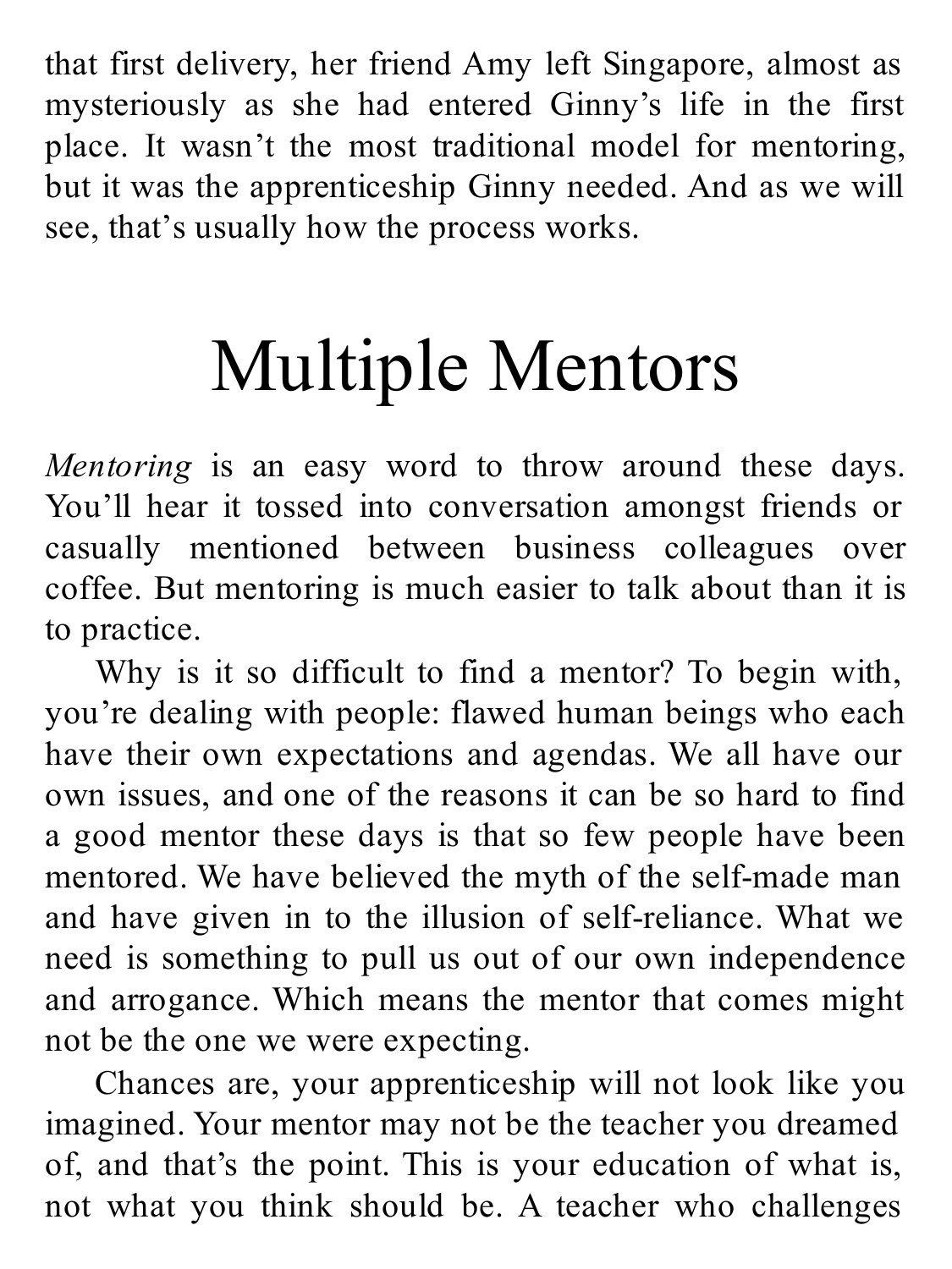that first delivery, her friend Amy left Singapore, almost as mysteriously as she had entered Ginny's life in the first place. It wasn't the most traditional model for mentoring, but it was the apprenticeship Ginny needed. And as we will see, that's usually how the process works.

# Multiple Mentors

*Mentoring* is an easy word to throw around these days. You'll hear it tossed into conversation amongst friends or casually mentioned between business colleagues over coffee. But mentoring is much easier to talk about than it is to practice.

Why is it so difficult to find a mentor? To begin with, you're dealing with people: flawed human beings who each have their own expectations and agendas. We all have our own issues, and one of the reasons it can be so hard to find a good mentor these days is that so few people have been mentored. We have believed the myth of the self-made man and have given in to the illusion of self-reliance. What we need is something to pull us out of our own independence and arrogance. Which means the mentor that comes might not be the one we were expecting.

Chances are, your apprenticeship will not look like you imagined. Your mentor may not be the teacher you dreamed of, and that's the point. This is your education of what is, not what you think should be. A teacher who challenges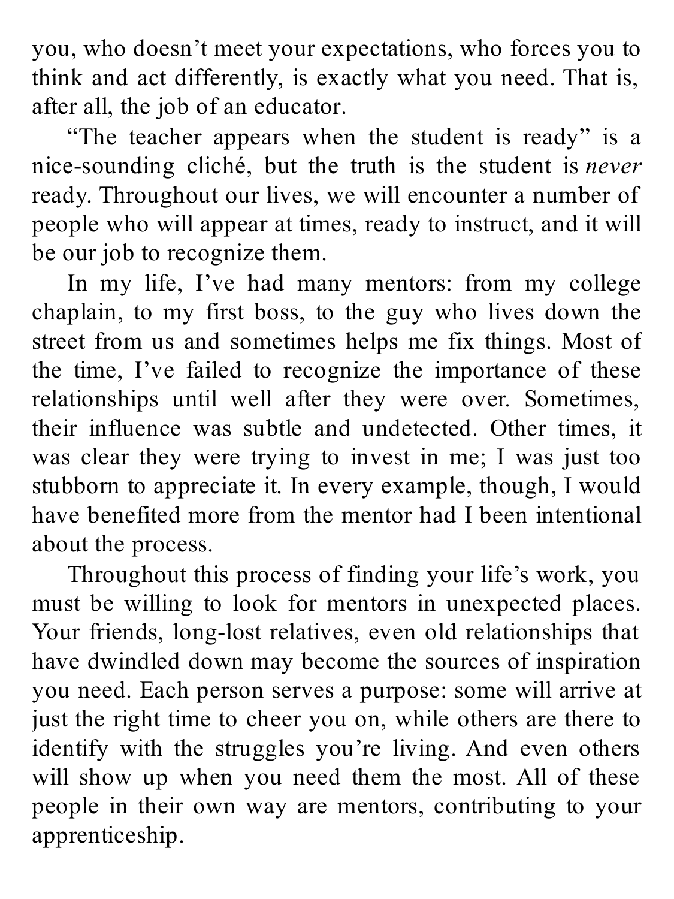you, who doesn't meet your expectations, who forces you to think and act differently, is exactly what you need. That is, after all, the job of an educator.

"The teacher appears when the student is ready" is a nice-sounding cliché, but the truth is the student is *never* ready. Throughout our lives, we will encounter a number of people who will appear at times, ready to instruct, and it will be our job to recognize them.

In my life, I've had many mentors: from my college chaplain, to my first boss, to the guy who lives down the street from us and sometimes helps me fix things. Most of the time, I've failed to recognize the importance of these relationships until well after they were over. Sometimes, their influence was subtle and undetected. Other times, it was clear they were trying to invest in me; I was just too stubborn to appreciate it. In every example, though, I would have benefited more from the mentor had I been intentional about the process.

Throughout this process of finding your life's work, you must be willing to look for mentors in unexpected places. Your friends, long-lost relatives, even old relationships that have dwindled down may become the sources of inspiration you need. Each person serves a purpose: some will arrive at just the right time to cheer you on, while others are there to identify with the struggles you're living. And even others will show up when you need them the most. All of these people in their own way are mentors, contributing to your apprenticeship.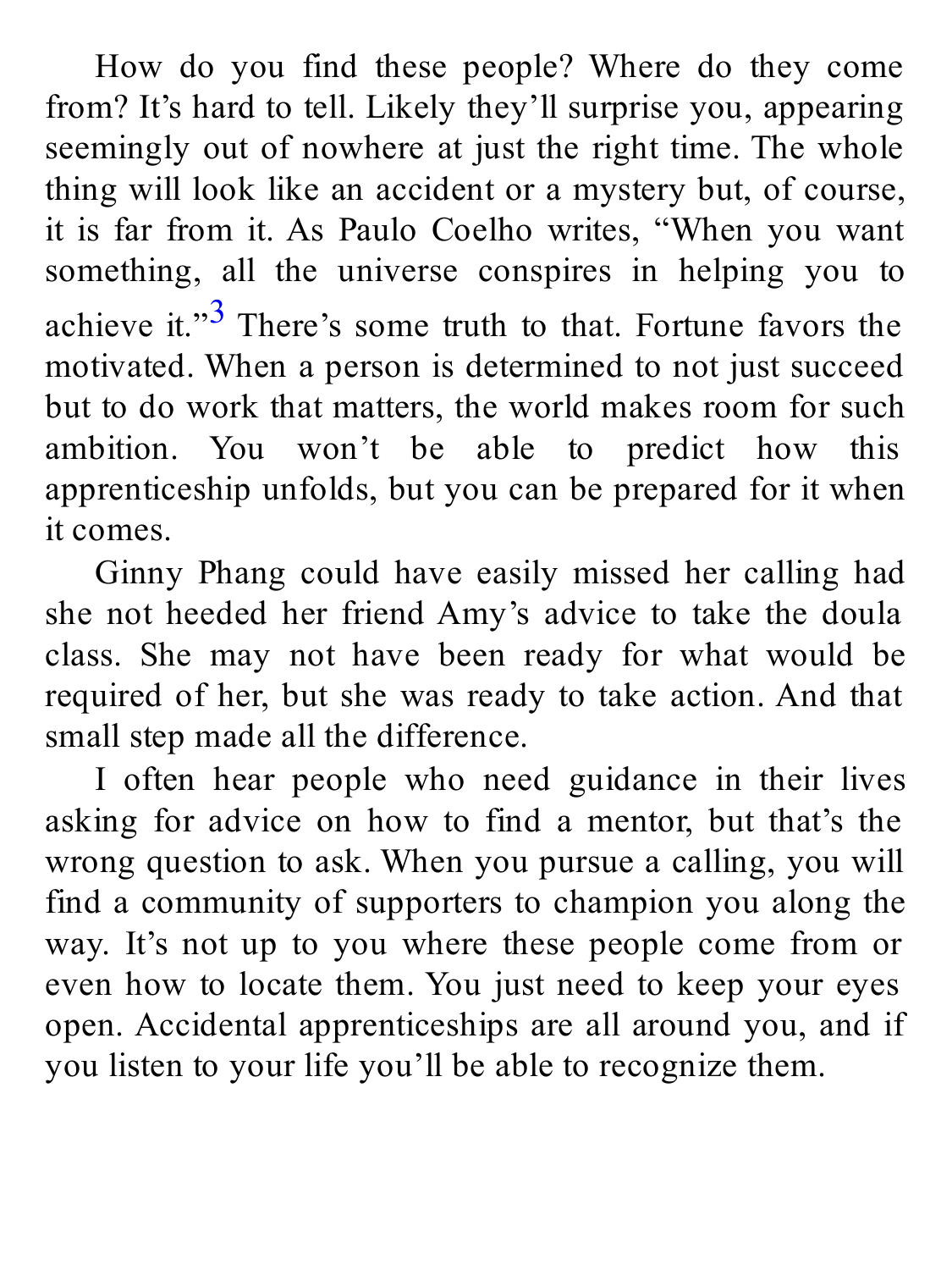How do you find these people? Where do they come from? It's hard to tell. Likely they'll surprise you, appearing seemingly out of nowhere at just the right time. The whole thing will look like an accident or a mystery but, of course, it is far from it. As Paulo Coelho writes, "When you want something, all the universe conspires in helping you to achieve it."[3] There's some truth to that. Fortune favors the motivated. When a person is determined to not just succeed but to do work that matters, the world makes room for such ambition. You won't be able to predict how this apprenticeship unfolds, but you can be prepared for it when it comes.

Ginny Phang could have easily missed her calling had she not heeded her friend Amy's advice to take the doula class. She may not have been ready for what would be required of her, but she was ready to take action. And that small step made all the difference.

I often hear people who need guidance in their lives asking for advice on how to find a mentor, but that's the wrong question to ask. When you pursue a calling, you will find a community of supporters to champion you along the way. It's not up to you where these people come from or even how to locate them. You just need to keep your eyes open. Accidental apprenticeships are all around you, and if you listen to your life you'll be able to recognize them.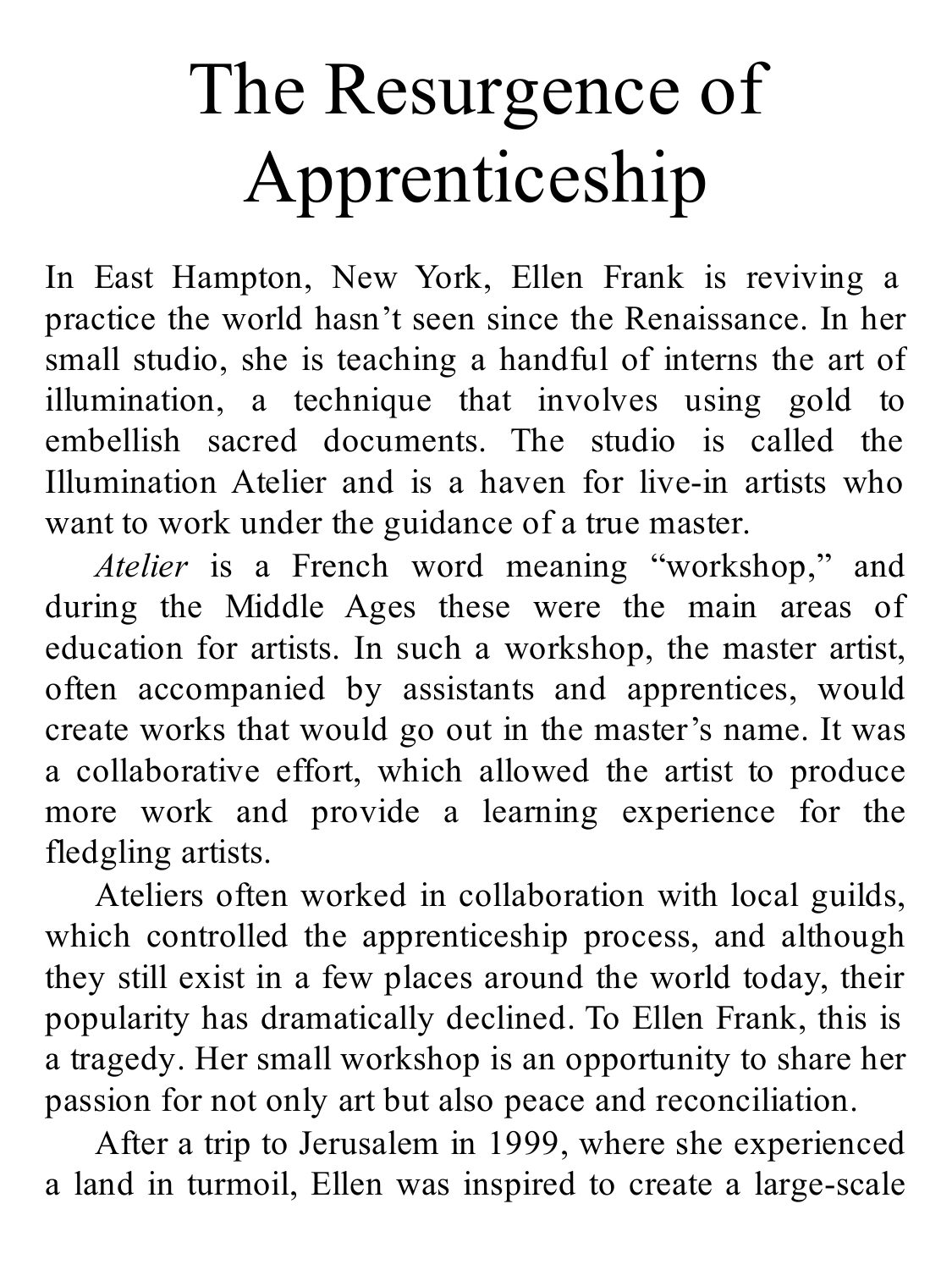# The Resurgence of Apprenticeship

In East Hampton, New York, Ellen Frank is reviving a practice the world hasn't seen since the Renaissance. In her small studio, she is teaching a handful of interns the art of illumination, a technique that involves using gold to embellish sacred documents. The studio is called the Illumination Atelier and is a haven for live-in artists who want to work under the guidance of a true master.

*Atelier* is a French word meaning "workshop," and during the Middle Ages these were the main areas of education for artists. In such a workshop, the master artist, often accompanied by assistants and apprentices, would create works that would go out in the master's name. It was a collaborative effort, which allowed the artist to produce more work and provide a learning experience for the fledgling artists.

Ateliers often worked in collaboration with local guilds, which controlled the apprenticeship process, and although they still exist in a few places around the world today, their popularity has dramatically declined. To Ellen Frank, this is a tragedy. Her small workshop is an opportunity to share her passion for not only art but also peace and reconciliation.

After a trip to Jerusalem in 1999, where she experienced a land in turmoil, Ellen was inspired to create a large-scale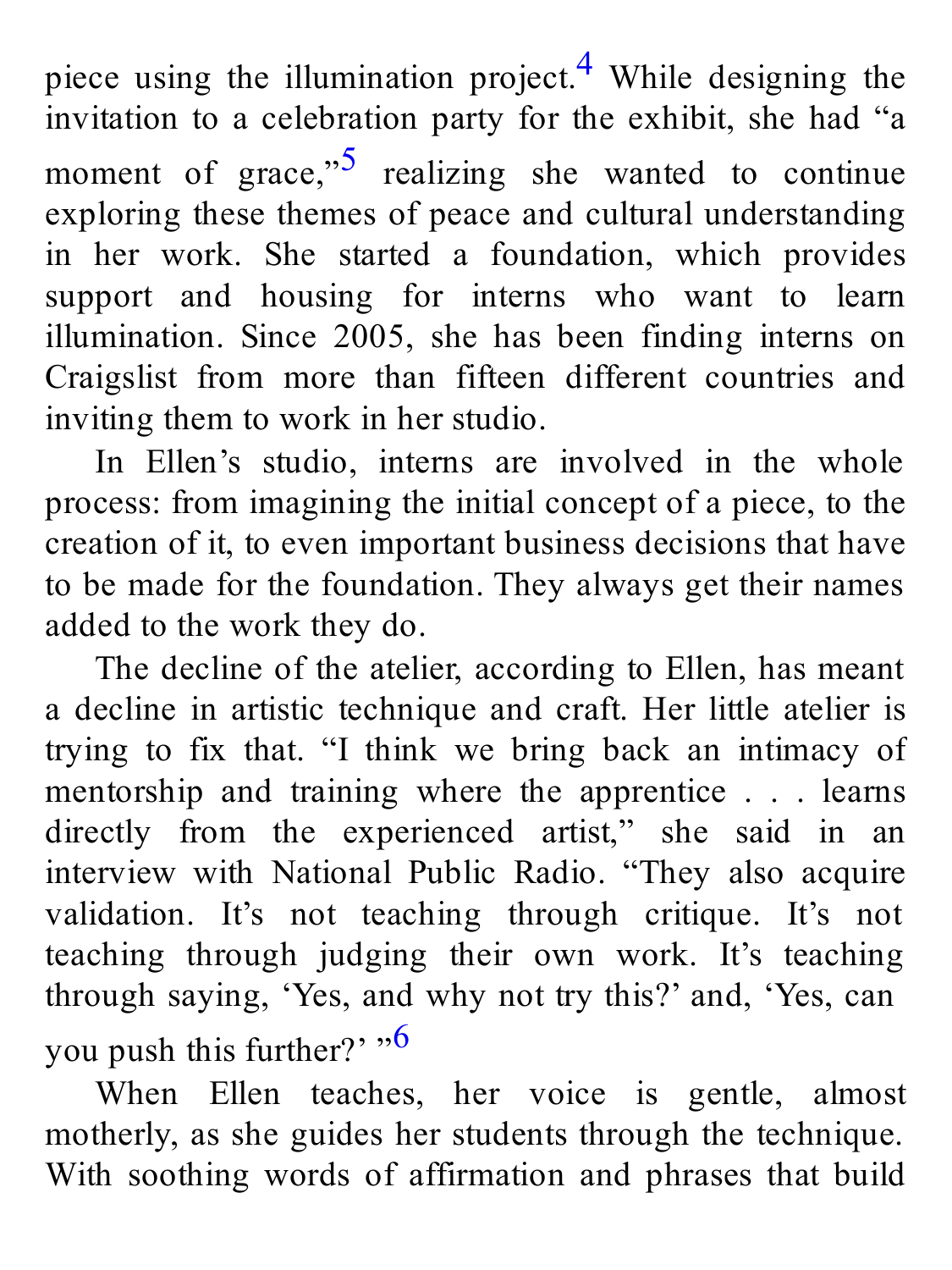piece using the illumination project.[4] While designing the invitation to a celebration party for the exhibit, she had "a moment of grace,"[5] realizing she wanted to continue exploring these themes of peace and cultural understanding in her work. She started a foundation, which provides support and housing for interns who want to learn illumination. Since 2005, she has been finding interns on Craigslist from more than fifteen different countries and inviting them to work in her studio.

In Ellen's studio, interns are involved in the whole process: from imagining the initial concept of a piece, to the creation of it, to even important business decisions that have to be made for the foundation. They always get their names added to the work they do.

The decline of the atelier, according to Ellen, has meant a decline in artistic technique and craft. Her little atelier is trying to fix that. "I think we bring back an intimacy of mentorship and training where the apprentice . . . learns directly from the experienced artist," she said in an interview with National Public Radio. "They also acquire validation. It's not teaching through critique. It's not teaching through judging their own work. It's teaching through saying, 'Yes, and why not try this?' and, 'Yes, can you push this further?' "[6]

When Ellen teaches, her voice is gentle, almost motherly, as she guides her students through the technique. With soothing words of affirmation and phrases that build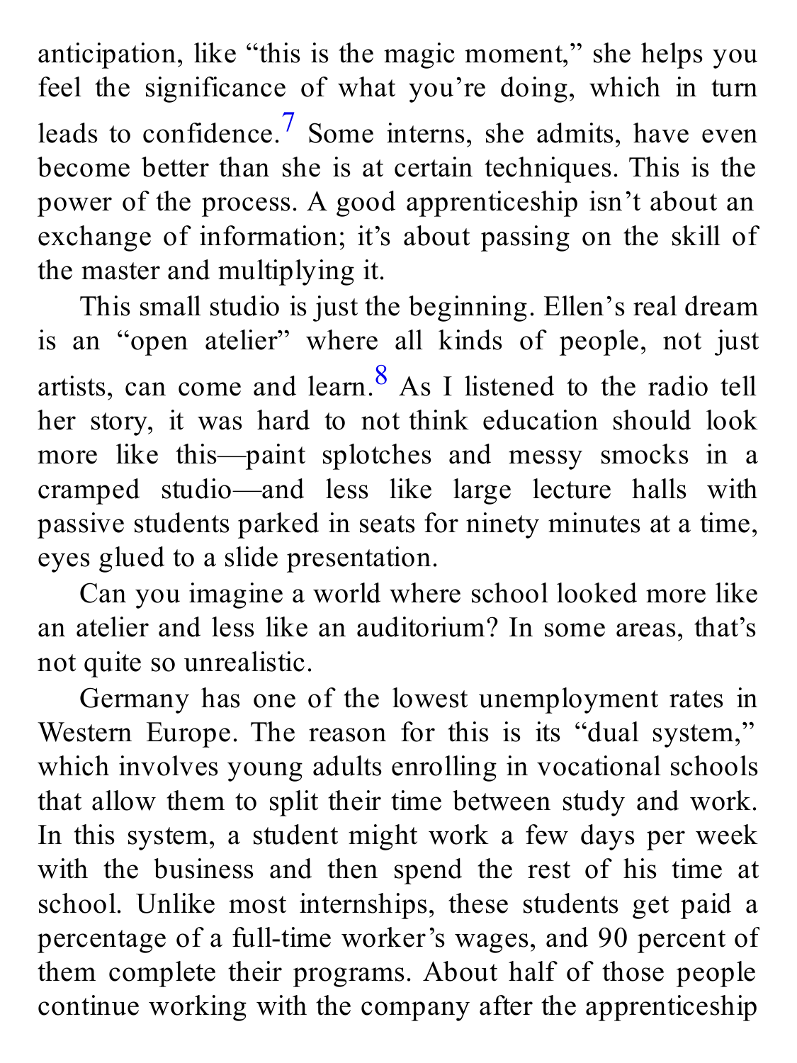anticipation, like "this is the magic moment," she helps you feel the significance of what you're doing, which in turn leads to confidence.[7] Some interns, she admits, have even become better than she is at certain techniques. This is the power of the process. A good apprenticeship isn't about an exchange of information; it's about passing on the skill of the master and multiplying it.

This small studio is just the beginning. Ellen's real dream is an "open atelier" where all kinds of people, not just artists, can come and learn.[8] As I listened to the radio tell her story, it was hard to not think education should look more like this—paint splotches and messy smocks in a cramped studio—and less like large lecture halls with passive students parked in seats for ninety minutes at a time, eyes glued to a slide presentation.

Can you imagine a world where school looked more like an atelier and less like an auditorium? In some areas, that's not quite so unrealistic.

Germany has one of the lowest unemployment rates in Western Europe. The reason for this is its "dual system," which involves young adults enrolling in vocational schools that allow them to split their time between study and work. In this system, a student might work a few days per week with the business and then spend the rest of his time at school. Unlike most internships, these students get paid a percentage of a full-time worker's wages, and 90 percent of them complete their programs. About half of those people continue working with the company after the apprenticeship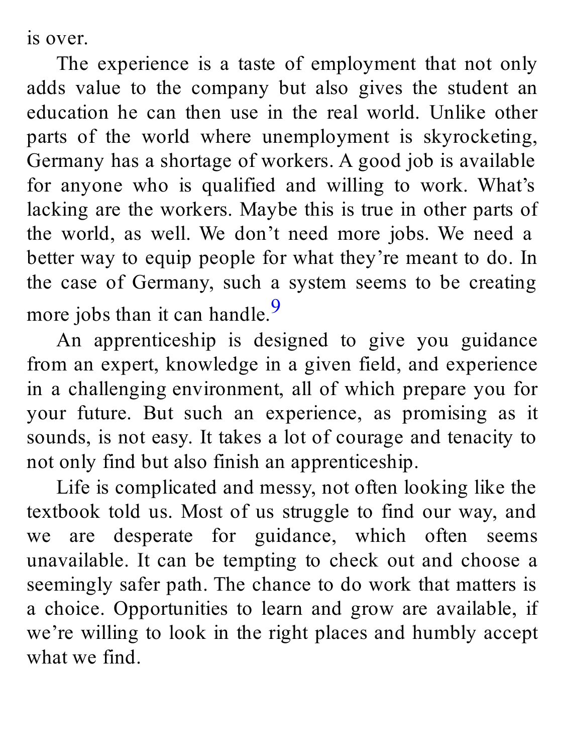is over.

The experience is a taste of employment that not only adds value to the company but also gives the student an education he can then use in the real world. Unlike other parts of the world where unemployment is skyrocketing, Germany has a shortage of workers. A good job is available for anyone who is qualified and willing to work. What's lacking are the workers. Maybe this is true in other parts of the world, as well. We don't need more jobs. We need a better way to equip people for what they're meant to do. In the case of Germany, such a system seems to be creating more jobs than it can handle.[9]

An apprenticeship is designed to give you guidance from an expert, knowledge in a given field, and experience in a challenging environment, all of which prepare you for your future. But such an experience, as promising as it sounds, is not easy. It takes a lot of courage and tenacity to not only find but also finish an apprenticeship.

Life is complicated and messy, not often looking like the textbook told us. Most of us struggle to find our way, and we are desperate for guidance, which often seems unavailable. It can be tempting to check out and choose a seemingly safer path. The chance to do work that matters is a choice. Opportunities to learn and grow are available, if we're willing to look in the right places and humbly accept what we find.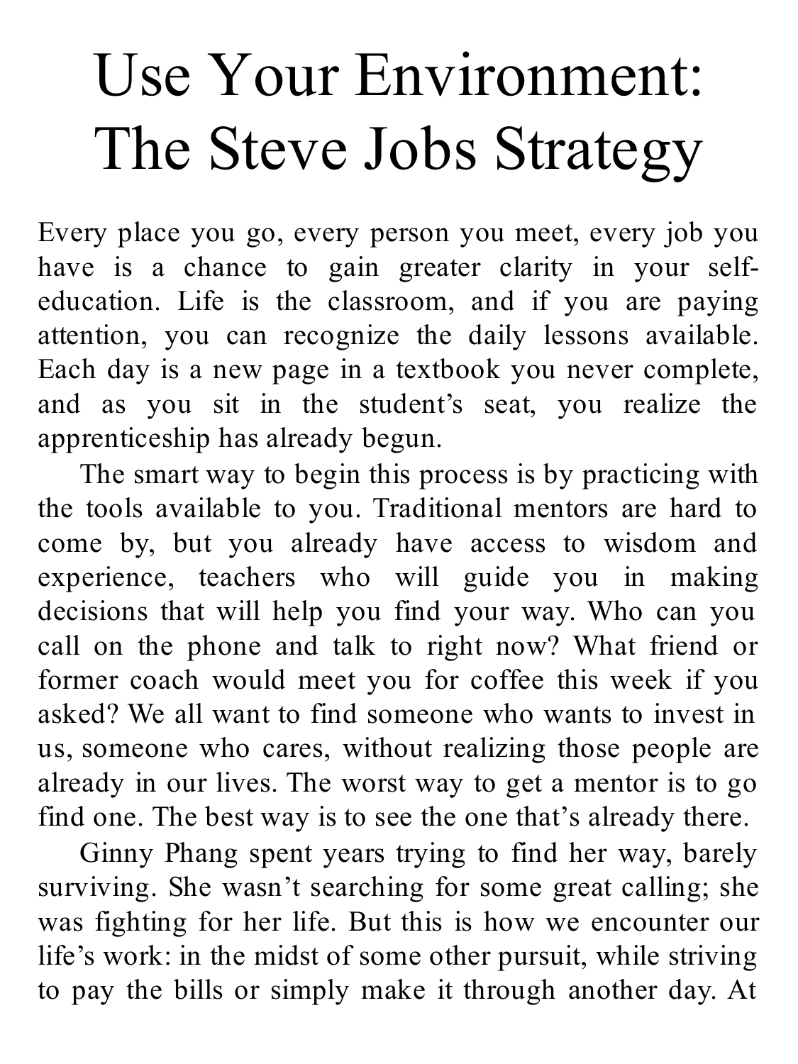# Use Your Environment: The Steve Jobs Strategy

Every place you go, every person you meet, every job you have is a chance to gain greater clarity in your self-education. Life is the classroom, and if you are paying attention, you can recognize the daily lessons available. Each day is a new page in a textbook you never complete, and as you sit in the student's seat, you realize the apprenticeship has already begun.

The smart way to begin this process is by practicing with the tools available to you. Traditional mentors are hard to come by, but you already have access to wisdom and experience, teachers who will guide you in making decisions that will help you find your way. Who can you call on the phone and talk to right now? What friend or former coach would meet you for coffee this week if you asked? We all want to find someone who wants to invest in us, someone who cares, without realizing those people are already in our lives. The worst way to get a mentor is to go find one. The best way is to see the one that's already there.

Ginny Phang spent years trying to find her way, barely surviving. She wasn't searching for some great calling; she was fighting for her life. But this is how we encounter our life's work: in the midst of some other pursuit, while striving to pay the bills or simply make it through another day. At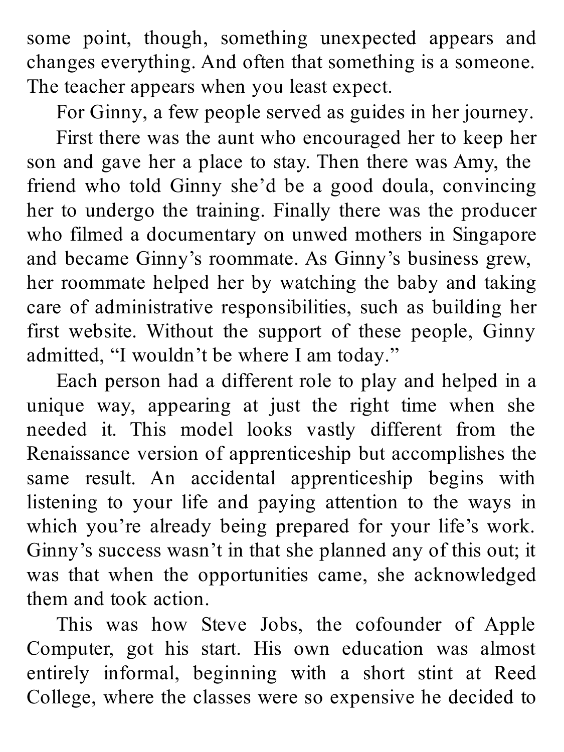some point, though, something unexpected appears and changes everything. And often that something is a someone. The teacher appears when you least expect.

For Ginny, a few people served as guides in her journey.

First there was the aunt who encouraged her to keep her son and gave her a place to stay. Then there was Amy, the friend who told Ginny she'd be a good doula, convincing her to undergo the training. Finally there was the producer who filmed a documentary on unwed mothers in Singapore and became Ginny's roommate. As Ginny's business grew, her roommate helped her by watching the baby and taking care of administrative responsibilities, such as building her first website. Without the support of these people, Ginny admitted, "I wouldn't be where I am today."

Each person had a different role to play and helped in a unique way, appearing at just the right time when she needed it. This model looks vastly different from the Renaissance version of apprenticeship but accomplishes the same result. An accidental apprenticeship begins with listening to your life and paying attention to the ways in which you're already being prepared for your life's work. Ginny's success wasn't in that she planned any of this out; it was that when the opportunities came, she acknowledged them and took action.

This was how Steve Jobs, the cofounder of Apple Computer, got his start. His own education was almost entirely informal, beginning with a short stint at Reed College, where the classes were so expensive he decided to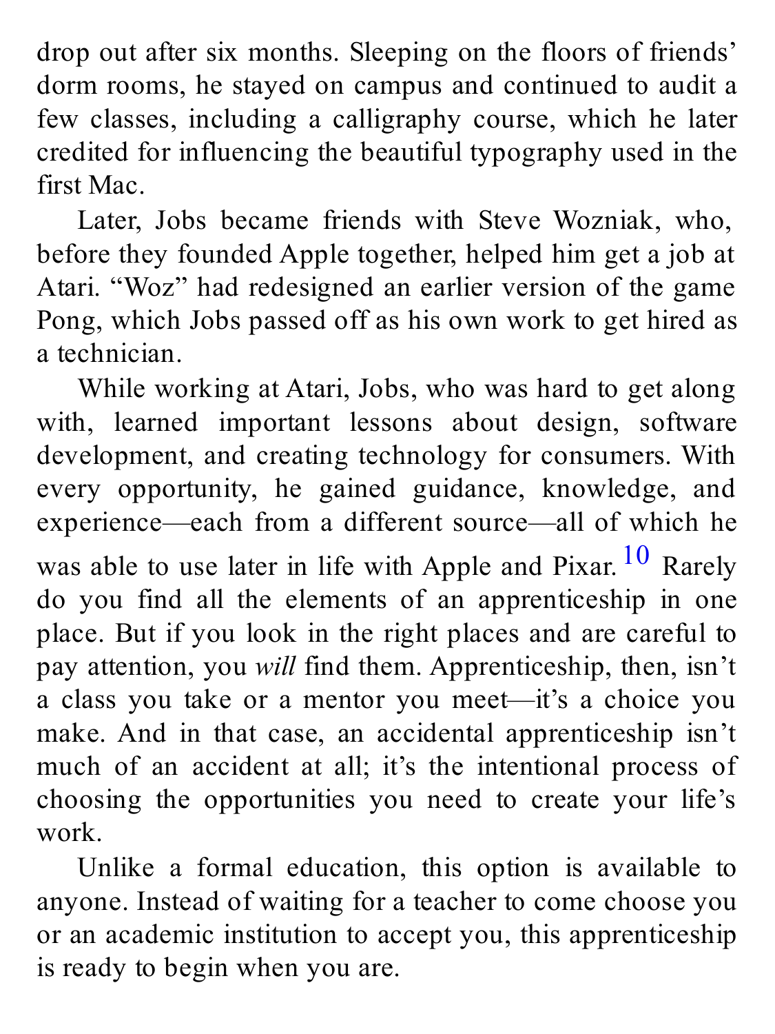drop out after six months. Sleeping on the floors of friends' dorm rooms, he stayed on campus and continued to audit a few classes, including a calligraphy course, which he later credited for influencing the beautiful typography used in the first Mac.

Later, Jobs became friends with Steve Wozniak, who, before they founded Apple together, helped him get a job at Atari. "Woz" had redesigned an earlier version of the game Pong, which Jobs passed off as his own work to get hired as a technician.

While working at Atari, Jobs, who was hard to get along with, learned important lessons about design, software development, and creating technology for consumers. With every opportunity, he gained guidance, knowledge, and experience—each from a different source—all of which he was able to use later in life with Apple and Pixar.[10] Rarely do you find all the elements of an apprenticeship in one place. But if you look in the right places and are careful to pay attention, you *will* find them. Apprenticeship, then, isn't a class you take or a mentor you meet—it's a choice you make. And in that case, an accidental apprenticeship isn't much of an accident at all; it's the intentional process of choosing the opportunities you need to create your life's work.

Unlike a formal education, this option is available to anyone. Instead of waiting for a teacher to come choose you or an academic institution to accept you, this apprenticeship is ready to begin when you are.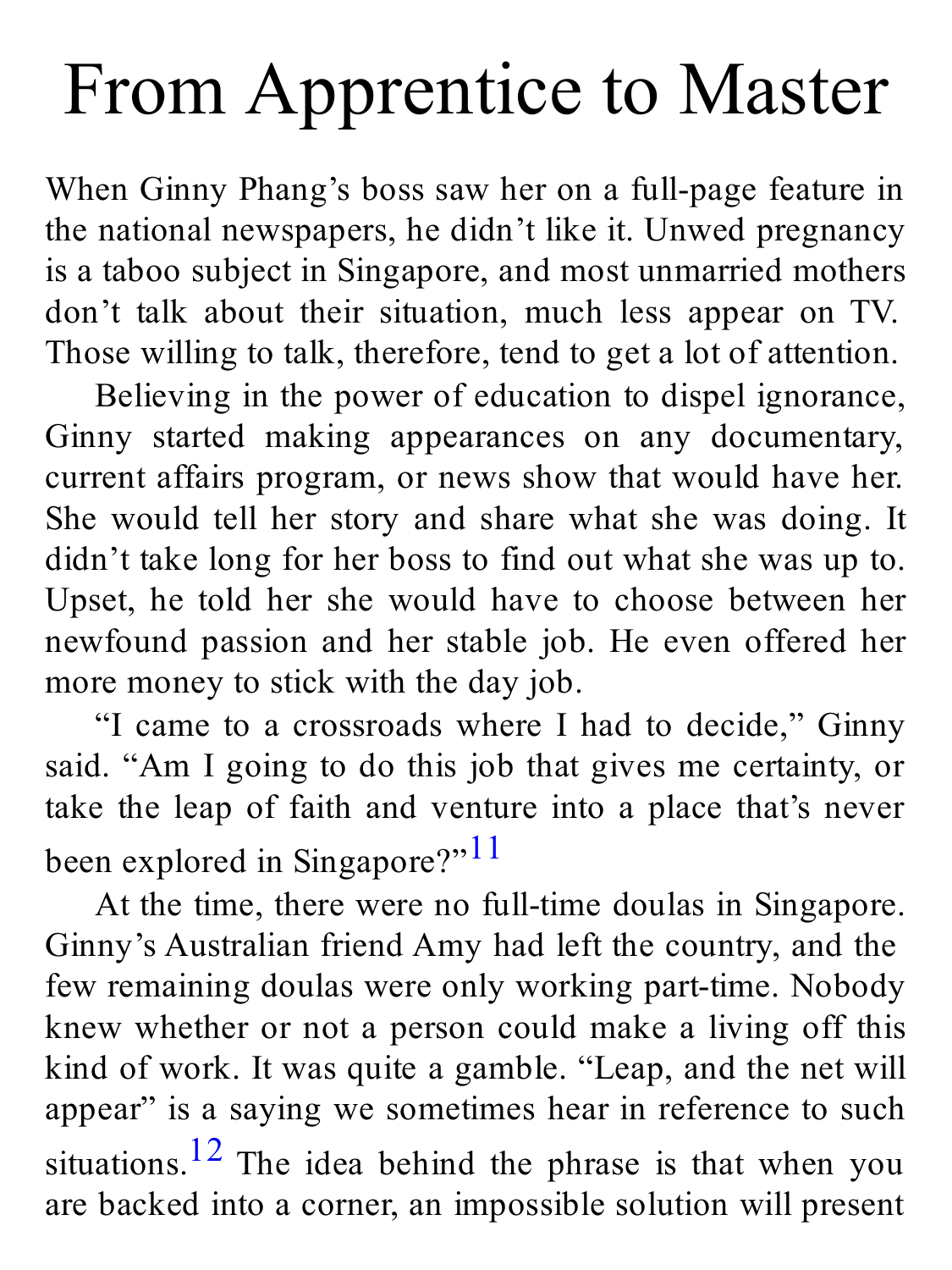# From Apprentice to Master

When Ginny Phang's boss saw her on a full-page feature in the national newspapers, he didn't like it. Unwed pregnancy is a taboo subject in Singapore, and most unmarried mothers don't talk about their situation, much less appear on TV. Those willing to talk, therefore, tend to get a lot of attention.

Believing in the power of education to dispel ignorance, Ginny started making appearances on any documentary, current affairs program, or news show that would have her. She would tell her story and share what she was doing. It didn't take long for her boss to find out what she was up to. Upset, he told her she would have to choose between her newfound passion and her stable job. He even offered her more money to stick with the day job.

"I came to a crossroads where I had to decide," Ginny said. "Am I going to do this job that gives me certainty, or take the leap of faith and venture into a place that's never been explored in Singapore?"[11]

At the time, there were no full-time doulas in Singapore. Ginny's Australian friend Amy had left the country, and the few remaining doulas were only working part-time. Nobody knew whether or not a person could make a living off this kind of work. It was quite a gamble. "Leap, and the net will appear" is a saying we sometimes hear in reference to such situations.[12] The idea behind the phrase is that when you are backed into a corner, an impossible solution will present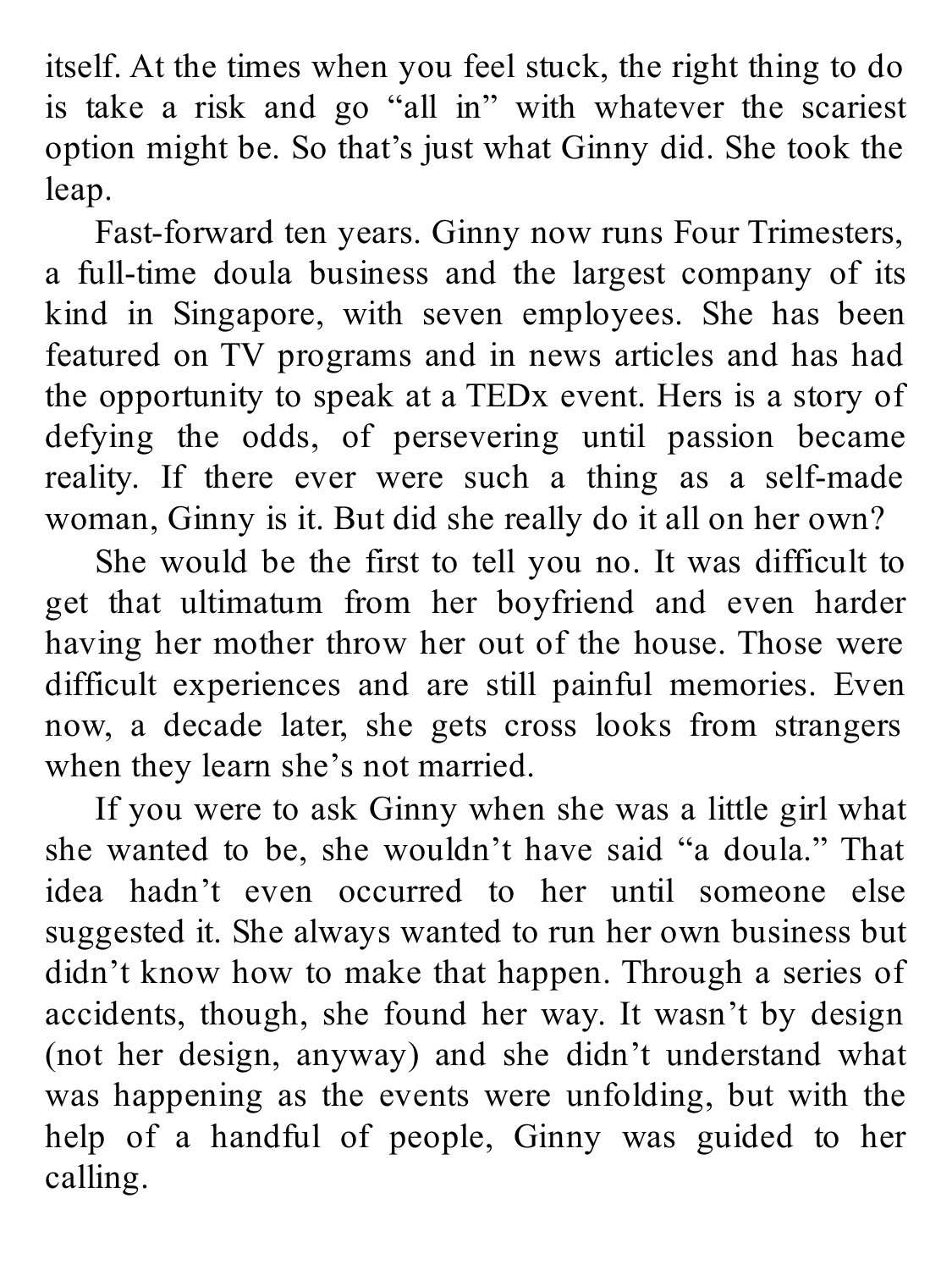itself. At the times when you feel stuck, the right thing to do is take a risk and go "all in" with whatever the scariest option might be. So that's just what Ginny did. She took the leap.

Fast-forward ten years. Ginny now runs Four Trimesters, a full-time doula business and the largest company of its kind in Singapore, with seven employees. She has been featured on TV programs and in news articles and has had the opportunity to speak at a TEDx event. Hers is a story of defying the odds, of persevering until passion became reality. If there ever were such a thing as a self-made woman, Ginny is it. But did she really do it all on her own?

She would be the first to tell you no. It was difficult to get that ultimatum from her boyfriend and even harder having her mother throw her out of the house. Those were difficult experiences and are still painful memories. Even now, a decade later, she gets cross looks from strangers when they learn she's not married.

If you were to ask Ginny when she was a little girl what she wanted to be, she wouldn't have said "a doula." That idea hadn't even occurred to her until someone else suggested it. She always wanted to run her own business but didn't know how to make that happen. Through a series of accidents, though, she found her way. It wasn't by design (not her design, anyway) and she didn't understand what was happening as the events were unfolding, but with the help of a handful of people, Ginny was guided to her calling.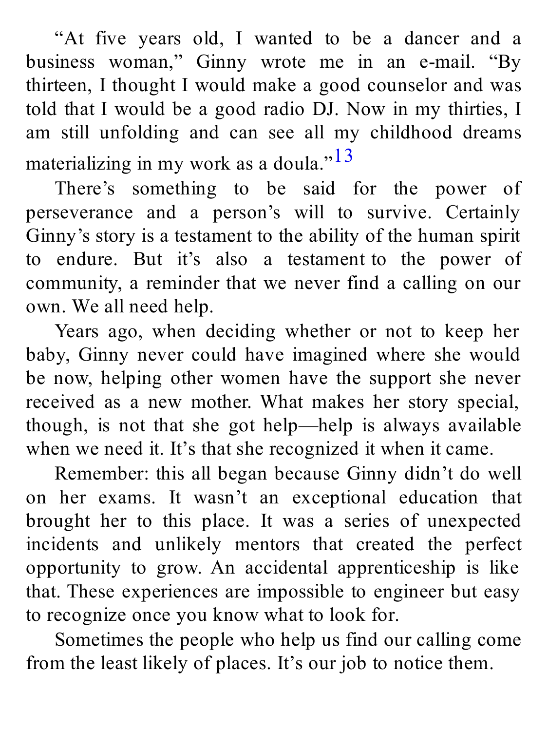"At five years old, I wanted to be a dancer and a business woman," Ginny wrote me in an e-mail. "By thirteen, I thought I would make a good counselor and was told that I would be a good radio DJ. Now in my thirties, I am still unfolding and can see all my childhood dreams materializing in my work as a doula."[13]

There's something to be said for the power of perseverance and a person's will to survive. Certainly Ginny's story is a testament to the ability of the human spirit to endure. But it's also a testament to the power of community, a reminder that we never find a calling on our own. We all need help.

Years ago, when deciding whether or not to keep her baby, Ginny never could have imagined where she would be now, helping other women have the support she never received as a new mother. What makes her story special, though, is not that she got help—help is always available when we need it. It's that she recognized it when it came.

Remember: this all began because Ginny didn't do well on her exams. It wasn't an exceptional education that brought her to this place. It was a series of unexpected incidents and unlikely mentors that created the perfect opportunity to grow. An accidental apprenticeship is like that. These experiences are impossible to engineer but easy to recognize once you know what to look for.

Sometimes the people who help us find our calling come from the least likely of places. It's our job to notice them.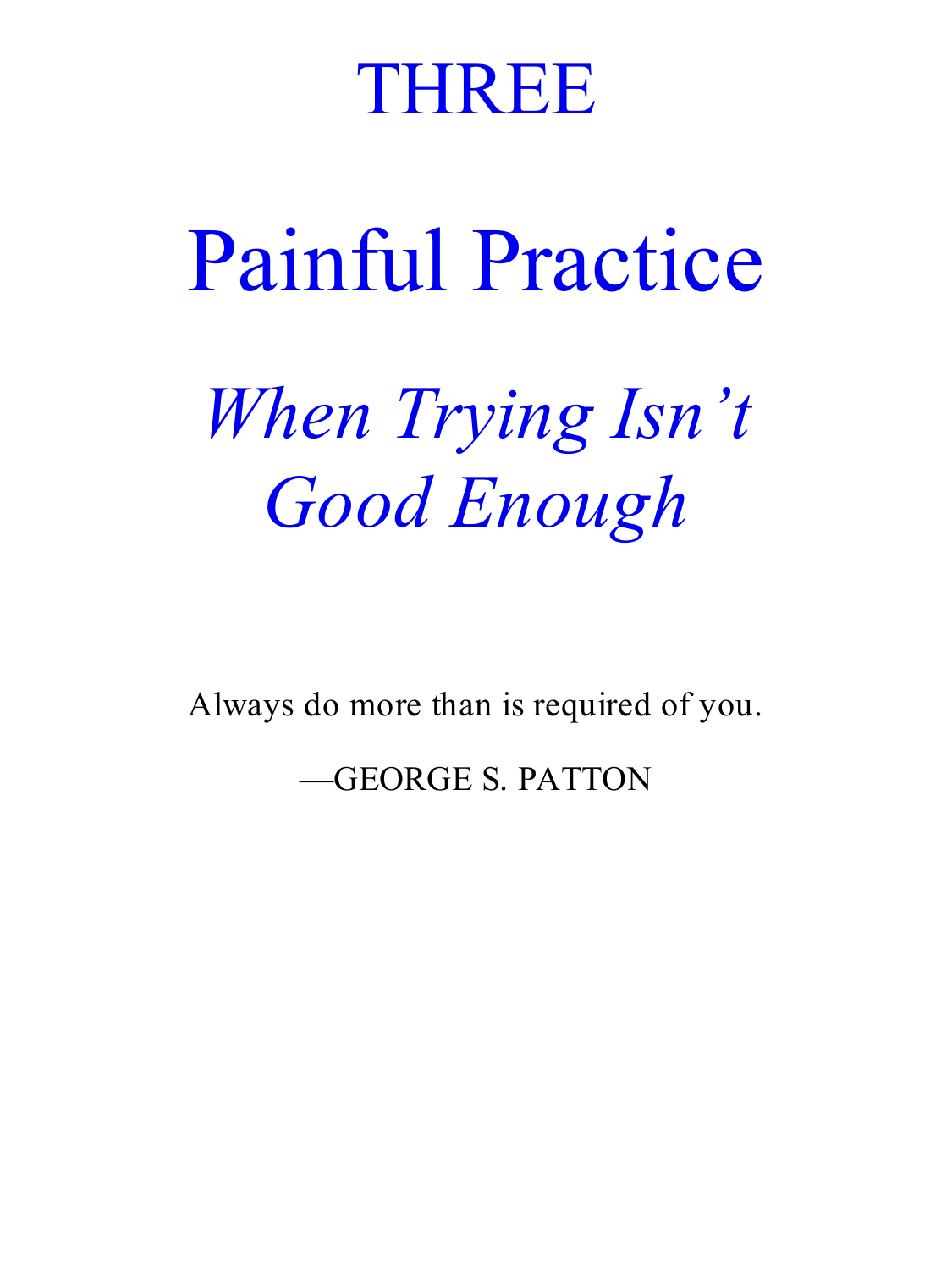# THREE

# Painful Practice

## *When Trying Isn't Good Enough*

Always do more than is required of you.

—GEORGE S. PATTON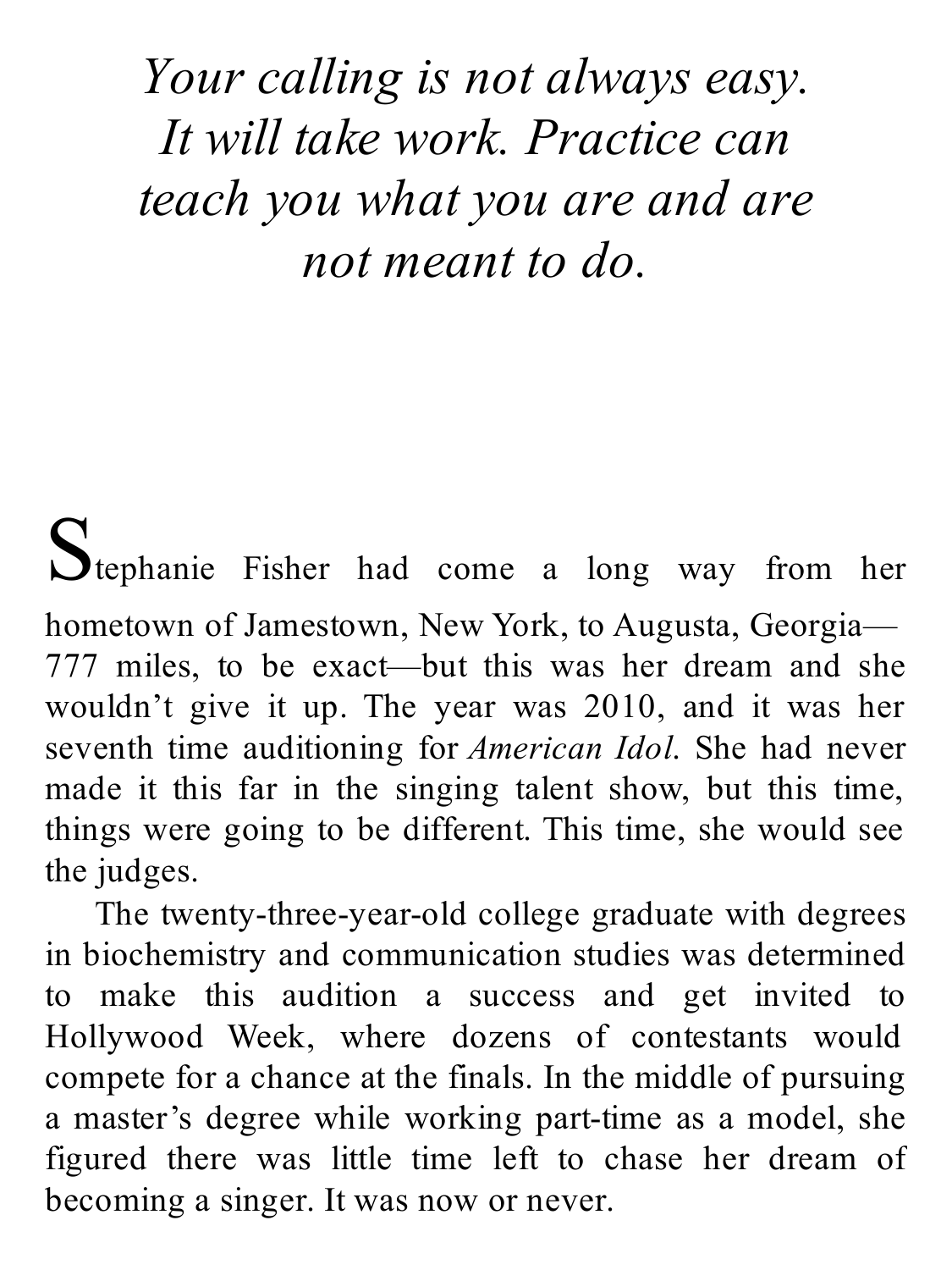*Your calling is not always easy. It will take work. Practice can teach you what you are and are not meant to do.*

Stephanie Fisher had come a long way from her hometown of Jamestown, New York, to Augusta, Georgia—777 miles, to be exact—but this was her dream and she wouldn't give it up. The year was 2010, and it was her seventh time auditioning for *American Idol.* She had never made it this far in the singing talent show, but this time, things were going to be different. This time, she would see the judges.

The twenty-three-year-old college graduate with degrees in biochemistry and communication studies was determined to make this audition a success and get invited to Hollywood Week, where dozens of contestants would compete for a chance at the finals. In the middle of pursuing a master's degree while working part-time as a model, she figured there was little time left to chase her dream of becoming a singer. It was now or never.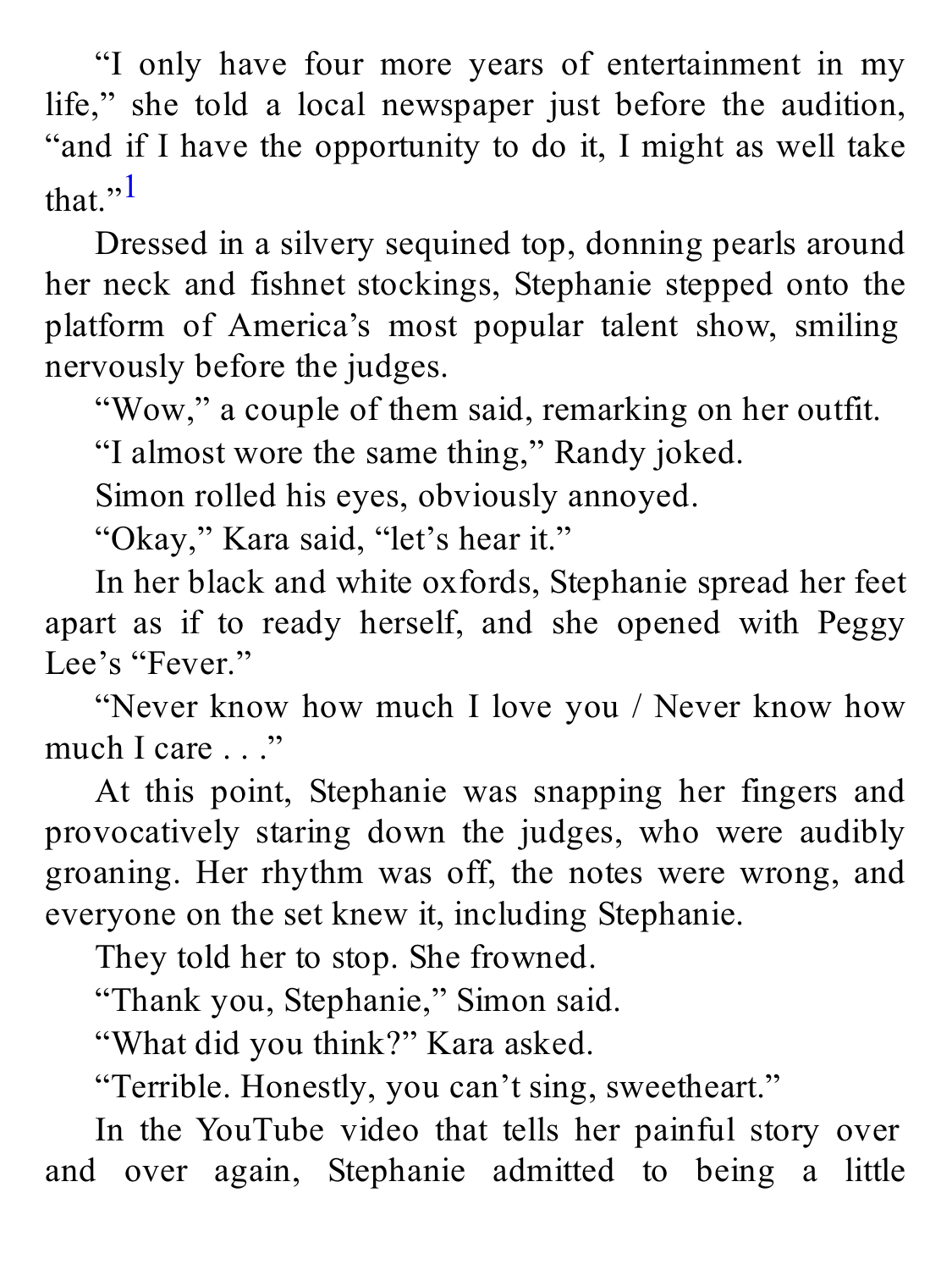"I only have four more years of entertainment in my life," she told a local newspaper just before the audition, "and if I have the opportunity to do it, I might as well take that."[1]

Dressed in a silvery sequined top, donning pearls around her neck and fishnet stockings, Stephanie stepped onto the platform of America's most popular talent show, smiling nervously before the judges.

"Wow," a couple of them said, remarking on her outfit.

"I almost wore the same thing," Randy joked.

Simon rolled his eyes, obviously annoyed.

"Okay," Kara said, "let's hear it."

In her black and white oxfords, Stephanie spread her feet apart as if to ready herself, and she opened with Peggy Lee's "Fever."

"Never know how much I love you / Never know how much I care . . ."

At this point, Stephanie was snapping her fingers and provocatively staring down the judges, who were audibly groaning. Her rhythm was off, the notes were wrong, and everyone on the set knew it, including Stephanie.

They told her to stop. She frowned.

"Thank you, Stephanie," Simon said.

"What did you think?" Kara asked.

"Terrible. Honestly, you can't sing, sweetheart."

In the YouTube video that tells her painful story over and over again, Stephanie admitted to being a little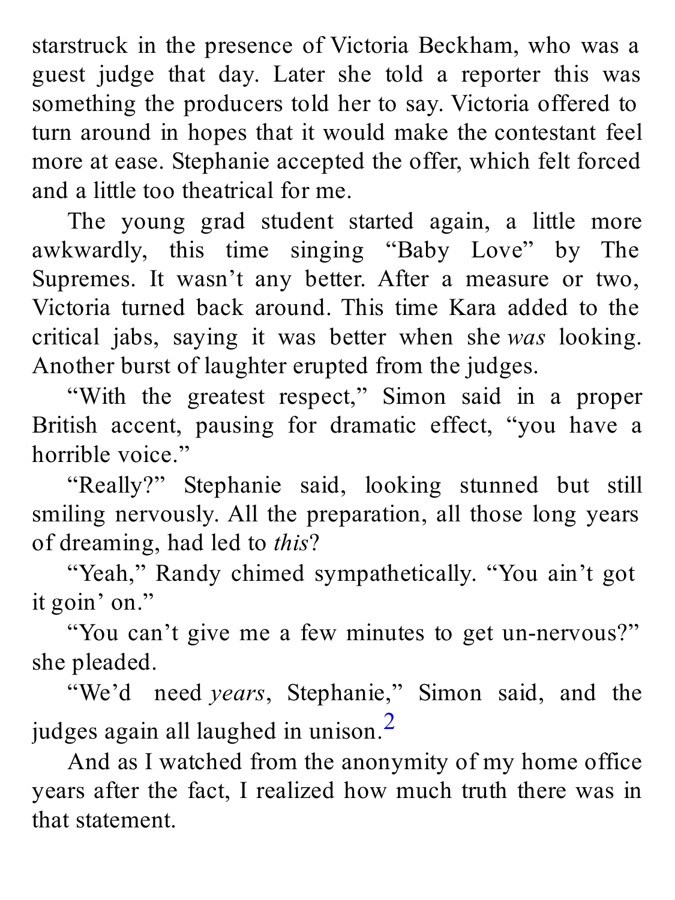starstruck in the presence of Victoria Beckham, who was a guest judge that day. Later she told a reporter this was something the producers told her to say. Victoria offered to turn around in hopes that it would make the contestant feel more at ease. Stephanie accepted the offer, which felt forced and a little too theatrical for me.

The young grad student started again, a little more awkwardly, this time singing "Baby Love" by The Supremes. It wasn't any better. After a measure or two, Victoria turned back around. This time Kara added to the critical jabs, saying it was better when she *was* looking. Another burst of laughter erupted from the judges.

"With the greatest respect," Simon said in a proper British accent, pausing for dramatic effect, "you have a horrible voice."

"Really?" Stephanie said, looking stunned but still smiling nervously. All the preparation, all those long years of dreaming, had led to *this*?

"Yeah," Randy chimed sympathetically. "You ain't got it goin' on."

"You can't give me a few minutes to get un-nervous?" she pleaded.

"We'd need *years*, Stephanie," Simon said, and the judges again all laughed in unison.[2]

And as I watched from the anonymity of my home office years after the fact, I realized how much truth there was in that statement.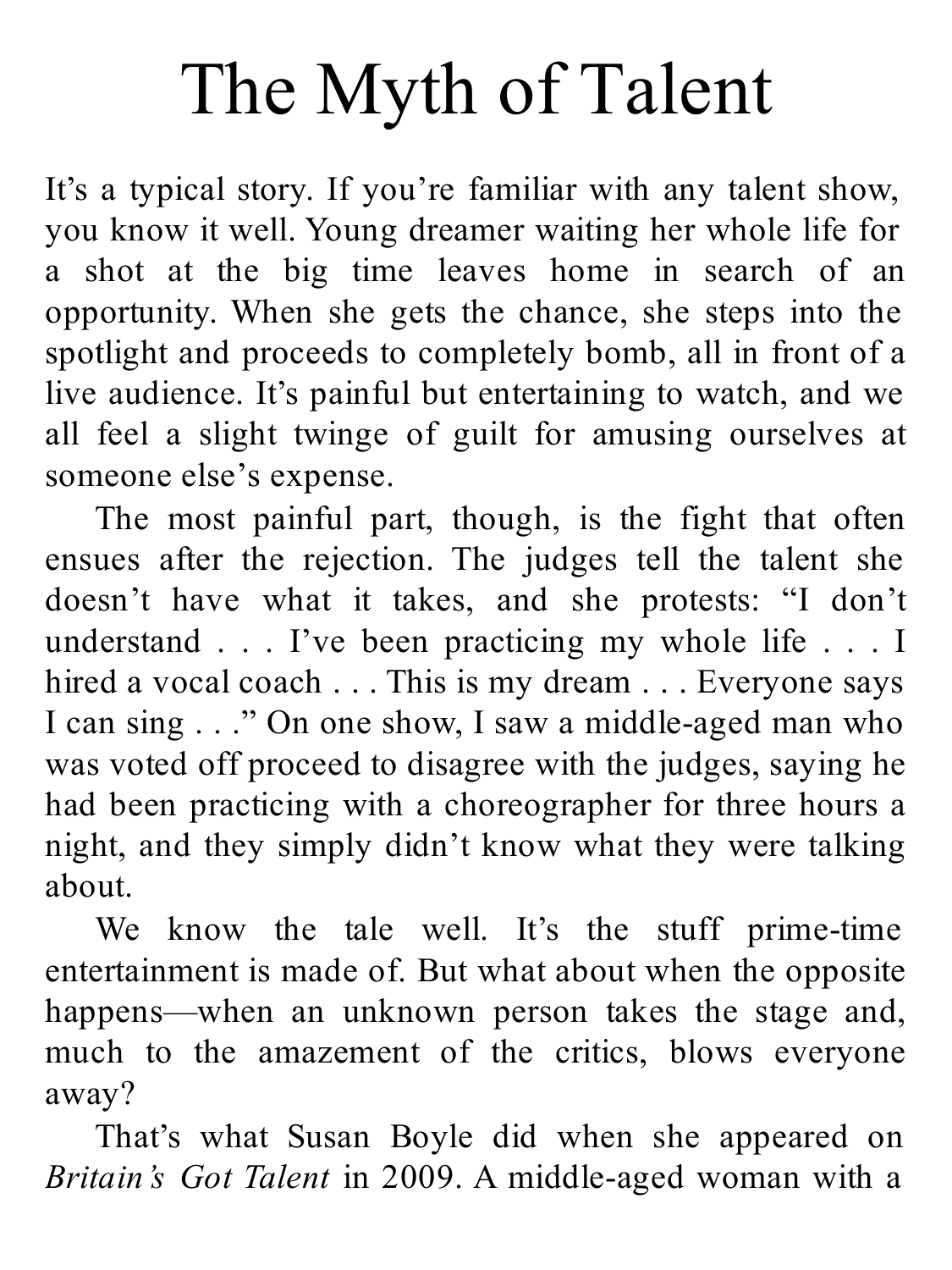# The Myth of Talent

It's a typical story. If you're familiar with any talent show, you know it well. Young dreamer waiting her whole life for a shot at the big time leaves home in search of an opportunity. When she gets the chance, she steps into the spotlight and proceeds to completely bomb, all in front of a live audience. It's painful but entertaining to watch, and we all feel a slight twinge of guilt for amusing ourselves at someone else's expense.

The most painful part, though, is the fight that often ensues after the rejection. The judges tell the talent she doesn't have what it takes, and she protests: "I don't understand . . . I've been practicing my whole life . . . I hired a vocal coach . . . This is my dream . . . Everyone says I can sing . . ." On one show, I saw a middle-aged man who was voted off proceed to disagree with the judges, saying he had been practicing with a choreographer for three hours a night, and they simply didn't know what they were talking about.

We know the tale well. It's the stuff prime-time entertainment is made of. But what about when the opposite happens—when an unknown person takes the stage and, much to the amazement of the critics, blows everyone away?

That's what Susan Boyle did when she appeared on *Britain's Got Talent* in 2009. A middle-aged woman with a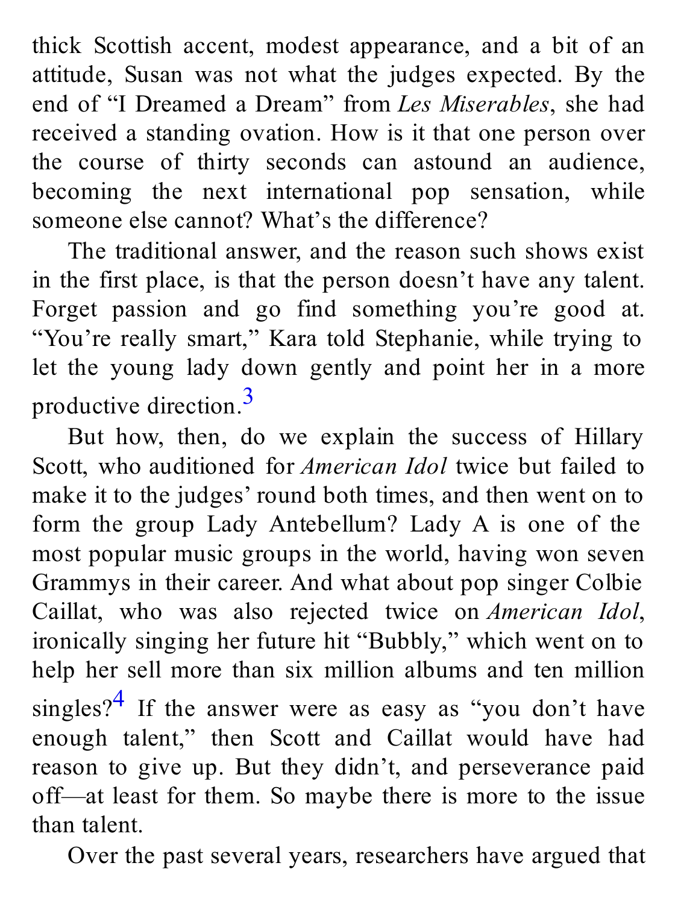thick Scottish accent, modest appearance, and a bit of an attitude, Susan was not what the judges expected. By the end of "I Dreamed a Dream" from *Les Miserables*, she had received a standing ovation. How is it that one person over the course of thirty seconds can astound an audience, becoming the next international pop sensation, while someone else cannot? What's the difference?

The traditional answer, and the reason such shows exist in the first place, is that the person doesn't have any talent. Forget passion and go find something you're good at. "You're really smart," Kara told Stephanie, while trying to let the young lady down gently and point her in a more productive direction.[3]

But how, then, do we explain the success of Hillary Scott, who auditioned for *American Idol* twice but failed to make it to the judges' round both times, and then went on to form the group Lady Antebellum? Lady A is one of the most popular music groups in the world, having won seven Grammys in their career. And what about pop singer Colbie Caillat, who was also rejected twice on *American Idol*, ironically singing her future hit "Bubbly," which went on to help her sell more than six million albums and ten million singles?[4] If the answer were as easy as "you don't have enough talent," then Scott and Caillat would have had reason to give up. But they didn't, and perseverance paid off—at least for them. So maybe there is more to the issue than talent.

Over the past several years, researchers have argued that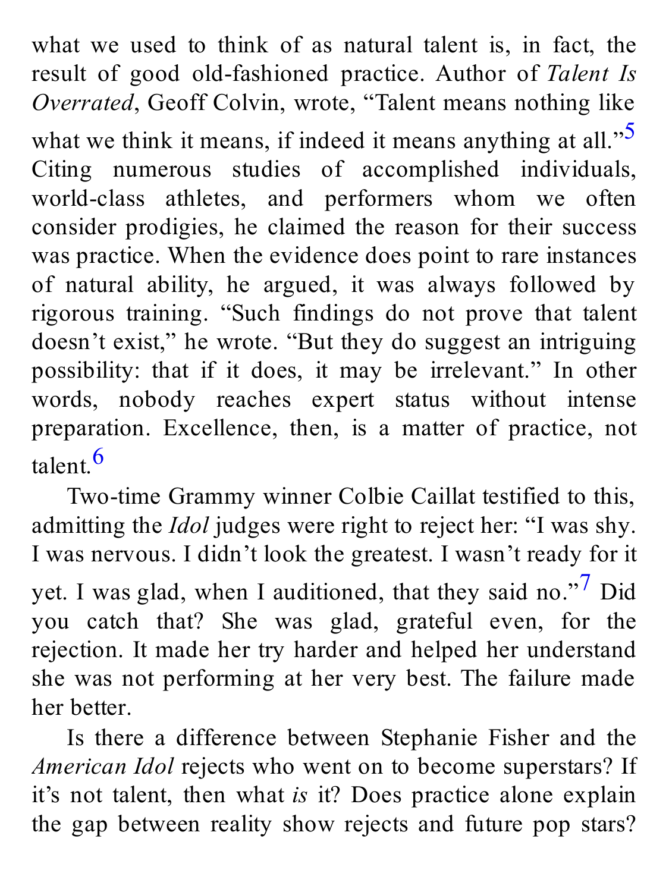what we used to think of as natural talent is, in fact, the result of good old-fashioned practice. Author of *Talent Is Overrated*, Geoff Colvin, wrote, "Talent means nothing like what we think it means, if indeed it means anything at all."[5] Citing numerous studies of accomplished individuals, world-class athletes, and performers whom we often consider prodigies, he claimed the reason for their success was practice. When the evidence does point to rare instances of natural ability, he argued, it was always followed by rigorous training. "Such findings do not prove that talent doesn't exist," he wrote. "But they do suggest an intriguing possibility: that if it does, it may be irrelevant." In other words, nobody reaches expert status without intense preparation. Excellence, then, is a matter of practice, not talent.[6]

Two-time Grammy winner Colbie Caillat testified to this, admitting the *Idol* judges were right to reject her: "I was shy. I was nervous. I didn't look the greatest. I wasn't ready for it yet. I was glad, when I auditioned, that they said no."[7] Did you catch that? She was glad, grateful even, for the rejection. It made her try harder and helped her understand she was not performing at her very best. The failure made her better.

Is there a difference between Stephanie Fisher and the *American Idol* rejects who went on to become superstars? If it's not talent, then what *is* it? Does practice alone explain the gap between reality show rejects and future pop stars?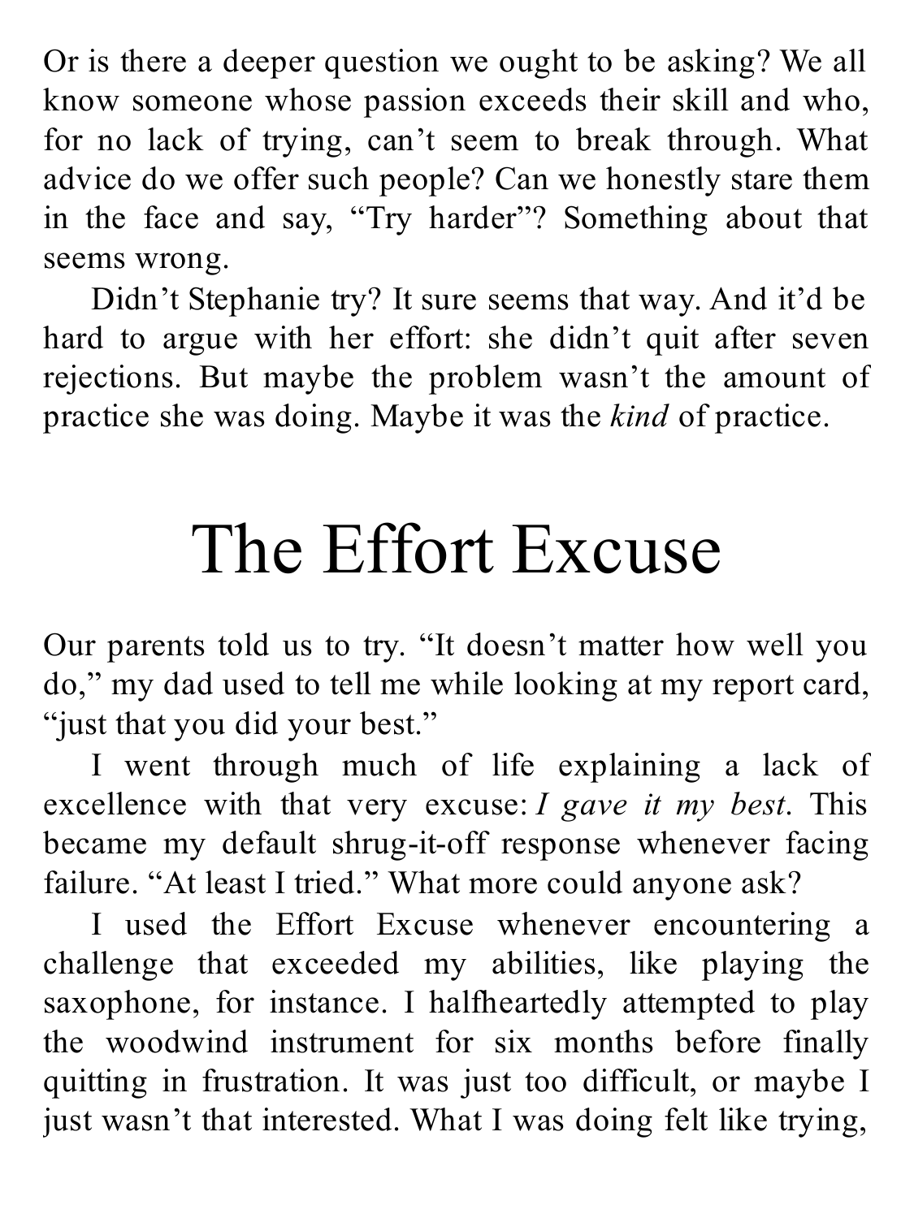Or is there a deeper question we ought to be asking? We all know someone whose passion exceeds their skill and who, for no lack of trying, can't seem to break through. What advice do we offer such people? Can we honestly stare them in the face and say, "Try harder"? Something about that seems wrong.

Didn't Stephanie try? It sure seems that way. And it'd be hard to argue with her effort: she didn't quit after seven rejections. But maybe the problem wasn't the amount of practice she was doing. Maybe it was the *kind* of practice.

# The Effort Excuse

Our parents told us to try. "It doesn't matter how well you do," my dad used to tell me while looking at my report card, "just that you did your best."

I went through much of life explaining a lack of excellence with that very excuse: *I gave it my best*. This became my default shrug-it-off response whenever facing failure. "At least I tried." What more could anyone ask?

I used the Effort Excuse whenever encountering a challenge that exceeded my abilities, like playing the saxophone, for instance. I halfheartedly attempted to play the woodwind instrument for six months before finally quitting in frustration. It was just too difficult, or maybe I just wasn't that interested. What I was doing felt like trying,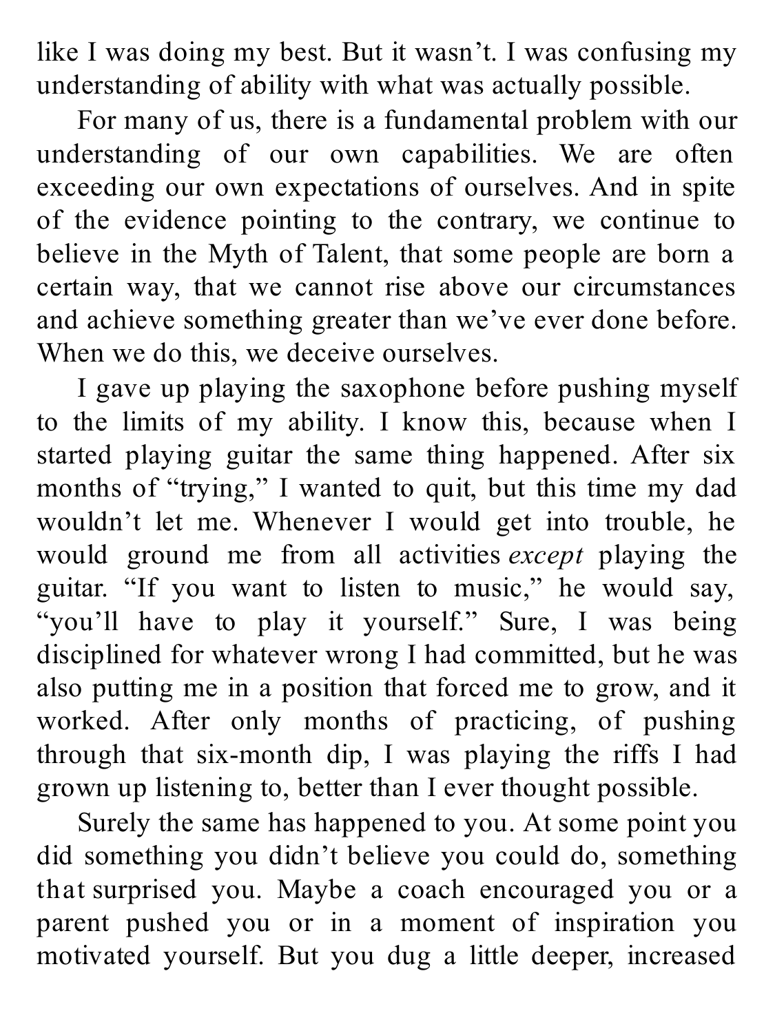like I was doing my best. But it wasn't. I was confusing my understanding of ability with what was actually possible.

For many of us, there is a fundamental problem with our understanding of our own capabilities. We are often exceeding our own expectations of ourselves. And in spite of the evidence pointing to the contrary, we continue to believe in the Myth of Talent, that some people are born a certain way, that we cannot rise above our circumstances and achieve something greater than we've ever done before. When we do this, we deceive ourselves.

I gave up playing the saxophone before pushing myself to the limits of my ability. I know this, because when I started playing guitar the same thing happened. After six months of "trying," I wanted to quit, but this time my dad wouldn't let me. Whenever I would get into trouble, he would ground me from all activities *except* playing the guitar. "If you want to listen to music," he would say, "you'll have to play it yourself." Sure, I was being disciplined for whatever wrong I had committed, but he was also putting me in a position that forced me to grow, and it worked. After only months of practicing, of pushing through that six-month dip, I was playing the riffs I had grown up listening to, better than I ever thought possible.

Surely the same has happened to you. At some point you did something you didn't believe you could do, something that surprised you. Maybe a coach encouraged you or a parent pushed you or in a moment of inspiration you motivated yourself. But you dug a little deeper, increased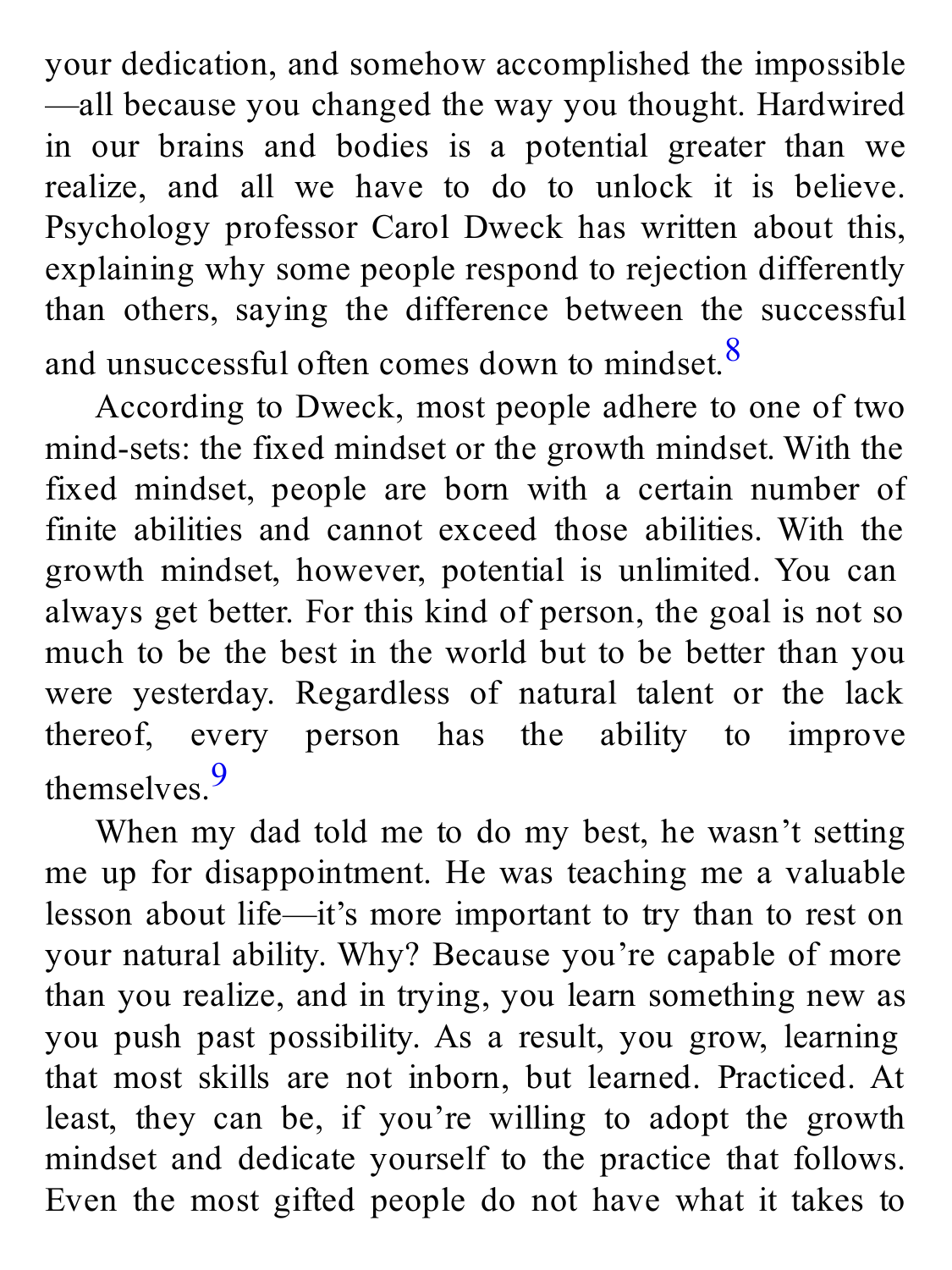your dedication, and somehow accomplished the impossible—all because you changed the way you thought. Hardwired in our brains and bodies is a potential greater than we realize, and all we have to do to unlock it is believe. Psychology professor Carol Dweck has written about this, explaining why some people respond to rejection differently than others, saying the difference between the successful and unsuccessful often comes down to mindset.[8]

According to Dweck, most people adhere to one of two mind-sets: the fixed mindset or the growth mindset. With the fixed mindset, people are born with a certain number of finite abilities and cannot exceed those abilities. With the growth mindset, however, potential is unlimited. You can always get better. For this kind of person, the goal is not so much to be the best in the world but to be better than you were yesterday. Regardless of natural talent or the lack thereof, every person has the ability to improve themselves.[9]

When my dad told me to do my best, he wasn't setting me up for disappointment. He was teaching me a valuable lesson about life—it's more important to try than to rest on your natural ability. Why? Because you're capable of more than you realize, and in trying, you learn something new as you push past possibility. As a result, you grow, learning that most skills are not inborn, but learned. Practiced. At least, they can be, if you're willing to adopt the growth mindset and dedicate yourself to the practice that follows. Even the most gifted people do not have what it takes to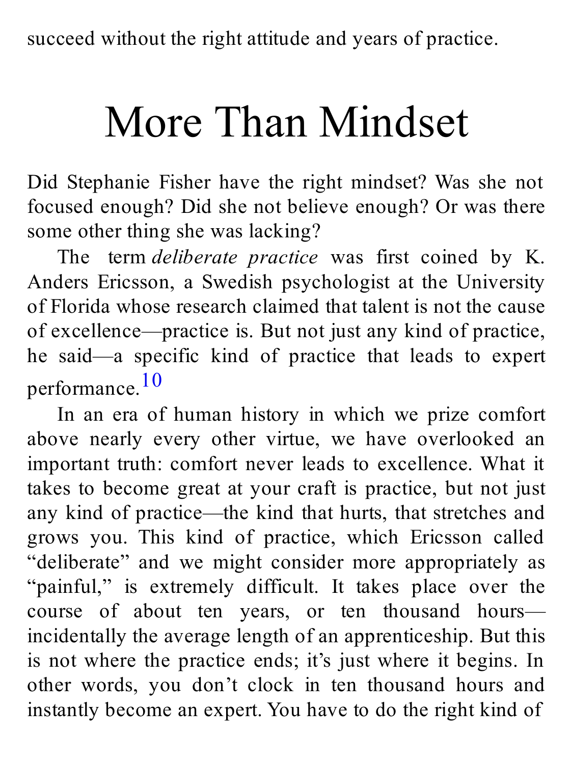succeed without the right attitude and years of practice.

# More Than Mindset

Did Stephanie Fisher have the right mindset? Was she not focused enough? Did she not believe enough? Or was there some other thing she was lacking?

The term *deliberate practice* was first coined by K. Anders Ericsson, a Swedish psychologist at the University of Florida whose research claimed that talent is not the cause of excellence—practice is. But not just any kind of practice, he said—a specific kind of practice that leads to expert performance.[10]

In an era of human history in which we prize comfort above nearly every other virtue, we have overlooked an important truth: comfort never leads to excellence. What it takes to become great at your craft is practice, but not just any kind of practice—the kind that hurts, that stretches and grows you. This kind of practice, which Ericsson called "deliberate" and we might consider more appropriately as "painful," is extremely difficult. It takes place over the course of about ten years, or ten thousand hours—incidentally the average length of an apprenticeship. But this is not where the practice ends; it's just where it begins. In other words, you don't clock in ten thousand hours and instantly become an expert. You have to do the right kind of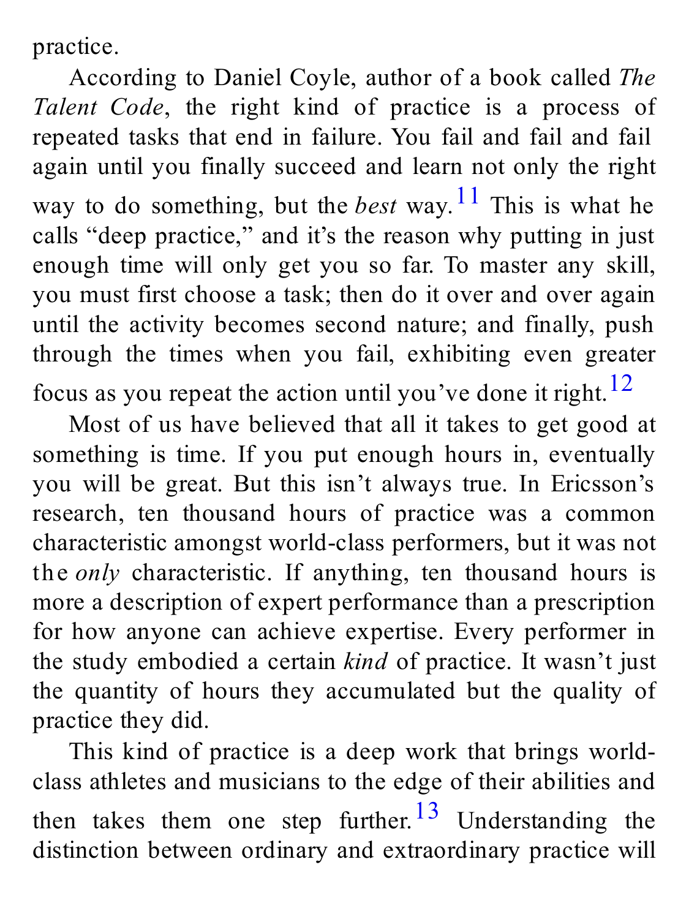practice.

According to Daniel Coyle, author of a book called *The Talent Code*, the right kind of practice is a process of repeated tasks that end in failure. You fail and fail and fail again until you finally succeed and learn not only the right way to do something, but the *best* way.[11] This is what he calls "deep practice," and it's the reason why putting in just enough time will only get you so far. To master any skill, you must first choose a task; then do it over and over again until the activity becomes second nature; and finally, push through the times when you fail, exhibiting even greater focus as you repeat the action until you've done it right.[12]

Most of us have believed that all it takes to get good at something is time. If you put enough hours in, eventually you will be great. But this isn't always true. In Ericsson's research, ten thousand hours of practice was a common characteristic amongst world-class performers, but it was not the *only* characteristic. If anything, ten thousand hours is more a description of expert performance than a prescription for how anyone can achieve expertise. Every performer in the study embodied a certain *kind* of practice. It wasn't just the quantity of hours they accumulated but the quality of practice they did.

This kind of practice is a deep work that brings world-class athletes and musicians to the edge of their abilities and then takes them one step further.[13] Understanding the distinction between ordinary and extraordinary practice will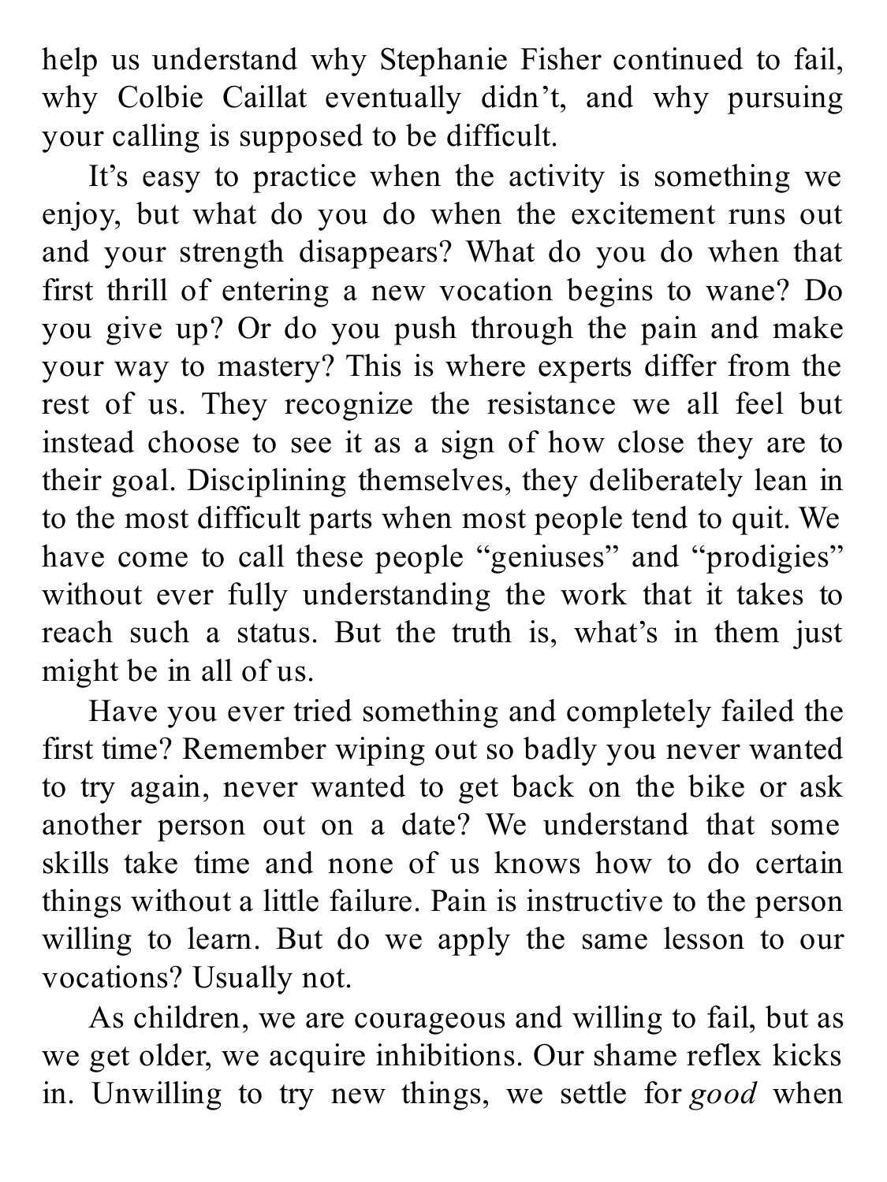help us understand why Stephanie Fisher continued to fail, why Colbie Caillat eventually didn't, and why pursuing your calling is supposed to be difficult.

It's easy to practice when the activity is something we enjoy, but what do you do when the excitement runs out and your strength disappears? What do you do when that first thrill of entering a new vocation begins to wane? Do you give up? Or do you push through the pain and make your way to mastery? This is where experts differ from the rest of us. They recognize the resistance we all feel but instead choose to see it as a sign of how close they are to their goal. Disciplining themselves, they deliberately lean in to the most difficult parts when most people tend to quit. We have come to call these people "geniuses" and "prodigies" without ever fully understanding the work that it takes to reach such a status. But the truth is, what's in them just might be in all of us.

Have you ever tried something and completely failed the first time? Remember wiping out so badly you never wanted to try again, never wanted to get back on the bike or ask another person out on a date? We understand that some skills take time and none of us knows how to do certain things without a little failure. Pain is instructive to the person willing to learn. But do we apply the same lesson to our vocations? Usually not.

As children, we are courageous and willing to fail, but as we get older, we acquire inhibitions. Our shame reflex kicks in. Unwilling to try new things, we settle for *good* when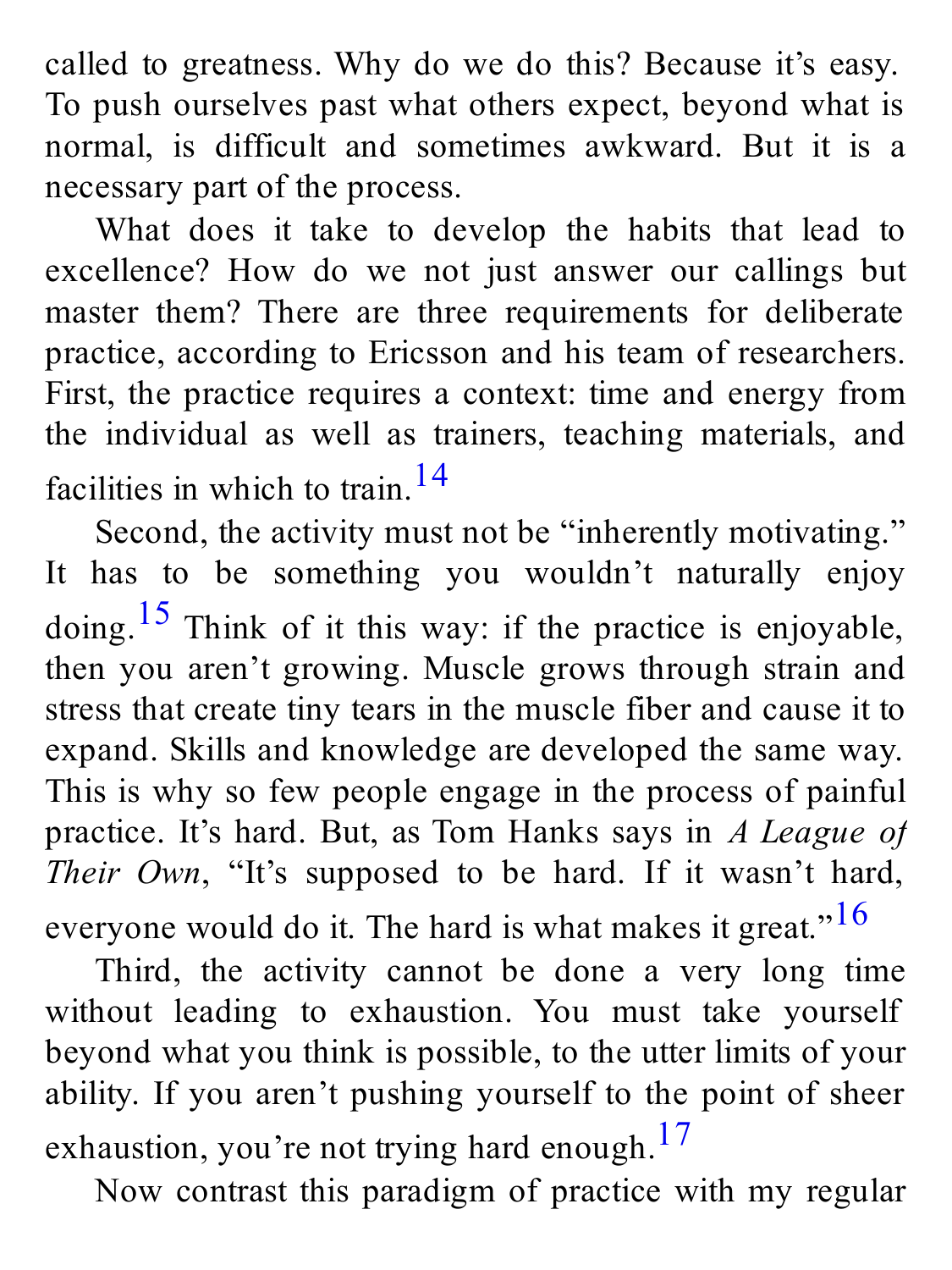called to greatness. Why do we do this? Because it's easy. To push ourselves past what others expect, beyond what is normal, is difficult and sometimes awkward. But it is a necessary part of the process.

What does it take to develop the habits that lead to excellence? How do we not just answer our callings but master them? There are three requirements for deliberate practice, according to Ericsson and his team of researchers. First, the practice requires a context: time and energy from the individual as well as trainers, teaching materials, and facilities in which to train.[14]

Second, the activity must not be "inherently motivating." It has to be something you wouldn't naturally enjoy doing.[15] Think of it this way: if the practice is enjoyable, then you aren't growing. Muscle grows through strain and stress that create tiny tears in the muscle fiber and cause it to expand. Skills and knowledge are developed the same way. This is why so few people engage in the process of painful practice. It's hard. But, as Tom Hanks says in *A League of Their Own*, "It's supposed to be hard. If it wasn't hard, everyone would do it. The hard is what makes it great."[16]

Third, the activity cannot be done a very long time without leading to exhaustion. You must take yourself beyond what you think is possible, to the utter limits of your ability. If you aren't pushing yourself to the point of sheer exhaustion, you're not trying hard enough.[17]

Now contrast this paradigm of practice with my regular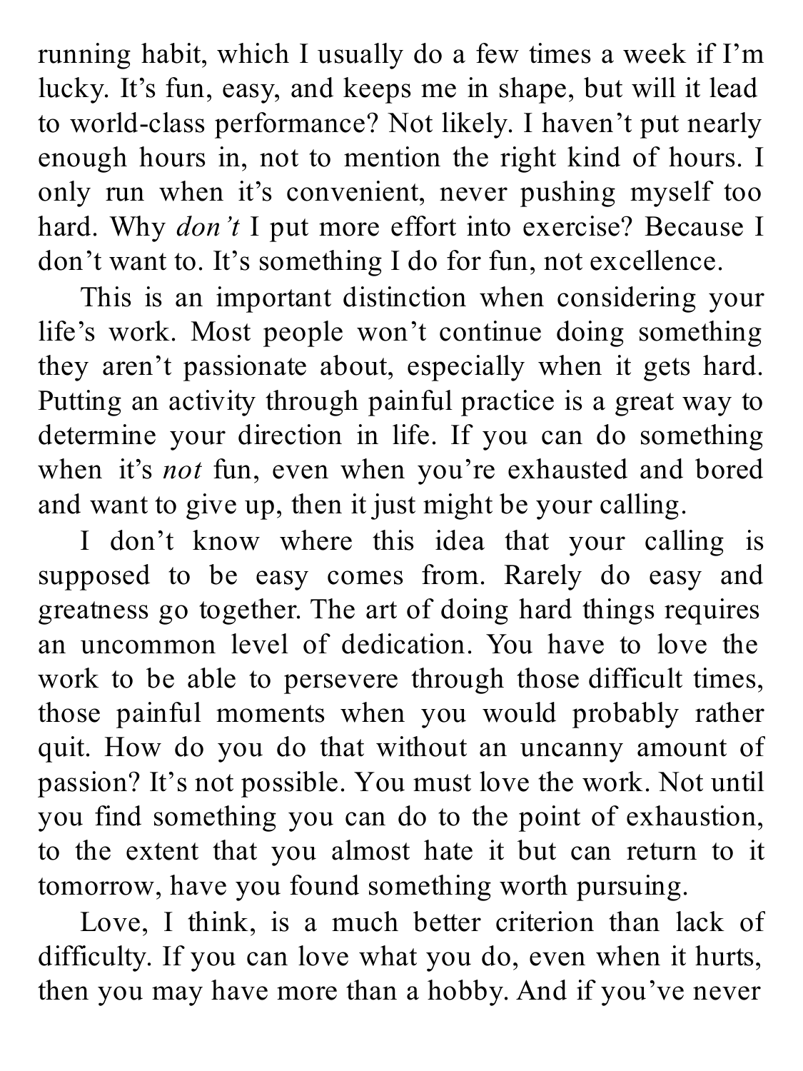running habit, which I usually do a few times a week if I'm lucky. It's fun, easy, and keeps me in shape, but will it lead to world-class performance? Not likely. I haven't put nearly enough hours in, not to mention the right kind of hours. I only run when it's convenient, never pushing myself too hard. Why *don't* I put more effort into exercise? Because I don't want to. It's something I do for fun, not excellence.

This is an important distinction when considering your life's work. Most people won't continue doing something they aren't passionate about, especially when it gets hard. Putting an activity through painful practice is a great way to determine your direction in life. If you can do something when it's *not* fun, even when you're exhausted and bored and want to give up, then it just might be your calling.

I don't know where this idea that your calling is supposed to be easy comes from. Rarely do easy and greatness go together. The art of doing hard things requires an uncommon level of dedication. You have to love the work to be able to persevere through those difficult times, those painful moments when you would probably rather quit. How do you do that without an uncanny amount of passion? It's not possible. You must love the work. Not until you find something you can do to the point of exhaustion, to the extent that you almost hate it but can return to it tomorrow, have you found something worth pursuing.

Love, I think, is a much better criterion than lack of difficulty. If you can love what you do, even when it hurts, then you may have more than a hobby. And if you've never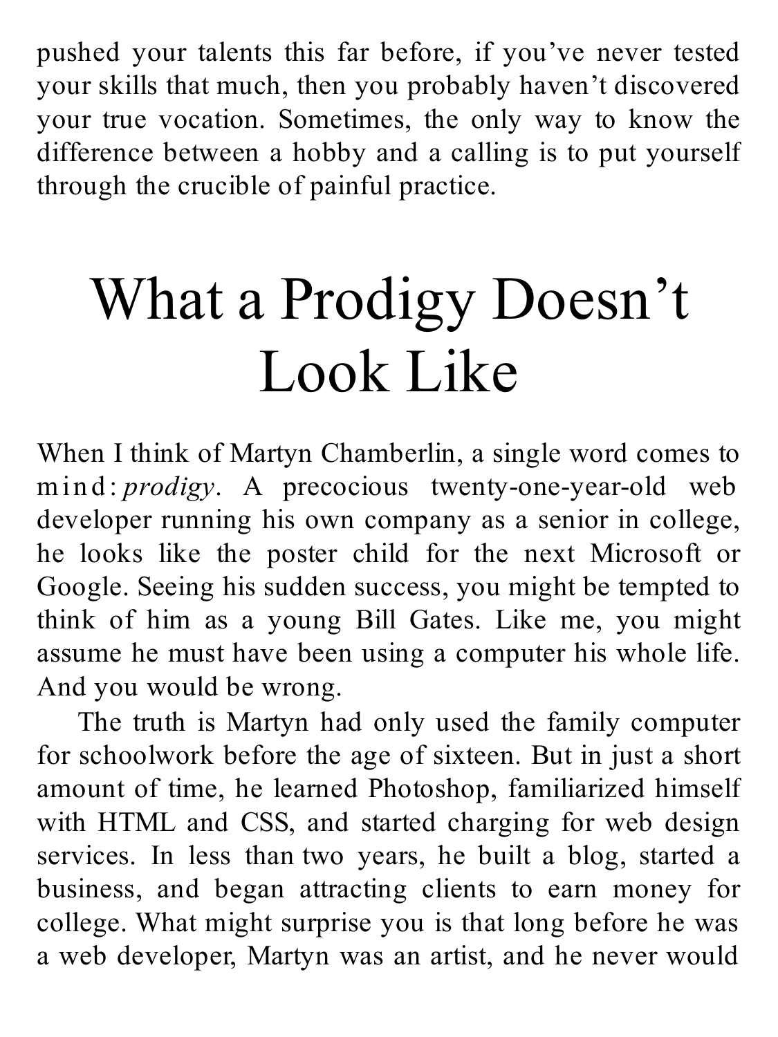pushed your talents this far before, if you've never tested your skills that much, then you probably haven't discovered your true vocation. Sometimes, the only way to know the difference between a hobby and a calling is to put yourself through the crucible of painful practice.

# What a Prodigy Doesn't Look Like

When I think of Martyn Chamberlin, a single word comes to mind: *prodigy*. A precocious twenty-one-year-old web developer running his own company as a senior in college, he looks like the poster child for the next Microsoft or Google. Seeing his sudden success, you might be tempted to think of him as a young Bill Gates. Like me, you might assume he must have been using a computer his whole life. And you would be wrong.

The truth is Martyn had only used the family computer for schoolwork before the age of sixteen. But in just a short amount of time, he learned Photoshop, familiarized himself with HTML and CSS, and started charging for web design services. In less than two years, he built a blog, started a business, and began attracting clients to earn money for college. What might surprise you is that long before he was a web developer, Martyn was an artist, and he never would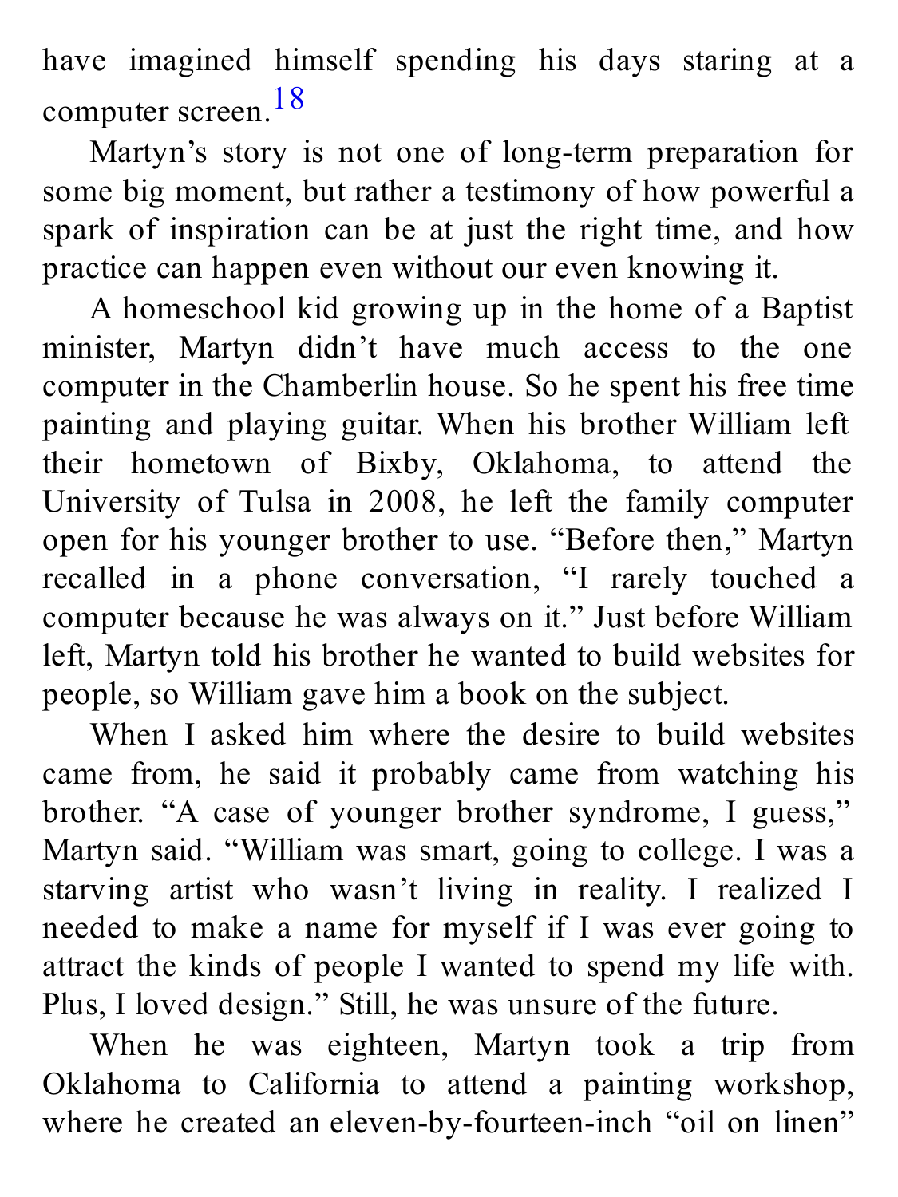have imagined himself spending his days staring at a computer screen.[18]

Martyn's story is not one of long-term preparation for some big moment, but rather a testimony of how powerful a spark of inspiration can be at just the right time, and how practice can happen even without our even knowing it.

A homeschool kid growing up in the home of a Baptist minister, Martyn didn't have much access to the one computer in the Chamberlin house. So he spent his free time painting and playing guitar. When his brother William left their hometown of Bixby, Oklahoma, to attend the University of Tulsa in 2008, he left the family computer open for his younger brother to use. "Before then," Martyn recalled in a phone conversation, "I rarely touched a computer because he was always on it." Just before William left, Martyn told his brother he wanted to build websites for people, so William gave him a book on the subject.

When I asked him where the desire to build websites came from, he said it probably came from watching his brother. "A case of younger brother syndrome, I guess," Martyn said. "William was smart, going to college. I was a starving artist who wasn't living in reality. I realized I needed to make a name for myself if I was ever going to attract the kinds of people I wanted to spend my life with. Plus, I loved design." Still, he was unsure of the future.

When he was eighteen, Martyn took a trip from Oklahoma to California to attend a painting workshop, where he created an eleven-by-fourteen-inch "oil on linen"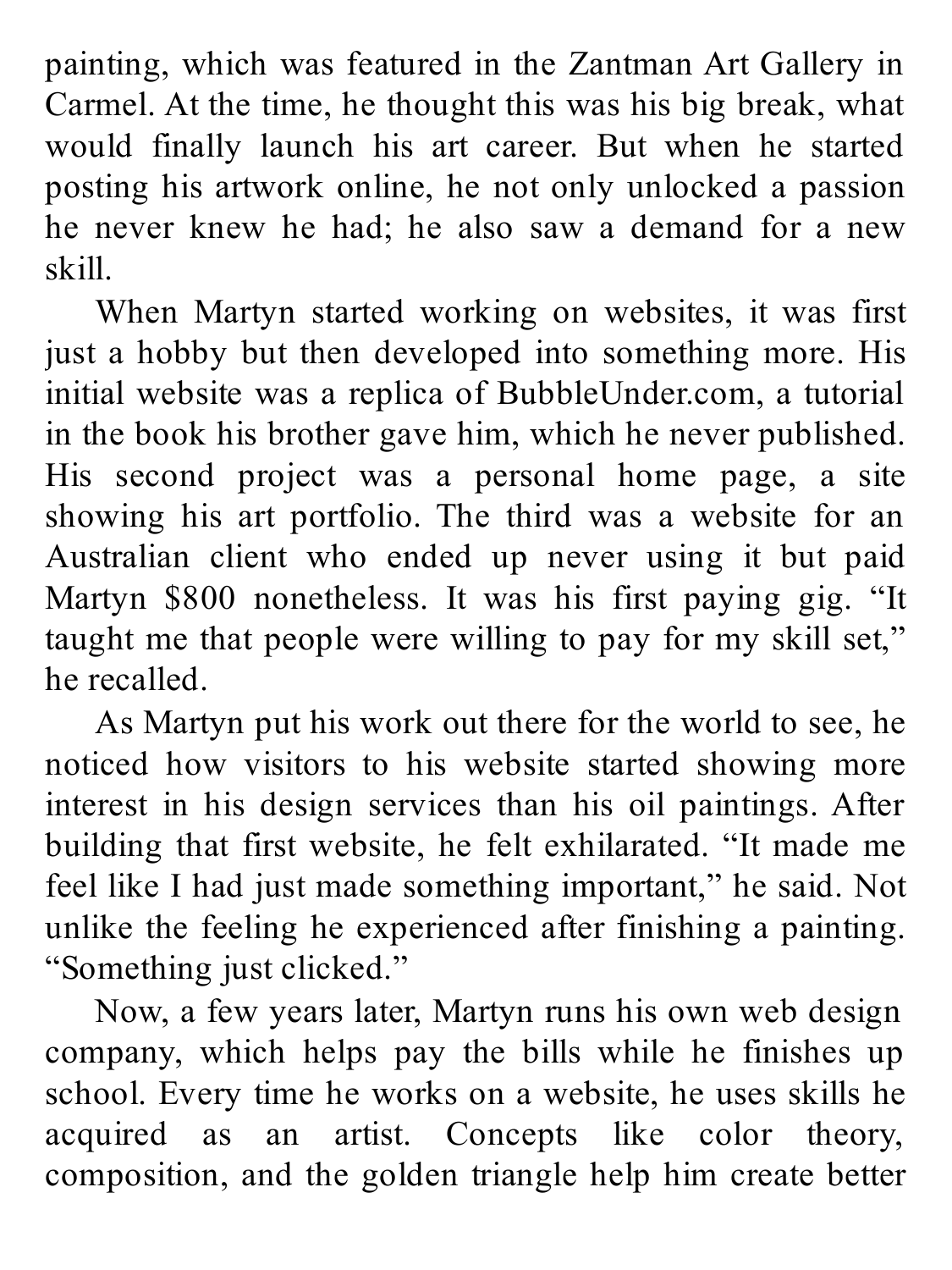painting, which was featured in the Zantman Art Gallery in Carmel. At the time, he thought this was his big break, what would finally launch his art career. But when he started posting his artwork online, he not only unlocked a passion he never knew he had; he also saw a demand for a new skill.

When Martyn started working on websites, it was first just a hobby but then developed into something more. His initial website was a replica of BubbleUnder.com, a tutorial in the book his brother gave him, which he never published. His second project was a personal home page, a site showing his art portfolio. The third was a website for an Australian client who ended up never using it but paid Martyn $800 nonetheless. It was his first paying gig. “It taught me that people were willing to pay for my skill set,” he recalled.

As Martyn put his work out there for the world to see, he noticed how visitors to his website started showing more interest in his design services than his oil paintings. After building that first website, he felt exhilarated. “It made me feel like I had just made something important,” he said. Not unlike the feeling he experienced after finishing a painting. “Something just clicked.”

Now, a few years later, Martyn runs his own web design company, which helps pay the bills while he finishes up school. Every time he works on a website, he uses skills he acquired as an artist. Concepts like color theory, composition, and the golden triangle help him create better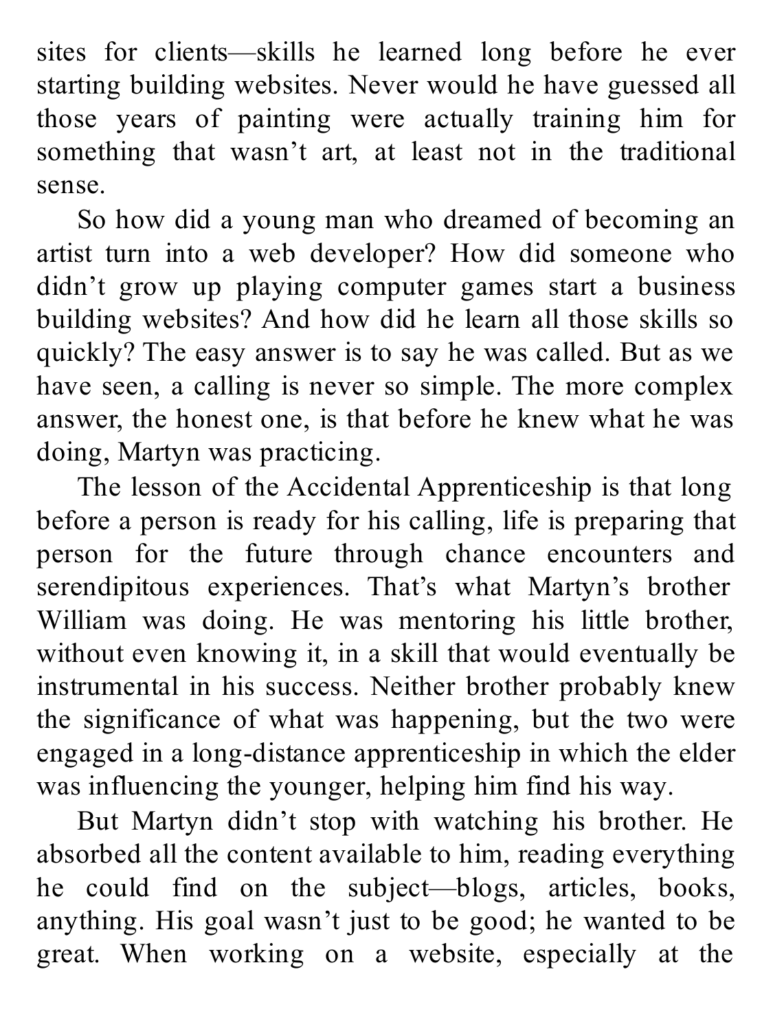sites for clients—skills he learned long before he ever starting building websites. Never would he have guessed all those years of painting were actually training him for something that wasn't art, at least not in the traditional sense.

So how did a young man who dreamed of becoming an artist turn into a web developer? How did someone who didn't grow up playing computer games start a business building websites? And how did he learn all those skills so quickly? The easy answer is to say he was called. But as we have seen, a calling is never so simple. The more complex answer, the honest one, is that before he knew what he was doing, Martyn was practicing.

The lesson of the Accidental Apprenticeship is that long before a person is ready for his calling, life is preparing that person for the future through chance encounters and serendipitous experiences. That's what Martyn's brother William was doing. He was mentoring his little brother, without even knowing it, in a skill that would eventually be instrumental in his success. Neither brother probably knew the significance of what was happening, but the two were engaged in a long-distance apprenticeship in which the elder was influencing the younger, helping him find his way.

But Martyn didn't stop with watching his brother. He absorbed all the content available to him, reading everything he could find on the subject—blogs, articles, books, anything. His goal wasn't just to be good; he wanted to be great. When working on a website, especially at the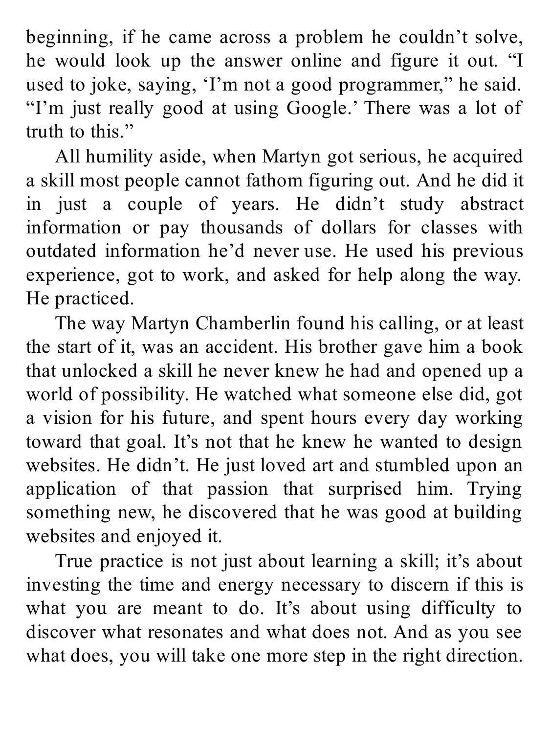beginning, if he came across a problem he couldn't solve, he would look up the answer online and figure it out. "I used to joke, saying, 'I'm not a good programmer," he said. "I'm just really good at using Google.' There was a lot of truth to this."

All humility aside, when Martyn got serious, he acquired a skill most people cannot fathom figuring out. And he did it in just a couple of years. He didn't study abstract information or pay thousands of dollars for classes with outdated information he'd never use. He used his previous experience, got to work, and asked for help along the way. He practiced.

The way Martyn Chamberlin found his calling, or at least the start of it, was an accident. His brother gave him a book that unlocked a skill he never knew he had and opened up a world of possibility. He watched what someone else did, got a vision for his future, and spent hours every day working toward that goal. It's not that he knew he wanted to design websites. He didn't. He just loved art and stumbled upon an application of that passion that surprised him. Trying something new, he discovered that he was good at building websites and enjoyed it.

True practice is not just about learning a skill; it's about investing the time and energy necessary to discern if this is what you are meant to do. It's about using difficulty to discover what resonates and what does not. And as you see what does, you will take one more step in the right direction.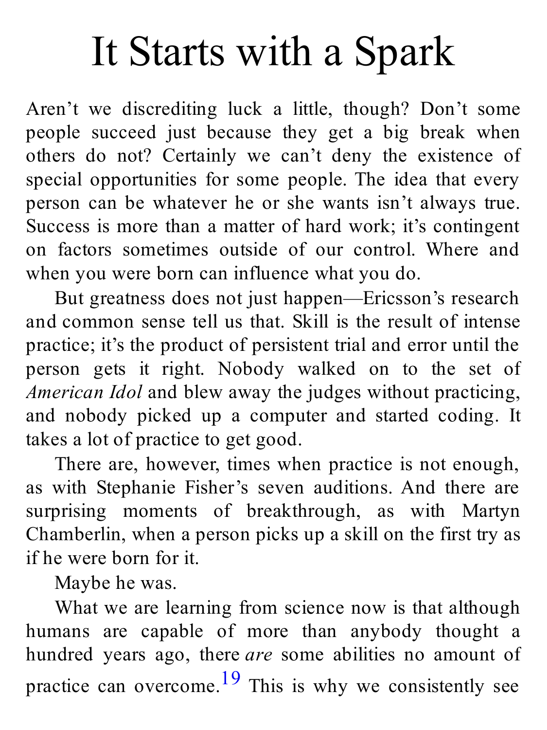# It Starts with a Spark

Aren't we discrediting luck a little, though? Don't some people succeed just because they get a big break when others do not? Certainly we can't deny the existence of special opportunities for some people. The idea that every person can be whatever he or she wants isn't always true. Success is more than a matter of hard work; it's contingent on factors sometimes outside of our control. Where and when you were born can influence what you do.

But greatness does not just happen—Ericsson's research and common sense tell us that. Skill is the result of intense practice; it's the product of persistent trial and error until the person gets it right. Nobody walked on to the set of *American Idol* and blew away the judges without practicing, and nobody picked up a computer and started coding. It takes a lot of practice to get good.

There are, however, times when practice is not enough, as with Stephanie Fisher's seven auditions. And there are surprising moments of breakthrough, as with Martyn Chamberlin, when a person picks up a skill on the first try as if he were born for it.

Maybe he was.

What we are learning from science now is that although humans are capable of more than anybody thought a hundred years ago, there *are* some abilities no amount of practice can overcome.[19] This is why we consistently see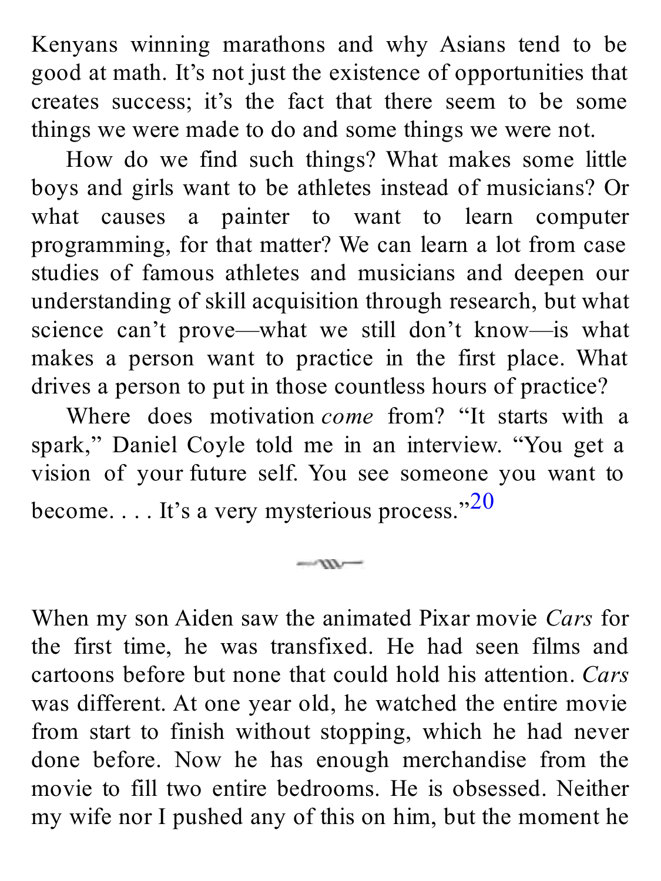Kenyans winning marathons and why Asians tend to be good at math. It's not just the existence of opportunities that creates success; it's the fact that there seem to be some things we were made to do and some things we were not.

How do we find such things? What makes some little boys and girls want to be athletes instead of musicians? Or what causes a painter to want to learn computer programming, for that matter? We can learn a lot from case studies of famous athletes and musicians and deepen our understanding of skill acquisition through research, but what science can't prove—what we still don't know—is what makes a person want to practice in the first place. What drives a person to put in those countless hours of practice?

Where does motivation *come* from? "It starts with a spark," Daniel Coyle told me in an interview. "You get a vision of your future self. You see someone you want to become. . . . It's a very mysterious process."[20]

---

When my son Aiden saw the animated Pixar movie *Cars* for the first time, he was transfixed. He had seen films and cartoons before but none that could hold his attention. *Cars* was different. At one year old, he watched the entire movie from start to finish without stopping, which he had never done before. Now he has enough merchandise from the movie to fill two entire bedrooms. He is obsessed. Neither my wife nor I pushed any of this on him, but the moment he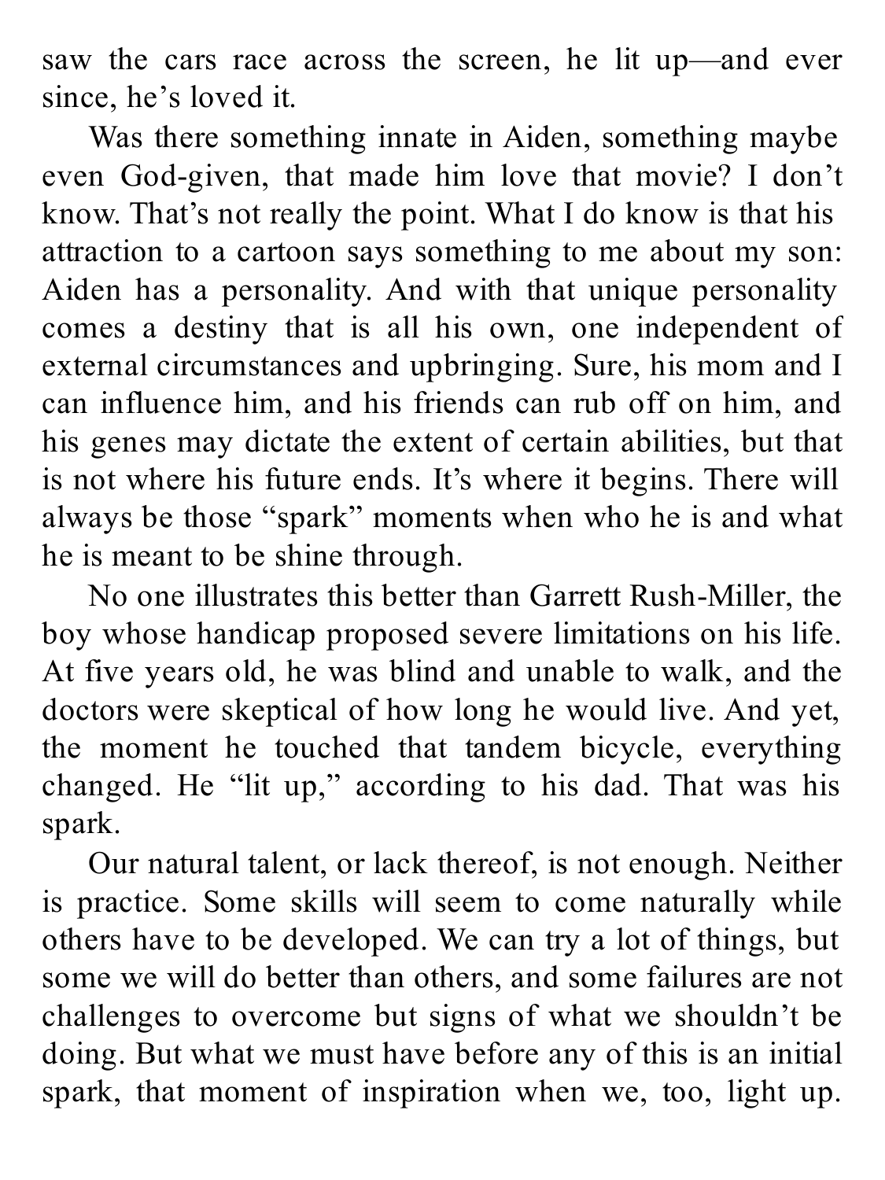saw the cars race across the screen, he lit up—and ever since, he's loved it.

Was there something innate in Aiden, something maybe even God-given, that made him love that movie? I don't know. That's not really the point. What I do know is that his attraction to a cartoon says something to me about my son: Aiden has a personality. And with that unique personality comes a destiny that is all his own, one independent of external circumstances and upbringing. Sure, his mom and I can influence him, and his friends can rub off on him, and his genes may dictate the extent of certain abilities, but that is not where his future ends. It's where it begins. There will always be those "spark" moments when who he is and what he is meant to be shine through.

No one illustrates this better than Garrett Rush-Miller, the boy whose handicap proposed severe limitations on his life. At five years old, he was blind and unable to walk, and the doctors were skeptical of how long he would live. And yet, the moment he touched that tandem bicycle, everything changed. He "lit up," according to his dad. That was his spark.

Our natural talent, or lack thereof, is not enough. Neither is practice. Some skills will seem to come naturally while others have to be developed. We can try a lot of things, but some we will do better than others, and some failures are not challenges to overcome but signs of what we shouldn't be doing. But what we must have before any of this is an initial spark, that moment of inspiration when we, too, light up.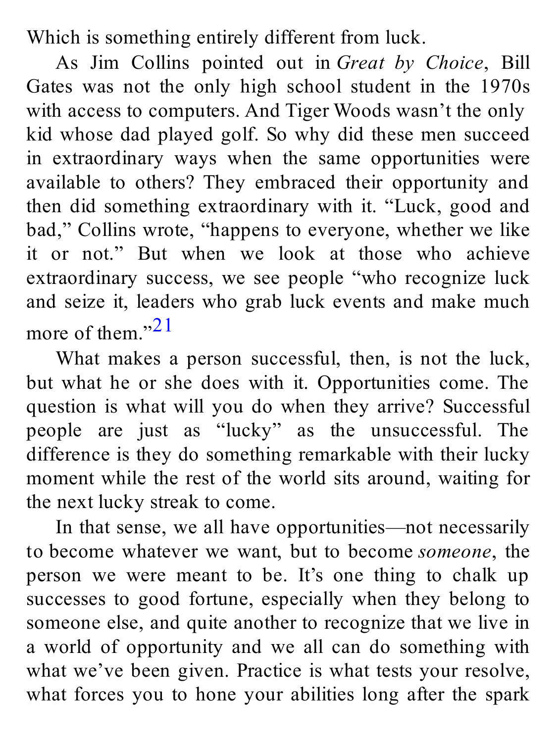Which is something entirely different from luck.

As Jim Collins pointed out in *Great by Choice*, Bill Gates was not the only high school student in the 1970s with access to computers. And Tiger Woods wasn't the only kid whose dad played golf. So why did these men succeed in extraordinary ways when the same opportunities were available to others? They embraced their opportunity and then did something extraordinary with it. "Luck, good and bad," Collins wrote, "happens to everyone, whether we like it or not." But when we look at those who achieve extraordinary success, we see people "who recognize luck and seize it, leaders who grab luck events and make much more of them."[21]

What makes a person successful, then, is not the luck, but what he or she does with it. Opportunities come. The question is what will you do when they arrive? Successful people are just as "lucky" as the unsuccessful. The difference is they do something remarkable with their lucky moment while the rest of the world sits around, waiting for the next lucky streak to come.

In that sense, we all have opportunities—not necessarily to become whatever we want, but to become *someone*, the person we were meant to be. It's one thing to chalk up successes to good fortune, especially when they belong to someone else, and quite another to recognize that we live in a world of opportunity and we all can do something with what we've been given. Practice is what tests your resolve, what forces you to hone your abilities long after the spark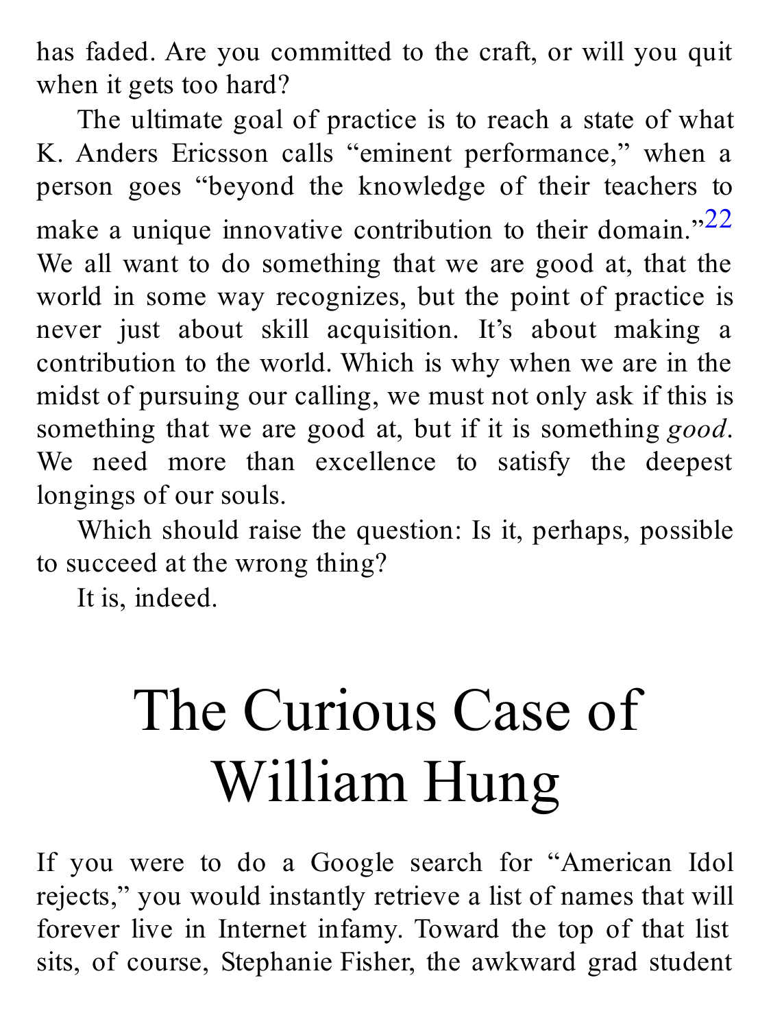has faded. Are you committed to the craft, or will you quit when it gets too hard?

The ultimate goal of practice is to reach a state of what K. Anders Ericsson calls "eminent performance," when a person goes "beyond the knowledge of their teachers to make a unique innovative contribution to their domain."[22] We all want to do something that we are good at, that the world in some way recognizes, but the point of practice is never just about skill acquisition. It's about making a contribution to the world. Which is why when we are in the midst of pursuing our calling, we must not only ask if this is something that we are good at, but if it is something *good*. We need more than excellence to satisfy the deepest longings of our souls.

Which should raise the question: Is it, perhaps, possible to succeed at the wrong thing?

It is, indeed.

# The Curious Case of William Hung

If you were to do a Google search for "American Idol rejects," you would instantly retrieve a list of names that will forever live in Internet infamy. Toward the top of that list sits, of course, Stephanie Fisher, the awkward grad student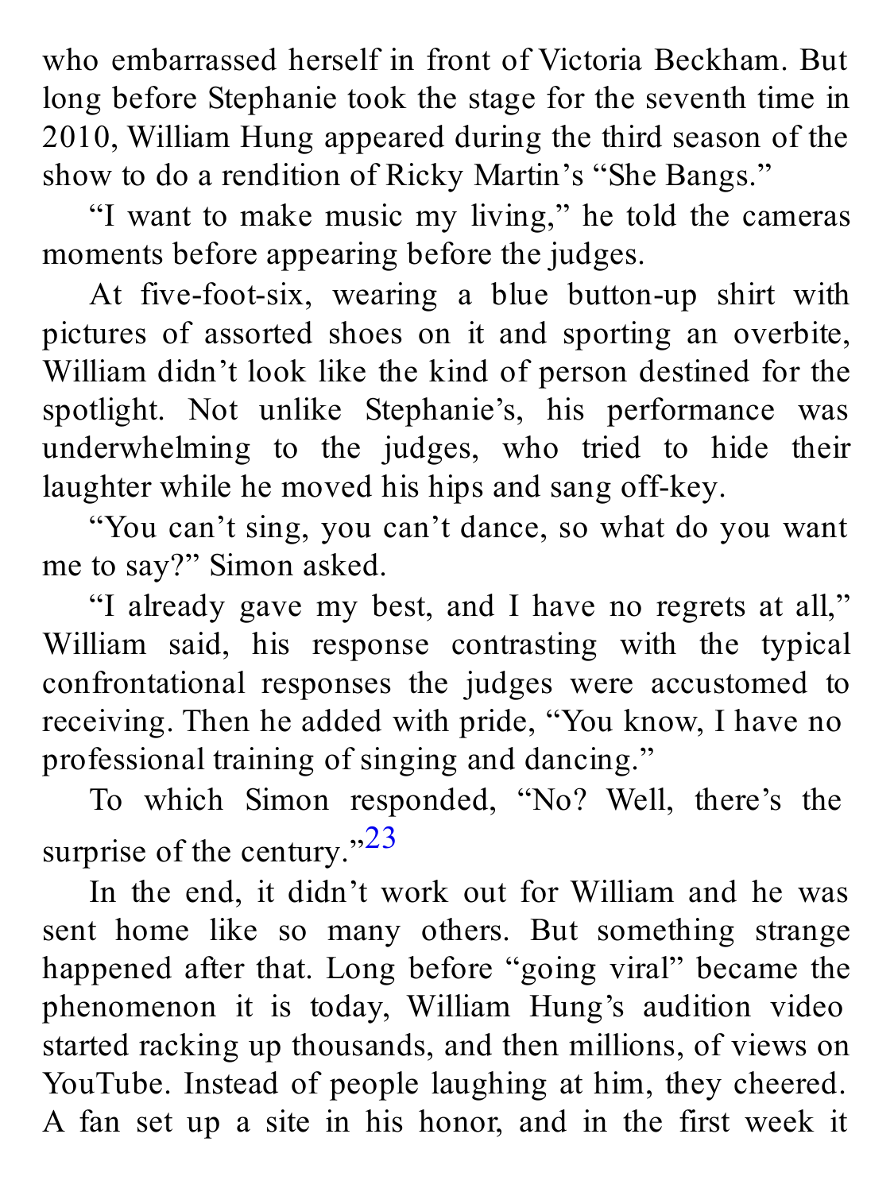who embarrassed herself in front of Victoria Beckham. But long before Stephanie took the stage for the seventh time in 2010, William Hung appeared during the third season of the show to do a rendition of Ricky Martin's "She Bangs."

"I want to make music my living," he told the cameras moments before appearing before the judges.

At five-foot-six, wearing a blue button-up shirt with pictures of assorted shoes on it and sporting an overbite, William didn't look like the kind of person destined for the spotlight. Not unlike Stephanie's, his performance was underwhelming to the judges, who tried to hide their laughter while he moved his hips and sang off-key.

"You can't sing, you can't dance, so what do you want me to say?" Simon asked.

"I already gave my best, and I have no regrets at all," William said, his response contrasting with the typical confrontational responses the judges were accustomed to receiving. Then he added with pride, "You know, I have no professional training of singing and dancing."

To which Simon responded, "No? Well, there's the surprise of the century."[23]

In the end, it didn't work out for William and he was sent home like so many others. But something strange happened after that. Long before "going viral" became the phenomenon it is today, William Hung's audition video started racking up thousands, and then millions, of views on YouTube. Instead of people laughing at him, they cheered. A fan set up a site in his honor, and in the first week it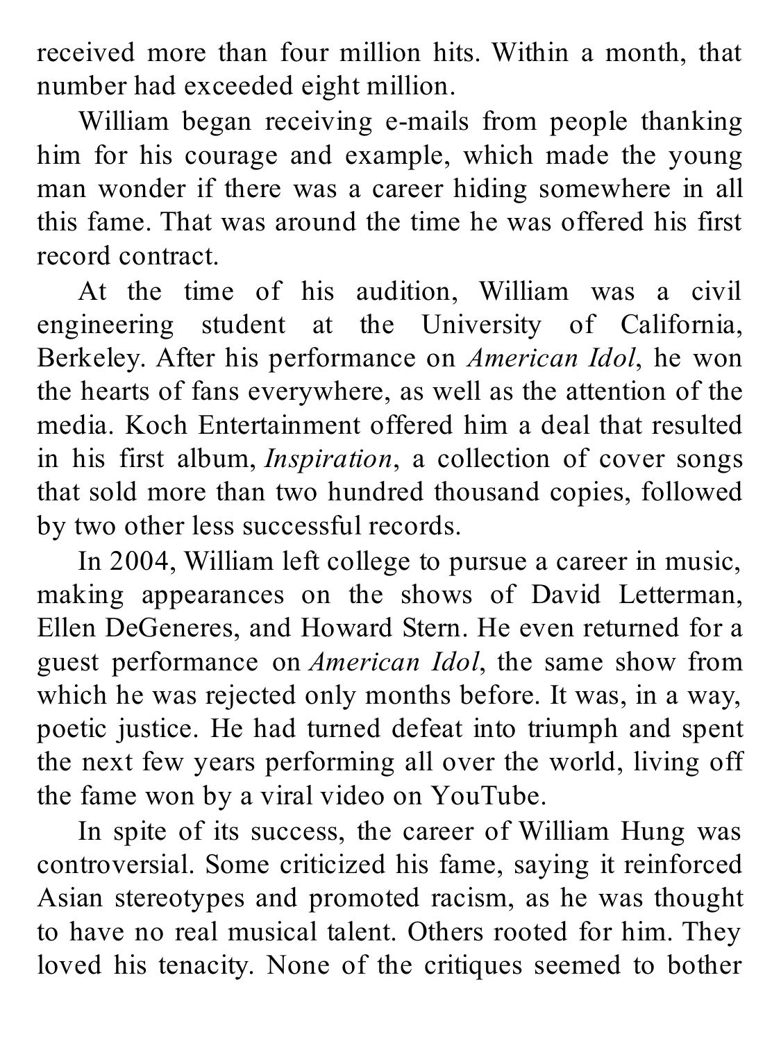received more than four million hits. Within a month, that number had exceeded eight million.

William began receiving e-mails from people thanking him for his courage and example, which made the young man wonder if there was a career hiding somewhere in all this fame. That was around the time he was offered his first record contract.

At the time of his audition, William was a civil engineering student at the University of California, Berkeley. After his performance on *American Idol*, he won the hearts of fans everywhere, as well as the attention of the media. Koch Entertainment offered him a deal that resulted in his first album, *Inspiration*, a collection of cover songs that sold more than two hundred thousand copies, followed by two other less successful records.

In 2004, William left college to pursue a career in music, making appearances on the shows of David Letterman, Ellen DeGeneres, and Howard Stern. He even returned for a guest performance on *American Idol*, the same show from which he was rejected only months before. It was, in a way, poetic justice. He had turned defeat into triumph and spent the next few years performing all over the world, living off the fame won by a viral video on YouTube.

In spite of its success, the career of William Hung was controversial. Some criticized his fame, saying it reinforced Asian stereotypes and promoted racism, as he was thought to have no real musical talent. Others rooted for him. They loved his tenacity. None of the critiques seemed to bother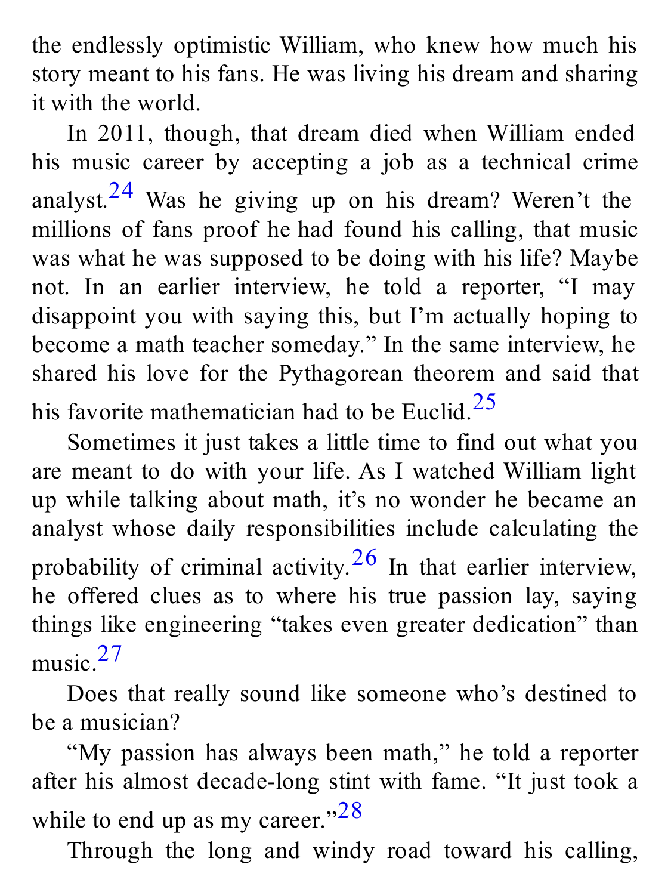the endlessly optimistic William, who knew how much his story meant to his fans. He was living his dream and sharing it with the world.

In 2011, though, that dream died when William ended his music career by accepting a job as a technical crime analyst.[24] Was he giving up on his dream? Weren't the millions of fans proof he had found his calling, that music was what he was supposed to be doing with his life? Maybe not. In an earlier interview, he told a reporter, "I may disappoint you with saying this, but I'm actually hoping to become a math teacher someday." In the same interview, he shared his love for the Pythagorean theorem and said that his favorite mathematician had to be Euclid.[25]

Sometimes it just takes a little time to find out what you are meant to do with your life. As I watched William light up while talking about math, it's no wonder he became an analyst whose daily responsibilities include calculating the probability of criminal activity.[26] In that earlier interview, he offered clues as to where his true passion lay, saying things like engineering "takes even greater dedication" than music.[27]

Does that really sound like someone who's destined to be a musician?

"My passion has always been math," he told a reporter after his almost decade-long stint with fame. "It just took a while to end up as my career."[28]

Through the long and windy road toward his calling,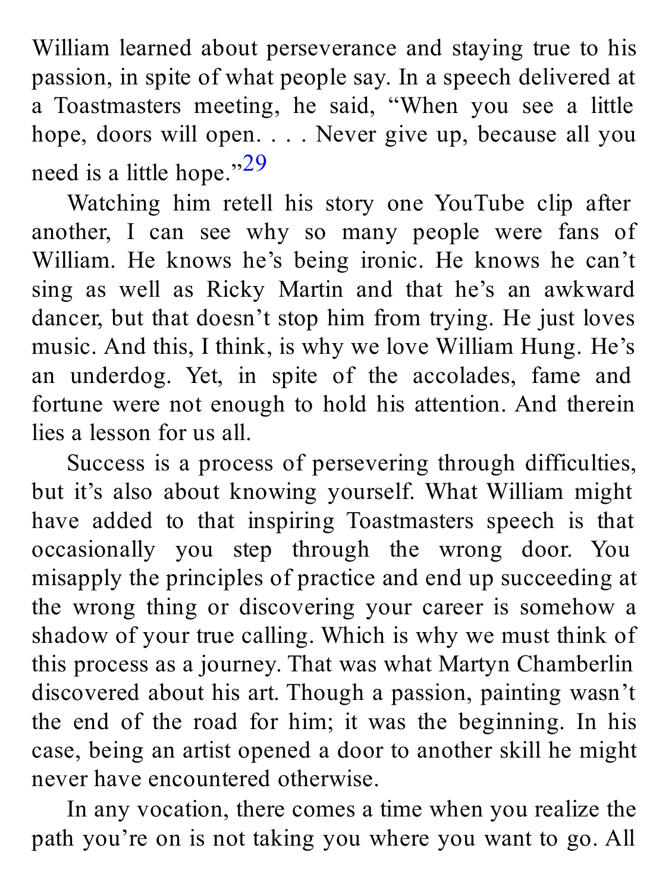William learned about perseverance and staying true to his passion, in spite of what people say. In a speech delivered at a Toastmasters meeting, he said, "When you see a little hope, doors will open. . . . Never give up, because all you need is a little hope."[29]

Watching him retell his story one YouTube clip after another, I can see why so many people were fans of William. He knows he's being ironic. He knows he can't sing as well as Ricky Martin and that he's an awkward dancer, but that doesn't stop him from trying. He just loves music. And this, I think, is why we love William Hung. He's an underdog. Yet, in spite of the accolades, fame and fortune were not enough to hold his attention. And therein lies a lesson for us all.

Success is a process of persevering through difficulties, but it's also about knowing yourself. What William might have added to that inspiring Toastmasters speech is that occasionally you step through the wrong door. You misapply the principles of practice and end up succeeding at the wrong thing or discovering your career is somehow a shadow of your true calling. Which is why we must think of this process as a journey. That was what Martyn Chamberlin discovered about his art. Though a passion, painting wasn't the end of the road for him; it was the beginning. In his case, being an artist opened a door to another skill he might never have encountered otherwise.

In any vocation, there comes a time when you realize the path you're on is not taking you where you want to go. All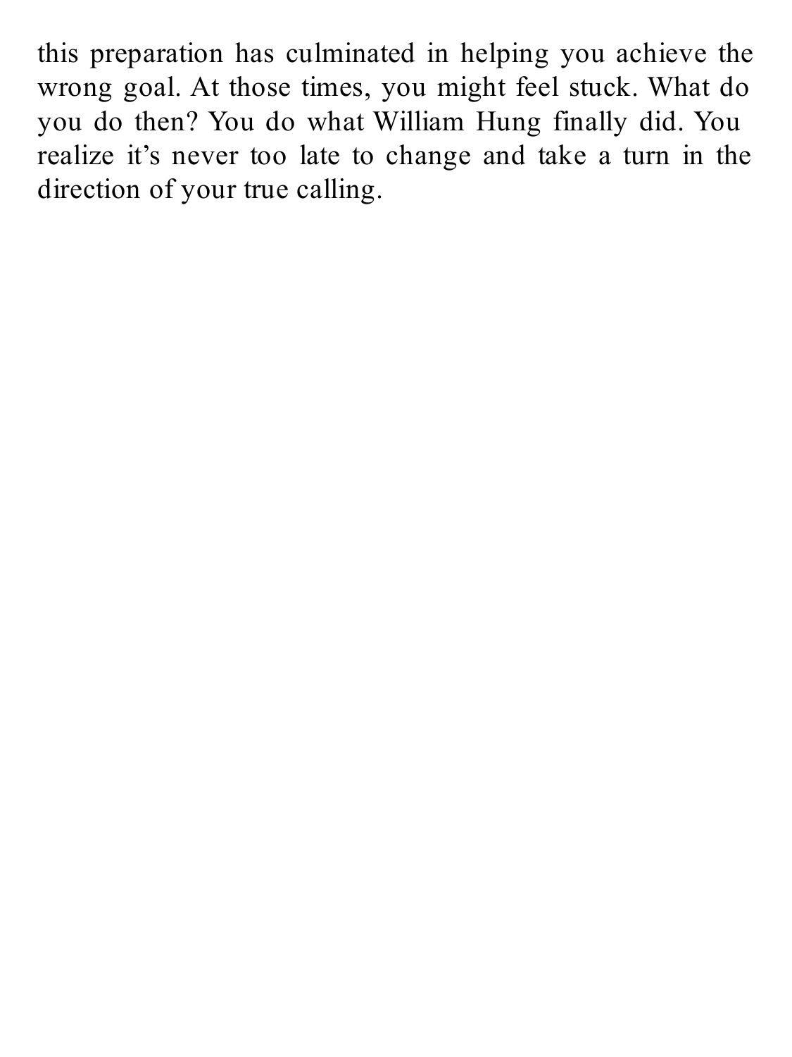this preparation has culminated in helping you achieve the wrong goal. At those times, you might feel stuck. What do you do then? You do what William Hung finally did. You realize it's never too late to change and take a turn in the direction of your true calling.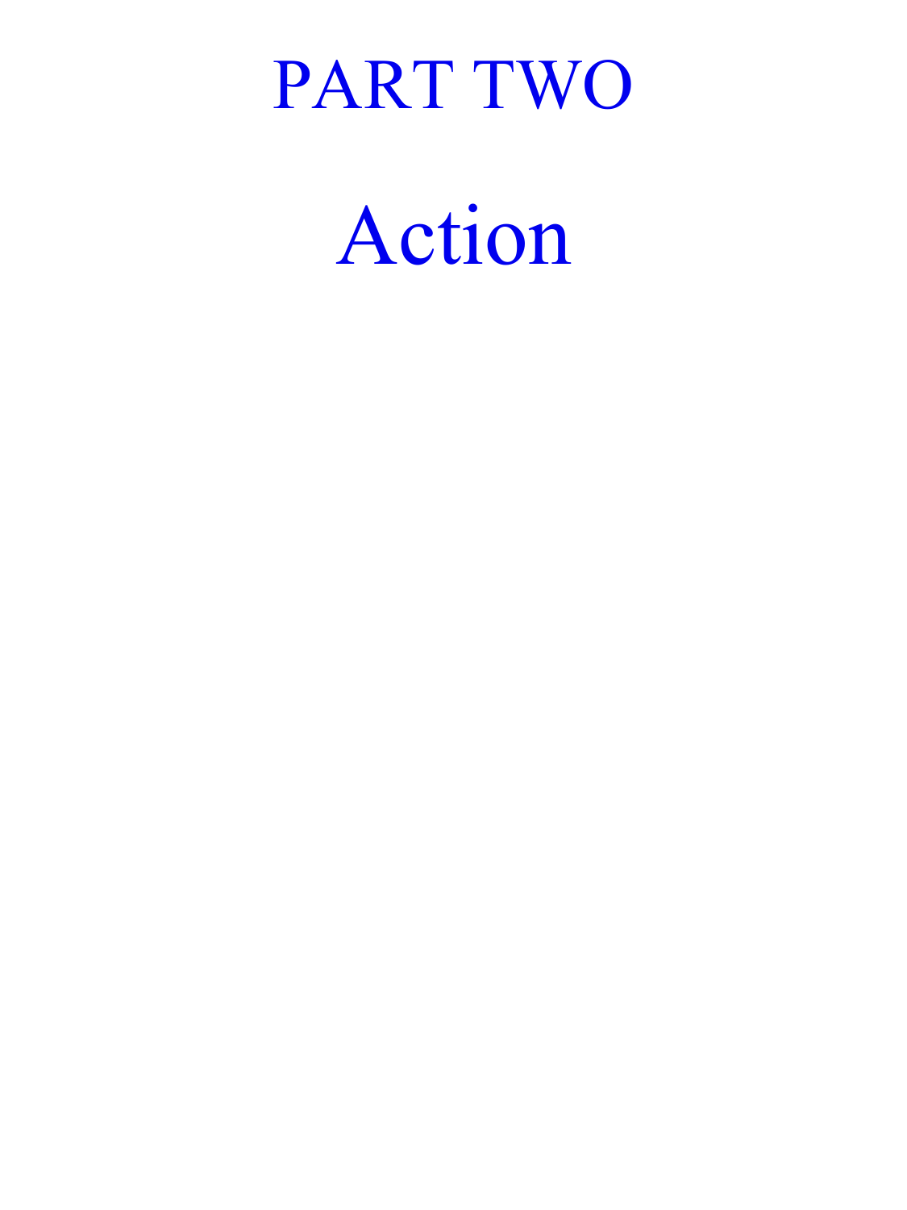# PART TWO

# Action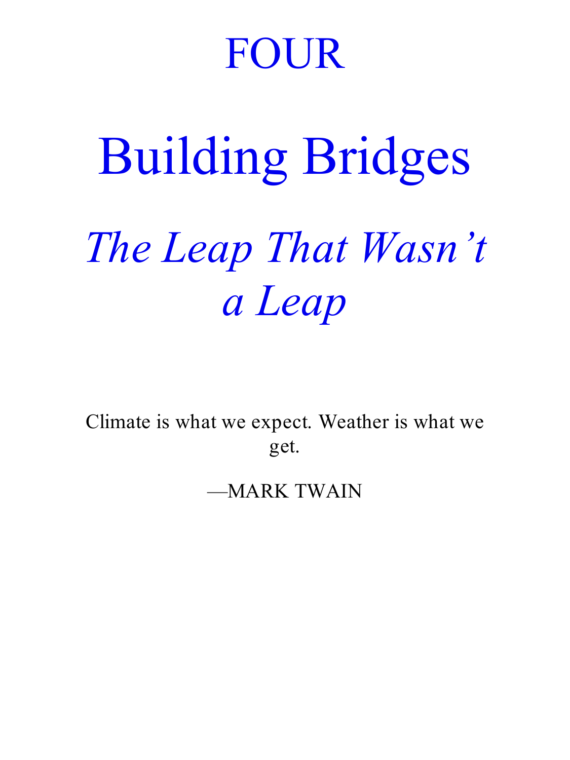# FOUR

# Building Bridges

## *The Leap That Wasn't a Leap*

Climate is what we expect. Weather is what we get.

—MARK TWAIN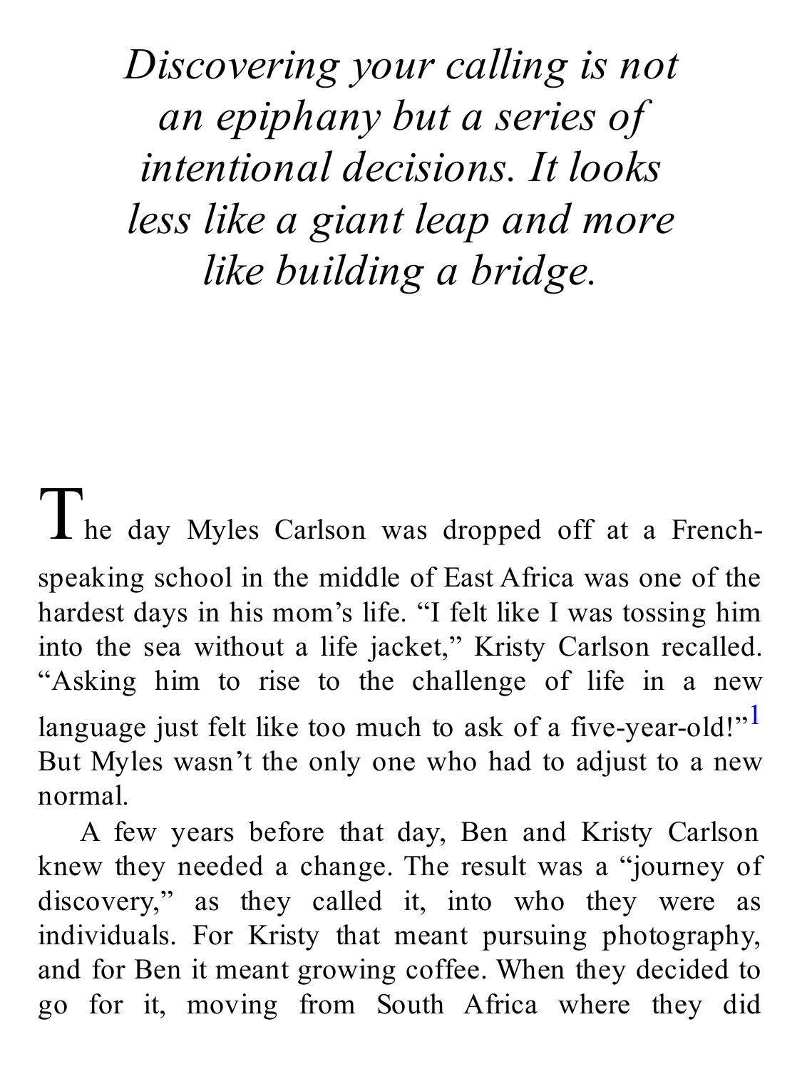*Discovering your calling is not an epiphany but a series of intentional decisions. It looks less like a giant leap and more like building a bridge.*

The day Myles Carlson was dropped off at a French-speaking school in the middle of East Africa was one of the hardest days in his mom's life. "I felt like I was tossing him into the sea without a life jacket," Kristy Carlson recalled. "Asking him to rise to the challenge of life in a new language just felt like too much to ask of a five-year-old!"[1] But Myles wasn't the only one who had to adjust to a new normal.

A few years before that day, Ben and Kristy Carlson knew they needed a change. The result was a "journey of discovery," as they called it, into who they were as individuals. For Kristy that meant pursuing photography, and for Ben it meant growing coffee. When they decided to go for it, moving from South Africa where they did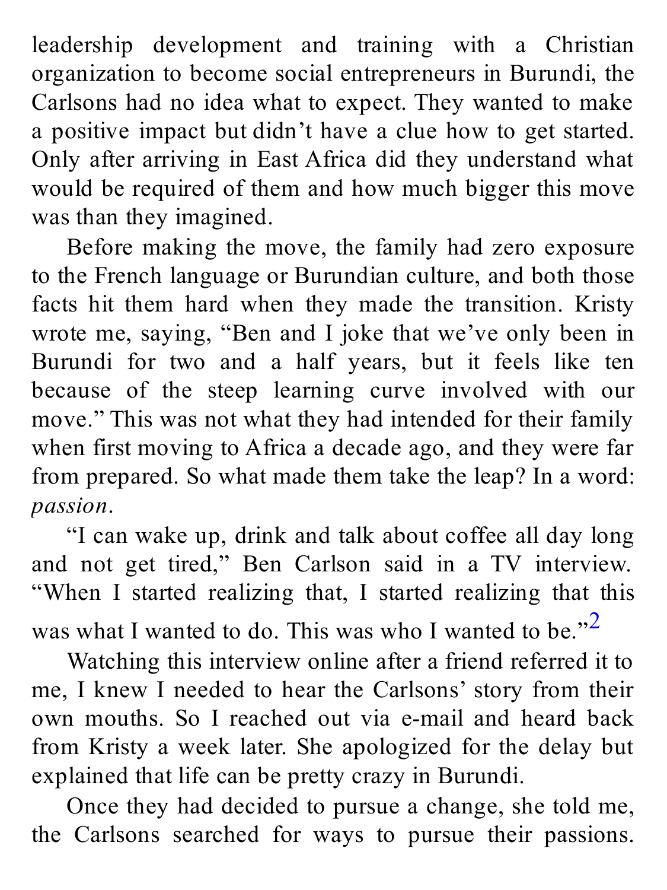leadership development and training with a Christian organization to become social entrepreneurs in Burundi, the Carlsons had no idea what to expect. They wanted to make a positive impact but didn't have a clue how to get started. Only after arriving in East Africa did they understand what would be required of them and how much bigger this move was than they imagined.

Before making the move, the family had zero exposure to the French language or Burundian culture, and both those facts hit them hard when they made the transition. Kristy wrote me, saying, "Ben and I joke that we've only been in Burundi for two and a half years, but it feels like ten because of the steep learning curve involved with our move." This was not what they had intended for their family when first moving to Africa a decade ago, and they were far from prepared. So what made them take the leap? In a word: *passion*.

"I can wake up, drink and talk about coffee all day long and not get tired," Ben Carlson said in a TV interview. "When I started realizing that, I started realizing that this was what I wanted to do. This was who I wanted to be."[2]

Watching this interview online after a friend referred it to me, I knew I needed to hear the Carlsons' story from their own mouths. So I reached out via e-mail and heard back from Kristy a week later. She apologized for the delay but explained that life can be pretty crazy in Burundi.

Once they had decided to pursue a change, she told me, the Carlsons searched for ways to pursue their passions.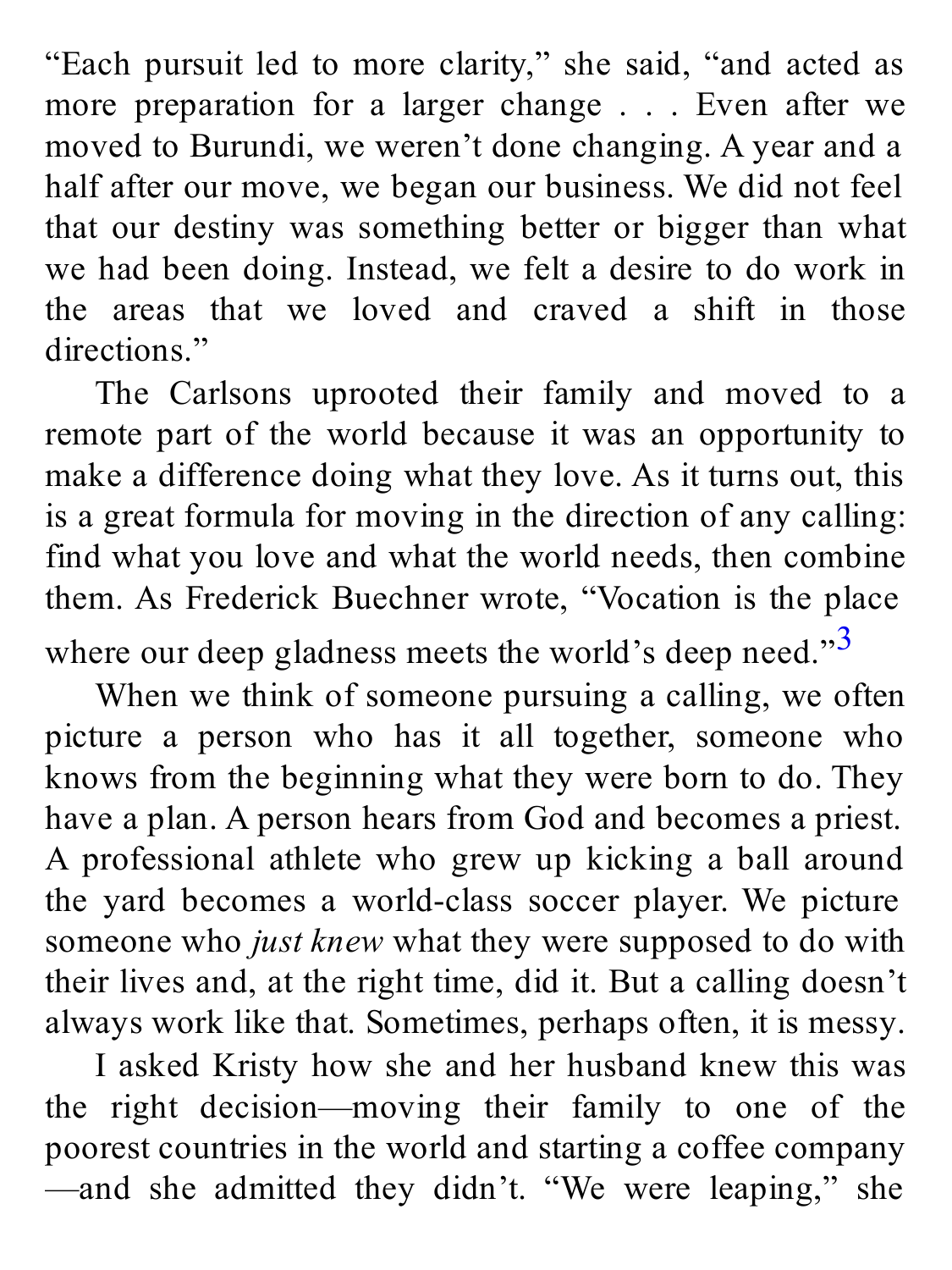"Each pursuit led to more clarity," she said, "and acted as more preparation for a larger change . . . Even after we moved to Burundi, we weren't done changing. A year and a half after our move, we began our business. We did not feel that our destiny was something better or bigger than what we had been doing. Instead, we felt a desire to do work in the areas that we loved and craved a shift in those directions."

The Carlsons uprooted their family and moved to a remote part of the world because it was an opportunity to make a difference doing what they love. As it turns out, this is a great formula for moving in the direction of any calling: find what you love and what the world needs, then combine them. As Frederick Buechner wrote, "Vocation is the place where our deep gladness meets the world's deep need."[3]

When we think of someone pursuing a calling, we often picture a person who has it all together, someone who knows from the beginning what they were born to do. They have a plan. A person hears from God and becomes a priest. A professional athlete who grew up kicking a ball around the yard becomes a world-class soccer player. We picture someone who *just knew* what they were supposed to do with their lives and, at the right time, did it. But a calling doesn't always work like that. Sometimes, perhaps often, it is messy.

I asked Kristy how she and her husband knew this was the right decision—moving their family to one of the poorest countries in the world and starting a coffee company—and she admitted they didn't. "We were leaping," she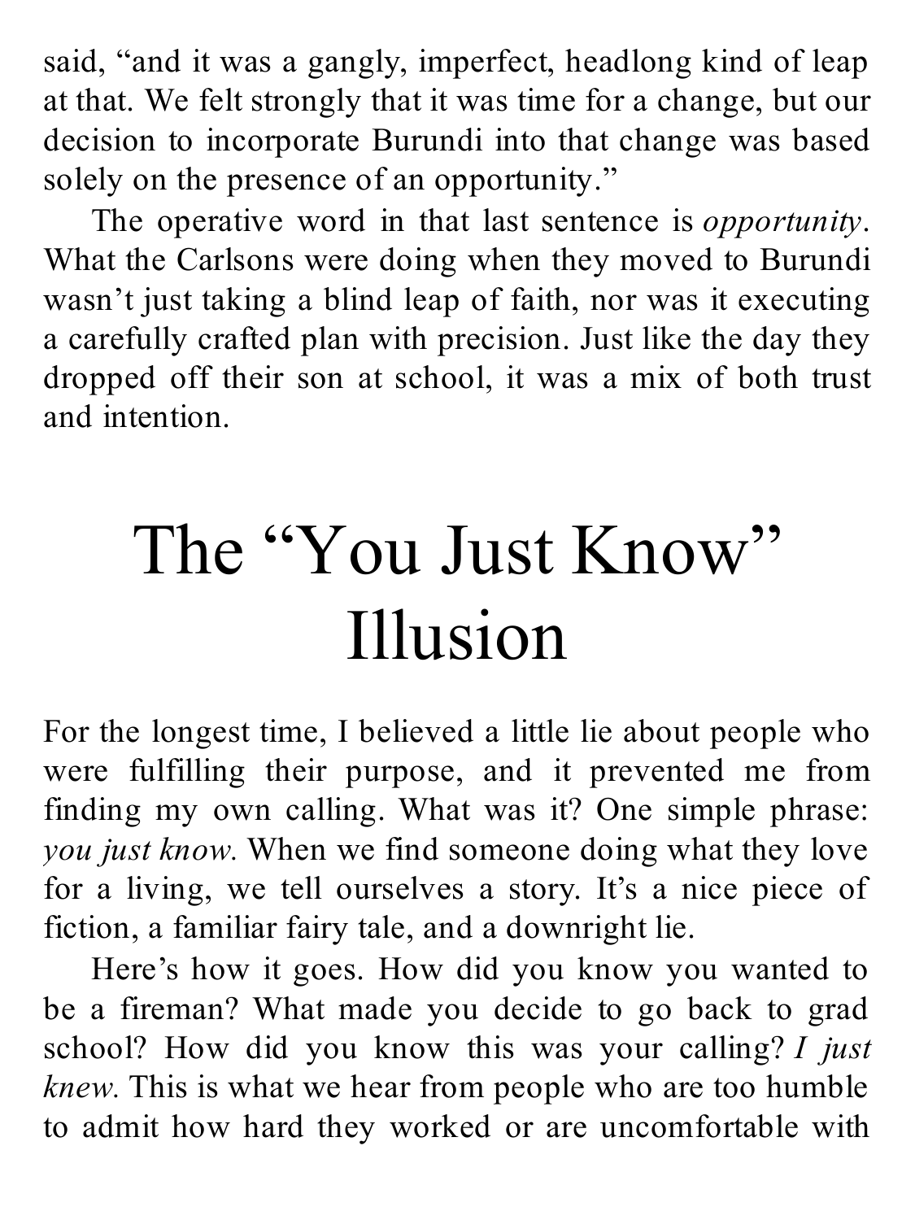said, "and it was a gangly, imperfect, headlong kind of leap at that. We felt strongly that it was time for a change, but our decision to incorporate Burundi into that change was based solely on the presence of an opportunity."

The operative word in that last sentence is *opportunity*. What the Carlsons were doing when they moved to Burundi wasn't just taking a blind leap of faith, nor was it executing a carefully crafted plan with precision. Just like the day they dropped off their son at school, it was a mix of both trust and intention.

# The "You Just Know" Illusion

For the longest time, I believed a little lie about people who were fulfilling their purpose, and it prevented me from finding my own calling. What was it? One simple phrase: *you just know*. When we find someone doing what they love for a living, we tell ourselves a story. It's a nice piece of fiction, a familiar fairy tale, and a downright lie.

Here's how it goes. How did you know you wanted to be a fireman? What made you decide to go back to grad school? How did you know this was your calling? *I just knew*. This is what we hear from people who are too humble to admit how hard they worked or are uncomfortable with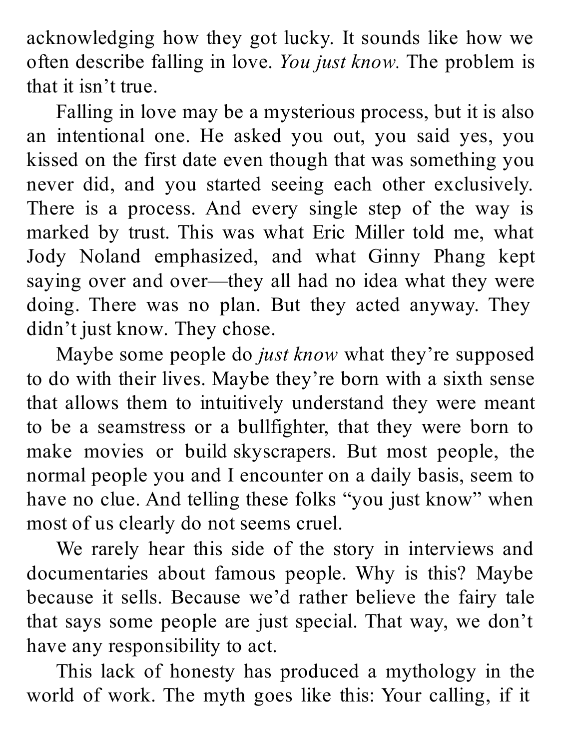acknowledging how they got lucky. It sounds like how we often describe falling in love. *You just know.* The problem is that it isn't true.

Falling in love may be a mysterious process, but it is also an intentional one. He asked you out, you said yes, you kissed on the first date even though that was something you never did, and you started seeing each other exclusively. There is a process. And every single step of the way is marked by trust. This was what Eric Miller told me, what Jody Noland emphasized, and what Ginny Phang kept saying over and over—they all had no idea what they were doing. There was no plan. But they acted anyway. They didn't just know. They chose.

Maybe some people do *just know* what they're supposed to do with their lives. Maybe they're born with a sixth sense that allows them to intuitively understand they were meant to be a seamstress or a bullfighter, that they were born to make movies or build skyscrapers. But most people, the normal people you and I encounter on a daily basis, seem to have no clue. And telling these folks "you just know" when most of us clearly do not seems cruel.

We rarely hear this side of the story in interviews and documentaries about famous people. Why is this? Maybe because it sells. Because we'd rather believe the fairy tale that says some people are just special. That way, we don't have any responsibility to act.

This lack of honesty has produced a mythology in the world of work. The myth goes like this: Your calling, if it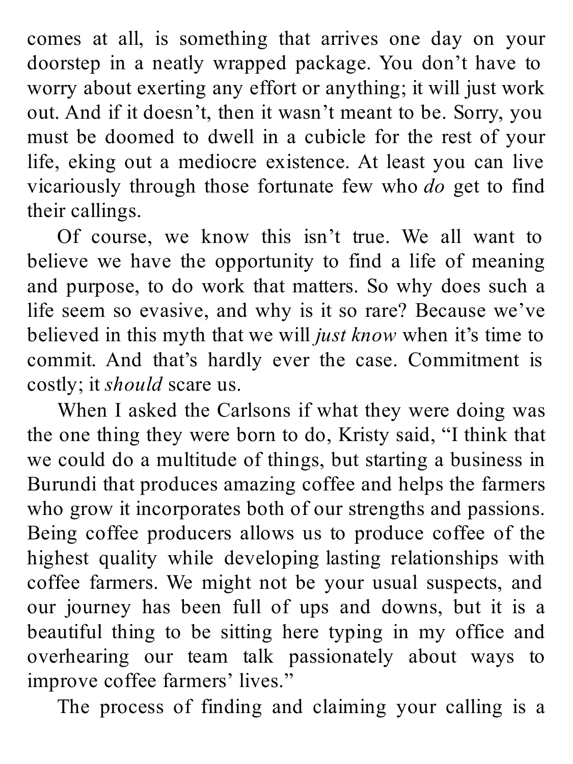comes at all, is something that arrives one day on your doorstep in a neatly wrapped package. You don't have to worry about exerting any effort or anything; it will just work out. And if it doesn't, then it wasn't meant to be. Sorry, you must be doomed to dwell in a cubicle for the rest of your life, eking out a mediocre existence. At least you can live vicariously through those fortunate few who *do* get to find their callings.

Of course, we know this isn't true. We all want to believe we have the opportunity to find a life of meaning and purpose, to do work that matters. So why does such a life seem so evasive, and why is it so rare? Because we've believed in this myth that we will *just know* when it's time to commit. And that's hardly ever the case. Commitment is costly; it *should* scare us.

When I asked the Carlsons if what they were doing was the one thing they were born to do, Kristy said, "I think that we could do a multitude of things, but starting a business in Burundi that produces amazing coffee and helps the farmers who grow it incorporates both of our strengths and passions. Being coffee producers allows us to produce coffee of the highest quality while developing lasting relationships with coffee farmers. We might not be your usual suspects, and our journey has been full of ups and downs, but it is a beautiful thing to be sitting here typing in my office and overhearing our team talk passionately about ways to improve coffee farmers' lives."

The process of finding and claiming your calling is a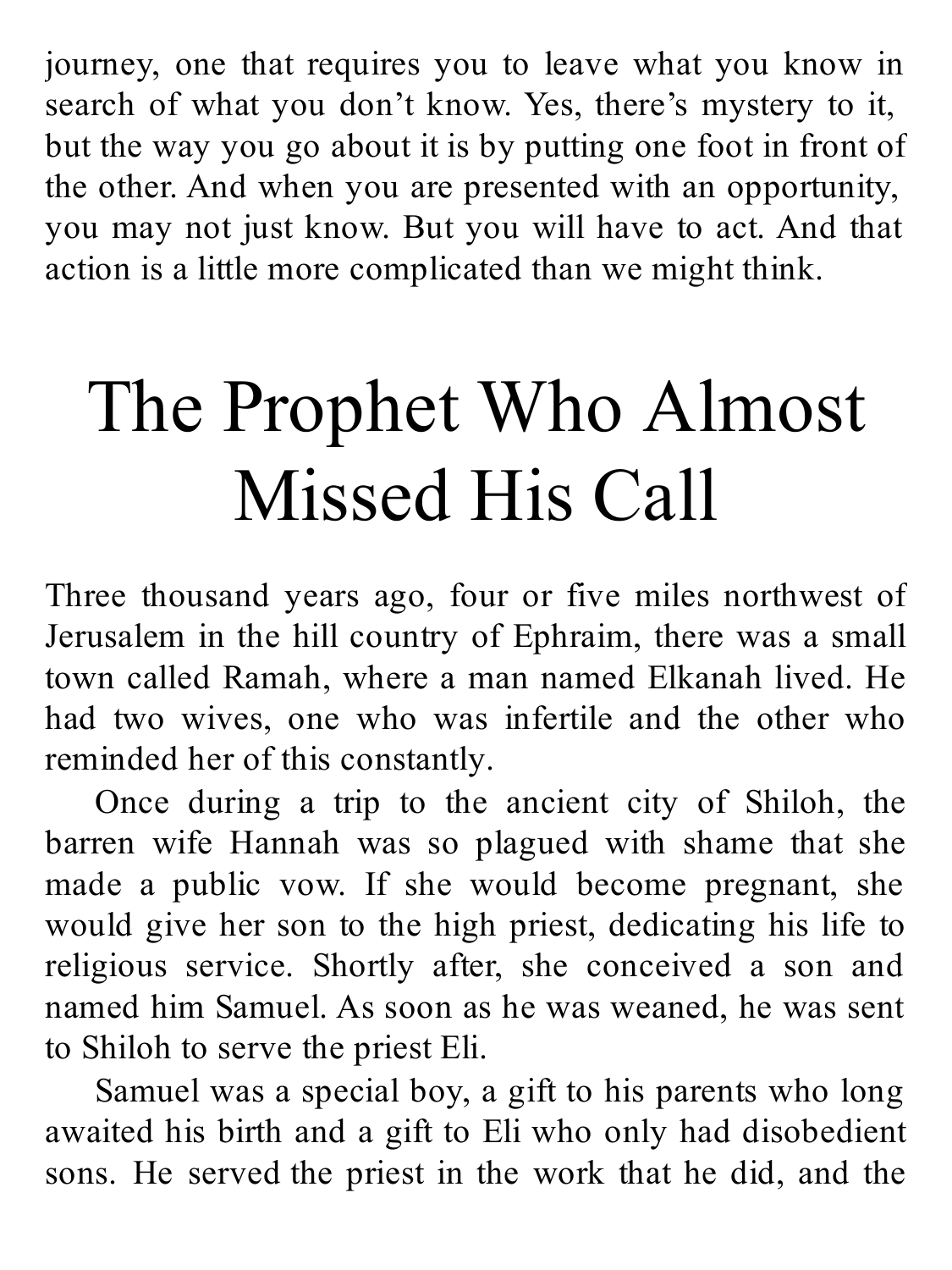journey, one that requires you to leave what you know in search of what you don't know. Yes, there's mystery to it, but the way you go about it is by putting one foot in front of the other. And when you are presented with an opportunity, you may not just know. But you will have to act. And that action is a little more complicated than we might think.

# The Prophet Who Almost Missed His Call

Three thousand years ago, four or five miles northwest of Jerusalem in the hill country of Ephraim, there was a small town called Ramah, where a man named Elkanah lived. He had two wives, one who was infertile and the other who reminded her of this constantly.

Once during a trip to the ancient city of Shiloh, the barren wife Hannah was so plagued with shame that she made a public vow. If she would become pregnant, she would give her son to the high priest, dedicating his life to religious service. Shortly after, she conceived a son and named him Samuel. As soon as he was weaned, he was sent to Shiloh to serve the priest Eli.

Samuel was a special boy, a gift to his parents who long awaited his birth and a gift to Eli who only had disobedient sons. He served the priest in the work that he did, and the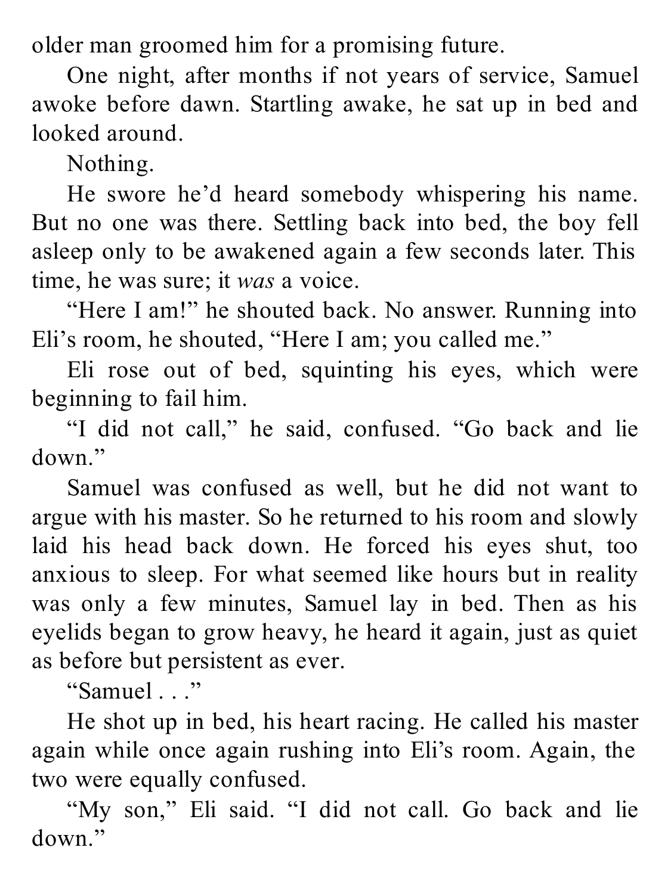older man groomed him for a promising future.

One night, after months if not years of service, Samuel awoke before dawn. Startling awake, he sat up in bed and looked around.

Nothing.

He swore he'd heard somebody whispering his name. But no one was there. Settling back into bed, the boy fell asleep only to be awakened again a few seconds later. This time, he was sure; it *was* a voice.

"Here I am!" he shouted back. No answer. Running into Eli's room, he shouted, "Here I am; you called me."

Eli rose out of bed, squinting his eyes, which were beginning to fail him.

"I did not call," he said, confused. "Go back and lie down."

Samuel was confused as well, but he did not want to argue with his master. So he returned to his room and slowly laid his head back down. He forced his eyes shut, too anxious to sleep. For what seemed like hours but in reality was only a few minutes, Samuel lay in bed. Then as his eyelids began to grow heavy, he heard it again, just as quiet as before but persistent as ever.

"Samuel . . ."

He shot up in bed, his heart racing. He called his master again while once again rushing into Eli's room. Again, the two were equally confused.

"My son," Eli said. "I did not call. Go back and lie down."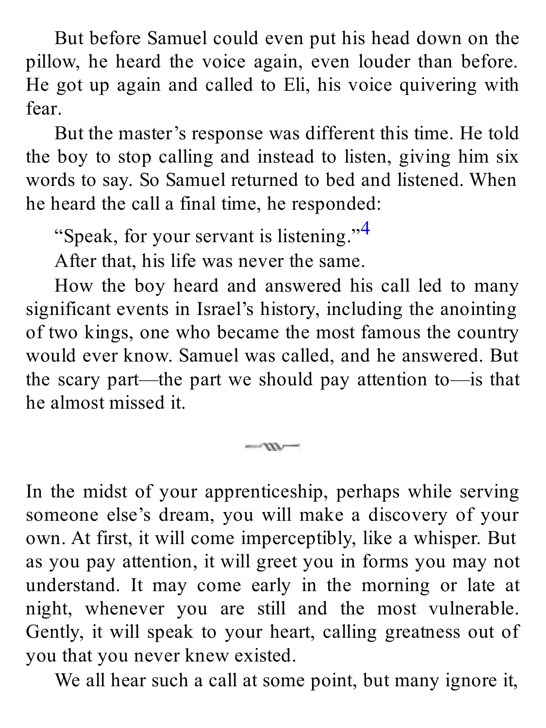But before Samuel could even put his head down on the pillow, he heard the voice again, even louder than before. He got up again and called to Eli, his voice quivering with fear.

But the master's response was different this time. He told the boy to stop calling and instead to listen, giving him six words to say. So Samuel returned to bed and listened. When he heard the call a final time, he responded:

"Speak, for your servant is listening."[4]

After that, his life was never the same.

How the boy heard and answered his call led to many significant events in Israel's history, including the anointing of two kings, one who became the most famous the country would ever know. Samuel was called, and he answered. But the scary part—the part we should pay attention to—is that he almost missed it.

---

In the midst of your apprenticeship, perhaps while serving someone else's dream, you will make a discovery of your own. At first, it will come imperceptibly, like a whisper. But as you pay attention, it will greet you in forms you may not understand. It may come early in the morning or late at night, whenever you are still and the most vulnerable. Gently, it will speak to your heart, calling greatness out of you that you never knew existed.

We all hear such a call at some point, but many ignore it,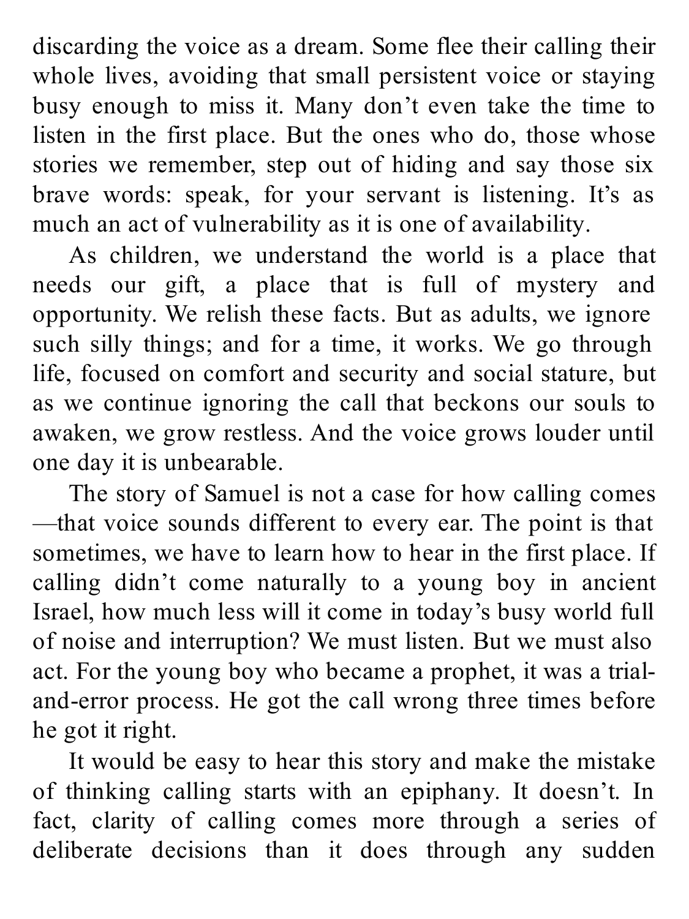discarding the voice as a dream. Some flee their calling their whole lives, avoiding that small persistent voice or staying busy enough to miss it. Many don't even take the time to listen in the first place. But the ones who do, those whose stories we remember, step out of hiding and say those six brave words: speak, for your servant is listening. It's as much an act of vulnerability as it is one of availability.

As children, we understand the world is a place that needs our gift, a place that is full of mystery and opportunity. We relish these facts. But as adults, we ignore such silly things; and for a time, it works. We go through life, focused on comfort and security and social stature, but as we continue ignoring the call that beckons our souls to awaken, we grow restless. And the voice grows louder until one day it is unbearable.

The story of Samuel is not a case for how calling comes —that voice sounds different to every ear. The point is that sometimes, we have to learn how to hear in the first place. If calling didn't come naturally to a young boy in ancient Israel, how much less will it come in today's busy world full of noise and interruption? We must listen. But we must also act. For the young boy who became a prophet, it was a trial-and-error process. He got the call wrong three times before he got it right.

It would be easy to hear this story and make the mistake of thinking calling starts with an epiphany. It doesn't. In fact, clarity of calling comes more through a series of deliberate decisions than it does through any sudden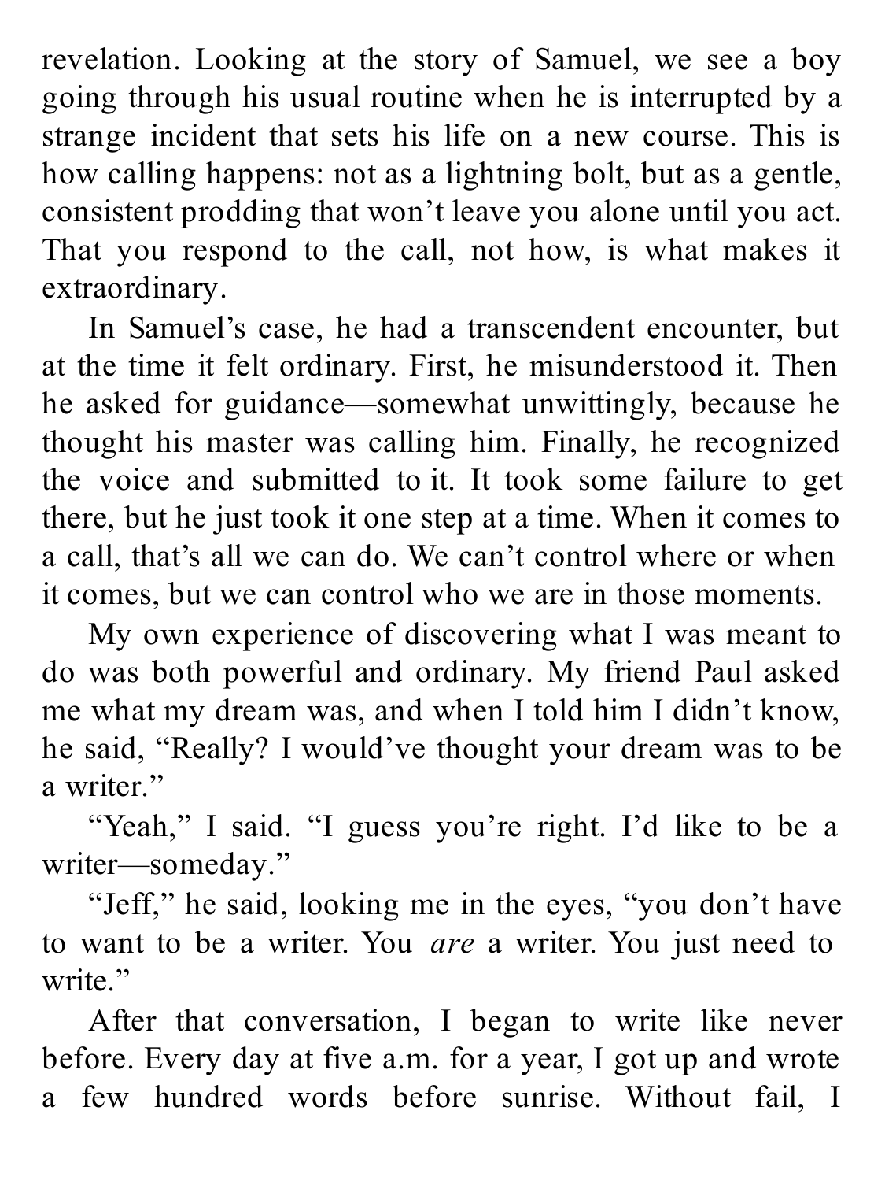revelation. Looking at the story of Samuel, we see a boy going through his usual routine when he is interrupted by a strange incident that sets his life on a new course. This is how calling happens: not as a lightning bolt, but as a gentle, consistent prodding that won't leave you alone until you act. That you respond to the call, not how, is what makes it extraordinary.

In Samuel's case, he had a transcendent encounter, but at the time it felt ordinary. First, he misunderstood it. Then he asked for guidance—somewhat unwittingly, because he thought his master was calling him. Finally, he recognized the voice and submitted to it. It took some failure to get there, but he just took it one step at a time. When it comes to a call, that's all we can do. We can't control where or when it comes, but we can control who we are in those moments.

My own experience of discovering what I was meant to do was both powerful and ordinary. My friend Paul asked me what my dream was, and when I told him I didn't know, he said, "Really? I would've thought your dream was to be a writer."

"Yeah," I said. "I guess you're right. I'd like to be a writer—someday."

"Jeff," he said, looking me in the eyes, "you don't have to want to be a writer. You *are* a writer. You just need to write."

After that conversation, I began to write like never before. Every day at five a.m. for a year, I got up and wrote a few hundred words before sunrise. Without fail, I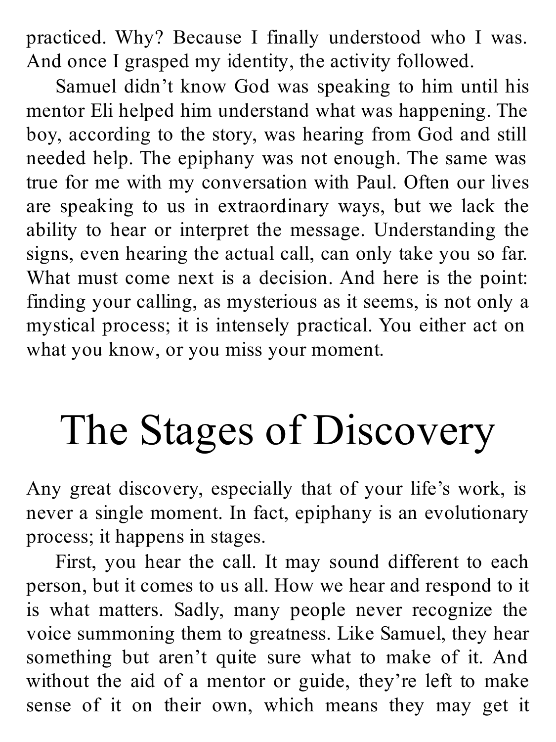practiced. Why? Because I finally understood who I was. And once I grasped my identity, the activity followed.

Samuel didn't know God was speaking to him until his mentor Eli helped him understand what was happening. The boy, according to the story, was hearing from God and still needed help. The epiphany was not enough. The same was true for me with my conversation with Paul. Often our lives are speaking to us in extraordinary ways, but we lack the ability to hear or interpret the message. Understanding the signs, even hearing the actual call, can only take you so far. What must come next is a decision. And here is the point: finding your calling, as mysterious as it seems, is not only a mystical process; it is intensely practical. You either act on what you know, or you miss your moment.

# The Stages of Discovery

Any great discovery, especially that of your life's work, is never a single moment. In fact, epiphany is an evolutionary process; it happens in stages.

First, you hear the call. It may sound different to each person, but it comes to us all. How we hear and respond to it is what matters. Sadly, many people never recognize the voice summoning them to greatness. Like Samuel, they hear something but aren't quite sure what to make of it. And without the aid of a mentor or guide, they're left to make sense of it on their own, which means they may get it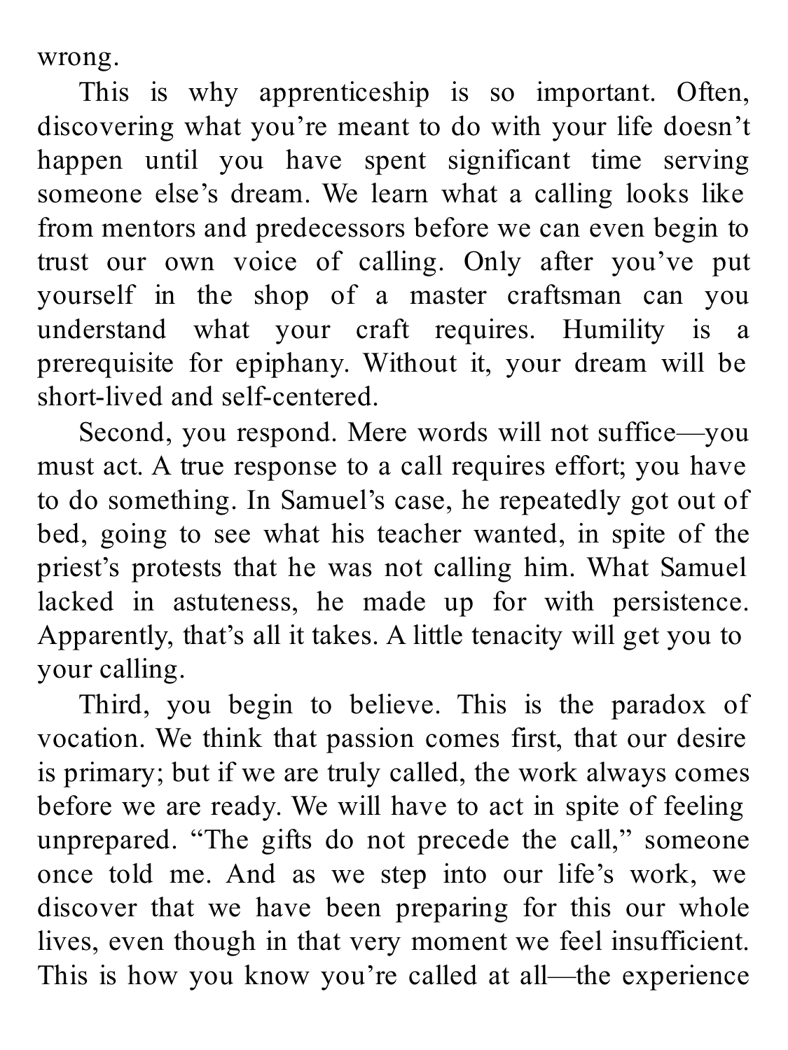wrong.

This is why apprenticeship is so important. Often, discovering what you're meant to do with your life doesn't happen until you have spent significant time serving someone else's dream. We learn what a calling looks like from mentors and predecessors before we can even begin to trust our own voice of calling. Only after you've put yourself in the shop of a master craftsman can you understand what your craft requires. Humility is a prerequisite for epiphany. Without it, your dream will be short-lived and self-centered.

Second, you respond. Mere words will not suffice—you must act. A true response to a call requires effort; you have to do something. In Samuel's case, he repeatedly got out of bed, going to see what his teacher wanted, in spite of the priest's protests that he was not calling him. What Samuel lacked in astuteness, he made up for with persistence. Apparently, that's all it takes. A little tenacity will get you to your calling.

Third, you begin to believe. This is the paradox of vocation. We think that passion comes first, that our desire is primary; but if we are truly called, the work always comes before we are ready. We will have to act in spite of feeling unprepared. "The gifts do not precede the call," someone once told me. And as we step into our life's work, we discover that we have been preparing for this our whole lives, even though in that very moment we feel insufficient. This is how you know you're called at all—the experience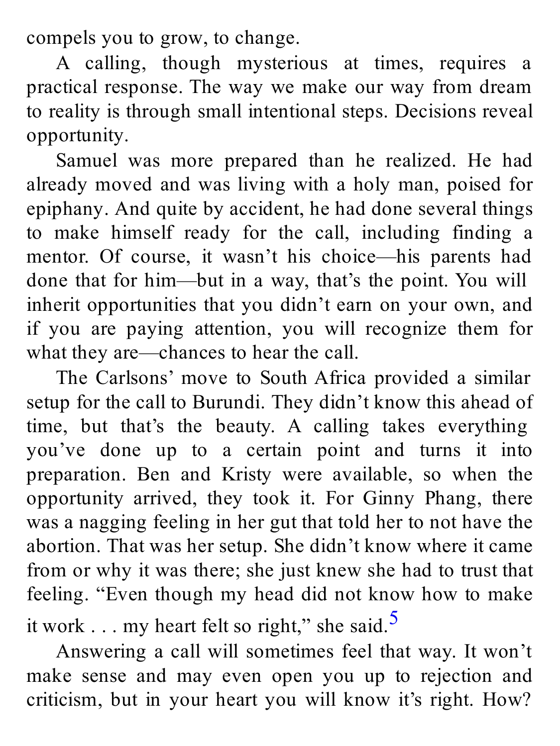compels you to grow, to change.

A calling, though mysterious at times, requires a practical response. The way we make our way from dream to reality is through small intentional steps. Decisions reveal opportunity.

Samuel was more prepared than he realized. He had already moved and was living with a holy man, poised for epiphany. And quite by accident, he had done several things to make himself ready for the call, including finding a mentor. Of course, it wasn't his choice—his parents had done that for him—but in a way, that's the point. You will inherit opportunities that you didn't earn on your own, and if you are paying attention, you will recognize them for what they are—chances to hear the call.

The Carlsons' move to South Africa provided a similar setup for the call to Burundi. They didn't know this ahead of time, but that's the beauty. A calling takes everything you've done up to a certain point and turns it into preparation. Ben and Kristy were available, so when the opportunity arrived, they took it. For Ginny Phang, there was a nagging feeling in her gut that told her to not have the abortion. That was her setup. She didn't know where it came from or why it was there; she just knew she had to trust that feeling. "Even though my head did not know how to make it work . . . my heart felt so right," she said.[5]

Answering a call will sometimes feel that way. It won't make sense and may even open you up to rejection and criticism, but in your heart you will know it's right. How?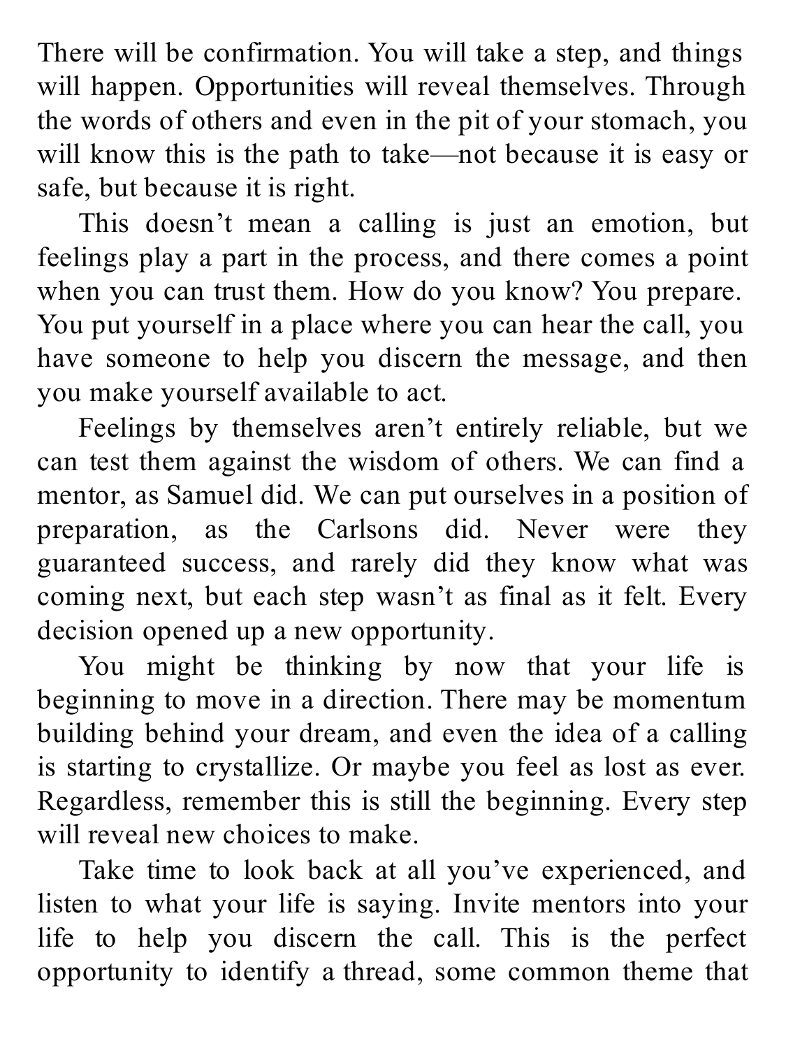There will be confirmation. You will take a step, and things will happen. Opportunities will reveal themselves. Through the words of others and even in the pit of your stomach, you will know this is the path to take—not because it is easy or safe, but because it is right.

This doesn't mean a calling is just an emotion, but feelings play a part in the process, and there comes a point when you can trust them. How do you know? You prepare. You put yourself in a place where you can hear the call, you have someone to help you discern the message, and then you make yourself available to act.

Feelings by themselves aren't entirely reliable, but we can test them against the wisdom of others. We can find a mentor, as Samuel did. We can put ourselves in a position of preparation, as the Carlsons did. Never were they guaranteed success, and rarely did they know what was coming next, but each step wasn't as final as it felt. Every decision opened up a new opportunity.

You might be thinking by now that your life is beginning to move in a direction. There may be momentum building behind your dream, and even the idea of a calling is starting to crystallize. Or maybe you feel as lost as ever. Regardless, remember this is still the beginning. Every step will reveal new choices to make.

Take time to look back at all you've experienced, and listen to what your life is saying. Invite mentors into your life to help you discern the call. This is the perfect opportunity to identify a thread, some common theme that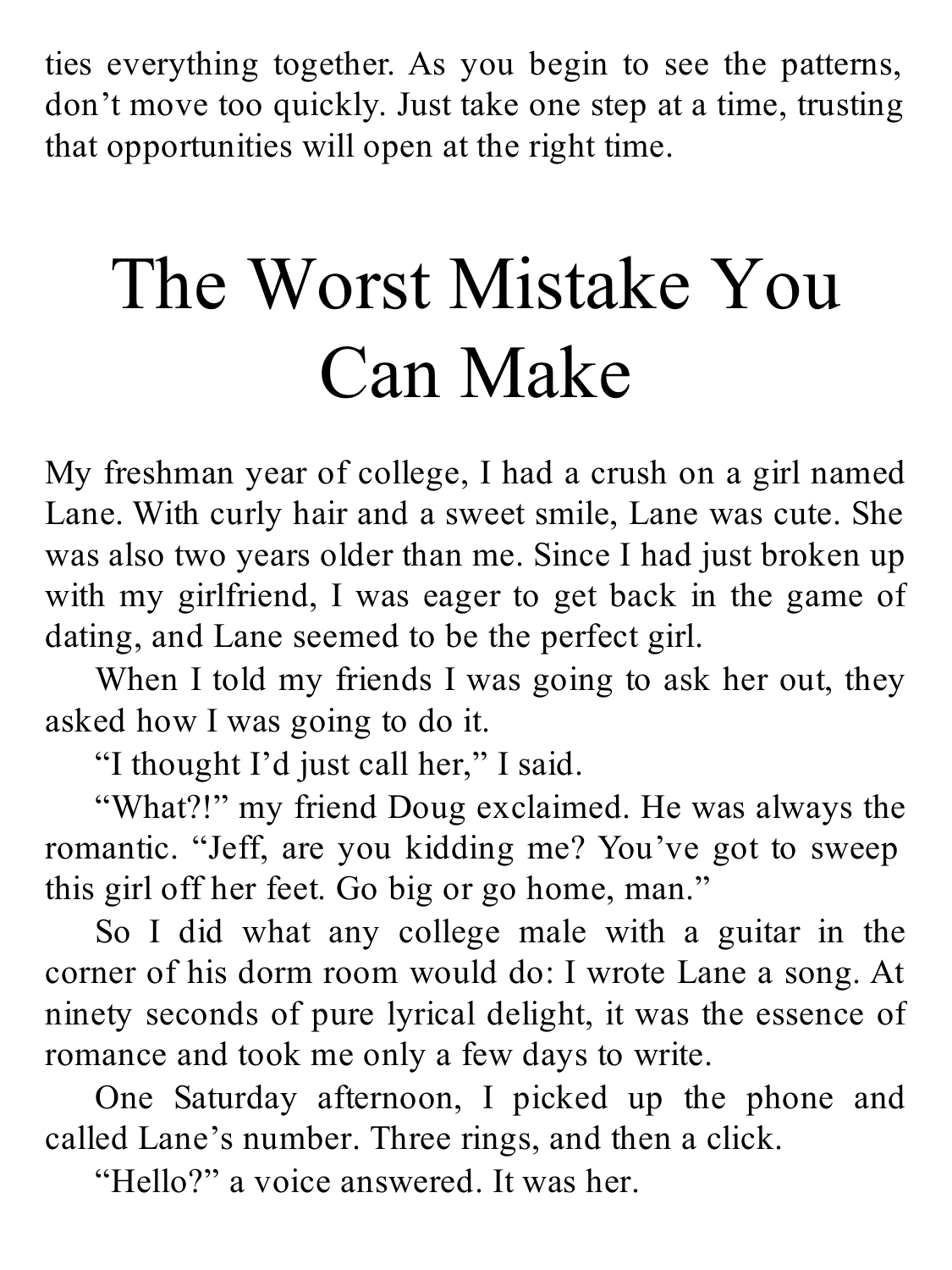ties everything together. As you begin to see the patterns, don't move too quickly. Just take one step at a time, trusting that opportunities will open at the right time.

# The Worst Mistake You Can Make

My freshman year of college, I had a crush on a girl named Lane. With curly hair and a sweet smile, Lane was cute. She was also two years older than me. Since I had just broken up with my girlfriend, I was eager to get back in the game of dating, and Lane seemed to be the perfect girl.

When I told my friends I was going to ask her out, they asked how I was going to do it.

"I thought I'd just call her," I said.

"What?!" my friend Doug exclaimed. He was always the romantic. "Jeff, are you kidding me? You've got to sweep this girl off her feet. Go big or go home, man."

So I did what any college male with a guitar in the corner of his dorm room would do: I wrote Lane a song. At ninety seconds of pure lyrical delight, it was the essence of romance and took me only a few days to write.

One Saturday afternoon, I picked up the phone and called Lane's number. Three rings, and then a click.

"Hello?" a voice answered. It was her.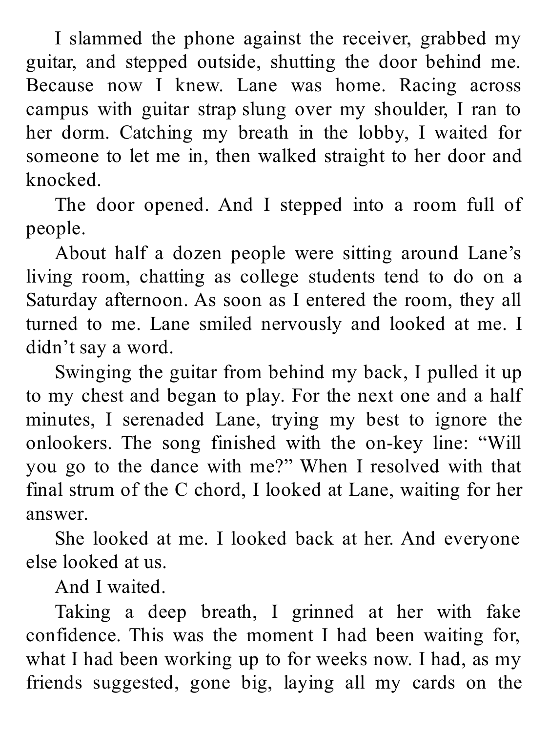I slammed the phone against the receiver, grabbed my guitar, and stepped outside, shutting the door behind me. Because now I knew. Lane was home. Racing across campus with guitar strap slung over my shoulder, I ran to her dorm. Catching my breath in the lobby, I waited for someone to let me in, then walked straight to her door and knocked.

The door opened. And I stepped into a room full of people.

About half a dozen people were sitting around Lane's living room, chatting as college students tend to do on a Saturday afternoon. As soon as I entered the room, they all turned to me. Lane smiled nervously and looked at me. I didn't say a word.

Swinging the guitar from behind my back, I pulled it up to my chest and began to play. For the next one and a half minutes, I serenaded Lane, trying my best to ignore the onlookers. The song finished with the on-key line: "Will you go to the dance with me?" When I resolved with that final strum of the C chord, I looked at Lane, waiting for her answer.

She looked at me. I looked back at her. And everyone else looked at us.

And I waited.

Taking a deep breath, I grinned at her with fake confidence. This was the moment I had been waiting for, what I had been working up to for weeks now. I had, as my friends suggested, gone big, laying all my cards on the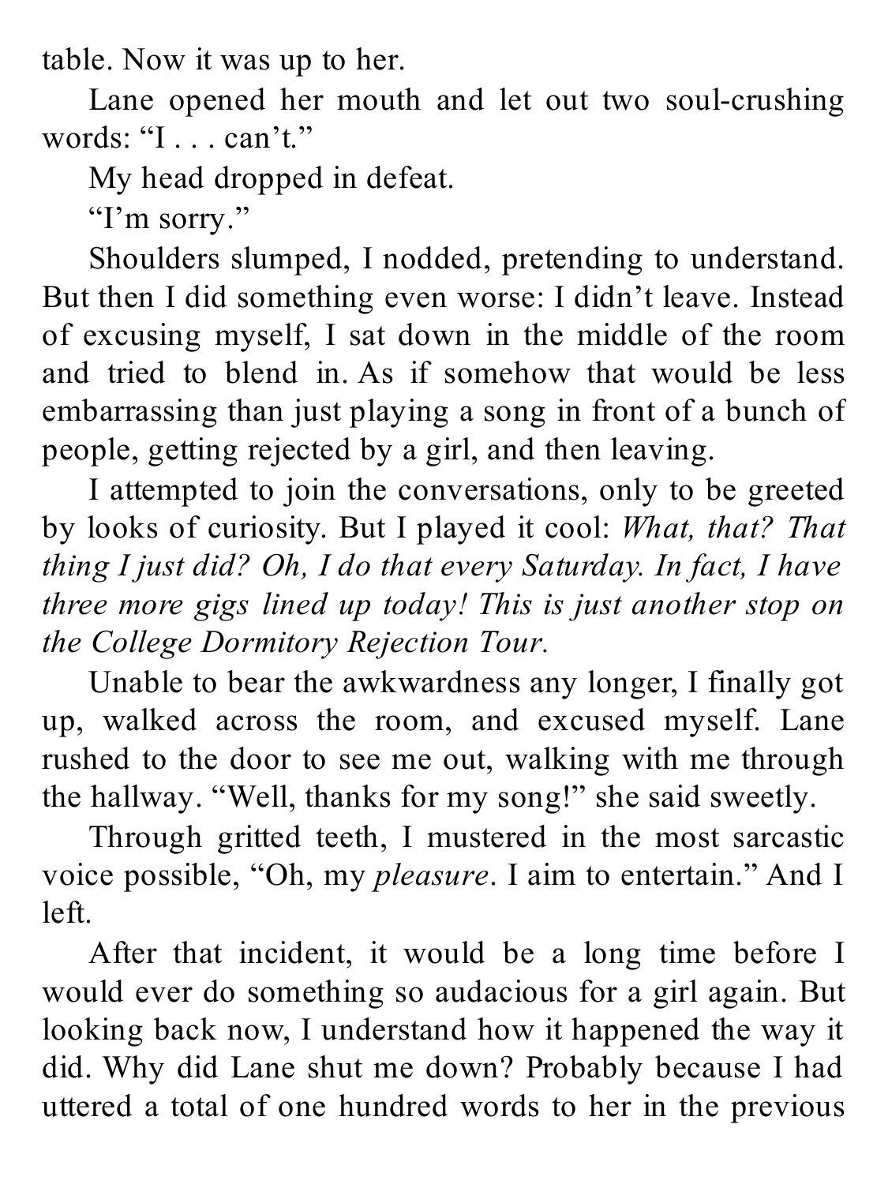table. Now it was up to her.

Lane opened her mouth and let out two soul-crushing words: "I . . . can't."

My head dropped in defeat.

"I'm sorry."

Shoulders slumped, I nodded, pretending to understand. But then I did something even worse: I didn't leave. Instead of excusing myself, I sat down in the middle of the room and tried to blend in. As if somehow that would be less embarrassing than just playing a song in front of a bunch of people, getting rejected by a girl, and then leaving.

I attempted to join the conversations, only to be greeted by looks of curiosity. But I played it cool: *What, that? That thing I just did? Oh, I do that every Saturday. In fact, I have three more gigs lined up today! This is just another stop on the College Dormitory Rejection Tour.*

Unable to bear the awkwardness any longer, I finally got up, walked across the room, and excused myself. Lane rushed to the door to see me out, walking with me through the hallway. "Well, thanks for my song!" she said sweetly.

Through gritted teeth, I mustered in the most sarcastic voice possible, "Oh, my *pleasure*. I aim to entertain." And I left.

After that incident, it would be a long time before I would ever do something so audacious for a girl again. But looking back now, I understand how it happened the way it did. Why did Lane shut me down? Probably because I had uttered a total of one hundred words to her in the previous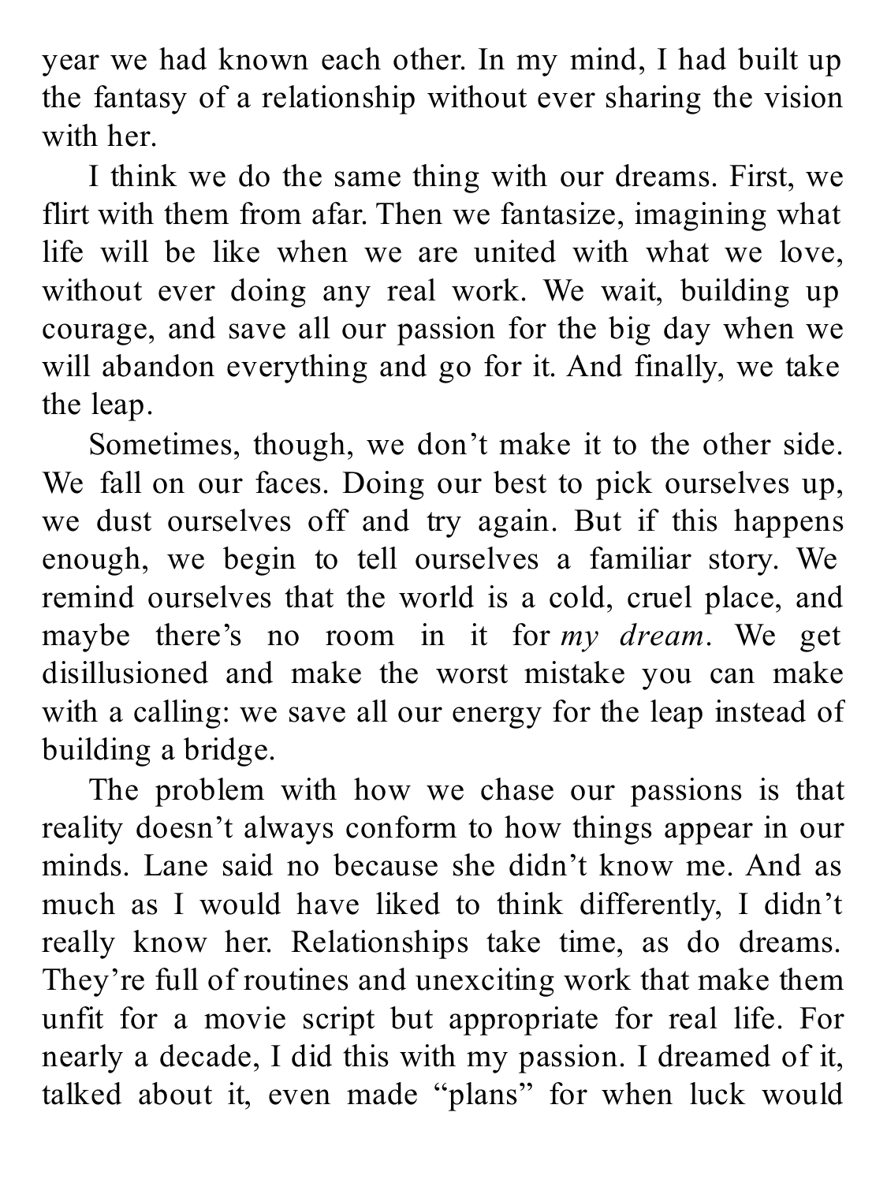year we had known each other. In my mind, I had built up the fantasy of a relationship without ever sharing the vision with her.

I think we do the same thing with our dreams. First, we flirt with them from afar. Then we fantasize, imagining what life will be like when we are united with what we love, without ever doing any real work. We wait, building up courage, and save all our passion for the big day when we will abandon everything and go for it. And finally, we take the leap.

Sometimes, though, we don't make it to the other side. We fall on our faces. Doing our best to pick ourselves up, we dust ourselves off and try again. But if this happens enough, we begin to tell ourselves a familiar story. We remind ourselves that the world is a cold, cruel place, and maybe there's no room in it for *my dream*. We get disillusioned and make the worst mistake you can make with a calling: we save all our energy for the leap instead of building a bridge.

The problem with how we chase our passions is that reality doesn't always conform to how things appear in our minds. Lane said no because she didn't know me. And as much as I would have liked to think differently, I didn't really know her. Relationships take time, as do dreams. They're full of routines and unexciting work that make them unfit for a movie script but appropriate for real life. For nearly a decade, I did this with my passion. I dreamed of it, talked about it, even made "plans" for when luck would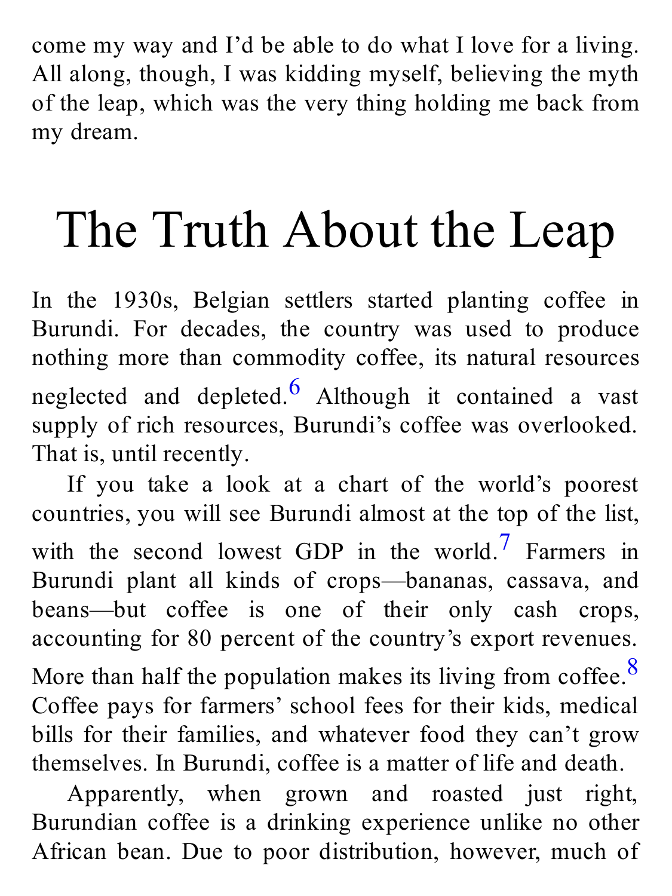come my way and I'd be able to do what I love for a living. All along, though, I was kidding myself, believing the myth of the leap, which was the very thing holding me back from my dream.

# The Truth About the Leap

In the 1930s, Belgian settlers started planting coffee in Burundi. For decades, the country was used to produce nothing more than commodity coffee, its natural resources neglected and depleted.[6] Although it contained a vast supply of rich resources, Burundi's coffee was overlooked. That is, until recently.

If you take a look at a chart of the world's poorest countries, you will see Burundi almost at the top of the list, with the second lowest GDP in the world.[7] Farmers in Burundi plant all kinds of crops—bananas, cassava, and beans—but coffee is one of their only cash crops, accounting for 80 percent of the country's export revenues. More than half the population makes its living from coffee.[8] Coffee pays for farmers' school fees for their kids, medical bills for their families, and whatever food they can't grow themselves. In Burundi, coffee is a matter of life and death.

Apparently, when grown and roasted just right, Burundian coffee is a drinking experience unlike no other African bean. Due to poor distribution, however, much of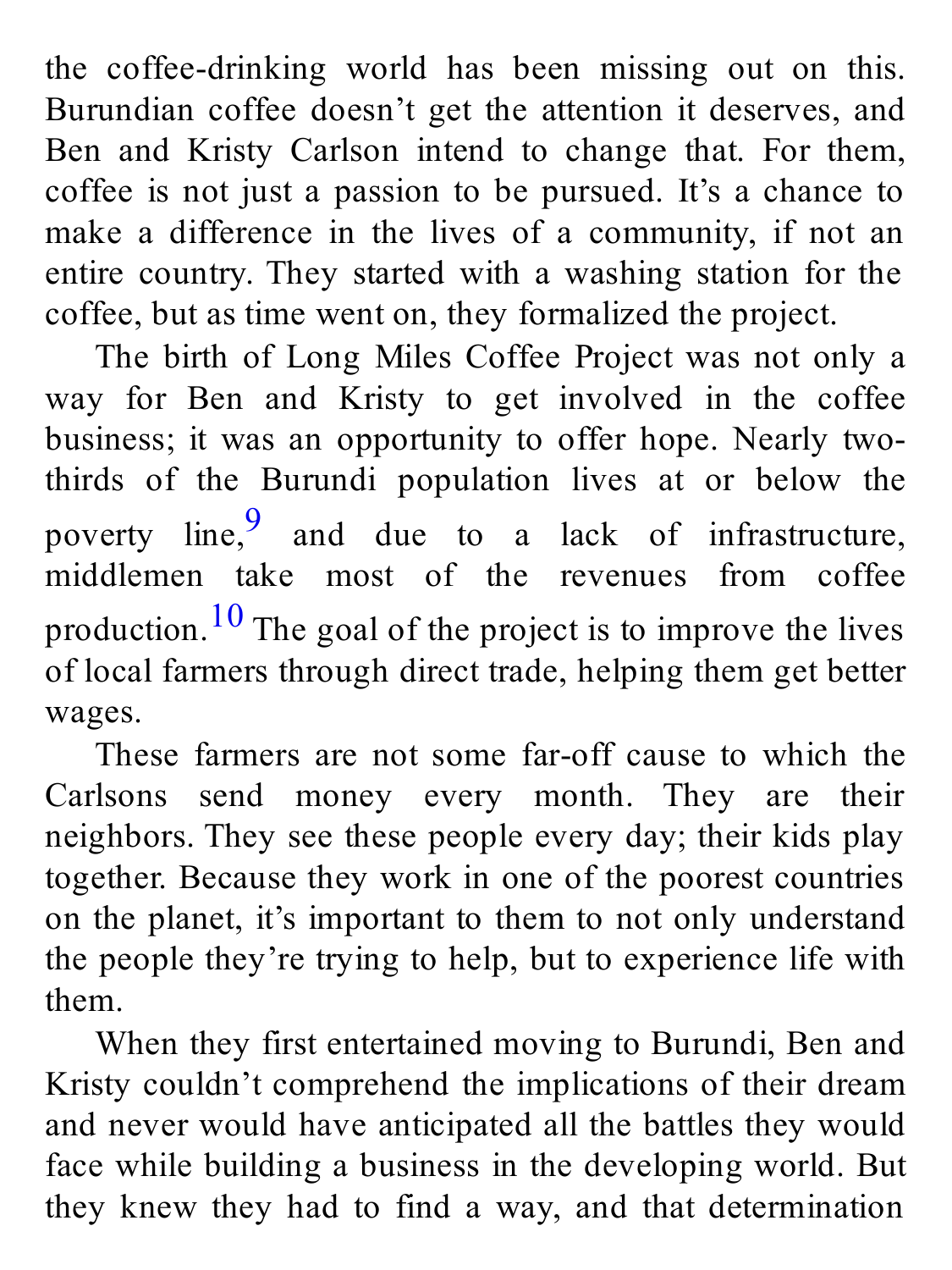the coffee-drinking world has been missing out on this. Burundian coffee doesn't get the attention it deserves, and Ben and Kristy Carlson intend to change that. For them, coffee is not just a passion to be pursued. It's a chance to make a difference in the lives of a community, if not an entire country. They started with a washing station for the coffee, but as time went on, they formalized the project.

The birth of Long Miles Coffee Project was not only a way for Ben and Kristy to get involved in the coffee business; it was an opportunity to offer hope. Nearly two-thirds of the Burundi population lives at or below the poverty line,[9] and due to a lack of infrastructure, middlemen take most of the revenues from coffee production.[10] The goal of the project is to improve the lives of local farmers through direct trade, helping them get better wages.

These farmers are not some far-off cause to which the Carlsons send money every month. They are their neighbors. They see these people every day; their kids play together. Because they work in one of the poorest countries on the planet, it's important to them to not only understand the people they're trying to help, but to experience life with them.

When they first entertained moving to Burundi, Ben and Kristy couldn't comprehend the implications of their dream and never would have anticipated all the battles they would face while building a business in the developing world. But they knew they had to find a way, and that determination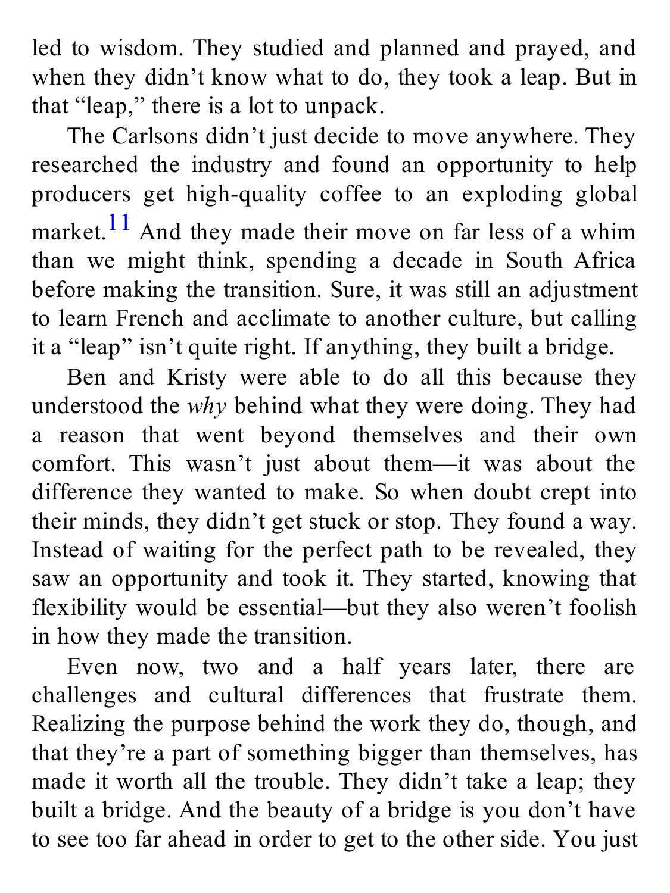led to wisdom. They studied and planned and prayed, and when they didn't know what to do, they took a leap. But in that "leap," there is a lot to unpack.

The Carlsons didn't just decide to move anywhere. They researched the industry and found an opportunity to help producers get high-quality coffee to an exploding global market.[11] And they made their move on far less of a whim than we might think, spending a decade in South Africa before making the transition. Sure, it was still an adjustment to learn French and acclimate to another culture, but calling it a "leap" isn't quite right. If anything, they built a bridge.

Ben and Kristy were able to do all this because they understood the *why* behind what they were doing. They had a reason that went beyond themselves and their own comfort. This wasn't just about them—it was about the difference they wanted to make. So when doubt crept into their minds, they didn't get stuck or stop. They found a way. Instead of waiting for the perfect path to be revealed, they saw an opportunity and took it. They started, knowing that flexibility would be essential—but they also weren't foolish in how they made the transition.

Even now, two and a half years later, there are challenges and cultural differences that frustrate them. Realizing the purpose behind the work they do, though, and that they're a part of something bigger than themselves, has made it worth all the trouble. They didn't take a leap; they built a bridge. And the beauty of a bridge is you don't have to see too far ahead in order to get to the other side. You just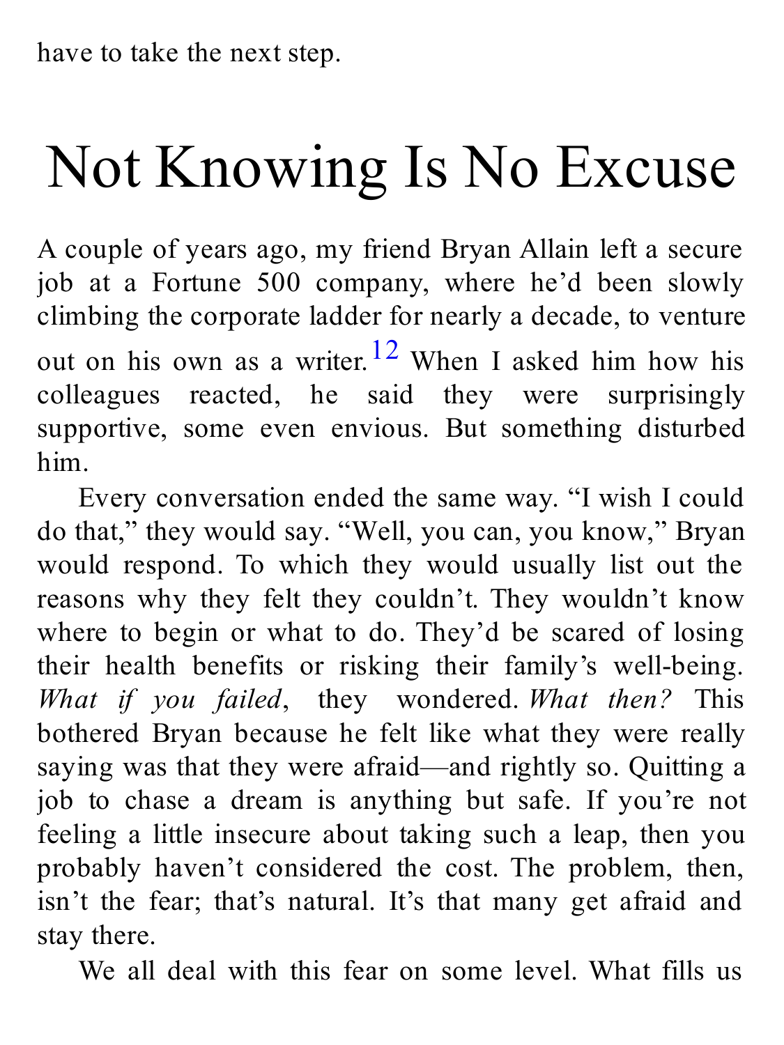have to take the next step.

# Not Knowing Is No Excuse

A couple of years ago, my friend Bryan Allain left a secure job at a Fortune 500 company, where he'd been slowly climbing the corporate ladder for nearly a decade, to venture out on his own as a writer.[12] When I asked him how his colleagues reacted, he said they were surprisingly supportive, some even envious. But something disturbed him.

Every conversation ended the same way. "I wish I could do that," they would say. "Well, you can, you know," Bryan would respond. To which they would usually list out the reasons why they felt they couldn't. They wouldn't know where to begin or what to do. They'd be scared of losing their health benefits or risking their family's well-being. *What if you failed*, they wondered. *What then?* This bothered Bryan because he felt like what they were really saying was that they were afraid—and rightly so. Quitting a job to chase a dream is anything but safe. If you're not feeling a little insecure about taking such a leap, then you probably haven't considered the cost. The problem, then, isn't the fear; that's natural. It's that many get afraid and stay there.

We all deal with this fear on some level. What fills us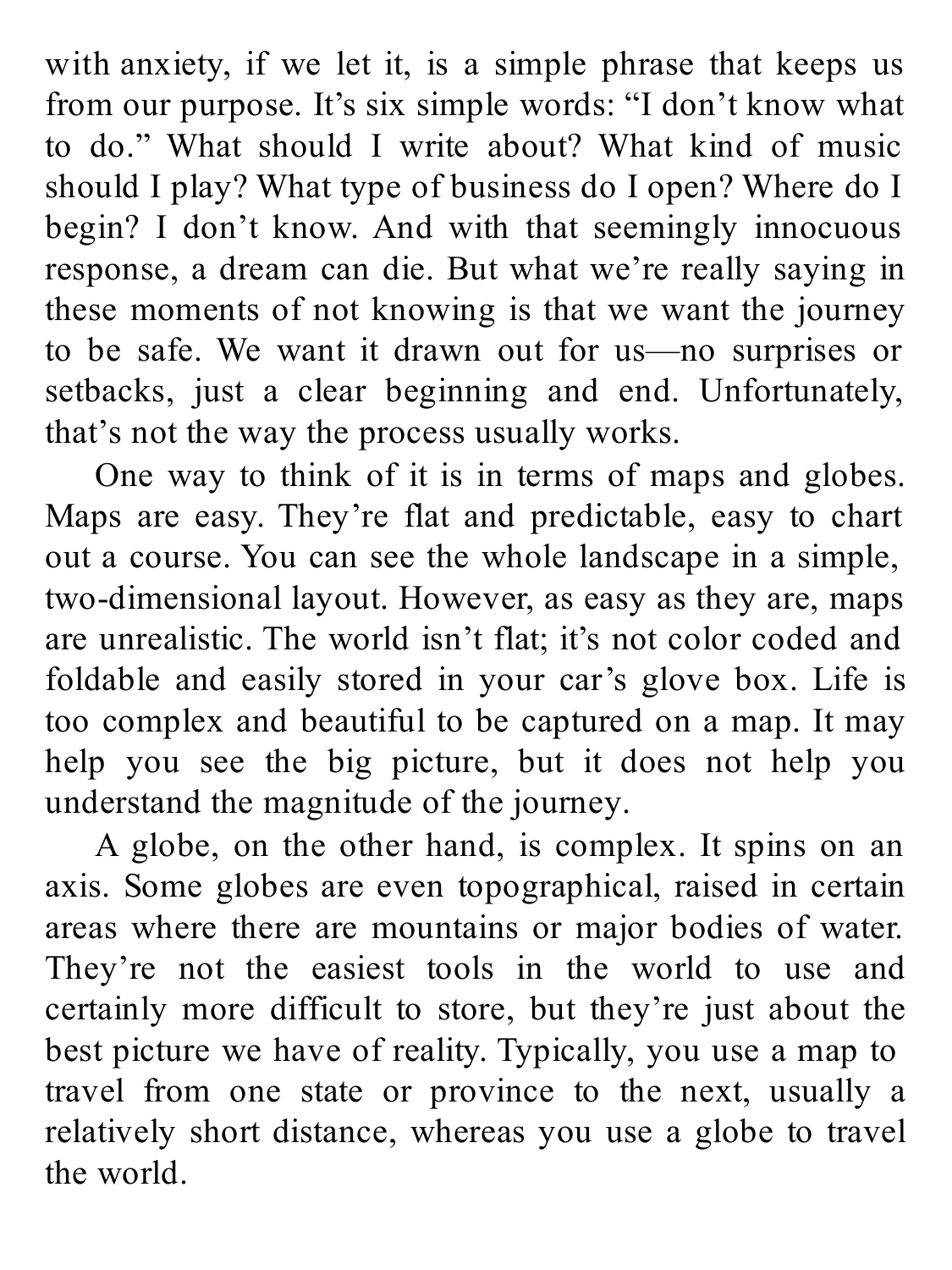with anxiety, if we let it, is a simple phrase that keeps us from our purpose. It's six simple words: "I don't know what to do." What should I write about? What kind of music should I play? What type of business do I open? Where do I begin? I don't know. And with that seemingly innocuous response, a dream can die. But what we're really saying in these moments of not knowing is that we want the journey to be safe. We want it drawn out for us—no surprises or setbacks, just a clear beginning and end. Unfortunately, that's not the way the process usually works.

One way to think of it is in terms of maps and globes. Maps are easy. They're flat and predictable, easy to chart out a course. You can see the whole landscape in a simple, two-dimensional layout. However, as easy as they are, maps are unrealistic. The world isn't flat; it's not color coded and foldable and easily stored in your car's glove box. Life is too complex and beautiful to be captured on a map. It may help you see the big picture, but it does not help you understand the magnitude of the journey.

A globe, on the other hand, is complex. It spins on an axis. Some globes are even topographical, raised in certain areas where there are mountains or major bodies of water. They're not the easiest tools in the world to use and certainly more difficult to store, but they're just about the best picture we have of reality. Typically, you use a map to travel from one state or province to the next, usually a relatively short distance, whereas you use a globe to travel the world.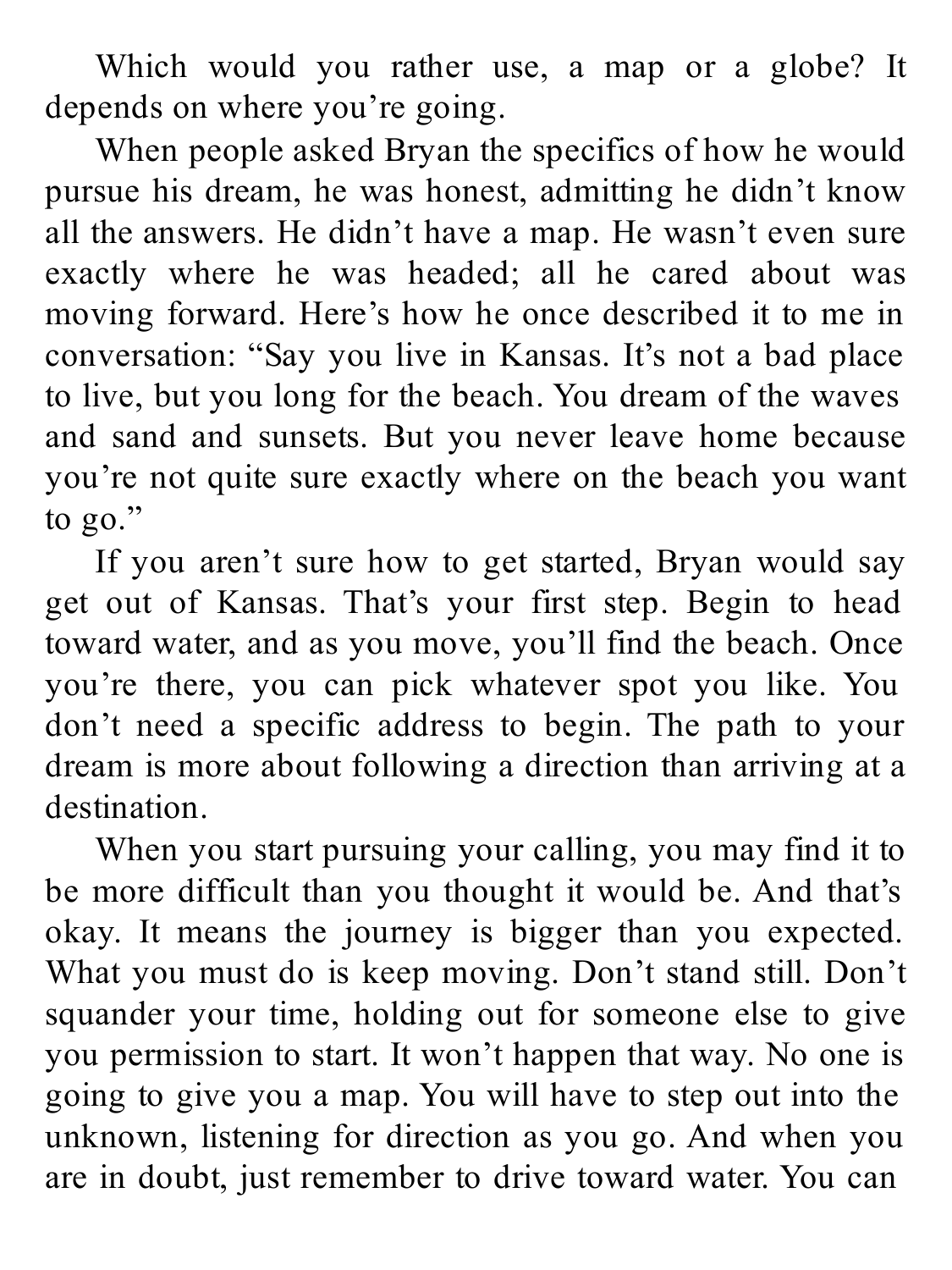Which would you rather use, a map or a globe? It depends on where you're going.

When people asked Bryan the specifics of how he would pursue his dream, he was honest, admitting he didn't know all the answers. He didn't have a map. He wasn't even sure exactly where he was headed; all he cared about was moving forward. Here's how he once described it to me in conversation: "Say you live in Kansas. It's not a bad place to live, but you long for the beach. You dream of the waves and sand and sunsets. But you never leave home because you're not quite sure exactly where on the beach you want to go."

If you aren't sure how to get started, Bryan would say get out of Kansas. That's your first step. Begin to head toward water, and as you move, you'll find the beach. Once you're there, you can pick whatever spot you like. You don't need a specific address to begin. The path to your dream is more about following a direction than arriving at a destination.

When you start pursuing your calling, you may find it to be more difficult than you thought it would be. And that's okay. It means the journey is bigger than you expected. What you must do is keep moving. Don't stand still. Don't squander your time, holding out for someone else to give you permission to start. It won't happen that way. No one is going to give you a map. You will have to step out into the unknown, listening for direction as you go. And when you are in doubt, just remember to drive toward water. You can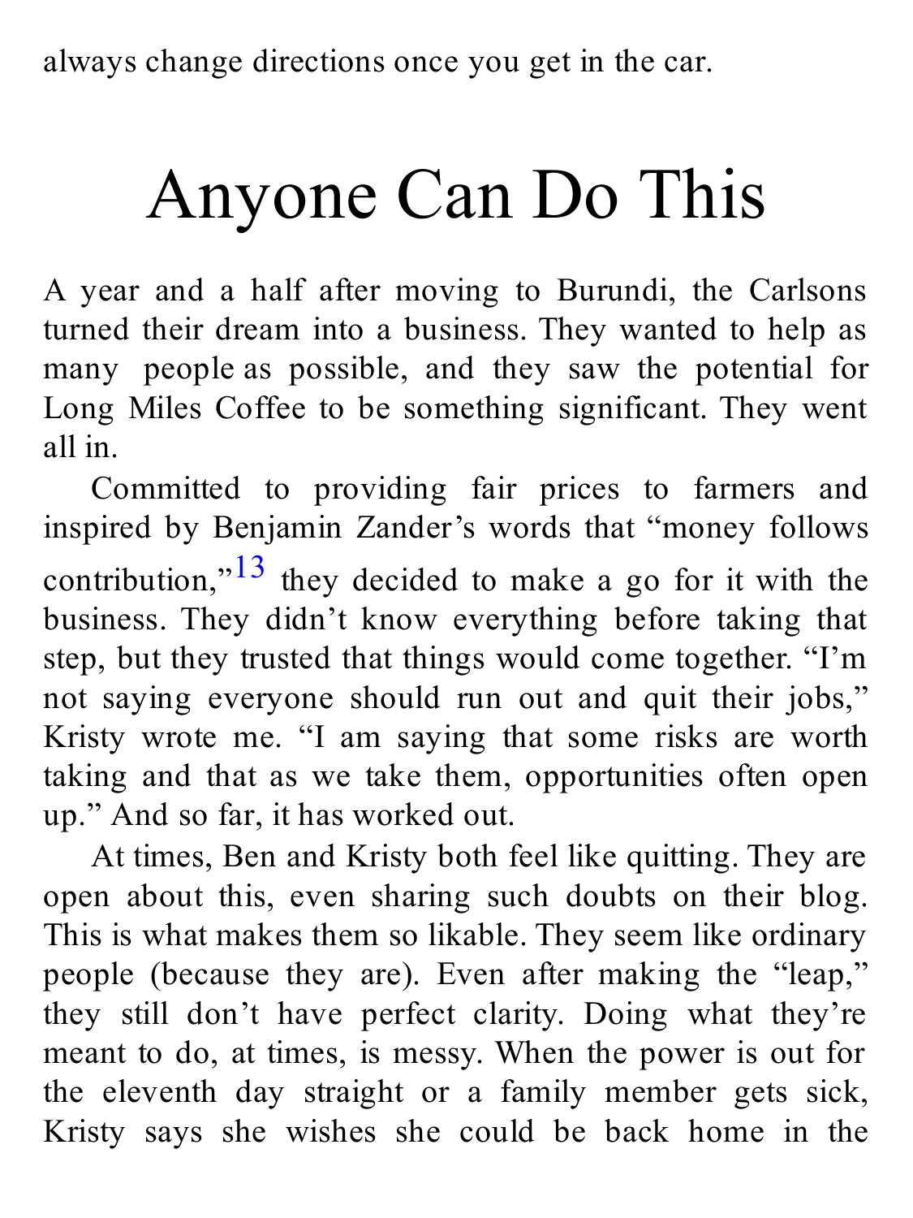always change directions once you get in the car.

# Anyone Can Do This

A year and a half after moving to Burundi, the Carlsons turned their dream into a business. They wanted to help as many people as possible, and they saw the potential for Long Miles Coffee to be something significant. They went all in.

Committed to providing fair prices to farmers and inspired by Benjamin Zander's words that "money follows contribution,"[13] they decided to make a go for it with the business. They didn't know everything before taking that step, but they trusted that things would come together. "I'm not saying everyone should run out and quit their jobs," Kristy wrote me. "I am saying that some risks are worth taking and that as we take them, opportunities often open up." And so far, it has worked out.

At times, Ben and Kristy both feel like quitting. They are open about this, even sharing such doubts on their blog. This is what makes them so likable. They seem like ordinary people (because they are). Even after making the "leap," they still don't have perfect clarity. Doing what they're meant to do, at times, is messy. When the power is out for the eleventh day straight or a family member gets sick, Kristy says she wishes she could be back home in the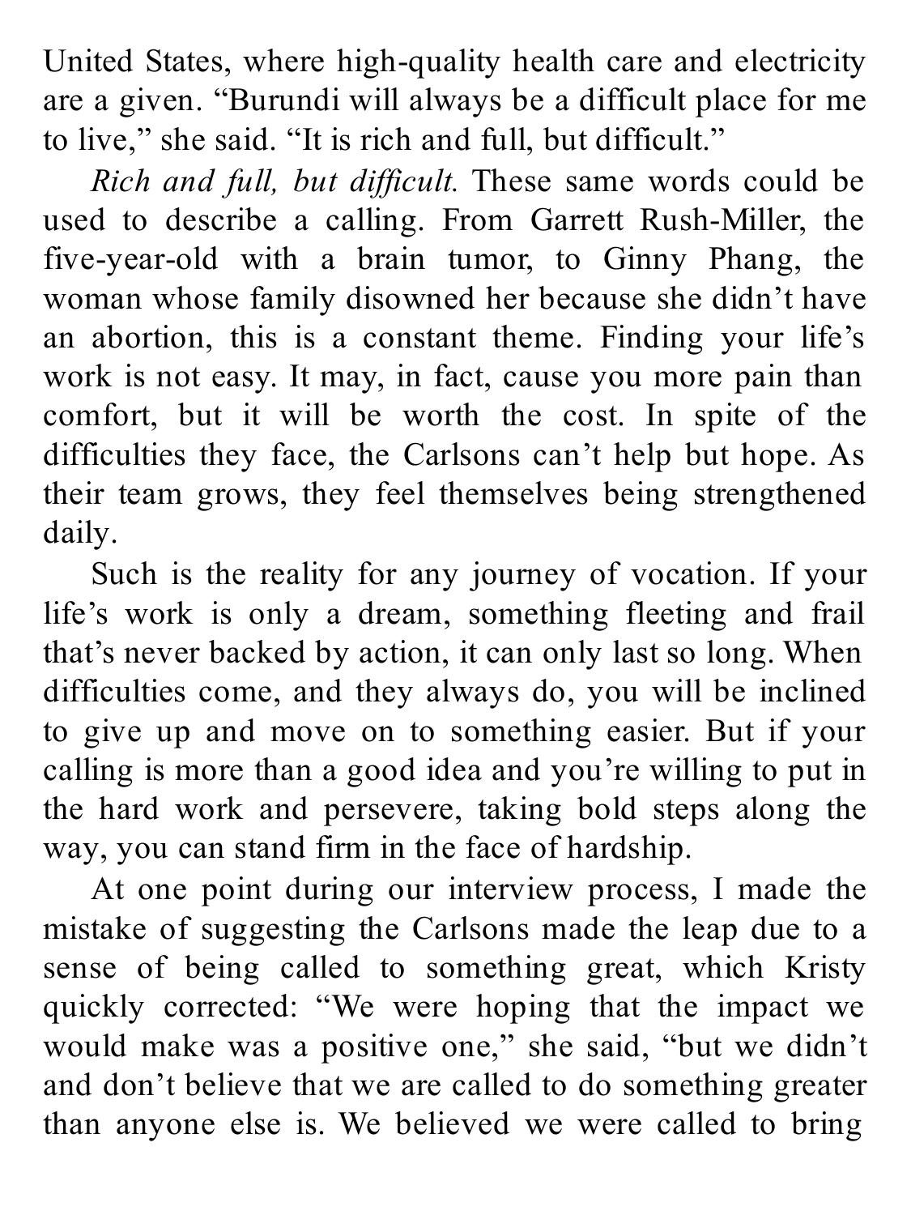United States, where high-quality health care and electricity are a given. "Burundi will always be a difficult place for me to live," she said. "It is rich and full, but difficult."

*Rich and full, but difficult.* These same words could be used to describe a calling. From Garrett Rush-Miller, the five-year-old with a brain tumor, to Ginny Phang, the woman whose family disowned her because she didn't have an abortion, this is a constant theme. Finding your life's work is not easy. It may, in fact, cause you more pain than comfort, but it will be worth the cost. In spite of the difficulties they face, the Carlsons can't help but hope. As their team grows, they feel themselves being strengthened daily.

Such is the reality for any journey of vocation. If your life's work is only a dream, something fleeting and frail that's never backed by action, it can only last so long. When difficulties come, and they always do, you will be inclined to give up and move on to something easier. But if your calling is more than a good idea and you're willing to put in the hard work and persevere, taking bold steps along the way, you can stand firm in the face of hardship.

At one point during our interview process, I made the mistake of suggesting the Carlsons made the leap due to a sense of being called to something great, which Kristy quickly corrected: "We were hoping that the impact we would make was a positive one," she said, "but we didn't and don't believe that we are called to do something greater than anyone else is. We believed we were called to bring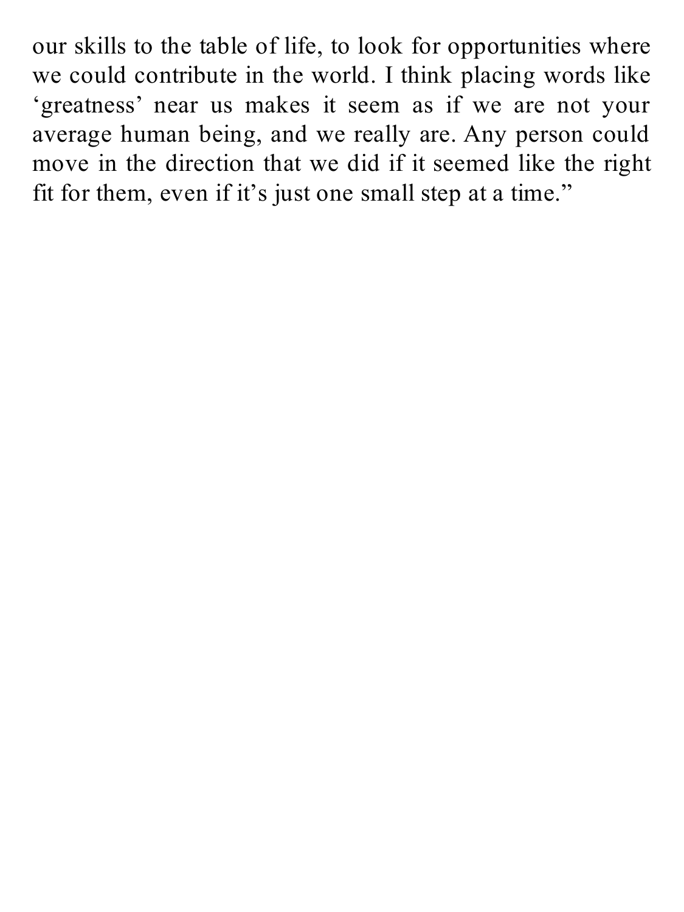our skills to the table of life, to look for opportunities where we could contribute in the world. I think placing words like 'greatness' near us makes it seem as if we are not your average human being, and we really are. Any person could move in the direction that we did if it seemed like the right fit for them, even if it's just one small step at a time."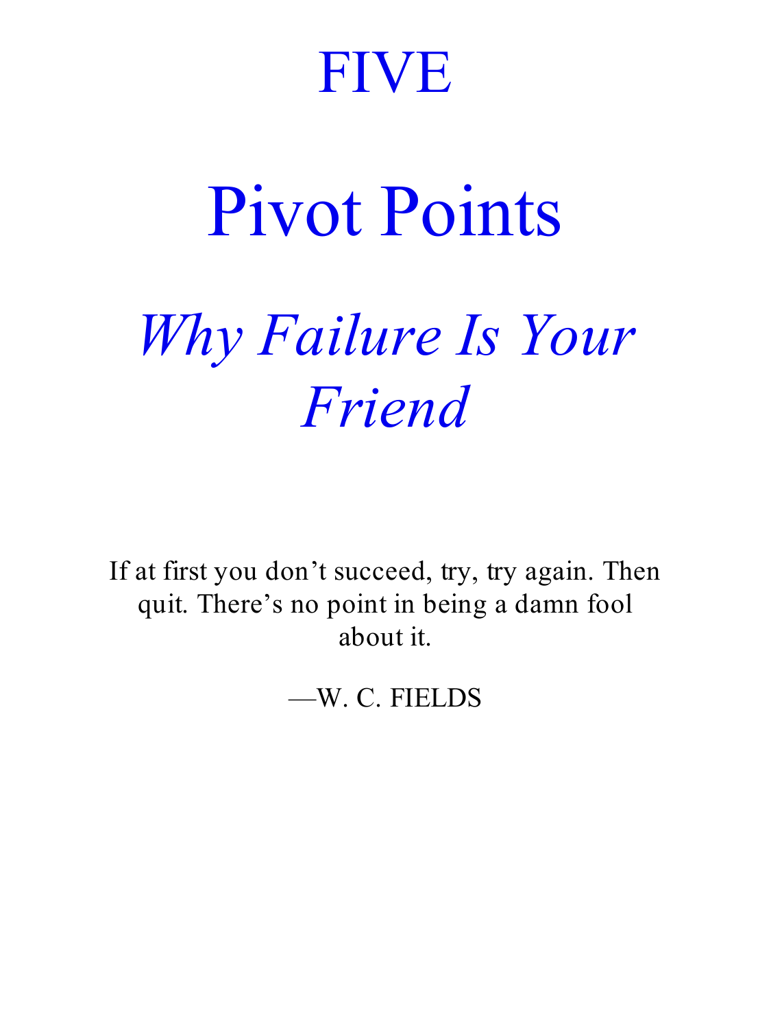# FIVE

# Pivot Points

## *Why Failure Is Your Friend*

If at first you don't succeed, try, try again. Then quit. There's no point in being a damn fool about it.

—W. C. FIELDS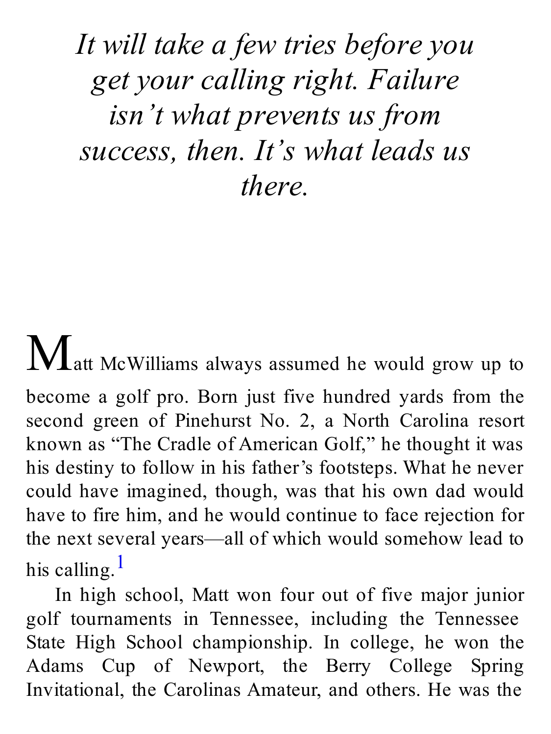*It will take a few tries before you get your calling right. Failure isn't what prevents us from success, then. It's what leads us there.*

Matt McWilliams always assumed he would grow up to become a golf pro. Born just five hundred yards from the second green of Pinehurst No. 2, a North Carolina resort known as "The Cradle of American Golf," he thought it was his destiny to follow in his father's footsteps. What he never could have imagined, though, was that his own dad would have to fire him, and he would continue to face rejection for the next several years—all of which would somehow lead to his calling.[1]

In high school, Matt won four out of five major junior golf tournaments in Tennessee, including the Tennessee State High School championship. In college, he won the Adams Cup of Newport, the Berry College Spring Invitational, the Carolinas Amateur, and others. He was the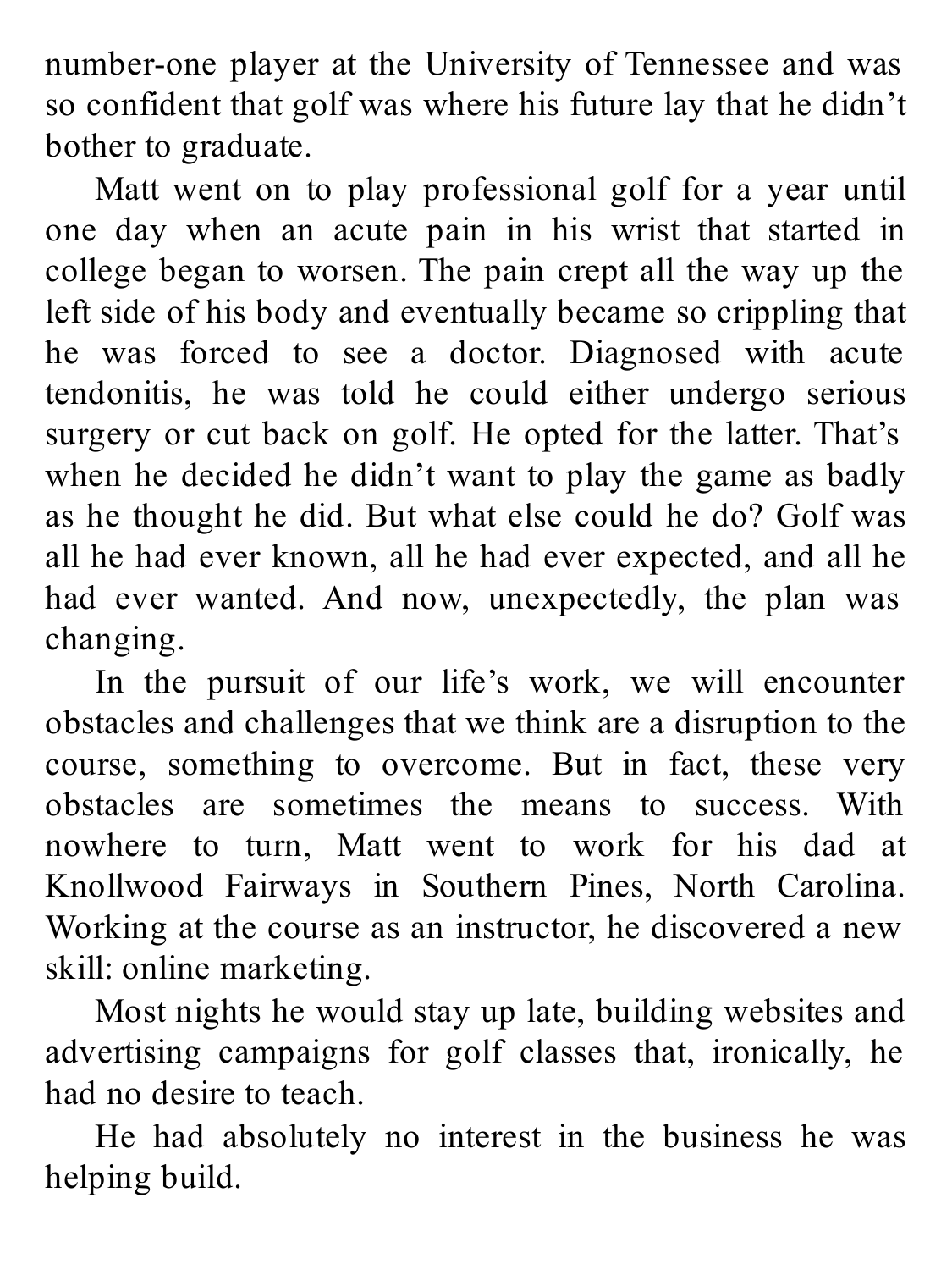number-one player at the University of Tennessee and was so confident that golf was where his future lay that he didn't bother to graduate.

Matt went on to play professional golf for a year until one day when an acute pain in his wrist that started in college began to worsen. The pain crept all the way up the left side of his body and eventually became so crippling that he was forced to see a doctor. Diagnosed with acute tendonitis, he was told he could either undergo serious surgery or cut back on golf. He opted for the latter. That's when he decided he didn't want to play the game as badly as he thought he did. But what else could he do? Golf was all he had ever known, all he had ever expected, and all he had ever wanted. And now, unexpectedly, the plan was changing.

In the pursuit of our life's work, we will encounter obstacles and challenges that we think are a disruption to the course, something to overcome. But in fact, these very obstacles are sometimes the means to success. With nowhere to turn, Matt went to work for his dad at Knollwood Fairways in Southern Pines, North Carolina. Working at the course as an instructor, he discovered a new skill: online marketing.

Most nights he would stay up late, building websites and advertising campaigns for golf classes that, ironically, he had no desire to teach.

He had absolutely no interest in the business he was helping build.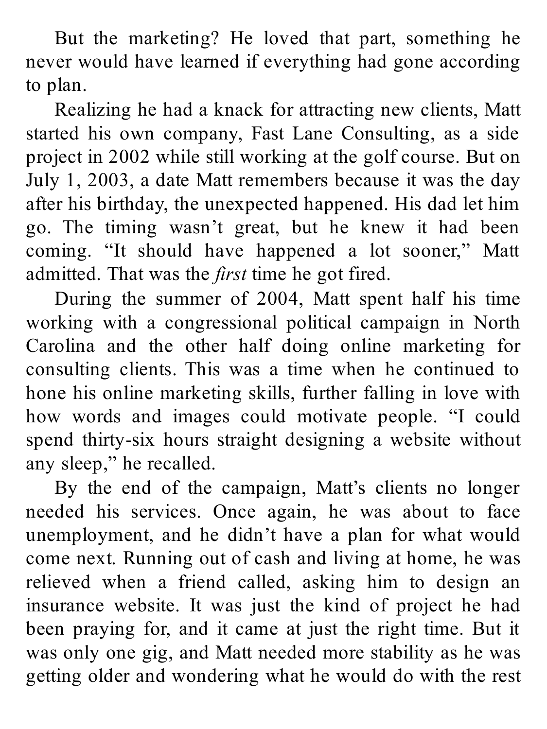But the marketing? He loved that part, something he never would have learned if everything had gone according to plan.

Realizing he had a knack for attracting new clients, Matt started his own company, Fast Lane Consulting, as a side project in 2002 while still working at the golf course. But on July 1, 2003, a date Matt remembers because it was the day after his birthday, the unexpected happened. His dad let him go. The timing wasn't great, but he knew it had been coming. "It should have happened a lot sooner," Matt admitted. That was the *first* time he got fired.

During the summer of 2004, Matt spent half his time working with a congressional political campaign in North Carolina and the other half doing online marketing for consulting clients. This was a time when he continued to hone his online marketing skills, further falling in love with how words and images could motivate people. "I could spend thirty-six hours straight designing a website without any sleep," he recalled.

By the end of the campaign, Matt's clients no longer needed his services. Once again, he was about to face unemployment, and he didn't have a plan for what would come next. Running out of cash and living at home, he was relieved when a friend called, asking him to design an insurance website. It was just the kind of project he had been praying for, and it came at just the right time. But it was only one gig, and Matt needed more stability as he was getting older and wondering what he would do with the rest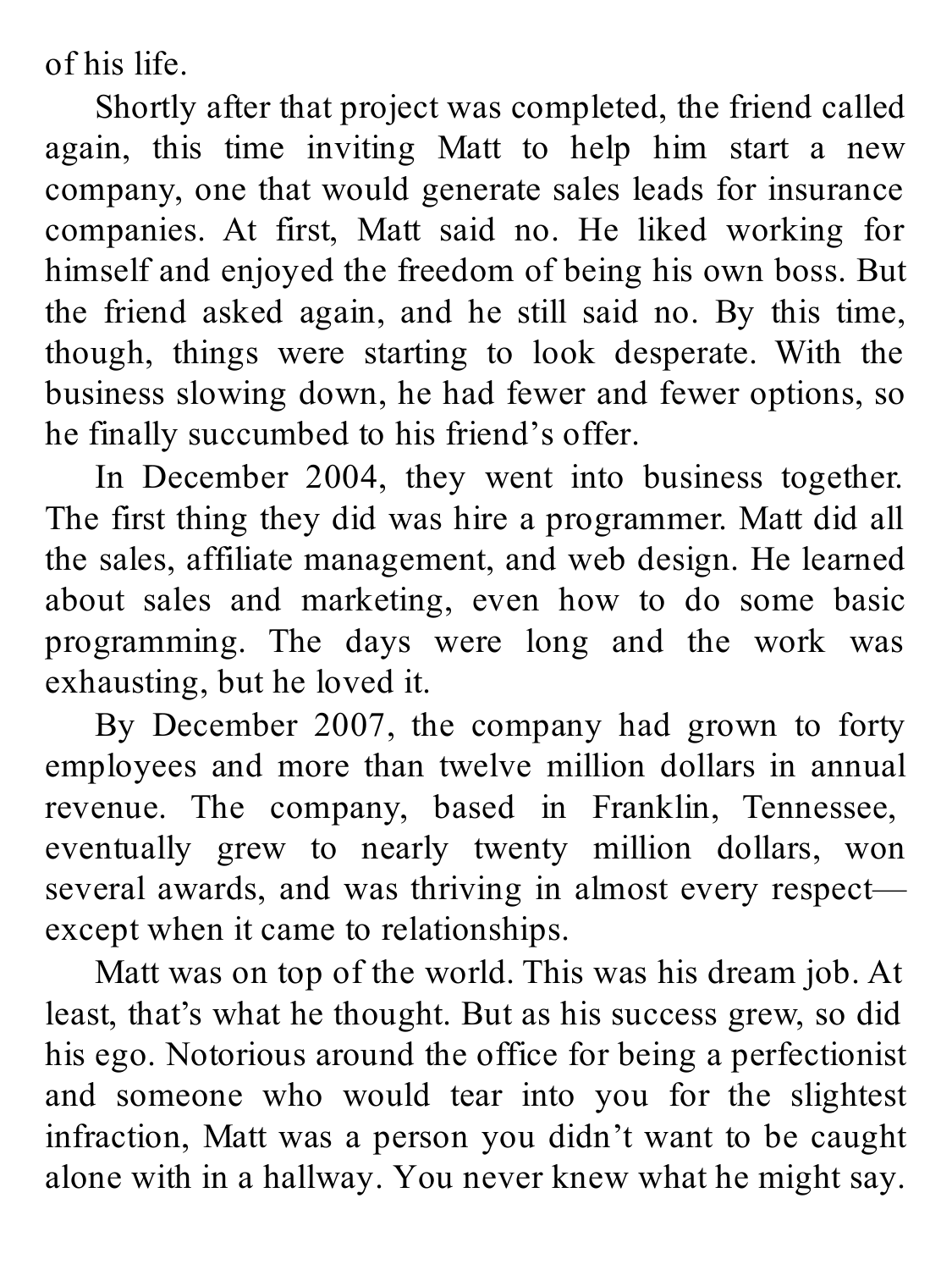of his life.

Shortly after that project was completed, the friend called again, this time inviting Matt to help him start a new company, one that would generate sales leads for insurance companies. At first, Matt said no. He liked working for himself and enjoyed the freedom of being his own boss. But the friend asked again, and he still said no. By this time, though, things were starting to look desperate. With the business slowing down, he had fewer and fewer options, so he finally succumbed to his friend's offer.

In December 2004, they went into business together. The first thing they did was hire a programmer. Matt did all the sales, affiliate management, and web design. He learned about sales and marketing, even how to do some basic programming. The days were long and the work was exhausting, but he loved it.

By December 2007, the company had grown to forty employees and more than twelve million dollars in annual revenue. The company, based in Franklin, Tennessee, eventually grew to nearly twenty million dollars, won several awards, and was thriving in almost every respect—except when it came to relationships.

Matt was on top of the world. This was his dream job. At least, that's what he thought. But as his success grew, so did his ego. Notorious around the office for being a perfectionist and someone who would tear into you for the slightest infraction, Matt was a person you didn't want to be caught alone with in a hallway. You never knew what he might say.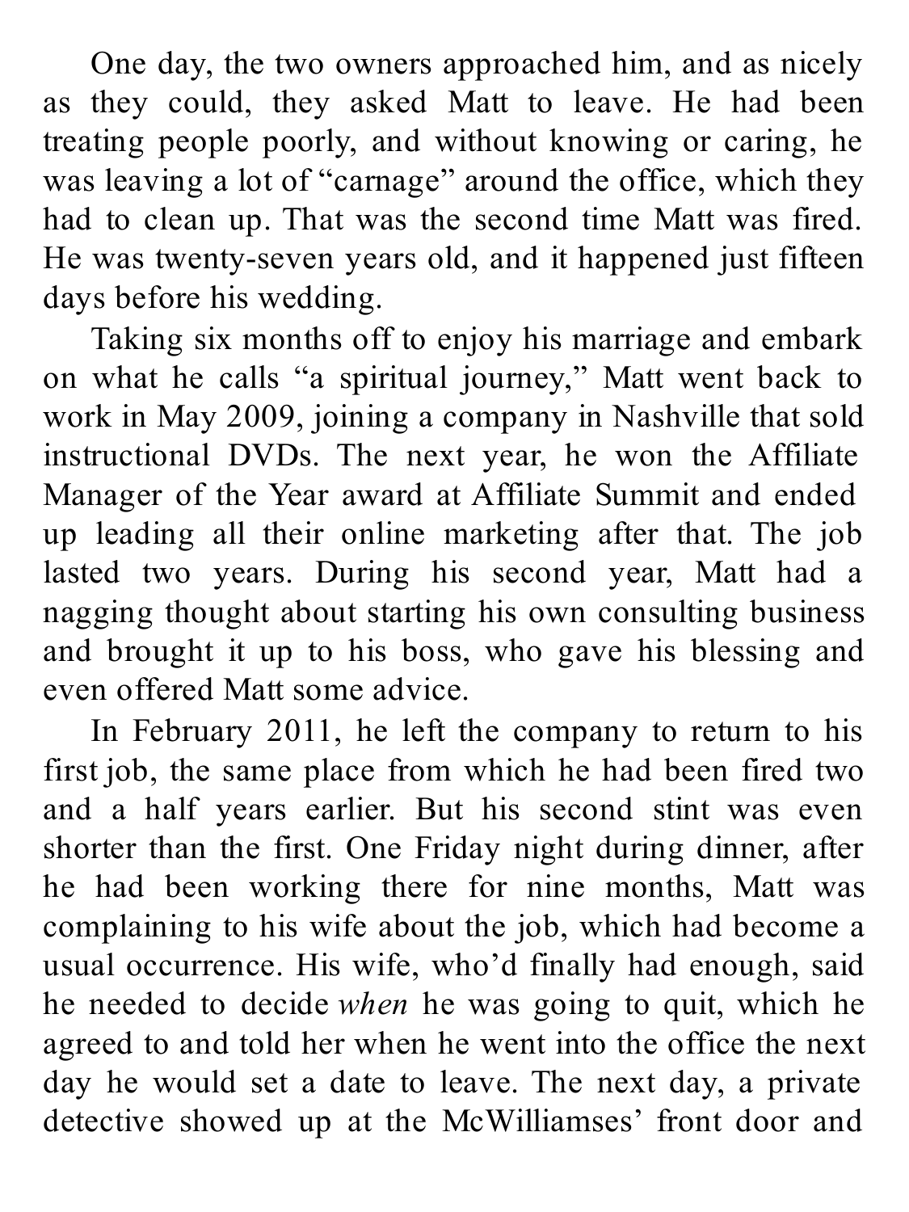One day, the two owners approached him, and as nicely as they could, they asked Matt to leave. He had been treating people poorly, and without knowing or caring, he was leaving a lot of "carnage" around the office, which they had to clean up. That was the second time Matt was fired. He was twenty-seven years old, and it happened just fifteen days before his wedding.

Taking six months off to enjoy his marriage and embark on what he calls "a spiritual journey," Matt went back to work in May 2009, joining a company in Nashville that sold instructional DVDs. The next year, he won the Affiliate Manager of the Year award at Affiliate Summit and ended up leading all their online marketing after that. The job lasted two years. During his second year, Matt had a nagging thought about starting his own consulting business and brought it up to his boss, who gave his blessing and even offered Matt some advice.

In February 2011, he left the company to return to his first job, the same place from which he had been fired two and a half years earlier. But his second stint was even shorter than the first. One Friday night during dinner, after he had been working there for nine months, Matt was complaining to his wife about the job, which had become a usual occurrence. His wife, who'd finally had enough, said he needed to decide *when* he was going to quit, which he agreed to and told her when he went into the office the next day he would set a date to leave. The next day, a private detective showed up at the McWilliamses' front door and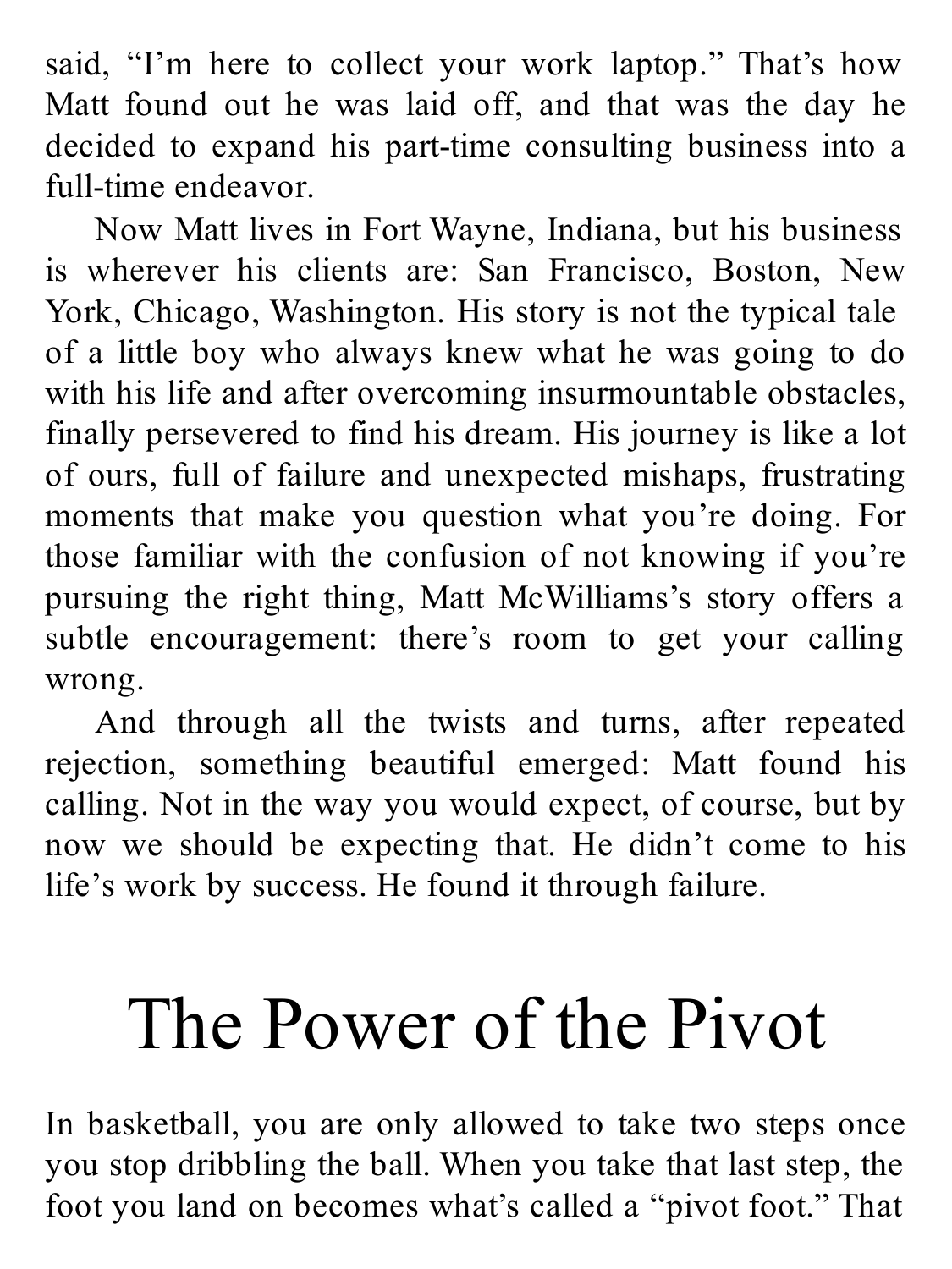said, "I'm here to collect your work laptop." That's how Matt found out he was laid off, and that was the day he decided to expand his part-time consulting business into a full-time endeavor.

Now Matt lives in Fort Wayne, Indiana, but his business is wherever his clients are: San Francisco, Boston, New York, Chicago, Washington. His story is not the typical tale of a little boy who always knew what he was going to do with his life and after overcoming insurmountable obstacles, finally persevered to find his dream. His journey is like a lot of ours, full of failure and unexpected mishaps, frustrating moments that make you question what you're doing. For those familiar with the confusion of not knowing if you're pursuing the right thing, Matt McWilliams's story offers a subtle encouragement: there's room to get your calling wrong.

And through all the twists and turns, after repeated rejection, something beautiful emerged: Matt found his calling. Not in the way you would expect, of course, but by now we should be expecting that. He didn't come to his life's work by success. He found it through failure.

# The Power of the Pivot

In basketball, you are only allowed to take two steps once you stop dribbling the ball. When you take that last step, the foot you land on becomes what's called a "pivot foot." That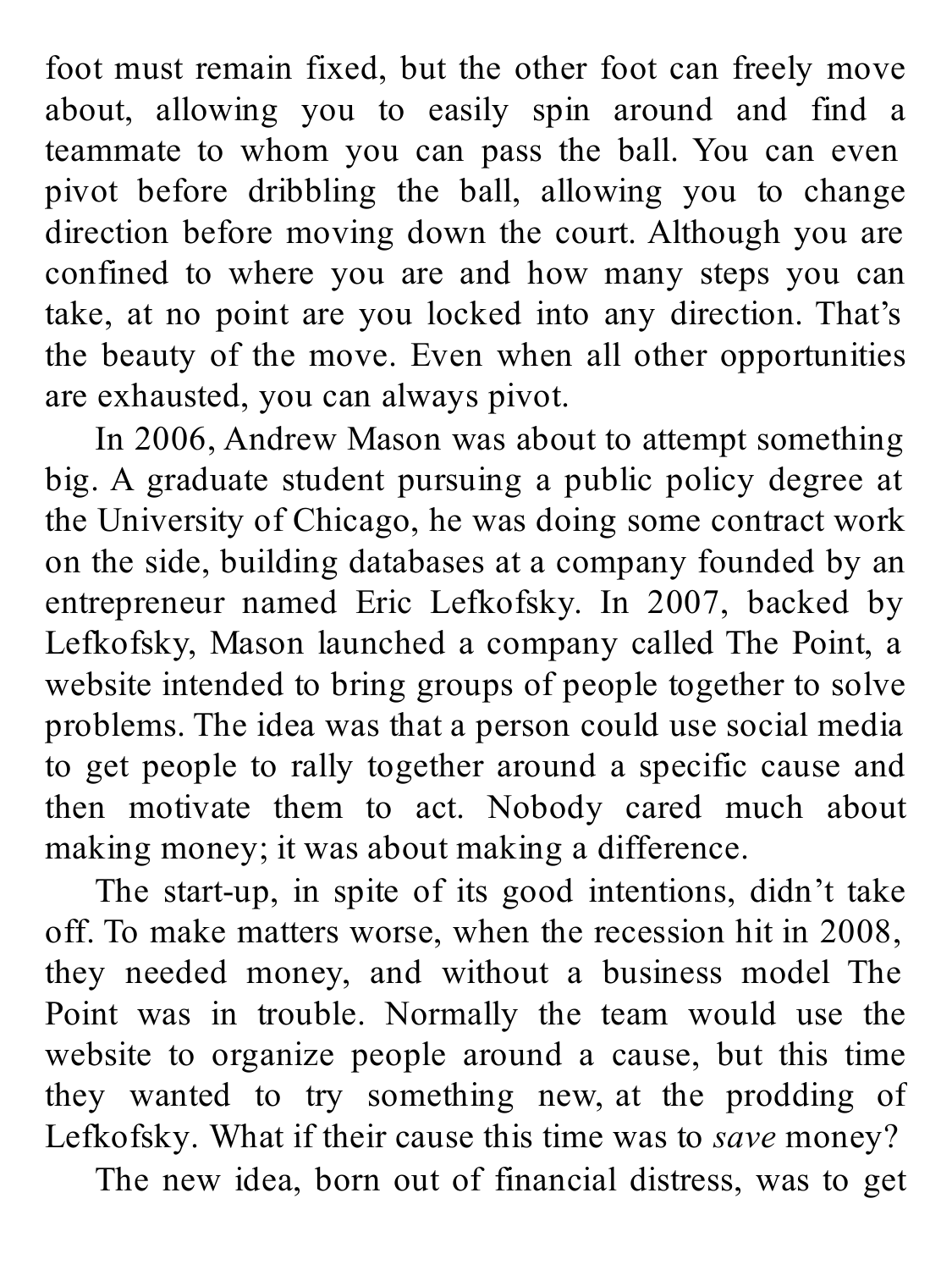foot must remain fixed, but the other foot can freely move about, allowing you to easily spin around and find a teammate to whom you can pass the ball. You can even pivot before dribbling the ball, allowing you to change direction before moving down the court. Although you are confined to where you are and how many steps you can take, at no point are you locked into any direction. That's the beauty of the move. Even when all other opportunities are exhausted, you can always pivot.

In 2006, Andrew Mason was about to attempt something big. A graduate student pursuing a public policy degree at the University of Chicago, he was doing some contract work on the side, building databases at a company founded by an entrepreneur named Eric Lefkofsky. In 2007, backed by Lefkofsky, Mason launched a company called The Point, a website intended to bring groups of people together to solve problems. The idea was that a person could use social media to get people to rally together around a specific cause and then motivate them to act. Nobody cared much about making money; it was about making a difference.

The start-up, in spite of its good intentions, didn't take off. To make matters worse, when the recession hit in 2008, they needed money, and without a business model The Point was in trouble. Normally the team would use the website to organize people around a cause, but this time they wanted to try something new, at the prodding of Lefkofsky. What if their cause this time was to *save* money?

The new idea, born out of financial distress, was to get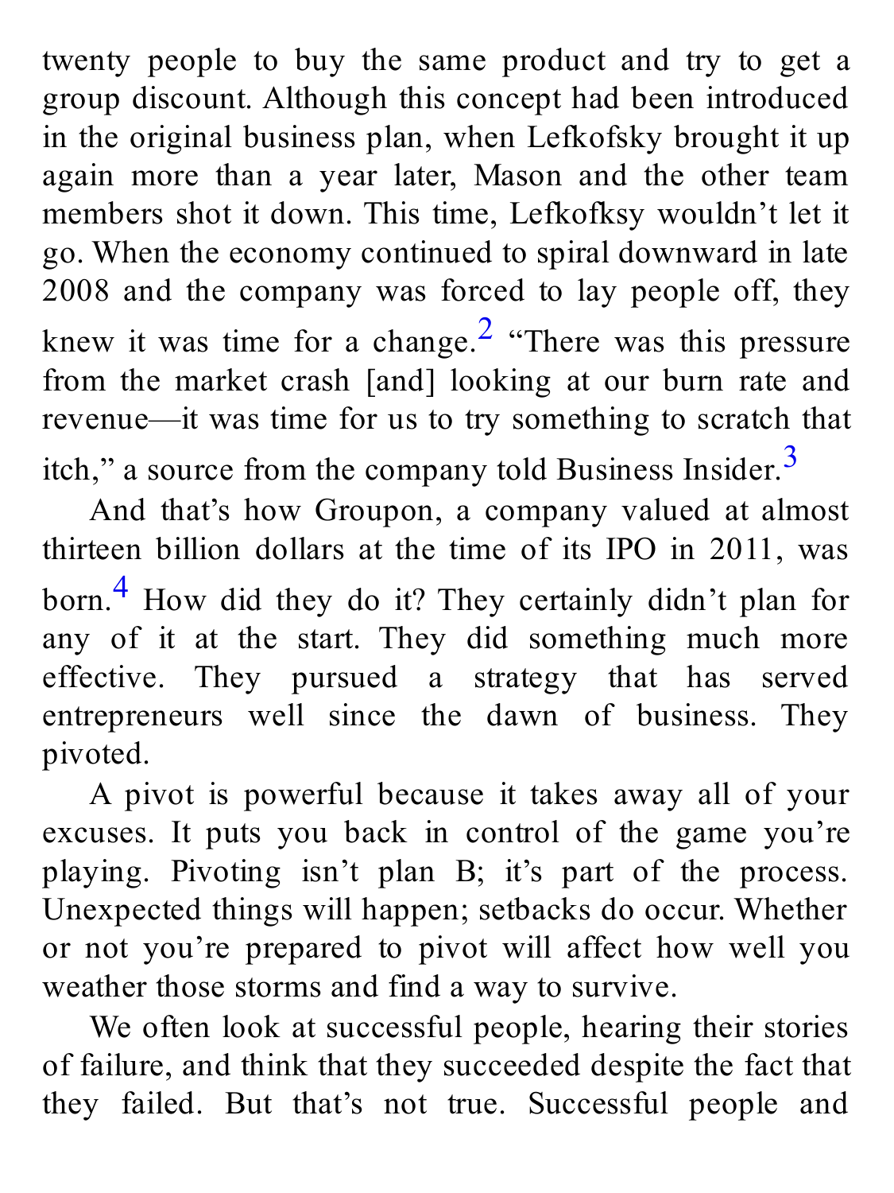twenty people to buy the same product and try to get a group discount. Although this concept had been introduced in the original business plan, when Lefkofsky brought it up again more than a year later, Mason and the other team members shot it down. This time, Lefkofksy wouldn't let it go. When the economy continued to spiral downward in late 2008 and the company was forced to lay people off, they knew it was time for a change.[2] "There was this pressure from the market crash [and] looking at our burn rate and revenue—it was time for us to try something to scratch that itch," a source from the company told Business Insider.[3]

And that's how Groupon, a company valued at almost thirteen billion dollars at the time of its IPO in 2011, was born.[4] How did they do it? They certainly didn't plan for any of it at the start. They did something much more effective. They pursued a strategy that has served entrepreneurs well since the dawn of business. They pivoted.

A pivot is powerful because it takes away all of your excuses. It puts you back in control of the game you're playing. Pivoting isn't plan B; it's part of the process. Unexpected things will happen; setbacks do occur. Whether or not you're prepared to pivot will affect how well you weather those storms and find a way to survive.

We often look at successful people, hearing their stories of failure, and think that they succeeded despite the fact that they failed. But that's not true. Successful people and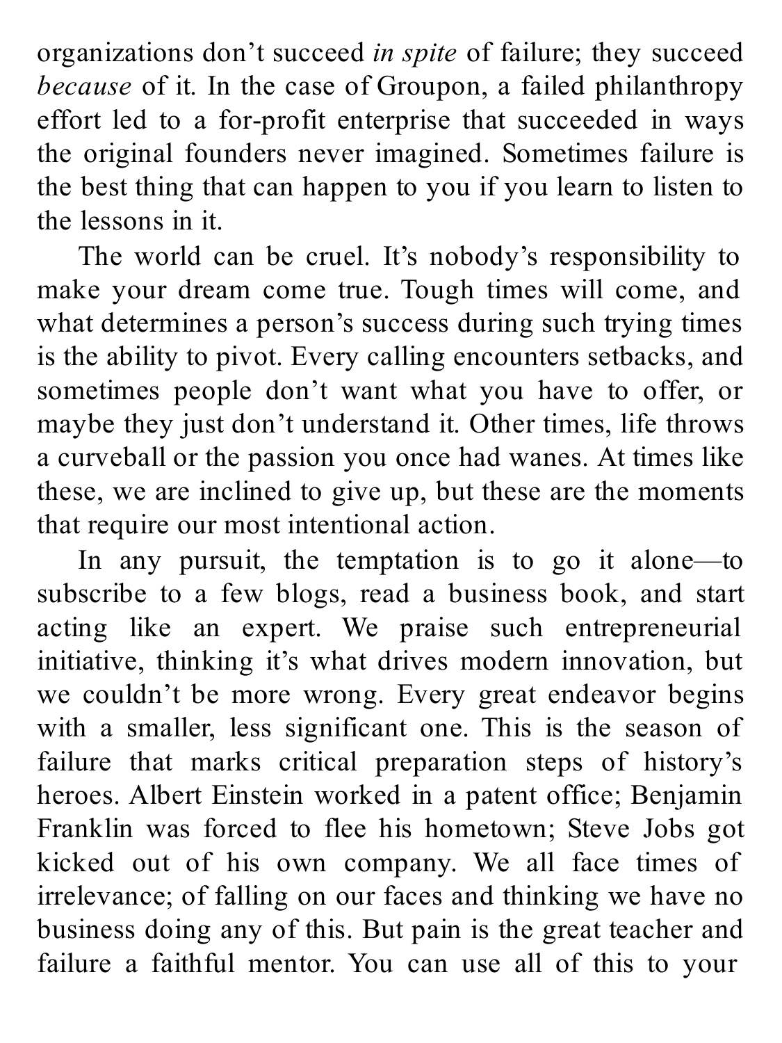organizations don't succeed *in spite* of failure; they succeed *because* of it. In the case of Groupon, a failed philanthropy effort led to a for-profit enterprise that succeeded in ways the original founders never imagined. Sometimes failure is the best thing that can happen to you if you learn to listen to the lessons in it.

The world can be cruel. It's nobody's responsibility to make your dream come true. Tough times will come, and what determines a person's success during such trying times is the ability to pivot. Every calling encounters setbacks, and sometimes people don't want what you have to offer, or maybe they just don't understand it. Other times, life throws a curveball or the passion you once had wanes. At times like these, we are inclined to give up, but these are the moments that require our most intentional action.

In any pursuit, the temptation is to go it alone—to subscribe to a few blogs, read a business book, and start acting like an expert. We praise such entrepreneurial initiative, thinking it's what drives modern innovation, but we couldn't be more wrong. Every great endeavor begins with a smaller, less significant one. This is the season of failure that marks critical preparation steps of history's heroes. Albert Einstein worked in a patent office; Benjamin Franklin was forced to flee his hometown; Steve Jobs got kicked out of his own company. We all face times of irrelevance; of falling on our faces and thinking we have no business doing any of this. But pain is the great teacher and failure a faithful mentor. You can use all of this to your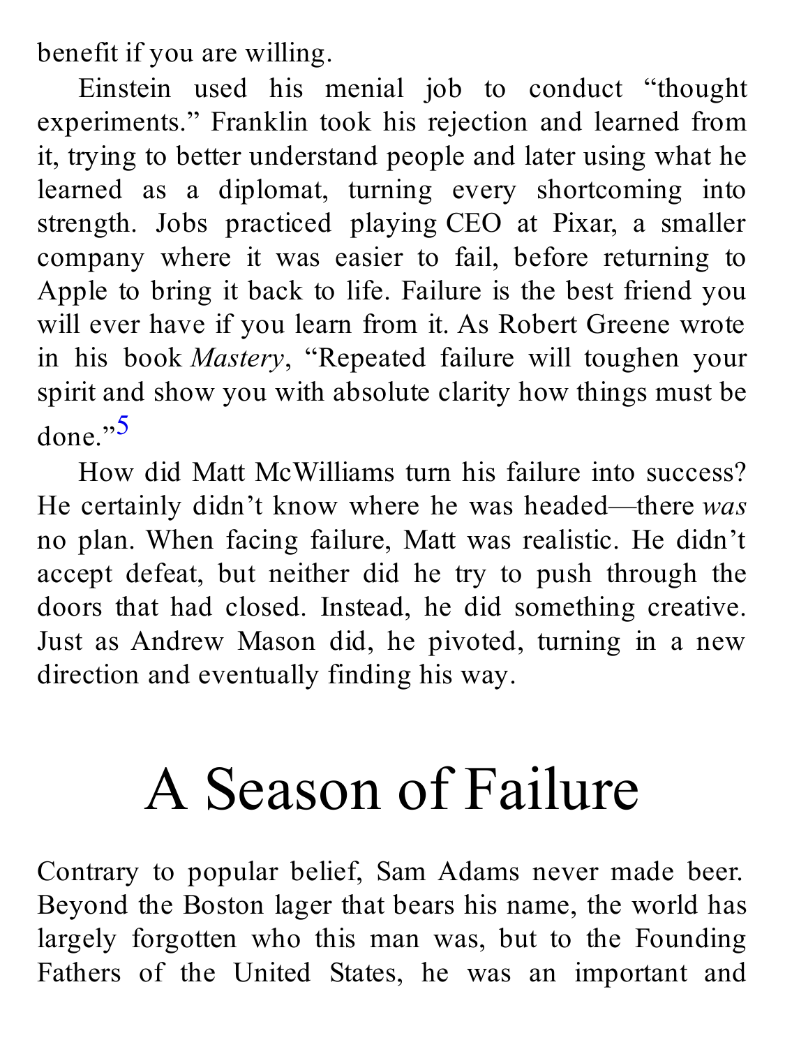benefit if you are willing.

Einstein used his menial job to conduct "thought experiments." Franklin took his rejection and learned from it, trying to better understand people and later using what he learned as a diplomat, turning every shortcoming into strength. Jobs practiced playing CEO at Pixar, a smaller company where it was easier to fail, before returning to Apple to bring it back to life. Failure is the best friend you will ever have if you learn from it. As Robert Greene wrote in his book *Mastery*, "Repeated failure will toughen your spirit and show you with absolute clarity how things must be done."[5]

How did Matt McWilliams turn his failure into success? He certainly didn't know where he was headed—there *was* no plan. When facing failure, Matt was realistic. He didn't accept defeat, but neither did he try to push through the doors that had closed. Instead, he did something creative. Just as Andrew Mason did, he pivoted, turning in a new direction and eventually finding his way.

# A Season of Failure

Contrary to popular belief, Sam Adams never made beer. Beyond the Boston lager that bears his name, the world has largely forgotten who this man was, but to the Founding Fathers of the United States, he was an important and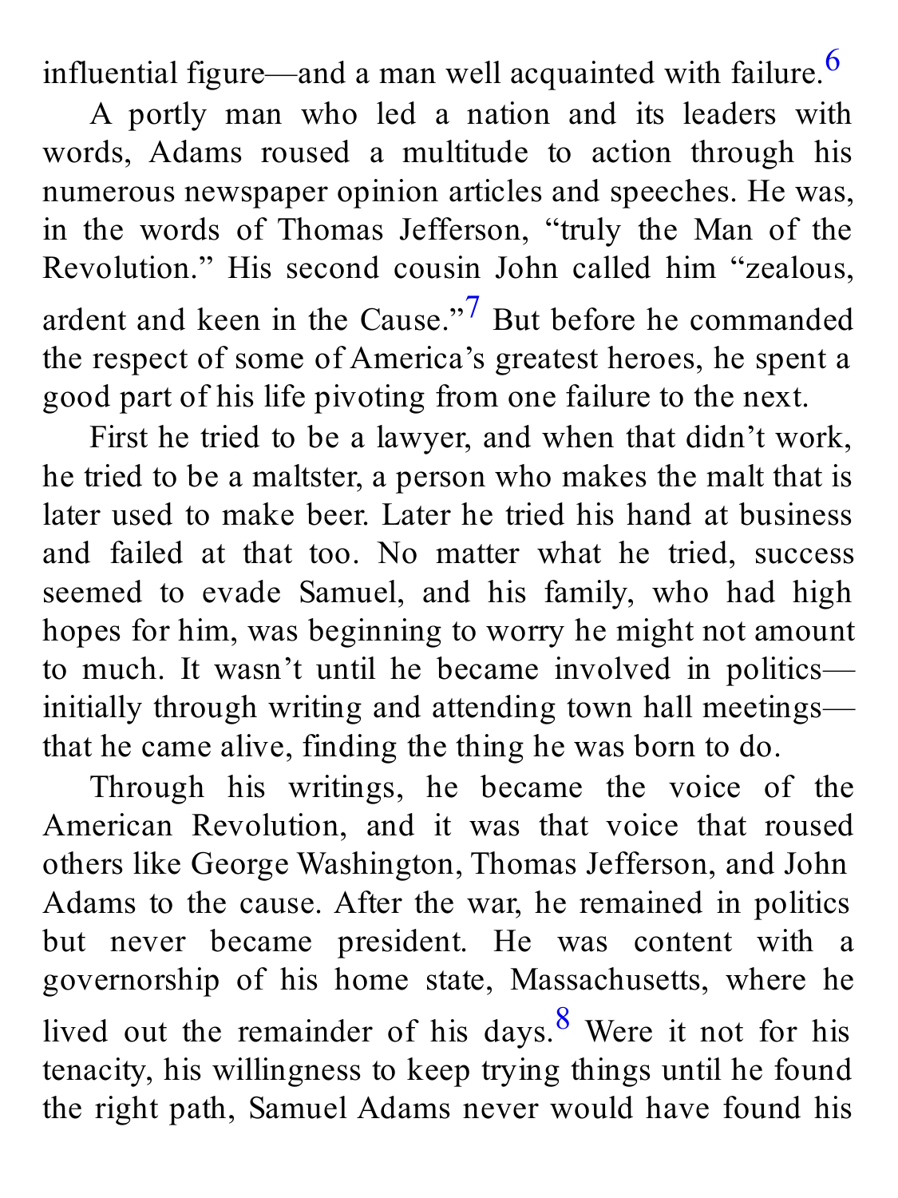influential figure—and a man well acquainted with failure.[6]

A portly man who led a nation and its leaders with words, Adams roused a multitude to action through his numerous newspaper opinion articles and speeches. He was, in the words of Thomas Jefferson, "truly the Man of the Revolution." His second cousin John called him "zealous, ardent and keen in the Cause."[7] But before he commanded the respect of some of America's greatest heroes, he spent a good part of his life pivoting from one failure to the next.

First he tried to be a lawyer, and when that didn't work, he tried to be a maltster, a person who makes the malt that is later used to make beer. Later he tried his hand at business and failed at that too. No matter what he tried, success seemed to evade Samuel, and his family, who had high hopes for him, was beginning to worry he might not amount to much. It wasn't until he became involved in politics—initially through writing and attending town hall meetings—that he came alive, finding the thing he was born to do.

Through his writings, he became the voice of the American Revolution, and it was that voice that roused others like George Washington, Thomas Jefferson, and John Adams to the cause. After the war, he remained in politics but never became president. He was content with a governorship of his home state, Massachusetts, where he lived out the remainder of his days.[8] Were it not for his tenacity, his willingness to keep trying things until he found the right path, Samuel Adams never would have found his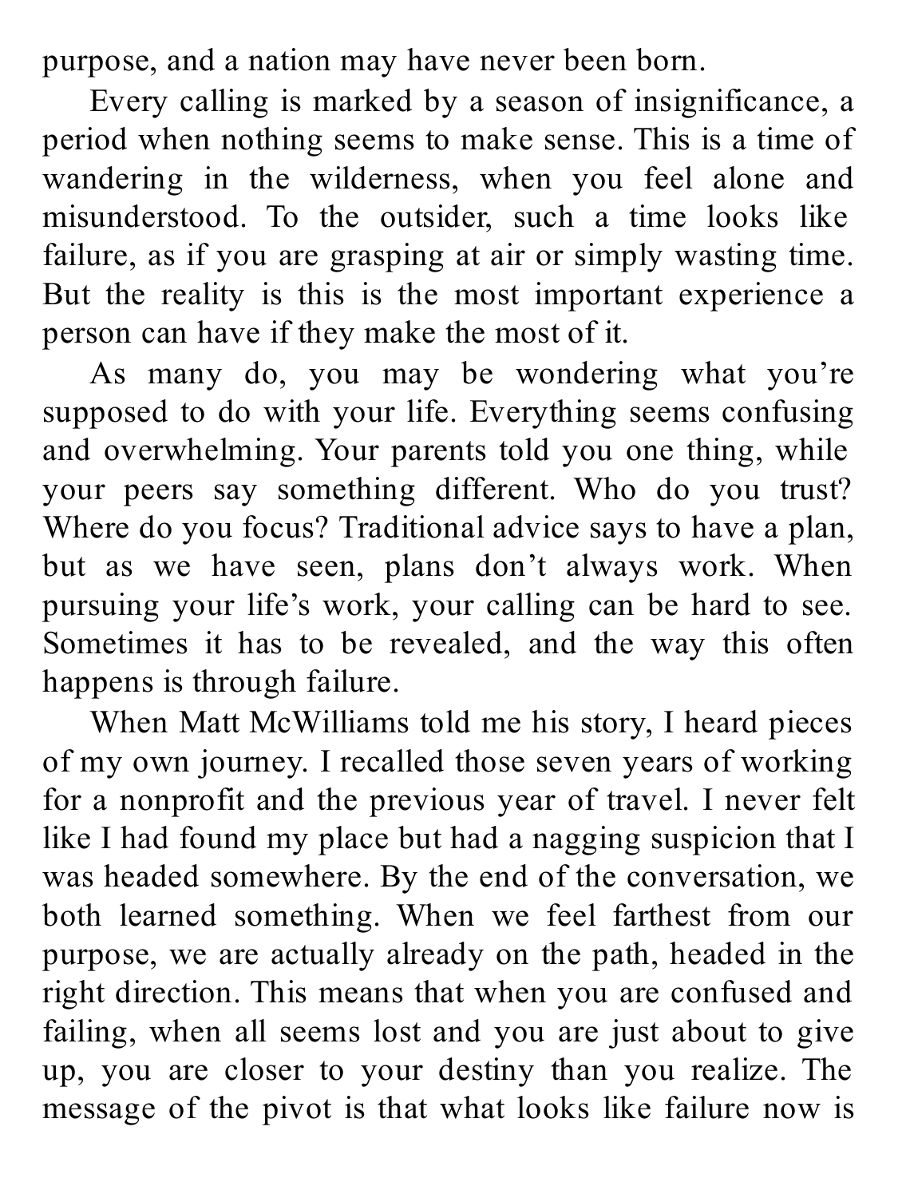purpose, and a nation may have never been born.

Every calling is marked by a season of insignificance, a period when nothing seems to make sense. This is a time of wandering in the wilderness, when you feel alone and misunderstood. To the outsider, such a time looks like failure, as if you are grasping at air or simply wasting time. But the reality is this is the most important experience a person can have if they make the most of it.

As many do, you may be wondering what you're supposed to do with your life. Everything seems confusing and overwhelming. Your parents told you one thing, while your peers say something different. Who do you trust? Where do you focus? Traditional advice says to have a plan, but as we have seen, plans don't always work. When pursuing your life's work, your calling can be hard to see. Sometimes it has to be revealed, and the way this often happens is through failure.

When Matt McWilliams told me his story, I heard pieces of my own journey. I recalled those seven years of working for a nonprofit and the previous year of travel. I never felt like I had found my place but had a nagging suspicion that I was headed somewhere. By the end of the conversation, we both learned something. When we feel farthest from our purpose, we are actually already on the path, headed in the right direction. This means that when you are confused and failing, when all seems lost and you are just about to give up, you are closer to your destiny than you realize. The message of the pivot is that what looks like failure now is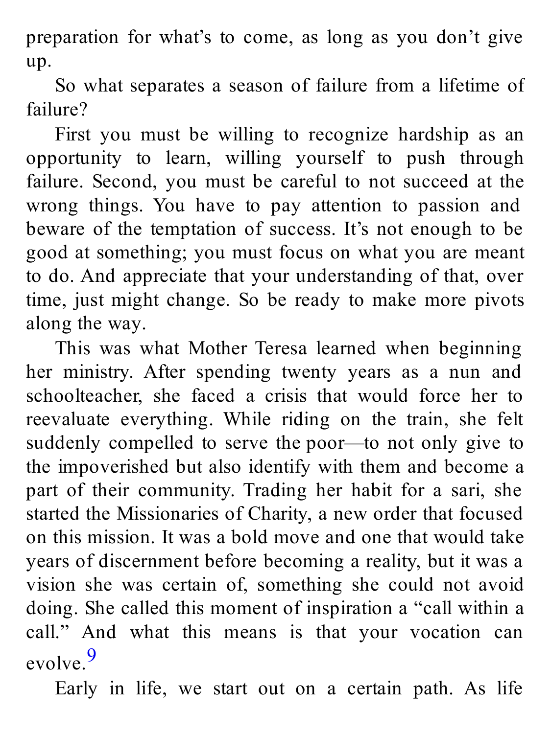preparation for what's to come, as long as you don't give up.

So what separates a season of failure from a lifetime of failure?

First you must be willing to recognize hardship as an opportunity to learn, willing yourself to push through failure. Second, you must be careful to not succeed at the wrong things. You have to pay attention to passion and beware of the temptation of success. It's not enough to be good at something; you must focus on what you are meant to do. And appreciate that your understanding of that, over time, just might change. So be ready to make more pivots along the way.

This was what Mother Teresa learned when beginning her ministry. After spending twenty years as a nun and schoolteacher, she faced a crisis that would force her to reevaluate everything. While riding on the train, she felt suddenly compelled to serve the poor—to not only give to the impoverished but also identify with them and become a part of their community. Trading her habit for a sari, she started the Missionaries of Charity, a new order that focused on this mission. It was a bold move and one that would take years of discernment before becoming a reality, but it was a vision she was certain of, something she could not avoid doing. She called this moment of inspiration a "call within a call." And what this means is that your vocation can evolve.[9]

Early in life, we start out on a certain path. As life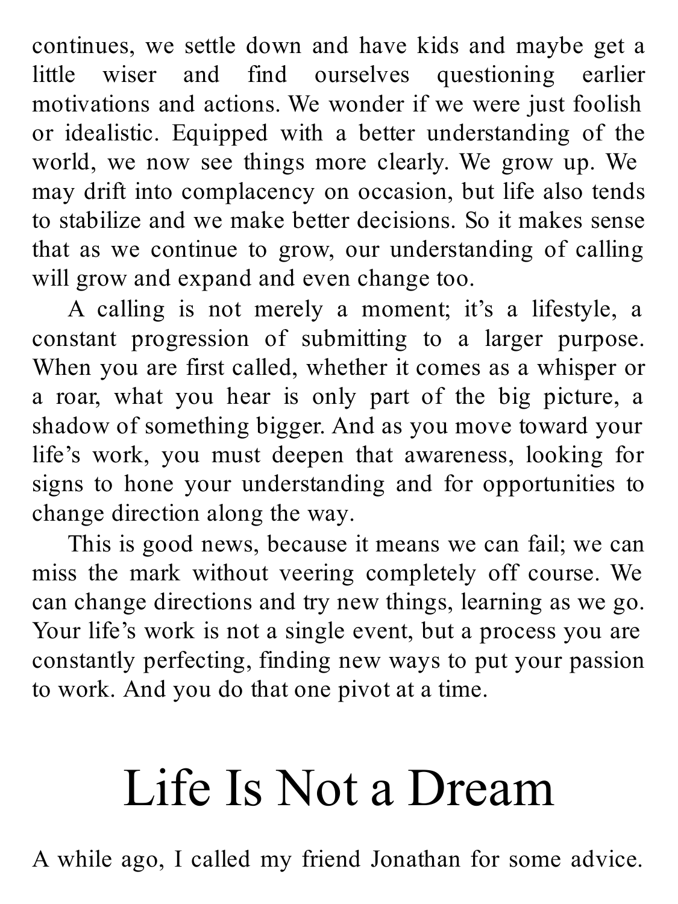continues, we settle down and have kids and maybe get a little wiser and find ourselves questioning earlier motivations and actions. We wonder if we were just foolish or idealistic. Equipped with a better understanding of the world, we now see things more clearly. We grow up. We may drift into complacency on occasion, but life also tends to stabilize and we make better decisions. So it makes sense that as we continue to grow, our understanding of calling will grow and expand and even change too.

A calling is not merely a moment; it's a lifestyle, a constant progression of submitting to a larger purpose. When you are first called, whether it comes as a whisper or a roar, what you hear is only part of the big picture, a shadow of something bigger. And as you move toward your life's work, you must deepen that awareness, looking for signs to hone your understanding and for opportunities to change direction along the way.

This is good news, because it means we can fail; we can miss the mark without veering completely off course. We can change directions and try new things, learning as we go. Your life's work is not a single event, but a process you are constantly perfecting, finding new ways to put your passion to work. And you do that one pivot at a time.

# Life Is Not a Dream

A while ago, I called my friend Jonathan for some advice.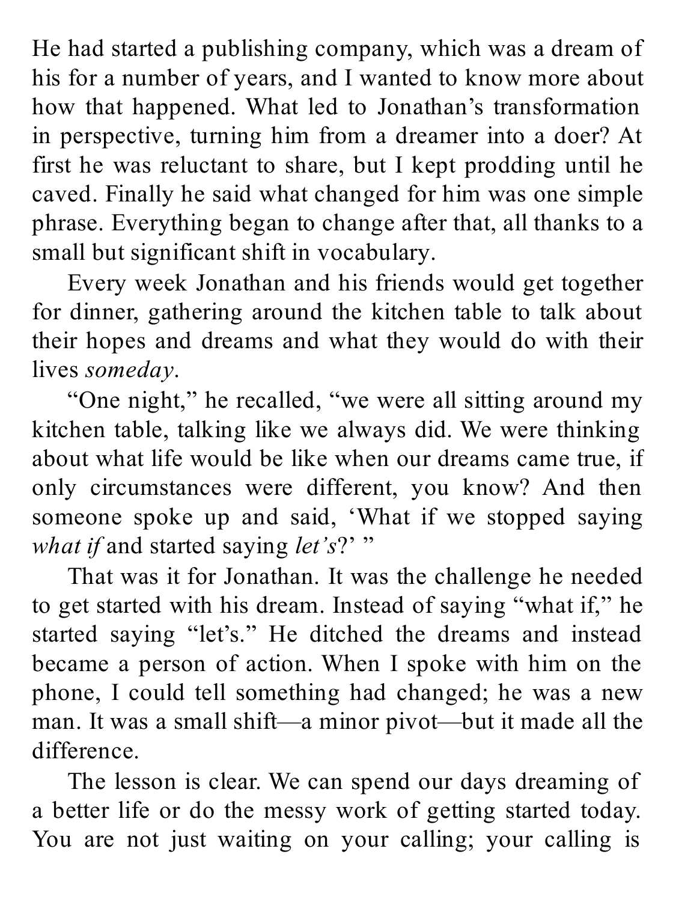He had started a publishing company, which was a dream of his for a number of years, and I wanted to know more about how that happened. What led to Jonathan's transformation in perspective, turning him from a dreamer into a doer? At first he was reluctant to share, but I kept prodding until he caved. Finally he said what changed for him was one simple phrase. Everything began to change after that, all thanks to a small but significant shift in vocabulary.

Every week Jonathan and his friends would get together for dinner, gathering around the kitchen table to talk about their hopes and dreams and what they would do with their lives *someday*.

"One night," he recalled, "we were all sitting around my kitchen table, talking like we always did. We were thinking about what life would be like when our dreams came true, if only circumstances were different, you know? And then someone spoke up and said, 'What if we stopped saying *what if* and started saying *let's*?' "

That was it for Jonathan. It was the challenge he needed to get started with his dream. Instead of saying "what if," he started saying "let's." He ditched the dreams and instead became a person of action. When I spoke with him on the phone, I could tell something had changed; he was a new man. It was a small shift—a minor pivot—but it made all the difference.

The lesson is clear. We can spend our days dreaming of a better life or do the messy work of getting started today. You are not just waiting on your calling; your calling is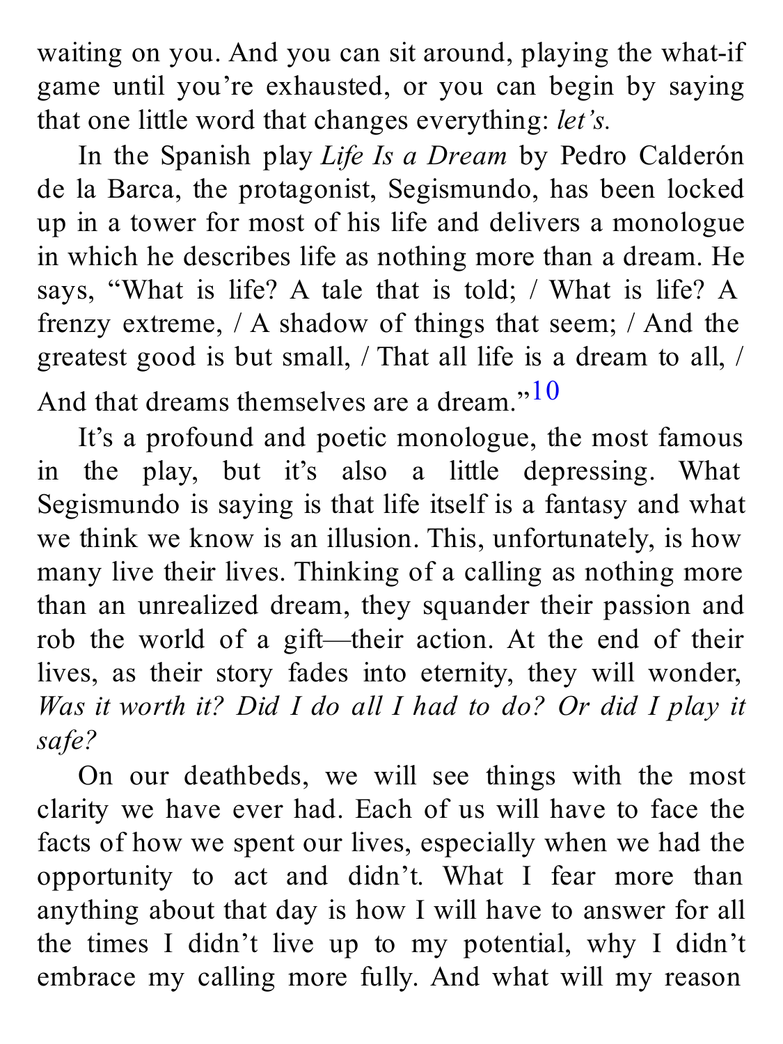waiting on you. And you can sit around, playing the what-if game until you're exhausted, or you can begin by saying that one little word that changes everything: *let's.*

In the Spanish play *Life Is a Dream* by Pedro Calderón de la Barca, the protagonist, Segismundo, has been locked up in a tower for most of his life and delivers a monologue in which he describes life as nothing more than a dream. He says, "What is life? A tale that is told; / What is life? A frenzy extreme, / A shadow of things that seem; / And the greatest good is but small, / That all life is a dream to all, / And that dreams themselves are a dream."[10]

It's a profound and poetic monologue, the most famous in the play, but it's also a little depressing. What Segismundo is saying is that life itself is a fantasy and what we think we know is an illusion. This, unfortunately, is how many live their lives. Thinking of a calling as nothing more than an unrealized dream, they squander their passion and rob the world of a gift—their action. At the end of their lives, as their story fades into eternity, they will wonder, *Was it worth it? Did I do all I had to do? Or did I play it safe?*

On our deathbeds, we will see things with the most clarity we have ever had. Each of us will have to face the facts of how we spent our lives, especially when we had the opportunity to act and didn't. What I fear more than anything about that day is how I will have to answer for all the times I didn't live up to my potential, why I didn't embrace my calling more fully. And what will my reason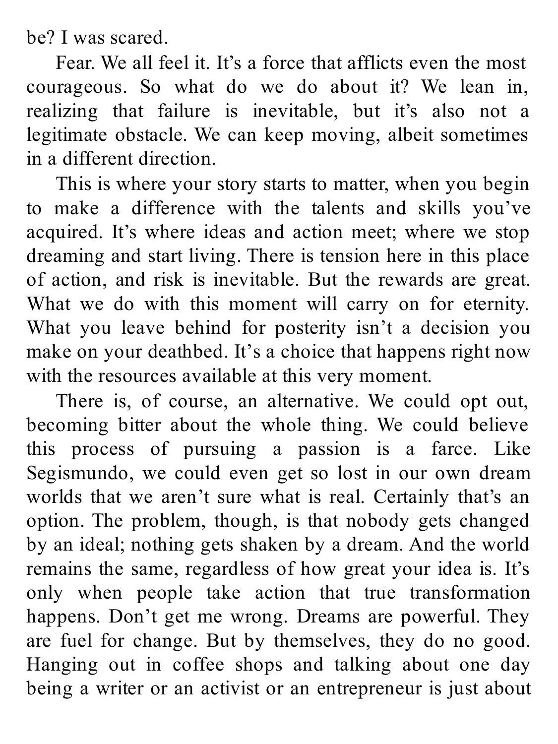be? I was scared.

Fear. We all feel it. It's a force that afflicts even the most courageous. So what do we do about it? We lean in, realizing that failure is inevitable, but it's also not a legitimate obstacle. We can keep moving, albeit sometimes in a different direction.

This is where your story starts to matter, when you begin to make a difference with the talents and skills you've acquired. It's where ideas and action meet; where we stop dreaming and start living. There is tension here in this place of action, and risk is inevitable. But the rewards are great. What we do with this moment will carry on for eternity. What you leave behind for posterity isn't a decision you make on your deathbed. It's a choice that happens right now with the resources available at this very moment.

There is, of course, an alternative. We could opt out, becoming bitter about the whole thing. We could believe this process of pursuing a passion is a farce. Like Segismundo, we could even get so lost in our own dream worlds that we aren't sure what is real. Certainly that's an option. The problem, though, is that nobody gets changed by an ideal; nothing gets shaken by a dream. And the world remains the same, regardless of how great your idea is. It's only when people take action that true transformation happens. Don't get me wrong. Dreams are powerful. They are fuel for change. But by themselves, they do no good. Hanging out in coffee shops and talking about one day being a writer or an activist or an entrepreneur is just about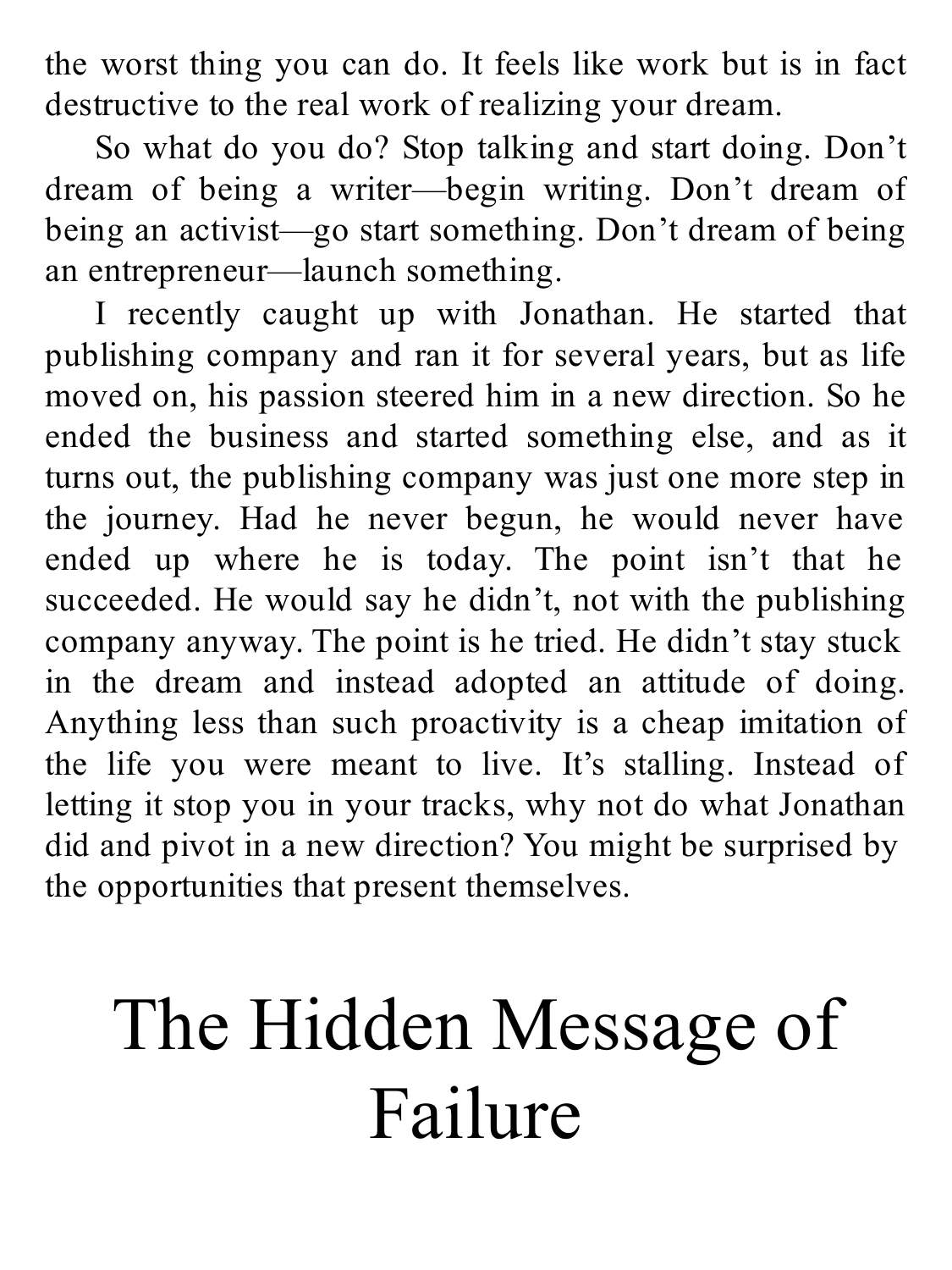the worst thing you can do. It feels like work but is in fact destructive to the real work of realizing your dream.

So what do you do? Stop talking and start doing. Don't dream of being a writer—begin writing. Don't dream of being an activist—go start something. Don't dream of being an entrepreneur—launch something.

I recently caught up with Jonathan. He started that publishing company and ran it for several years, but as life moved on, his passion steered him in a new direction. So he ended the business and started something else, and as it turns out, the publishing company was just one more step in the journey. Had he never begun, he would never have ended up where he is today. The point isn't that he succeeded. He would say he didn't, not with the publishing company anyway. The point is he tried. He didn't stay stuck in the dream and instead adopted an attitude of doing. Anything less than such proactivity is a cheap imitation of the life you were meant to live. It's stalling. Instead of letting it stop you in your tracks, why not do what Jonathan did and pivot in a new direction? You might be surprised by the opportunities that present themselves.

# The Hidden Message of Failure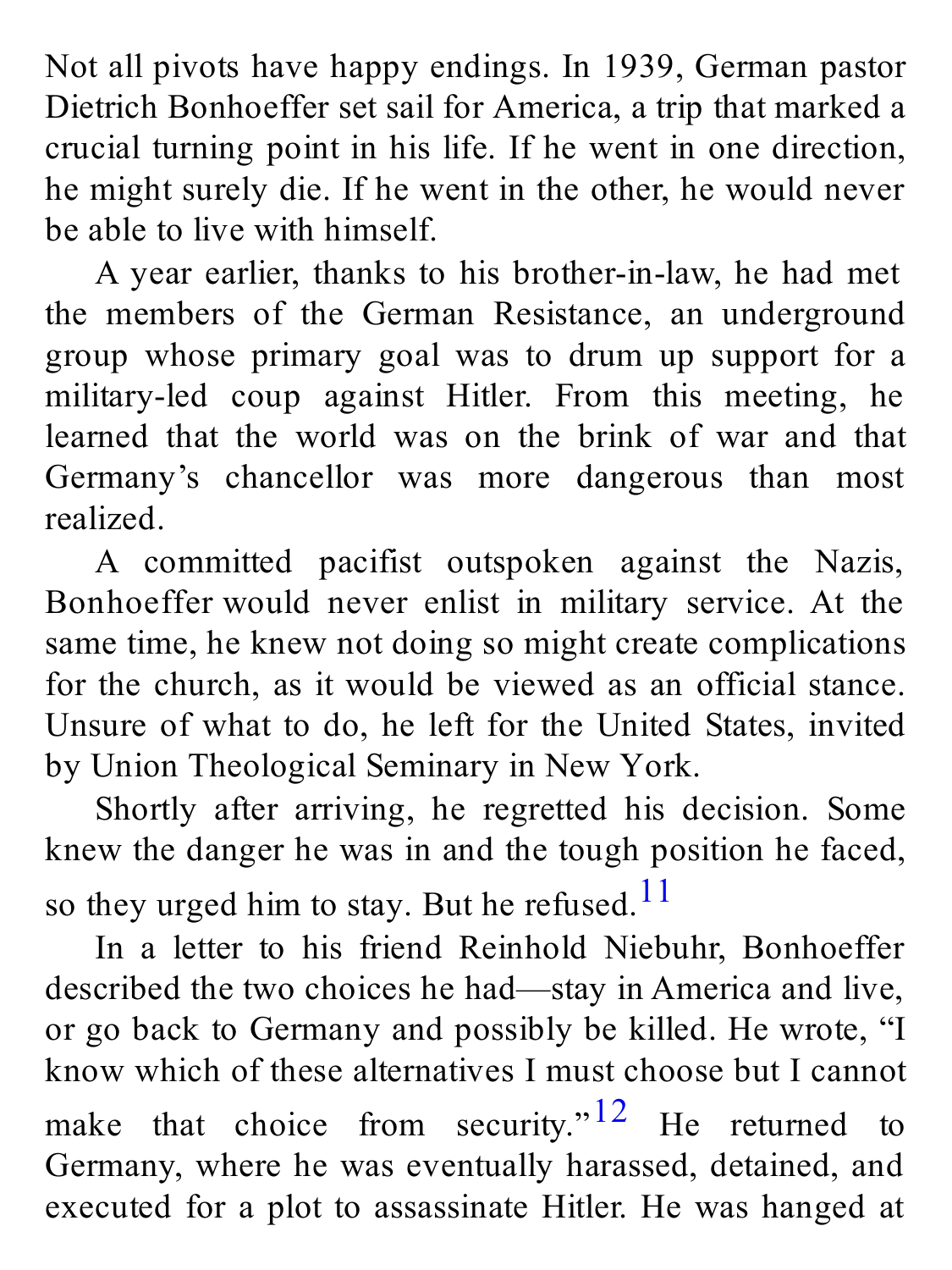Not all pivots have happy endings. In 1939, German pastor Dietrich Bonhoeffer set sail for America, a trip that marked a crucial turning point in his life. If he went in one direction, he might surely die. If he went in the other, he would never be able to live with himself.

A year earlier, thanks to his brother-in-law, he had met the members of the German Resistance, an underground group whose primary goal was to drum up support for a military-led coup against Hitler. From this meeting, he learned that the world was on the brink of war and that Germany's chancellor was more dangerous than most realized.

A committed pacifist outspoken against the Nazis, Bonhoeffer would never enlist in military service. At the same time, he knew not doing so might create complications for the church, as it would be viewed as an official stance. Unsure of what to do, he left for the United States, invited by Union Theological Seminary in New York.

Shortly after arriving, he regretted his decision. Some knew the danger he was in and the tough position he faced, so they urged him to stay. But he refused.[11]

In a letter to his friend Reinhold Niebuhr, Bonhoeffer described the two choices he had—stay in America and live, or go back to Germany and possibly be killed. He wrote, "I know which of these alternatives I must choose but I cannot make that choice from security."[12] He returned to Germany, where he was eventually harassed, detained, and executed for a plot to assassinate Hitler. He was hanged at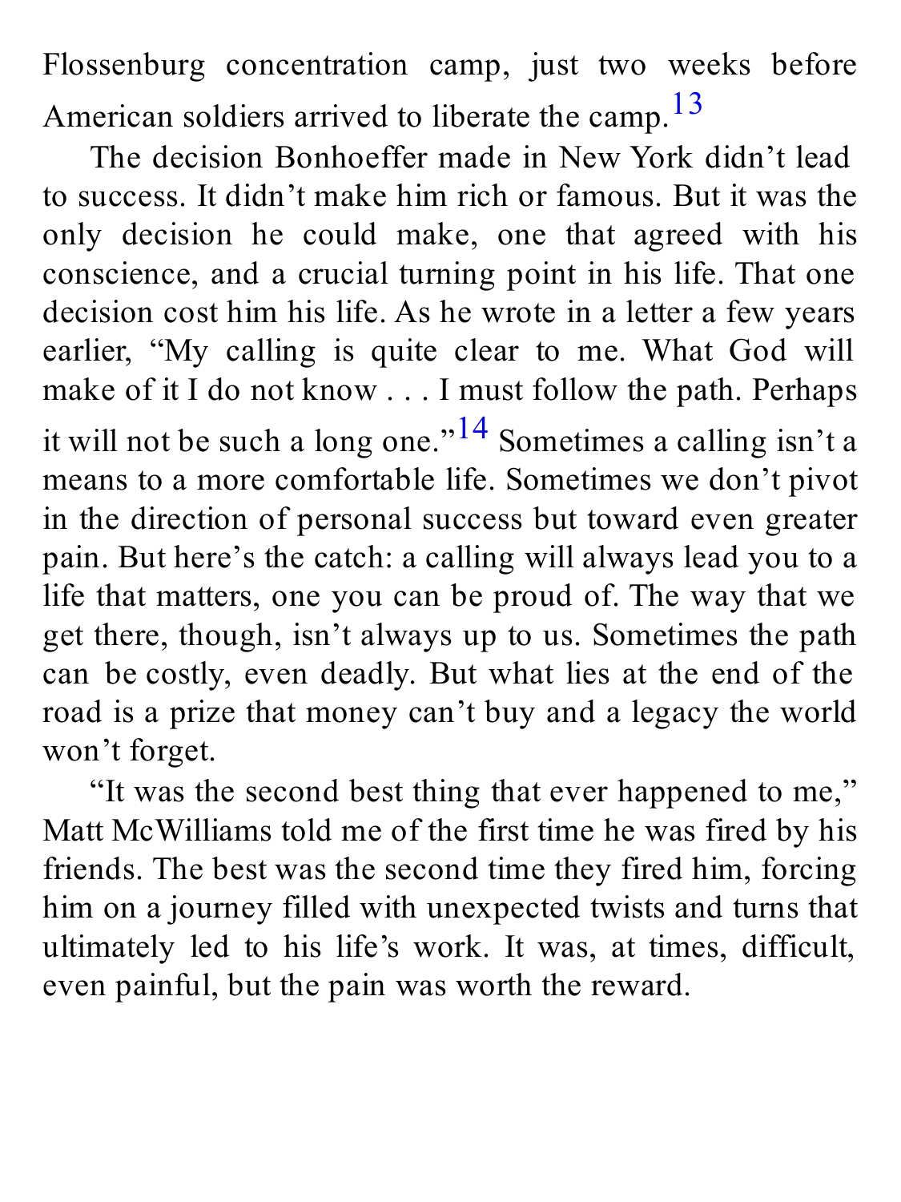Flossenburg concentration camp, just two weeks before American soldiers arrived to liberate the camp.[13]

The decision Bonhoeffer made in New York didn't lead to success. It didn't make him rich or famous. But it was the only decision he could make, one that agreed with his conscience, and a crucial turning point in his life. That one decision cost him his life. As he wrote in a letter a few years earlier, "My calling is quite clear to me. What God will make of it I do not know . . . I must follow the path. Perhaps it will not be such a long one."[14] Sometimes a calling isn't a means to a more comfortable life. Sometimes we don't pivot in the direction of personal success but toward even greater pain. But here's the catch: a calling will always lead you to a life that matters, one you can be proud of. The way that we get there, though, isn't always up to us. Sometimes the path can be costly, even deadly. But what lies at the end of the road is a prize that money can't buy and a legacy the world won't forget.

"It was the second best thing that ever happened to me," Matt McWilliams told me of the first time he was fired by his friends. The best was the second time they fired him, forcing him on a journey filled with unexpected twists and turns that ultimately led to his life's work. It was, at times, difficult, even painful, but the pain was worth the reward.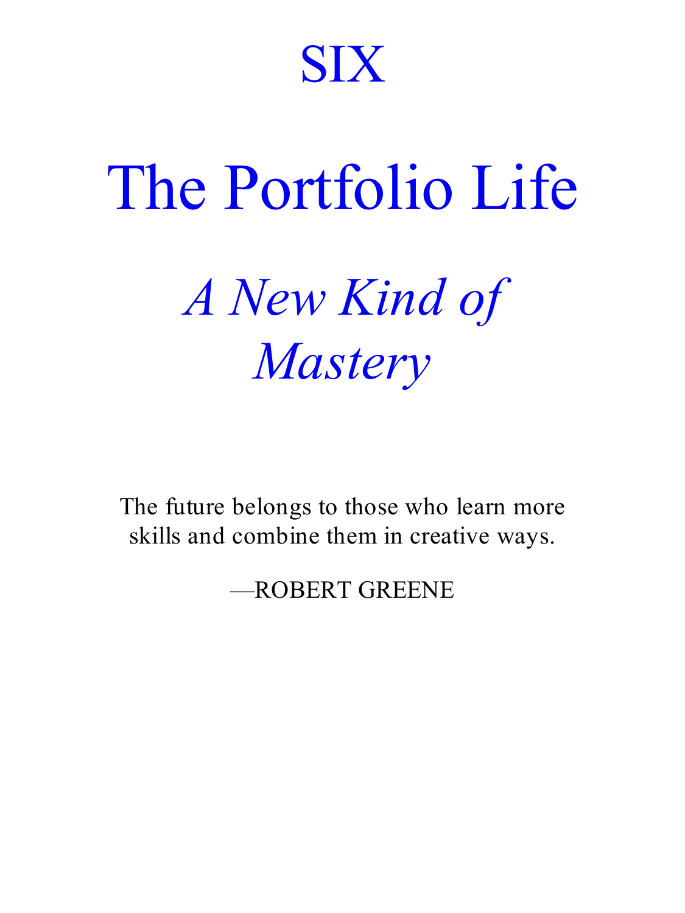# SIX

# The Portfolio Life

## *A New Kind of Mastery*

The future belongs to those who learn more skills and combine them in creative ways.

—ROBERT GREENE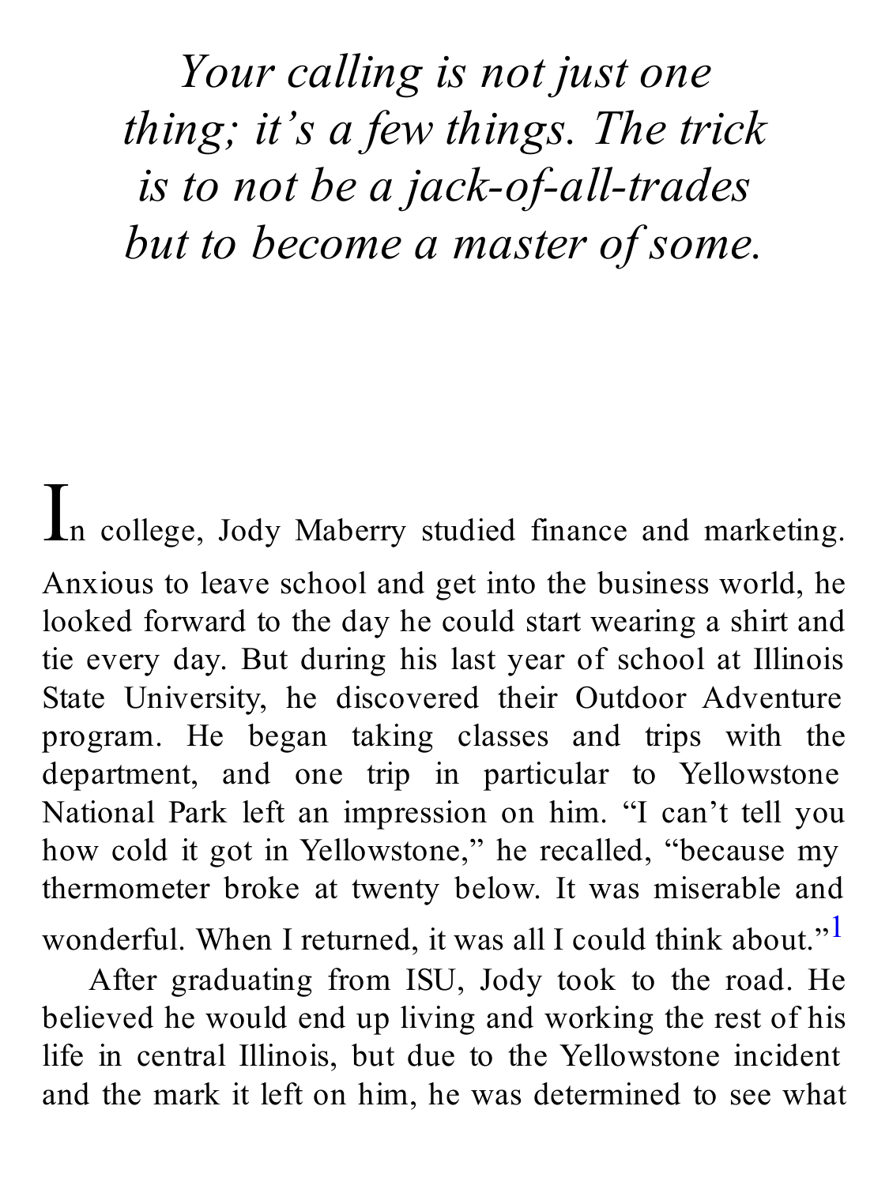*Your calling is not just one thing; it's a few things. The trick is to not be a jack-of-all-trades but to become a master of some.*

In college, Jody Maberry studied finance and marketing. Anxious to leave school and get into the business world, he looked forward to the day he could start wearing a shirt and tie every day. But during his last year of school at Illinois State University, he discovered their Outdoor Adventure program. He began taking classes and trips with the department, and one trip in particular to Yellowstone National Park left an impression on him. "I can't tell you how cold it got in Yellowstone," he recalled, "because my thermometer broke at twenty below. It was miserable and wonderful. When I returned, it was all I could think about."[1]

After graduating from ISU, Jody took to the road. He believed he would end up living and working the rest of his life in central Illinois, but due to the Yellowstone incident and the mark it left on him, he was determined to see what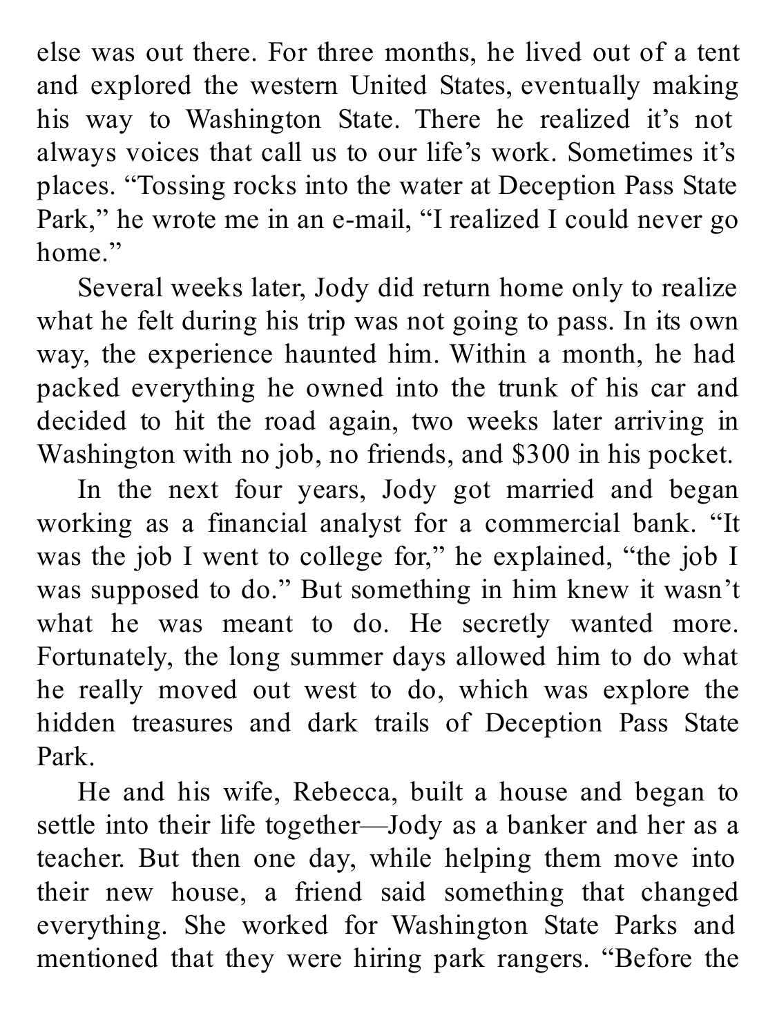else was out there. For three months, he lived out of a tent and explored the western United States, eventually making his way to Washington State. There he realized it's not always voices that call us to our life's work. Sometimes it's places. "Tossing rocks into the water at Deception Pass State Park," he wrote me in an e-mail, "I realized I could never go home."

Several weeks later, Jody did return home only to realize what he felt during his trip was not going to pass. In its own way, the experience haunted him. Within a month, he had packed everything he owned into the trunk of his car and decided to hit the road again, two weeks later arriving in Washington with no job, no friends, and $300 in his pocket.

In the next four years, Jody got married and began working as a financial analyst for a commercial bank. "It was the job I went to college for," he explained, "the job I was supposed to do." But something in him knew it wasn't what he was meant to do. He secretly wanted more. Fortunately, the long summer days allowed him to do what he really moved out west to do, which was explore the hidden treasures and dark trails of Deception Pass State Park.

He and his wife, Rebecca, built a house and began to settle into their life together—Jody as a banker and her as a teacher. But then one day, while helping them move into their new house, a friend said something that changed everything. She worked for Washington State Parks and mentioned that they were hiring park rangers. "Before the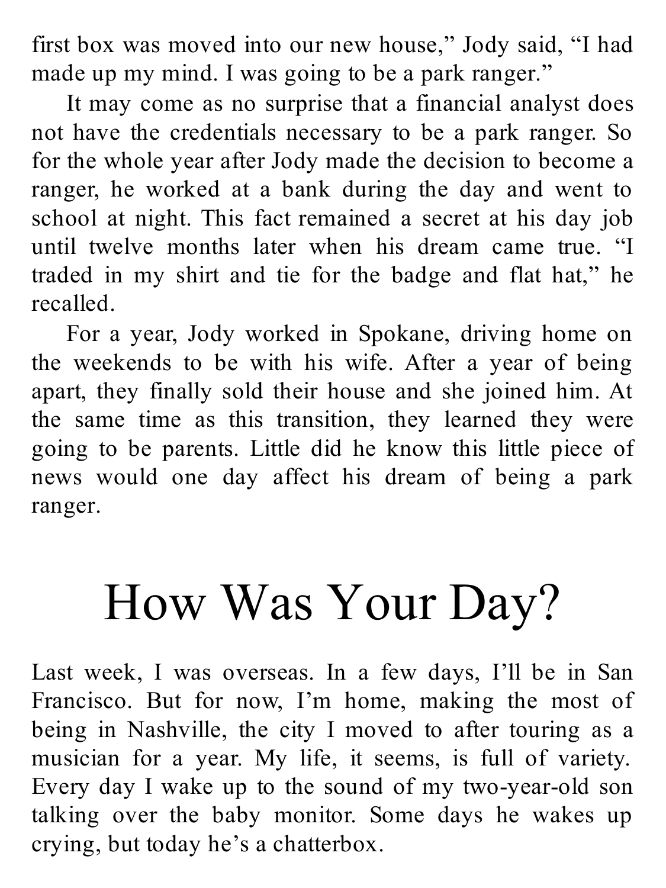first box was moved into our new house," Jody said, "I had made up my mind. I was going to be a park ranger."

It may come as no surprise that a financial analyst does not have the credentials necessary to be a park ranger. So for the whole year after Jody made the decision to become a ranger, he worked at a bank during the day and went to school at night. This fact remained a secret at his day job until twelve months later when his dream came true. "I traded in my shirt and tie for the badge and flat hat," he recalled.

For a year, Jody worked in Spokane, driving home on the weekends to be with his wife. After a year of being apart, they finally sold their house and she joined him. At the same time as this transition, they learned they were going to be parents. Little did he know this little piece of news would one day affect his dream of being a park ranger.

# How Was Your Day?

Last week, I was overseas. In a few days, I'll be in San Francisco. But for now, I'm home, making the most of being in Nashville, the city I moved to after touring as a musician for a year. My life, it seems, is full of variety. Every day I wake up to the sound of my two-year-old son talking over the baby monitor. Some days he wakes up crying, but today he's a chatterbox.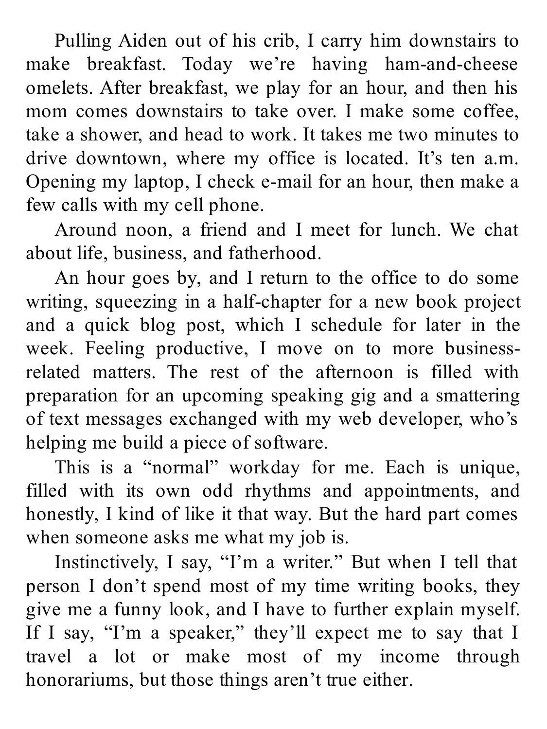Pulling Aiden out of his crib, I carry him downstairs to make breakfast. Today we're having ham-and-cheese omelets. After breakfast, we play for an hour, and then his mom comes downstairs to take over. I make some coffee, take a shower, and head to work. It takes me two minutes to drive downtown, where my office is located. It's ten a.m. Opening my laptop, I check e-mail for an hour, then make a few calls with my cell phone.

Around noon, a friend and I meet for lunch. We chat about life, business, and fatherhood.

An hour goes by, and I return to the office to do some writing, squeezing in a half-chapter for a new book project and a quick blog post, which I schedule for later in the week. Feeling productive, I move on to more business-related matters. The rest of the afternoon is filled with preparation for an upcoming speaking gig and a smattering of text messages exchanged with my web developer, who's helping me build a piece of software.

This is a "normal" workday for me. Each is unique, filled with its own odd rhythms and appointments, and honestly, I kind of like it that way. But the hard part comes when someone asks me what my job is.

Instinctively, I say, "I'm a writer." But when I tell that person I don't spend most of my time writing books, they give me a funny look, and I have to further explain myself. If I say, "I'm a speaker," they'll expect me to say that I travel a lot or make most of my income through honorariums, but those things aren't true either.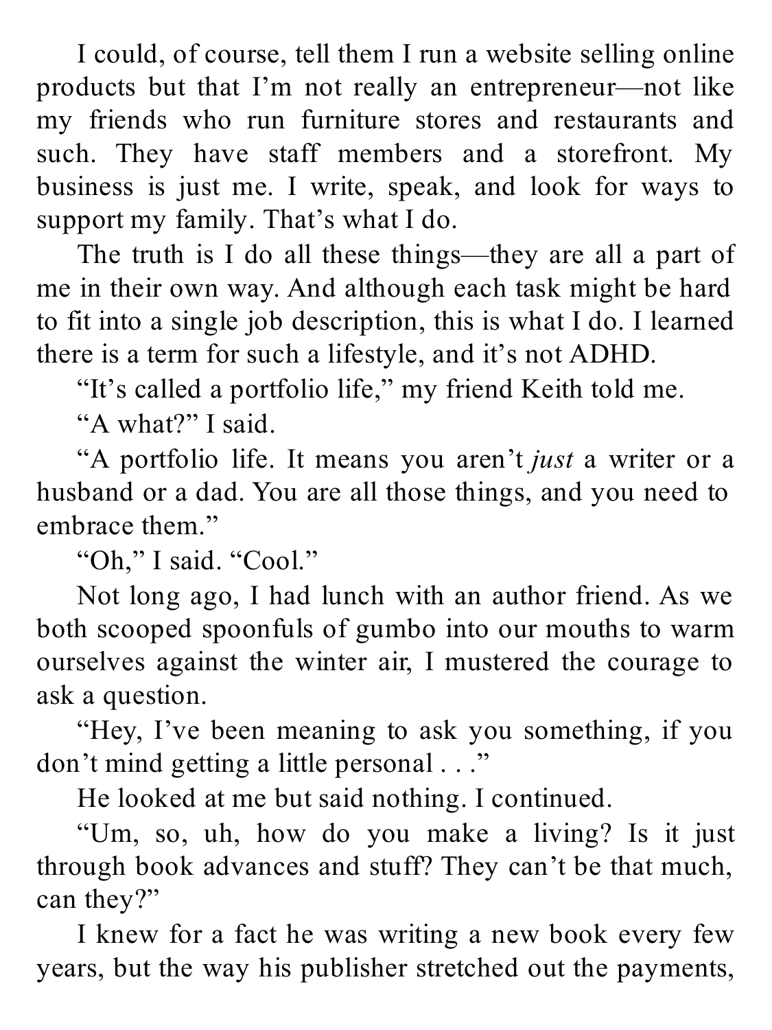I could, of course, tell them I run a website selling online products but that I'm not really an entrepreneur—not like my friends who run furniture stores and restaurants and such. They have staff members and a storefront. My business is just me. I write, speak, and look for ways to support my family. That's what I do.

The truth is I do all these things—they are all a part of me in their own way. And although each task might be hard to fit into a single job description, this is what I do. I learned there is a term for such a lifestyle, and it's not ADHD.

"It's called a portfolio life," my friend Keith told me.

"A what?" I said.

"A portfolio life. It means you aren't *just* a writer or a husband or a dad. You are all those things, and you need to embrace them."

"Oh," I said. "Cool."

Not long ago, I had lunch with an author friend. As we both scooped spoonfuls of gumbo into our mouths to warm ourselves against the winter air, I mustered the courage to ask a question.

"Hey, I've been meaning to ask you something, if you don't mind getting a little personal . . ."

He looked at me but said nothing. I continued.

"Um, so, uh, how do you make a living? Is it just through book advances and stuff? They can't be that much, can they?"

I knew for a fact he was writing a new book every few years, but the way his publisher stretched out the payments,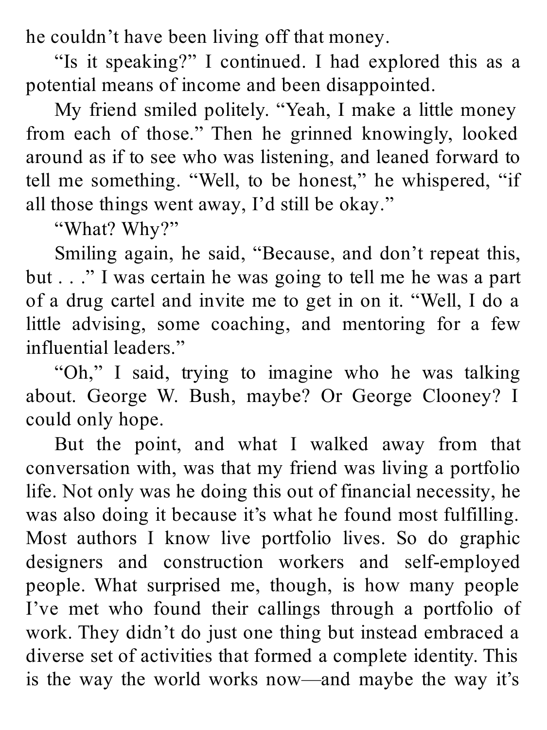he couldn't have been living off that money.

"Is it speaking?" I continued. I had explored this as a potential means of income and been disappointed.

My friend smiled politely. "Yeah, I make a little money from each of those." Then he grinned knowingly, looked around as if to see who was listening, and leaned forward to tell me something. "Well, to be honest," he whispered, "if all those things went away, I'd still be okay."

"What? Why?"

Smiling again, he said, "Because, and don't repeat this, but . . ." I was certain he was going to tell me he was a part of a drug cartel and invite me to get in on it. "Well, I do a little advising, some coaching, and mentoring for a few influential leaders."

"Oh," I said, trying to imagine who he was talking about. George W. Bush, maybe? Or George Clooney? I could only hope.

But the point, and what I walked away from that conversation with, was that my friend was living a portfolio life. Not only was he doing this out of financial necessity, he was also doing it because it's what he found most fulfilling. Most authors I know live portfolio lives. So do graphic designers and construction workers and self-employed people. What surprised me, though, is how many people I've met who found their callings through a portfolio of work. They didn't do just one thing but instead embraced a diverse set of activities that formed a complete identity. This is the way the world works now—and maybe the way it's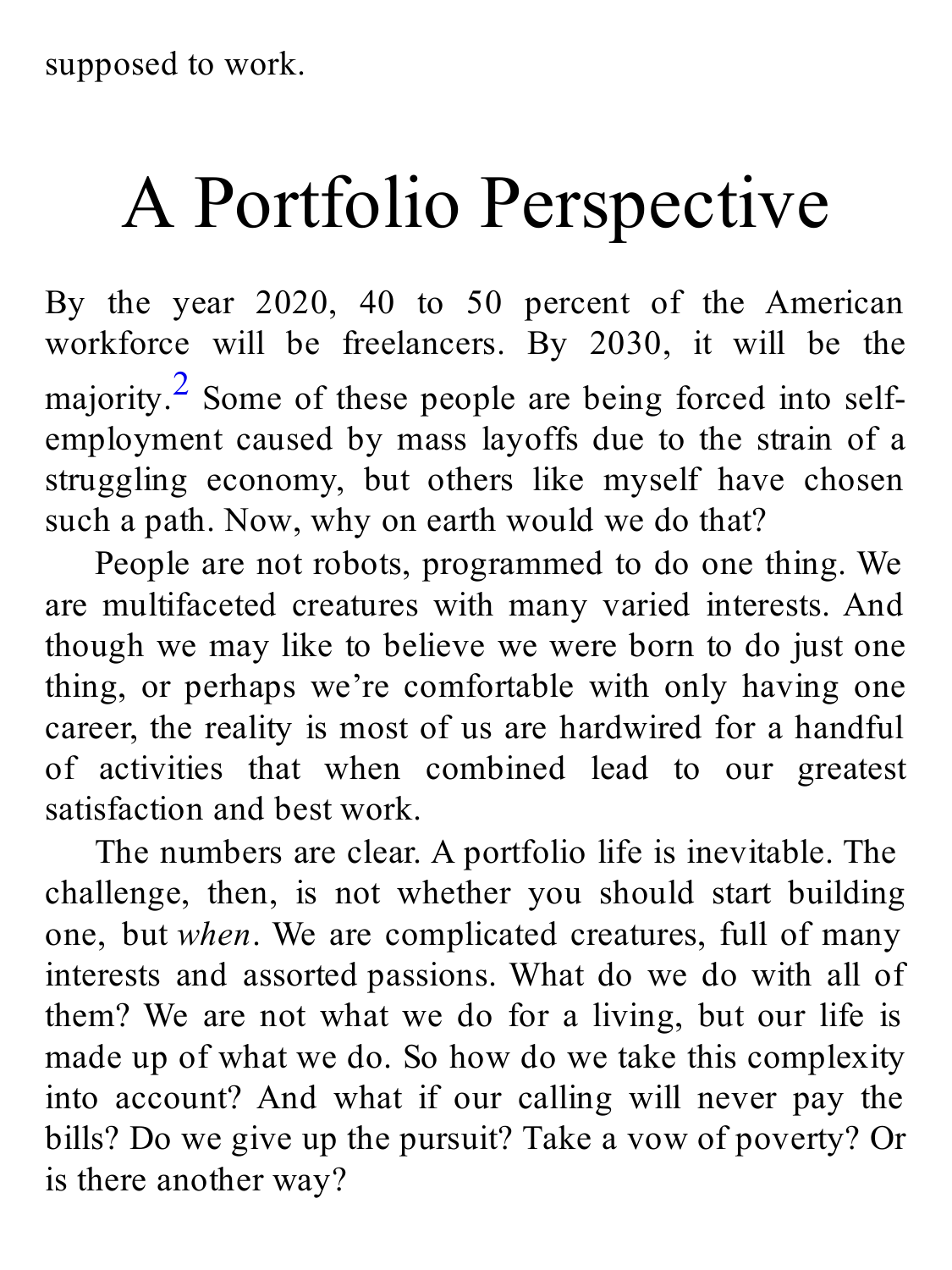supposed to work.

# A Portfolio Perspective

By the year 2020, 40 to 50 percent of the American workforce will be freelancers. By 2030, it will be the majority.[2] Some of these people are being forced into self-employment caused by mass layoffs due to the strain of a struggling economy, but others like myself have chosen such a path. Now, why on earth would we do that?

People are not robots, programmed to do one thing. We are multifaceted creatures with many varied interests. And though we may like to believe we were born to do just one thing, or perhaps we're comfortable with only having one career, the reality is most of us are hardwired for a handful of activities that when combined lead to our greatest satisfaction and best work.

The numbers are clear. A portfolio life is inevitable. The challenge, then, is not whether you should start building one, but *when*. We are complicated creatures, full of many interests and assorted passions. What do we do with all of them? We are not what we do for a living, but our life is made up of what we do. So how do we take this complexity into account? And what if our calling will never pay the bills? Do we give up the pursuit? Take a vow of poverty? Or is there another way?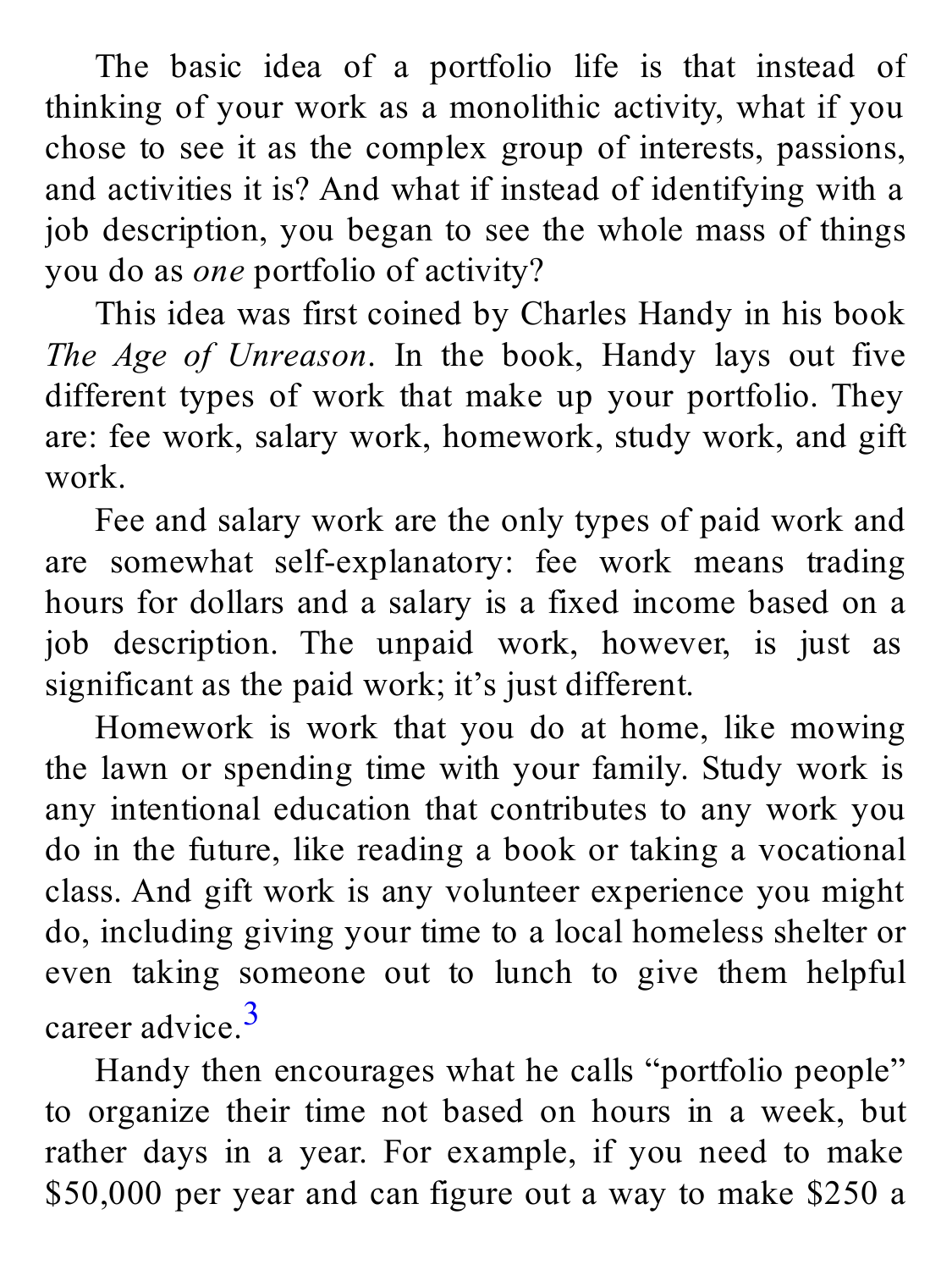The basic idea of a portfolio life is that instead of thinking of your work as a monolithic activity, what if you chose to see it as the complex group of interests, passions, and activities it is? And what if instead of identifying with a job description, you began to see the whole mass of things you do as *one* portfolio of activity?

This idea was first coined by Charles Handy in his book *The Age of Unreason*. In the book, Handy lays out five different types of work that make up your portfolio. They are: fee work, salary work, homework, study work, and gift work.

Fee and salary work are the only types of paid work and are somewhat self-explanatory: fee work means trading hours for dollars and a salary is a fixed income based on a job description. The unpaid work, however, is just as significant as the paid work; it's just different.

Homework is work that you do at home, like mowing the lawn or spending time with your family. Study work is any intentional education that contributes to any work you do in the future, like reading a book or taking a vocational class. And gift work is any volunteer experience you might do, including giving your time to a local homeless shelter or even taking someone out to lunch to give them helpful career advice.[3]

Handy then encourages what he calls "portfolio people" to organize their time not based on hours in a week, but rather days in a year. For example, if you need to make $50,000 per year and can figure out a way to make $250 a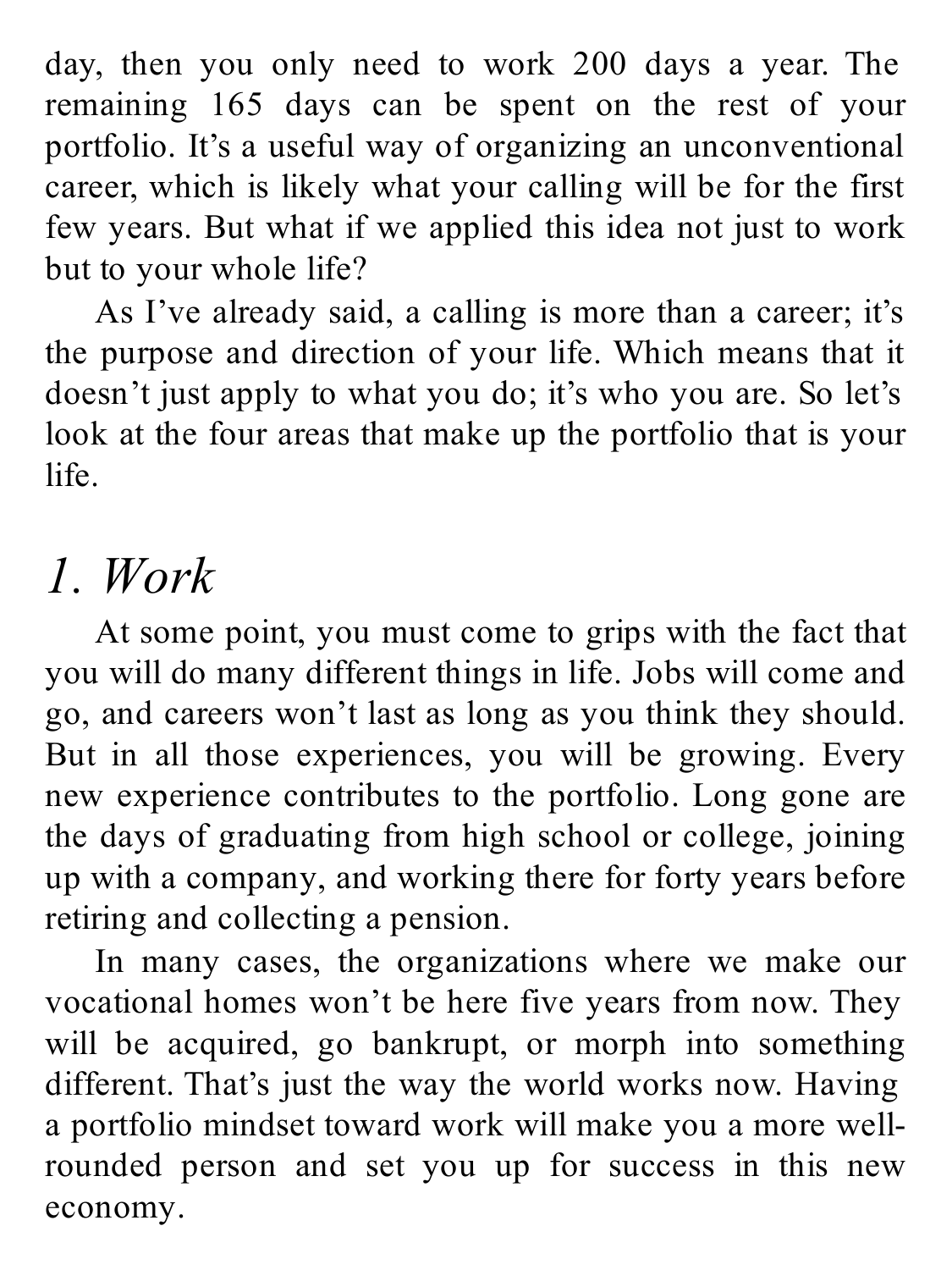day, then you only need to work 200 days a year. The remaining 165 days can be spent on the rest of your portfolio. It's a useful way of organizing an unconventional career, which is likely what your calling will be for the first few years. But what if we applied this idea not just to work but to your whole life?

As I've already said, a calling is more than a career; it's the purpose and direction of your life. Which means that it doesn't just apply to what you do; it's who you are. So let's look at the four areas that make up the portfolio that is your life.

## *1. Work*

At some point, you must come to grips with the fact that you will do many different things in life. Jobs will come and go, and careers won't last as long as you think they should. But in all those experiences, you will be growing. Every new experience contributes to the portfolio. Long gone are the days of graduating from high school or college, joining up with a company, and working there for forty years before retiring and collecting a pension.

In many cases, the organizations where we make our vocational homes won't be here five years from now. They will be acquired, go bankrupt, or morph into something different. That's just the way the world works now. Having a portfolio mindset toward work will make you a more well-rounded person and set you up for success in this new economy.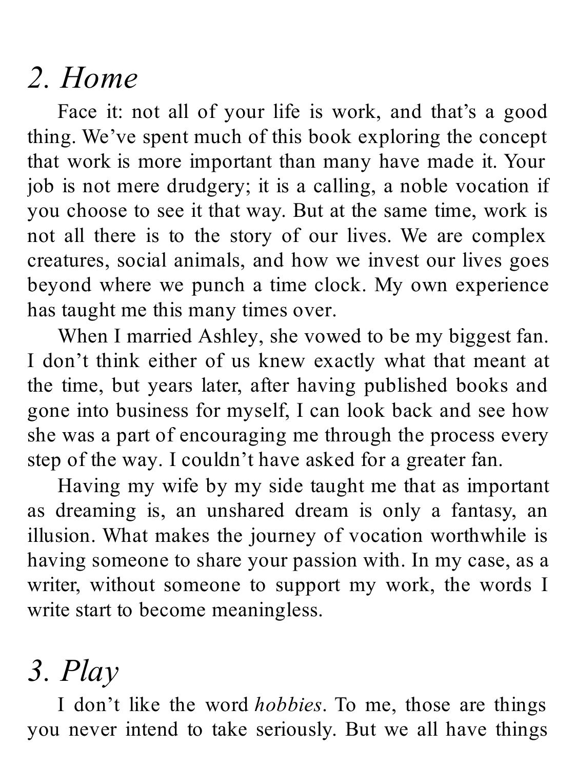## *2. Home*

Face it: not all of your life is work, and that's a good thing. We've spent much of this book exploring the concept that work is more important than many have made it. Your job is not mere drudgery; it is a calling, a noble vocation if you choose to see it that way. But at the same time, work is not all there is to the story of our lives. We are complex creatures, social animals, and how we invest our lives goes beyond where we punch a time clock. My own experience has taught me this many times over.

When I married Ashley, she vowed to be my biggest fan. I don't think either of us knew exactly what that meant at the time, but years later, after having published books and gone into business for myself, I can look back and see how she was a part of encouraging me through the process every step of the way. I couldn't have asked for a greater fan.

Having my wife by my side taught me that as important as dreaming is, an unshared dream is only a fantasy, an illusion. What makes the journey of vocation worthwhile is having someone to share your passion with. In my case, as a writer, without someone to support my work, the words I write start to become meaningless.

## *3. Play*

I don't like the word *hobbies*. To me, those are things you never intend to take seriously. But we all have things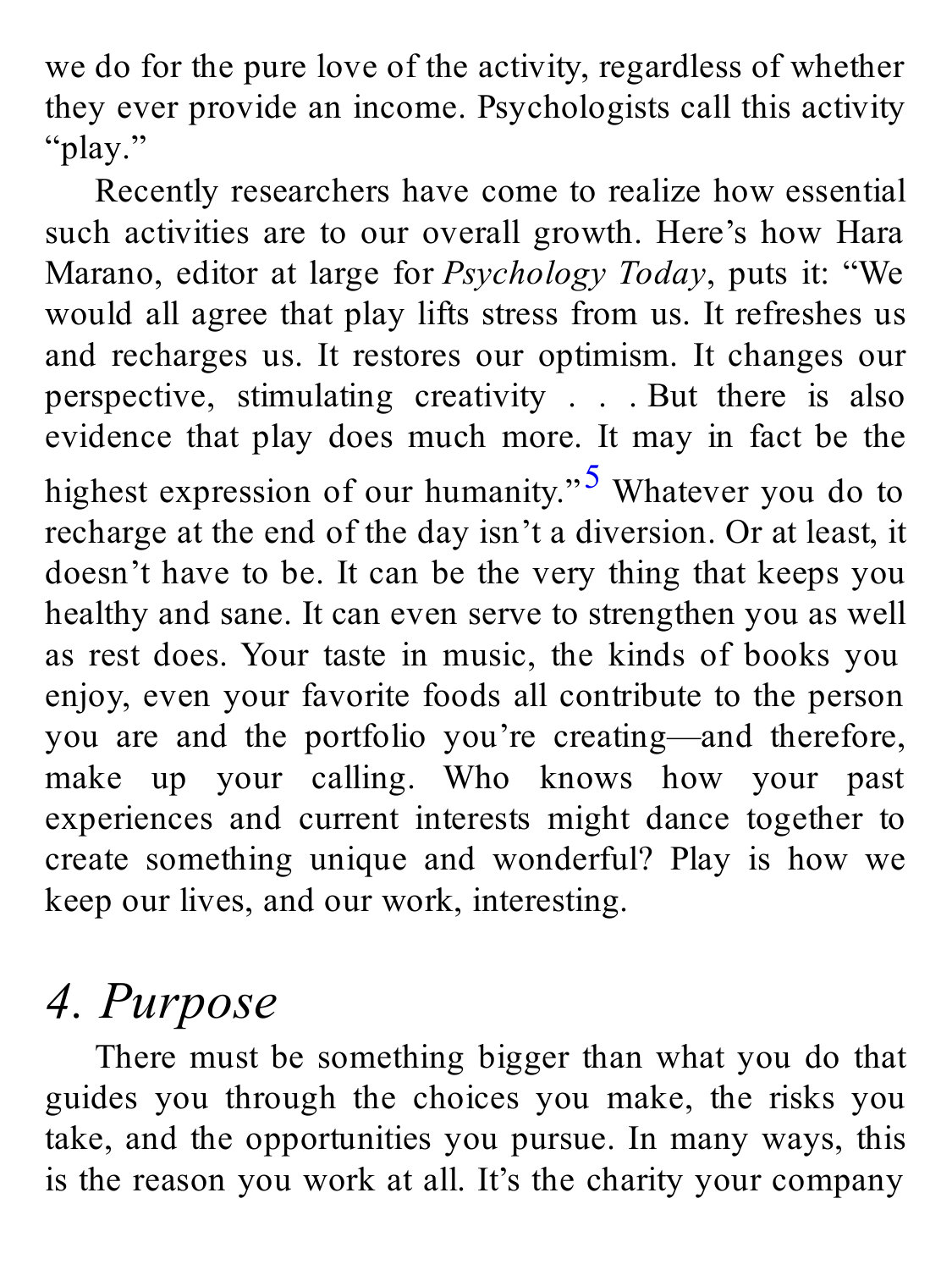we do for the pure love of the activity, regardless of whether they ever provide an income. Psychologists call this activity "play."

Recently researchers have come to realize how essential such activities are to our overall growth. Here's how Hara Marano, editor at large for *Psychology Today*, puts it: "We would all agree that play lifts stress from us. It refreshes us and recharges us. It restores our optimism. It changes our perspective, stimulating creativity . . . But there is also evidence that play does much more. It may in fact be the highest expression of our humanity."[5] Whatever you do to recharge at the end of the day isn't a diversion. Or at least, it doesn't have to be. It can be the very thing that keeps you healthy and sane. It can even serve to strengthen you as well as rest does. Your taste in music, the kinds of books you enjoy, even your favorite foods all contribute to the person you are and the portfolio you're creating—and therefore, make up your calling. Who knows how your past experiences and current interests might dance together to create something unique and wonderful? Play is how we keep our lives, and our work, interesting.

## *4. Purpose*

There must be something bigger than what you do that guides you through the choices you make, the risks you take, and the opportunities you pursue. In many ways, this is the reason you work at all. It's the charity your company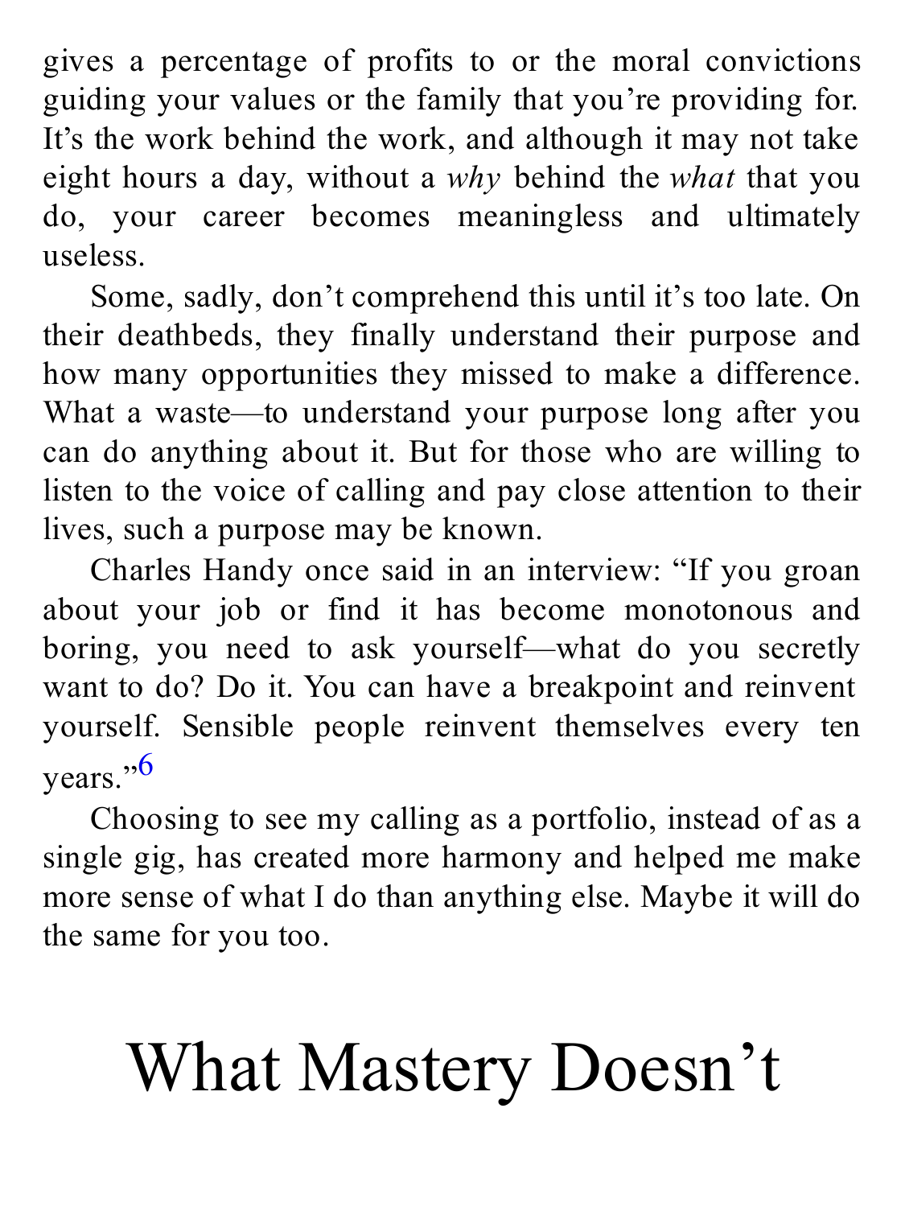gives a percentage of profits to or the moral convictions guiding your values or the family that you're providing for. It's the work behind the work, and although it may not take eight hours a day, without a *why* behind the *what* that you do, your career becomes meaningless and ultimately useless.

Some, sadly, don't comprehend this until it's too late. On their deathbeds, they finally understand their purpose and how many opportunities they missed to make a difference. What a waste—to understand your purpose long after you can do anything about it. But for those who are willing to listen to the voice of calling and pay close attention to their lives, such a purpose may be known.

Charles Handy once said in an interview: "If you groan about your job or find it has become monotonous and boring, you need to ask yourself—what do you secretly want to do? Do it. You can have a breakpoint and reinvent yourself. Sensible people reinvent themselves every ten years."[6]

Choosing to see my calling as a portfolio, instead of as a single gig, has created more harmony and helped me make more sense of what I do than anything else. Maybe it will do the same for you too.

# What Mastery Doesn't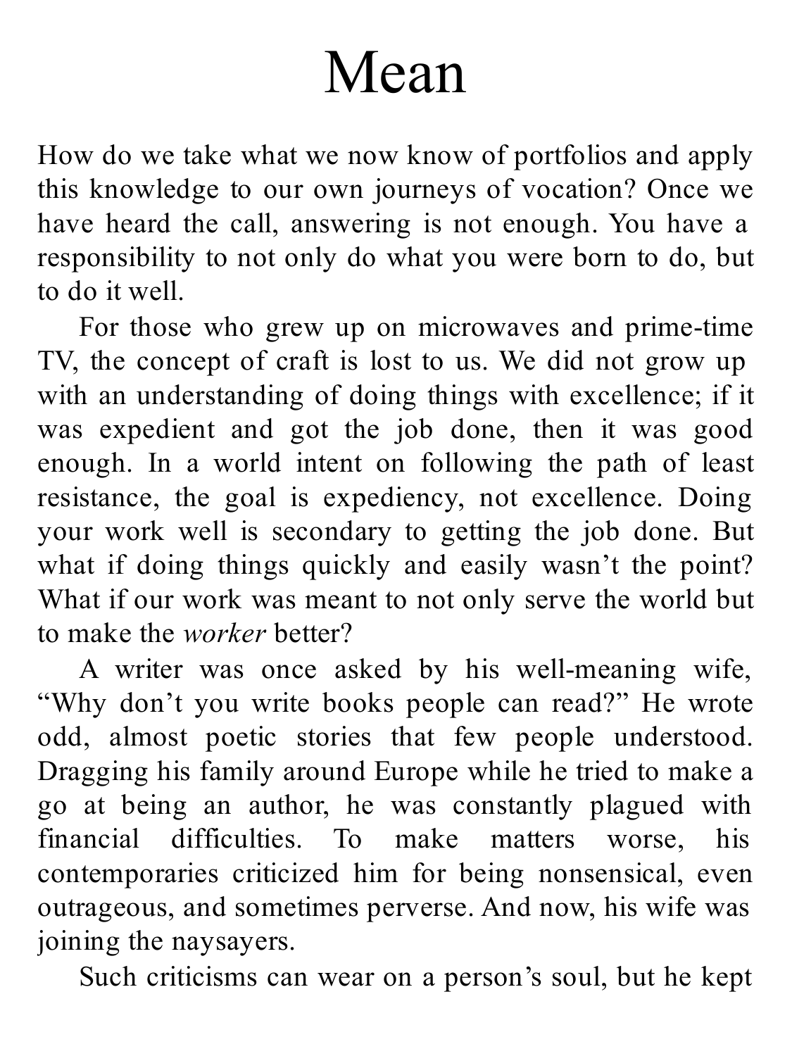# Mean

How do we take what we now know of portfolios and apply this knowledge to our own journeys of vocation? Once we have heard the call, answering is not enough. You have a responsibility to not only do what you were born to do, but to do it well.

For those who grew up on microwaves and prime-time TV, the concept of craft is lost to us. We did not grow up with an understanding of doing things with excellence; if it was expedient and got the job done, then it was good enough. In a world intent on following the path of least resistance, the goal is expediency, not excellence. Doing your work well is secondary to getting the job done. But what if doing things quickly and easily wasn't the point? What if our work was meant to not only serve the world but to make the *worker* better?

A writer was once asked by his well-meaning wife, "Why don't you write books people can read?" He wrote odd, almost poetic stories that few people understood. Dragging his family around Europe while he tried to make a go at being an author, he was constantly plagued with financial difficulties. To make matters worse, his contemporaries criticized him for being nonsensical, even outrageous, and sometimes perverse. And now, his wife was joining the naysayers.

Such criticisms can wear on a person's soul, but he kept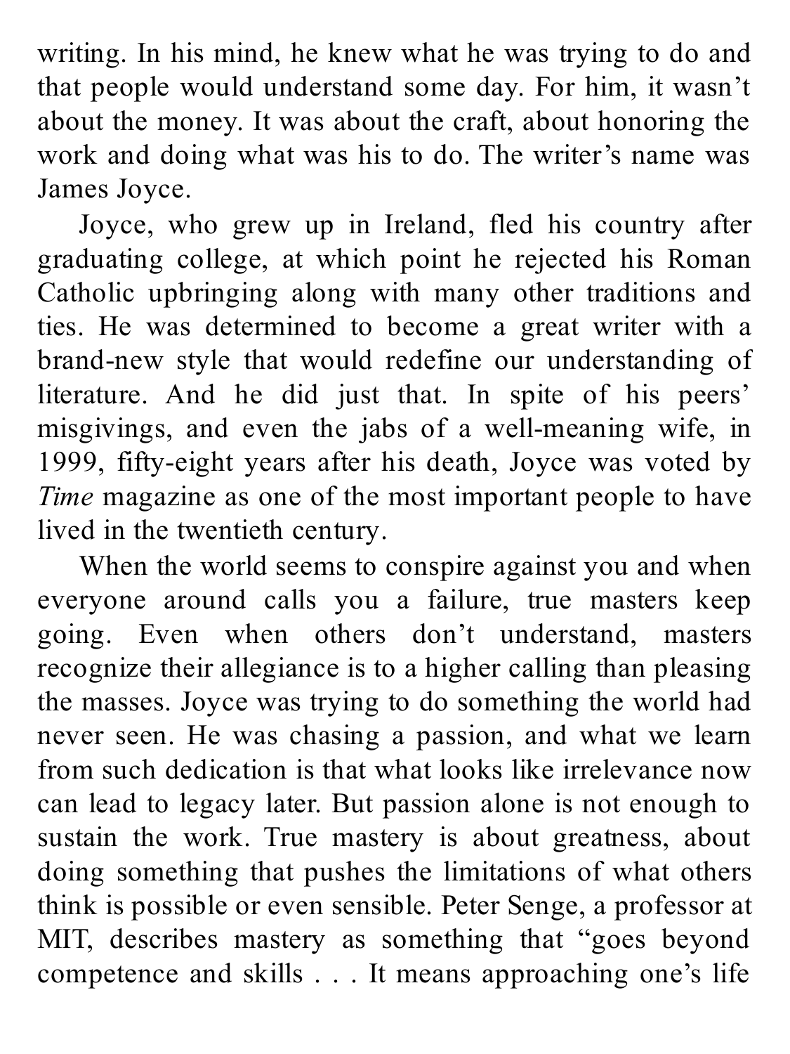writing. In his mind, he knew what he was trying to do and that people would understand some day. For him, it wasn't about the money. It was about the craft, about honoring the work and doing what was his to do. The writer's name was James Joyce.

Joyce, who grew up in Ireland, fled his country after graduating college, at which point he rejected his Roman Catholic upbringing along with many other traditions and ties. He was determined to become a great writer with a brand-new style that would redefine our understanding of literature. And he did just that. In spite of his peers' misgivings, and even the jabs of a well-meaning wife, in 1999, fifty-eight years after his death, Joyce was voted by *Time* magazine as one of the most important people to have lived in the twentieth century.

When the world seems to conspire against you and when everyone around calls you a failure, true masters keep going. Even when others don't understand, masters recognize their allegiance is to a higher calling than pleasing the masses. Joyce was trying to do something the world had never seen. He was chasing a passion, and what we learn from such dedication is that what looks like irrelevance now can lead to legacy later. But passion alone is not enough to sustain the work. True mastery is about greatness, about doing something that pushes the limitations of what others think is possible or even sensible. Peter Senge, a professor at MIT, describes mastery as something that "goes beyond competence and skills . . . It means approaching one's life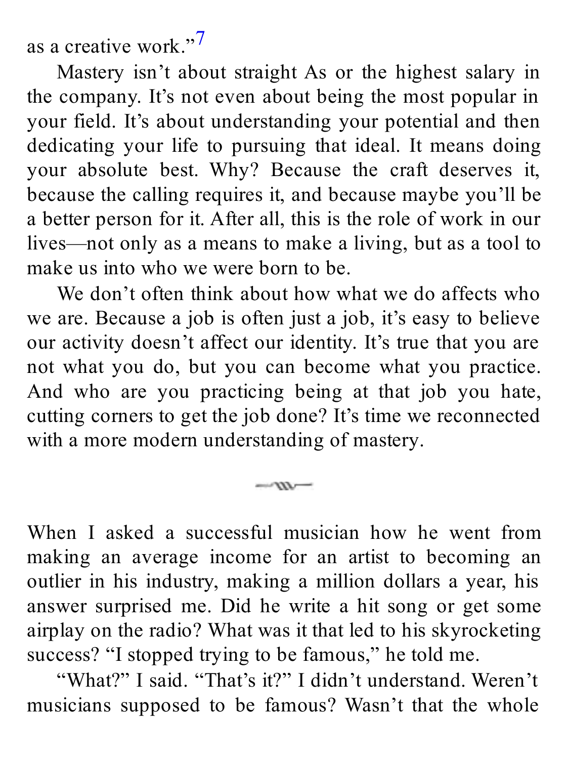as a creative work."[7]

Mastery isn't about straight As or the highest salary in the company. It's not even about being the most popular in your field. It's about understanding your potential and then dedicating your life to pursuing that ideal. It means doing your absolute best. Why? Because the craft deserves it, because the calling requires it, and because maybe you'll be a better person for it. After all, this is the role of work in our lives—not only as a means to make a living, but as a tool to make us into who we were born to be.

We don't often think about how what we do affects who we are. Because a job is often just a job, it's easy to believe our activity doesn't affect our identity. It's true that you are not what you do, but you can become what you practice. And who are you practicing being at that job you hate, cutting corners to get the job done? It's time we reconnected with a more modern understanding of mastery.

---

When I asked a successful musician how he went from making an average income for an artist to becoming an outlier in his industry, making a million dollars a year, his answer surprised me. Did he write a hit song or get some airplay on the radio? What was it that led to his skyrocketing success? "I stopped trying to be famous," he told me.

"What?" I said. "That's it?" I didn't understand. Weren't musicians supposed to be famous? Wasn't that the whole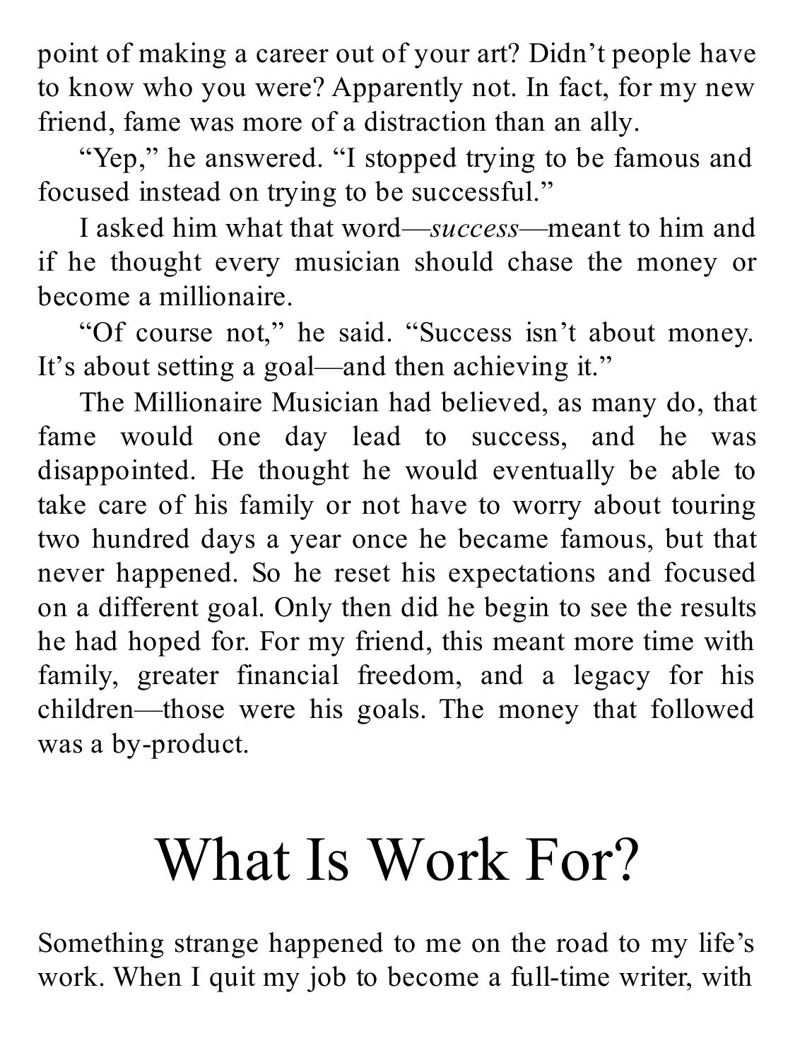point of making a career out of your art? Didn't people have to know who you were? Apparently not. In fact, for my new friend, fame was more of a distraction than an ally.

"Yep," he answered. "I stopped trying to be famous and focused instead on trying to be successful."

I asked him what that word—*success*—meant to him and if he thought every musician should chase the money or become a millionaire.

"Of course not," he said. "Success isn't about money. It's about setting a goal—and then achieving it."

The Millionaire Musician had believed, as many do, that fame would one day lead to success, and he was disappointed. He thought he would eventually be able to take care of his family or not have to worry about touring two hundred days a year once he became famous, but that never happened. So he reset his expectations and focused on a different goal. Only then did he begin to see the results he had hoped for. For my friend, this meant more time with family, greater financial freedom, and a legacy for his children—those were his goals. The money that followed was a by-product.

# What Is Work For?

Something strange happened to me on the road to my life's work. When I quit my job to become a full-time writer, with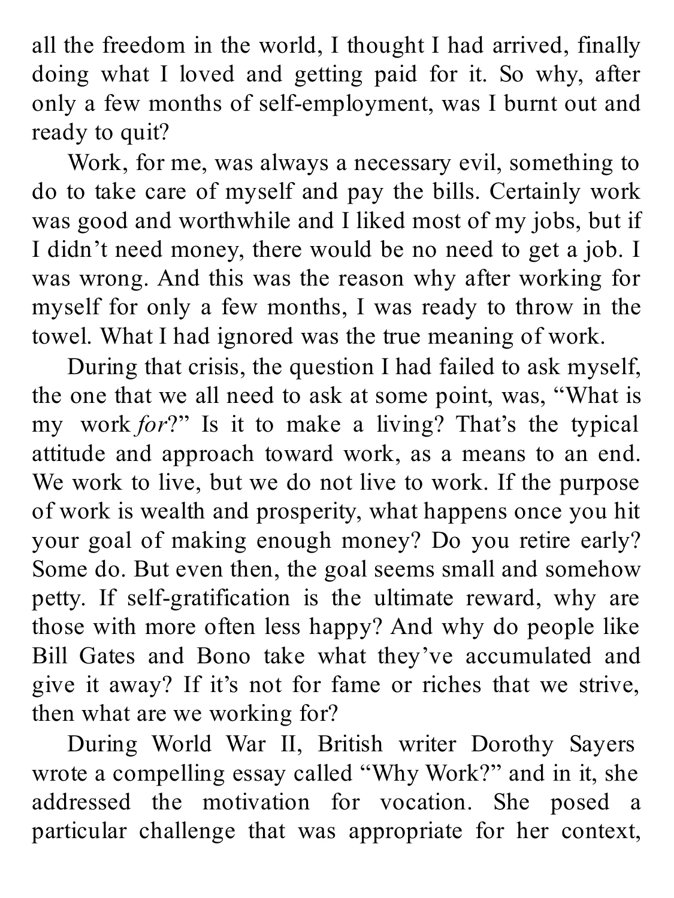all the freedom in the world, I thought I had arrived, finally doing what I loved and getting paid for it. So why, after only a few months of self-employment, was I burnt out and ready to quit?

Work, for me, was always a necessary evil, something to do to take care of myself and pay the bills. Certainly work was good and worthwhile and I liked most of my jobs, but if I didn't need money, there would be no need to get a job. I was wrong. And this was the reason why after working for myself for only a few months, I was ready to throw in the towel. What I had ignored was the true meaning of work.

During that crisis, the question I had failed to ask myself, the one that we all need to ask at some point, was, "What is my work *for*?" Is it to make a living? That's the typical attitude and approach toward work, as a means to an end. We work to live, but we do not live to work. If the purpose of work is wealth and prosperity, what happens once you hit your goal of making enough money? Do you retire early? Some do. But even then, the goal seems small and somehow petty. If self-gratification is the ultimate reward, why are those with more often less happy? And why do people like Bill Gates and Bono take what they've accumulated and give it away? If it's not for fame or riches that we strive, then what are we working for?

During World War II, British writer Dorothy Sayers wrote a compelling essay called "Why Work?" and in it, she addressed the motivation for vocation. She posed a particular challenge that was appropriate for her context,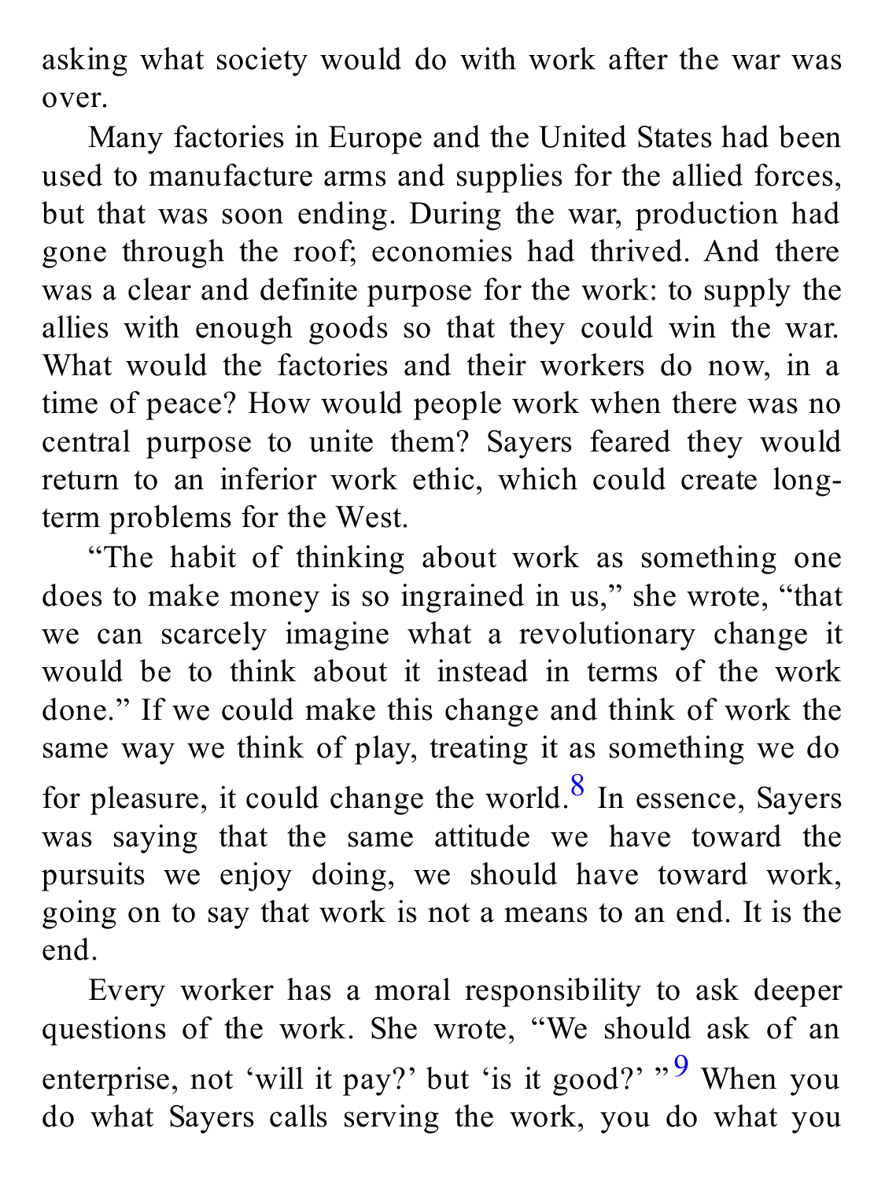asking what society would do with work after the war was over.

Many factories in Europe and the United States had been used to manufacture arms and supplies for the allied forces, but that was soon ending. During the war, production had gone through the roof; economies had thrived. And there was a clear and definite purpose for the work: to supply the allies with enough goods so that they could win the war. What would the factories and their workers do now, in a time of peace? How would people work when there was no central purpose to unite them? Sayers feared they would return to an inferior work ethic, which could create long-term problems for the West.

"The habit of thinking about work as something one does to make money is so ingrained in us," she wrote, "that we can scarcely imagine what a revolutionary change it would be to think about it instead in terms of the work done." If we could make this change and think of work the same way we think of play, treating it as something we do for pleasure, it could change the world.[8] In essence, Sayers was saying that the same attitude we have toward the pursuits we enjoy doing, we should have toward work, going on to say that work is not a means to an end. It is the end.

Every worker has a moral responsibility to ask deeper questions of the work. She wrote, "We should ask of an enterprise, not 'will it pay?' but 'is it good?' "[9] When you do what Sayers calls serving the work, you do what you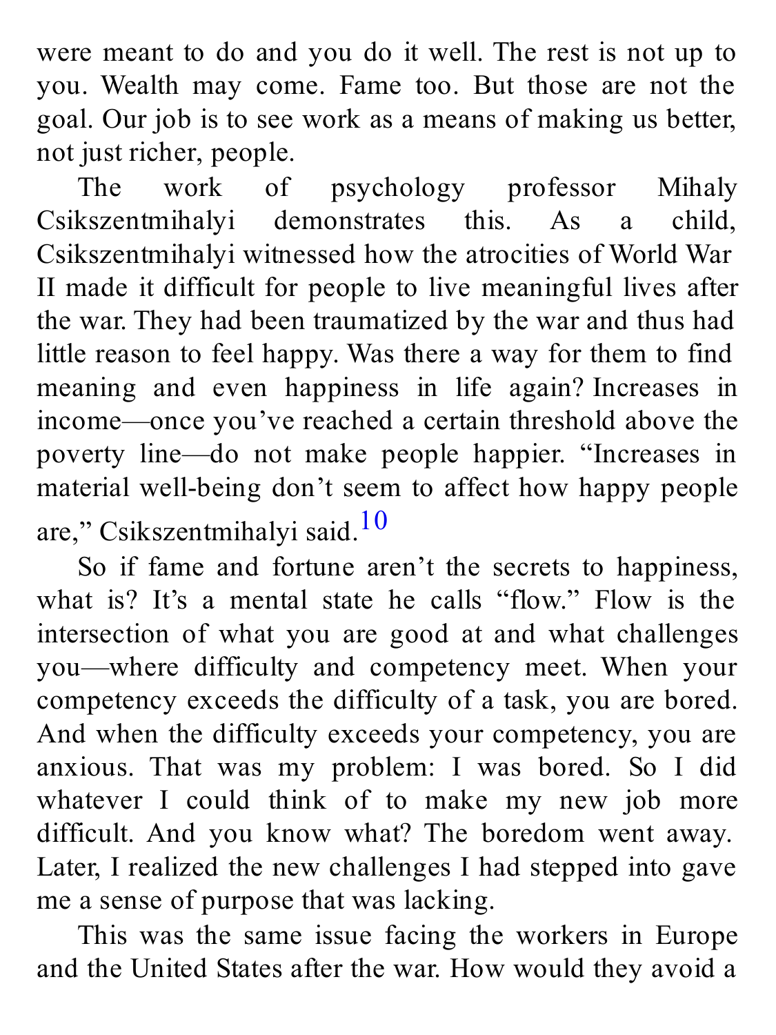were meant to do and you do it well. The rest is not up to you. Wealth may come. Fame too. But those are not the goal. Our job is to see work as a means of making us better, not just richer, people.

The work of psychology professor Mihaly Csikszentmihalyi demonstrates this. As a child, Csikszentmihalyi witnessed how the atrocities of World War II made it difficult for people to live meaningful lives after the war. They had been traumatized by the war and thus had little reason to feel happy. Was there a way for them to find meaning and even happiness in life again? Increases in income—once you've reached a certain threshold above the poverty line—do not make people happier. "Increases in material well-being don't seem to affect how happy people are," Csikszentmihalyi said.[10]

So if fame and fortune aren't the secrets to happiness, what is? It's a mental state he calls "flow." Flow is the intersection of what you are good at and what challenges you—where difficulty and competency meet. When your competency exceeds the difficulty of a task, you are bored. And when the difficulty exceeds your competency, you are anxious. That was my problem: I was bored. So I did whatever I could think of to make my new job more difficult. And you know what? The boredom went away. Later, I realized the new challenges I had stepped into gave me a sense of purpose that was lacking.

This was the same issue facing the workers in Europe and the United States after the war. How would they avoid a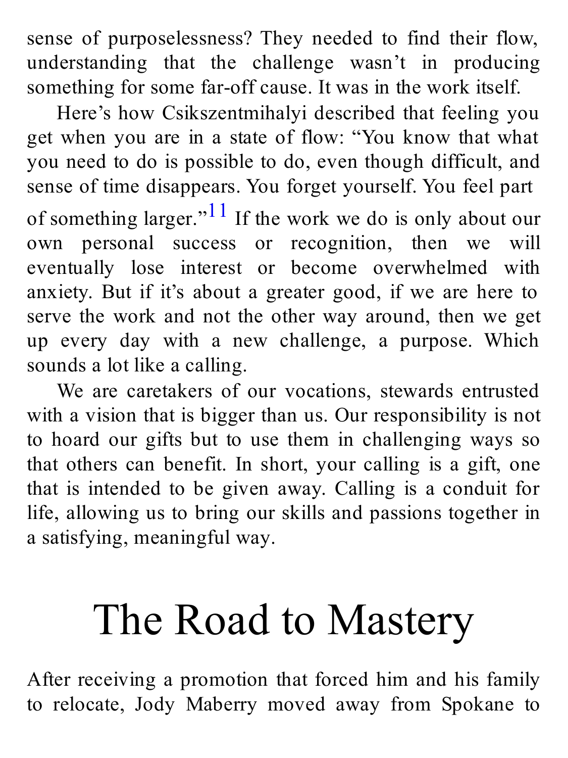sense of purposelessness? They needed to find their flow, understanding that the challenge wasn't in producing something for some far-off cause. It was in the work itself.

Here's how Csikszentmihalyi described that feeling you get when you are in a state of flow: "You know that what you need to do is possible to do, even though difficult, and sense of time disappears. You forget yourself. You feel part of something larger."[11] If the work we do is only about our own personal success or recognition, then we will eventually lose interest or become overwhelmed with anxiety. But if it's about a greater good, if we are here to serve the work and not the other way around, then we get up every day with a new challenge, a purpose. Which sounds a lot like a calling.

We are caretakers of our vocations, stewards entrusted with a vision that is bigger than us. Our responsibility is not to hoard our gifts but to use them in challenging ways so that others can benefit. In short, your calling is a gift, one that is intended to be given away. Calling is a conduit for life, allowing us to bring our skills and passions together in a satisfying, meaningful way.

# The Road to Mastery

After receiving a promotion that forced him and his family to relocate, Jody Maberry moved away from Spokane to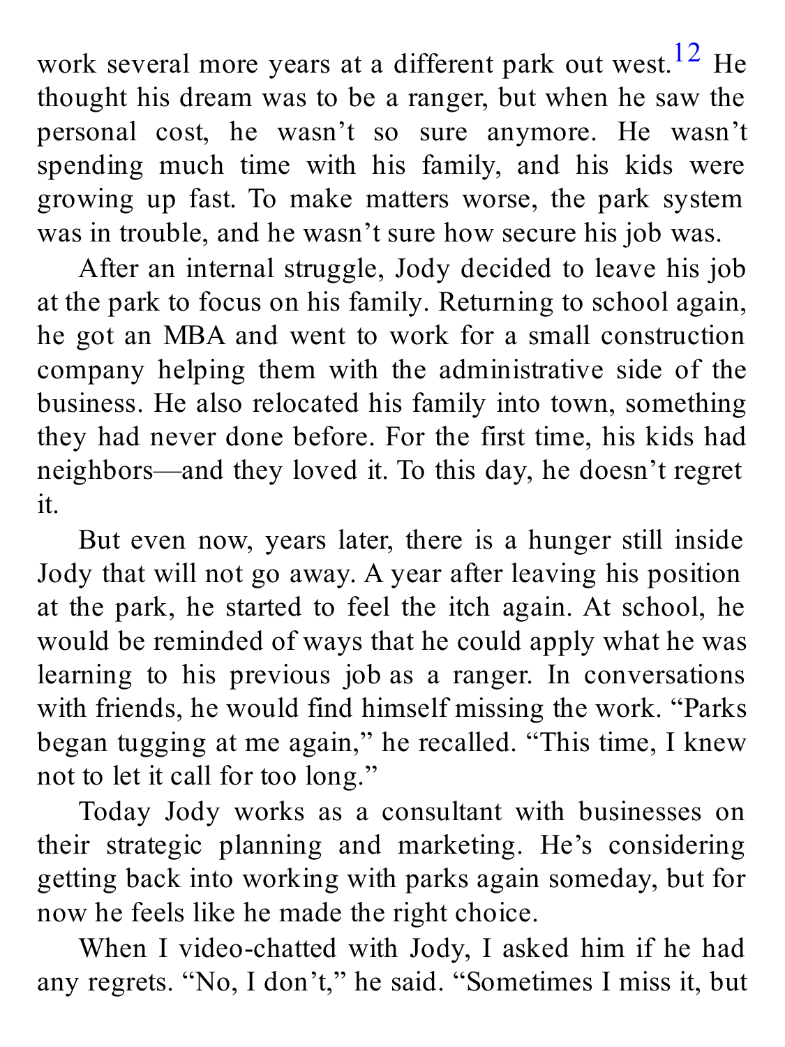work several more years at a different park out west.[12] He thought his dream was to be a ranger, but when he saw the personal cost, he wasn't so sure anymore. He wasn't spending much time with his family, and his kids were growing up fast. To make matters worse, the park system was in trouble, and he wasn't sure how secure his job was.

After an internal struggle, Jody decided to leave his job at the park to focus on his family. Returning to school again, he got an MBA and went to work for a small construction company helping them with the administrative side of the business. He also relocated his family into town, something they had never done before. For the first time, his kids had neighbors—and they loved it. To this day, he doesn't regret it.

But even now, years later, there is a hunger still inside Jody that will not go away. A year after leaving his position at the park, he started to feel the itch again. At school, he would be reminded of ways that he could apply what he was learning to his previous job as a ranger. In conversations with friends, he would find himself missing the work. "Parks began tugging at me again," he recalled. "This time, I knew not to let it call for too long."

Today Jody works as a consultant with businesses on their strategic planning and marketing. He's considering getting back into working with parks again someday, but for now he feels like he made the right choice.

When I video-chatted with Jody, I asked him if he had any regrets. "No, I don't," he said. "Sometimes I miss it, but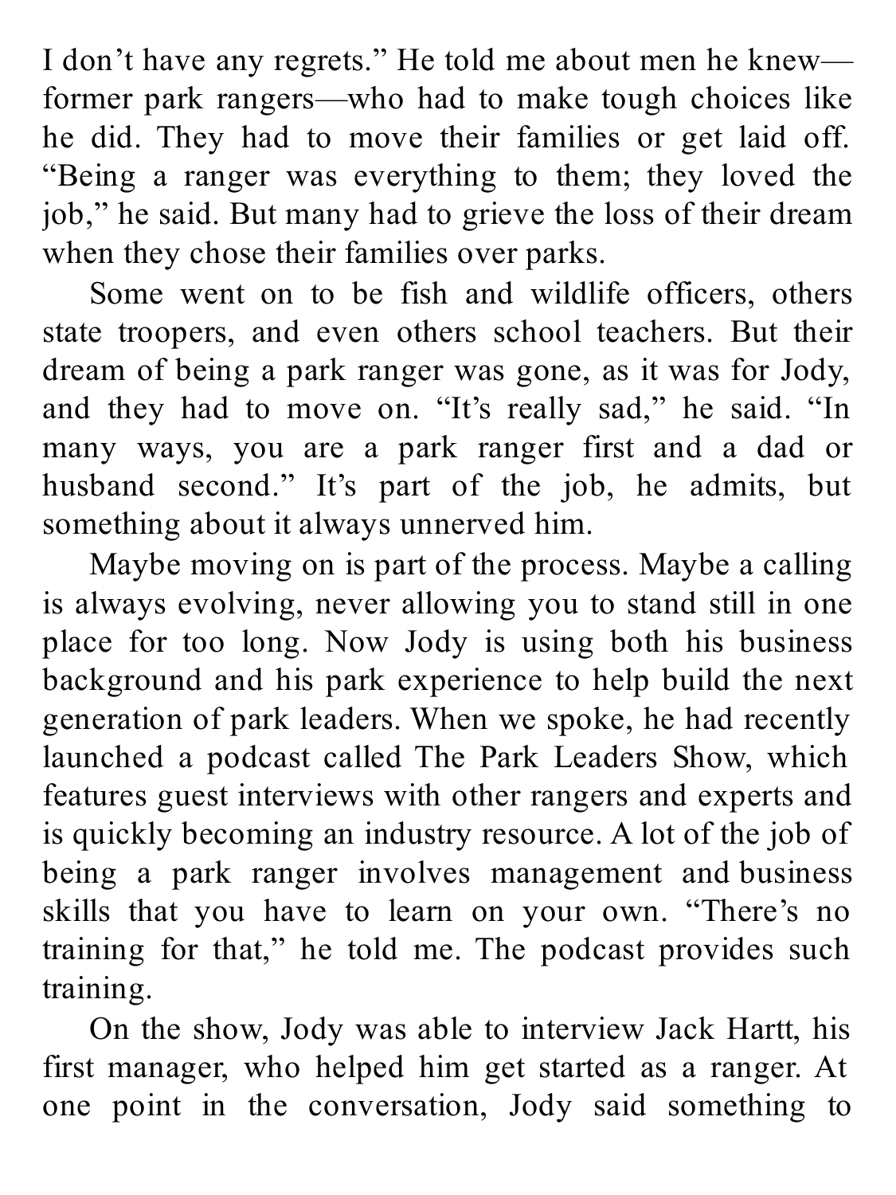I don't have any regrets." He told me about men he knew—former park rangers—who had to make tough choices like he did. They had to move their families or get laid off. "Being a ranger was everything to them; they loved the job," he said. But many had to grieve the loss of their dream when they chose their families over parks.

Some went on to be fish and wildlife officers, others state troopers, and even others school teachers. But their dream of being a park ranger was gone, as it was for Jody, and they had to move on. "It's really sad," he said. "In many ways, you are a park ranger first and a dad or husband second." It's part of the job, he admits, but something about it always unnerved him.

Maybe moving on is part of the process. Maybe a calling is always evolving, never allowing you to stand still in one place for too long. Now Jody is using both his business background and his park experience to help build the next generation of park leaders. When we spoke, he had recently launched a podcast called The Park Leaders Show, which features guest interviews with other rangers and experts and is quickly becoming an industry resource. A lot of the job of being a park ranger involves management and business skills that you have to learn on your own. "There's no training for that," he told me. The podcast provides such training.

On the show, Jody was able to interview Jack Hartt, his first manager, who helped him get started as a ranger. At one point in the conversation, Jody said something to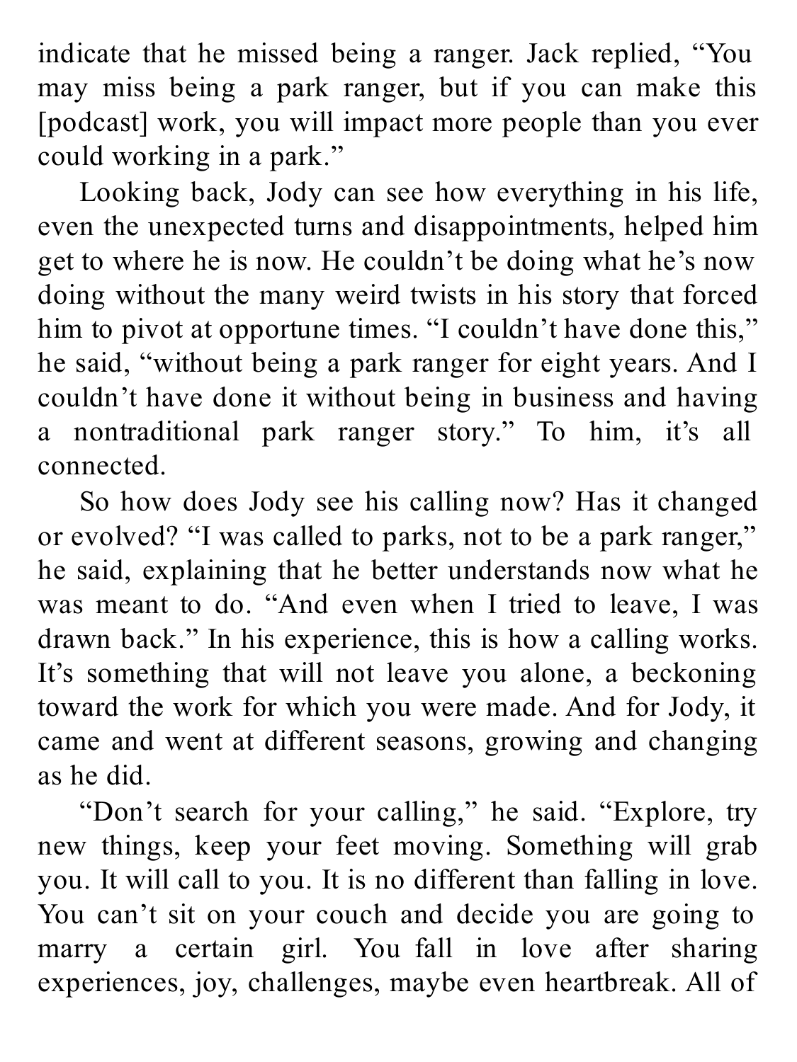indicate that he missed being a ranger. Jack replied, "You may miss being a park ranger, but if you can make this [podcast] work, you will impact more people than you ever could working in a park."

Looking back, Jody can see how everything in his life, even the unexpected turns and disappointments, helped him get to where he is now. He couldn't be doing what he's now doing without the many weird twists in his story that forced him to pivot at opportune times. "I couldn't have done this," he said, "without being a park ranger for eight years. And I couldn't have done it without being in business and having a nontraditional park ranger story." To him, it's all connected.

So how does Jody see his calling now? Has it changed or evolved? "I was called to parks, not to be a park ranger," he said, explaining that he better understands now what he was meant to do. "And even when I tried to leave, I was drawn back." In his experience, this is how a calling works. It's something that will not leave you alone, a beckoning toward the work for which you were made. And for Jody, it came and went at different seasons, growing and changing as he did.

"Don't search for your calling," he said. "Explore, try new things, keep your feet moving. Something will grab you. It will call to you. It is no different than falling in love. You can't sit on your couch and decide you are going to marry a certain girl. You fall in love after sharing experiences, joy, challenges, maybe even heartbreak. All of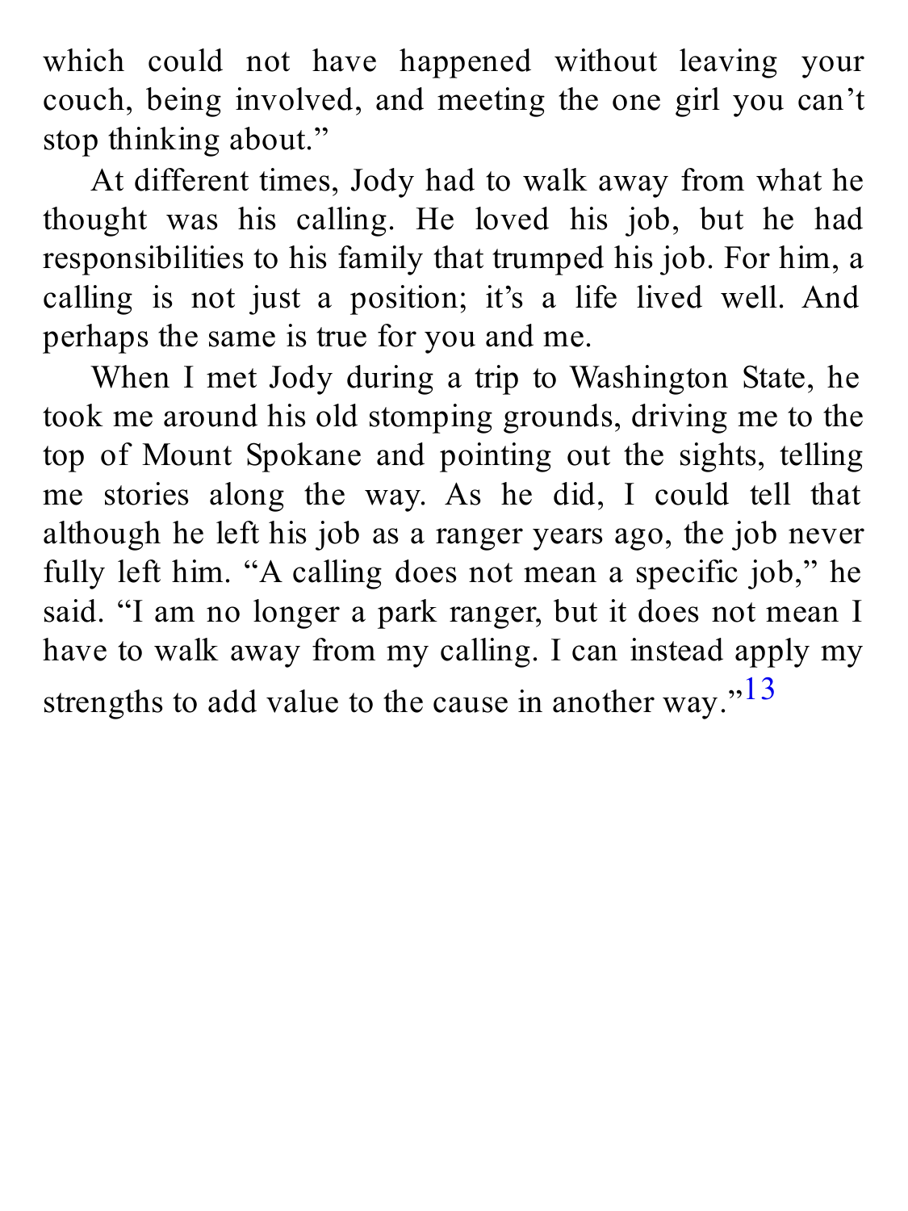which could not have happened without leaving your couch, being involved, and meeting the one girl you can't stop thinking about."

At different times, Jody had to walk away from what he thought was his calling. He loved his job, but he had responsibilities to his family that trumped his job. For him, a calling is not just a position; it's a life lived well. And perhaps the same is true for you and me.

When I met Jody during a trip to Washington State, he took me around his old stomping grounds, driving me to the top of Mount Spokane and pointing out the sights, telling me stories along the way. As he did, I could tell that although he left his job as a ranger years ago, the job never fully left him. "A calling does not mean a specific job," he said. "I am no longer a park ranger, but it does not mean I have to walk away from my calling. I can instead apply my strengths to add value to the cause in another way."[13]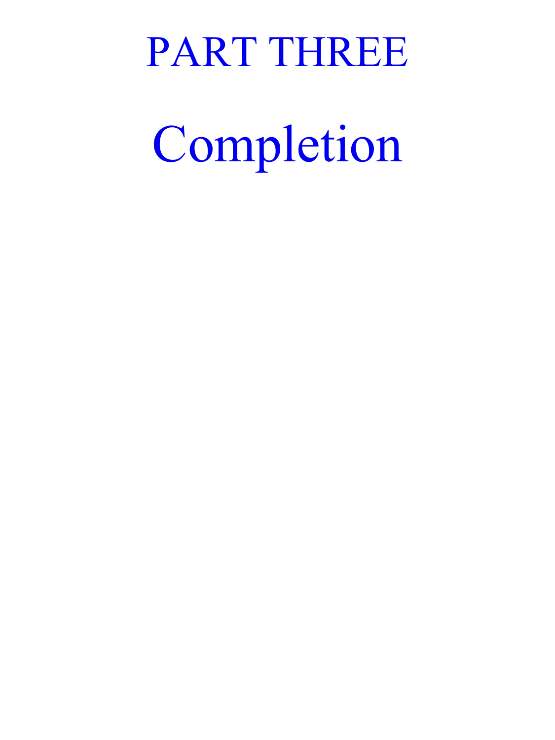# PART THREE

# Completion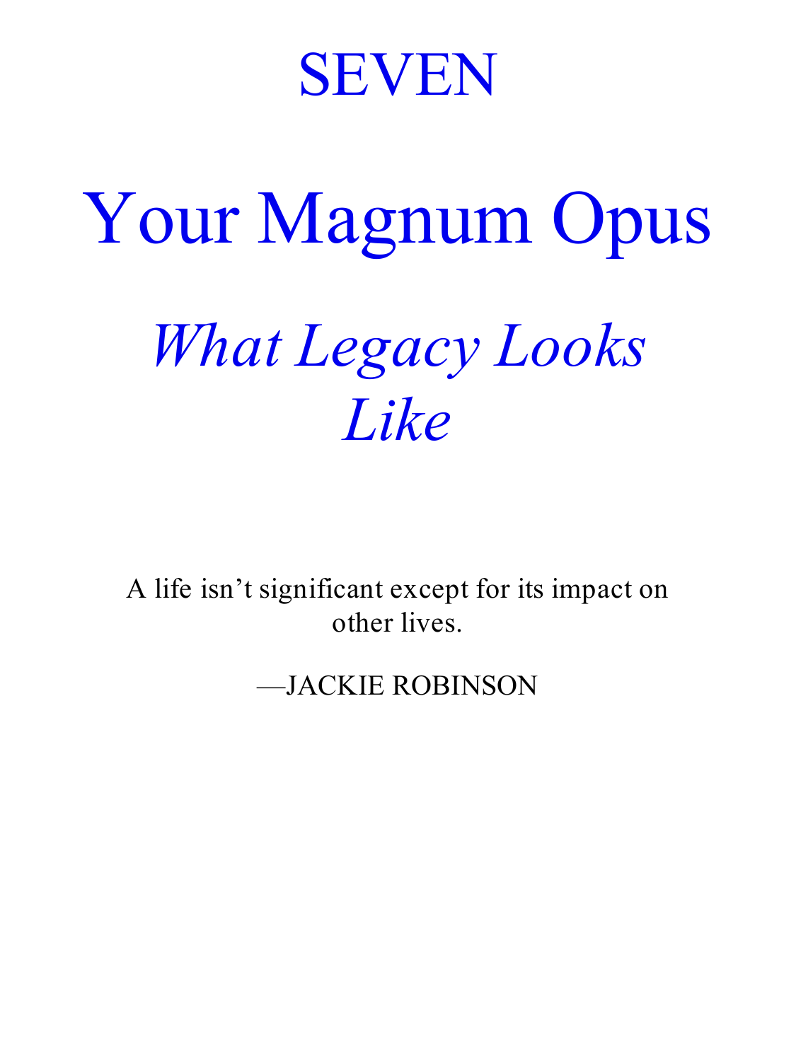# SEVEN

# Your Magnum Opus

## *What Legacy Looks Like*

A life isn't significant except for its impact on other lives.

—JACKIE ROBINSON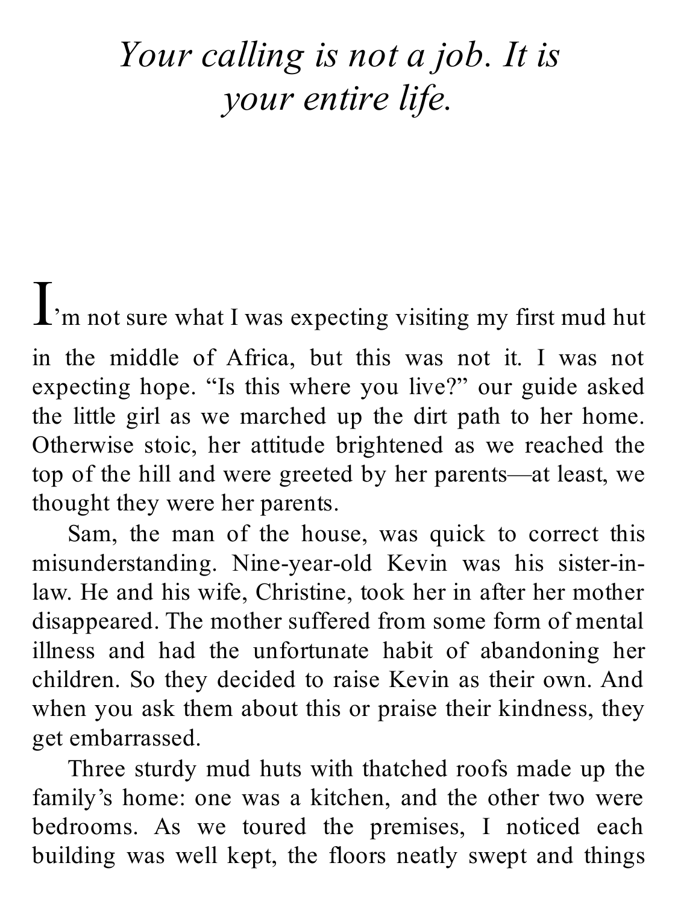*Your calling is not a job. It is your entire life.*

I'm not sure what I was expecting visiting my first mud hut in the middle of Africa, but this was not it. I was not expecting hope. "Is this where you live?" our guide asked the little girl as we marched up the dirt path to her home. Otherwise stoic, her attitude brightened as we reached the top of the hill and were greeted by her parents—at least, we thought they were her parents.

Sam, the man of the house, was quick to correct this misunderstanding. Nine-year-old Kevin was his sister-in-law. He and his wife, Christine, took her in after her mother disappeared. The mother suffered from some form of mental illness and had the unfortunate habit of abandoning her children. So they decided to raise Kevin as their own. And when you ask them about this or praise their kindness, they get embarrassed.

Three sturdy mud huts with thatched roofs made up the family's home: one was a kitchen, and the other two were bedrooms. As we toured the premises, I noticed each building was well kept, the floors neatly swept and things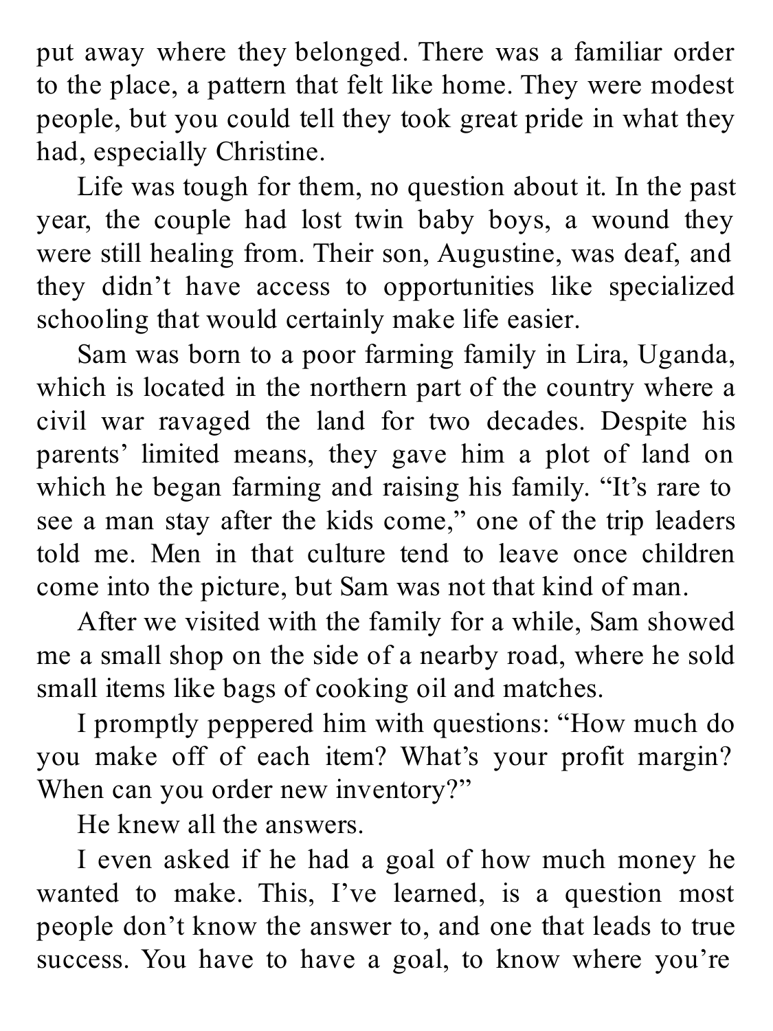put away where they belonged. There was a familiar order to the place, a pattern that felt like home. They were modest people, but you could tell they took great pride in what they had, especially Christine.

Life was tough for them, no question about it. In the past year, the couple had lost twin baby boys, a wound they were still healing from. Their son, Augustine, was deaf, and they didn't have access to opportunities like specialized schooling that would certainly make life easier.

Sam was born to a poor farming family in Lira, Uganda, which is located in the northern part of the country where a civil war ravaged the land for two decades. Despite his parents' limited means, they gave him a plot of land on which he began farming and raising his family. "It's rare to see a man stay after the kids come," one of the trip leaders told me. Men in that culture tend to leave once children come into the picture, but Sam was not that kind of man.

After we visited with the family for a while, Sam showed me a small shop on the side of a nearby road, where he sold small items like bags of cooking oil and matches.

I promptly peppered him with questions: "How much do you make off of each item? What's your profit margin? When can you order new inventory?"

He knew all the answers.

I even asked if he had a goal of how much money he wanted to make. This, I've learned, is a question most people don't know the answer to, and one that leads to true success. You have to have a goal, to know where you're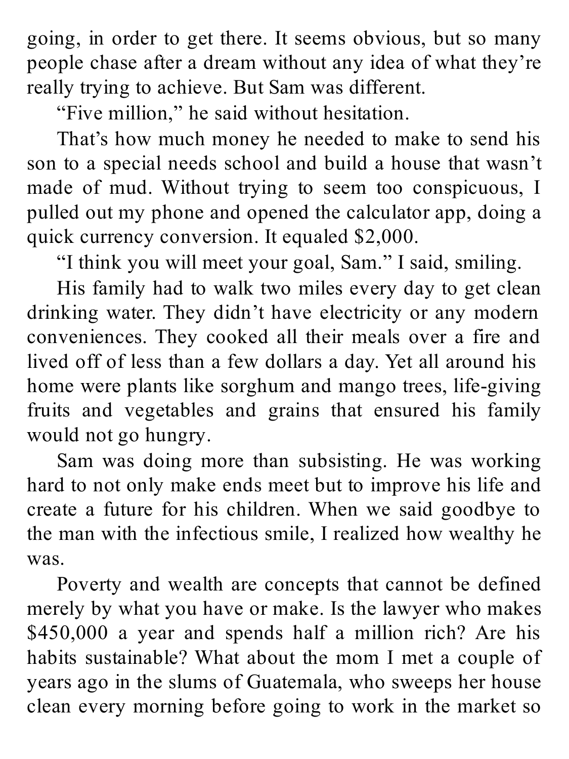going, in order to get there. It seems obvious, but so many people chase after a dream without any idea of what they're really trying to achieve. But Sam was different.

"Five million," he said without hesitation.

That's how much money he needed to make to send his son to a special needs school and build a house that wasn't made of mud. Without trying to seem too conspicuous, I pulled out my phone and opened the calculator app, doing a quick currency conversion. It equaled $2,000.

"I think you will meet your goal, Sam." I said, smiling.

His family had to walk two miles every day to get clean drinking water. They didn't have electricity or any modern conveniences. They cooked all their meals over a fire and lived off of less than a few dollars a day. Yet all around his home were plants like sorghum and mango trees, life-giving fruits and vegetables and grains that ensured his family would not go hungry.

Sam was doing more than subsisting. He was working hard to not only make ends meet but to improve his life and create a future for his children. When we said goodbye to the man with the infectious smile, I realized how wealthy he was.

Poverty and wealth are concepts that cannot be defined merely by what you have or make. Is the lawyer who makes $450,000 a year and spends half a million rich? Are his habits sustainable? What about the mom I met a couple of years ago in the slums of Guatemala, who sweeps her house clean every morning before going to work in the market so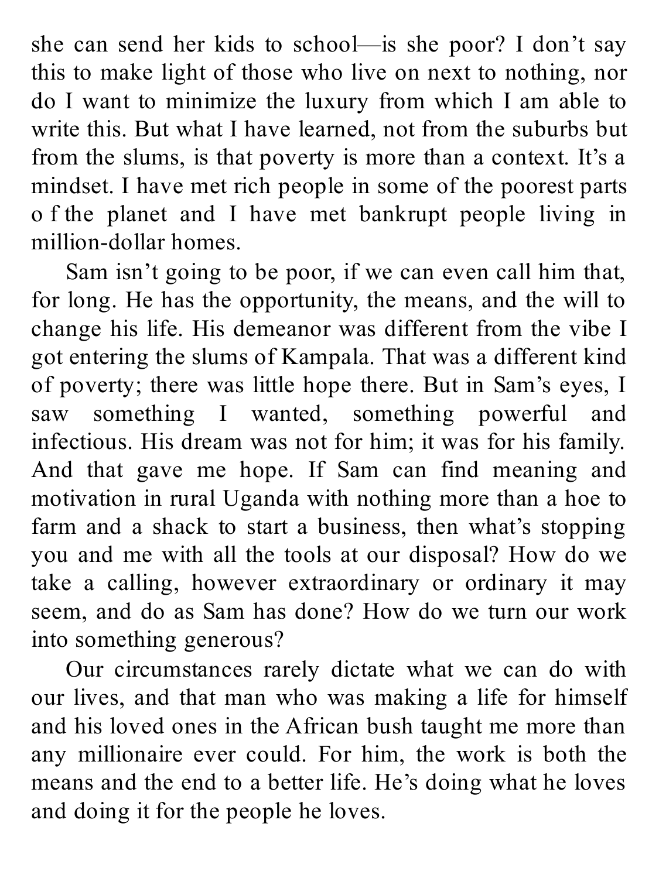she can send her kids to school—is she poor? I don't say this to make light of those who live on next to nothing, nor do I want to minimize the luxury from which I am able to write this. But what I have learned, not from the suburbs but from the slums, is that poverty is more than a context. It's a mindset. I have met rich people in some of the poorest parts of the planet and I have met bankrupt people living in million-dollar homes.

Sam isn't going to be poor, if we can even call him that, for long. He has the opportunity, the means, and the will to change his life. His demeanor was different from the vibe I got entering the slums of Kampala. That was a different kind of poverty; there was little hope there. But in Sam's eyes, I saw something I wanted, something powerful and infectious. His dream was not for him; it was for his family. And that gave me hope. If Sam can find meaning and motivation in rural Uganda with nothing more than a hoe to farm and a shack to start a business, then what's stopping you and me with all the tools at our disposal? How do we take a calling, however extraordinary or ordinary it may seem, and do as Sam has done? How do we turn our work into something generous?

Our circumstances rarely dictate what we can do with our lives, and that man who was making a life for himself and his loved ones in the African bush taught me more than any millionaire ever could. For him, the work is both the means and the end to a better life. He's doing what he loves and doing it for the people he loves.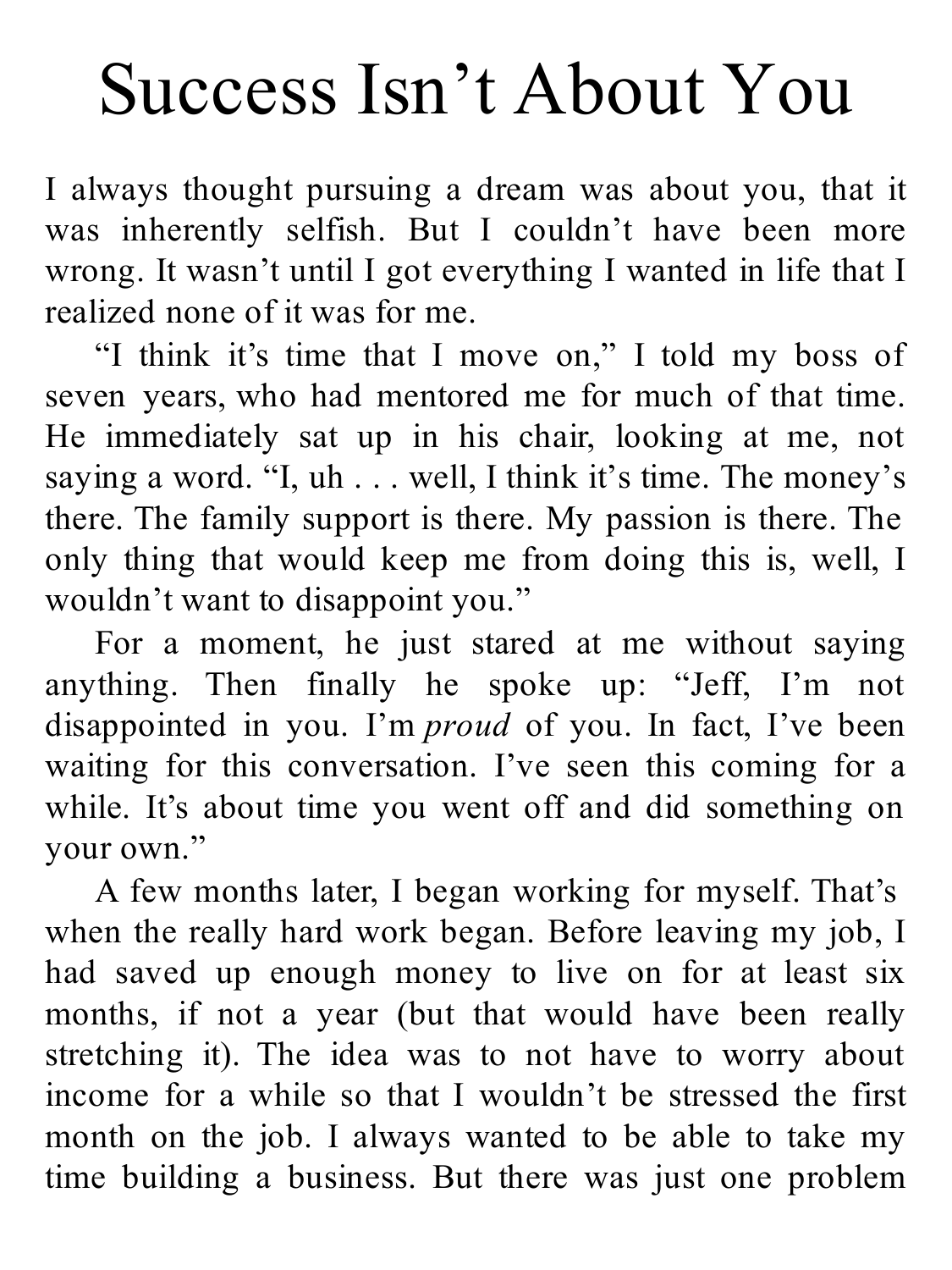# Success Isn't About You

I always thought pursuing a dream was about you, that it was inherently selfish. But I couldn't have been more wrong. It wasn't until I got everything I wanted in life that I realized none of it was for me.

"I think it's time that I move on," I told my boss of seven years, who had mentored me for much of that time. He immediately sat up in his chair, looking at me, not saying a word. "I, uh . . . well, I think it's time. The money's there. The family support is there. My passion is there. The only thing that would keep me from doing this is, well, I wouldn't want to disappoint you."

For a moment, he just stared at me without saying anything. Then finally he spoke up: "Jeff, I'm not disappointed in you. I'm *proud* of you. In fact, I've been waiting for this conversation. I've seen this coming for a while. It's about time you went off and did something on your own."

A few months later, I began working for myself. That's when the really hard work began. Before leaving my job, I had saved up enough money to live on for at least six months, if not a year (but that would have been really stretching it). The idea was to not have to worry about income for a while so that I wouldn't be stressed the first month on the job. I always wanted to be able to take my time building a business. But there was just one problem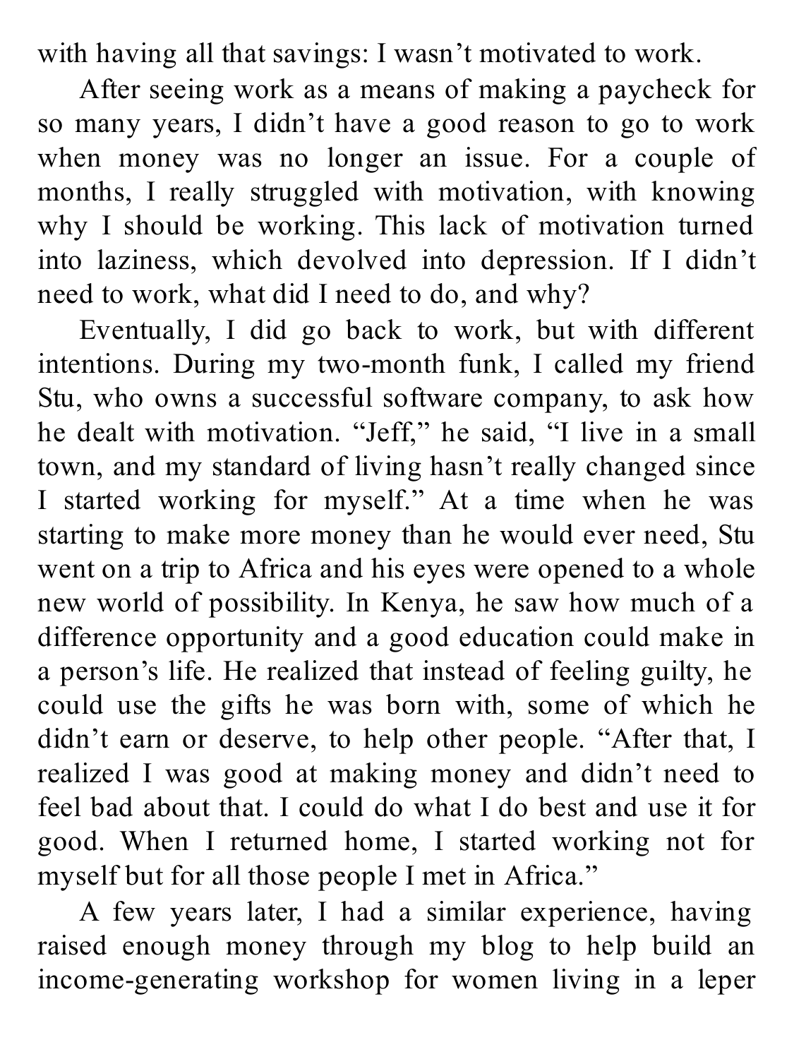with having all that savings: I wasn't motivated to work.

After seeing work as a means of making a paycheck for so many years, I didn't have a good reason to go to work when money was no longer an issue. For a couple of months, I really struggled with motivation, with knowing why I should be working. This lack of motivation turned into laziness, which devolved into depression. If I didn't need to work, what did I need to do, and why?

Eventually, I did go back to work, but with different intentions. During my two-month funk, I called my friend Stu, who owns a successful software company, to ask how he dealt with motivation. "Jeff," he said, "I live in a small town, and my standard of living hasn't really changed since I started working for myself." At a time when he was starting to make more money than he would ever need, Stu went on a trip to Africa and his eyes were opened to a whole new world of possibility. In Kenya, he saw how much of a difference opportunity and a good education could make in a person's life. He realized that instead of feeling guilty, he could use the gifts he was born with, some of which he didn't earn or deserve, to help other people. "After that, I realized I was good at making money and didn't need to feel bad about that. I could do what I do best and use it for good. When I returned home, I started working not for myself but for all those people I met in Africa."

A few years later, I had a similar experience, having raised enough money through my blog to help build an income-generating workshop for women living in a leper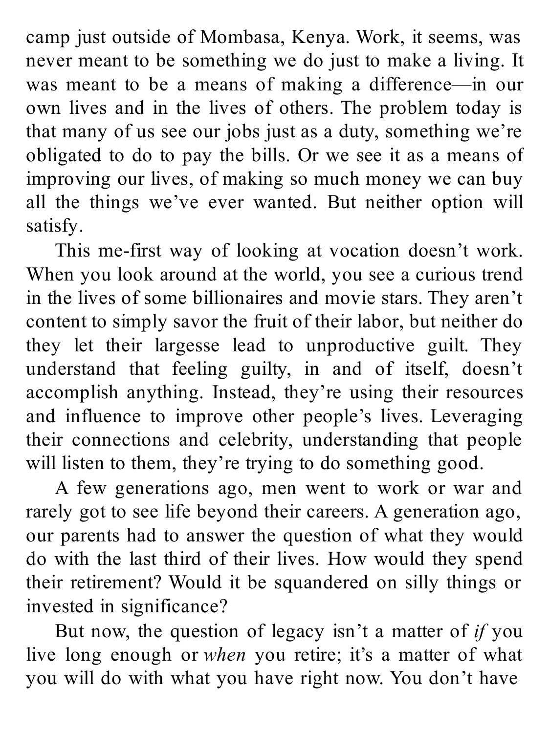camp just outside of Mombasa, Kenya. Work, it seems, was never meant to be something we do just to make a living. It was meant to be a means of making a difference—in our own lives and in the lives of others. The problem today is that many of us see our jobs just as a duty, something we're obligated to do to pay the bills. Or we see it as a means of improving our lives, of making so much money we can buy all the things we've ever wanted. But neither option will satisfy.

This me-first way of looking at vocation doesn't work. When you look around at the world, you see a curious trend in the lives of some billionaires and movie stars. They aren't content to simply savor the fruit of their labor, but neither do they let their largesse lead to unproductive guilt. They understand that feeling guilty, in and of itself, doesn't accomplish anything. Instead, they're using their resources and influence to improve other people's lives. Leveraging their connections and celebrity, understanding that people will listen to them, they're trying to do something good.

A few generations ago, men went to work or war and rarely got to see life beyond their careers. A generation ago, our parents had to answer the question of what they would do with the last third of their lives. How would they spend their retirement? Would it be squandered on silly things or invested in significance?

But now, the question of legacy isn't a matter of *if* you live long enough or *when* you retire; it's a matter of what you will do with what you have right now. You don't have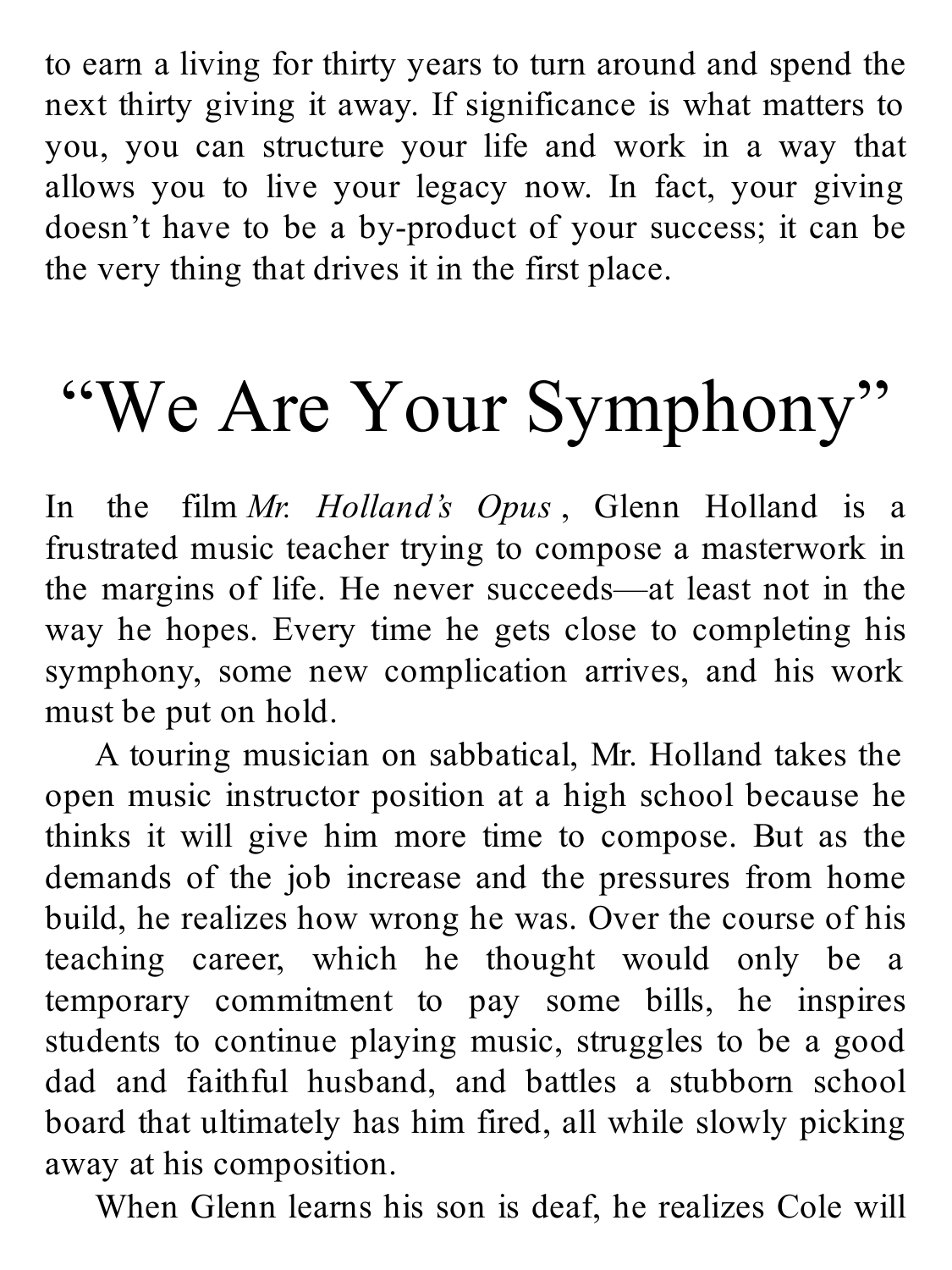to earn a living for thirty years to turn around and spend the next thirty giving it away. If significance is what matters to you, you can structure your life and work in a way that allows you to live your legacy now. In fact, your giving doesn't have to be a by-product of your success; it can be the very thing that drives it in the first place.

# "We Are Your Symphony"

In the film *Mr. Holland's Opus*, Glenn Holland is a frustrated music teacher trying to compose a masterwork in the margins of life. He never succeeds—at least not in the way he hopes. Every time he gets close to completing his symphony, some new complication arrives, and his work must be put on hold.

A touring musician on sabbatical, Mr. Holland takes the open music instructor position at a high school because he thinks it will give him more time to compose. But as the demands of the job increase and the pressures from home build, he realizes how wrong he was. Over the course of his teaching career, which he thought would only be a temporary commitment to pay some bills, he inspires students to continue playing music, struggles to be a good dad and faithful husband, and battles a stubborn school board that ultimately has him fired, all while slowly picking away at his composition.

When Glenn learns his son is deaf, he realizes Cole will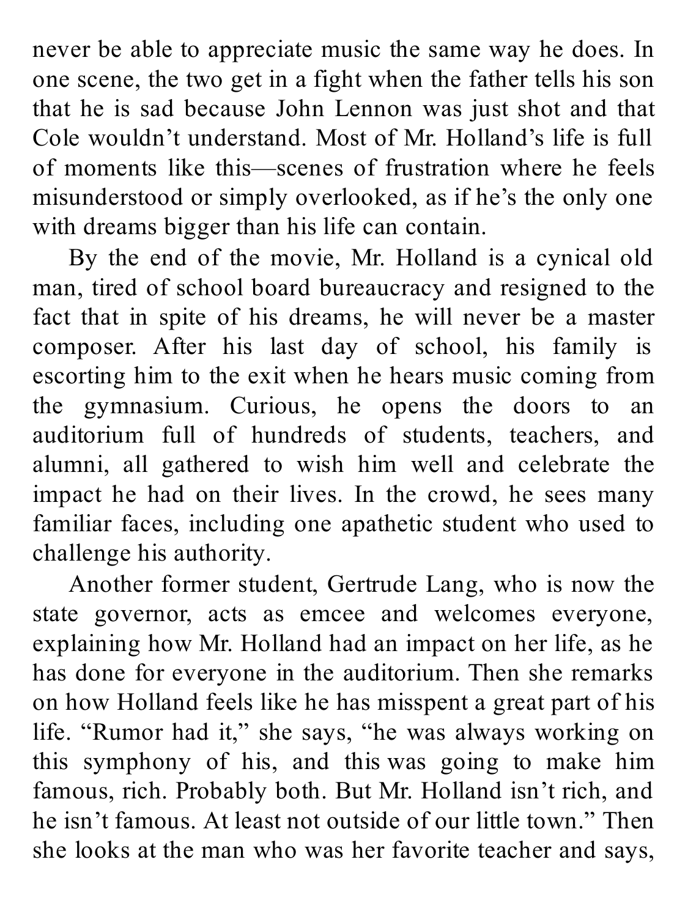never be able to appreciate music the same way he does. In one scene, the two get in a fight when the father tells his son that he is sad because John Lennon was just shot and that Cole wouldn't understand. Most of Mr. Holland's life is full of moments like this—scenes of frustration where he feels misunderstood or simply overlooked, as if he's the only one with dreams bigger than his life can contain.

By the end of the movie, Mr. Holland is a cynical old man, tired of school board bureaucracy and resigned to the fact that in spite of his dreams, he will never be a master composer. After his last day of school, his family is escorting him to the exit when he hears music coming from the gymnasium. Curious, he opens the doors to an auditorium full of hundreds of students, teachers, and alumni, all gathered to wish him well and celebrate the impact he had on their lives. In the crowd, he sees many familiar faces, including one apathetic student who used to challenge his authority.

Another former student, Gertrude Lang, who is now the state governor, acts as emcee and welcomes everyone, explaining how Mr. Holland had an impact on her life, as he has done for everyone in the auditorium. Then she remarks on how Holland feels like he has misspent a great part of his life. "Rumor had it," she says, "he was always working on this symphony of his, and this was going to make him famous, rich. Probably both. But Mr. Holland isn't rich, and he isn't famous. At least not outside of our little town." Then she looks at the man who was her favorite teacher and says,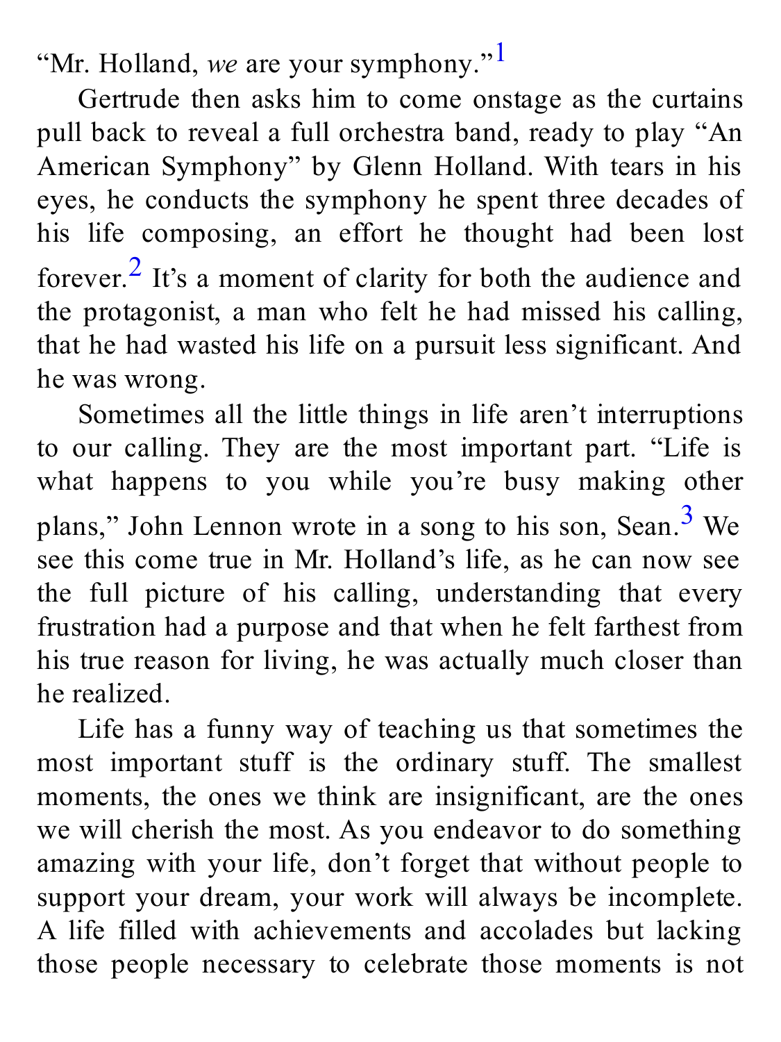"Mr. Holland, *we* are your symphony."[1]

Gertrude then asks him to come onstage as the curtains pull back to reveal a full orchestra band, ready to play "An American Symphony" by Glenn Holland. With tears in his eyes, he conducts the symphony he spent three decades of his life composing, an effort he thought had been lost forever.[2] It's a moment of clarity for both the audience and the protagonist, a man who felt he had missed his calling, that he had wasted his life on a pursuit less significant. And he was wrong.

Sometimes all the little things in life aren't interruptions to our calling. They are the most important part. "Life is what happens to you while you're busy making other plans," John Lennon wrote in a song to his son, Sean.[3] We see this come true in Mr. Holland's life, as he can now see the full picture of his calling, understanding that every frustration had a purpose and that when he felt farthest from his true reason for living, he was actually much closer than he realized.

Life has a funny way of teaching us that sometimes the most important stuff is the ordinary stuff. The smallest moments, the ones we think are insignificant, are the ones we will cherish the most. As you endeavor to do something amazing with your life, don't forget that without people to support your dream, your work will always be incomplete. A life filled with achievements and accolades but lacking those people necessary to celebrate those moments is not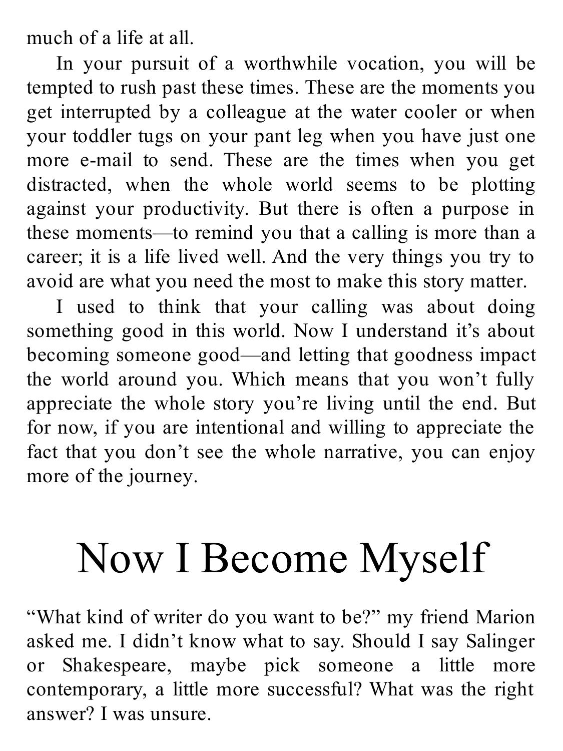much of a life at all.

In your pursuit of a worthwhile vocation, you will be tempted to rush past these times. These are the moments you get interrupted by a colleague at the water cooler or when your toddler tugs on your pant leg when you have just one more e-mail to send. These are the times when you get distracted, when the whole world seems to be plotting against your productivity. But there is often a purpose in these moments—to remind you that a calling is more than a career; it is a life lived well. And the very things you try to avoid are what you need the most to make this story matter.

I used to think that your calling was about doing something good in this world. Now I understand it's about becoming someone good—and letting that goodness impact the world around you. Which means that you won't fully appreciate the whole story you're living until the end. But for now, if you are intentional and willing to appreciate the fact that you don't see the whole narrative, you can enjoy more of the journey.

# Now I Become Myself

"What kind of writer do you want to be?" my friend Marion asked me. I didn't know what to say. Should I say Salinger or Shakespeare, maybe pick someone a little more contemporary, a little more successful? What was the right answer? I was unsure.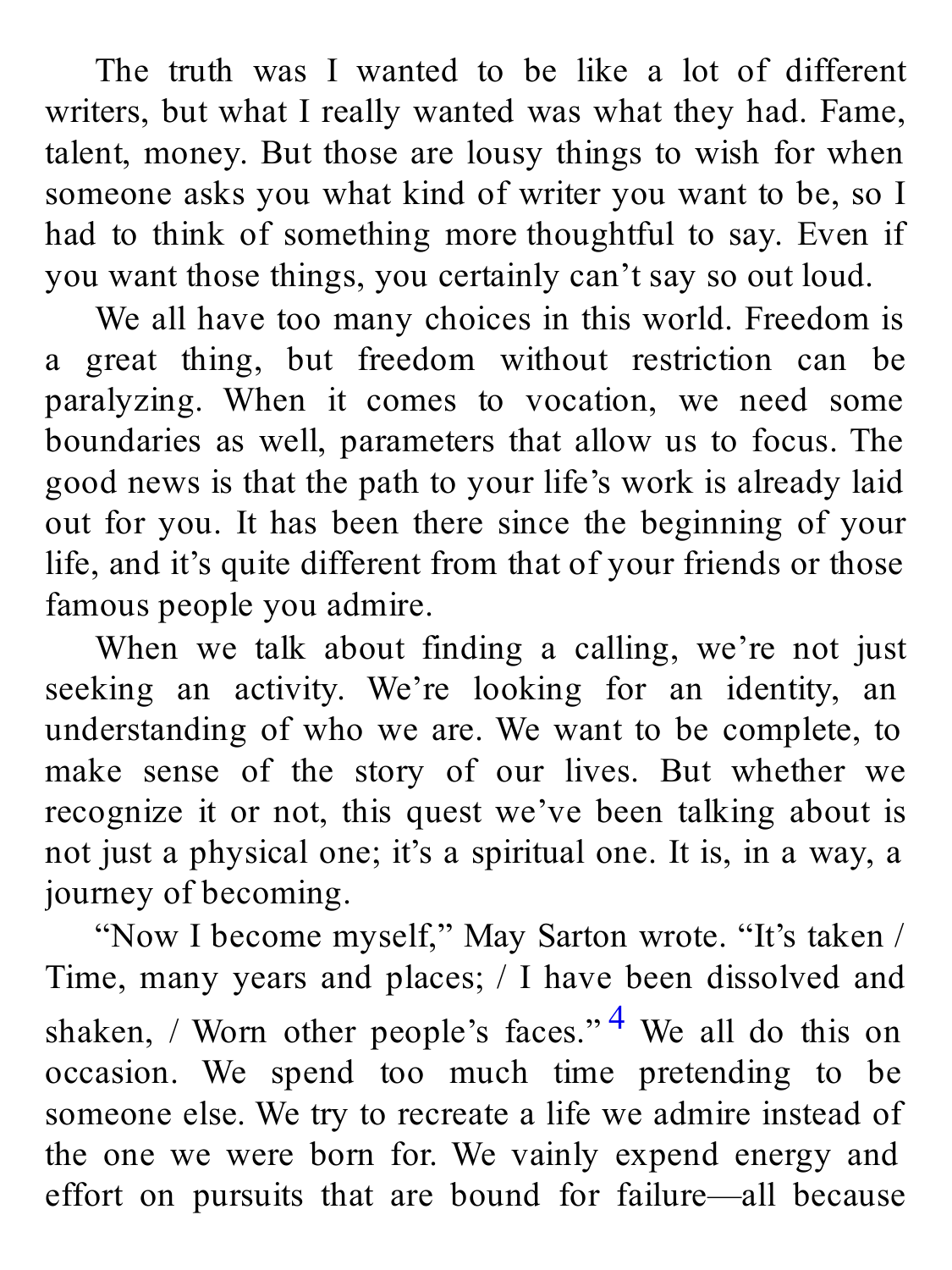The truth was I wanted to be like a lot of different writers, but what I really wanted was what they had. Fame, talent, money. But those are lousy things to wish for when someone asks you what kind of writer you want to be, so I had to think of something more thoughtful to say. Even if you want those things, you certainly can't say so out loud.

We all have too many choices in this world. Freedom is a great thing, but freedom without restriction can be paralyzing. When it comes to vocation, we need some boundaries as well, parameters that allow us to focus. The good news is that the path to your life's work is already laid out for you. It has been there since the beginning of your life, and it's quite different from that of your friends or those famous people you admire.

When we talk about finding a calling, we're not just seeking an activity. We're looking for an identity, an understanding of who we are. We want to be complete, to make sense of the story of our lives. But whether we recognize it or not, this quest we've been talking about is not just a physical one; it's a spiritual one. It is, in a way, a journey of becoming.

"Now I become myself," May Sarton wrote. "It's taken / Time, many years and places; / I have been dissolved and shaken, / Worn other people's faces."[4] We all do this on occasion. We spend too much time pretending to be someone else. We try to recreate a life we admire instead of the one we were born for. We vainly expend energy and effort on pursuits that are bound for failure—all because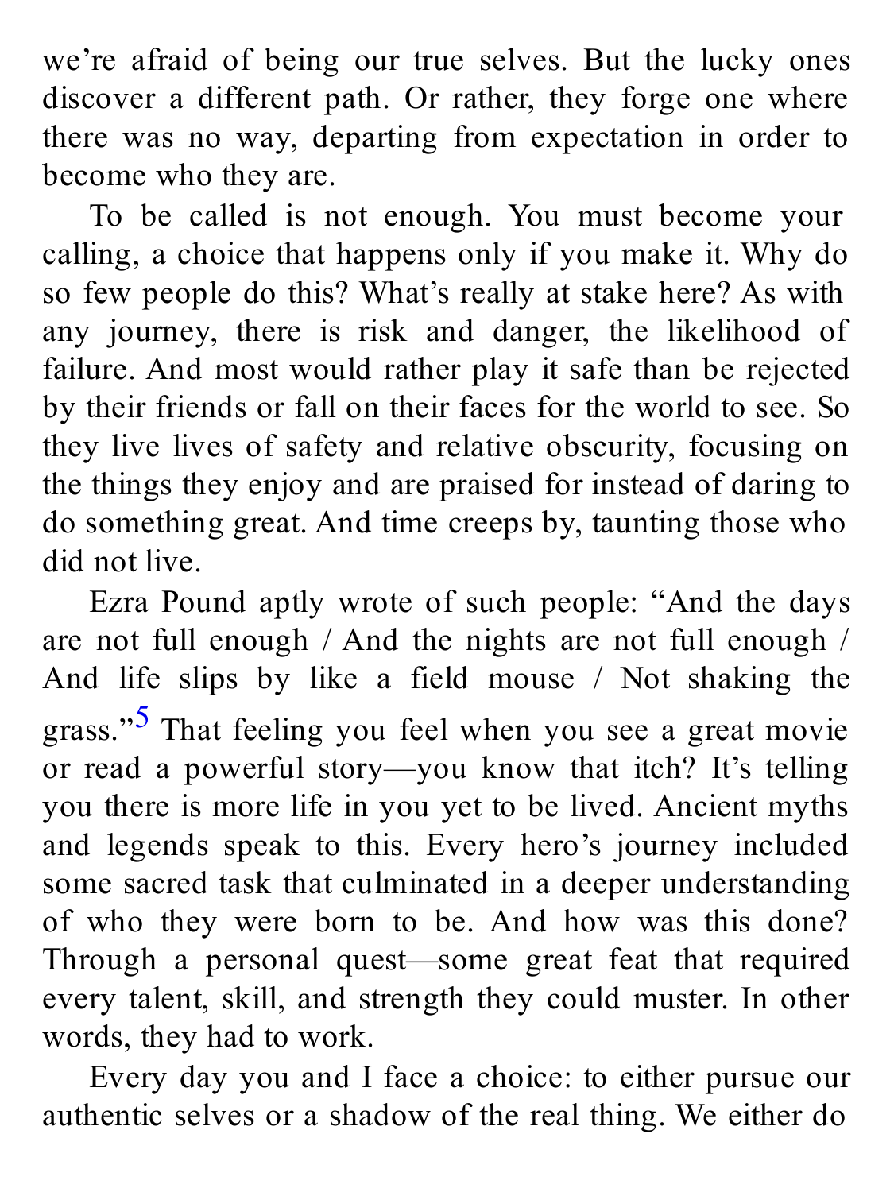we’re afraid of being our true selves. But the lucky ones discover a different path. Or rather, they forge one where there was no way, departing from expectation in order to become who they are.

To be called is not enough. You must become your calling, a choice that happens only if you make it. Why do so few people do this? What’s really at stake here? As with any journey, there is risk and danger, the likelihood of failure. And most would rather play it safe than be rejected by their friends or fall on their faces for the world to see. So they live lives of safety and relative obscurity, focusing on the things they enjoy and are praised for instead of daring to do something great. And time creeps by, taunting those who did not live.

Ezra Pound aptly wrote of such people: “And the days are not full enough / And the nights are not full enough / And life slips by like a field mouse / Not shaking the grass.”[5] That feeling you feel when you see a great movie or read a powerful story—you know that itch? It’s telling you there is more life in you yet to be lived. Ancient myths and legends speak to this. Every hero’s journey included some sacred task that culminated in a deeper understanding of who they were born to be. And how was this done? Through a personal quest—some great feat that required every talent, skill, and strength they could muster. In other words, they had to work.

Every day you and I face a choice: to either pursue our authentic selves or a shadow of the real thing. We either do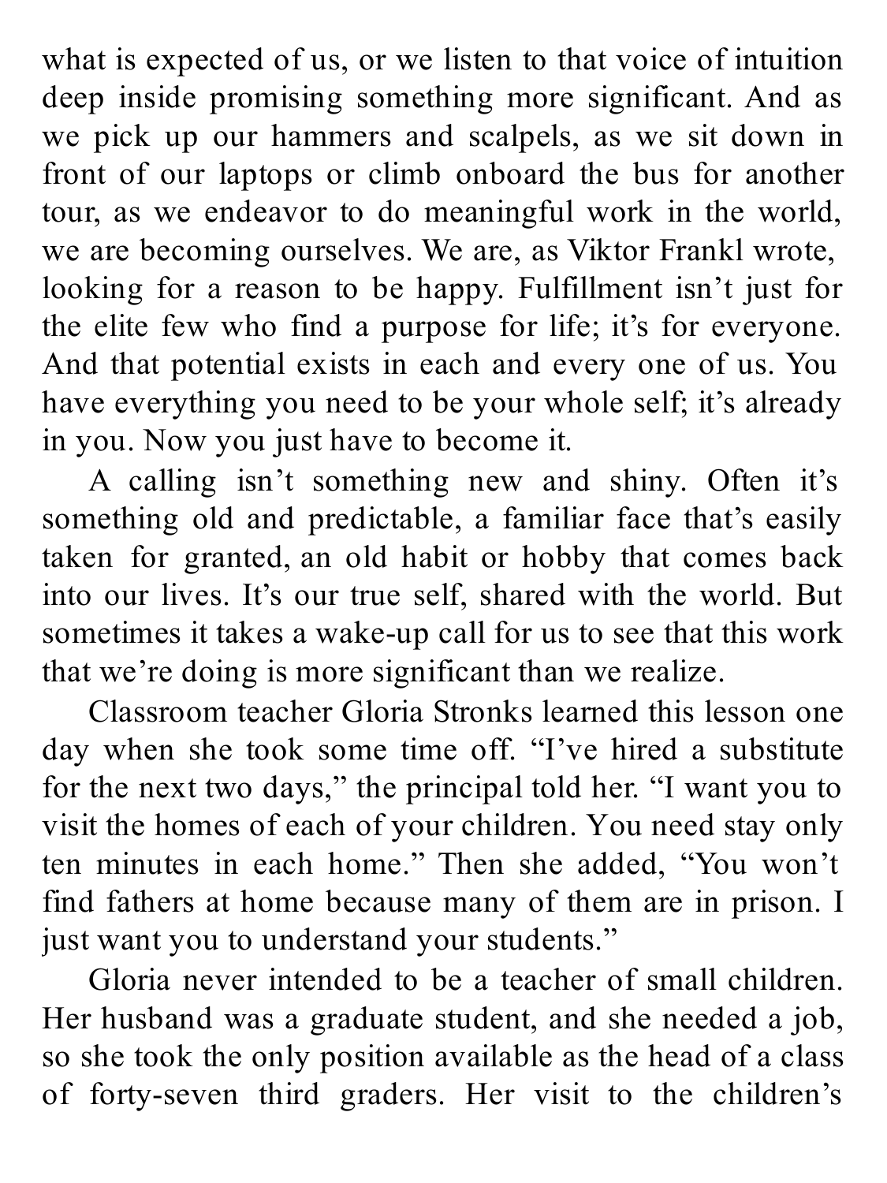what is expected of us, or we listen to that voice of intuition deep inside promising something more significant. And as we pick up our hammers and scalpels, as we sit down in front of our laptops or climb onboard the bus for another tour, as we endeavor to do meaningful work in the world, we are becoming ourselves. We are, as Viktor Frankl wrote, looking for a reason to be happy. Fulfillment isn't just for the elite few who find a purpose for life; it's for everyone. And that potential exists in each and every one of us. You have everything you need to be your whole self; it's already in you. Now you just have to become it.

A calling isn't something new and shiny. Often it's something old and predictable, a familiar face that's easily taken for granted, an old habit or hobby that comes back into our lives. It's our true self, shared with the world. But sometimes it takes a wake-up call for us to see that this work that we're doing is more significant than we realize.

Classroom teacher Gloria Stronks learned this lesson one day when she took some time off. "I've hired a substitute for the next two days," the principal told her. "I want you to visit the homes of each of your children. You need stay only ten minutes in each home." Then she added, "You won't find fathers at home because many of them are in prison. I just want you to understand your students."

Gloria never intended to be a teacher of small children. Her husband was a graduate student, and she needed a job, so she took the only position available as the head of a class of forty-seven third graders. Her visit to the children's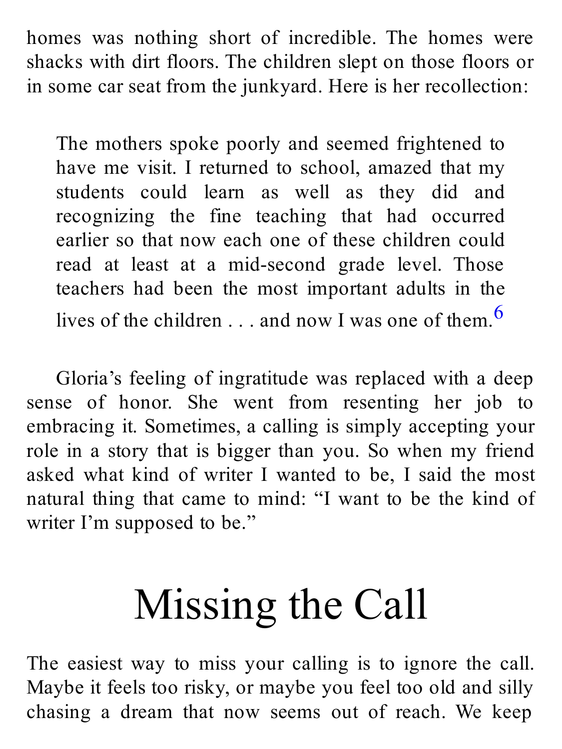homes was nothing short of incredible. The homes were shacks with dirt floors. The children slept on those floors or in some car seat from the junkyard. Here is her recollection:

> The mothers spoke poorly and seemed frightened to have me visit. I returned to school, amazed that my students could learn as well as they did and recognizing the fine teaching that had occurred earlier so that now each one of these children could read at least at a mid-second grade level. Those teachers had been the most important adults in the lives of the children . . . and now I was one of them.[6]

Gloria's feeling of ingratitude was replaced with a deep sense of honor. She went from resenting her job to embracing it. Sometimes, a calling is simply accepting your role in a story that is bigger than you. So when my friend asked what kind of writer I wanted to be, I said the most natural thing that came to mind: "I want to be the kind of writer I'm supposed to be."

# Missing the Call

The easiest way to miss your calling is to ignore the call. Maybe it feels too risky, or maybe you feel too old and silly chasing a dream that now seems out of reach. We keep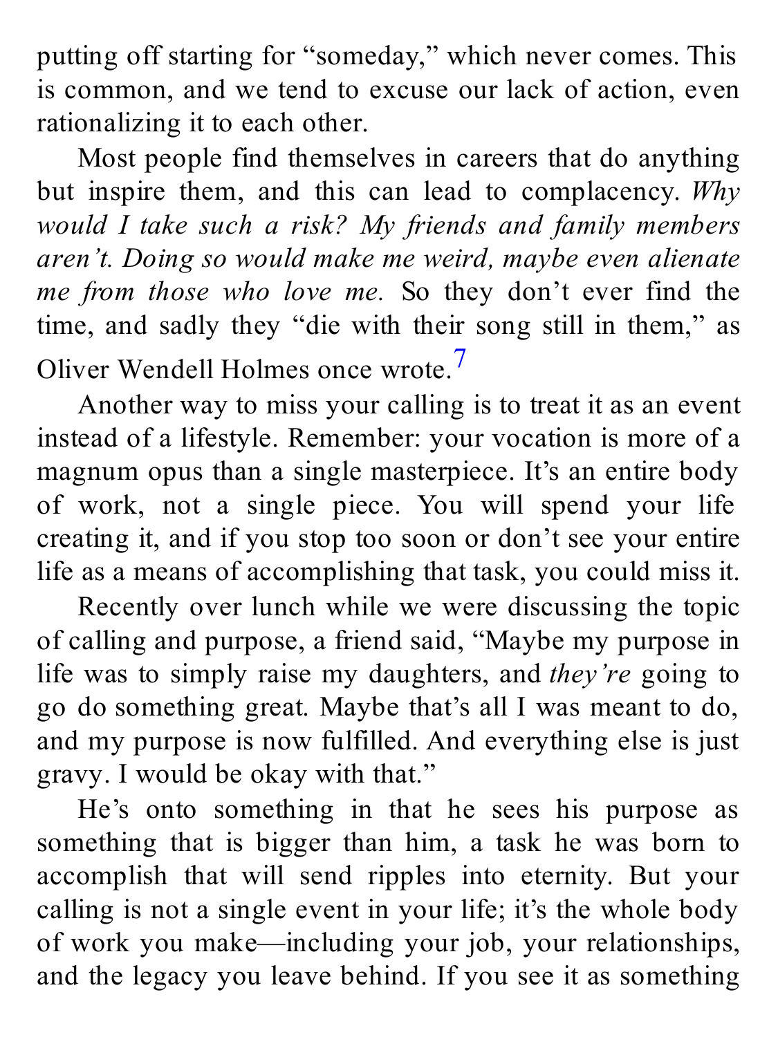putting off starting for "someday," which never comes. This is common, and we tend to excuse our lack of action, even rationalizing it to each other.

Most people find themselves in careers that do anything but inspire them, and this can lead to complacency. *Why would I take such a risk? My friends and family members aren't. Doing so would make me weird, maybe even alienate me from those who love me.* So they don't ever find the time, and sadly they "die with their song still in them," as Oliver Wendell Holmes once wrote.[7]

Another way to miss your calling is to treat it as an event instead of a lifestyle. Remember: your vocation is more of a magnum opus than a single masterpiece. It's an entire body of work, not a single piece. You will spend your life creating it, and if you stop too soon or don't see your entire life as a means of accomplishing that task, you could miss it.

Recently over lunch while we were discussing the topic of calling and purpose, a friend said, "Maybe my purpose in life was to simply raise my daughters, and *they're* going to go do something great. Maybe that's all I was meant to do, and my purpose is now fulfilled. And everything else is just gravy. I would be okay with that."

He's onto something in that he sees his purpose as something that is bigger than him, a task he was born to accomplish that will send ripples into eternity. But your calling is not a single event in your life; it's the whole body of work you make—including your job, your relationships, and the legacy you leave behind. If you see it as something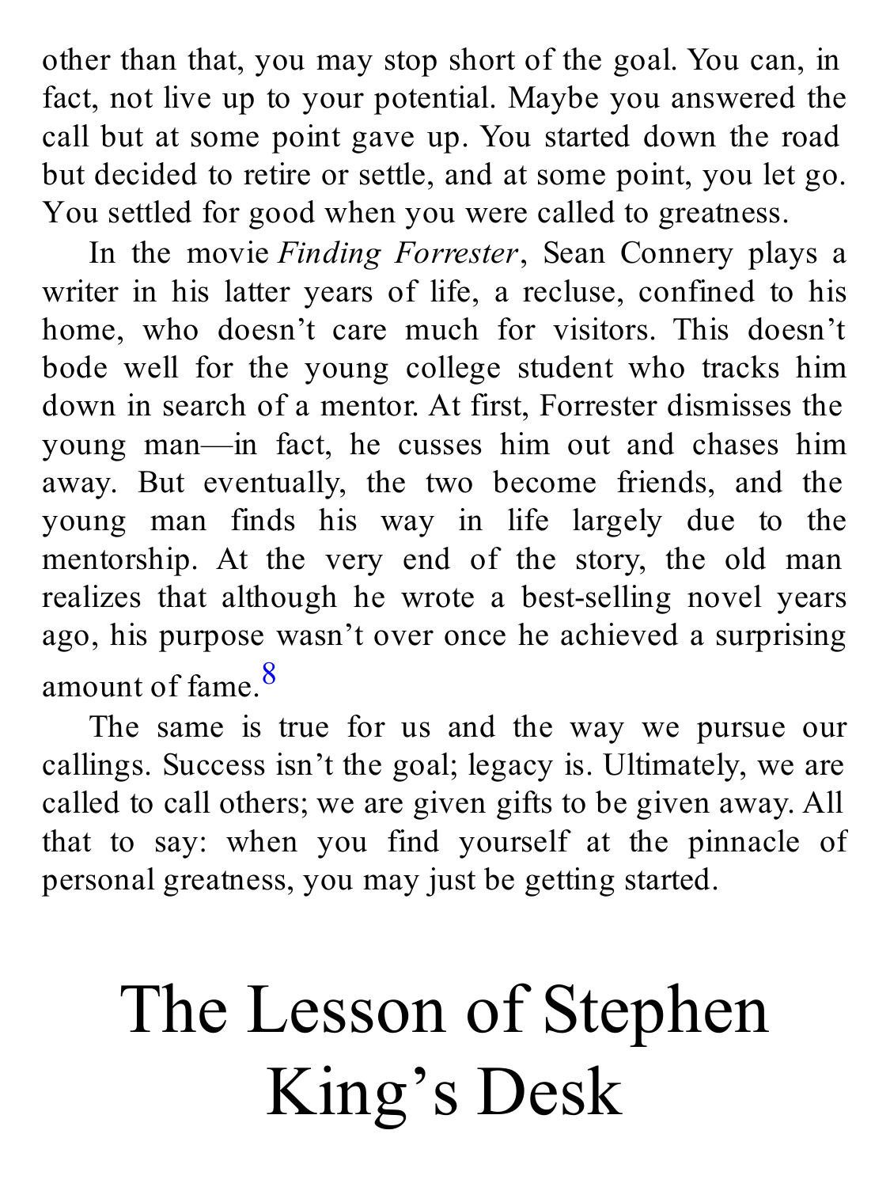other than that, you may stop short of the goal. You can, in fact, not live up to your potential. Maybe you answered the call but at some point gave up. You started down the road but decided to retire or settle, and at some point, you let go. You settled for good when you were called to greatness.

In the movie *Finding Forrester*, Sean Connery plays a writer in his latter years of life, a recluse, confined to his home, who doesn't care much for visitors. This doesn't bode well for the young college student who tracks him down in search of a mentor. At first, Forrester dismisses the young man—in fact, he cusses him out and chases him away. But eventually, the two become friends, and the young man finds his way in life largely due to the mentorship. At the very end of the story, the old man realizes that although he wrote a best-selling novel years ago, his purpose wasn't over once he achieved a surprising amount of fame.[8]

The same is true for us and the way we pursue our callings. Success isn't the goal; legacy is. Ultimately, we are called to call others; we are given gifts to be given away. All that to say: when you find yourself at the pinnacle of personal greatness, you may just be getting started.

# The Lesson of Stephen King's Desk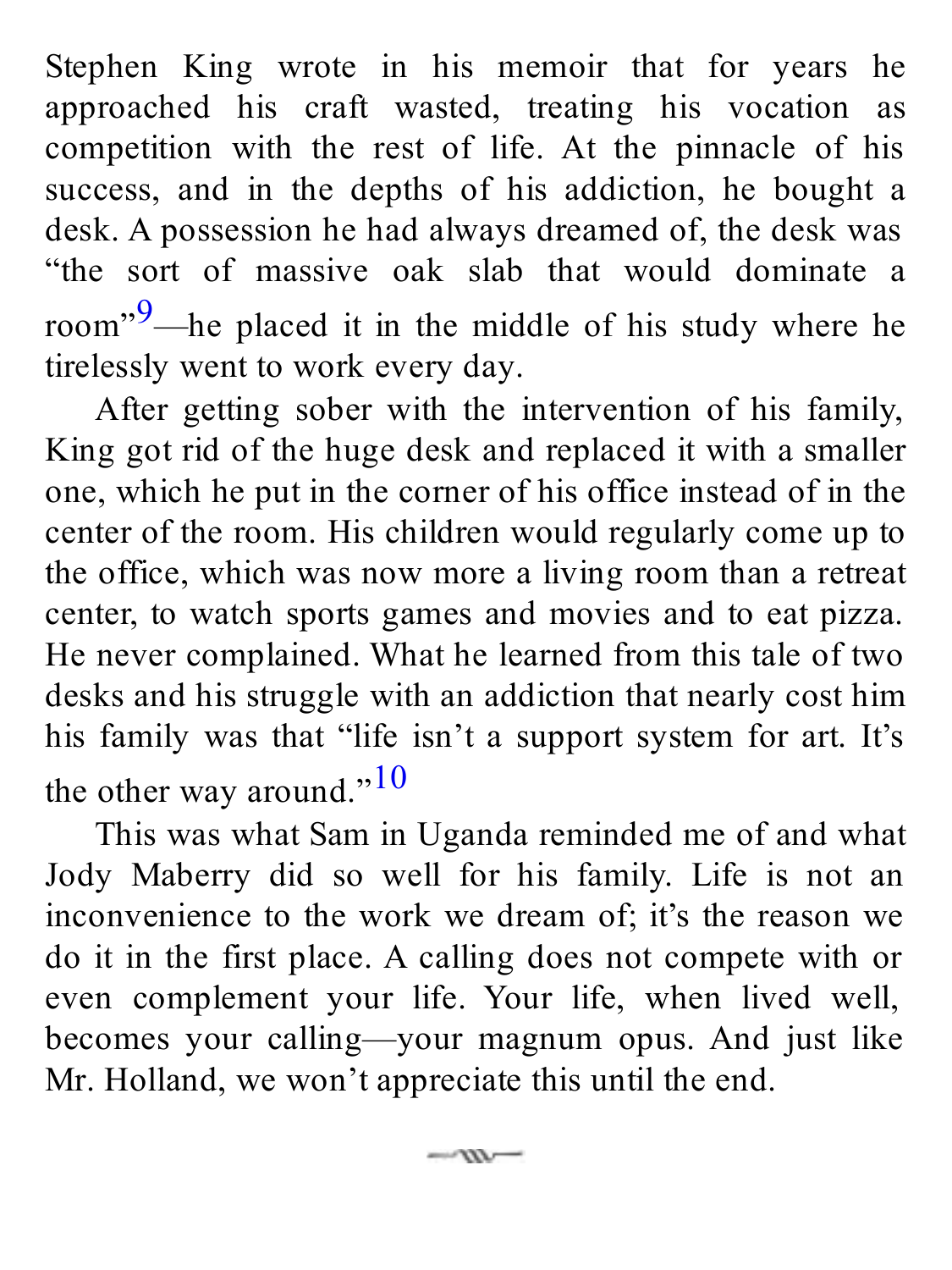Stephen King wrote in his memoir that for years he approached his craft wasted, treating his vocation as competition with the rest of life. At the pinnacle of his success, and in the depths of his addiction, he bought a desk. A possession he had always dreamed of, the desk was "the sort of massive oak slab that would dominate a room"[9]—he placed it in the middle of his study where he tirelessly went to work every day.

After getting sober with the intervention of his family, King got rid of the huge desk and replaced it with a smaller one, which he put in the corner of his office instead of in the center of the room. His children would regularly come up to the office, which was now more a living room than a retreat center, to watch sports games and movies and to eat pizza. He never complained. What he learned from this tale of two desks and his struggle with an addiction that nearly cost him his family was that "life isn't a support system for art. It's the other way around."[10]

This was what Sam in Uganda reminded me of and what Jody Maberry did so well for his family. Life is not an inconvenience to the work we dream of; it's the reason we do it in the first place. A calling does not compete with or even complement your life. Your life, when lived well, becomes your calling—your magnum opus. And just like Mr. Holland, we won't appreciate this until the end.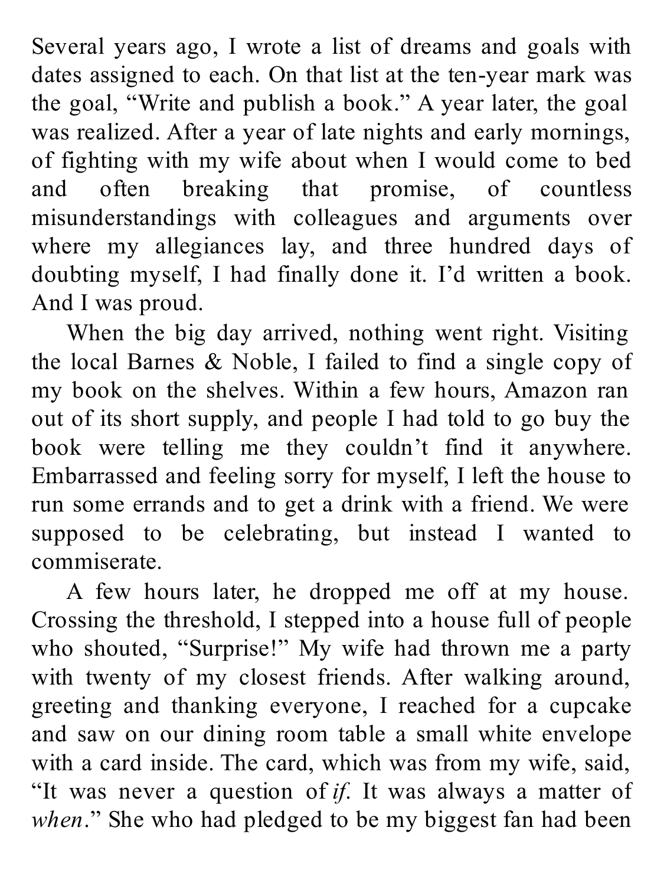Several years ago, I wrote a list of dreams and goals with dates assigned to each. On that list at the ten-year mark was the goal, "Write and publish a book." A year later, the goal was realized. After a year of late nights and early mornings, of fighting with my wife about when I would come to bed and often breaking that promise, of countless misunderstandings with colleagues and arguments over where my allegiances lay, and three hundred days of doubting myself, I had finally done it. I'd written a book. And I was proud.

When the big day arrived, nothing went right. Visiting the local Barnes & Noble, I failed to find a single copy of my book on the shelves. Within a few hours, Amazon ran out of its short supply, and people I had told to go buy the book were telling me they couldn't find it anywhere. Embarrassed and feeling sorry for myself, I left the house to run some errands and to get a drink with a friend. We were supposed to be celebrating, but instead I wanted to commiserate.

A few hours later, he dropped me off at my house. Crossing the threshold, I stepped into a house full of people who shouted, "Surprise!" My wife had thrown me a party with twenty of my closest friends. After walking around, greeting and thanking everyone, I reached for a cupcake and saw on our dining room table a small white envelope with a card inside. The card, which was from my wife, said, "It was never a question of *if*. It was always a matter of *when*." She who had pledged to be my biggest fan had been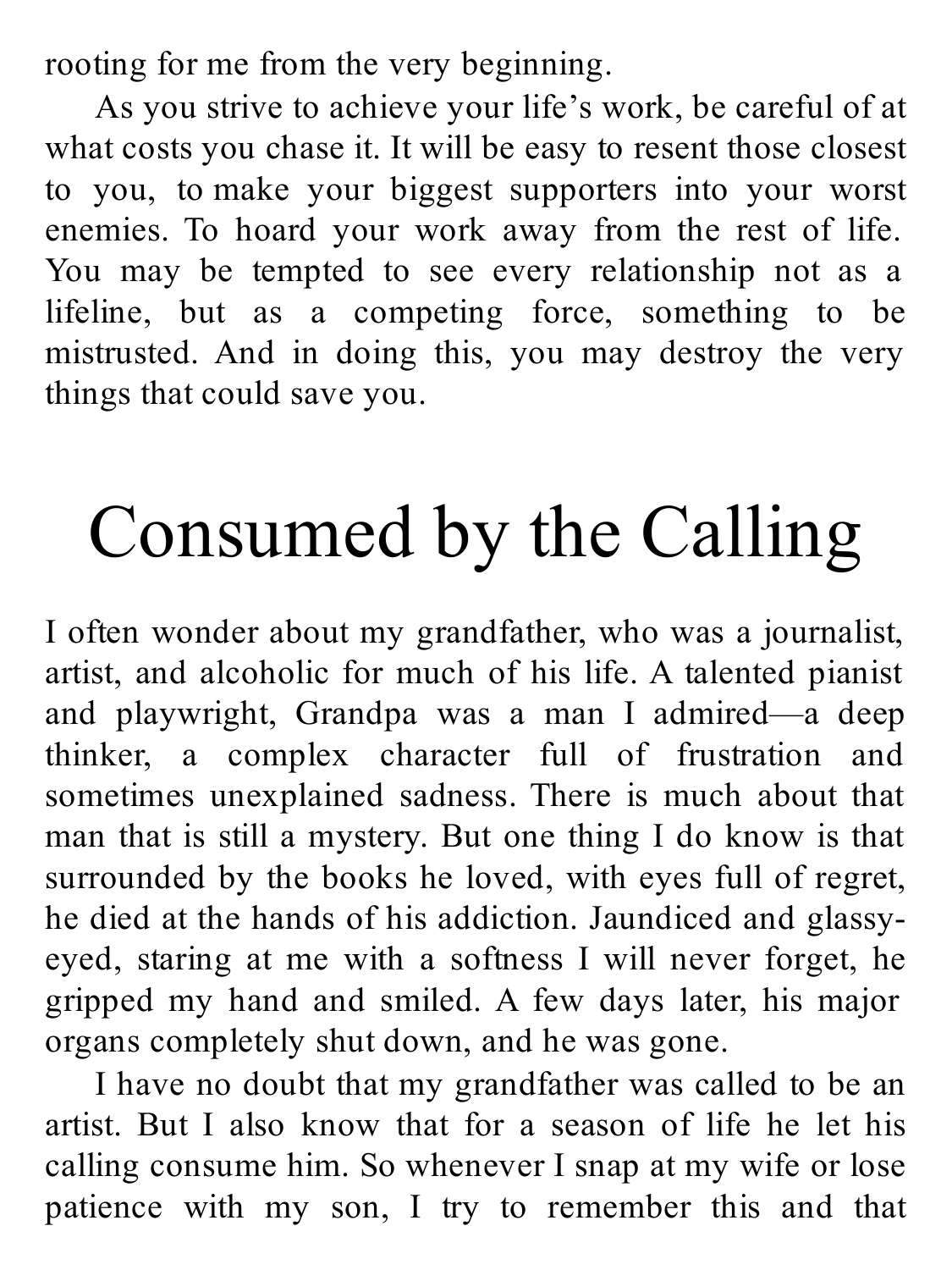rooting for me from the very beginning.

As you strive to achieve your life's work, be careful of at what costs you chase it. It will be easy to resent those closest to you, to make your biggest supporters into your worst enemies. To hoard your work away from the rest of life. You may be tempted to see every relationship not as a lifeline, but as a competing force, something to be mistrusted. And in doing this, you may destroy the very things that could save you.

# Consumed by the Calling

I often wonder about my grandfather, who was a journalist, artist, and alcoholic for much of his life. A talented pianist and playwright, Grandpa was a man I admired—a deep thinker, a complex character full of frustration and sometimes unexplained sadness. There is much about that man that is still a mystery. But one thing I do know is that surrounded by the books he loved, with eyes full of regret, he died at the hands of his addiction. Jaundiced and glassy-eyed, staring at me with a softness I will never forget, he gripped my hand and smiled. A few days later, his major organs completely shut down, and he was gone.

I have no doubt that my grandfather was called to be an artist. But I also know that for a season of life he let his calling consume him. So whenever I snap at my wife or lose patience with my son, I try to remember this and that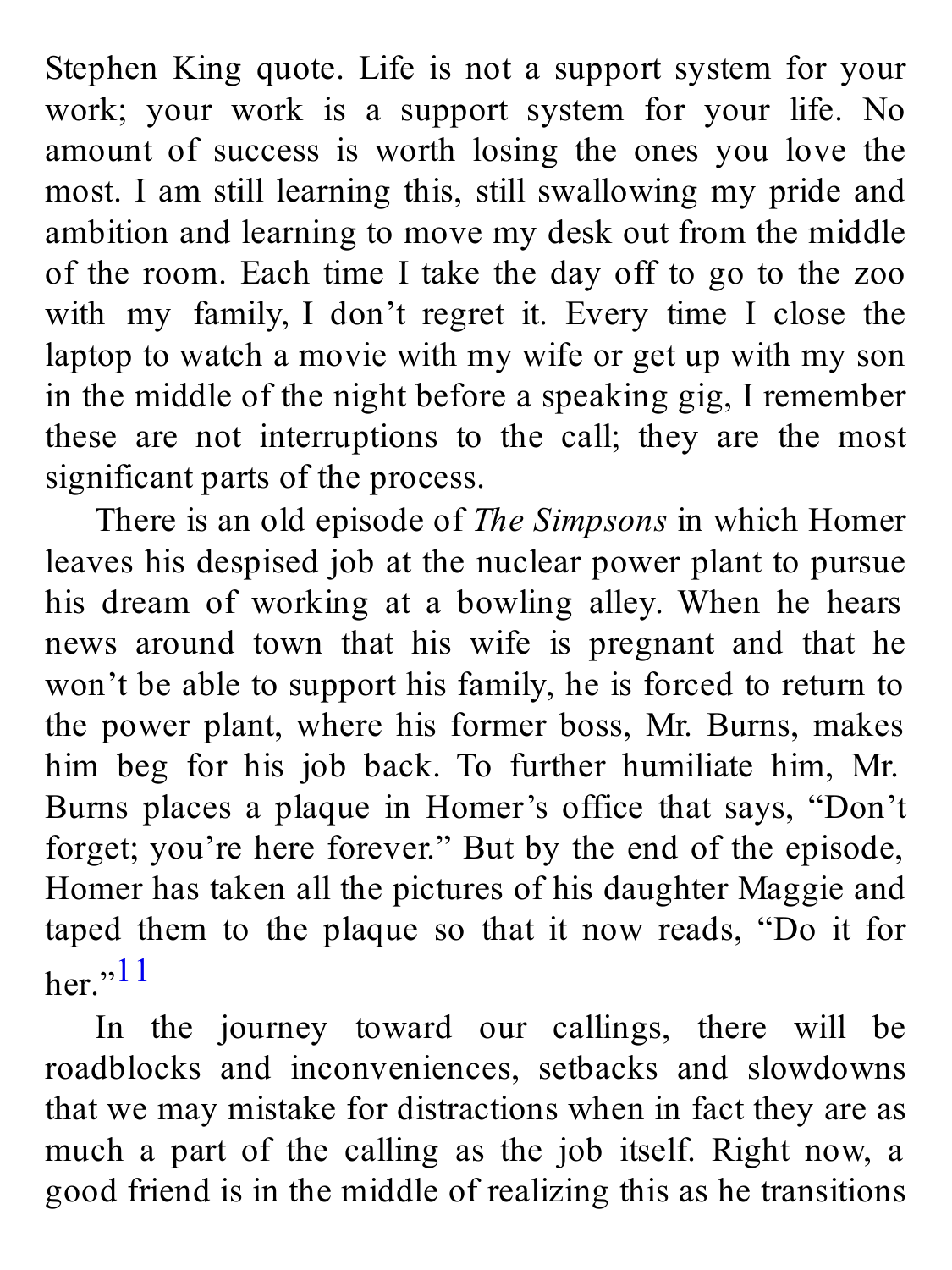Stephen King quote. Life is not a support system for your work; your work is a support system for your life. No amount of success is worth losing the ones you love the most. I am still learning this, still swallowing my pride and ambition and learning to move my desk out from the middle of the room. Each time I take the day off to go to the zoo with my family, I don't regret it. Every time I close the laptop to watch a movie with my wife or get up with my son in the middle of the night before a speaking gig, I remember these are not interruptions to the call; they are the most significant parts of the process.

There is an old episode of *The Simpsons* in which Homer leaves his despised job at the nuclear power plant to pursue his dream of working at a bowling alley. When he hears news around town that his wife is pregnant and that he won't be able to support his family, he is forced to return to the power plant, where his former boss, Mr. Burns, makes him beg for his job back. To further humiliate him, Mr. Burns places a plaque in Homer's office that says, "Don't forget; you're here forever." But by the end of the episode, Homer has taken all the pictures of his daughter Maggie and taped them to the plaque so that it now reads, "Do it for her."[11]

In the journey toward our callings, there will be roadblocks and inconveniences, setbacks and slowdowns that we may mistake for distractions when in fact they are as much a part of the calling as the job itself. Right now, a good friend is in the middle of realizing this as he transitions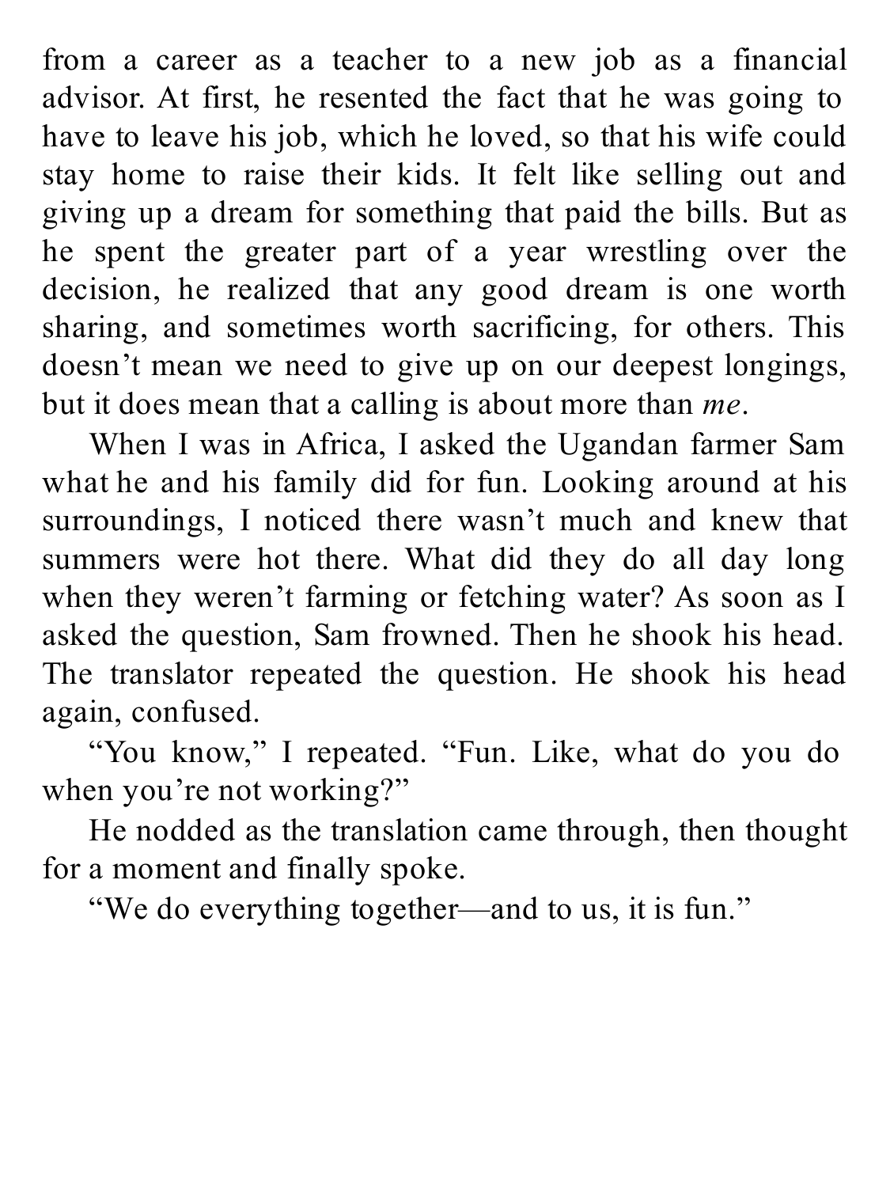from a career as a teacher to a new job as a financial advisor. At first, he resented the fact that he was going to have to leave his job, which he loved, so that his wife could stay home to raise their kids. It felt like selling out and giving up a dream for something that paid the bills. But as he spent the greater part of a year wrestling over the decision, he realized that any good dream is one worth sharing, and sometimes worth sacrificing, for others. This doesn't mean we need to give up on our deepest longings, but it does mean that a calling is about more than *me*.

When I was in Africa, I asked the Ugandan farmer Sam what he and his family did for fun. Looking around at his surroundings, I noticed there wasn't much and knew that summers were hot there. What did they do all day long when they weren't farming or fetching water? As soon as I asked the question, Sam frowned. Then he shook his head. The translator repeated the question. He shook his head again, confused.

"You know," I repeated. "Fun. Like, what do you do when you're not working?"

He nodded as the translation came through, then thought for a moment and finally spoke.

"We do everything together—and to us, it is fun."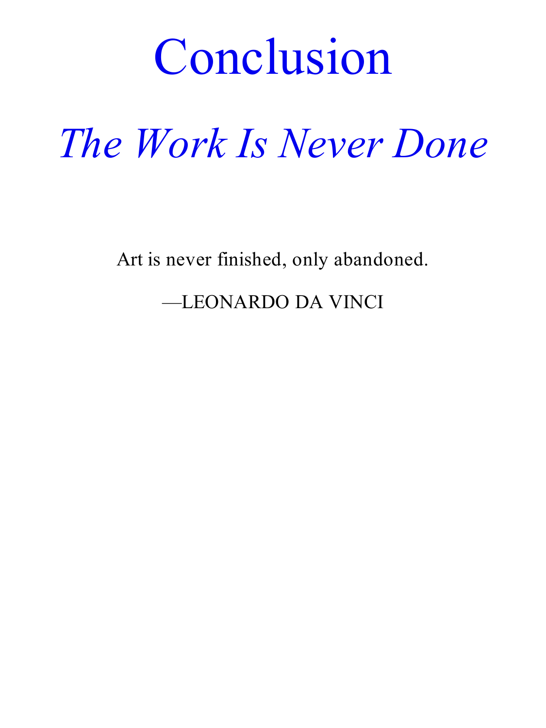# Conclusion

## *The Work Is Never Done*

Art is never finished, only abandoned.

—LEONARDO DA VINCI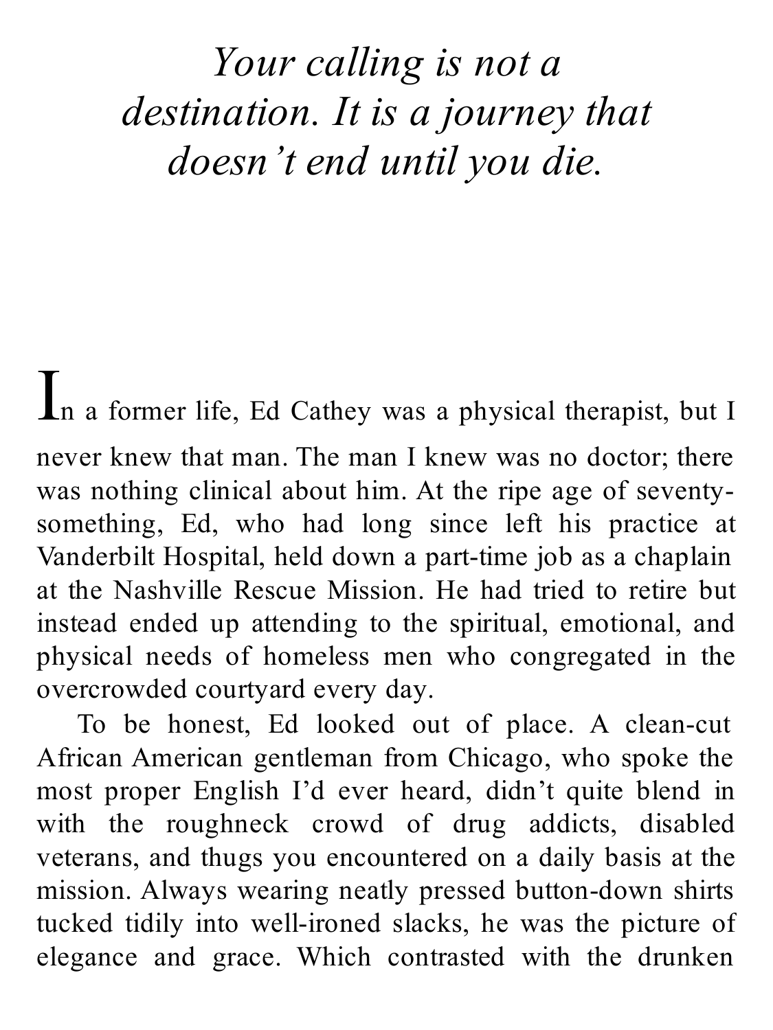*Your calling is not a destination. It is a journey that doesn't end until you die.*

In a former life, Ed Cathey was a physical therapist, but I never knew that man. The man I knew was no doctor; there was nothing clinical about him. At the ripe age of seventy-something, Ed, who had long since left his practice at Vanderbilt Hospital, held down a part-time job as a chaplain at the Nashville Rescue Mission. He had tried to retire but instead ended up attending to the spiritual, emotional, and physical needs of homeless men who congregated in the overcrowded courtyard every day.

To be honest, Ed looked out of place. A clean-cut African American gentleman from Chicago, who spoke the most proper English I'd ever heard, didn't quite blend in with the roughneck crowd of drug addicts, disabled veterans, and thugs you encountered on a daily basis at the mission. Always wearing neatly pressed button-down shirts tucked tidily into well-ironed slacks, he was the picture of elegance and grace. Which contrasted with the drunken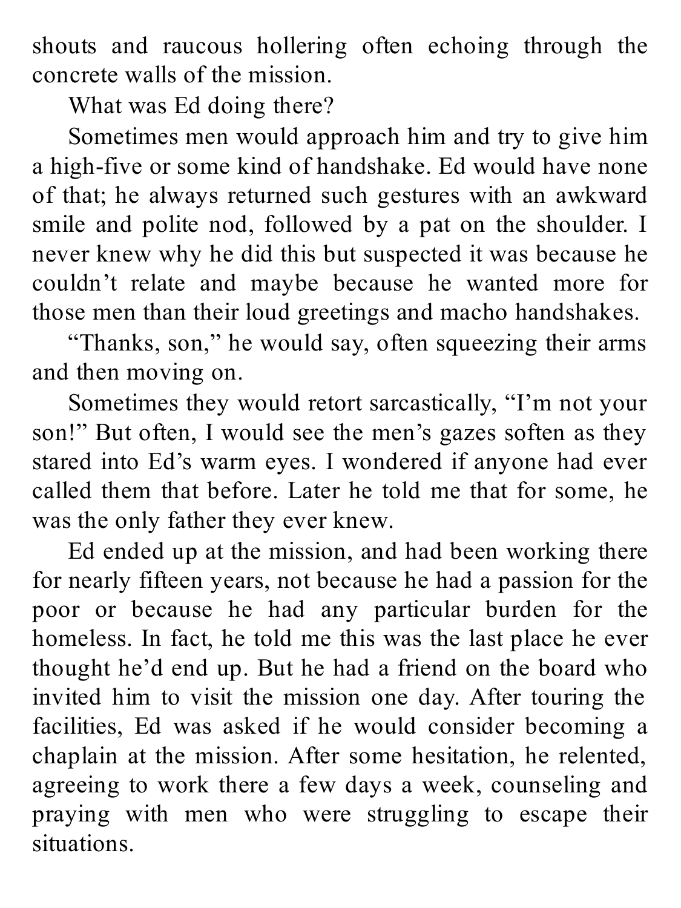shouts and raucous hollering often echoing through the concrete walls of the mission.

What was Ed doing there?

Sometimes men would approach him and try to give him a high-five or some kind of handshake. Ed would have none of that; he always returned such gestures with an awkward smile and polite nod, followed by a pat on the shoulder. I never knew why he did this but suspected it was because he couldn't relate and maybe because he wanted more for those men than their loud greetings and macho handshakes.

"Thanks, son," he would say, often squeezing their arms and then moving on.

Sometimes they would retort sarcastically, "I'm not your son!" But often, I would see the men's gazes soften as they stared into Ed's warm eyes. I wondered if anyone had ever called them that before. Later he told me that for some, he was the only father they ever knew.

Ed ended up at the mission, and had been working there for nearly fifteen years, not because he had a passion for the poor or because he had any particular burden for the homeless. In fact, he told me this was the last place he ever thought he'd end up. But he had a friend on the board who invited him to visit the mission one day. After touring the facilities, Ed was asked if he would consider becoming a chaplain at the mission. After some hesitation, he relented, agreeing to work there a few days a week, counseling and praying with men who were struggling to escape their situations.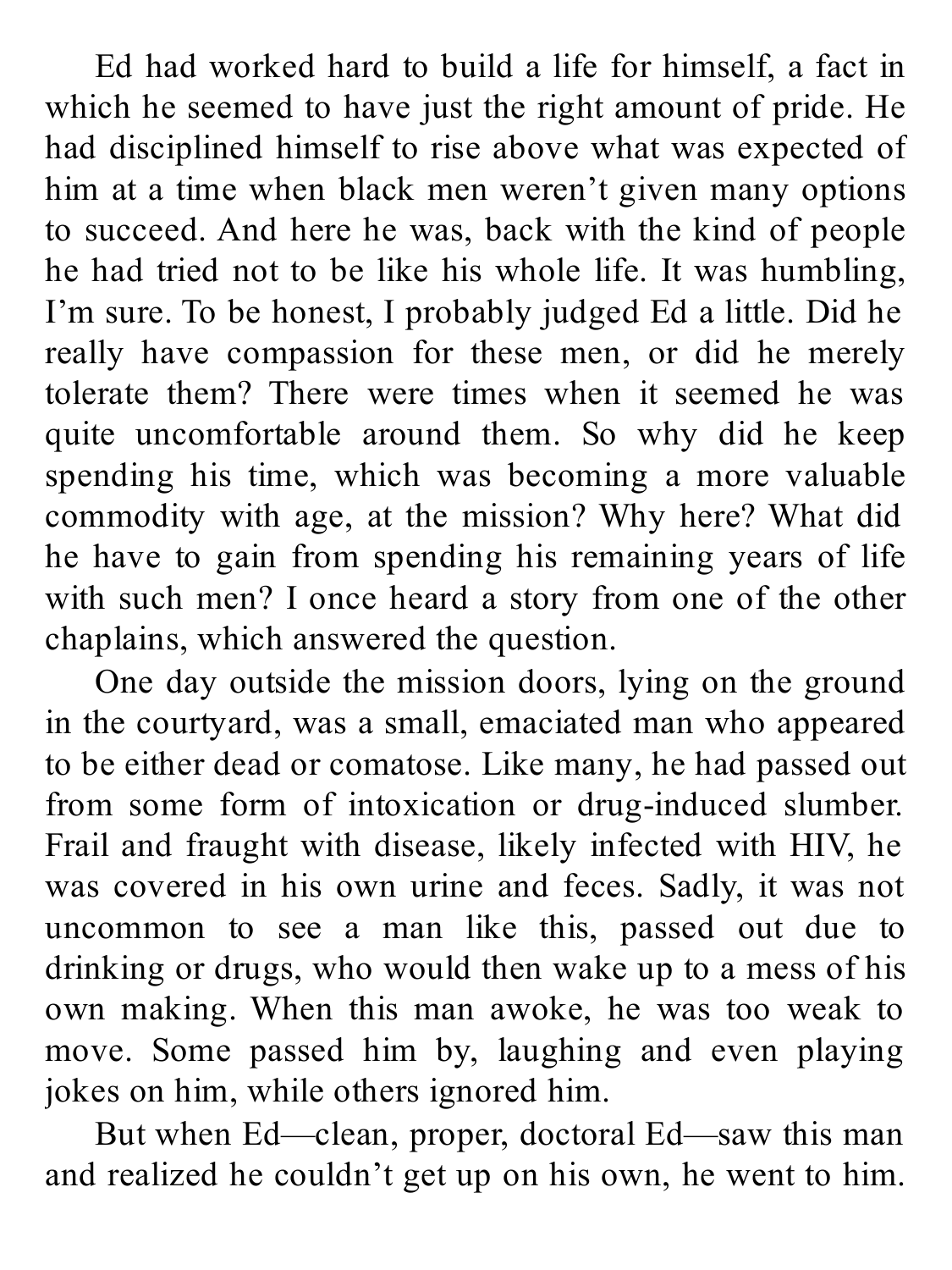Ed had worked hard to build a life for himself, a fact in which he seemed to have just the right amount of pride. He had disciplined himself to rise above what was expected of him at a time when black men weren't given many options to succeed. And here he was, back with the kind of people he had tried not to be like his whole life. It was humbling, I'm sure. To be honest, I probably judged Ed a little. Did he really have compassion for these men, or did he merely tolerate them? There were times when it seemed he was quite uncomfortable around them. So why did he keep spending his time, which was becoming a more valuable commodity with age, at the mission? Why here? What did he have to gain from spending his remaining years of life with such men? I once heard a story from one of the other chaplains, which answered the question.

One day outside the mission doors, lying on the ground in the courtyard, was a small, emaciated man who appeared to be either dead or comatose. Like many, he had passed out from some form of intoxication or drug-induced slumber. Frail and fraught with disease, likely infected with HIV, he was covered in his own urine and feces. Sadly, it was not uncommon to see a man like this, passed out due to drinking or drugs, who would then wake up to a mess of his own making. When this man awoke, he was too weak to move. Some passed him by, laughing and even playing jokes on him, while others ignored him.

But when Ed—clean, proper, doctoral Ed—saw this man and realized he couldn't get up on his own, he went to him.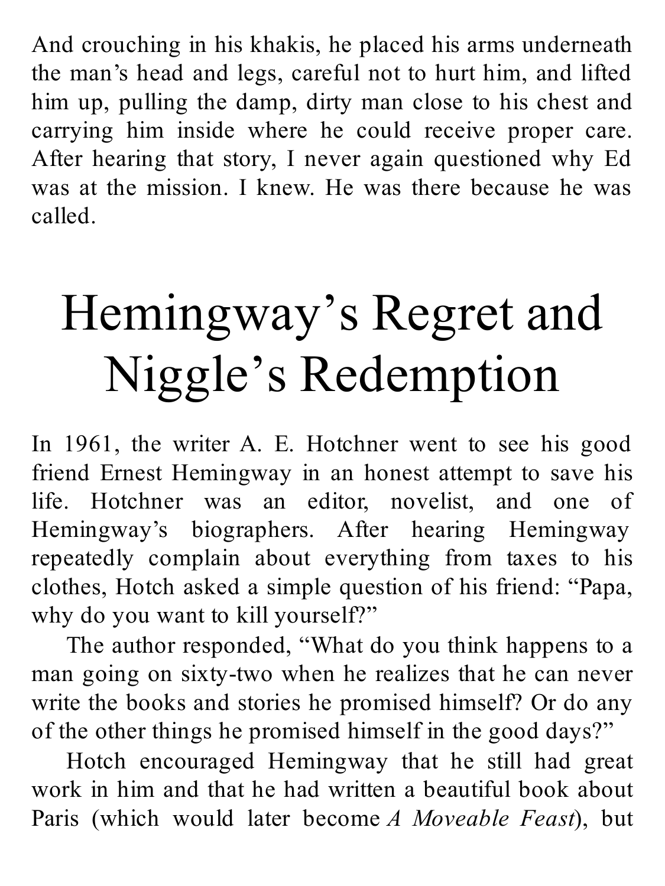And crouching in his khakis, he placed his arms underneath the man's head and legs, careful not to hurt him, and lifted him up, pulling the damp, dirty man close to his chest and carrying him inside where he could receive proper care. After hearing that story, I never again questioned why Ed was at the mission. I knew. He was there because he was called.

# Hemingway's Regret and Niggle's Redemption

In 1961, the writer A. E. Hotchner went to see his good friend Ernest Hemingway in an honest attempt to save his life. Hotchner was an editor, novelist, and one of Hemingway's biographers. After hearing Hemingway repeatedly complain about everything from taxes to his clothes, Hotch asked a simple question of his friend: "Papa, why do you want to kill yourself?"

The author responded, "What do you think happens to a man going on sixty-two when he realizes that he can never write the books and stories he promised himself? Or do any of the other things he promised himself in the good days?"

Hotch encouraged Hemingway that he still had great work in him and that he had written a beautiful book about Paris (which would later become *A Moveable Feast*), but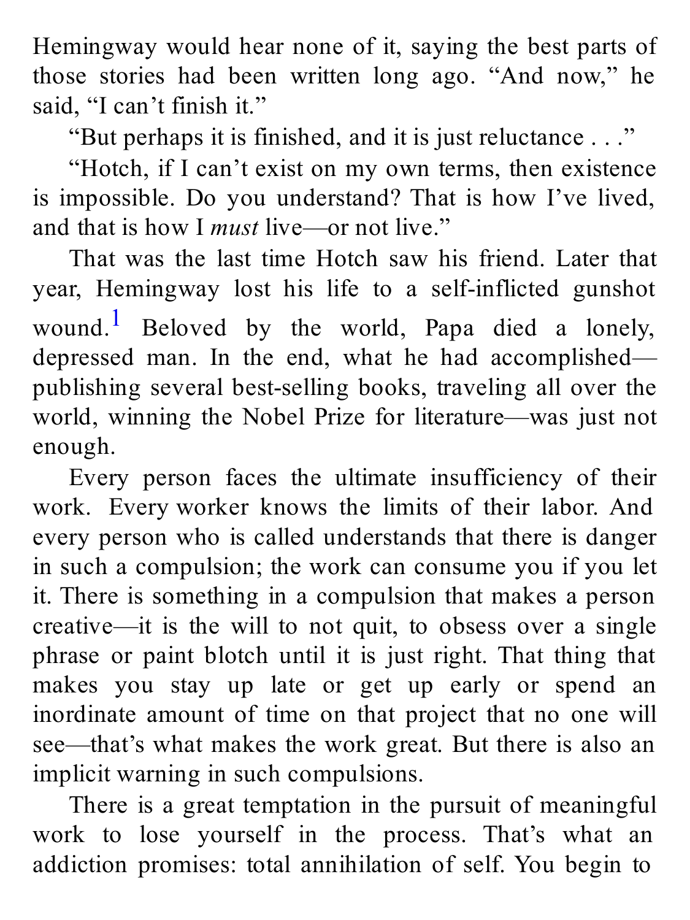Hemingway would hear none of it, saying the best parts of those stories had been written long ago. "And now," he said, "I can't finish it."

"But perhaps it is finished, and it is just reluctance . . ."

"Hotch, if I can't exist on my own terms, then existence is impossible. Do you understand? That is how I've lived, and that is how I *must* live—or not live."

That was the last time Hotch saw his friend. Later that year, Hemingway lost his life to a self-inflicted gunshot wound.[1] Beloved by the world, Papa died a lonely, depressed man. In the end, what he had accomplished—publishing several best-selling books, traveling all over the world, winning the Nobel Prize for literature—was just not enough.

Every person faces the ultimate insufficiency of their work. Every worker knows the limits of their labor. And every person who is called understands that there is danger in such a compulsion; the work can consume you if you let it. There is something in a compulsion that makes a person creative—it is the will to not quit, to obsess over a single phrase or paint blotch until it is just right. That thing that makes you stay up late or get up early or spend an inordinate amount of time on that project that no one will see—that's what makes the work great. But there is also an implicit warning in such compulsions.

There is a great temptation in the pursuit of meaningful work to lose yourself in the process. That's what an addiction promises: total annihilation of self. You begin to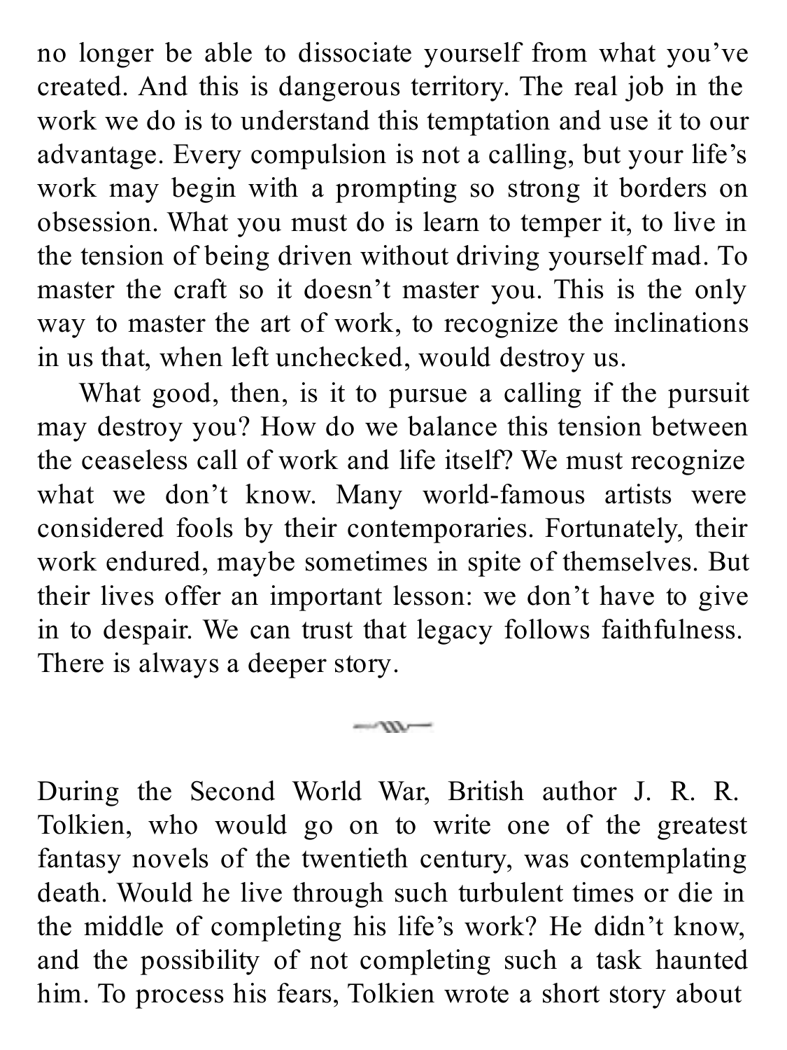no longer be able to dissociate yourself from what you've created. And this is dangerous territory. The real job in the work we do is to understand this temptation and use it to our advantage. Every compulsion is not a calling, but your life's work may begin with a prompting so strong it borders on obsession. What you must do is learn to temper it, to live in the tension of being driven without driving yourself mad. To master the craft so it doesn't master you. This is the only way to master the art of work, to recognize the inclinations in us that, when left unchecked, would destroy us.

What good, then, is it to pursue a calling if the pursuit may destroy you? How do we balance this tension between the ceaseless call of work and life itself? We must recognize what we don't know. Many world-famous artists were considered fools by their contemporaries. Fortunately, their work endured, maybe sometimes in spite of themselves. But their lives offer an important lesson: we don't have to give in to despair. We can trust that legacy follows faithfulness. There is always a deeper story.

---

During the Second World War, British author J. R. R. Tolkien, who would go on to write one of the greatest fantasy novels of the twentieth century, was contemplating death. Would he live through such turbulent times or die in the middle of completing his life's work? He didn't know, and the possibility of not completing such a task haunted him. To process his fears, Tolkien wrote a short story about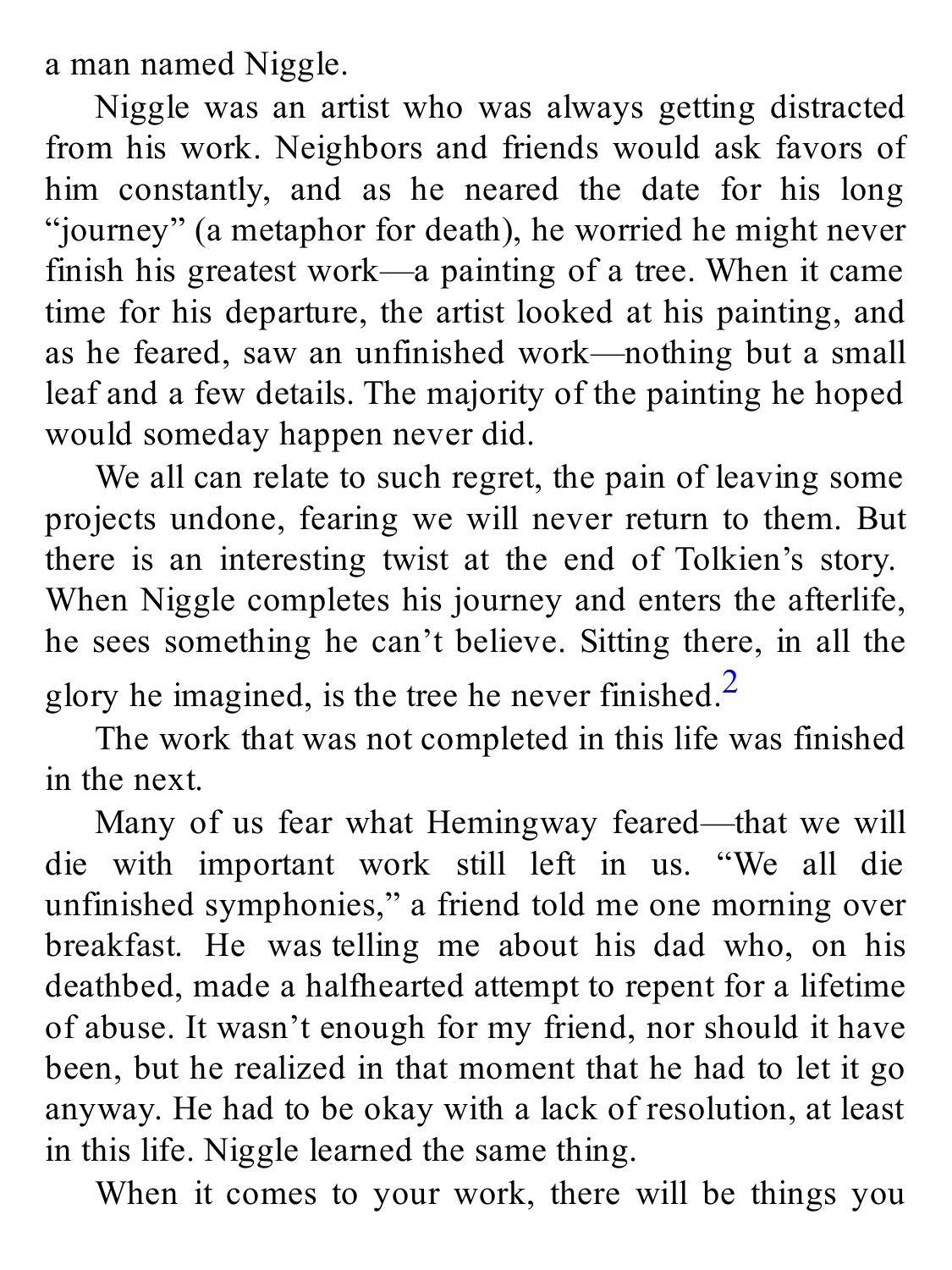a man named Niggle.

Niggle was an artist who was always getting distracted from his work. Neighbors and friends would ask favors of him constantly, and as he neared the date for his long "journey" (a metaphor for death), he worried he might never finish his greatest work—a painting of a tree. When it came time for his departure, the artist looked at his painting, and as he feared, saw an unfinished work—nothing but a small leaf and a few details. The majority of the painting he hoped would someday happen never did.

We all can relate to such regret, the pain of leaving some projects undone, fearing we will never return to them. But there is an interesting twist at the end of Tolkien's story. When Niggle completes his journey and enters the afterlife, he sees something he can't believe. Sitting there, in all the glory he imagined, is the tree he never finished.[2]

The work that was not completed in this life was finished in the next.

Many of us fear what Hemingway feared—that we will die with important work still left in us. "We all die unfinished symphonies," a friend told me one morning over breakfast. He was telling me about his dad who, on his deathbed, made a halfhearted attempt to repent for a lifetime of abuse. It wasn't enough for my friend, nor should it have been, but he realized in that moment that he had to let it go anyway. He had to be okay with a lack of resolution, at least in this life. Niggle learned the same thing.

When it comes to your work, there will be things you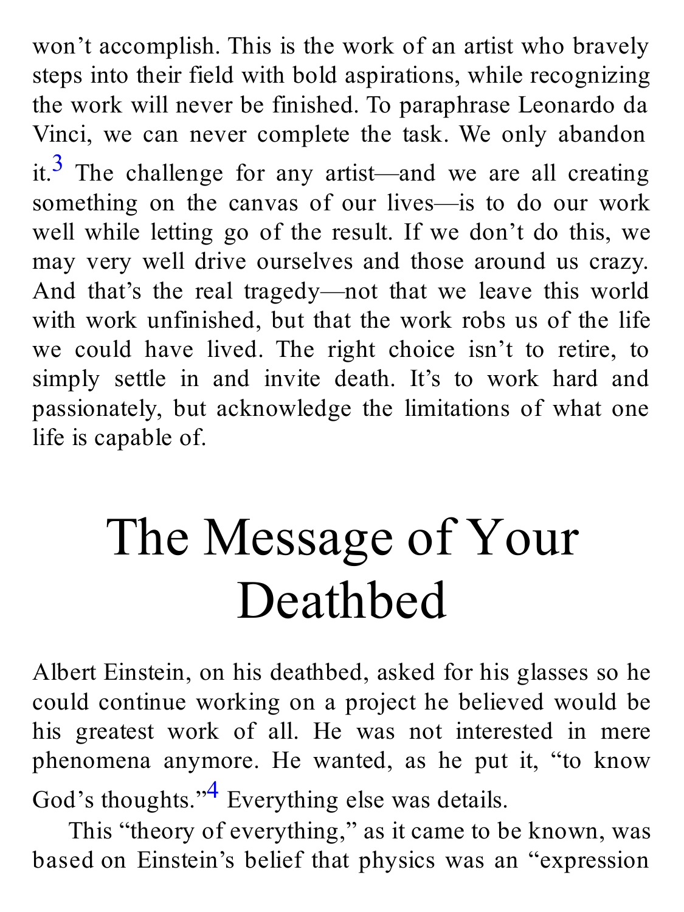won't accomplish. This is the work of an artist who bravely steps into their field with bold aspirations, while recognizing the work will never be finished. To paraphrase Leonardo da Vinci, we can never complete the task. We only abandon it.[3] The challenge for any artist—and we are all creating something on the canvas of our lives—is to do our work well while letting go of the result. If we don't do this, we may very well drive ourselves and those around us crazy. And that's the real tragedy—not that we leave this world with work unfinished, but that the work robs us of the life we could have lived. The right choice isn't to retire, to simply settle in and invite death. It's to work hard and passionately, but acknowledge the limitations of what one life is capable of.

# The Message of Your Deathbed

Albert Einstein, on his deathbed, asked for his glasses so he could continue working on a project he believed would be his greatest work of all. He was not interested in mere phenomena anymore. He wanted, as he put it, "to know God's thoughts."[4] Everything else was details.

This "theory of everything," as it came to be known, was based on Einstein's belief that physics was an "expression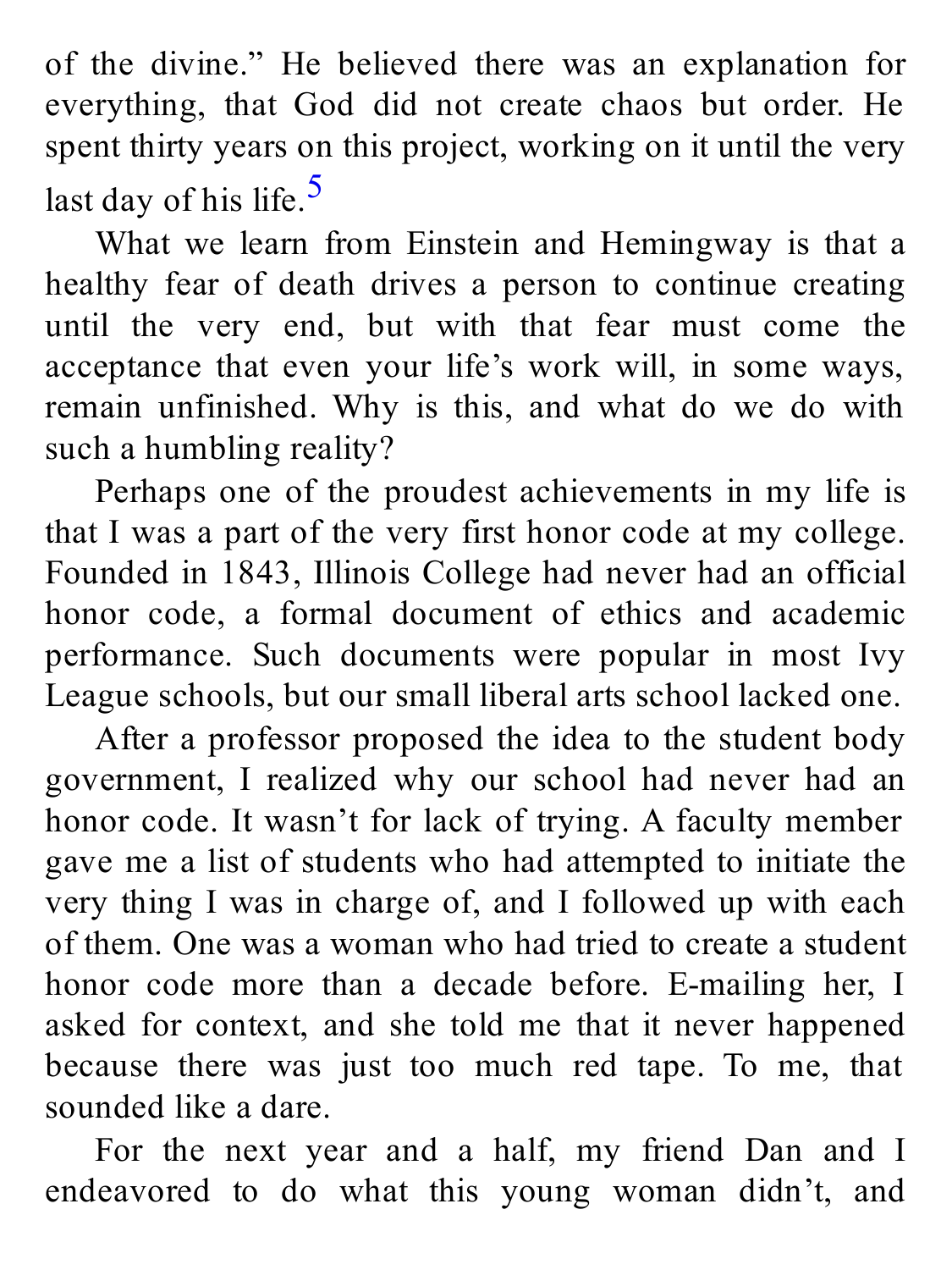of the divine." He believed there was an explanation for everything, that God did not create chaos but order. He spent thirty years on this project, working on it until the very last day of his life.[5]

What we learn from Einstein and Hemingway is that a healthy fear of death drives a person to continue creating until the very end, but with that fear must come the acceptance that even your life's work will, in some ways, remain unfinished. Why is this, and what do we do with such a humbling reality?

Perhaps one of the proudest achievements in my life is that I was a part of the very first honor code at my college. Founded in 1843, Illinois College had never had an official honor code, a formal document of ethics and academic performance. Such documents were popular in most Ivy League schools, but our small liberal arts school lacked one.

After a professor proposed the idea to the student body government, I realized why our school had never had an honor code. It wasn't for lack of trying. A faculty member gave me a list of students who had attempted to initiate the very thing I was in charge of, and I followed up with each of them. One was a woman who had tried to create a student honor code more than a decade before. E-mailing her, I asked for context, and she told me that it never happened because there was just too much red tape. To me, that sounded like a dare.

For the next year and a half, my friend Dan and I endeavored to do what this young woman didn't, and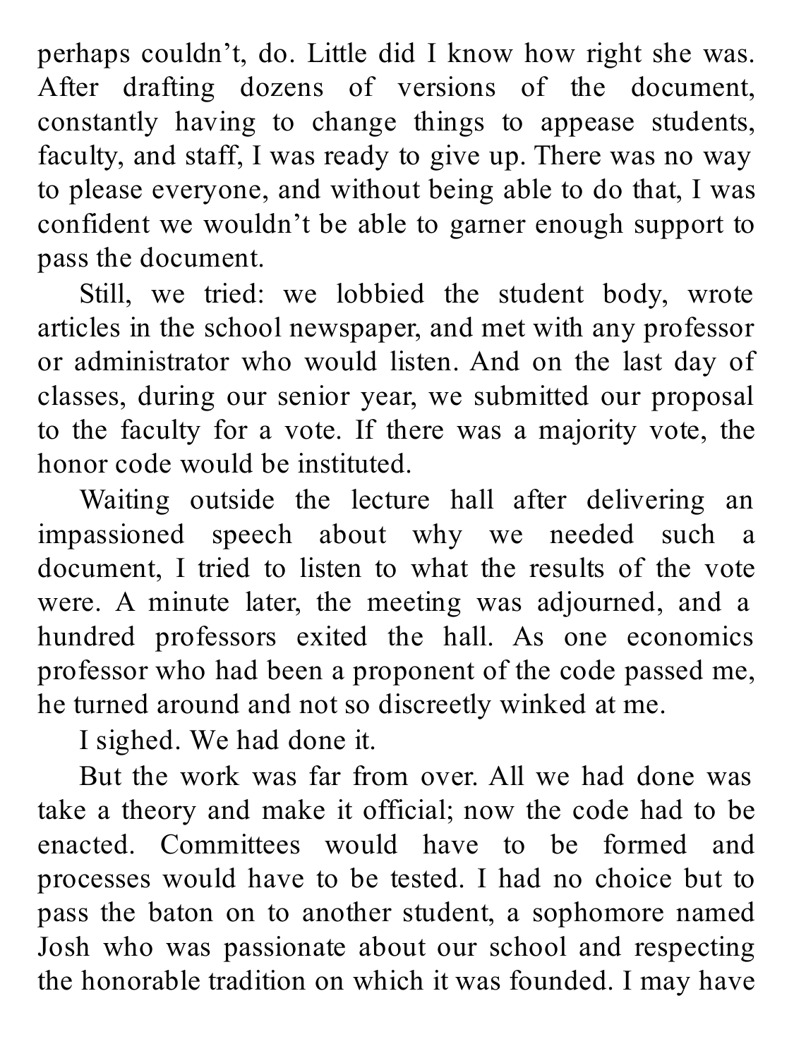perhaps couldn't, do. Little did I know how right she was. After drafting dozens of versions of the document, constantly having to change things to appease students, faculty, and staff, I was ready to give up. There was no way to please everyone, and without being able to do that, I was confident we wouldn't be able to garner enough support to pass the document.

Still, we tried: we lobbied the student body, wrote articles in the school newspaper, and met with any professor or administrator who would listen. And on the last day of classes, during our senior year, we submitted our proposal to the faculty for a vote. If there was a majority vote, the honor code would be instituted.

Waiting outside the lecture hall after delivering an impassioned speech about why we needed such a document, I tried to listen to what the results of the vote were. A minute later, the meeting was adjourned, and a hundred professors exited the hall. As one economics professor who had been a proponent of the code passed me, he turned around and not so discreetly winked at me.

I sighed. We had done it.

But the work was far from over. All we had done was take a theory and make it official; now the code had to be enacted. Committees would have to be formed and processes would have to be tested. I had no choice but to pass the baton on to another student, a sophomore named Josh who was passionate about our school and respecting the honorable tradition on which it was founded. I may have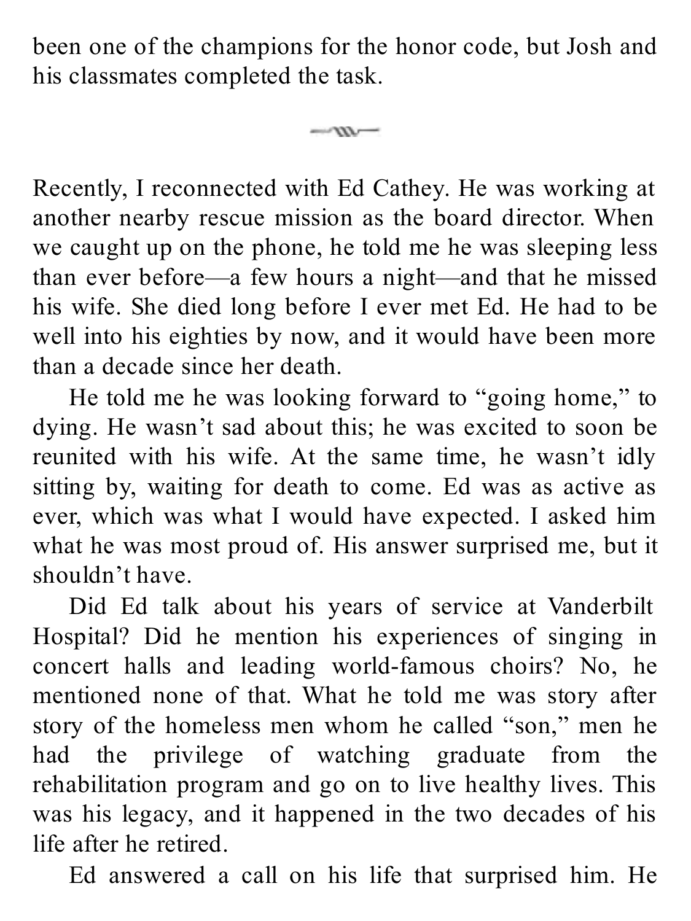been one of the champions for the honor code, but Josh and his classmates completed the task.

---

Recently, I reconnected with Ed Cathey. He was working at another nearby rescue mission as the board director. When we caught up on the phone, he told me he was sleeping less than ever before—a few hours a night—and that he missed his wife. She died long before I ever met Ed. He had to be well into his eighties by now, and it would have been more than a decade since her death.

He told me he was looking forward to "going home," to dying. He wasn't sad about this; he was excited to soon be reunited with his wife. At the same time, he wasn't idly sitting by, waiting for death to come. Ed was as active as ever, which was what I would have expected. I asked him what he was most proud of. His answer surprised me, but it shouldn't have.

Did Ed talk about his years of service at Vanderbilt Hospital? Did he mention his experiences of singing in concert halls and leading world-famous choirs? No, he mentioned none of that. What he told me was story after story of the homeless men whom he called "son," men he had the privilege of watching graduate from the rehabilitation program and go on to live healthy lives. This was his legacy, and it happened in the two decades of his life after he retired.

Ed answered a call on his life that surprised him. He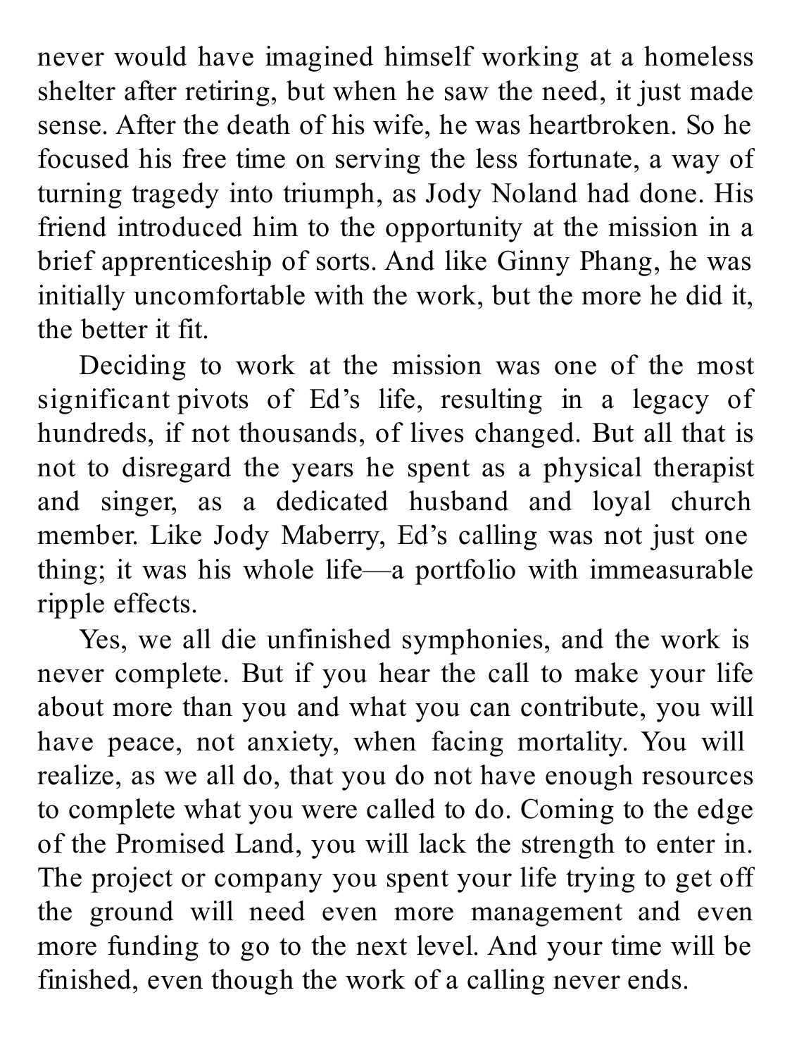never would have imagined himself working at a homeless shelter after retiring, but when he saw the need, it just made sense. After the death of his wife, he was heartbroken. So he focused his free time on serving the less fortunate, a way of turning tragedy into triumph, as Jody Noland had done. His friend introduced him to the opportunity at the mission in a brief apprenticeship of sorts. And like Ginny Phang, he was initially uncomfortable with the work, but the more he did it, the better it fit.

Deciding to work at the mission was one of the most significant pivots of Ed's life, resulting in a legacy of hundreds, if not thousands, of lives changed. But all that is not to disregard the years he spent as a physical therapist and singer, as a dedicated husband and loyal church member. Like Jody Maberry, Ed's calling was not just one thing; it was his whole life—a portfolio with immeasurable ripple effects.

Yes, we all die unfinished symphonies, and the work is never complete. But if you hear the call to make your life about more than you and what you can contribute, you will have peace, not anxiety, when facing mortality. You will realize, as we all do, that you do not have enough resources to complete what you were called to do. Coming to the edge of the Promised Land, you will lack the strength to enter in. The project or company you spent your life trying to get off the ground will need even more management and even more funding to go to the next level. And your time will be finished, even though the work of a calling never ends.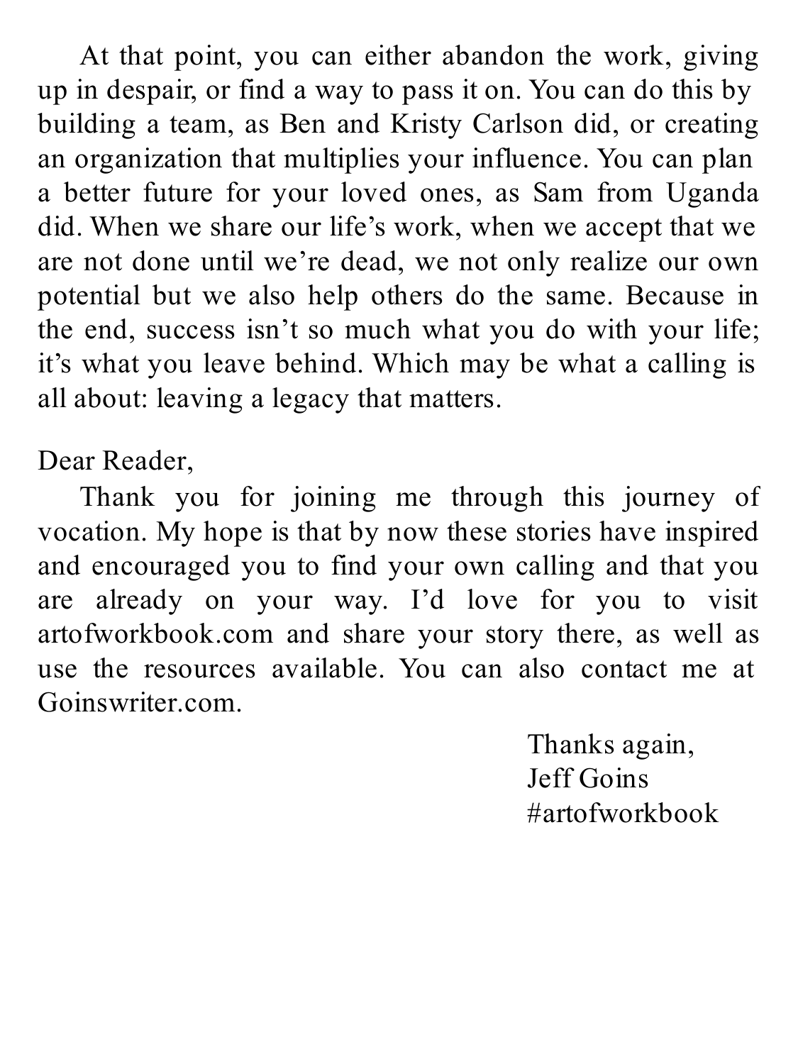At that point, you can either abandon the work, giving up in despair, or find a way to pass it on. You can do this by building a team, as Ben and Kristy Carlson did, or creating an organization that multiplies your influence. You can plan a better future for your loved ones, as Sam from Uganda did. When we share our life's work, when we accept that we are not done until we're dead, we not only realize our own potential but we also help others do the same. Because in the end, success isn't so much what you do with your life; it's what you leave behind. Which may be what a calling is all about: leaving a legacy that matters.

Dear Reader,

Thank you for joining me through this journey of vocation. My hope is that by now these stories have inspired and encouraged you to find your own calling and that you are already on your way. I'd love for you to visit artofworkbook.com and share your story there, as well as use the resources available. You can also contact me at Goinswriter.com.

Thanks again,
Jeff Goins
#artofworkbook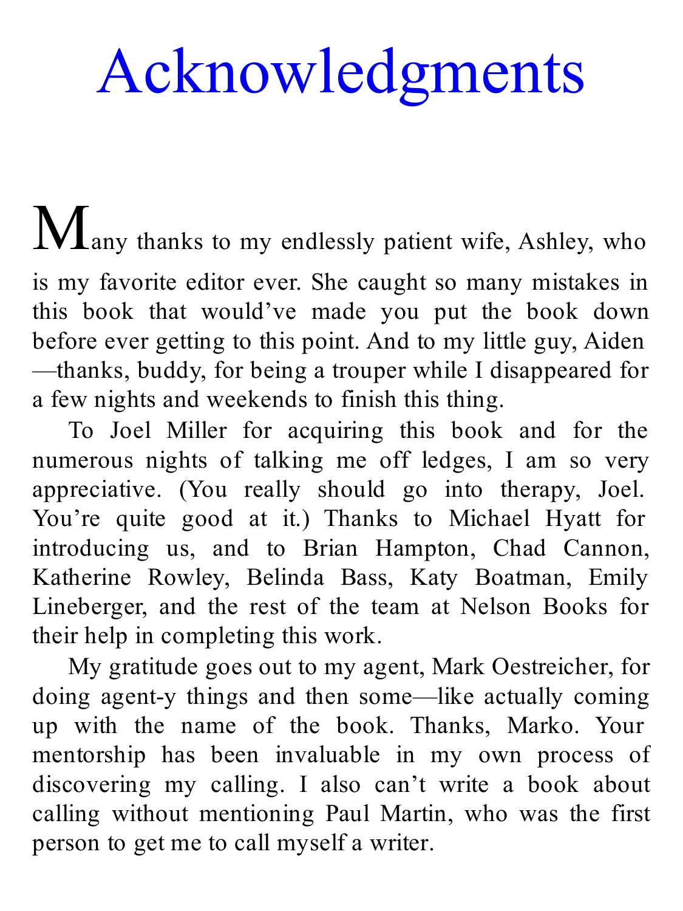# Acknowledgments

Many thanks to my endlessly patient wife, Ashley, who is my favorite editor ever. She caught so many mistakes in this book that would've made you put the book down before ever getting to this point. And to my little guy, Aiden—thanks, buddy, for being a trouper while I disappeared for a few nights and weekends to finish this thing.

To Joel Miller for acquiring this book and for the numerous nights of talking me off ledges, I am so very appreciative. (You really should go into therapy, Joel. You're quite good at it.) Thanks to Michael Hyatt for introducing us, and to Brian Hampton, Chad Cannon, Katherine Rowley, Belinda Bass, Katy Boatman, Emily Lineberger, and the rest of the team at Nelson Books for their help in completing this work.

My gratitude goes out to my agent, Mark Oestreicher, for doing agent-y things and then some—like actually coming up with the name of the book. Thanks, Marko. Your mentorship has been invaluable in my own process of discovering my calling. I also can't write a book about calling without mentioning Paul Martin, who was the first person to get me to call myself a writer.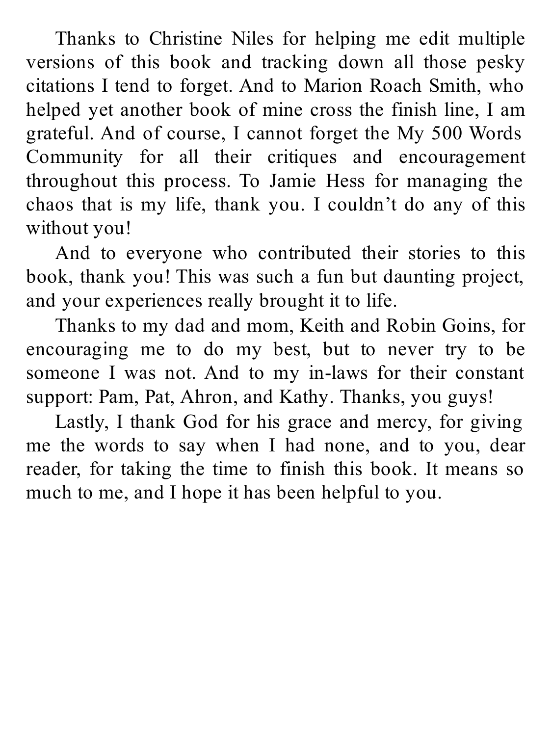Thanks to Christine Niles for helping me edit multiple versions of this book and tracking down all those pesky citations I tend to forget. And to Marion Roach Smith, who helped yet another book of mine cross the finish line, I am grateful. And of course, I cannot forget the My 500 Words Community for all their critiques and encouragement throughout this process. To Jamie Hess for managing the chaos that is my life, thank you. I couldn't do any of this without you!

And to everyone who contributed their stories to this book, thank you! This was such a fun but daunting project, and your experiences really brought it to life.

Thanks to my dad and mom, Keith and Robin Goins, for encouraging me to do my best, but to never try to be someone I was not. And to my in-laws for their constant support: Pam, Pat, Ahron, and Kathy. Thanks, you guys!

Lastly, I thank God for his grace and mercy, for giving me the words to say when I had none, and to you, dear reader, for taking the time to finish this book. It means so much to me, and I hope it has been helpful to you.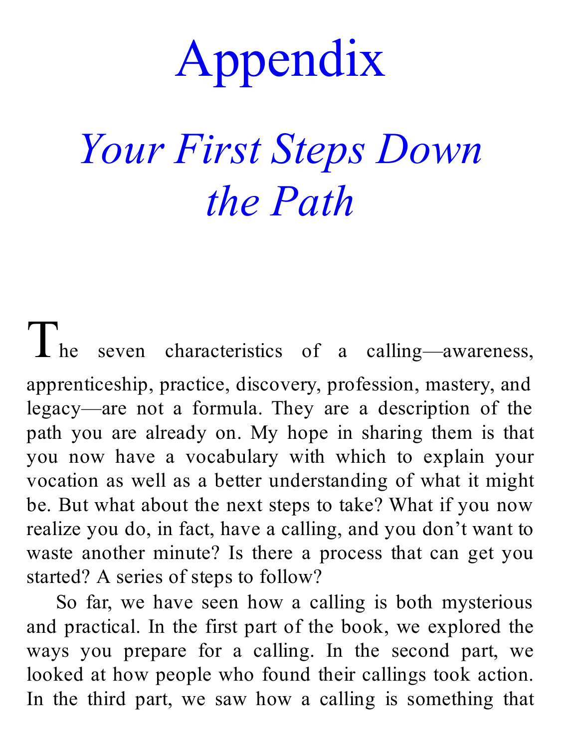# Appendix

## *Your First Steps Down the Path*

The seven characteristics of a calling—awareness, apprenticeship, practice, discovery, profession, mastery, and legacy—are not a formula. They are a description of the path you are already on. My hope in sharing them is that you now have a vocabulary with which to explain your vocation as well as a better understanding of what it might be. But what about the next steps to take? What if you now realize you do, in fact, have a calling, and you don't want to waste another minute? Is there a process that can get you started? A series of steps to follow?

So far, we have seen how a calling is both mysterious and practical. In the first part of the book, we explored the ways you prepare for a calling. In the second part, we looked at how people who found their callings took action. In the third part, we saw how a calling is something that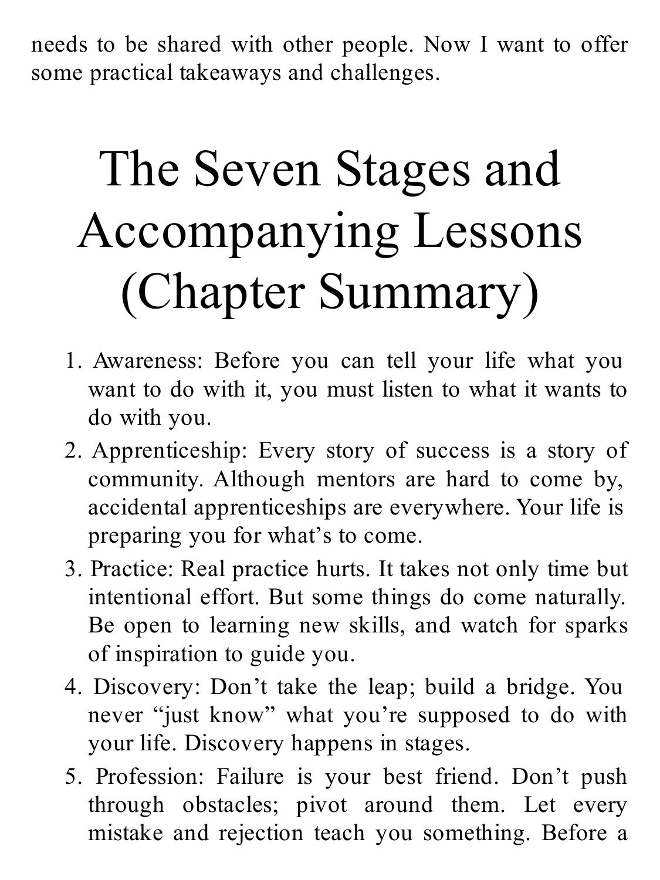needs to be shared with other people. Now I want to offer some practical takeaways and challenges.

# The Seven Stages and Accompanying Lessons (Chapter Summary)

1. Awareness: Before you can tell your life what you want to do with it, you must listen to what it wants to do with you.
2. Apprenticeship: Every story of success is a story of community. Although mentors are hard to come by, accidental apprenticeships are everywhere. Your life is preparing you for what's to come.
3. Practice: Real practice hurts. It takes not only time but intentional effort. But some things do come naturally. Be open to learning new skills, and watch for sparks of inspiration to guide you.
4. Discovery: Don't take the leap; build a bridge. You never "just know" what you're supposed to do with your life. Discovery happens in stages.
5. Profession: Failure is your best friend. Don't push through obstacles; pivot around them. Let every mistake and rejection teach you something. Before a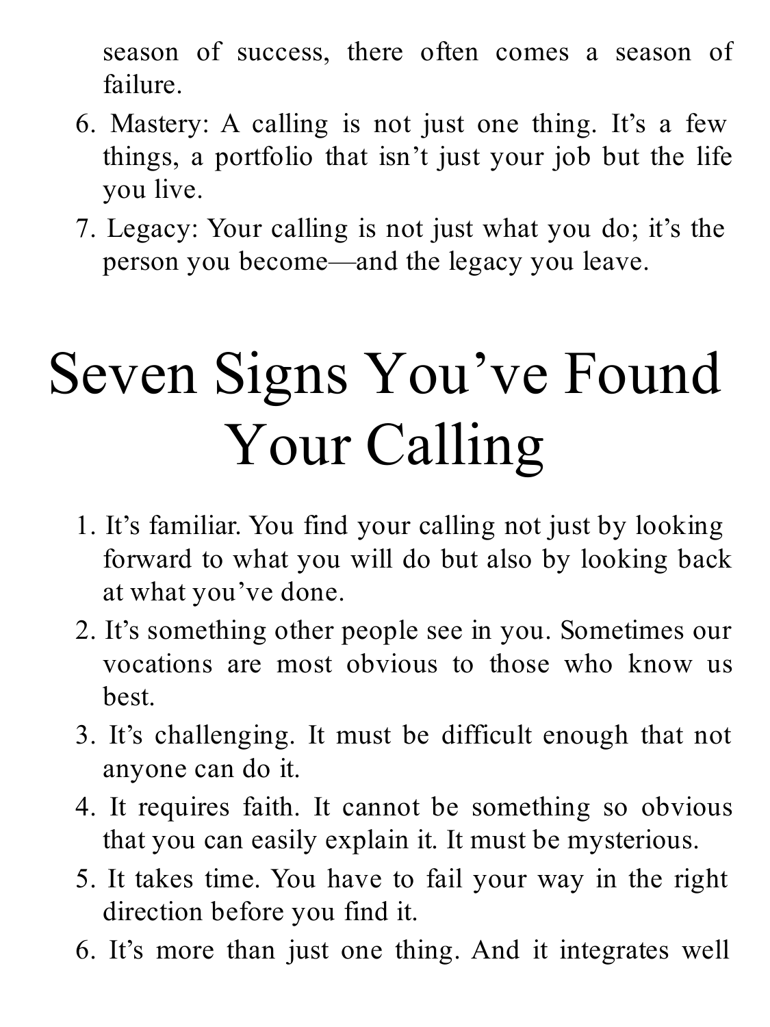season of success, there often comes a season of failure.

6. Mastery: A calling is not just one thing. It's a few things, a portfolio that isn't just your job but the life you live.
7. Legacy: Your calling is not just what you do; it's the person you become—and the legacy you leave.

# Seven Signs You've Found Your Calling

1. It's familiar. You find your calling not just by looking forward to what you will do but also by looking back at what you've done.
2. It's something other people see in you. Sometimes our vocations are most obvious to those who know us best.
3. It's challenging. It must be difficult enough that not anyone can do it.
4. It requires faith. It cannot be something so obvious that you can easily explain it. It must be mysterious.
5. It takes time. You have to fail your way in the right direction before you find it.
6. It's more than just one thing. And it integrates well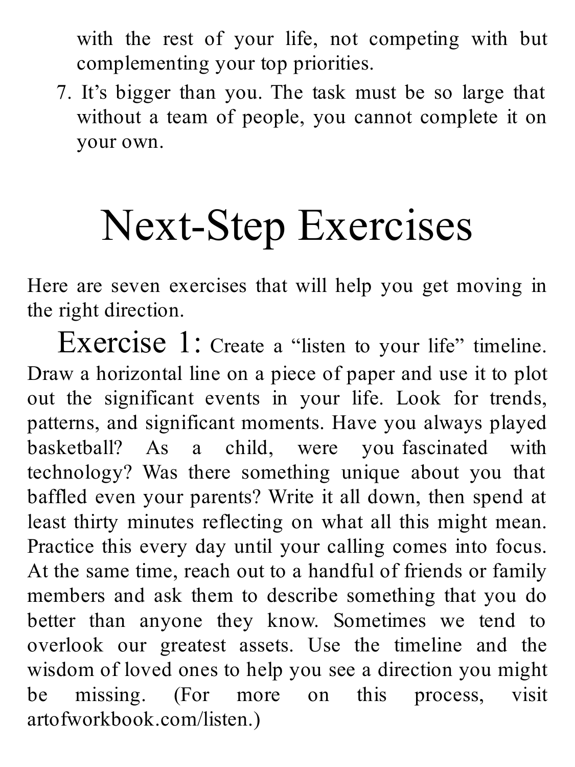with the rest of your life, not competing with but complementing your top priorities.

7. It's bigger than you. The task must be so large that without a team of people, you cannot complete it on your own.

# Next-Step Exercises

Here are seven exercises that will help you get moving in the right direction.

Exercise 1: Create a "listen to your life" timeline. Draw a horizontal line on a piece of paper and use it to plot out the significant events in your life. Look for trends, patterns, and significant moments. Have you always played basketball? As a child, were you fascinated with technology? Was there something unique about you that baffled even your parents? Write it all down, then spend at least thirty minutes reflecting on what all this might mean. Practice this every day until your calling comes into focus. At the same time, reach out to a handful of friends or family members and ask them to describe something that you do better than anyone they know. Sometimes we tend to overlook our greatest assets. Use the timeline and the wisdom of loved ones to help you see a direction you might be missing. (For more on this process, visit artofworkbook.com/listen.)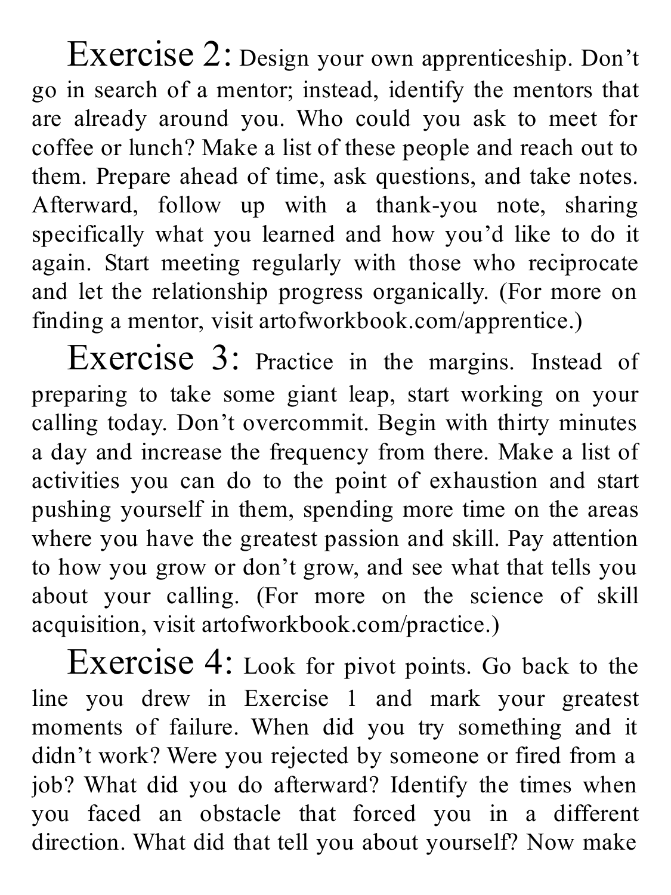Exercise 2: Design your own apprenticeship. Don't go in search of a mentor; instead, identify the mentors that are already around you. Who could you ask to meet for coffee or lunch? Make a list of these people and reach out to them. Prepare ahead of time, ask questions, and take notes. Afterward, follow up with a thank-you note, sharing specifically what you learned and how you'd like to do it again. Start meeting regularly with those who reciprocate and let the relationship progress organically. (For more on finding a mentor, visit artofworkbook.com/apprentice.)

Exercise 3: Practice in the margins. Instead of preparing to take some giant leap, start working on your calling today. Don't overcommit. Begin with thirty minutes a day and increase the frequency from there. Make a list of activities you can do to the point of exhaustion and start pushing yourself in them, spending more time on the areas where you have the greatest passion and skill. Pay attention to how you grow or don't grow, and see what that tells you about your calling. (For more on the science of skill acquisition, visit artofworkbook.com/practice.)

Exercise 4: Look for pivot points. Go back to the line you drew in Exercise 1 and mark your greatest moments of failure. When did you try something and it didn't work? Were you rejected by someone or fired from a job? What did you do afterward? Identify the times when you faced an obstacle that forced you in a different direction. What did that tell you about yourself? Now make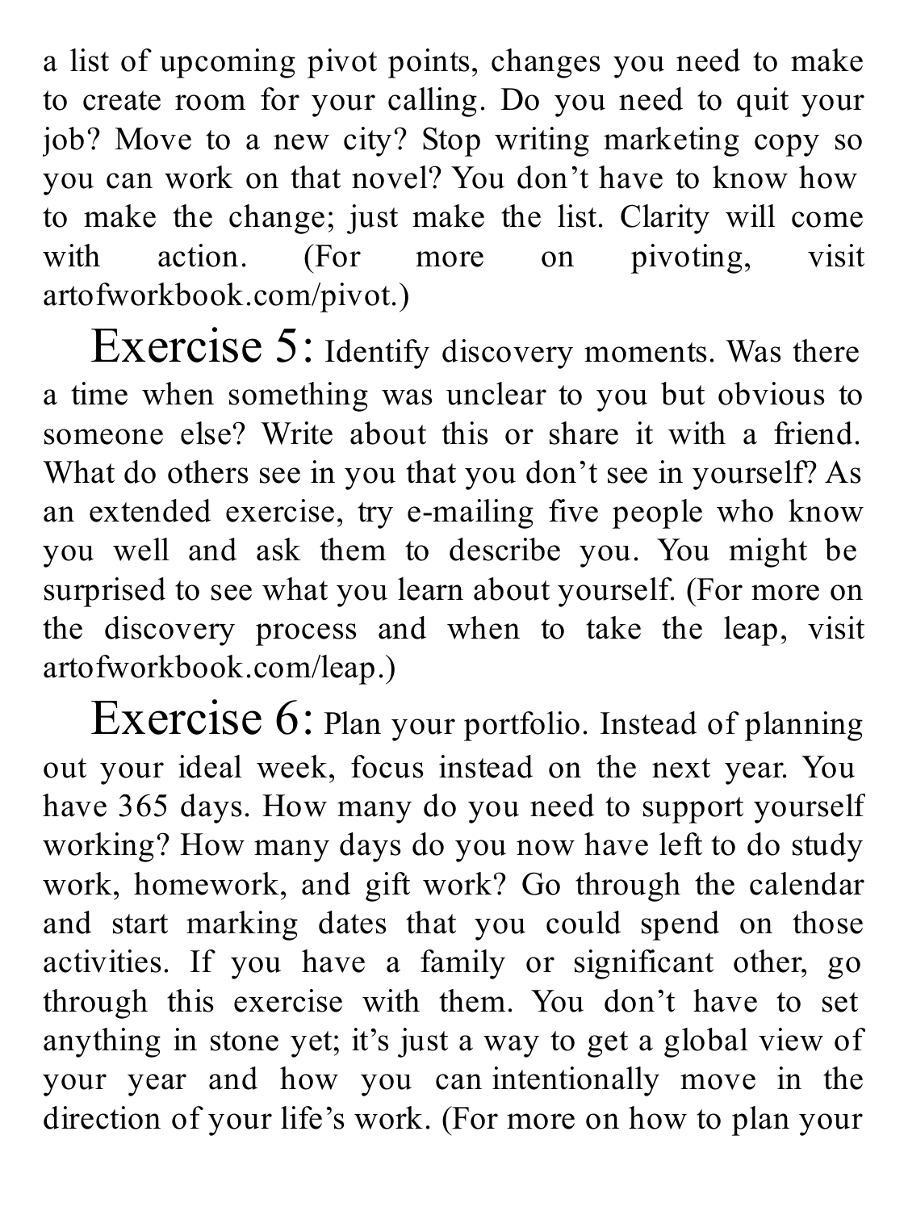a list of upcoming pivot points, changes you need to make to create room for your calling. Do you need to quit your job? Move to a new city? Stop writing marketing copy so you can work on that novel? You don't have to know how to make the change; just make the list. Clarity will come with action. (For more on pivoting, visit artofworkbook.com/pivot.)

Exercise 5: Identify discovery moments. Was there a time when something was unclear to you but obvious to someone else? Write about this or share it with a friend. What do others see in you that you don't see in yourself? As an extended exercise, try e-mailing five people who know you well and ask them to describe you. You might be surprised to see what you learn about yourself. (For more on the discovery process and when to take the leap, visit artofworkbook.com/leap.)

Exercise 6: Plan your portfolio. Instead of planning out your ideal week, focus instead on the next year. You have 365 days. How many do you need to support yourself working? How many days do you now have left to do study work, homework, and gift work? Go through the calendar and start marking dates that you could spend on those activities. If you have a family or significant other, go through this exercise with them. You don't have to set anything in stone yet; it's just a way to get a global view of your year and how you can intentionally move in the direction of your life's work. (For more on how to plan your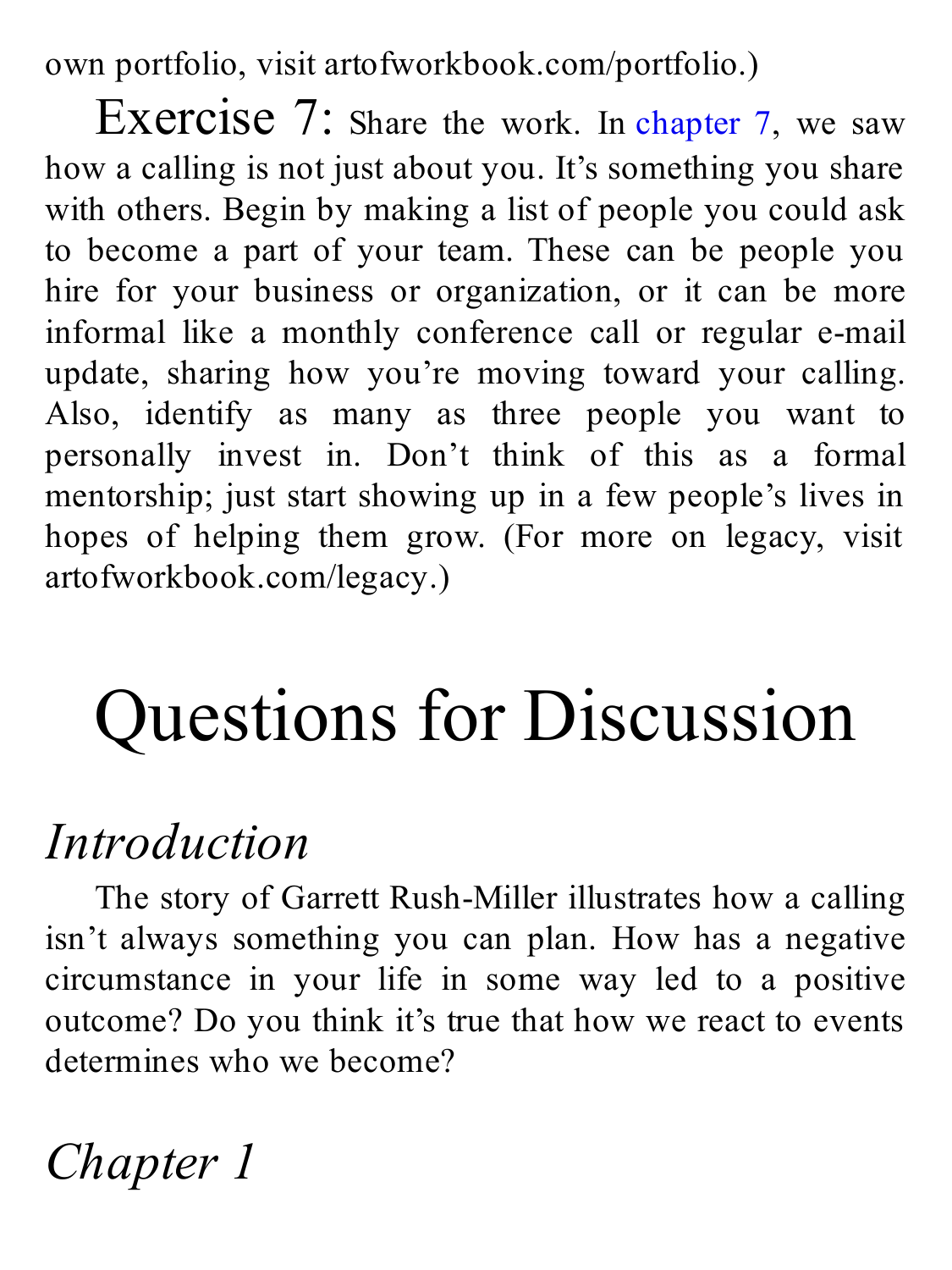own portfolio, visit artofworkbook.com/portfolio.)

Exercise 7: Share the work. In chapter 7, we saw how a calling is not just about you. It's something you share with others. Begin by making a list of people you could ask to become a part of your team. These can be people you hire for your business or organization, or it can be more informal like a monthly conference call or regular e-mail update, sharing how you're moving toward your calling. Also, identify as many as three people you want to personally invest in. Don't think of this as a formal mentorship; just start showing up in a few people's lives in hopes of helping them grow. (For more on legacy, visit artofworkbook.com/legacy.)

# Questions for Discussion

## *Introduction*

The story of Garrett Rush-Miller illustrates how a calling isn't always something you can plan. How has a negative circumstance in your life in some way led to a positive outcome? Do you think it's true that how we react to events determines who we become?

## *Chapter 1*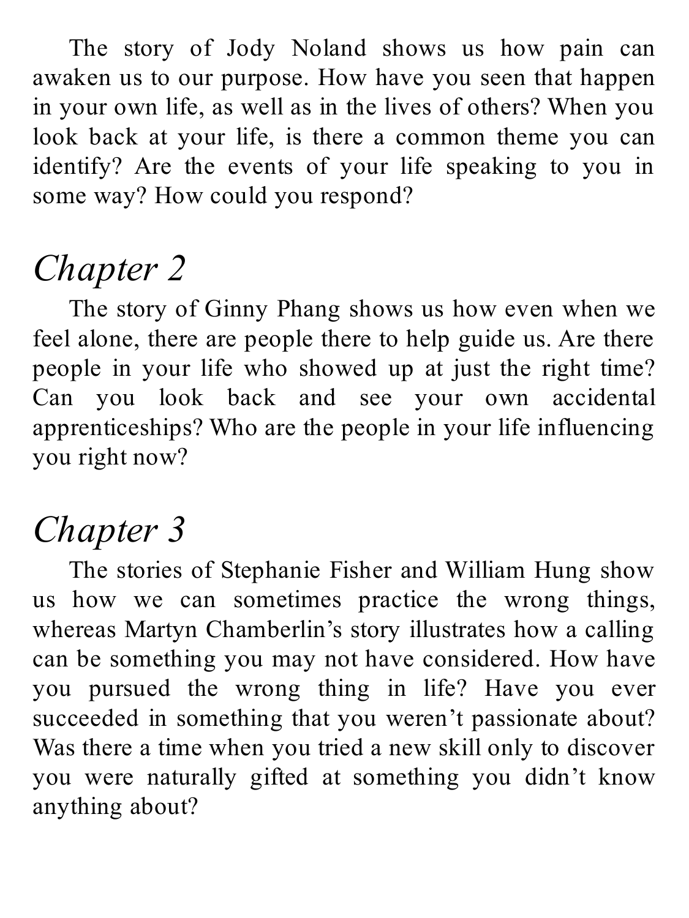The story of Jody Noland shows us how pain can awaken us to our purpose. How have you seen that happen in your own life, as well as in the lives of others? When you look back at your life, is there a common theme you can identify? Are the events of your life speaking to you in some way? How could you respond?

## *Chapter 2*

The story of Ginny Phang shows us how even when we feel alone, there are people there to help guide us. Are there people in your life who showed up at just the right time? Can you look back and see your own accidental apprenticeships? Who are the people in your life influencing you right now?

## *Chapter 3*

The stories of Stephanie Fisher and William Hung show us how we can sometimes practice the wrong things, whereas Martyn Chamberlin's story illustrates how a calling can be something you may not have considered. How have you pursued the wrong thing in life? Have you ever succeeded in something that you weren't passionate about? Was there a time when you tried a new skill only to discover you were naturally gifted at something you didn't know anything about?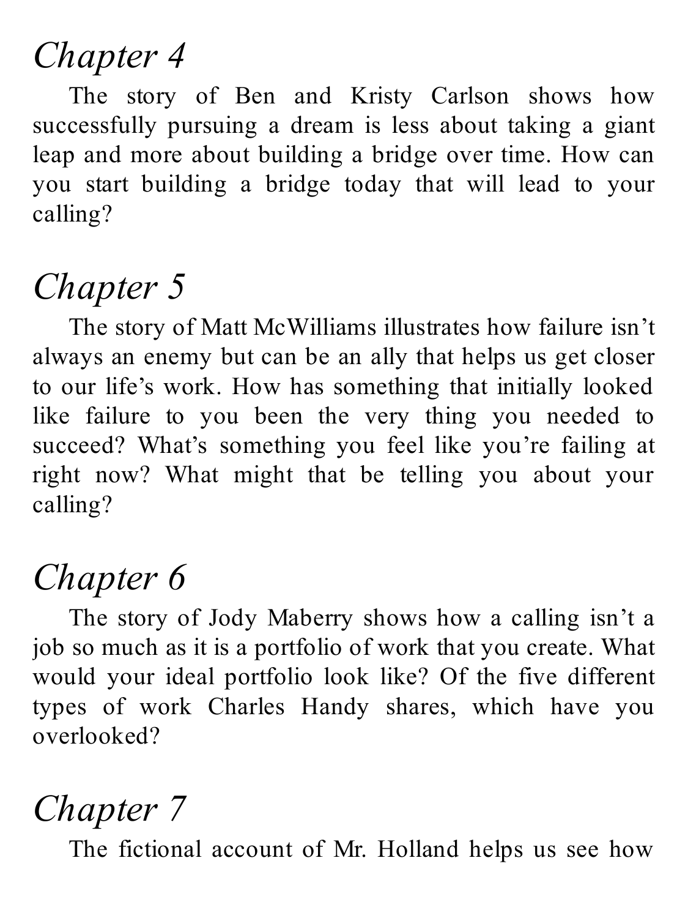## *Chapter 4*

The story of Ben and Kristy Carlson shows how successfully pursuing a dream is less about taking a giant leap and more about building a bridge over time. How can you start building a bridge today that will lead to your calling?

## *Chapter 5*

The story of Matt McWilliams illustrates how failure isn't always an enemy but can be an ally that helps us get closer to our life's work. How has something that initially looked like failure to you been the very thing you needed to succeed? What's something you feel like you're failing at right now? What might that be telling you about your calling?

## *Chapter 6*

The story of Jody Maberry shows how a calling isn't a job so much as it is a portfolio of work that you create. What would your ideal portfolio look like? Of the five different types of work Charles Handy shares, which have you overlooked?

## *Chapter 7*

The fictional account of Mr. Holland helps us see how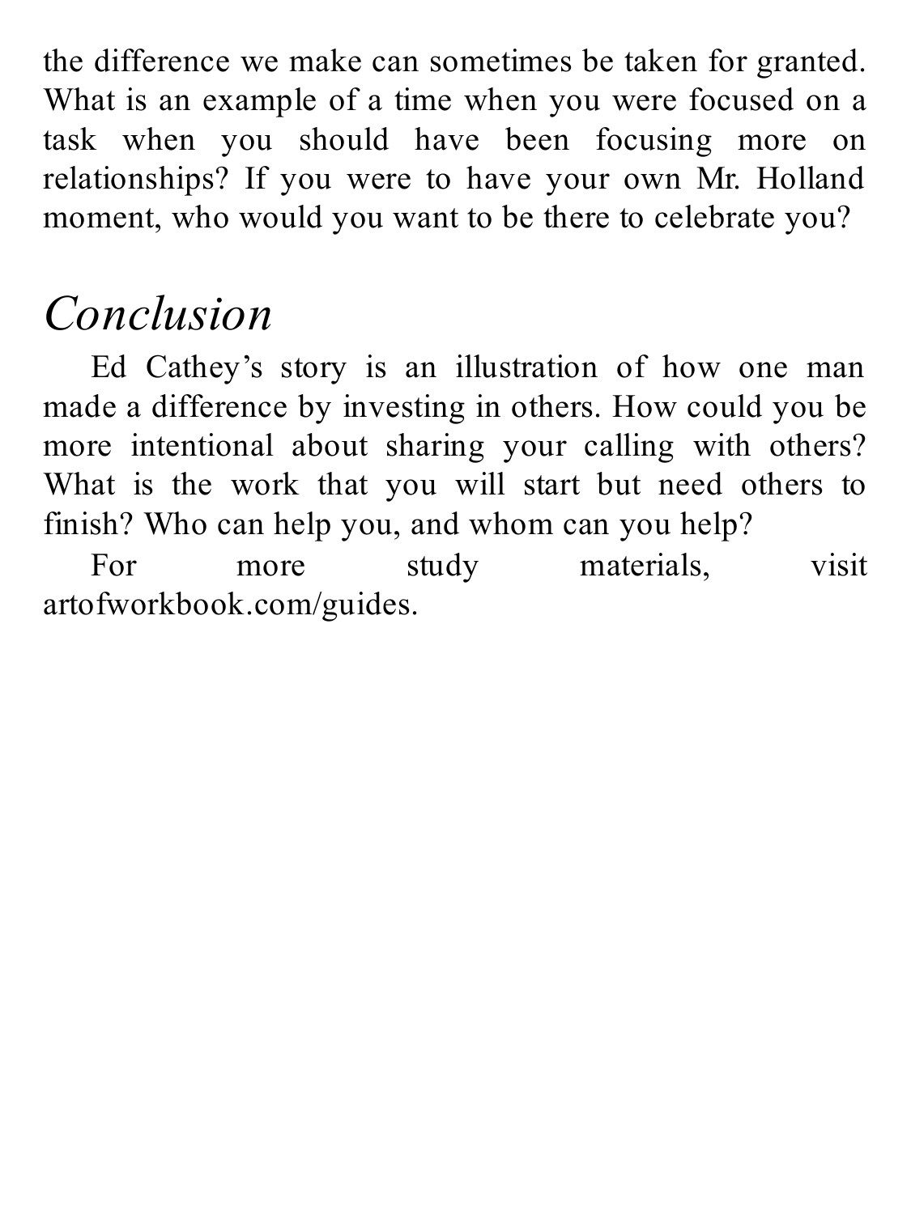the difference we make can sometimes be taken for granted. What is an example of a time when you were focused on a task when you should have been focusing more on relationships? If you were to have your own Mr. Holland moment, who would you want to be there to celebrate you?

## *Conclusion*

Ed Cathey's story is an illustration of how one man made a difference by investing in others. How could you be more intentional about sharing your calling with others? What is the work that you will start but need others to finish? Who can help you, and whom can you help?

For more study materials, visit artofworkbook.com/guides.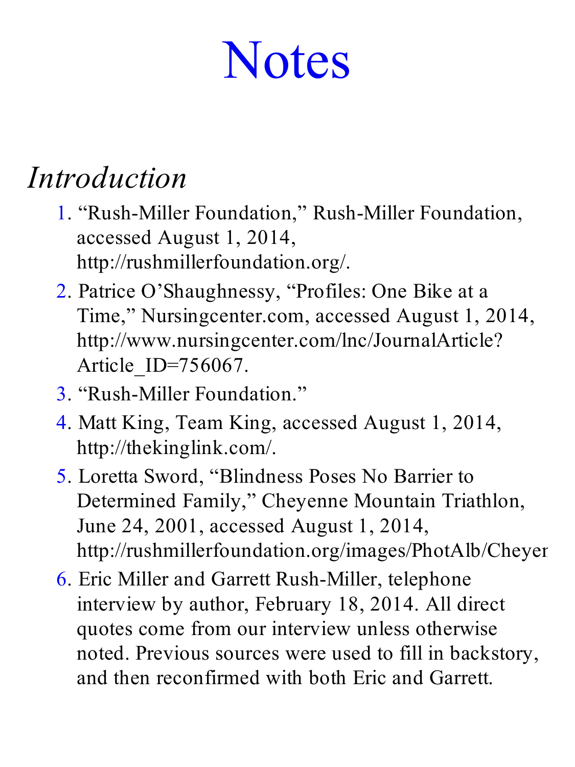# Notes

## *Introduction*

1. "Rush-Miller Foundation," Rush-Miller Foundation, accessed August 1, 2014, http://rushmillerfoundation.org/.
2. Patrice O'Shaughnessy, "Profiles: One Bike at a Time," Nursingcenter.com, accessed August 1, 2014, http://www.nursingcenter.com/lnc/JournalArticle?Article_ID=756067.
3. "Rush-Miller Foundation."
4. Matt King, Team King, accessed August 1, 2014, http://thekinglink.com/.
5. Loretta Sword, "Blindness Poses No Barrier to Determined Family," Cheyenne Mountain Triathlon, June 24, 2001, accessed August 1, 2014, http://rushmillerfoundation.org/images/PhotAlb/Cheyen
6. Eric Miller and Garrett Rush-Miller, telephone interview by author, February 18, 2014. All direct quotes come from our interview unless otherwise noted. Previous sources were used to fill in backstory, and then reconfirmed with both Eric and Garrett.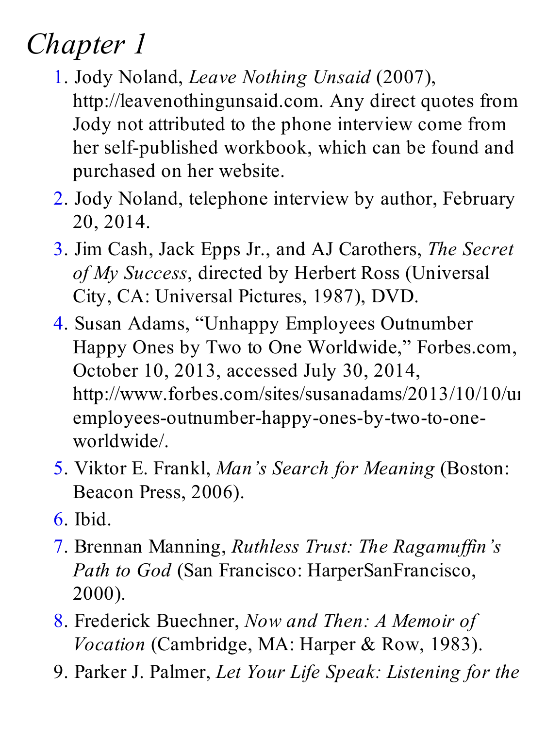# *Chapter 1*

1. Jody Noland, *Leave Nothing Unsaid* (2007), http://leavenothingunsaid.com. Any direct quotes from Jody not attributed to the phone interview come from her self-published workbook, which can be found and purchased on her website.
2. Jody Noland, telephone interview by author, February 20, 2014.
3. Jim Cash, Jack Epps Jr., and AJ Carothers, *The Secret of My Success*, directed by Herbert Ross (Universal City, CA: Universal Pictures, 1987), DVD.
4. Susan Adams, "Unhappy Employees Outnumber Happy Ones by Two to One Worldwide," Forbes.com, October 10, 2013, accessed July 30, 2014, http://www.forbes.com/sites/susanadams/2013/10/10/unhappy-employees-outnumber-happy-ones-by-two-to-one-worldwide/.
5. Viktor E. Frankl, *Man's Search for Meaning* (Boston: Beacon Press, 2006).
6. Ibid.
7. Brennan Manning, *Ruthless Trust: The Ragamuffin's Path to God* (San Francisco: HarperSanFrancisco, 2000).
8. Frederick Buechner, *Now and Then: A Memoir of Vocation* (Cambridge, MA: Harper & Row, 1983).
9. Parker J. Palmer, *Let Your Life Speak: Listening for the*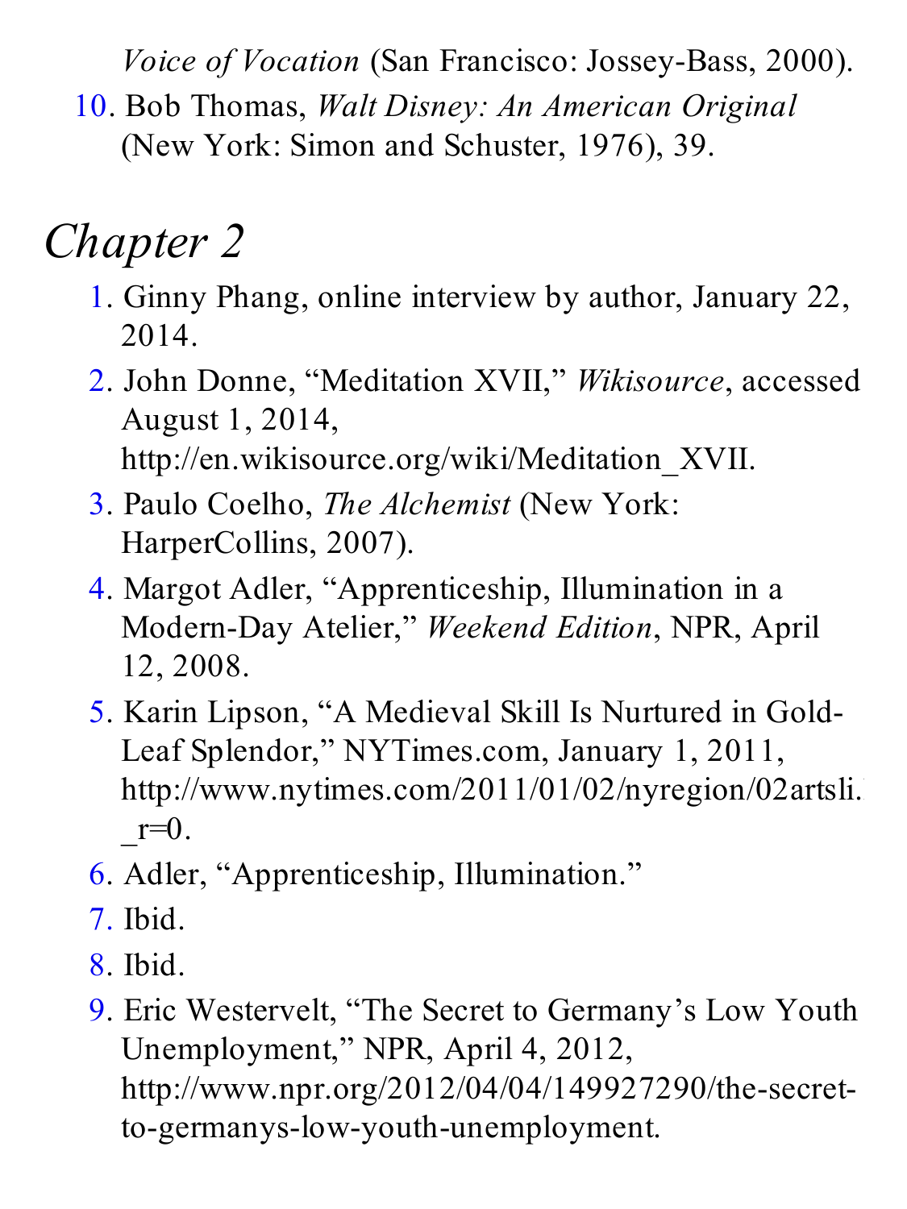Voice of Vocation* (San Francisco: Jossey-Bass, 2000).

10. Bob Thomas, *Walt Disney: An American Original* (New York: Simon and Schuster, 1976), 39.

## *Chapter 2*

1. Ginny Phang, online interview by author, January 22, 2014.
2. John Donne, "Meditation XVII," *Wikisource*, accessed August 1, 2014, http://en.wikisource.org/wiki/Meditation_XVII.
3. Paulo Coelho, *The Alchemist* (New York: HarperCollins, 2007).
4. Margot Adler, "Apprenticeship, Illumination in a Modern-Day Atelier," *Weekend Edition*, NPR, April 12, 2008.
5. Karin Lipson, "A Medieval Skill Is Nurtured in Gold-Leaf Splendor," NYTimes.com, January 1, 2011, http://www.nytimes.com/2011/01/02/nyregion/02artsli. _r=0.
6. Adler, "Apprenticeship, Illumination."
7. Ibid.
8. Ibid.
9. Eric Westervelt, "The Secret to Germany's Low Youth Unemployment," NPR, April 4, 2012, http://www.npr.org/2012/04/04/149927290/the-secret-to-germanys-low-youth-unemployment.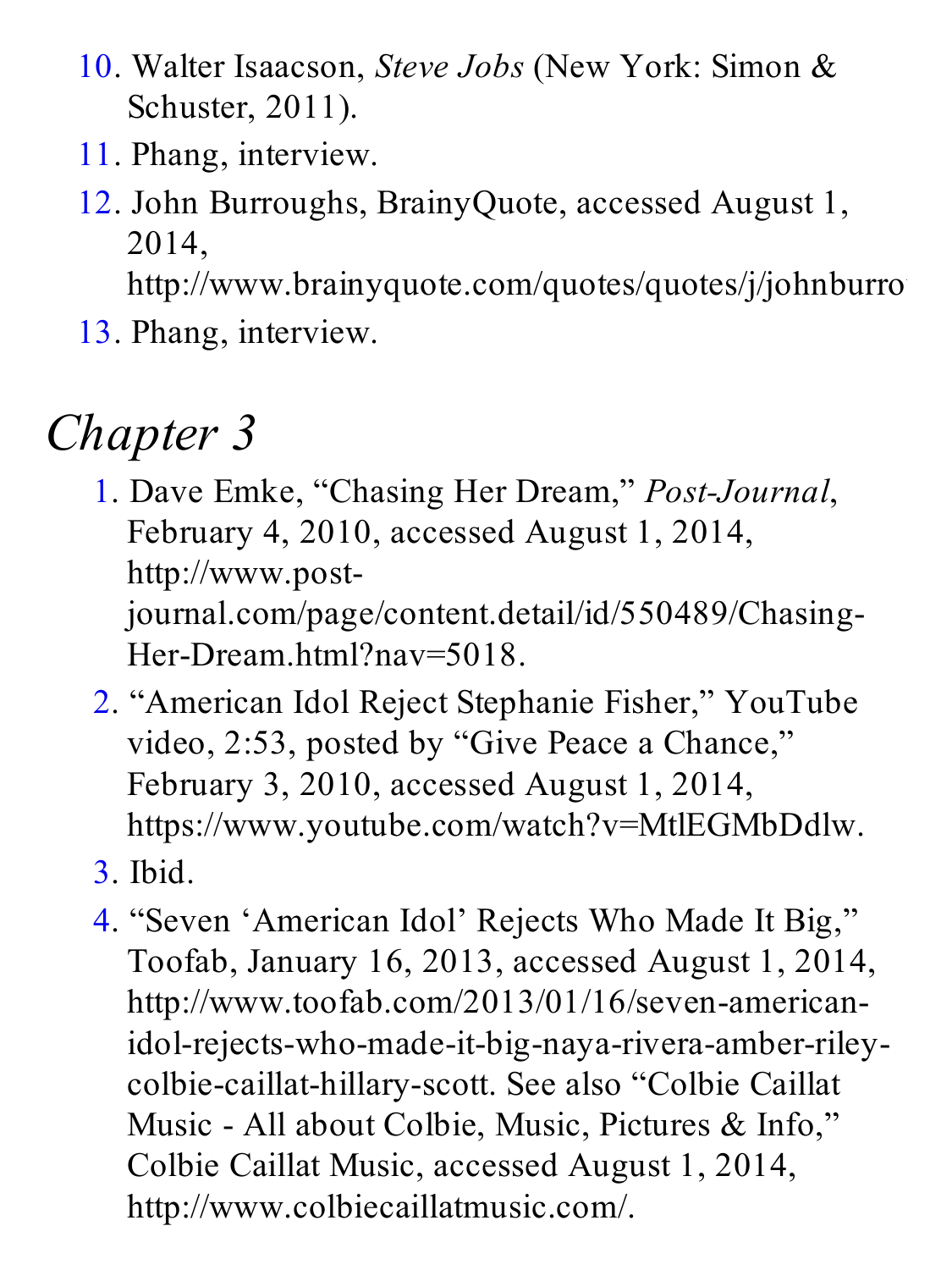10. Walter Isaacson, *Steve Jobs* (New York: Simon & Schuster, 2011).
11. Phang, interview.
12. John Burroughs, BrainyQuote, accessed August 1, 2014, http://www.brainyquote.com/quotes/quotes/j/johnburro
13. Phang, interview.

# Chapter 3

1. Dave Emke, "Chasing Her Dream," *Post-Journal*, February 4, 2010, accessed August 1, 2014, http://www.post-journal.com/page/content.detail/id/550489/Chasing-Her-Dream.html?nav=5018.
2. "American Idol Reject Stephanie Fisher," YouTube video, 2:53, posted by "Give Peace a Chance," February 3, 2010, accessed August 1, 2014, https://www.youtube.com/watch?v=MtlEGMbDdlw.
3. Ibid.
4. "Seven 'American Idol' Rejects Who Made It Big," Toofab, January 16, 2013, accessed August 1, 2014, http://www.toofab.com/2013/01/16/seven-american-idol-rejects-who-made-it-big-naya-rivera-amber-riley-colbie-caillat-hillary-scott. See also "Colbie Caillat Music - All about Colbie, Music, Pictures & Info," Colbie Caillat Music, accessed August 1, 2014, http://www.colbiecaillatmusic.com/.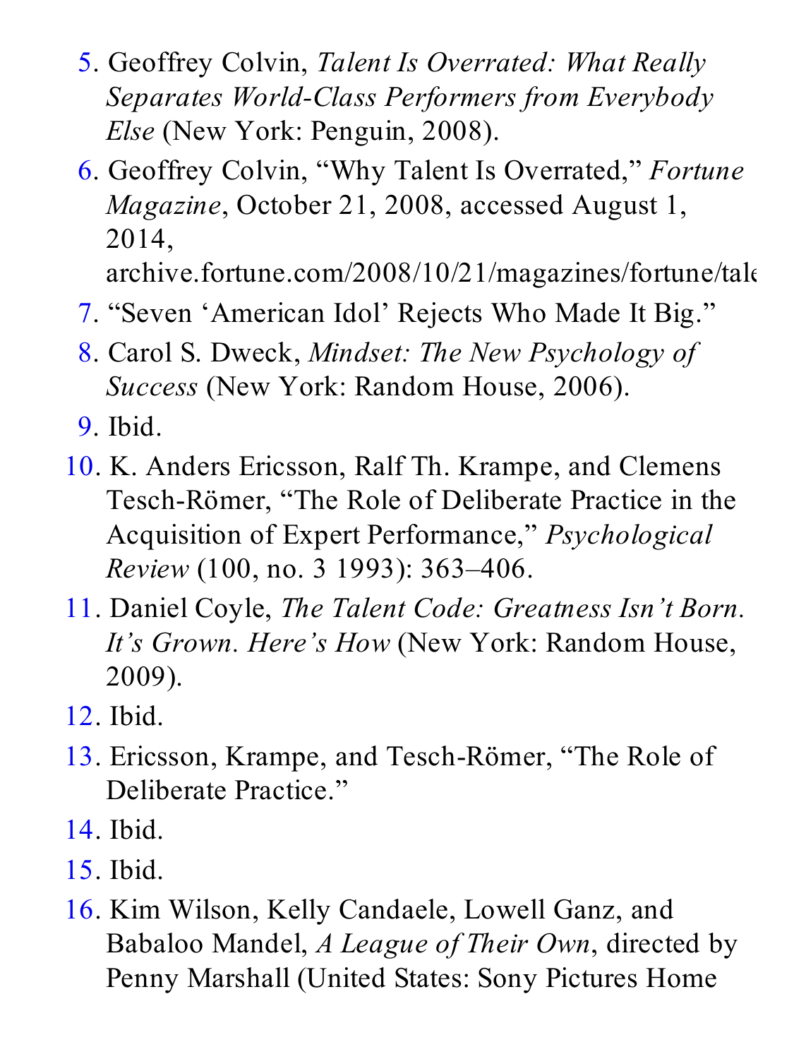5. Geoffrey Colvin, *Talent Is Overrated: What Really Separates World-Class Performers from Everybody Else* (New York: Penguin, 2008).
6. Geoffrey Colvin, "Why Talent Is Overrated," *Fortune Magazine*, October 21, 2008, accessed August 1, 2014, archive.fortune.com/2008/10/21/magazines/fortune/tale
7. "Seven 'American Idol' Rejects Who Made It Big."
8. Carol S. Dweck, *Mindset: The New Psychology of Success* (New York: Random House, 2006).
9. Ibid.
10. K. Anders Ericsson, Ralf Th. Krampe, and Clemens Tesch-Römer, "The Role of Deliberate Practice in the Acquisition of Expert Performance," *Psychological Review* (100, no. 3 1993): 363–406.
11. Daniel Coyle, *The Talent Code: Greatness Isn't Born. It's Grown. Here's How* (New York: Random House, 2009).
12. Ibid.
13. Ericsson, Krampe, and Tesch-Römer, "The Role of Deliberate Practice."
14. Ibid.
15. Ibid.
16. Kim Wilson, Kelly Candaele, Lowell Ganz, and Babaloo Mandel, *A League of Their Own*, directed by Penny Marshall (United States: Sony Pictures Home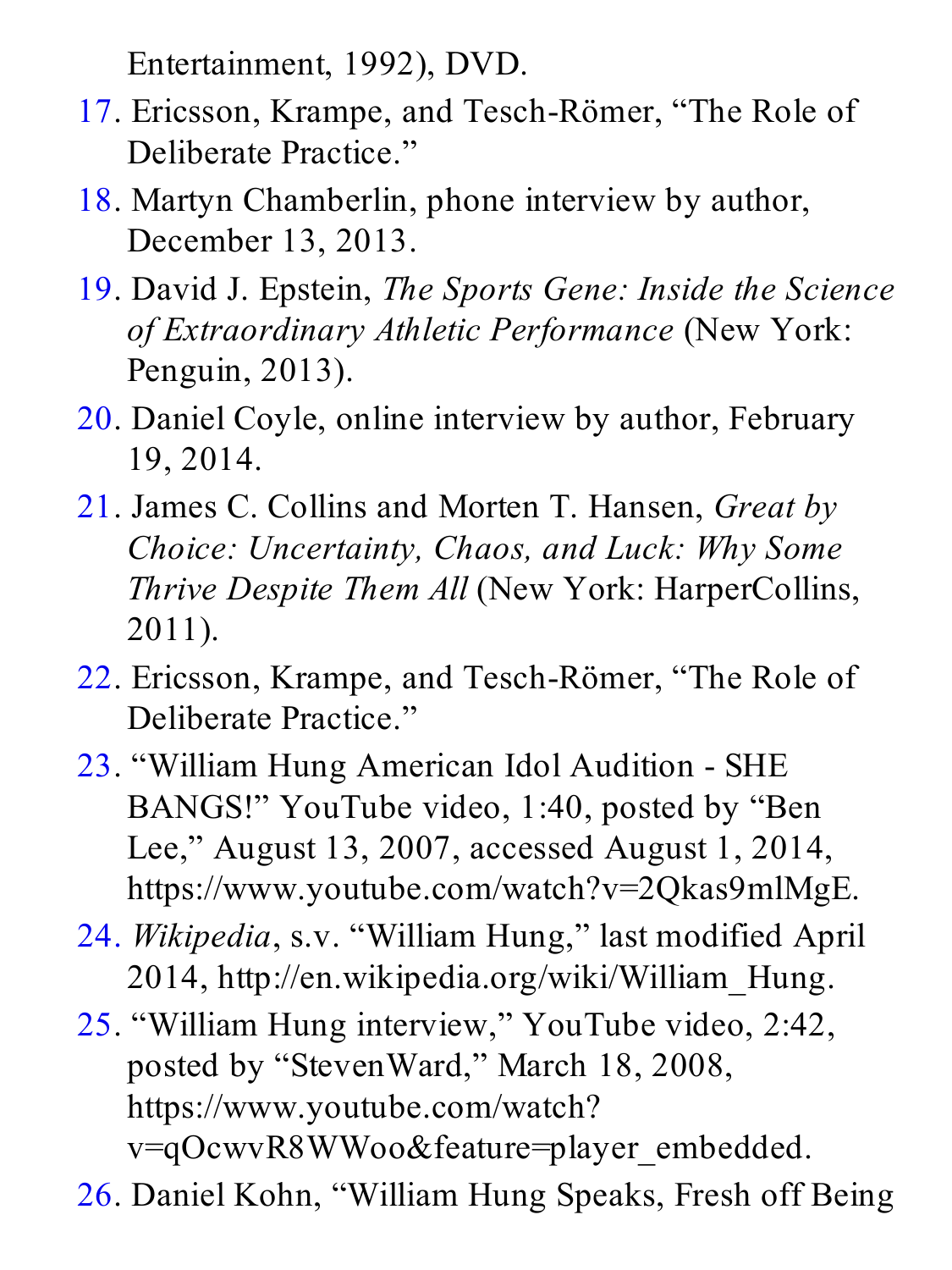Entertainment, 1992), DVD.

17. Ericsson, Krampe, and Tesch-Römer, "The Role of Deliberate Practice."
18. Martyn Chamberlin, phone interview by author, December 13, 2013.
19. David J. Epstein, *The Sports Gene: Inside the Science of Extraordinary Athletic Performance* (New York: Penguin, 2013).
20. Daniel Coyle, online interview by author, February 19, 2014.
21. James C. Collins and Morten T. Hansen, *Great by Choice: Uncertainty, Chaos, and Luck: Why Some Thrive Despite Them All* (New York: HarperCollins, 2011).
22. Ericsson, Krampe, and Tesch-Römer, "The Role of Deliberate Practice."
23. "William Hung American Idol Audition - SHE BANGS!" YouTube video, 1:40, posted by "Ben Lee," August 13, 2007, accessed August 1, 2014, https://www.youtube.com/watch?v=2Qkas9mlMgE.
24. *Wikipedia*, s.v. "William Hung," last modified April 2014, http://en.wikipedia.org/wiki/William_Hung.
25. "William Hung interview," YouTube video, 2:42, posted by "StevenWard," March 18, 2008, https://www.youtube.com/watch?v=qOcwvR8WWoo&feature=player_embedded.
26. Daniel Kohn, "William Hung Speaks, Fresh off Being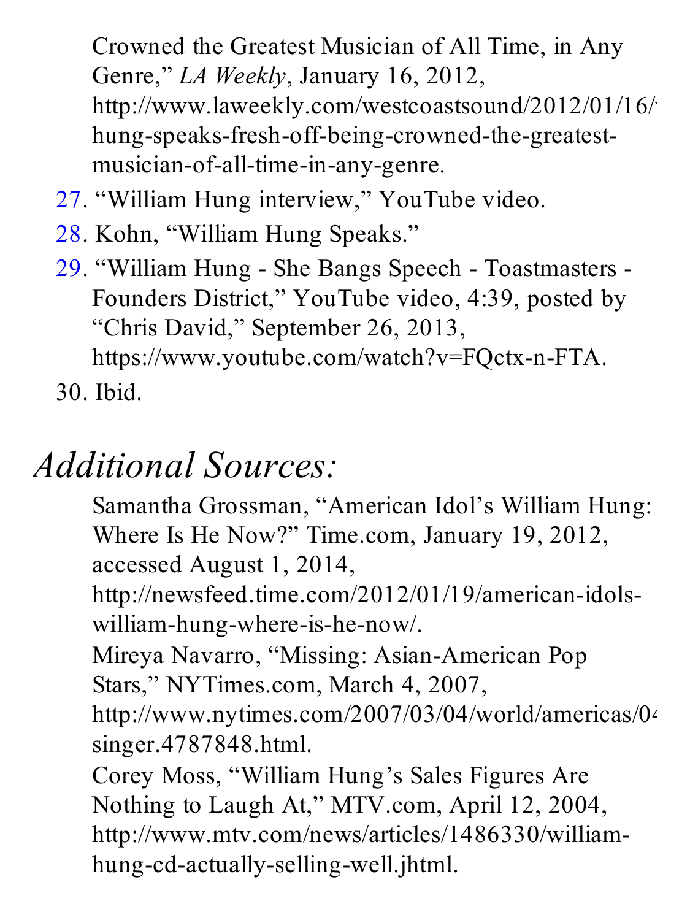Crowned the Greatest Musician of All Time, in Any Genre," *LA Weekly*, January 16, 2012, http://www.laweekly.com/westcoastsound/2012/01/16/william-hung-speaks-fresh-off-being-crowned-the-greatest-musician-of-all-time-in-any-genre.

27. "William Hung interview," YouTube video.
28. Kohn, "William Hung Speaks."
29. "William Hung - She Bangs Speech - Toastmasters - Founders District," YouTube video, 4:39, posted by "Chris David," September 26, 2013, https://www.youtube.com/watch?v=FQctx-n-FTA.
30. Ibid.

## *Additional Sources:*

Samantha Grossman, "American Idol's William Hung: Where Is He Now?" Time.com, January 19, 2012, accessed August 1, 2014, http://newsfeed.time.com/2012/01/19/american-idols-william-hung-where-is-he-now/.

Mireya Navarro, "Missing: Asian-American Pop Stars," NYTimes.com, March 4, 2007, http://www.nytimes.com/2007/03/04/world/americas/04-singer.4787848.html.

Corey Moss, "William Hung's Sales Figures Are Nothing to Laugh At," MTV.com, April 12, 2004, http://www.mtv.com/news/articles/1486330/william-hung-cd-actually-selling-well.jhtml.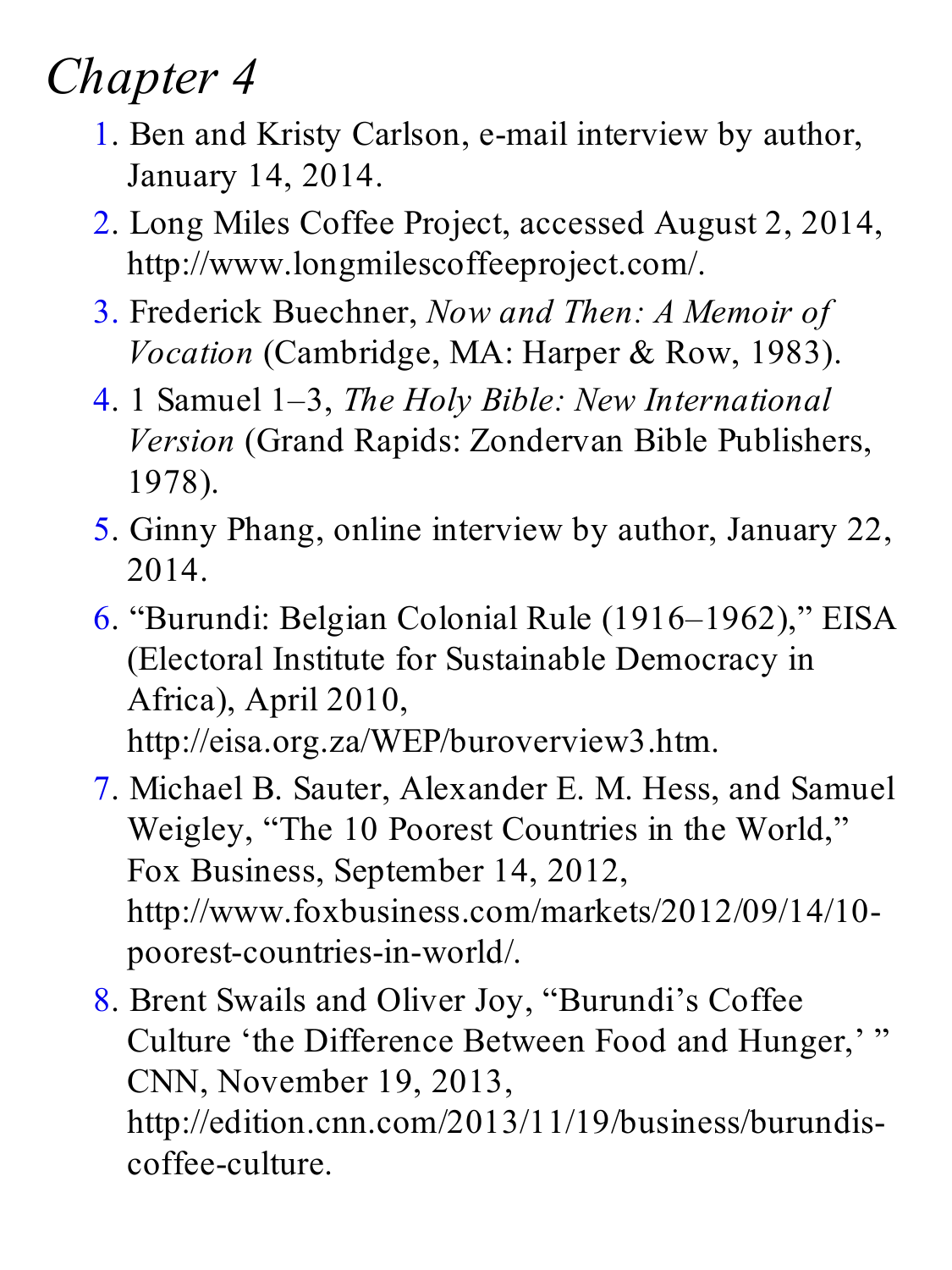# *Chapter 4*

1. Ben and Kristy Carlson, e-mail interview by author, January 14, 2014.
2. Long Miles Coffee Project, accessed August 2, 2014, http://www.longmilescoffeeproject.com/.
3. Frederick Buechner, *Now and Then: A Memoir of Vocation* (Cambridge, MA: Harper & Row, 1983).
4. 1 Samuel 1–3, *The Holy Bible: New International Version* (Grand Rapids: Zondervan Bible Publishers, 1978).
5. Ginny Phang, online interview by author, January 22, 2014.
6. "Burundi: Belgian Colonial Rule (1916–1962)," EISA (Electoral Institute for Sustainable Democracy in Africa), April 2010, http://eisa.org.za/WEP/buroverview3.htm.
7. Michael B. Sauter, Alexander E. M. Hess, and Samuel Weigley, "The 10 Poorest Countries in the World," Fox Business, September 14, 2012, http://www.foxbusiness.com/markets/2012/09/14/10-poorest-countries-in-world/.
8. Brent Swails and Oliver Joy, "Burundi's Coffee Culture 'the Difference Between Food and Hunger,' " CNN, November 19, 2013, http://edition.cnn.com/2013/11/19/business/burundis-coffee-culture.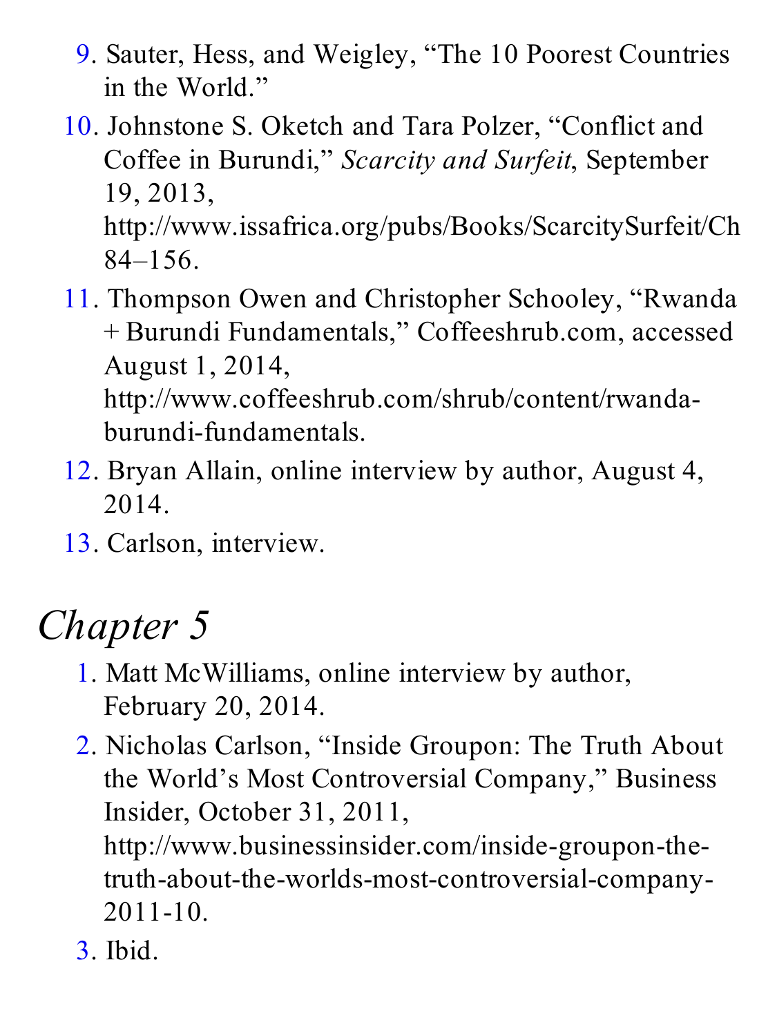9. Sauter, Hess, and Weigley, “The 10 Poorest Countries in the World.”
10. Johnstone S. Oketch and Tara Polzer, “Conflict and Coffee in Burundi,” *Scarcity and Surfeit*, September 19, 2013, http://www.issafrica.org/pubs/Books/ScarcitySurfeit/Ch 84–156.
11. Thompson Owen and Christopher Schooley, “Rwanda + Burundi Fundamentals,” Coffeeshrub.com, accessed August 1, 2014, http://www.coffeeshrub.com/shrub/content/rwanda-burundi-fundamentals.
12. Bryan Allain, online interview by author, August 4, 2014.
13. Carlson, interview.

## *Chapter 5*

1. Matt McWilliams, online interview by author, February 20, 2014.
2. Nicholas Carlson, “Inside Groupon: The Truth About the World’s Most Controversial Company,” Business Insider, October 31, 2011, http://www.businessinsider.com/inside-groupon-the-truth-about-the-worlds-most-controversial-company-2011-10.
3. Ibid.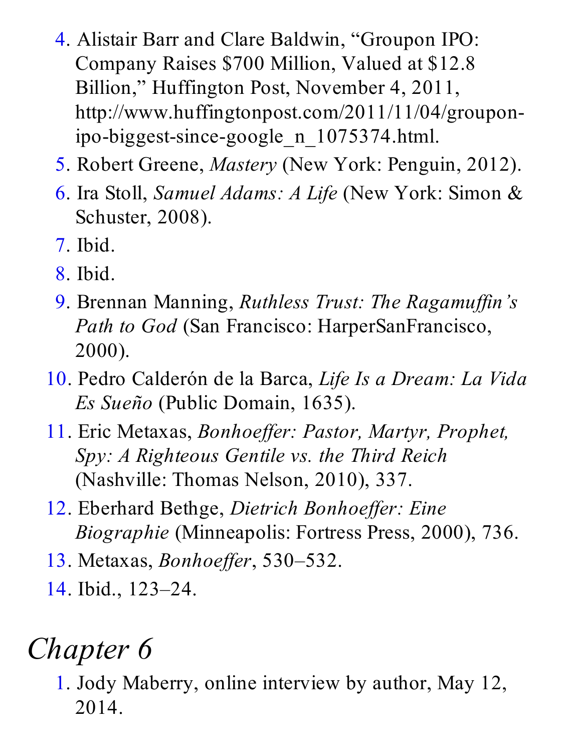4. Alistair Barr and Clare Baldwin, “Groupon IPO: Company Raises $700 Million, Valued at $12.8 Billion,” Huffington Post, November 4, 2011, http://www.huffingtonpost.com/2011/11/04/groupon-ipo-biggest-since-google_n_1075374.html.
5. Robert Greene, *Mastery* (New York: Penguin, 2012).
6. Ira Stoll, *Samuel Adams: A Life* (New York: Simon & Schuster, 2008).
7. Ibid.
8. Ibid.
9. Brennan Manning, *Ruthless Trust: The Ragamuffin’s Path to God* (San Francisco: HarperSanFrancisco, 2000).
10. Pedro Calderón de la Barca, *Life Is a Dream: La Vida Es Sueño* (Public Domain, 1635).
11. Eric Metaxas, *Bonhoeffer: Pastor, Martyr, Prophet, Spy: A Righteous Gentile vs. the Third Reich* (Nashville: Thomas Nelson, 2010), 337.
12. Eberhard Bethge, *Dietrich Bonhoeffer: Eine Biographie* (Minneapolis: Fortress Press, 2000), 736.
13. Metaxas, *Bonhoeffer*, 530–532.
14. Ibid., 123–24.

## *Chapter 6*

1. Jody Maberry, online interview by author, May 12, 2014.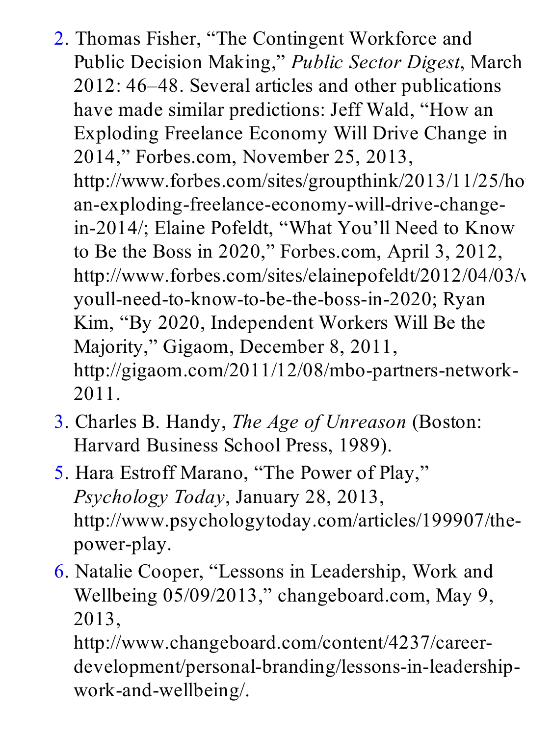2. Thomas Fisher, "The Contingent Workforce and Public Decision Making," *Public Sector Digest*, March 2012: 46–48. Several articles and other publications have made similar predictions: Jeff Wald, "How an Exploding Freelance Economy Will Drive Change in 2014," Forbes.com, November 25, 2013, http://www.forbes.com/sites/groupthink/2013/11/25/how-an-exploding-freelance-economy-will-drive-change-in-2014/; Elaine Pofeldt, "What You'll Need to Know to Be the Boss in 2020," Forbes.com, April 3, 2012, http://www.forbes.com/sites/elainepofeldt/2012/04/03/what-youll-need-to-know-to-be-the-boss-in-2020; Ryan Kim, "By 2020, Independent Workers Will Be the Majority," Gigaom, December 8, 2011, http://gigaom.com/2011/12/08/mbo-partners-network-2011.
3. Charles B. Handy, *The Age of Unreason* (Boston: Harvard Business School Press, 1989).
5. Hara Estroff Marano, "The Power of Play," *Psychology Today*, January 28, 2013, http://www.psychologytoday.com/articles/199907/the-power-play.
6. Natalie Cooper, "Lessons in Leadership, Work and Wellbeing 05/09/2013," changeboard.com, May 9, 2013, http://www.changeboard.com/content/4237/career-development/personal-branding/lessons-in-leadership-work-and-wellbeing/.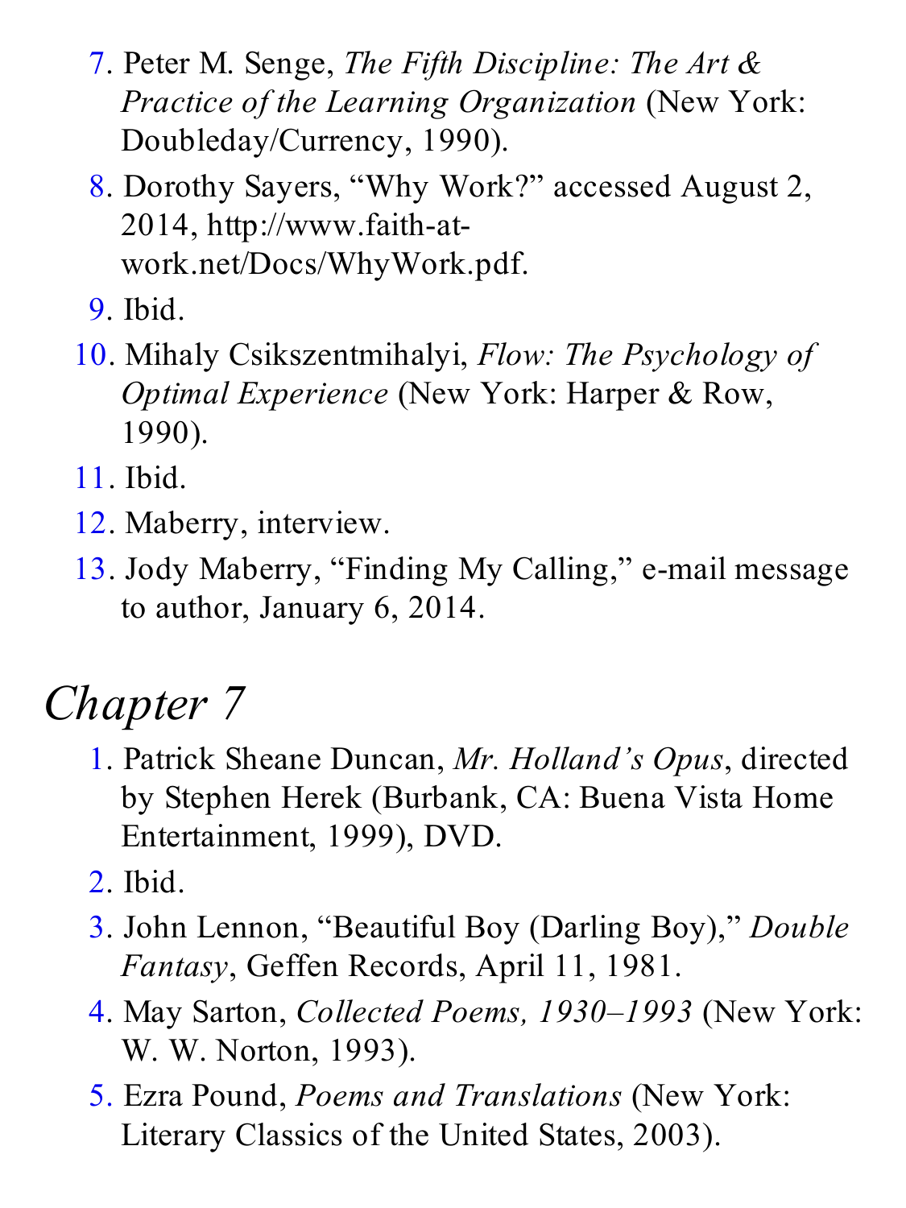7. Peter M. Senge, *The Fifth Discipline: The Art & Practice of the Learning Organization* (New York: Doubleday/Currency, 1990).
8. Dorothy Sayers, "Why Work?" accessed August 2, 2014, http://www.faith-at-work.net/Docs/WhyWork.pdf.
9. Ibid.
10. Mihaly Csikszentmihalyi, *Flow: The Psychology of Optimal Experience* (New York: Harper & Row, 1990).
11. Ibid.
12. Maberry, interview.
13. Jody Maberry, "Finding My Calling," e-mail message to author, January 6, 2014.

## Chapter 7

1. Patrick Sheane Duncan, *Mr. Holland's Opus*, directed by Stephen Herek (Burbank, CA: Buena Vista Home Entertainment, 1999), DVD.
2. Ibid.
3. John Lennon, "Beautiful Boy (Darling Boy)," *Double Fantasy*, Geffen Records, April 11, 1981.
4. May Sarton, *Collected Poems, 1930–1993* (New York: W. W. Norton, 1993).
5. Ezra Pound, *Poems and Translations* (New York: Literary Classics of the United States, 2003).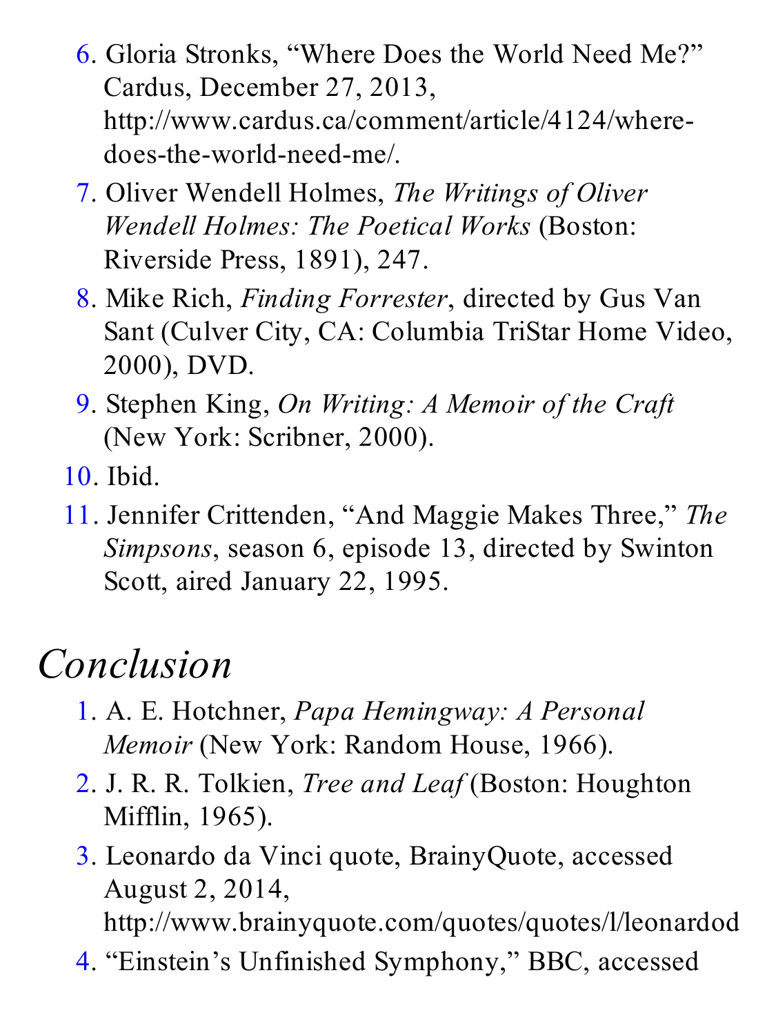6. Gloria Stronks, “Where Does the World Need Me?” Cardus, December 27, 2013, http://www.cardus.ca/comment/article/4124/where-does-the-world-need-me/.
7. Oliver Wendell Holmes, *The Writings of Oliver Wendell Holmes: The Poetical Works* (Boston: Riverside Press, 1891), 247.
8. Mike Rich, *Finding Forrester*, directed by Gus Van Sant (Culver City, CA: Columbia TriStar Home Video, 2000), DVD.
9. Stephen King, *On Writing: A Memoir of the Craft* (New York: Scribner, 2000).
10. Ibid.
11. Jennifer Crittenden, “And Maggie Makes Three,” *The Simpsons*, season 6, episode 13, directed by Swinton Scott, aired January 22, 1995.

## Conclusion

1. A. E. Hotchner, *Papa Hemingway: A Personal Memoir* (New York: Random House, 1966).
2. J. R. R. Tolkien, *Tree and Leaf* (Boston: Houghton Mifflin, 1965).
3. Leonardo da Vinci quote, BrainyQuote, accessed August 2, 2014, http://www.brainyquote.com/quotes/quotes/l/leonardod
4. “Einstein’s Unfinished Symphony,” BBC, accessed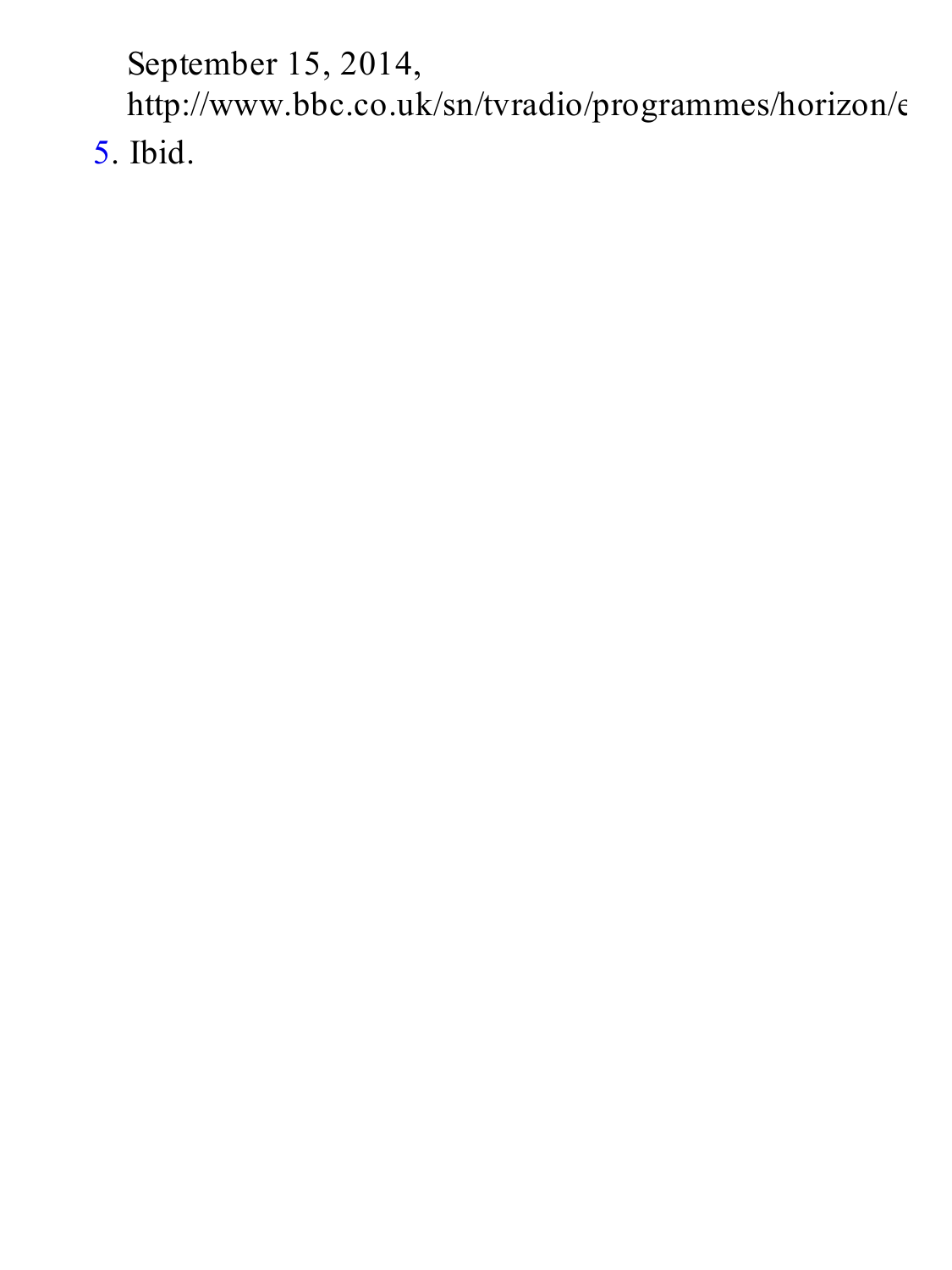September 15, 2014, http://www.bbc.co.uk/sn/tvradio/programmes/horizon/e

5. Ibid.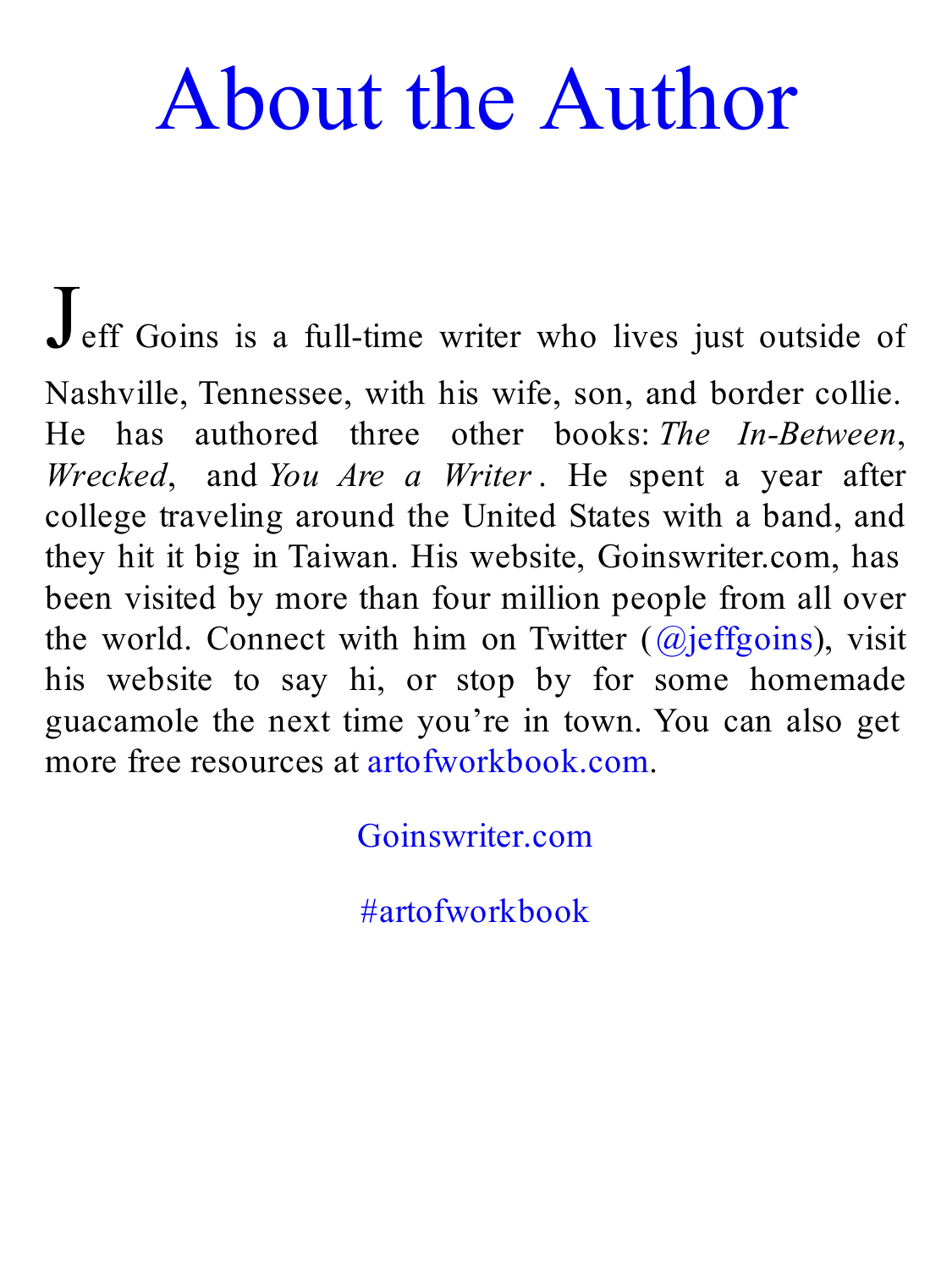# About the Author

Jeff Goins is a full-time writer who lives just outside of Nashville, Tennessee, with his wife, son, and border collie. He has authored three other books: *The In-Between*, *Wrecked*, and *You Are a Writer*. He spent a year after college traveling around the United States with a band, and they hit it big in Taiwan. His website, Goinswriter.com, has been visited by more than four million people from all over the world. Connect with him on Twitter (@jeffgoins), visit his website to say hi, or stop by for some homemade guacamole the next time you're in town. You can also get more free resources at artofworkbook.com.

Goinswriter.com

#artofworkbook